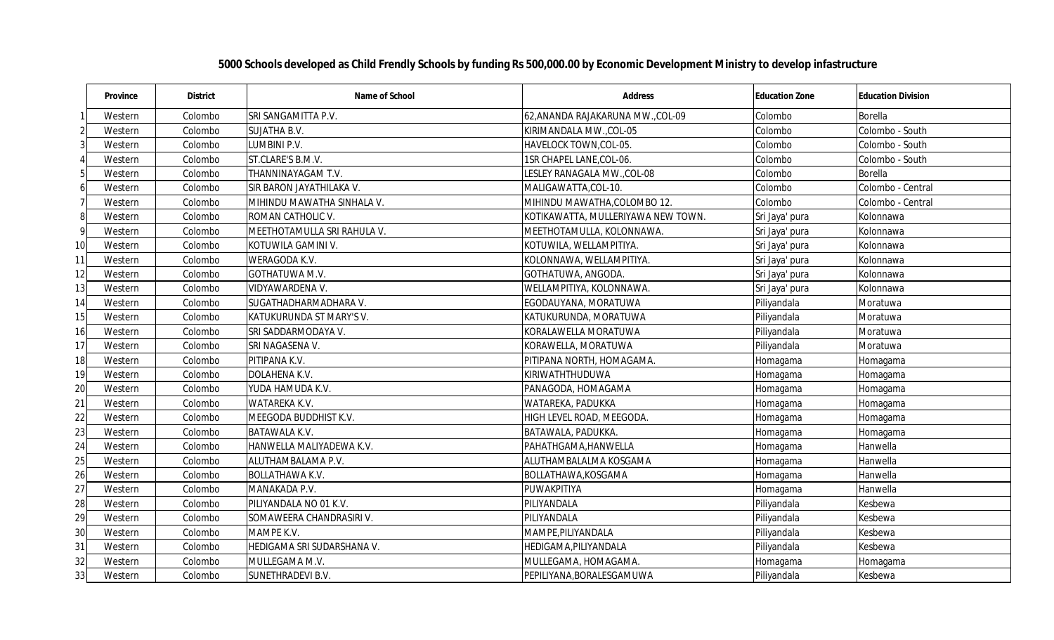# 5000 Schools developed as Child Frendly Schools by funding Rs 500,000.00 by Economic Development Ministry to develop infastructure

| | Province | District | Name of School | Address | Education Zone | Education Division |
|---|---|---|---|---|---|---|
| 1 | Western | Colombo | SRI SANGAMITTA P.V. | 62,ANANDA RAJAKARUNA MW.,COL-09 | Colombo | Borella |
| 2 | Western | Colombo | SUJATHA B.V. | KIRIMANDALA MW.,COL-05 | Colombo | Colombo - South |
| 3 | Western | Colombo | LUMBINI P.V. | HAVELOCK TOWN,COL-05. | Colombo | Colombo - South |
| 4 | Western | Colombo | ST.CLARE'S B.M.V. | 1SR CHAPEL LANE,COL-06. | Colombo | Colombo - South |
| 5 | Western | Colombo | THANNINAYAGAM T.V. | LESLEY RANAGALA MW.,COL-08 | Colombo | Borella |
| 6 | Western | Colombo | SIR BARON JAYATHILAKA V. | MALIGAWATTA,COL-10. | Colombo | Colombo - Central |
| 7 | Western | Colombo | MIHINDU MAWATHA SINHALA V. | MIHINDU MAWATHA,COLOMBO 12. | Colombo | Colombo - Central |
| 8 | Western | Colombo | ROMAN CATHOLIC V. | KOTIKAWATTA, MULLERIYAWA NEW TOWN. | Sri Jaya' pura | Kolonnawa |
| 9 | Western | Colombo | MEETHOTAMULLA SRI RAHULA V. | MEETHOTAMULLA, KOLONNAWA. | Sri Jaya' pura | Kolonnawa |
| 10 | Western | Colombo | KOTUWILA GAMINI V. | KOTUWILA, WELLAMPITIYA. | Sri Jaya' pura | Kolonnawa |
| 11 | Western | Colombo | WERAGODA K.V. | KOLONNAWA, WELLAMPITIYA. | Sri Jaya' pura | Kolonnawa |
| 12 | Western | Colombo | GOTHATUWA M.V. | GOTHATUWA, ANGODA. | Sri Jaya' pura | Kolonnawa |
| 13 | Western | Colombo | VIDYAWARDENA V. | WELLAMPITIYA, KOLONNAWA. | Sri Jaya' pura | Kolonnawa |
| 14 | Western | Colombo | SUGATHADHARMADHARA V. | EGODAUYANA, MORATUWA | Piliyandala | Moratuwa |
| 15 | Western | Colombo | KATUKURUNDA ST MARY'S V. | KATUKURUNDA, MORATUWA | Piliyandala | Moratuwa |
| 16 | Western | Colombo | SRI SADDARMODAYA V. | KORALAWELLA MORATUWA | Piliyandala | Moratuwa |
| 17 | Western | Colombo | SRI NAGASENA V. | KORAWELLA, MORATUWA | Piliyandala | Moratuwa |
| 18 | Western | Colombo | PITIPANA K.V. | PITIPANA NORTH, HOMAGAMA. | Homagama | Homagama |
| 19 | Western | Colombo | DOLAHENA K.V. | KIRIWATHTHUDUWA | Homagama | Homagama |
| 20 | Western | Colombo | YUDA HAMUDA K.V. | PANAGODA, HOMAGAMA | Homagama | Homagama |
| 21 | Western | Colombo | WATAREKA K.V. | WATAREKA, PADUKKA | Homagama | Homagama |
| 22 | Western | Colombo | MEEGODA BUDDHIST K.V. | HIGH LEVEL ROAD, MEEGODA. | Homagama | Homagama |
| 23 | Western | Colombo | BATAWALA K.V. | BATAWALA, PADUKKA. | Homagama | Homagama |
| 24 | Western | Colombo | HANWELLA MALIYADEWA K.V. | PAHATHGAMA,HANWELLA | Homagama | Hanwella |
| 25 | Western | Colombo | ALUTHAMBALAMA P.V. | ALUTHAMBALALMA KOSGAMA | Homagama | Hanwella |
| 26 | Western | Colombo | BOLLATHAWA K.V. | BOLLATHAWA,KOSGAMA | Homagama | Hanwella |
| 27 | Western | Colombo | MANAKADA P.V. | PUWAKPITIYA | Homagama | Hanwella |
| 28 | Western | Colombo | PILIYANDALA NO 01 K.V. | PILIYANDALA | Piliyandala | Kesbewa |
| 29 | Western | Colombo | SOMAWEERA CHANDRASIRI V. | PILIYANDALA | Piliyandala | Kesbewa |
| 30 | Western | Colombo | MAMPE K.V. | MAMPE,PILIYANDALA | Piliyandala | Kesbewa |
| 31 | Western | Colombo | HEDIGAMA SRI SUDARSHANA V. | HEDIGAMA,PILIYANDALA | Piliyandala | Kesbewa |
| 32 | Western | Colombo | MULLEGAMA M.V. | MULLEGAMA, HOMAGAMA. | Homagama | Homagama |
| 33 | Western | Colombo | SUNETHRADEVI B.V. | PEPILIYANA,BORALESGAMUWA | Piliyandala | Kesbewa |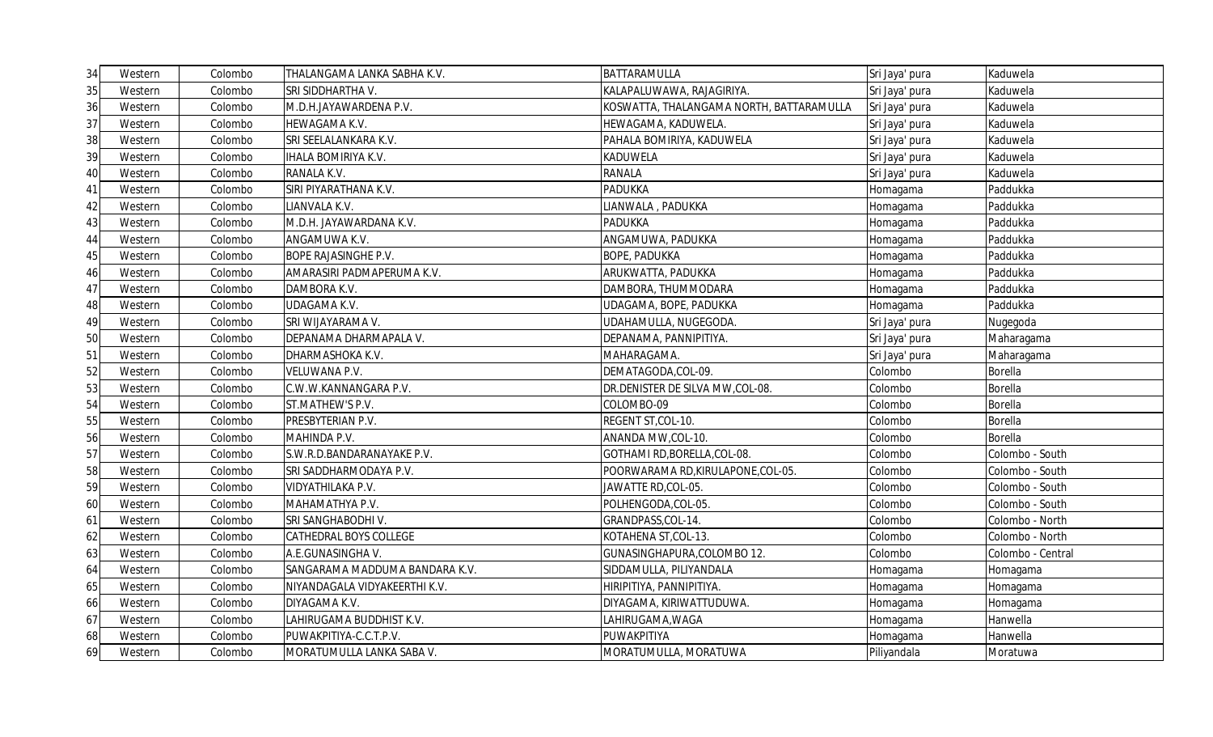| | | | | | | |
|---|---|---|---|---|---|---|
| 34 | Western | Colombo | THALANGAMA LANKA SABHA K.V. | BATTARAMULLA | Sri Jaya' pura | Kaduwela |
| 35 | Western | Colombo | SRI SIDDHARTHA V. | KALAPALUWAWA, RAJAGIRIYA. | Sri Jaya' pura | Kaduwela |
| 36 | Western | Colombo | M.D.H.JAYAWARDENA P.V. | KOSWATTA, THALANGAMA NORTH, BATTARAMULLA | Sri Jaya' pura | Kaduwela |
| 37 | Western | Colombo | HEWAGAMA K.V. | HEWAGAMA, KADUWELA. | Sri Jaya' pura | Kaduwela |
| 38 | Western | Colombo | SRI SEELALANKARA K.V. | PAHALA BOMIRIYA, KADUWELA | Sri Jaya' pura | Kaduwela |
| 39 | Western | Colombo | IHALA BOMIRIYA K.V. | KADUWELA | Sri Jaya' pura | Kaduwela |
| 40 | Western | Colombo | RANALA K.V. | RANALA | Sri Jaya' pura | Kaduwela |
| 41 | Western | Colombo | SIRI PIYARATHANA K.V. | PADUKKA | Homagama | Paddukka |
| 42 | Western | Colombo | LIANVALA K.V. | LIANWALA , PADUKKA | Homagama | Paddukka |
| 43 | Western | Colombo | M.D.H. JAYAWARDANA K.V. | PADUKKA | Homagama | Paddukka |
| 44 | Western | Colombo | ANGAMUWA K.V. | ANGAMUWA, PADUKKA | Homagama | Paddukka |
| 45 | Western | Colombo | BOPE RAJASINGHE P.V. | BOPE, PADUKKA | Homagama | Paddukka |
| 46 | Western | Colombo | AMARASIRI PADMAPERUMA K.V. | ARUKWATTA, PADUKKA | Homagama | Paddukka |
| 47 | Western | Colombo | DAMBORA K.V. | DAMBORA, THUMMODARA | Homagama | Paddukka |
| 48 | Western | Colombo | UDAGAMA K.V. | UDAGAMA, BOPE, PADUKKA | Homagama | Paddukka |
| 49 | Western | Colombo | SRI WIJAYARAMA V. | UDAHAMULLA, NUGEGODA. | Sri Jaya' pura | Nugegoda |
| 50 | Western | Colombo | DEPANAMA DHARMAPALA V. | DEPANAMA, PANNIPITIYA. | Sri Jaya' pura | Maharagama |
| 51 | Western | Colombo | DHARMASHOKA K.V. | MAHARAGAMA. | Sri Jaya' pura | Maharagama |
| 52 | Western | Colombo | VELUWANA P.V. | DEMATAGODA,COL-09. | Colombo | Borella |
| 53 | Western | Colombo | C.W.W.KANNANGARA P.V. | DR.DENISTER DE SILVA MW,COL-08. | Colombo | Borella |
| 54 | Western | Colombo | ST.MATHEW'S P.V. | COLOMBO-09 | Colombo | Borella |
| 55 | Western | Colombo | PRESBYTERIAN P.V. | REGENT ST,COL-10. | Colombo | Borella |
| 56 | Western | Colombo | MAHINDA P.V. | ANANDA MW,COL-10. | Colombo | Borella |
| 57 | Western | Colombo | S.W.R.D.BANDARANAYAKE P.V. | GOTHAMI RD,BORELLA,COL-08. | Colombo | Colombo - South |
| 58 | Western | Colombo | SRI SADDHARMODAYA P.V. | POORWARAMA RD,KIRULAPONE,COL-05. | Colombo | Colombo - South |
| 59 | Western | Colombo | VIDYATHILAKA P.V. | JAWATTE RD,COL-05. | Colombo | Colombo - South |
| 60 | Western | Colombo | MAHAMATHYA P.V. | POLHENGODA,COL-05. | Colombo | Colombo - South |
| 61 | Western | Colombo | SRI SANGHABODHI V. | GRANDPASS,COL-14. | Colombo | Colombo - North |
| 62 | Western | Colombo | CATHEDRAL BOYS COLLEGE | KOTAHENA ST,COL-13. | Colombo | Colombo - North |
| 63 | Western | Colombo | A.E.GUNASINGHA V. | GUNASINGHAPURA,COLOMBO 12. | Colombo | Colombo - Central |
| 64 | Western | Colombo | SANGARAMA MADDUMA BANDARA K.V. | SIDDAMULLA, PILIYANDALA | Homagama | Homagama |
| 65 | Western | Colombo | NIYANDAGALA VIDYAKEERTHI K.V. | HIRIPITIYA, PANNIPITIYA. | Homagama | Homagama |
| 66 | Western | Colombo | DIYAGAMA K.V. | DIYAGAMA, KIRIWATTUDUWA. | Homagama | Homagama |
| 67 | Western | Colombo | LAHIRUGAMA BUDDHIST K.V. | LAHIRUGAMA,WAGA | Homagama | Hanwella |
| 68 | Western | Colombo | PUWAKPITIYA-C.C.T.P.V. | PUWAKPITIYA | Homagama | Hanwella |
| 69 | Western | Colombo | MORATUMULLA LANKA SABA V. | MORATUMULLA, MORATUWA | Piliyandala | Moratuwa |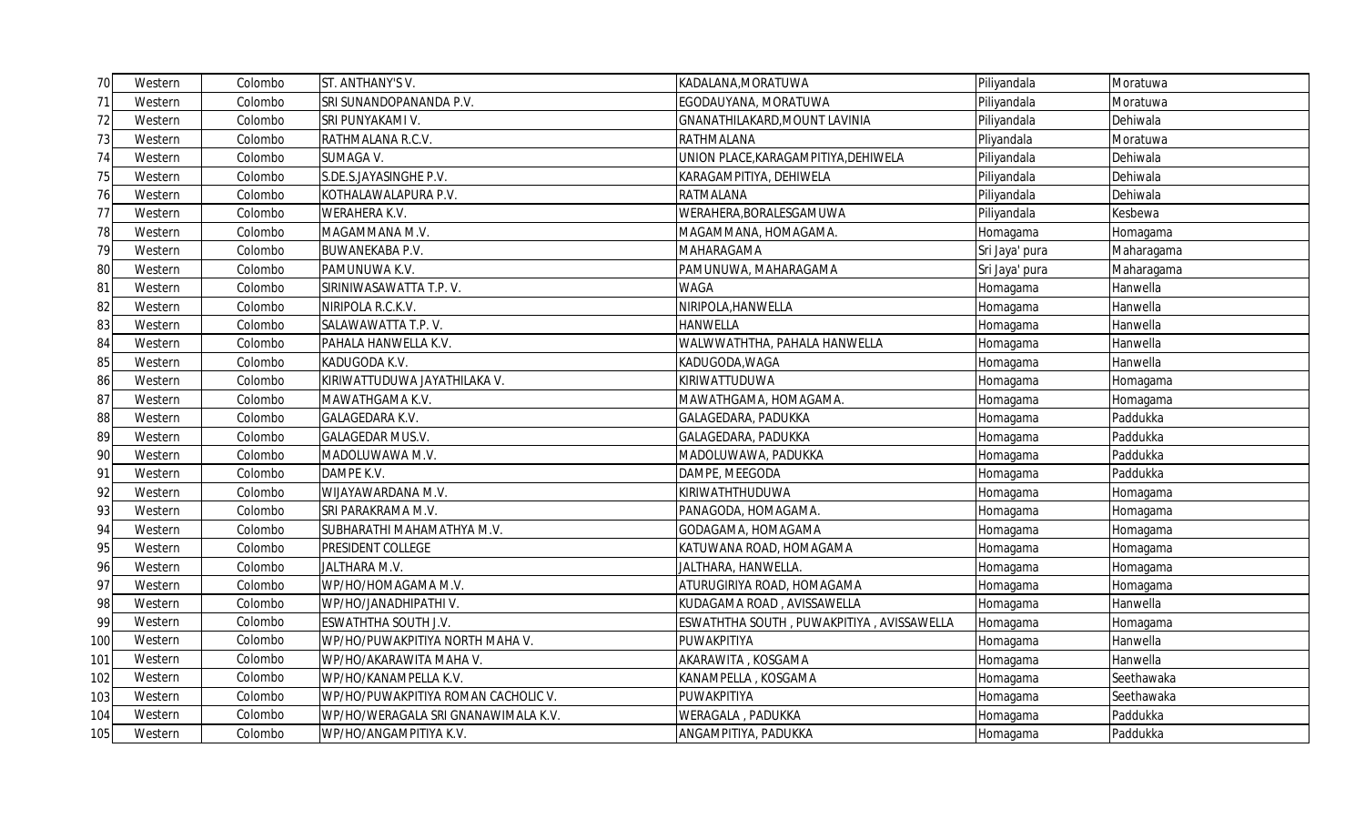| 70 | Western | Colombo | ST. ANTHANY'S V. | KADALANA,MORATUWA | Piliyandala | Moratuwa |
|---|---|---|---|---|---|---|
| 71 | Western | Colombo | SRI SUNANDOPANANDA P.V. | EGODAUYANA, MORATUWA | Piliyandala | Moratuwa |
| 72 | Western | Colombo | SRI PUNYAKAMI V. | GNANATHILAKARD,MOUNT LAVINIA | Piliyandala | Dehiwala |
| 73 | Western | Colombo | RATHMALANA R.C.V. | RATHMALANA | Pliyandala | Moratuwa |
| 74 | Western | Colombo | SUMAGA V. | UNION PLACE,KARAGAMPITIYA,DEHIWELA | Piliyandala | Dehiwala |
| 75 | Western | Colombo | S.DE.S.JAYASINGHE P.V. | KARAGAMPITIYA, DEHIWELA | Piliyandala | Dehiwala |
| 76 | Western | Colombo | KOTHALAWALAPURA P.V. | RATMALANA | Piliyandala | Dehiwala |
| 77 | Western | Colombo | WERAHERA K.V. | WERAHERA,BORALESGAMUWA | Piliyandala | Kesbewa |
| 78 | Western | Colombo | MAGAMMANA M.V. | MAGAMMANA, HOMAGAMA. | Homagama | Homagama |
| 79 | Western | Colombo | BUWANEKABA P.V. | MAHARAGAMA | Sri Jaya' pura | Maharagama |
| 80 | Western | Colombo | PAMUNUWA K.V. | PAMUNUWA, MAHARAGAMA | Sri Jaya' pura | Maharagama |
| 81 | Western | Colombo | SIRINIWASAWATTA T.P. V. | WAGA | Homagama | Hanwella |
| 82 | Western | Colombo | NIRIPOLA R.C.K.V. | NIRIPOLA,HANWELLA | Homagama | Hanwella |
| 83 | Western | Colombo | SALAWAWATTA T.P. V. | HANWELLA | Homagama | Hanwella |
| 84 | Western | Colombo | PAHALA HANWELLA K.V. | WALWWATHTHA, PAHALA HANWELLA | Homagama | Hanwella |
| 85 | Western | Colombo | KADUGODA K.V. | KADUGODA,WAGA | Homagama | Hanwella |
| 86 | Western | Colombo | KIRIWATTUDUWA JAYATHILAKA V. | KIRIWATTUDUWA | Homagama | Homagama |
| 87 | Western | Colombo | MAWATHGAMA K.V. | MAWATHGAMA, HOMAGAMA. | Homagama | Homagama |
| 88 | Western | Colombo | GALAGEDARA K.V. | GALAGEDARA, PADUKKA | Homagama | Paddukka |
| 89 | Western | Colombo | GALAGEDAR MUS.V. | GALAGEDARA, PADUKKA | Homagama | Paddukka |
| 90 | Western | Colombo | MADOLUWAWA M.V. | MADOLUWAWA, PADUKKA | Homagama | Paddukka |
| 91 | Western | Colombo | DAMPE K.V. | DAMPE, MEEGODA | Homagama | Paddukka |
| 92 | Western | Colombo | WIJAYAWARDANA M.V. | KIRIWATHTHUDUWA | Homagama | Homagama |
| 93 | Western | Colombo | SRI PARAKRAMA M.V. | PANAGODA, HOMAGAMA. | Homagama | Homagama |
| 94 | Western | Colombo | SUBHARATHI MAHAMATHYA M.V. | GODAGAMA, HOMAGAMA | Homagama | Homagama |
| 95 | Western | Colombo | PRESIDENT COLLEGE | KATUWANA ROAD, HOMAGAMA | Homagama | Homagama |
| 96 | Western | Colombo | JALTHARA M.V. | JALTHARA, HANWELLA. | Homagama | Homagama |
| 97 | Western | Colombo | WP/HO/HOMAGAMA M.V. | ATURUGIRIYA ROAD, HOMAGAMA | Homagama | Homagama |
| 98 | Western | Colombo | WP/HO/JANADHIPATHI V. | KUDAGAMA ROAD , AVISSAWELLA | Homagama | Hanwella |
| 99 | Western | Colombo | ESWATHTHA SOUTH J.V. | ESWATHTHA SOUTH , PUWAKPITIYA , AVISSAWELLA | Homagama | Homagama |
| 100 | Western | Colombo | WP/HO/PUWAKPITIYA NORTH MAHA V. | PUWAKPITIYA | Homagama | Hanwella |
| 101 | Western | Colombo | WP/HO/AKARAWITA MAHA V. | AKARAWITA , KOSGAMA | Homagama | Hanwella |
| 102 | Western | Colombo | WP/HO/KANAMPELLA K.V. | KANAMPELLA , KOSGAMA | Homagama | Seethawaka |
| 103 | Western | Colombo | WP/HO/PUWAKPITIYA ROMAN CACHOLIC V. | PUWAKPITIYA | Homagama | Seethawaka |
| 104 | Western | Colombo | WP/HO/WERAGALA SRI GNANAWIMALA K.V. | WERAGALA , PADUKKA | Homagama | Paddukka |
| 105 | Western | Colombo | WP/HO/ANGAMPITIYA K.V. | ANGAMPITIYA, PADUKKA | Homagama | Paddukka |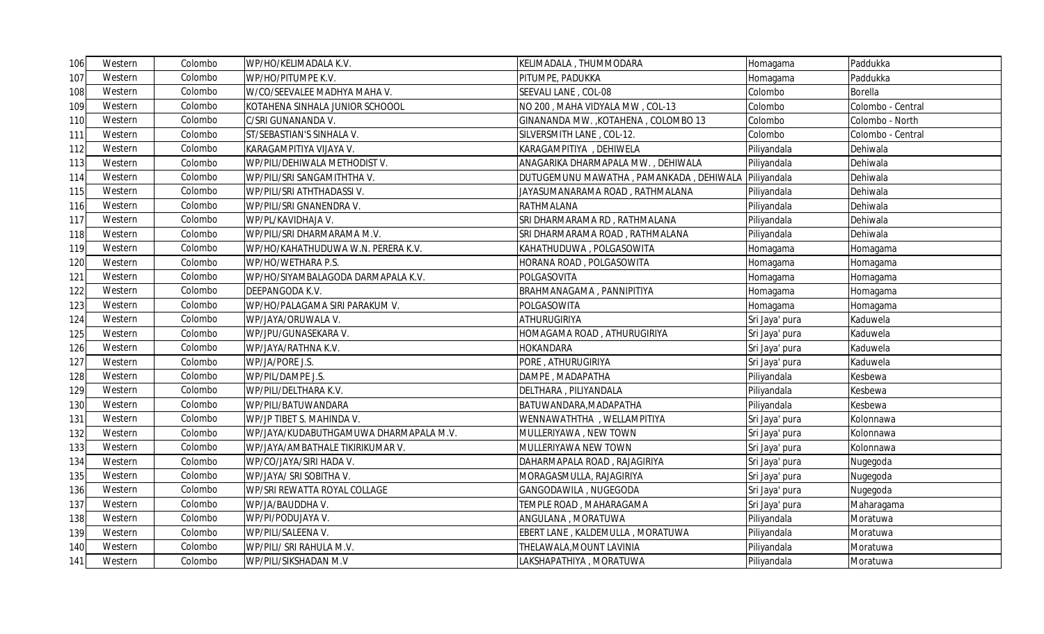| 106 | Western | Colombo | WP/HO/KELIMADALA K.V. | KELIMADALA , THUMMODARA | Homagama | Paddukka |
|---|---|---|---|---|---|---|
| 107 | Western | Colombo | WP/HO/PITUMPE K.V. | PITUMPE, PADUKKA | Homagama | Paddukka |
| 108 | Western | Colombo | W/CO/SEEVALEE MADHYA MAHA V. | SEEVALI LANE , COL-08 | Colombo | Borella |
| 109 | Western | Colombo | KOTAHENA SINHALA JUNIOR SCHOOOL | NO 200 , MAHA VIDYALA MW , COL-13 | Colombo | Colombo - Central |
| 110 | Western | Colombo | C/SRI GUNANANDA V. | GINANANDA MW. ,KOTAHENA , COLOMBO 13 | Colombo | Colombo - North |
| 111 | Western | Colombo | ST/SEBASTIAN'S SINHALA V. | SILVERSMITH LANE , COL-12. | Colombo | Colombo - Central |
| 112 | Western | Colombo | KARAGAMPITIYA VIJAYA V. | KARAGAMPITIYA , DEHIWELA | Piliyandala | Dehiwala |
| 113 | Western | Colombo | WP/PILI/DEHIWALA METHODIST V. | ANAGARIKA DHARMAPALA MW. , DEHIWALA | Piliyandala | Dehiwala |
| 114 | Western | Colombo | WP/PILI/SRI SANGAMITHTHA V. | DUTUGEMUNU MAWATHA , PAMANKADA , DEHIWALA | Piliyandala | Dehiwala |
| 115 | Western | Colombo | WP/PILI/SRI ATHTHADASSI V. | JAYASUMANARAMA ROAD , RATHMALANA | Piliyandala | Dehiwala |
| 116 | Western | Colombo | WP/PILI/SRI GNANENDRA V. | RATHMALANA | Piliyandala | Dehiwala |
| 117 | Western | Colombo | WP/PL/KAVIDHAJA V. | SRI DHARMARAMA RD , RATHMALANA | Piliyandala | Dehiwala |
| 118 | Western | Colombo | WP/PILI/SRI DHARMARAMA M.V. | SRI DHARMARAMA ROAD , RATHMALANA | Piliyandala | Dehiwala |
| 119 | Western | Colombo | WP/HO/KAHATHUDUWA W.N. PERERA K.V. | KAHATHUDUWA , POLGASOWITA | Homagama | Homagama |
| 120 | Western | Colombo | WP/HO/WETHARA P.S. | HORANA ROAD , POLGASOWITA | Homagama | Homagama |
| 121 | Western | Colombo | WP/HO/SIYAMBALAGODA DARMAPALA K.V. | POLGASOVITA | Homagama | Homagama |
| 122 | Western | Colombo | DEEPANGODA K.V. | BRAHMANAGAMA , PANNIPITIYA | Homagama | Homagama |
| 123 | Western | Colombo | WP/HO/PALAGAMA SIRI PARAKUM V. | POLGASOWITA | Homagama | Homagama |
| 124 | Western | Colombo | WP/JAYA/ORUWALA V. | ATHURUGIRIYA | Sri Jaya' pura | Kaduwela |
| 125 | Western | Colombo | WP/JPU/GUNASEKARA V. | HOMAGAMA ROAD , ATHURUGIRIYA | Sri Jaya' pura | Kaduwela |
| 126 | Western | Colombo | WP/JAYA/RATHNA K.V. | HOKANDARA | Sri Jaya' pura | Kaduwela |
| 127 | Western | Colombo | WP/JA/PORE J.S. | PORE , ATHURUGIRIYA | Sri Jaya' pura | Kaduwela |
| 128 | Western | Colombo | WP/PIL/DAMPE J.S. | DAMPE , MADAPATHA | Piliyandala | Kesbewa |
| 129 | Western | Colombo | WP/PILI/DELTHARA K.V. | DELTHARA , PILIYANDALA | Piliyandala | Kesbewa |
| 130 | Western | Colombo | WP/PILI/BATUWANDARA | BATUWANDARA,MADAPATHA | Piliyandala | Kesbewa |
| 131 | Western | Colombo | WP/JP TIBET S. MAHINDA V. | WENNAWATHTHA , WELLAMPITIYA | Sri Jaya' pura | Kolonnawa |
| 132 | Western | Colombo | WP/JAYA/KUDABUTHGAMUWA DHARMAPALA M.V. | MULLERIYAWA , NEW TOWN | Sri Jaya' pura | Kolonnawa |
| 133 | Western | Colombo | WP/JAYA/AMBATHALE TIKIRIKUMAR V. | MULLERIYAWA NEW TOWN | Sri Jaya' pura | Kolonnawa |
| 134 | Western | Colombo | WP/CO/JAYA/SIRI HADA V. | DAHARMAPALA ROAD , RAJAGIRIYA | Sri Jaya' pura | Nugegoda |
| 135 | Western | Colombo | WP/JAYA/ SRI SOBITHA V. | MORAGASMULLA, RAJAGIRIYA | Sri Jaya' pura | Nugegoda |
| 136 | Western | Colombo | WP/SRI REWATTA ROYAL COLLAGE | GANGODAWILA , NUGEGODA | Sri Jaya' pura | Nugegoda |
| 137 | Western | Colombo | WP/JA/BAUDDHA V. | TEMPLE ROAD , MAHARAGAMA | Sri Jaya' pura | Maharagama |
| 138 | Western | Colombo | WP/PI/PODUJAYA V. | ANGULANA , MORATUWA | Piliyandala | Moratuwa |
| 139 | Western | Colombo | WP/PILI/SALEENA V. | EBERT LANE , KALDEMULLA , MORATUWA | Piliyandala | Moratuwa |
| 140 | Western | Colombo | WP/PILI/ SRI RAHULA M.V. | THELAWALA,MOUNT LAVINIA | Piliyandala | Moratuwa |
| 141 | Western | Colombo | WP/PILI/SIKSHADAN M.V | LAKSHAPATHIYA , MORATUWA | Piliyandala | Moratuwa |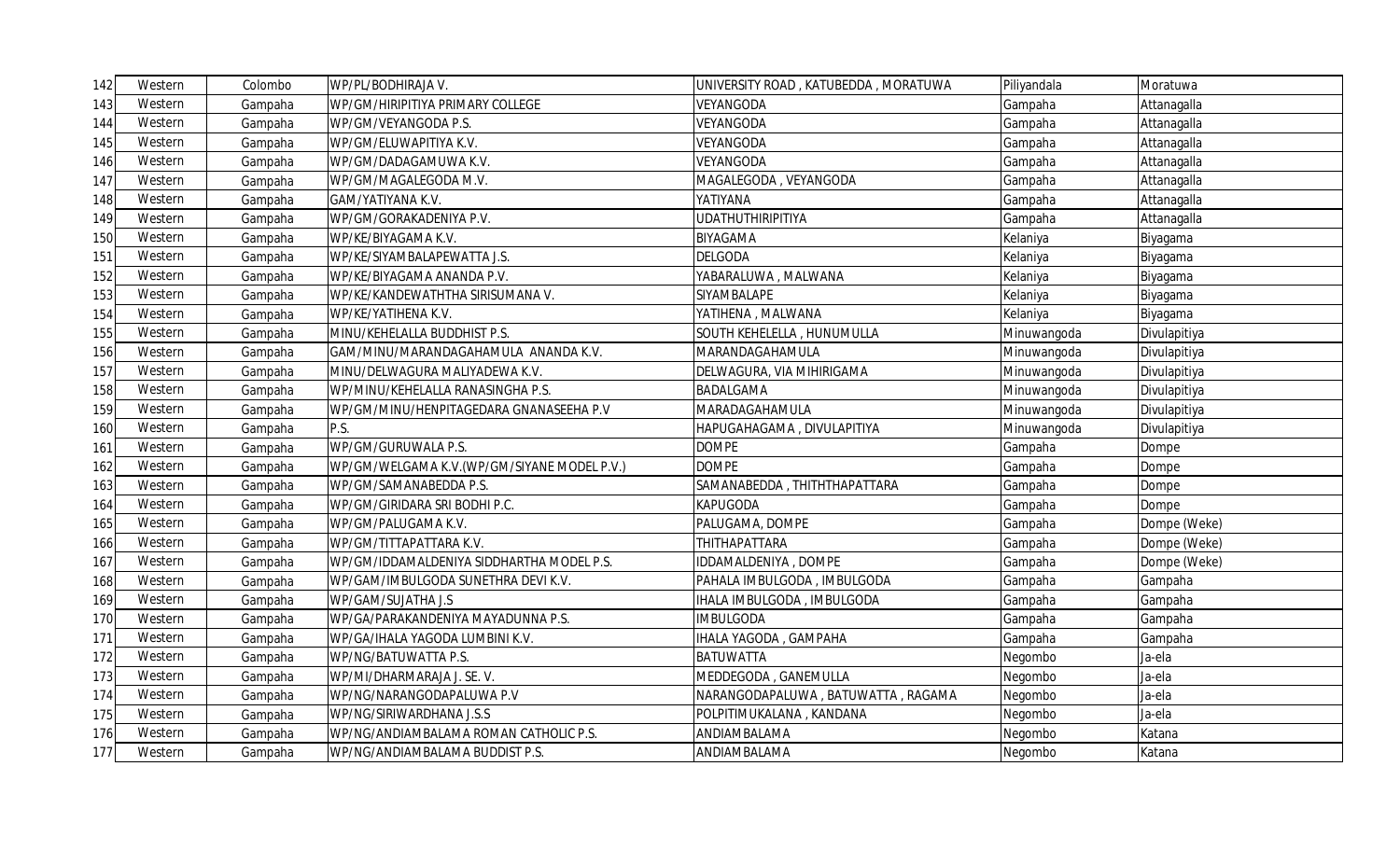| | | | | | | |
|---|---|---|---|---|---|---|
| 142 | Western | Colombo | WP/PL/BODHIRAJA V. | UNIVERSITY ROAD , KATUBEDDA , MORATUWA | Piliyandala | Moratuwa |
| 143 | Western | Gampaha | WP/GM/HIRIPITIYA PRIMARY COLLEGE | VEYANGODA | Gampaha | Attanagalla |
| 144 | Western | Gampaha | WP/GM/VEYANGODA P.S. | VEYANGODA | Gampaha | Attanagalla |
| 145 | Western | Gampaha | WP/GM/ELUWAPITIYA K.V. | VEYANGODA | Gampaha | Attanagalla |
| 146 | Western | Gampaha | WP/GM/DADAGAMUWA K.V. | VEYANGODA | Gampaha | Attanagalla |
| 147 | Western | Gampaha | WP/GM/MAGALEGODA M.V. | MAGALEGODA , VEYANGODA | Gampaha | Attanagalla |
| 148 | Western | Gampaha | GAM/YATIYANA K.V. | YATIYANA | Gampaha | Attanagalla |
| 149 | Western | Gampaha | WP/GM/GORAKADENIYA P.V. | UDATHUTHIRIPITIYA | Gampaha | Attanagalla |
| 150 | Western | Gampaha | WP/KE/BIYAGAMA K.V. | BIYAGAMA | Kelaniya | Biyagama |
| 151 | Western | Gampaha | WP/KE/SIYAMBALAPEWATTA J.S. | DELGODA | Kelaniya | Biyagama |
| 152 | Western | Gampaha | WP/KE/BIYAGAMA ANANDA P.V. | YABARALUWA , MALWANA | Kelaniya | Biyagama |
| 153 | Western | Gampaha | WP/KE/KANDEWATHTHA SIRISUMANA V. | SIYAMBALAPE | Kelaniya | Biyagama |
| 154 | Western | Gampaha | WP/KE/YATIHENA K.V. | YATIHENA , MALWANA | Kelaniya | Biyagama |
| 155 | Western | Gampaha | MINU/KEHELALLA BUDDHIST P.S. | SOUTH KEHELELLA , HUNUMULLA | Minuwangoda | Divulapitiya |
| 156 | Western | Gampaha | GAM/MINU/MARANDAGAHAMULA ANANDA K.V. | MARANDAGAHAMULA | Minuwangoda | Divulapitiya |
| 157 | Western | Gampaha | MINU/DELWAGURA MALIYADEWA K.V. | DELWAGURA, VIA MIHIRIGAMA | Minuwangoda | Divulapitiya |
| 158 | Western | Gampaha | WP/MINU/KEHELALLA RANASINGHA P.S. | BADALGAMA | Minuwangoda | Divulapitiya |
| 159 | Western | Gampaha | WP/GM/MINU/HENPITAGEDARA GNANASEEHA P.V | MARADAGAHAMULA | Minuwangoda | Divulapitiya |
| 160 | Western | Gampaha | P.S. | HAPUGAHAGAMA , DIVULAPITIYA | Minuwangoda | Divulapitiya |
| 161 | Western | Gampaha | WP/GM/GURUWALA P.S. | DOMPE | Gampaha | Dompe |
| 162 | Western | Gampaha | WP/GM/WELGAMA K.V.(WP/GM/SIYANE MODEL P.V.) | DOMPE | Gampaha | Dompe |
| 163 | Western | Gampaha | WP/GM/SAMANABEDDA P.S. | SAMANABEDDA , THITHTHAPATTARA | Gampaha | Dompe |
| 164 | Western | Gampaha | WP/GM/GIRIDARA SRI BODHI P.C. | KAPUGODA | Gampaha | Dompe |
| 165 | Western | Gampaha | WP/GM/PALUGAMA K.V. | PALUGAMA, DOMPE | Gampaha | Dompe (Weke) |
| 166 | Western | Gampaha | WP/GM/TITTAPATTARA K.V. | THITHAPATTARA | Gampaha | Dompe (Weke) |
| 167 | Western | Gampaha | WP/GM/IDDAMALDENIYA SIDDHARTHA MODEL P.S. | IDDAMALDENIYA , DOMPE | Gampaha | Dompe (Weke) |
| 168 | Western | Gampaha | WP/GAM/IMBULGODA SUNETHRA DEVI K.V. | PAHALA IMBULGODA , IMBULGODA | Gampaha | Gampaha |
| 169 | Western | Gampaha | WP/GAM/SUJATHA J.S | IHALA IMBULGODA , IMBULGODA | Gampaha | Gampaha |
| 170 | Western | Gampaha | WP/GA/PARAKANDENIYA MAYADUNNA P.S. | IMBULGODA | Gampaha | Gampaha |
| 171 | Western | Gampaha | WP/GA/IHALA YAGODA LUMBINI K.V. | IHALA YAGODA , GAMPAHA | Gampaha | Gampaha |
| 172 | Western | Gampaha | WP/NG/BATUWATTA P.S. | BATUWATTA | Negombo | Ja-ela |
| 173 | Western | Gampaha | WP/MI/DHARMARAJA J. SE. V. | MEDDEGODA , GANEMULLA | Negombo | Ja-ela |
| 174 | Western | Gampaha | WP/NG/NARANGODAPALUWA P.V | NARANGODAPALUWA , BATUWATTA , RAGAMA | Negombo | Ja-ela |
| 175 | Western | Gampaha | WP/NG/SIRIWARDHANA J.S.S | POLPITIMUKALANA , KANDANA | Negombo | Ja-ela |
| 176 | Western | Gampaha | WP/NG/ANDIAMBALAMA ROMAN CATHOLIC P.S. | ANDIAMBALAMA | Negombo | Katana |
| 177 | Western | Gampaha | WP/NG/ANDIAMBALAMA BUDDIST P.S. | ANDIAMBALAMA | Negombo | Katana |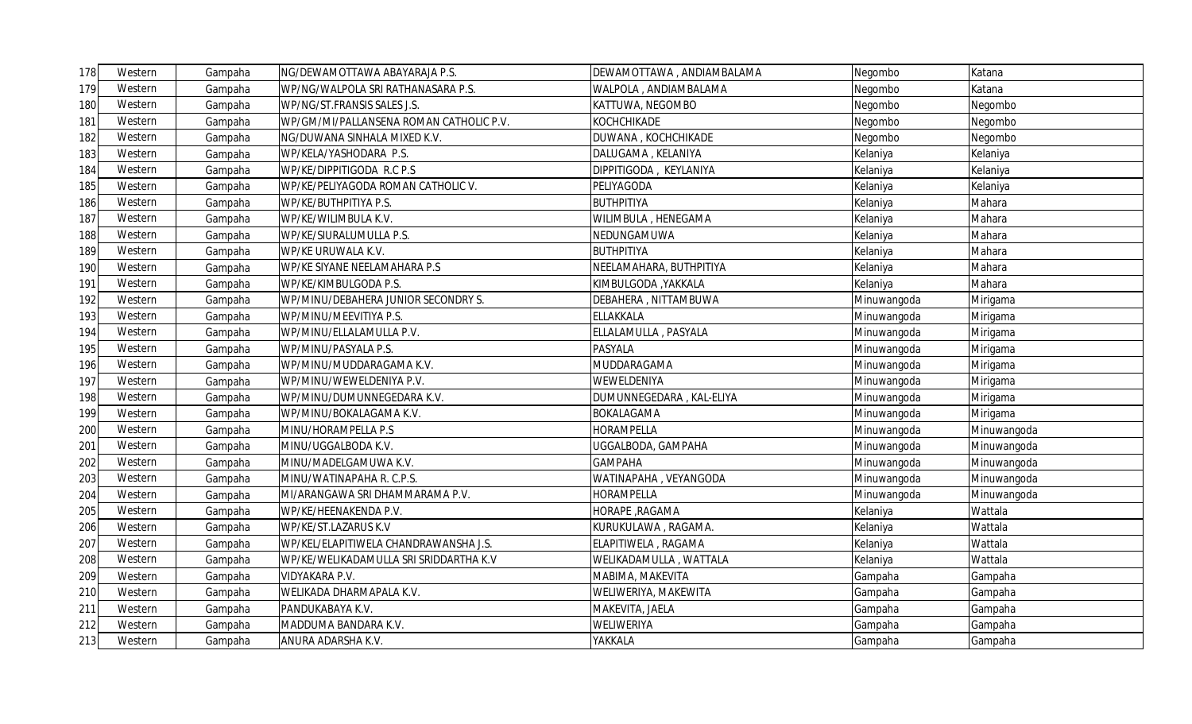| 178 | Western | Gampaha | NG/DEWAMOTTAWA ABAYARAJA P.S. | DEWAMOTTAWA , ANDIAMBALAMA | Negombo | Katana |
|---|---|---|---|---|---|---|
| 179 | Western | Gampaha | WP/NG/WALPOLA SRI RATHANASARA P.S. | WALPOLA , ANDIAMBALAMA | Negombo | Katana |
| 180 | Western | Gampaha | WP/NG/ST.FRANSIS SALES J.S. | KATTUWA, NEGOMBO | Negombo | Negombo |
| 181 | Western | Gampaha | WP/GM/MI/PALLANSENA ROMAN CATHOLIC P.V. | KOCHCHIKADE | Negombo | Negombo |
| 182 | Western | Gampaha | NG/DUWANA SINHALA MIXED K.V. | DUWANA , KOCHCHIKADE | Negombo | Negombo |
| 183 | Western | Gampaha | WP/KELA/YASHODARA P.S. | DALUGAMA , KELANIYA | Kelaniya | Kelaniya |
| 184 | Western | Gampaha | WP/KE/DIPPITIGODA R.C P.S | DIPPITIGODA , KEYLANIYA | Kelaniya | Kelaniya |
| 185 | Western | Gampaha | WP/KE/PELIYAGODA ROMAN CATHOLIC V. | PELIYAGODA | Kelaniya | Kelaniya |
| 186 | Western | Gampaha | WP/KE/BUTHPITIYA P.S. | BUTHPITIYA | Kelaniya | Mahara |
| 187 | Western | Gampaha | WP/KE/WILIMBULA K.V. | WILIMBULA , HENEGAMA | Kelaniya | Mahara |
| 188 | Western | Gampaha | WP/KE/SIURALUMULLA P.S. | NEDUNGAMUWA | Kelaniya | Mahara |
| 189 | Western | Gampaha | WP/KE URUWALA K.V. | BUTHPITIYA | Kelaniya | Mahara |
| 190 | Western | Gampaha | WP/KE SIYANE NEELAMAHARA P.S | NEELAMAHARA, BUTHPITIYA | Kelaniya | Mahara |
| 191 | Western | Gampaha | WP/KE/KIMBULGODA P.S. | KIMBULGODA ,YAKKALA | Kelaniya | Mahara |
| 192 | Western | Gampaha | WP/MINU/DEBAHERA JUNIOR SECONDRY S. | DEBAHERA , NITTAMBUWA | Minuwangoda | Mirigama |
| 193 | Western | Gampaha | WP/MINU/MEEVITIYA P.S. | ELLAKKALA | Minuwangoda | Mirigama |
| 194 | Western | Gampaha | WP/MINU/ELLALAMULLA P.V. | ELLALAMULLA , PASYALA | Minuwangoda | Mirigama |
| 195 | Western | Gampaha | WP/MINU/PASYALA P.S. | PASYALA | Minuwangoda | Mirigama |
| 196 | Western | Gampaha | WP/MINU/MUDDARAGAMA K.V. | MUDDARAGAMA | Minuwangoda | Mirigama |
| 197 | Western | Gampaha | WP/MINU/WEWELDENIYA P.V. | WEWELDENIYA | Minuwangoda | Mirigama |
| 198 | Western | Gampaha | WP/MINU/DUMUNNEGEDARA K.V. | DUMUNNEGEDARA , KAL-ELIYA | Minuwangoda | Mirigama |
| 199 | Western | Gampaha | WP/MINU/BOKALAGAMA K.V. | BOKALAGAMA | Minuwangoda | Mirigama |
| 200 | Western | Gampaha | MINU/HORAMPELLA P.S | HORAMPELLA | Minuwangoda | Minuwangoda |
| 201 | Western | Gampaha | MINU/UGGALBODA K.V. | UGGALBODA, GAMPAHA | Minuwangoda | Minuwangoda |
| 202 | Western | Gampaha | MINU/MADELGAMUWA K.V. | GAMPAHA | Minuwangoda | Minuwangoda |
| 203 | Western | Gampaha | MINU/WATINAPAHA R. C.P.S. | WATINAPAHA , VEYANGODA | Minuwangoda | Minuwangoda |
| 204 | Western | Gampaha | MI/ARANGAWA SRI DHAMMARAMA P.V. | HORAMPELLA | Minuwangoda | Minuwangoda |
| 205 | Western | Gampaha | WP/KE/HEENAKENDA P.V. | HORAPE ,RAGAMA | Kelaniya | Wattala |
| 206 | Western | Gampaha | WP/KE/ST.LAZARUS K.V | KURUKULAWA , RAGAMA. | Kelaniya | Wattala |
| 207 | Western | Gampaha | WP/KEL/ELAPITIWELA CHANDRAWANSHA J.S. | ELAPITIWELA , RAGAMA | Kelaniya | Wattala |
| 208 | Western | Gampaha | WP/KE/WELIKADAMULLA SRI SRIDDARTHA K.V | WELIKADAMULLA , WATTALA | Kelaniya | Wattala |
| 209 | Western | Gampaha | VIDYAKARA P.V. | MABIMA, MAKEVITA | Gampaha | Gampaha |
| 210 | Western | Gampaha | WELIKADA DHARMAPALA K.V. | WELIWERIYA, MAKEWITA | Gampaha | Gampaha |
| 211 | Western | Gampaha | PANDUKABAYA K.V. | MAKEVITA, JAELA | Gampaha | Gampaha |
| 212 | Western | Gampaha | MADDUMA BANDARA K.V. | WELIWERIYA | Gampaha | Gampaha |
| 213 | Western | Gampaha | ANURA ADARSHA K.V. | YAKKALA | Gampaha | Gampaha |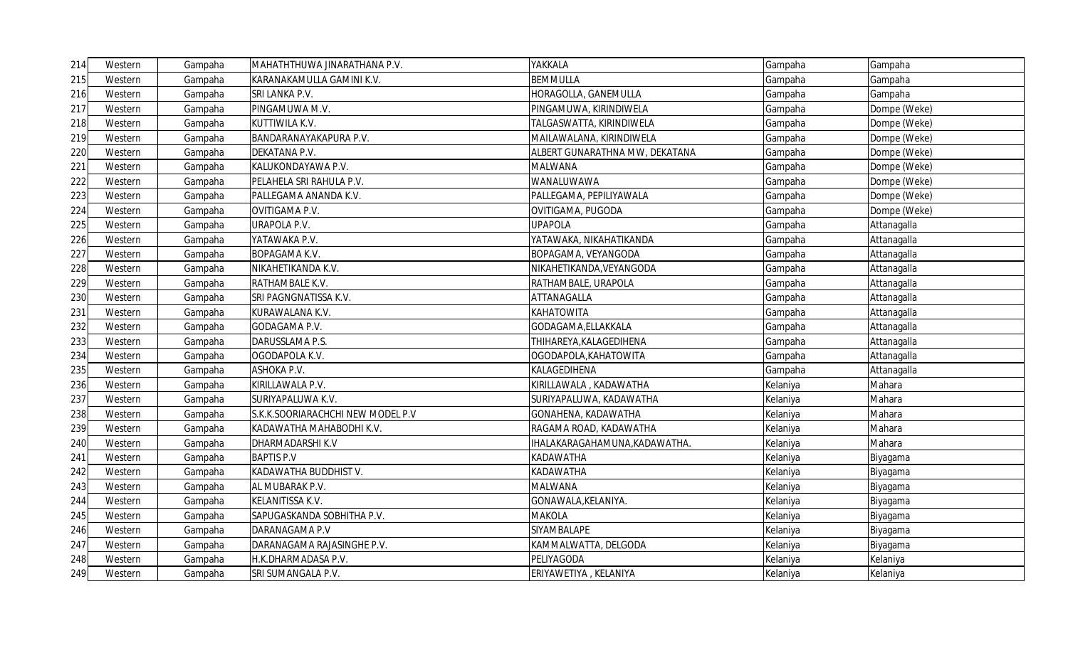| 214 | Western | Gampaha | MAHATHTHUWA JINARATHANA P.V. | YAKKALA | Gampaha | Gampaha |
|---|---|---|---|---|---|---|
| 215 | Western | Gampaha | KARANAKAMULLA GAMINI K.V. | BEMMULLA | Gampaha | Gampaha |
| 216 | Western | Gampaha | SRI LANKA P.V. | HORAGOLLA, GANEMULLA | Gampaha | Gampaha |
| 217 | Western | Gampaha | PINGAMUWA M.V. | PINGAMUWA, KIRINDIWELA | Gampaha | Dompe (Weke) |
| 218 | Western | Gampaha | KUTTIWILA K.V. | TALGASWATTA, KIRINDIWELA | Gampaha | Dompe (Weke) |
| 219 | Western | Gampaha | BANDARANAYAKAPURA P.V. | MAILAWALANA, KIRINDIWELA | Gampaha | Dompe (Weke) |
| 220 | Western | Gampaha | DEKATANA P.V. | ALBERT GUNARATHNA MW, DEKATANA | Gampaha | Dompe (Weke) |
| 221 | Western | Gampaha | KALUKONDAYAWA P.V. | MALWANA | Gampaha | Dompe (Weke) |
| 222 | Western | Gampaha | PELAHELA SRI RAHULA P.V. | WANALUWAWA | Gampaha | Dompe (Weke) |
| 223 | Western | Gampaha | PALLEGAMA ANANDA K.V. | PALLEGAMA, PEPILIYAWALA | Gampaha | Dompe (Weke) |
| 224 | Western | Gampaha | OVITIGAMA P.V. | OVITIGAMA, PUGODA | Gampaha | Dompe (Weke) |
| 225 | Western | Gampaha | URAPOLA P.V. | UPAPOLA | Gampaha | Attanagalla |
| 226 | Western | Gampaha | YATAWAKA P.V. | YATAWAKA, NIKAHATIKANDA | Gampaha | Attanagalla |
| 227 | Western | Gampaha | BOPAGAMA K.V. | BOPAGAMA, VEYANGODA | Gampaha | Attanagalla |
| 228 | Western | Gampaha | NIKAHETIKANDA K.V. | NIKAHETIKANDA,VEYANGODA | Gampaha | Attanagalla |
| 229 | Western | Gampaha | RATHAMBALE K.V. | RATHAMBALE, URAPOLA | Gampaha | Attanagalla |
| 230 | Western | Gampaha | SRI PAGNGNATISSA K.V. | ATTANAGALLA | Gampaha | Attanagalla |
| 231 | Western | Gampaha | KURAWALANA K.V. | KAHATOWITA | Gampaha | Attanagalla |
| 232 | Western | Gampaha | GODAGAMA P.V. | GODAGAMA,ELLAKKALA | Gampaha | Attanagalla |
| 233 | Western | Gampaha | DARUSSLAMA P.S. | THIHAREYA,KALAGEDIHENA | Gampaha | Attanagalla |
| 234 | Western | Gampaha | OGODAPOLA K.V. | OGODAPOLA,KAHATOWITA | Gampaha | Attanagalla |
| 235 | Western | Gampaha | ASHOKA P.V. | KALAGEDIHENA | Gampaha | Attanagalla |
| 236 | Western | Gampaha | KIRILLAWALA P.V. | KIRILLAWALA , KADAWATHA | Kelaniya | Mahara |
| 237 | Western | Gampaha | SURIYAPALUWA K.V. | SURIYAPALUWA, KADAWATHA | Kelaniya | Mahara |
| 238 | Western | Gampaha | S.K.K.SOORIARACHCHI NEW MODEL P.V | GONAHENA, KADAWATHA | Kelaniya | Mahara |
| 239 | Western | Gampaha | KADAWATHA MAHABODHI K.V. | RAGAMA ROAD, KADAWATHA | Kelaniya | Mahara |
| 240 | Western | Gampaha | DHARMADARSHI K.V | IHALAKARAGAHAMUNA,KADAWATHA. | Kelaniya | Mahara |
| 241 | Western | Gampaha | BAPTIS P.V | KADAWATHA | Kelaniya | Biyagama |
| 242 | Western | Gampaha | KADAWATHA BUDDHIST V. | KADAWATHA | Kelaniya | Biyagama |
| 243 | Western | Gampaha | AL MUBARAK P.V. | MALWANA | Kelaniya | Biyagama |
| 244 | Western | Gampaha | KELANITISSA K.V. | GONAWALA,KELANIYA. | Kelaniya | Biyagama |
| 245 | Western | Gampaha | SAPUGASKANDA SOBHITHA P.V. | MAKOLA | Kelaniya | Biyagama |
| 246 | Western | Gampaha | DARANAGAMA P.V | SIYAMBALAPE | Kelaniya | Biyagama |
| 247 | Western | Gampaha | DARANAGAMA RAJASINGHE P.V. | KAMMALWATTA, DELGODA | Kelaniya | Biyagama |
| 248 | Western | Gampaha | H.K.DHARMADASA P.V. | PELIYAGODA | Kelaniya | Kelaniya |
| 249 | Western | Gampaha | SRI SUMANGALA P.V. | ERIYAWETIYA , KELANIYA | Kelaniya | Kelaniya |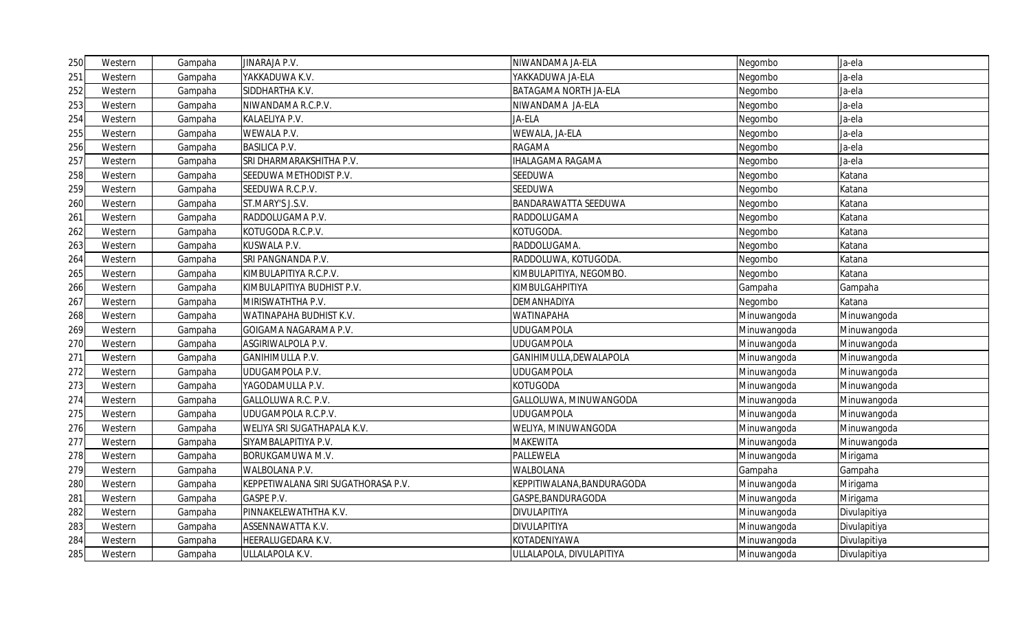| 250 | Western | Gampaha | JINARAJA P.V. | NIWANDAMA JA-ELA | Negombo | Ja-ela |
|---|---|---|---|---|---|---|
| 251 | Western | Gampaha | YAKKADUWA K.V. | YAKKADUWA JA-ELA | Negombo | Ja-ela |
| 252 | Western | Gampaha | SIDDHARTHA K.V. | BATAGAMA NORTH JA-ELA | Negombo | Ja-ela |
| 253 | Western | Gampaha | NIWANDAMA R.C.P.V. | NIWANDAMA JA-ELA | Negombo | Ja-ela |
| 254 | Western | Gampaha | KALAELIYA P.V. | JA-ELA | Negombo | Ja-ela |
| 255 | Western | Gampaha | WEWALA P.V. | WEWALA, JA-ELA | Negombo | Ja-ela |
| 256 | Western | Gampaha | BASILICA P.V. | RAGAMA | Negombo | Ja-ela |
| 257 | Western | Gampaha | SRI DHARMARAKSHITHA P.V. | IHALAGAMA RAGAMA | Negombo | Ja-ela |
| 258 | Western | Gampaha | SEEDUWA METHODIST P.V. | SEEDUWA | Negombo | Katana |
| 259 | Western | Gampaha | SEEDUWA R.C.P.V. | SEEDUWA | Negombo | Katana |
| 260 | Western | Gampaha | ST.MARY'S J.S.V. | BANDARAWATTA SEEDUWA | Negombo | Katana |
| 261 | Western | Gampaha | RADDOLUGAMA P.V. | RADDOLUGAMA | Negombo | Katana |
| 262 | Western | Gampaha | KOTUGODA R.C.P.V. | KOTUGODA. | Negombo | Katana |
| 263 | Western | Gampaha | KUSWALA P.V. | RADDOLUGAMA. | Negombo | Katana |
| 264 | Western | Gampaha | SRI PANGNANDA P.V. | RADDOLUWA, KOTUGODA. | Negombo | Katana |
| 265 | Western | Gampaha | KIMBULAPITIYA R.C.P.V. | KIMBULAPITIYA, NEGOMBO. | Negombo | Katana |
| 266 | Western | Gampaha | KIMBULAPITIYA BUDHIST P.V. | KIMBULGAHPITIYA | Gampaha | Gampaha |
| 267 | Western | Gampaha | MIRISWATHTHA P.V. | DEMANHADIYA | Negombo | Katana |
| 268 | Western | Gampaha | WATINAPAHA BUDHIST K.V. | WATINAPAHA | Minuwangoda | Minuwangoda |
| 269 | Western | Gampaha | GOIGAMA NAGARAMA P.V. | UDUGAMPOLA | Minuwangoda | Minuwangoda |
| 270 | Western | Gampaha | ASGIRIWALPOLA P.V. | UDUGAMPOLA | Minuwangoda | Minuwangoda |
| 271 | Western | Gampaha | GANIHIMULLA P.V. | GANIHIMULLA,DEWALAPOLA | Minuwangoda | Minuwangoda |
| 272 | Western | Gampaha | UDUGAMPOLA P.V. | UDUGAMPOLA | Minuwangoda | Minuwangoda |
| 273 | Western | Gampaha | YAGODAMULLA P.V. | KOTUGODA | Minuwangoda | Minuwangoda |
| 274 | Western | Gampaha | GALLOLUWA R.C. P.V. | GALLOLUWA, MINUWANGODA | Minuwangoda | Minuwangoda |
| 275 | Western | Gampaha | UDUGAMPOLA R.C.P.V. | UDUGAMPOLA | Minuwangoda | Minuwangoda |
| 276 | Western | Gampaha | WELIYA SRI SUGATHAPALA K.V. | WELIYA, MINUWANGODA | Minuwangoda | Minuwangoda |
| 277 | Western | Gampaha | SIYAMBALAPITIYA P.V. | MAKEWITA | Minuwangoda | Minuwangoda |
| 278 | Western | Gampaha | BORUKGAMUWA M.V. | PALLEWELA | Minuwangoda | Mirigama |
| 279 | Western | Gampaha | WALBOLANA P.V. | WALBOLANA | Gampaha | Gampaha |
| 280 | Western | Gampaha | KEPPETIWALANA SIRI SUGATHORASA P.V. | KEPPITIWALANA,BANDURAGODA | Minuwangoda | Mirigama |
| 281 | Western | Gampaha | GASPE P.V. | GASPE,BANDURAGODA | Minuwangoda | Mirigama |
| 282 | Western | Gampaha | PINNAKELEWATHTHA K.V. | DIVULAPITIYA | Minuwangoda | Divulapitiya |
| 283 | Western | Gampaha | ASSENNAWATTA K.V. | DIVULAPITIYA | Minuwangoda | Divulapitiya |
| 284 | Western | Gampaha | HEERALUGEDARA K.V. | KOTADENIYAWA | Minuwangoda | Divulapitiya |
| 285 | Western | Gampaha | ULLALAPOLA K.V. | ULLALAPOLA, DIVULAPITIYA | Minuwangoda | Divulapitiya |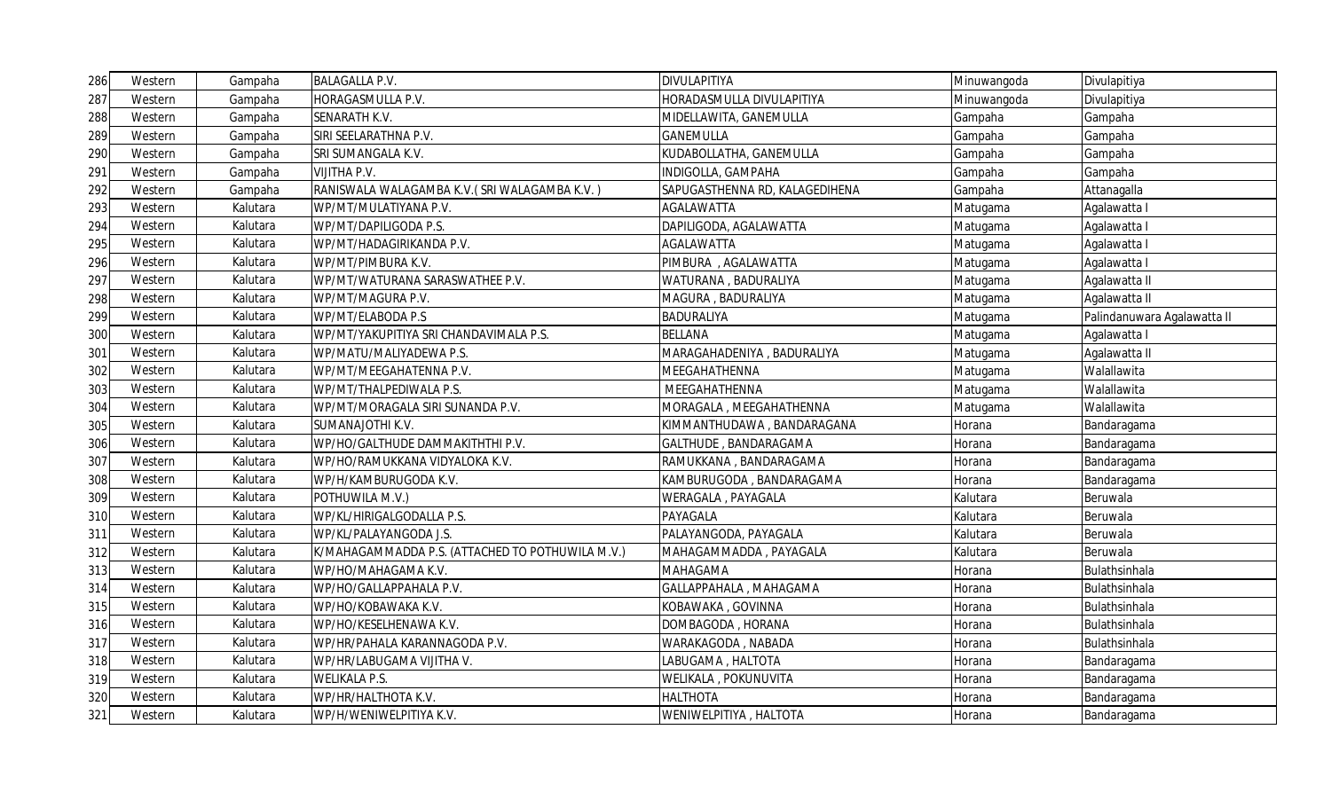| 286 | Western | Gampaha | BALAGALLA P.V. | DIVULAPITIYA | Minuwangoda | Divulapitiya |
|---|---|---|---|---|---|---|
| 287 | Western | Gampaha | HORAGASMULLA P.V. | HORADASMULLA DIVULAPITIYA | Minuwangoda | Divulapitiya |
| 288 | Western | Gampaha | SENARATH K.V. | MIDELLAWITA, GANEMULLA | Gampaha | Gampaha |
| 289 | Western | Gampaha | SIRI SEELARATHNA P.V. | GANEMULLA | Gampaha | Gampaha |
| 290 | Western | Gampaha | SRI SUMANGALA K.V. | KUDABOLLATHA, GANEMULLA | Gampaha | Gampaha |
| 291 | Western | Gampaha | VIJITHA P.V. | INDIGOLLA, GAMPAHA | Gampaha | Gampaha |
| 292 | Western | Gampaha | RANISWALA WALAGAMBA K.V.( SRI WALAGAMBA K.V. ) | SAPUGASTHENNA RD, KALAGEDIHENA | Gampaha | Attanagalla |
| 293 | Western | Kalutara | WP/MT/MULATIYANA P.V. | AGALAWATTA | Matugama | Agalawatta I |
| 294 | Western | Kalutara | WP/MT/DAPILIGODA P.S. | DAPILIGODA, AGALAWATTA | Matugama | Agalawatta I |
| 295 | Western | Kalutara | WP/MT/HADAGIRIKANDA P.V. | AGALAWATTA | Matugama | Agalawatta I |
| 296 | Western | Kalutara | WP/MT/PIMBURA K.V. | PIMBURA , AGALAWATTA | Matugama | Agalawatta I |
| 297 | Western | Kalutara | WP/MT/WATURANA SARASWATHEE P.V. | WATURANA , BADURALIYA | Matugama | Agalawatta II |
| 298 | Western | Kalutara | WP/MT/MAGURA P.V. | MAGURA , BADURALIYA | Matugama | Agalawatta II |
| 299 | Western | Kalutara | WP/MT/ELABODA P.S | BADURALIYA | Matugama | Palindanuwara Agalawatta II |
| 300 | Western | Kalutara | WP/MT/YAKUPITIYA SRI CHANDAVIMALA P.S. | BELLANA | Matugama | Agalawatta I |
| 301 | Western | Kalutara | WP/MATU/MALIYADEWA P.S. | MARAGAHADENIYA , BADURALIYA | Matugama | Agalawatta II |
| 302 | Western | Kalutara | WP/MT/MEEGAHATENNA P.V. | MEEGAHATHENNA | Matugama | Walallawita |
| 303 | Western | Kalutara | WP/MT/THALPEDIWALA P.S. | MEEGAHATHENNA | Matugama | Walallawita |
| 304 | Western | Kalutara | WP/MT/MORAGALA SIRI SUNANDA P.V. | MORAGALA , MEEGAHATHENNA | Matugama | Walallawita |
| 305 | Western | Kalutara | SUMANAJOTHI K.V. | KIMMANTHUDAWA , BANDARAGANA | Horana | Bandaragama |
| 306 | Western | Kalutara | WP/HO/GALTHUDE DAMMAKITHTHI P.V. | GALTHUDE , BANDARAGAMA | Horana | Bandaragama |
| 307 | Western | Kalutara | WP/HO/RAMUKKANA VIDYALOKA K.V. | RAMUKKANA , BANDARAGAMA | Horana | Bandaragama |
| 308 | Western | Kalutara | WP/H/KAMBURUGODA K.V. | KAMBURUGODA , BANDARAGAMA | Horana | Bandaragama |
| 309 | Western | Kalutara | POTHUWILA M.V.) | WERAGALA , PAYAGALA | Kalutara | Beruwala |
| 310 | Western | Kalutara | WP/KL/HIRIGALGODALLA P.S. | PAYAGALA | Kalutara | Beruwala |
| 311 | Western | Kalutara | WP/KL/PALAYANGODA J.S. | PALAYANGODA, PAYAGALA | Kalutara | Beruwala |
| 312 | Western | Kalutara | K/MAHAGAMMADDA P.S. (ATTACHED TO POTHUWILA M.V.) | MAHAGAMMADDA , PAYAGALA | Kalutara | Beruwala |
| 313 | Western | Kalutara | WP/HO/MAHAGAMA K.V. | MAHAGAMA | Horana | Bulathsinhala |
| 314 | Western | Kalutara | WP/HO/GALLAPPAHALA P.V. | GALLAPPAHALA , MAHAGAMA | Horana | Bulathsinhala |
| 315 | Western | Kalutara | WP/HO/KOBAWAKA K.V. | KOBAWAKA , GOVINNA | Horana | Bulathsinhala |
| 316 | Western | Kalutara | WP/HO/KESELHENAWA K.V. | DOMBAGODA , HORANA | Horana | Bulathsinhala |
| 317 | Western | Kalutara | WP/HR/PAHALA KARANNAGODA P.V. | WARAKAGODA , NABADA | Horana | Bulathsinhala |
| 318 | Western | Kalutara | WP/HR/LABUGAMA VIJITHA V. | LABUGAMA , HALTOTA | Horana | Bandaragama |
| 319 | Western | Kalutara | WELIKALA P.S. | WELIKALA , POKUNUVITA | Horana | Bandaragama |
| 320 | Western | Kalutara | WP/HR/HALTHOTA K.V. | HALTHOTA | Horana | Bandaragama |
| 321 | Western | Kalutara | WP/H/WENIWELPITIYA K.V. | WENIWELPITIYA , HALTOTA | Horana | Bandaragama |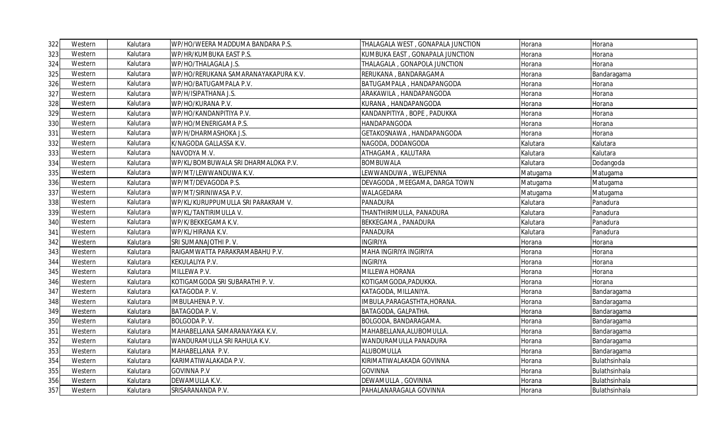| 322 | Western | Kalutara | WP/HO/WEERA MADDUMA BANDARA P.S. | THALAGALA WEST , GONAPALA JUNCTION | Horana | Horana |
|---|---|---|---|---|---|---|
| 323 | Western | Kalutara | WP/HR/KUMBUKA EAST P.S. | KUMBUKA EAST , GONAPALA JUNCTION | Horana | Horana |
| 324 | Western | Kalutara | WP/HO/THALAGALA J.S. | THALAGALA , GONAPOLA JUNCTION | Horana | Horana |
| 325 | Western | Kalutara | WP/HO/RERUKANA SAMARANAYAKAPURA K.V. | RERUKANA , BANDARAGAMA | Horana | Bandaragama |
| 326 | Western | Kalutara | WP/HO/BATUGAMPALA P.V. | BATUGAMPALA , HANDAPANGODA | Horana | Horana |
| 327 | Western | Kalutara | WP/H/ISIPATHANA J.S. | ARAKAWILA , HANDAPANGODA | Horana | Horana |
| 328 | Western | Kalutara | WP/HO/KURANA P.V. | KURANA , HANDAPANGODA | Horana | Horana |
| 329 | Western | Kalutara | WP/HO/KANDANPITIYA P.V. | KANDANPITIYA , BOPE , PADUKKA | Horana | Horana |
| 330 | Western | Kalutara | WP/HO/MENERIGAMA P.S. | HANDAPANGODA | Horana | Horana |
| 331 | Western | Kalutara | WP/H/DHARMASHOKA J.S. | GETAKOSNAWA , HANDAPANGODA | Horana | Horana |
| 332 | Western | Kalutara | K/NAGODA GALLASSA K.V. | NAGODA, DODANGODA | Kalutara | Kalutara |
| 333 | Western | Kalutara | NAVODYA M.V. | ATHAGAMA , KALUTARA | Kalutara | Kalutara |
| 334 | Western | Kalutara | WP/KL/BOMBUWALA SRI DHARMALOKA P.V. | BOMBUWALA | Kalutara | Dodangoda |
| 335 | Western | Kalutara | WP/MT/LEWWANDUWA K.V. | LEWWANDUWA , WELIPENNA | Matugama | Matugama |
| 336 | Western | Kalutara | WP/MT/DEVAGODA P.S. | DEVAGODA , MEEGAMA, DARGA TOWN | Matugama | Matugama |
| 337 | Western | Kalutara | WP/MT/SIRINIWASA P.V. | WALAGEDARA | Matugama | Matugama |
| 338 | Western | Kalutara | WP/KL/KURUPPUMULLA SRI PARAKRAM V. | PANADURA | Kalutara | Panadura |
| 339 | Western | Kalutara | WP/KL/TANTIRIMULLA V. | THANTHIRIMULLA, PANADURA | Kalutara | Panadura |
| 340 | Western | Kalutara | WP/K/BEKKEGAMA K.V. | BEKKEGAMA , PANADURA | Kalutara | Panadura |
| 341 | Western | Kalutara | WP/KL/HIRANA K.V. | PANADURA | Kalutara | Panadura |
| 342 | Western | Kalutara | SRI SUMANAJOTHI P. V. | INGIRIYA | Horana | Horana |
| 343 | Western | Kalutara | RAIGAMWATTA PARAKRAMABAHU P.V. | MAHA INGIRIYA INGIRIYA | Horana | Horana |
| 344 | Western | Kalutara | KEKULALIYA P.V. | INGIRIYA | Horana | Horana |
| 345 | Western | Kalutara | MILLEWA P.V. | MILLEWA HORANA | Horana | Horana |
| 346 | Western | Kalutara | KOTIGAMGODA SRI SUBARATHI P. V. | KOTIGAMGODA,PADUKKA. | Horana | Horana |
| 347 | Western | Kalutara | KATAGODA P. V. | KATAGODA, MILLANIYA. | Horana | Bandaragama |
| 348 | Western | Kalutara | IMBULAHENA P. V. | IMBULA,PARAGASTHTA,HORANA. | Horana | Bandaragama |
| 349 | Western | Kalutara | BATAGODA P. V. | BATAGODA, GALPATHA. | Horana | Bandaragama |
| 350 | Western | Kalutara | BOLGODA P. V. | BOLGODA, BANDARAGAMA. | Horana | Bandaragama |
| 351 | Western | Kalutara | MAHABELLANA SAMARANAYAKA K.V. | MAHABELLANA,ALUBOMULLA. | Horana | Bandaragama |
| 352 | Western | Kalutara | WANDURAMULLA SRI RAHULA K.V. | WANDURAMULLA PANADURA | Horana | Bandaragama |
| 353 | Western | Kalutara | MAHABELLANA P.V. | ALUBOMULLA | Horana | Bandaragama |
| 354 | Western | Kalutara | KARIMATIWALAKADA P.V. | KIRIMATIWALAKADA GOVINNA | Horana | Bulathsinhala |
| 355 | Western | Kalutara | GOVINNA P.V | GOVINNA | Horana | Bulathsinhala |
| 356 | Western | Kalutara | DEWAMULLA K.V. | DEWAMULLA , GOVINNA | Horana | Bulathsinhala |
| 357 | Western | Kalutara | SRISARANANDA P.V. | PAHALANARAGALA GOVINNA | Horana | Bulathsinhala |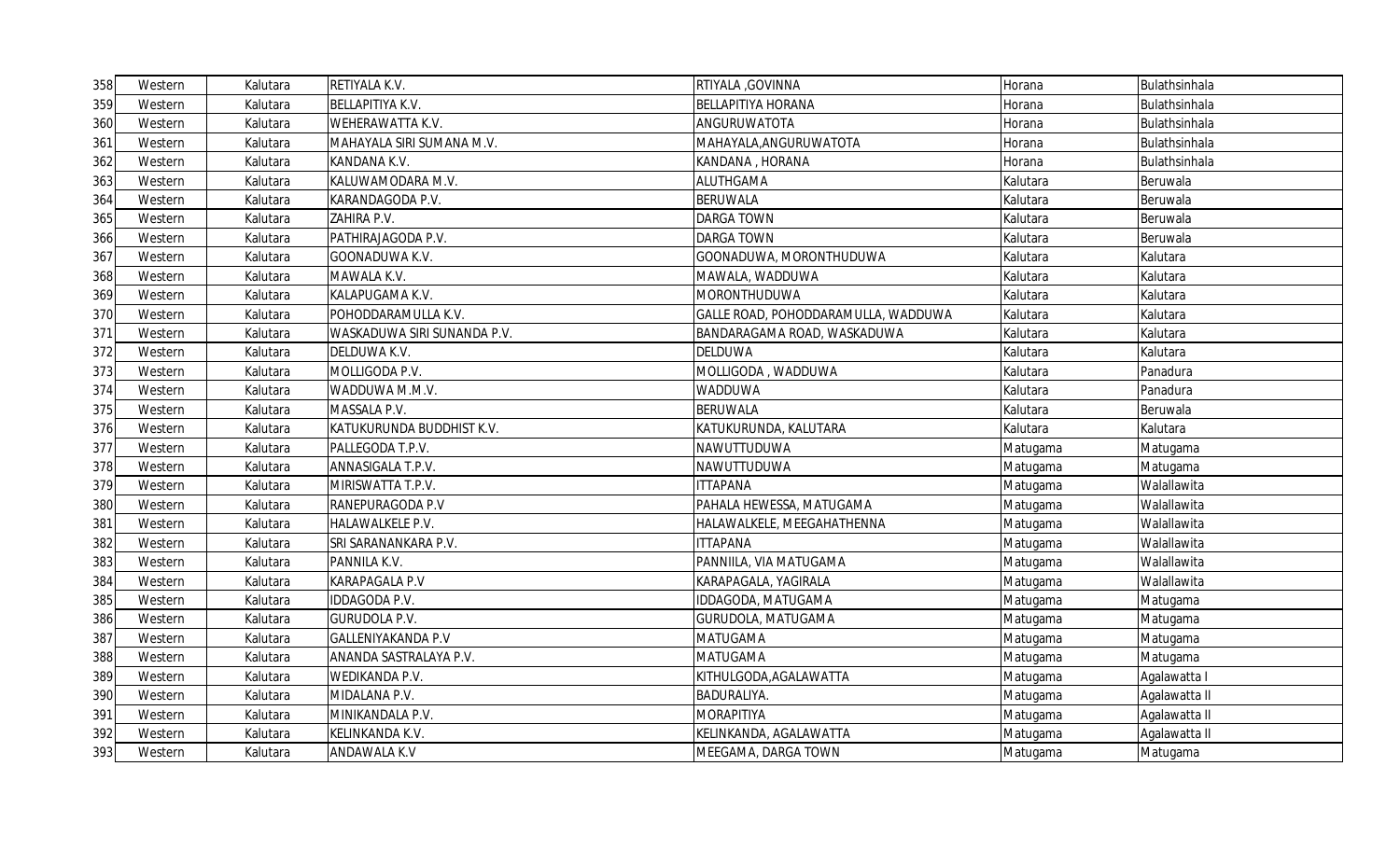| 358 | Western | Kalutara | RETIYALA K.V. | RTIYALA ,GOVINNA | Horana | Bulathsinhala |
|---|---|---|---|---|---|---|
| 359 | Western | Kalutara | BELLAPITIYA K.V. | BELLAPITIYA HORANA | Horana | Bulathsinhala |
| 360 | Western | Kalutara | WEHERAWATTA K.V. | ANGURUWATOTA | Horana | Bulathsinhala |
| 361 | Western | Kalutara | MAHAYALA SIRI SUMANA M.V. | MAHAYALA,ANGURUWATOTA | Horana | Bulathsinhala |
| 362 | Western | Kalutara | KANDANA K.V. | KANDANA , HORANA | Horana | Bulathsinhala |
| 363 | Western | Kalutara | KALUWAMODARA M.V. | ALUTHGAMA | Kalutara | Beruwala |
| 364 | Western | Kalutara | KARANDAGODA P.V. | BERUWALA | Kalutara | Beruwala |
| 365 | Western | Kalutara | ZAHIRA P.V. | DARGA TOWN | Kalutara | Beruwala |
| 366 | Western | Kalutara | PATHIRAJAGODA P.V. | DARGA TOWN | Kalutara | Beruwala |
| 367 | Western | Kalutara | GOONADUWA K.V. | GOONADUWA, MORONTHUDUWA | Kalutara | Kalutara |
| 368 | Western | Kalutara | MAWALA K.V. | MAWALA, WADDUWA | Kalutara | Kalutara |
| 369 | Western | Kalutara | KALAPUGAMA K.V. | MORONTHUDUWA | Kalutara | Kalutara |
| 370 | Western | Kalutara | POHODDARAMULLA K.V. | GALLE ROAD, POHODDARAMULLA, WADDUWA | Kalutara | Kalutara |
| 371 | Western | Kalutara | WASKADUWA SIRI SUNANDA P.V. | BANDARAGAMA ROAD, WASKADUWA | Kalutara | Kalutara |
| 372 | Western | Kalutara | DELDUWA K.V. | DELDUWA | Kalutara | Kalutara |
| 373 | Western | Kalutara | MOLLIGODA P.V. | MOLLIGODA , WADDUWA | Kalutara | Panadura |
| 374 | Western | Kalutara | WADDUWA M.M.V. | WADDUWA | Kalutara | Panadura |
| 375 | Western | Kalutara | MASSALA P.V. | BERUWALA | Kalutara | Beruwala |
| 376 | Western | Kalutara | KATUKURUNDA BUDDHIST K.V. | KATUKURUNDA, KALUTARA | Kalutara | Kalutara |
| 377 | Western | Kalutara | PALLEGODA T.P.V. | NAWUTTUDUWA | Matugama | Matugama |
| 378 | Western | Kalutara | ANNASIGALA T.P.V. | NAWUTTUDUWA | Matugama | Matugama |
| 379 | Western | Kalutara | MIRISWATTA T.P.V. | ITTAPANA | Matugama | Walallawita |
| 380 | Western | Kalutara | RANEPURAGODA P.V | PAHALA HEWESSA, MATUGAMA | Matugama | Walallawita |
| 381 | Western | Kalutara | HALAWALKELE P.V. | HALAWALKELE, MEEGAHATHENNA | Matugama | Walallawita |
| 382 | Western | Kalutara | SRI SARANANKARA P.V. | ITTAPANA | Matugama | Walallawita |
| 383 | Western | Kalutara | PANNILA K.V. | PANNIILA, VIA MATUGAMA | Matugama | Walallawita |
| 384 | Western | Kalutara | KARAPAGALA P.V | KARAPAGALA, YAGIRALA | Matugama | Walallawita |
| 385 | Western | Kalutara | IDDAGODA P.V. | IDDAGODA, MATUGAMA | Matugama | Matugama |
| 386 | Western | Kalutara | GURUDOLA P.V. | GURUDOLA, MATUGAMA | Matugama | Matugama |
| 387 | Western | Kalutara | GALLENIYAKANDA P.V | MATUGAMA | Matugama | Matugama |
| 388 | Western | Kalutara | ANANDA SASTRALAYA P.V. | MATUGAMA | Matugama | Matugama |
| 389 | Western | Kalutara | WEDIKANDA P.V. | KITHULGODA,AGALAWATTA | Matugama | Agalawatta I |
| 390 | Western | Kalutara | MIDALANA P.V. | BADURALIYA. | Matugama | Agalawatta II |
| 391 | Western | Kalutara | MINIKANDALA P.V. | MORAPITIYA | Matugama | Agalawatta II |
| 392 | Western | Kalutara | KELINKANDA K.V. | KELINKANDA, AGALAWATTA | Matugama | Agalawatta II |
| 393 | Western | Kalutara | ANDAWALA K.V | MEEGAMA, DARGA TOWN | Matugama | Matugama |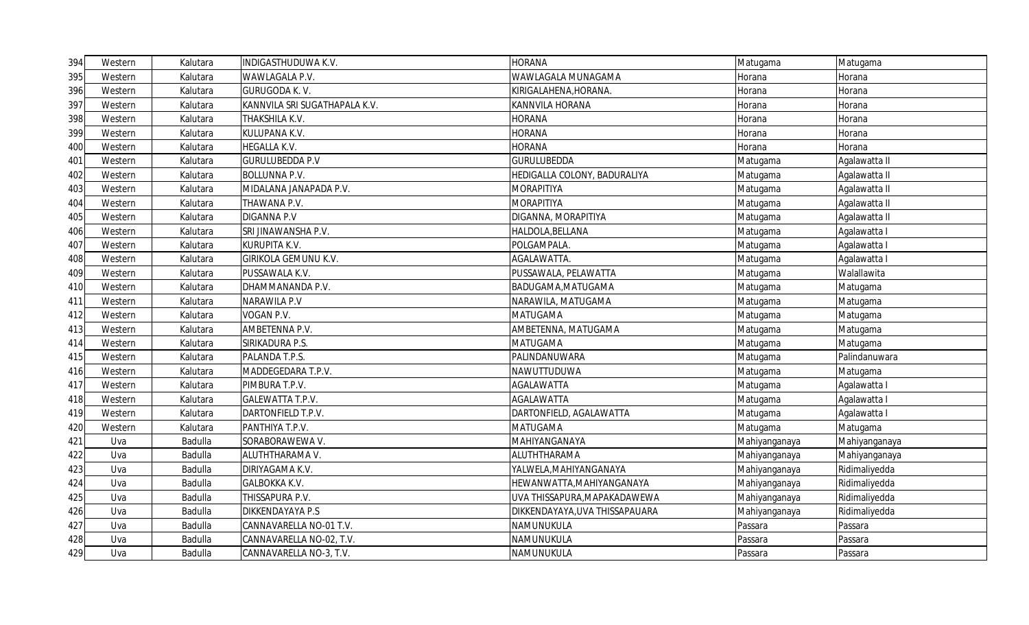| 394 | Western | Kalutara | INDIGASTHUDUWA K.V. | HORANA | Matugama | Matugama |
|---|---|---|---|---|---|---|
| 395 | Western | Kalutara | WAWLAGALA P.V. | WAWLAGALA MUNAGAMA | Horana | Horana |
| 396 | Western | Kalutara | GURUGODA K. V. | KIRIGALAHENA,HORANA. | Horana | Horana |
| 397 | Western | Kalutara | KANNVILA SRI SUGATHAPALA K.V. | KANNVILA HORANA | Horana | Horana |
| 398 | Western | Kalutara | THAKSHILA K.V. | HORANA | Horana | Horana |
| 399 | Western | Kalutara | KULUPANA K.V. | HORANA | Horana | Horana |
| 400 | Western | Kalutara | HEGALLA K.V. | HORANA | Horana | Horana |
| 401 | Western | Kalutara | GURULUBEDDA P.V | GURULUBEDDA | Matugama | Agalawatta II |
| 402 | Western | Kalutara | BOLLUNNA P.V. | HEDIGALLA COLONY, BADURALIYA | Matugama | Agalawatta II |
| 403 | Western | Kalutara | MIDALANA JANAPADA P.V. | MORAPITIYA | Matugama | Agalawatta II |
| 404 | Western | Kalutara | THAWANA P.V. | MORAPITIYA | Matugama | Agalawatta II |
| 405 | Western | Kalutara | DIGANNA P.V | DIGANNA, MORAPITIYA | Matugama | Agalawatta II |
| 406 | Western | Kalutara | SRI JINAWANSHA P.V. | HALDOLA,BELLANA | Matugama | Agalawatta I |
| 407 | Western | Kalutara | KURUPITA K.V. | POLGAMPALA. | Matugama | Agalawatta I |
| 408 | Western | Kalutara | GIRIKOLA GEMUNU K.V. | AGALAWATTA. | Matugama | Agalawatta I |
| 409 | Western | Kalutara | PUSSAWALA K.V. | PUSSAWALA, PELAWATTA | Matugama | Walallawita |
| 410 | Western | Kalutara | DHAMMANANDA P.V. | BADUGAMA,MATUGAMA | Matugama | Matugama |
| 411 | Western | Kalutara | NARAWILA P.V | NARAWILA, MATUGAMA | Matugama | Matugama |
| 412 | Western | Kalutara | VOGAN P.V. | MATUGAMA | Matugama | Matugama |
| 413 | Western | Kalutara | AMBETENNA P.V. | AMBETENNA, MATUGAMA | Matugama | Matugama |
| 414 | Western | Kalutara | SIRIKADURA P.S. | MATUGAMA | Matugama | Matugama |
| 415 | Western | Kalutara | PALANDA T.P.S. | PALINDANUWARA | Matugama | Palindanuwara |
| 416 | Western | Kalutara | MADDEGEDARA T.P.V. | NAWUTTUDUWA | Matugama | Matugama |
| 417 | Western | Kalutara | PIMBURA T.P.V. | AGALAWATTA | Matugama | Agalawatta I |
| 418 | Western | Kalutara | GALEWATTA T.P.V. | AGALAWATTA | Matugama | Agalawatta I |
| 419 | Western | Kalutara | DARTONFIELD T.P.V. | DARTONFIELD, AGALAWATTA | Matugama | Agalawatta I |
| 420 | Western | Kalutara | PANTHIYA T.P.V. | MATUGAMA | Matugama | Matugama |
| 421 | Uva | Badulla | SORABORAWEWA V. | MAHIYANGANAYA | Mahiyanganaya | Mahiyanganaya |
| 422 | Uva | Badulla | ALUTHTHARAMA V. | ALUTHTHARAMA | Mahiyanganaya | Mahiyanganaya |
| 423 | Uva | Badulla | DIRIYAGAMA K.V. | YALWELA,MAHIYANGANAYA | Mahiyanganaya | Ridimaliyedda |
| 424 | Uva | Badulla | GALBOKKA K.V. | HEWANWATTA,MAHIYANGANAYA | Mahiyanganaya | Ridimaliyedda |
| 425 | Uva | Badulla | THISSAPURA P.V. | UVA THISSAPURA,MAPAKADAWEWA | Mahiyanganaya | Ridimaliyedda |
| 426 | Uva | Badulla | DIKKENDAYAYA P.S | DIKKENDAYAYA,UVA THISSAPAUARA | Mahiyanganaya | Ridimaliyedda |
| 427 | Uva | Badulla | CANNAVARELLA NO-01 T.V. | NAMUNUKULA | Passara | Passara |
| 428 | Uva | Badulla | CANNAVARELLA NO-02, T.V. | NAMUNUKULA | Passara | Passara |
| 429 | Uva | Badulla | CANNAVARELLA NO-3, T.V. | NAMUNUKULA | Passara | Passara |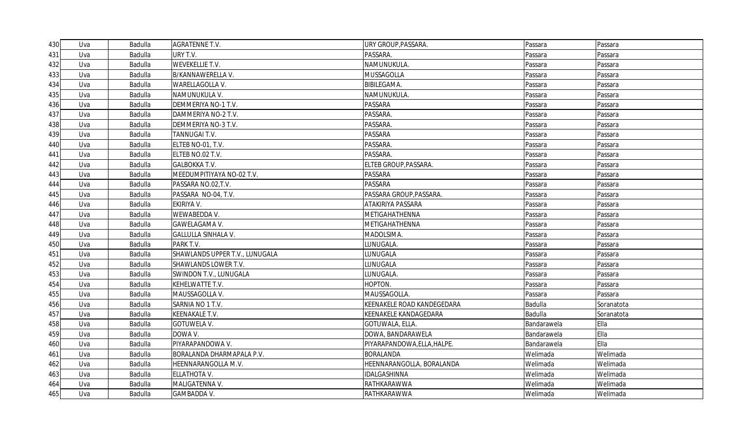| | | | | | | |
|---|---|---|---|---|---|---|
| 430 | Uva | Badulla | AGRATENNE T.V. | URY GROUP,PASSARA. | Passara | Passara |
| 431 | Uva | Badulla | URY T.V. | PASSARA. | Passara | Passara |
| 432 | Uva | Badulla | WEVEKELLIE T.V. | NAMUNUKULA. | Passara | Passara |
| 433 | Uva | Badulla | B/KANNAWERELLA V. | MUSSAGOLLA | Passara | Passara |
| 434 | Uva | Badulla | WARELLAGOLLA V. | BIBILEGAMA. | Passara | Passara |
| 435 | Uva | Badulla | NAMUNUKULA V. | NAMUNUKULA. | Passara | Passara |
| 436 | Uva | Badulla | DEMMERIYA NO-1 T.V. | PASSARA | Passara | Passara |
| 437 | Uva | Badulla | DAMMERIYA NO-2 T.V. | PASSARA. | Passara | Passara |
| 438 | Uva | Badulla | DEMMERIYA NO-3 T.V. | PASSARA. | Passara | Passara |
| 439 | Uva | Badulla | TANNUGAI T.V. | PASSARA | Passara | Passara |
| 440 | Uva | Badulla | ELTEB NO-01, T.V. | PASSARA. | Passara | Passara |
| 441 | Uva | Badulla | ELTEB NO.02 T.V. | PASSARA. | Passara | Passara |
| 442 | Uva | Badulla | GALBOKKA T.V. | ELTEB GROUP,PASSARA. | Passara | Passara |
| 443 | Uva | Badulla | MEEDUMPITIYAYA NO-02 T.V. | PASSARA | Passara | Passara |
| 444 | Uva | Badulla | PASSARA NO.02,T.V. | PASSARA | Passara | Passara |
| 445 | Uva | Badulla | PASSARA NO-04, T.V. | PASSARA GROUP,PASSARA. | Passara | Passara |
| 446 | Uva | Badulla | EKIRIYA V. | ATAKIRIYA PASSARA | Passara | Passara |
| 447 | Uva | Badulla | WEWABEDDA V. | METIGAHATHENNA | Passara | Passara |
| 448 | Uva | Badulla | GAWELAGAMA V. | METIGAHATHENNA | Passara | Passara |
| 449 | Uva | Badulla | GALLULLA SINHALA V. | MADOLSIMA. | Passara | Passara |
| 450 | Uva | Badulla | PARK T.V. | LUNUGALA. | Passara | Passara |
| 451 | Uva | Badulla | SHAWLANDS UPPER T.V., LUNUGALA | LUNUGALA | Passara | Passara |
| 452 | Uva | Badulla | SHAWLANDS LOWER T.V. | LUNUGALA | Passara | Passara |
| 453 | Uva | Badulla | SWINDON T.V., LUNUGALA | LUNUGALA. | Passara | Passara |
| 454 | Uva | Badulla | KEHELWATTE T.V. | HOPTON. | Passara | Passara |
| 455 | Uva | Badulla | MAUSSAGOLLA V. | MAUSSAGOLLA. | Passara | Passara |
| 456 | Uva | Badulla | SARNIA NO 1 T.V. | KEENAKELE ROAD KANDEGEDARA | Badulla | Soranatota |
| 457 | Uva | Badulla | KEENAKALE T.V. | KEENAKELE KANDAGEDARA | Badulla | Soranatota |
| 458 | Uva | Badulla | GOTUWELA V. | GOTUWALA, ELLA. | Bandarawela | Ella |
| 459 | Uva | Badulla | DOWA V. | DOWA, BANDARAWELA | Bandarawela | Ella |
| 460 | Uva | Badulla | PIYARAPANDOWA V. | PIYARAPANDOWA,ELLA,HALPE. | Bandarawela | Ella |
| 461 | Uva | Badulla | BORALANDA DHARMAPALA P.V. | BORALANDA | Welimada | Welimada |
| 462 | Uva | Badulla | HEENNARANGOLLA M.V. | HEENNARANGOLLA, BORALANDA | Welimada | Welimada |
| 463 | Uva | Badulla | ELLATHOTA V. | IDALGASHINNA | Welimada | Welimada |
| 464 | Uva | Badulla | MALIGATENNA V. | RATHKARAWWA | Welimada | Welimada |
| 465 | Uva | Badulla | GAMBADDA V. | RATHKARAWWA | Welimada | Welimada |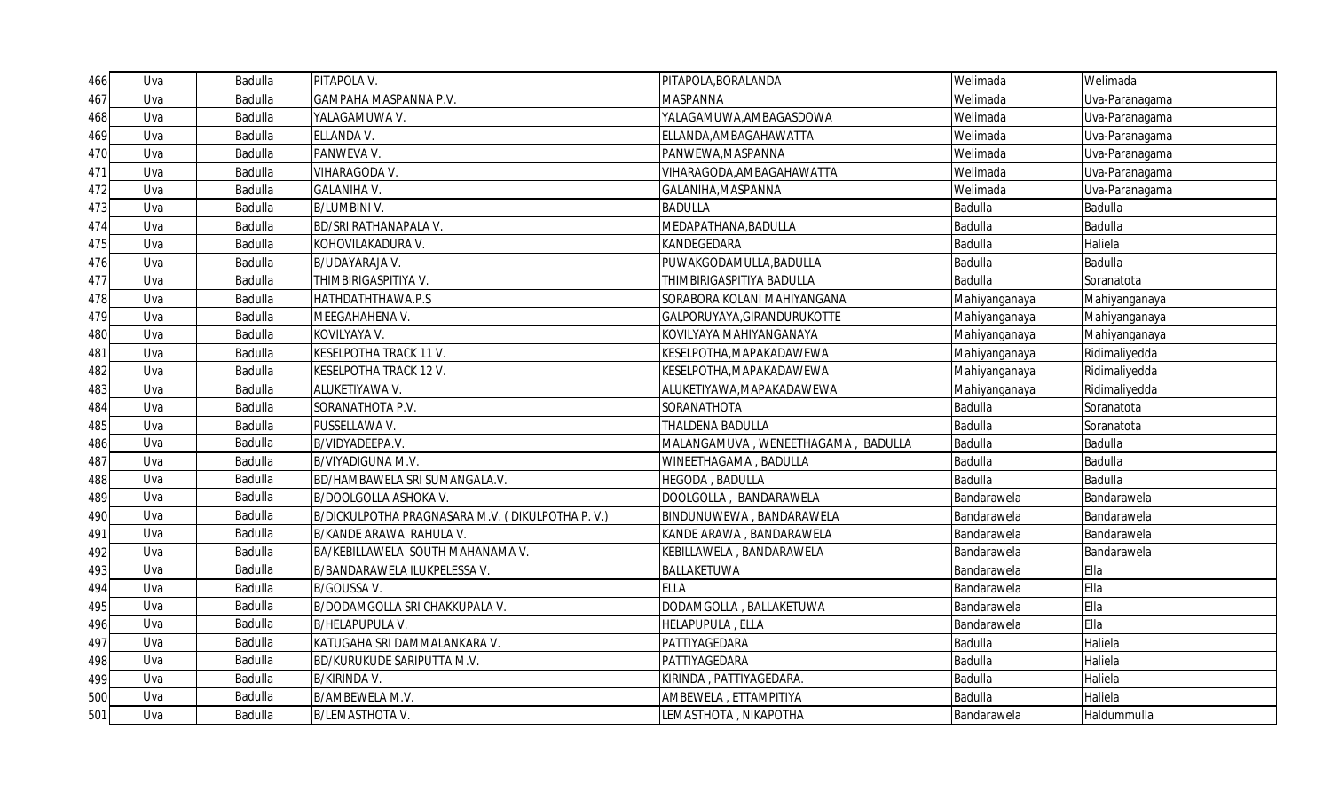| 466 | Uva | Badulla | PITAPOLA V. | PITAPOLA,BORALANDA | Welimada | Welimada |
|---|---|---|---|---|---|---|
| 467 | Uva | Badulla | GAMPAHA MASPANNA P.V. | MASPANNA | Welimada | Uva-Paranagama |
| 468 | Uva | Badulla | YALAGAMUWA V. | YALAGAMUWA,AMBAGASDOWA | Welimada | Uva-Paranagama |
| 469 | Uva | Badulla | ELLANDA V. | ELLANDA,AMBAGAHAWATTA | Welimada | Uva-Paranagama |
| 470 | Uva | Badulla | PANWEVA V. | PANWEWA,MASPANNA | Welimada | Uva-Paranagama |
| 471 | Uva | Badulla | VIHARAGODA V. | VIHARAGODA,AMBAGAHAWATTA | Welimada | Uva-Paranagama |
| 472 | Uva | Badulla | GALANIHA V. | GALANIHA,MASPANNA | Welimada | Uva-Paranagama |
| 473 | Uva | Badulla | B/LUMBINI V. | BADULLA | Badulla | Badulla |
| 474 | Uva | Badulla | BD/SRI RATHANAPALA V. | MEDAPATHANA,BADULLA | Badulla | Badulla |
| 475 | Uva | Badulla | KOHOVILAKADURA V. | KANDEGEDARA | Badulla | Haliela |
| 476 | Uva | Badulla | B/UDAYARAJA V. | PUWAKGODAMULLA,BADULLA | Badulla | Badulla |
| 477 | Uva | Badulla | THIMBIRIGASPITIYA V. | THIMBIRIGASPITIYA BADULLA | Badulla | Soranatota |
| 478 | Uva | Badulla | HATHDATHTHAWA.P.S | SORABORA KOLANI MAHIYANGANA | Mahiyanganaya | Mahiyanganaya |
| 479 | Uva | Badulla | MEEGAHAHENA V. | GALPORUYAYA,GIRANDURUKOTTE | Mahiyanganaya | Mahiyanganaya |
| 480 | Uva | Badulla | KOVILYAYA V. | KOVILYAYA MAHIYANGANAYA | Mahiyanganaya | Mahiyanganaya |
| 481 | Uva | Badulla | KESELPOTHA TRACK 11 V. | KESELPOTHA,MAPAKADAWEWA | Mahiyanganaya | Ridimaliyedda |
| 482 | Uva | Badulla | KESELPOTHA TRACK 12 V. | KESELPOTHA,MAPAKADAWEWA | Mahiyanganaya | Ridimaliyedda |
| 483 | Uva | Badulla | ALUKETIYAWA V. | ALUKETIYAWA,MAPAKADAWEWA | Mahiyanganaya | Ridimaliyedda |
| 484 | Uva | Badulla | SORANATHOTA P.V. | SORANATHOTA | Badulla | Soranatota |
| 485 | Uva | Badulla | PUSSELLAWA V. | THALDENA BADULLA | Badulla | Soranatota |
| 486 | Uva | Badulla | B/VIDYADEEPA.V. | MALANGAMUVA , WENEETHAGAMA , BADULLA | Badulla | Badulla |
| 487 | Uva | Badulla | B/VIYADIGUNA M.V. | WINEETHAGAMA , BADULLA | Badulla | Badulla |
| 488 | Uva | Badulla | BD/HAMBAWELA SRI SUMANGALA.V. | HEGODA , BADULLA | Badulla | Badulla |
| 489 | Uva | Badulla | B/DOOLGOLLA ASHOKA V. | DOOLGOLLA , BANDARAWELA | Bandarawela | Bandarawela |
| 490 | Uva | Badulla | B/DICKULPOTHA PRAGNASARA M.V. ( DIKULPOTHA P. V.) | BINDUNUWEWA , BANDARAWELA | Bandarawela | Bandarawela |
| 491 | Uva | Badulla | B/KANDE ARAWA RAHULA V. | KANDE ARAWA , BANDARAWELA | Bandarawela | Bandarawela |
| 492 | Uva | Badulla | BA/KEBILLAWELA SOUTH MAHANAMA V. | KEBILLAWELA , BANDARAWELA | Bandarawela | Bandarawela |
| 493 | Uva | Badulla | B/BANDARAWELA ILUKPELESSA V. | BALLAKETUWA | Bandarawela | Ella |
| 494 | Uva | Badulla | B/GOUSSA V. | ELLA | Bandarawela | Ella |
| 495 | Uva | Badulla | B/DODAMGOLLA SRI CHAKKUPALA V. | DODAMGOLLA , BALLAKETUWA | Bandarawela | Ella |
| 496 | Uva | Badulla | B/HELAPUPULA V. | HELAPUPULA , ELLA | Bandarawela | Ella |
| 497 | Uva | Badulla | KATUGAHA SRI DAMMALANKARA V. | PATTIYAGEDARA | Badulla | Haliela |
| 498 | Uva | Badulla | BD/KURUKUDE SARIPUTTA M.V. | PATTIYAGEDARA | Badulla | Haliela |
| 499 | Uva | Badulla | B/KIRINDA V. | KIRINDA , PATTIYAGEDARA. | Badulla | Haliela |
| 500 | Uva | Badulla | B/AMBEWELA M.V. | AMBEWELA , ETTAMPITIYA | Badulla | Haliela |
| 501 | Uva | Badulla | B/LEMASTHOTA V. | LEMASTHOTA , NIKAPOTHA | Bandarawela | Haldummulla |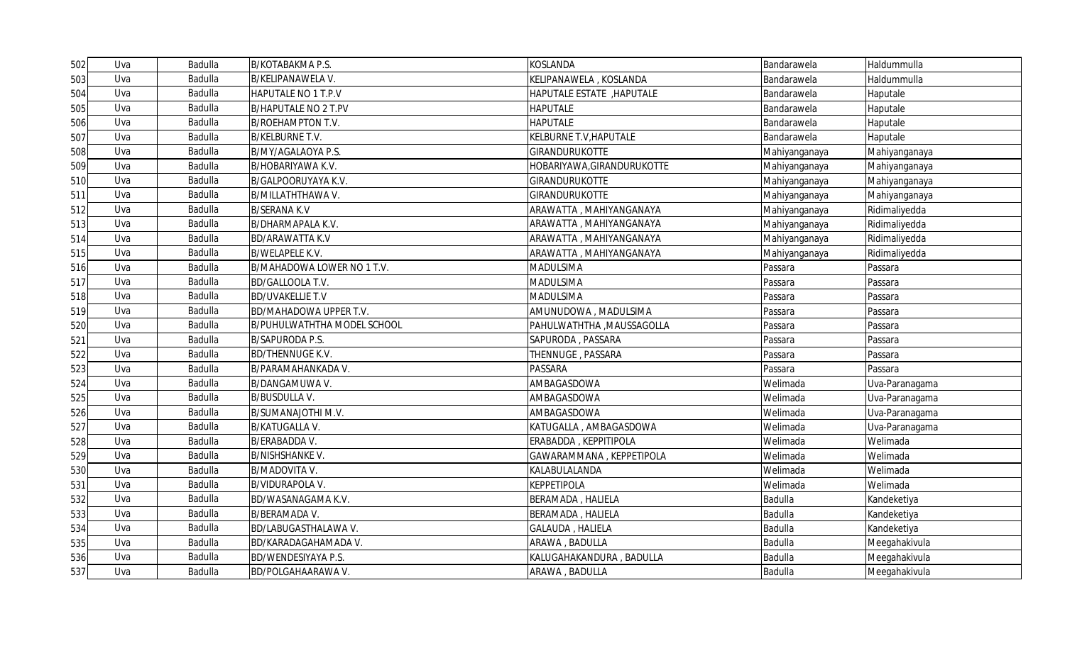| | | | | | | |
|---|---|---|---|---|---|---|
| 502 | Uva | Badulla | B/KOTABAKMA P.S. | KOSLANDA | Bandarawela | Haldummulla |
| 503 | Uva | Badulla | B/KELIPANAWELA V. | KELIPANAWELA , KOSLANDA | Bandarawela | Haldummulla |
| 504 | Uva | Badulla | HAPUTALE NO 1 T.P.V | HAPUTALE ESTATE ,HAPUTALE | Bandarawela | Haputale |
| 505 | Uva | Badulla | B/HAPUTALE NO 2 T.PV | HAPUTALE | Bandarawela | Haputale |
| 506 | Uva | Badulla | B/ROEHAMPTON T.V. | HAPUTALE | Bandarawela | Haputale |
| 507 | Uva | Badulla | B/KELBURNE T.V. | KELBURNE T.V,HAPUTALE | Bandarawela | Haputale |
| 508 | Uva | Badulla | B/MY/AGALAOYA P.S. | GIRANDURUKOTTE | Mahiyanganaya | Mahiyanganaya |
| 509 | Uva | Badulla | B/HOBARIYAWA K.V. | HOBARIYAWA,GIRANDURUKOTTE | Mahiyanganaya | Mahiyanganaya |
| 510 | Uva | Badulla | B/GALPOORUYAYA K.V. | GIRANDURUKOTTE | Mahiyanganaya | Mahiyanganaya |
| 511 | Uva | Badulla | B/MILLATHTHAWA V. | GIRANDURUKOTTE | Mahiyanganaya | Mahiyanganaya |
| 512 | Uva | Badulla | B/SERANA K.V | ARAWATTA , MAHIYANGANAYA | Mahiyanganaya | Ridimaliyedda |
| 513 | Uva | Badulla | B/DHARMAPALA K.V. | ARAWATTA , MAHIYANGANAYA | Mahiyanganaya | Ridimaliyedda |
| 514 | Uva | Badulla | BD/ARAWATTA K.V | ARAWATTA , MAHIYANGANAYA | Mahiyanganaya | Ridimaliyedda |
| 515 | Uva | Badulla | B/WELAPELE K.V. | ARAWATTA , MAHIYANGANAYA | Mahiyanganaya | Ridimaliyedda |
| 516 | Uva | Badulla | B/MAHADOWA LOWER NO 1 T.V. | MADULSIMA | Passara | Passara |
| 517 | Uva | Badulla | BD/GALLOOLA T.V. | MADULSIMA | Passara | Passara |
| 518 | Uva | Badulla | BD/UVAKELLIE T.V | MADULSIMA | Passara | Passara |
| 519 | Uva | Badulla | BD/MAHADOWA UPPER T.V. | AMUNUDOWA , MADULSIMA | Passara | Passara |
| 520 | Uva | Badulla | B/PUHULWATHTHA MODEL SCHOOL | PAHULWATHTHA ,MAUSSAGOLLA | Passara | Passara |
| 521 | Uva | Badulla | B/SAPURODA P.S. | SAPURODA , PASSARA | Passara | Passara |
| 522 | Uva | Badulla | BD/THENNUGE K.V. | THENNUGE , PASSARA | Passara | Passara |
| 523 | Uva | Badulla | B/PARAMAHANKADA V. | PASSARA | Passara | Passara |
| 524 | Uva | Badulla | B/DANGAMUWA V. | AMBAGASDOWA | Welimada | Uva-Paranagama |
| 525 | Uva | Badulla | B/BUSDULLA V. | AMBAGASDOWA | Welimada | Uva-Paranagama |
| 526 | Uva | Badulla | B/SUMANAJOTHI M.V. | AMBAGASDOWA | Welimada | Uva-Paranagama |
| 527 | Uva | Badulla | B/KATUGALLA V. | KATUGALLA , AMBAGASDOWA | Welimada | Uva-Paranagama |
| 528 | Uva | Badulla | B/ERABADDA V. | ERABADDA , KEPPITIPOLA | Welimada | Welimada |
| 529 | Uva | Badulla | B/NISHSHANKE V. | GAWARAMMANA , KEPPETIPOLA | Welimada | Welimada |
| 530 | Uva | Badulla | B/MADOVITA V. | KALABULALANDA | Welimada | Welimada |
| 531 | Uva | Badulla | B/VIDURAPOLA V. | KEPPETIPOLA | Welimada | Welimada |
| 532 | Uva | Badulla | BD/WASANAGAMA K.V. | BERAMADA , HALIELA | Badulla | Kandeketiya |
| 533 | Uva | Badulla | B/BERAMADA V. | BERAMADA , HALIELA | Badulla | Kandeketiya |
| 534 | Uva | Badulla | BD/LABUGASTHALAWA V. | GALAUDA , HALIELA | Badulla | Kandeketiya |
| 535 | Uva | Badulla | BD/KARADAGAHAMADA V. | ARAWA , BADULLA | Badulla | Meegahakivula |
| 536 | Uva | Badulla | BD/WENDESIYAYA P.S. | KALUGAHAKANDURA , BADULLA | Badulla | Meegahakivula |
| 537 | Uva | Badulla | BD/POLGAHAARAWA V. | ARAWA , BADULLA | Badulla | Meegahakivula |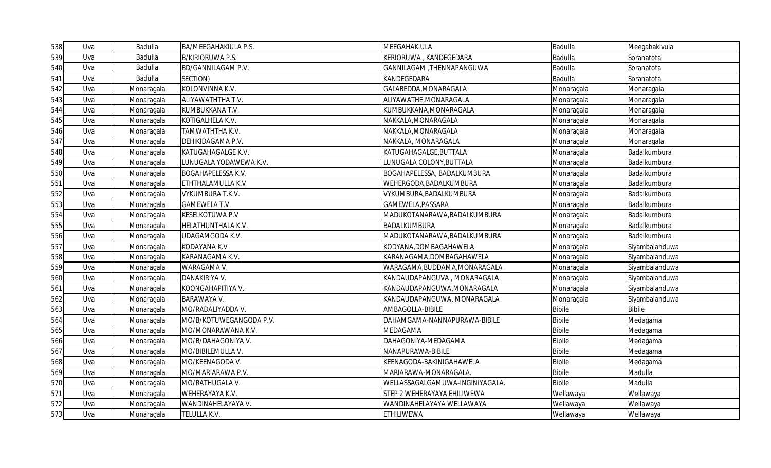| 538 | Uva | Badulla | BA/MEEGAHAKIULA P.S. | MEEGAHAKIULA | Badulla | Meegahakivula |
|---|---|---|---|---|---|---|
| 539 | Uva | Badulla | B/KIRIORUWA P.S. | KERIORUWA , KANDEGEDARA | Badulla | Soranatota |
| 540 | Uva | Badulla | BD/GANNILAGAM P.V. | GANNILAGAM ,THENNAPANGUWA | Badulla | Soranatota |
| 541 | Uva | Badulla | SECTION) | KANDEGEDARA | Badulla | Soranatota |
| 542 | Uva | Monaragala | KOLONVINNA K.V. | GALABEDDA,MONARAGALA | Monaragala | Monaragala |
| 543 | Uva | Monaragala | ALIYAWATHTHA T.V. | ALIYAWATHE,MONARAGALA | Monaragala | Monaragala |
| 544 | Uva | Monaragala | KUMBUKKANA T.V. | KUMBUKKANA,MONARAGALA | Monaragala | Monaragala |
| 545 | Uva | Monaragala | KOTIGALHELA K.V. | NAKKALA,MONARAGALA | Monaragala | Monaragala |
| 546 | Uva | Monaragala | TAMWATHTHA K.V. | NAKKALA,MONARAGALA | Monaragala | Monaragala |
| 547 | Uva | Monaragala | DEHIKIDAGAMA P.V. | NAKKALA, MONARAGALA | Monaragala | Monaragala |
| 548 | Uva | Monaragala | KATUGAHAGALGE K.V. | KATUGAHAGALGE,BUTTALA | Monaragala | Badalkumbura |
| 549 | Uva | Monaragala | LUNUGALA YODAWEWA K.V. | LUNUGALA COLONY,BUTTALA | Monaragala | Badalkumbura |
| 550 | Uva | Monaragala | BOGAHAPELESSA K.V. | BOGAHAPELESSA, BADALKUMBURA | Monaragala | Badalkumbura |
| 551 | Uva | Monaragala | ETHTHALAMULLA K.V | WEHERGODA,BADALKUMBURA | Monaragala | Badalkumbura |
| 552 | Uva | Monaragala | VYKUMBURA T.K.V. | VYKUMBURA,BADALKUMBURA | Monaragala | Badalkumbura |
| 553 | Uva | Monaragala | GAMEWELA T.V. | GAMEWELA,PASSARA | Monaragala | Badalkumbura |
| 554 | Uva | Monaragala | KESELKOTUWA P.V | MADUKOTANARAWA,BADALKUMBURA | Monaragala | Badalkumbura |
| 555 | Uva | Monaragala | HELATHUNTHALA K.V. | BADALKUMBURA | Monaragala | Badalkumbura |
| 556 | Uva | Monaragala | UDAGAMGODA K.V. | MADUKOTANARAWA,BADALKUMBURA | Monaragala | Badalkumbura |
| 557 | Uva | Monaragala | KODAYANA K.V | KODYANA,DOMBAGAHAWELA | Monaragala | Siyambalanduwa |
| 558 | Uva | Monaragala | KARANAGAMA K.V. | KARANAGAMA,DOMBAGAHAWELA | Monaragala | Siyambalanduwa |
| 559 | Uva | Monaragala | WARAGAMA V. | WARAGAMA,BUDDAMA,MONARAGALA | Monaragala | Siyambalanduwa |
| 560 | Uva | Monaragala | DANAKIRIYA V. | KANDAUDAPANGUVA , MONARAGALA | Monaragala | Siyambalanduwa |
| 561 | Uva | Monaragala | KOONGAHAPITIYA V. | KANDAUDAPANGUWA,MONARAGALA | Monaragala | Siyambalanduwa |
| 562 | Uva | Monaragala | BARAWAYA V. | KANDAUDAPANGUWA, MONARAGALA | Monaragala | Siyambalanduwa |
| 563 | Uva | Monaragala | MO/RADALIYADDA V. | AMBAGOLLA-BIBILE | Bibile | Bibile |
| 564 | Uva | Monaragala | MO/B/KOTUWEGANGODA P.V. | DAHAMGAMA-NANNAPURAWA-BIBILE | Bibile | Medagama |
| 565 | Uva | Monaragala | MO/MONARAWANA K.V. | MEDAGAMA | Bibile | Medagama |
| 566 | Uva | Monaragala | MO/B/DAHAGONIYA V. | DAHAGONIYA-MEDAGAMA | Bibile | Medagama |
| 567 | Uva | Monaragala | MO/BIBILEMULLA V. | NANAPURAWA-BIBILE | Bibile | Medagama |
| 568 | Uva | Monaragala | MO/KEENAGODA V. | KEENAGODA-BAKINIGAHAWELA | Bibile | Medagama |
| 569 | Uva | Monaragala | MO/MARIARAWA P.V. | MARIARAWA-MONARAGALA. | Bibile | Madulla |
| 570 | Uva | Monaragala | MO/RATHUGALA V. | WELLASSAGALGAMUWA-INGINIYAGALA. | Bibile | Madulla |
| 571 | Uva | Monaragala | WEHERAYAYA K.V. | STEP 2 WEHERAYAYA EHILIWEWA | Wellawaya | Wellawaya |
| 572 | Uva | Monaragala | WANDINAHELAYAYA V. | WANDINAHELAYAYA WELLAWAYA | Wellawaya | Wellawaya |
| 573 | Uva | Monaragala | TELULLA K.V. | ETHILIWEWA | Wellawaya | Wellawaya |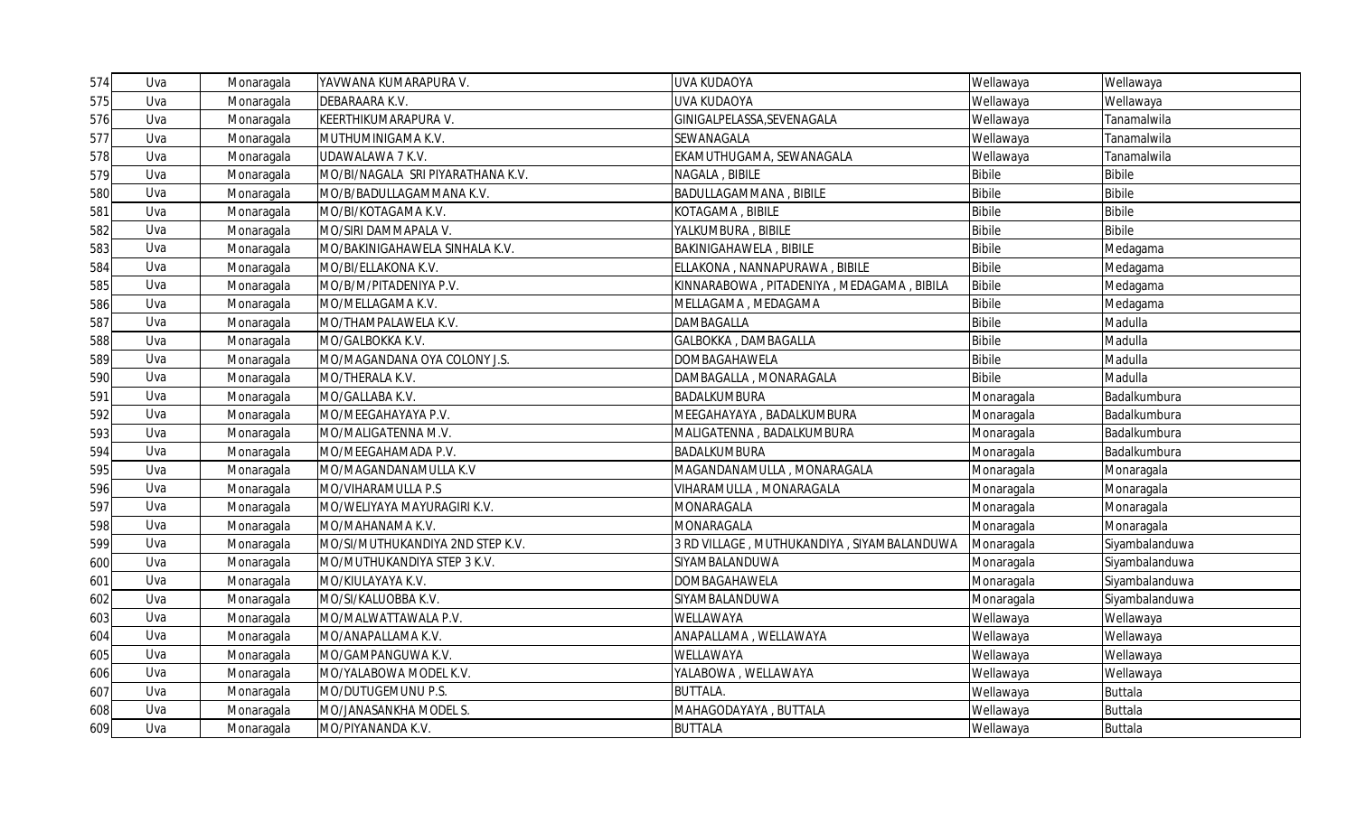| | | | | | | |
|---|---|---|---|---|---|---|
| 574 | Uva | Monaragala | YAVWANA KUMARAPURA V. | UVA KUDAOYA | Wellawaya | Wellawaya |
| 575 | Uva | Monaragala | DEBARAARA K.V. | UVA KUDAOYA | Wellawaya | Wellawaya |
| 576 | Uva | Monaragala | KEERTHIKUMARAPURA V. | GINIGALPELASSA,SEVENAGALA | Wellawaya | Tanamalwila |
| 577 | Uva | Monaragala | MUTHUMINIGAMA K.V. | SEWANAGALA | Wellawaya | Tanamalwila |
| 578 | Uva | Monaragala | UDAWALAWA 7 K.V. | EKAMUTHUGAMA, SEWANAGALA | Wellawaya | Tanamalwila |
| 579 | Uva | Monaragala | MO/BI/NAGALA SRI PIYARATHANA K.V. | NAGALA , BIBILE | Bibile | Bibile |
| 580 | Uva | Monaragala | MO/B/BADULLAGAMMANA K.V. | BADULLAGAMMANA , BIBILE | Bibile | Bibile |
| 581 | Uva | Monaragala | MO/BI/KOTAGAMA K.V. | KOTAGAMA , BIBILE | Bibile | Bibile |
| 582 | Uva | Monaragala | MO/SIRI DAMMAPALA V. | YALKUMBURA , BIBILE | Bibile | Bibile |
| 583 | Uva | Monaragala | MO/BAKINIGAHAWELA SINHALA K.V. | BAKINIGAHAWELA , BIBILE | Bibile | Medagama |
| 584 | Uva | Monaragala | MO/BI/ELLAKONA K.V. | ELLAKONA , NANNAPURAWA , BIBILE | Bibile | Medagama |
| 585 | Uva | Monaragala | MO/B/M/PITADENIYA P.V. | KINNARABOWA , PITADENIYA , MEDAGAMA , BIBILA | Bibile | Medagama |
| 586 | Uva | Monaragala | MO/MELLAGAMA K.V. | MELLAGAMA , MEDAGAMA | Bibile | Medagama |
| 587 | Uva | Monaragala | MO/THAMPALAWELA K.V. | DAMBAGALLA | Bibile | Madulla |
| 588 | Uva | Monaragala | MO/GALBOKKA K.V. | GALBOKKA , DAMBAGALLA | Bibile | Madulla |
| 589 | Uva | Monaragala | MO/MAGANDANA OYA COLONY J.S. | DOMBAGAHAWELA | Bibile | Madulla |
| 590 | Uva | Monaragala | MO/THERALA K.V. | DAMBAGALLA , MONARAGALA | Bibile | Madulla |
| 591 | Uva | Monaragala | MO/GALLABA K.V. | BADALKUMBURA | Monaragala | Badalkumbura |
| 592 | Uva | Monaragala | MO/MEEGAHAYAYA P.V. | MEEGAHAYAYA , BADALKUMBURA | Monaragala | Badalkumbura |
| 593 | Uva | Monaragala | MO/MALIGATENNA M.V. | MALIGATENNA , BADALKUMBURA | Monaragala | Badalkumbura |
| 594 | Uva | Monaragala | MO/MEEGAHAMADA P.V. | BADALKUMBURA | Monaragala | Badalkumbura |
| 595 | Uva | Monaragala | MO/MAGANDANAMULLA K.V | MAGANDANAMULLA , MONARAGALA | Monaragala | Monaragala |
| 596 | Uva | Monaragala | MO/VIHARAMULLA P.S | VIHARAMULLA , MONARAGALA | Monaragala | Monaragala |
| 597 | Uva | Monaragala | MO/WELIYAYA MAYURAGIRI K.V. | MONARAGALA | Monaragala | Monaragala |
| 598 | Uva | Monaragala | MO/MAHANAMA K.V. | MONARAGALA | Monaragala | Monaragala |
| 599 | Uva | Monaragala | MO/SI/MUTHUKANDIYA 2ND STEP K.V. | 3 RD VILLAGE , MUTHUKANDIYA , SIYAMBALANDUWA | Monaragala | Siyambalanduwa |
| 600 | Uva | Monaragala | MO/MUTHUKANDIYA STEP 3 K.V. | SIYAMBALANDUWA | Monaragala | Siyambalanduwa |
| 601 | Uva | Monaragala | MO/KIULAYAYA K.V. | DOMBAGAHAWELA | Monaragala | Siyambalanduwa |
| 602 | Uva | Monaragala | MO/SI/KALUOBBA K.V. | SIYAMBALANDUWA | Monaragala | Siyambalanduwa |
| 603 | Uva | Monaragala | MO/MALWATTAWALA P.V. | WELLAWAYA | Wellawaya | Wellawaya |
| 604 | Uva | Monaragala | MO/ANAPALLAMA K.V. | ANAPALLAMA , WELLAWAYA | Wellawaya | Wellawaya |
| 605 | Uva | Monaragala | MO/GAMPANGUWA K.V. | WELLAWAYA | Wellawaya | Wellawaya |
| 606 | Uva | Monaragala | MO/YALABOWA MODEL K.V. | YALABOWA , WELLAWAYA | Wellawaya | Wellawaya |
| 607 | Uva | Monaragala | MO/DUTUGEMUNU P.S. | BUTTALA. | Wellawaya | Buttala |
| 608 | Uva | Monaragala | MO/JANASANKHA MODEL S. | MAHAGODAYAYA , BUTTALA | Wellawaya | Buttala |
| 609 | Uva | Monaragala | MO/PIYANANDA K.V. | BUTTALA | Wellawaya | Buttala |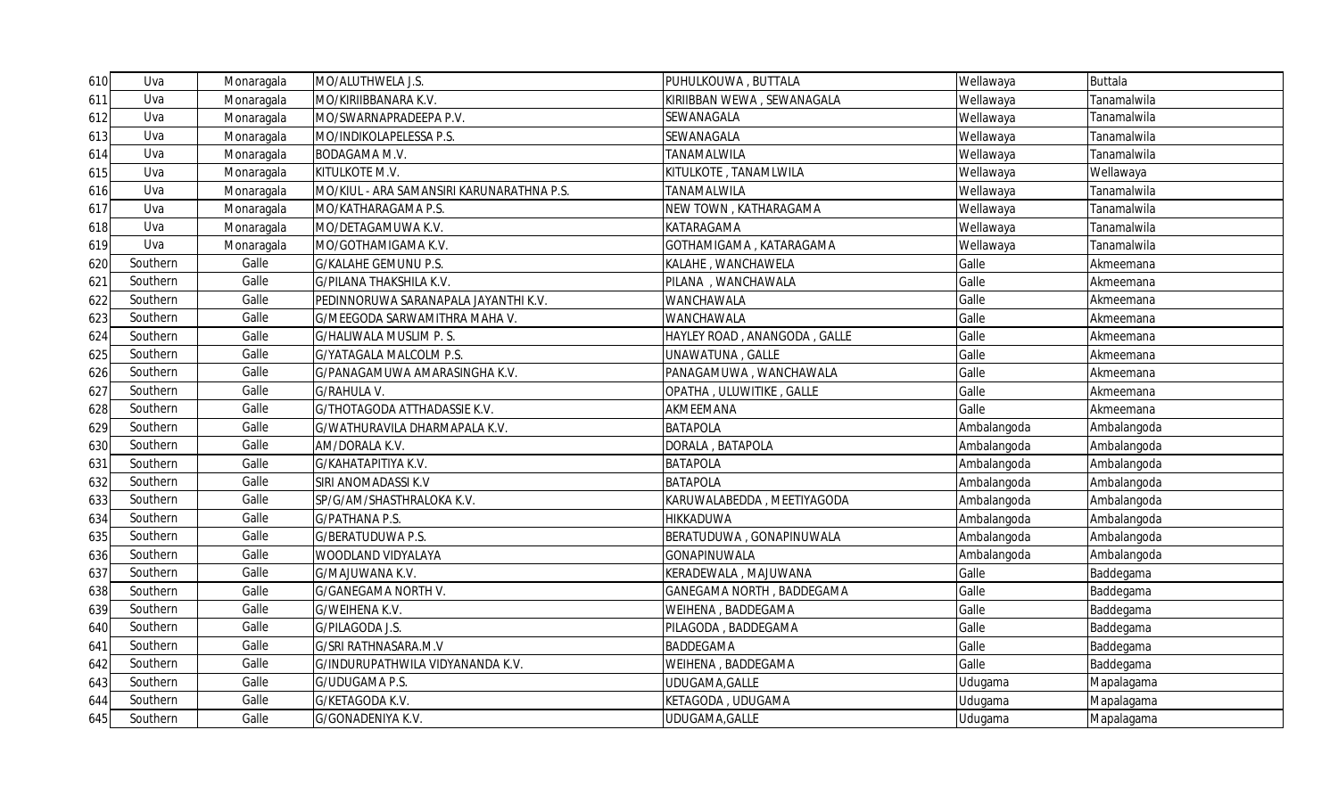| 610 | Uva | Monaragala | MO/ALUTHWELA J.S. | PUHULKOUWA , BUTTALA | Wellawaya | Buttala |
|---|---|---|---|---|---|---|
| 611 | Uva | Monaragala | MO/KIRIIBBANARA K.V. | KIRIIBBAN WEWA , SEWANAGALA | Wellawaya | Tanamalwila |
| 612 | Uva | Monaragala | MO/SWARNAPRADEEPA P.V. | SEWANAGALA | Wellawaya | Tanamalwila |
| 613 | Uva | Monaragala | MO/INDIKOLAPELESSA P.S. | SEWANAGALA | Wellawaya | Tanamalwila |
| 614 | Uva | Monaragala | BODAGAMA M.V. | TANAMALWILA | Wellawaya | Tanamalwila |
| 615 | Uva | Monaragala | KITULKOTE M.V. | KITULKOTE , TANAMLWILA | Wellawaya | Wellawaya |
| 616 | Uva | Monaragala | MO/KIUL - ARA SAMANSIRI KARUNARATHNA P.S. | TANAMALWILA | Wellawaya | Tanamalwila |
| 617 | Uva | Monaragala | MO/KATHARAGAMA P.S. | NEW TOWN , KATHARAGAMA | Wellawaya | Tanamalwila |
| 618 | Uva | Monaragala | MO/DETAGAMUWA K.V. | KATARAGAMA | Wellawaya | Tanamalwila |
| 619 | Uva | Monaragala | MO/GOTHAMIGAMA K.V. | GOTHAMIGAMA , KATARAGAMA | Wellawaya | Tanamalwila |
| 620 | Southern | Galle | G/KALAHE GEMUNU P.S. | KALAHE , WANCHAWELA | Galle | Akmeemana |
| 621 | Southern | Galle | G/PILANA THAKSHILA K.V. | PILANA , WANCHAWALA | Galle | Akmeemana |
| 622 | Southern | Galle | PEDINNORUWA SARANAPALA JAYANTHI K.V. | WANCHAWALA | Galle | Akmeemana |
| 623 | Southern | Galle | G/MEEGODA SARWAMITHRA MAHA V. | WANCHAWALA | Galle | Akmeemana |
| 624 | Southern | Galle | G/HALIWALA MUSLIM P. S. | HAYLEY ROAD , ANANGODA , GALLE | Galle | Akmeemana |
| 625 | Southern | Galle | G/YATAGALA MALCOLM P.S. | UNAWATUNA , GALLE | Galle | Akmeemana |
| 626 | Southern | Galle | G/PANAGAMUWA AMARASINGHA K.V. | PANAGAMUWA , WANCHAWALA | Galle | Akmeemana |
| 627 | Southern | Galle | G/RAHULA V. | OPATHA , ULUWITIKE , GALLE | Galle | Akmeemana |
| 628 | Southern | Galle | G/THOTAGODA ATTHADASSIE K.V. | AKMEEMANA | Galle | Akmeemana |
| 629 | Southern | Galle | G/WATHURAVILA DHARMAPALA K.V. | BATAPOLA | Ambalangoda | Ambalangoda |
| 630 | Southern | Galle | AM/DORALA K.V. | DORALA , BATAPOLA | Ambalangoda | Ambalangoda |
| 631 | Southern | Galle | G/KAHATAPITIYA K.V. | BATAPOLA | Ambalangoda | Ambalangoda |
| 632 | Southern | Galle | SIRI ANOMADASSI K.V | BATAPOLA | Ambalangoda | Ambalangoda |
| 633 | Southern | Galle | SP/G/AM/SHASTHRALOKA K.V. | KARUWALABEDDA , MEETIYAGODA | Ambalangoda | Ambalangoda |
| 634 | Southern | Galle | G/PATHANA P.S. | HIKKADUWA | Ambalangoda | Ambalangoda |
| 635 | Southern | Galle | G/BERATUDUWA P.S. | BERATUDUWA , GONAPINUWALA | Ambalangoda | Ambalangoda |
| 636 | Southern | Galle | WOODLAND VIDYALAYA | GONAPINUWALA | Ambalangoda | Ambalangoda |
| 637 | Southern | Galle | G/MAJUWANA K.V. | KERADEWALA , MAJUWANA | Galle | Baddegama |
| 638 | Southern | Galle | G/GANEGAMA NORTH V. | GANEGAMA NORTH , BADDEGAMA | Galle | Baddegama |
| 639 | Southern | Galle | G/WEIHENA K.V. | WEIHENA , BADDEGAMA | Galle | Baddegama |
| 640 | Southern | Galle | G/PILAGODA J.S. | PILAGODA , BADDEGAMA | Galle | Baddegama |
| 641 | Southern | Galle | G/SRI RATHNASARA.M.V | BADDEGAMA | Galle | Baddegama |
| 642 | Southern | Galle | G/INDURUPATHWILA VIDYANANDA K.V. | WEIHENA , BADDEGAMA | Galle | Baddegama |
| 643 | Southern | Galle | G/UDUGAMA P.S. | UDUGAMA,GALLE | Udugama | Mapalagama |
| 644 | Southern | Galle | G/KETAGODA K.V. | KETAGODA , UDUGAMA | Udugama | Mapalagama |
| 645 | Southern | Galle | G/GONADENIYA K.V. | UDUGAMA,GALLE | Udugama | Mapalagama |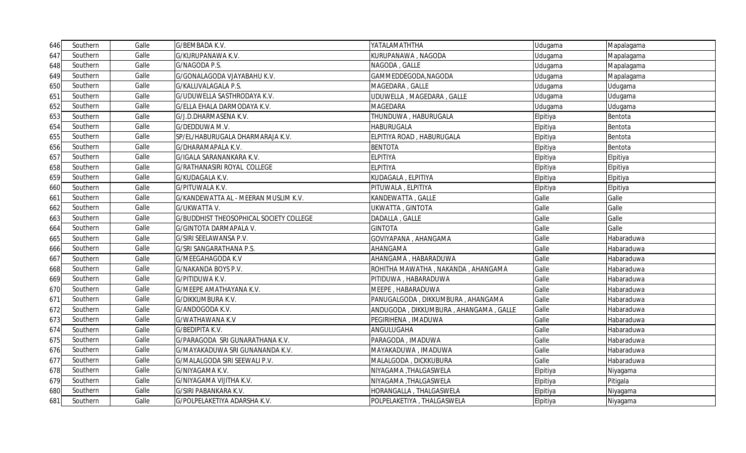| 646 | Southern | Galle | G/BEMBADA K.V. | YATALAMATHTHA | Udugama | Mapalagama |
|---|---|---|---|---|---|---|
| 647 | Southern | Galle | G/KURUPANAWA K.V. | KURUPANAWA , NAGODA | Udugama | Mapalagama |
| 648 | Southern | Galle | G/NAGODA P.S. | NAGODA , GALLE | Udugama | Mapalagama |
| 649 | Southern | Galle | G/GONALAGODA VJAYABAHU K.V. | GAMMEDDEGODA,NAGODA | Udugama | Mapalagama |
| 650 | Southern | Galle | G/KALUVALAGALA P.S. | MAGEDARA , GALLE | Udugama | Udugama |
| 651 | Southern | Galle | G/UDUWELLA SASTHRODAYA K.V. | UDUWELLA , MAGEDARA , GALLE | Udugama | Udugama |
| 652 | Southern | Galle | G/ELLA EHALA DARMODAYA K.V. | MAGEDARA | Udugama | Udugama |
| 653 | Southern | Galle | G/J.D.DHARMASENA K.V. | THUNDUWA , HABURUGALA | Elpitiya | Bentota |
| 654 | Southern | Galle | G/DEDDUWA M.V. | HABURUGALA | Elpitiya | Bentota |
| 655 | Southern | Galle | SP/EL/HABURUGALA DHARMARAJA K.V. | ELPITIYA ROAD , HABURUGALA | Elpitiya | Bentota |
| 656 | Southern | Galle | G/DHARAMAPALA K.V. | BENTOTA | Elpitiya | Bentota |
| 657 | Southern | Galle | G/IGALA SARANANKARA K.V. | ELPITIYA | Elpitiya | Elpitiya |
| 658 | Southern | Galle | G/RATHANASIRI ROYAL COLLEGE | ELPITIYA | Elpitiya | Elpitiya |
| 659 | Southern | Galle | G/KUDAGALA K.V. | KUDAGALA , ELPITIYA | Elpitiya | Elpitiya |
| 660 | Southern | Galle | G/PITUWALA K.V. | PITUWALA , ELPITIYA | Elpitiya | Elpitiya |
| 661 | Southern | Galle | G/KANDEWATTA AL - MEERAN MUSLIM K.V. | KANDEWATTA , GALLE | Galle | Galle |
| 662 | Southern | Galle | G/UKWATTA V. | UKWATTA , GINTOTA | Galle | Galle |
| 663 | Southern | Galle | G/BUDDHIST THEOSOPHICAL SOCIETY COLLEGE | DADALLA , GALLE | Galle | Galle |
| 664 | Southern | Galle | G/GINTOTA DARMAPALA V. | GINTOTA | Galle | Galle |
| 665 | Southern | Galle | G/SIRI SEELAWANSA P.V. | GOVIYAPANA , AHANGAMA | Galle | Habaraduwa |
| 666 | Southern | Galle | G/SRI SANGARATHANA P.S. | AHANGAMA | Galle | Habaraduwa |
| 667 | Southern | Galle | G/MEEGAHAGODA K.V | AHANGAMA , HABARADUWA | Galle | Habaraduwa |
| 668 | Southern | Galle | G/NAKANDA BOYS P.V. | ROHITHA MAWATHA , NAKANDA , AHANGAMA | Galle | Habaraduwa |
| 669 | Southern | Galle | G/PITIDUWA K.V. | PITIDUWA , HABARADUWA | Galle | Habaraduwa |
| 670 | Southern | Galle | G/MEEPE AMATHAYANA K.V. | MEEPE , HABARADUWA | Galle | Habaraduwa |
| 671 | Southern | Galle | G/DIKKUMBURA K.V. | PANUGALGODA , DIKKUMBURA , AHANGAMA | Galle | Habaraduwa |
| 672 | Southern | Galle | G/ANDOGODA K.V. | ANDUGODA , DIKKUMBURA , AHANGAMA , GALLE | Galle | Habaraduwa |
| 673 | Southern | Galle | G/WATHAWANA K.V | PEGIRIHENA , IMADUWA | Galle | Habaraduwa |
| 674 | Southern | Galle | G/BEDIPITA K.V. | ANGULUGAHA | Galle | Habaraduwa |
| 675 | Southern | Galle | G/PARAGODA SRI GUNARATHANA K.V. | PARAGODA , IMADUWA | Galle | Habaraduwa |
| 676 | Southern | Galle | G/MAYAKADUWA SRI GUNANANDA K.V. | MAYAKADUWA , IMADUWA | Galle | Habaraduwa |
| 677 | Southern | Galle | G/MALALGODA SIRI SEEWALI P.V. | MALALGODA , DICKKUBURA | Galle | Habaraduwa |
| 678 | Southern | Galle | G/NIYAGAMA K.V. | NIYAGAMA ,THALGASWELA | Elpitiya | Niyagama |
| 679 | Southern | Galle | G/NIYAGAMA VIJITHA K.V. | NIYAGAMA ,THALGASWELA | Elpitiya | Pitigala |
| 680 | Southern | Galle | G/SIRI PABANKARA K.V. | HORANGALLA , THALGASWELA | Elpitiya | Niyagama |
| 681 | Southern | Galle | G/POLPELAKETIYA ADARSHA K.V. | POLPELAKETIYA , THALGASWELA | Elpitiya | Niyagama |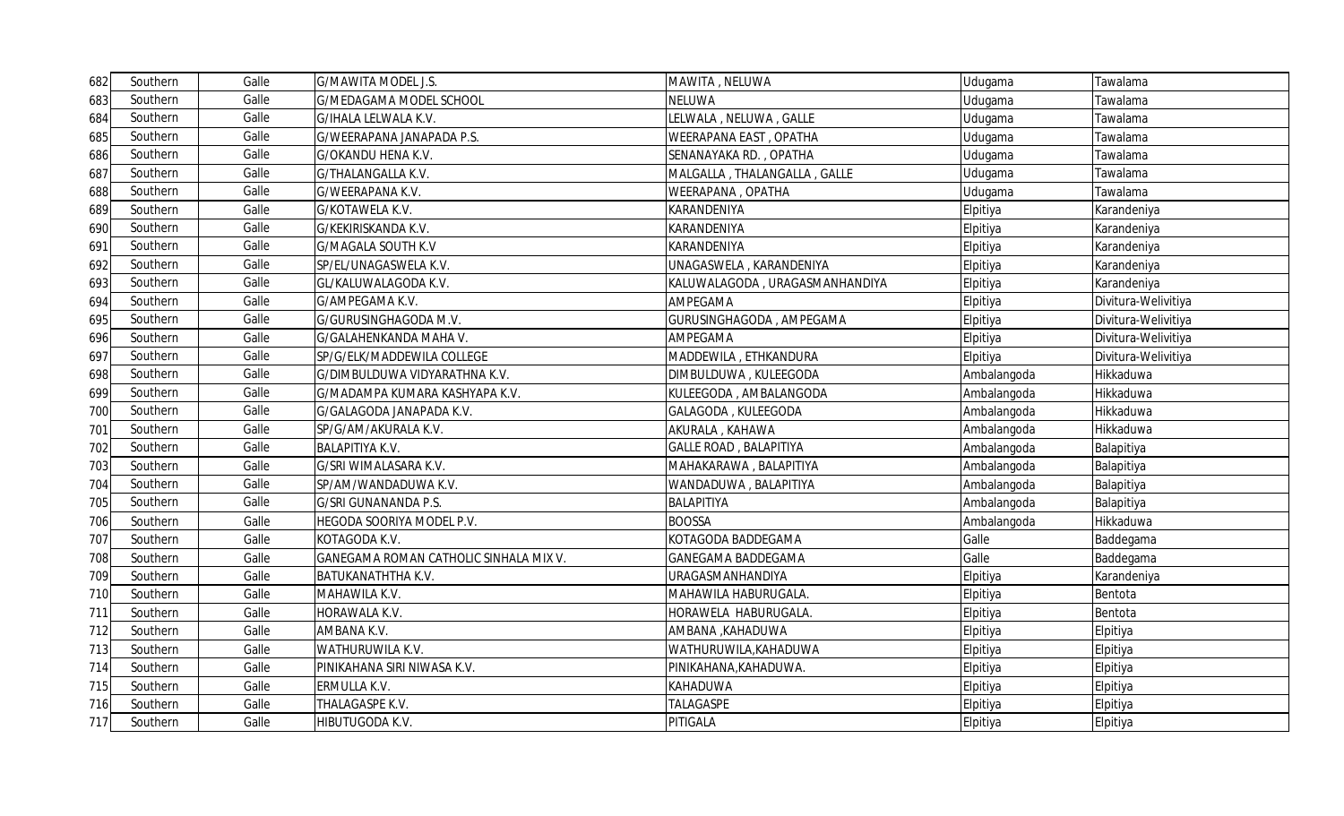| 682 | Southern | Galle | G/MAWITA MODEL J.S. | MAWITA , NELUWA | Udugama | Tawalama |
|---|---|---|---|---|---|---|
| 683 | Southern | Galle | G/MEDAGAMA MODEL SCHOOL | NELUWA | Udugama | Tawalama |
| 684 | Southern | Galle | G/IHALA LELWALA K.V. | LELWALA , NELUWA , GALLE | Udugama | Tawalama |
| 685 | Southern | Galle | G/WEERAPANA JANAPADA P.S. | WEERAPANA EAST , OPATHA | Udugama | Tawalama |
| 686 | Southern | Galle | G/OKANDU HENA K.V. | SENANAYAKA RD. , OPATHA | Udugama | Tawalama |
| 687 | Southern | Galle | G/THALANGALLA K.V. | MALGALLA , THALANGALLA , GALLE | Udugama | Tawalama |
| 688 | Southern | Galle | G/WEERAPANA K.V. | WEERAPANA , OPATHA | Udugama | Tawalama |
| 689 | Southern | Galle | G/KOTAWELA K.V. | KARANDENIYA | Elpitiya | Karandeniya |
| 690 | Southern | Galle | G/KEKIRISKANDA K.V. | KARANDENIYA | Elpitiya | Karandeniya |
| 691 | Southern | Galle | G/MAGALA SOUTH K.V | KARANDENIYA | Elpitiya | Karandeniya |
| 692 | Southern | Galle | SP/EL/UNAGASWELA K.V. | UNAGASWELA , KARANDENIYA | Elpitiya | Karandeniya |
| 693 | Southern | Galle | GL/KALUWALAGODA K.V. | KALUWALAGODA , URAGASMANHANDIYA | Elpitiya | Karandeniya |
| 694 | Southern | Galle | G/AMPEGAMA K.V. | AMPEGAMA | Elpitiya | Divitura-Welivitiya |
| 695 | Southern | Galle | G/GURUSINGHAGODA M.V. | GURUSINGHAGODA , AMPEGAMA | Elpitiya | Divitura-Welivitiya |
| 696 | Southern | Galle | G/GALAHENKANDA MAHA V. | AMPEGAMA | Elpitiya | Divitura-Welivitiya |
| 697 | Southern | Galle | SP/G/ELK/MADDEWILA COLLEGE | MADDEWILA , ETHKANDURA | Elpitiya | Divitura-Welivitiya |
| 698 | Southern | Galle | G/DIMBULDUWA VIDYARATHNA K.V. | DIMBULDUWA , KULEEGODA | Ambalangoda | Hikkaduwa |
| 699 | Southern | Galle | G/MADAMPA KUMARA KASHYAPA K.V. | KULEEGODA , AMBALANGODA | Ambalangoda | Hikkaduwa |
| 700 | Southern | Galle | G/GALAGODA JANAPADA K.V. | GALAGODA , KULEEGODA | Ambalangoda | Hikkaduwa |
| 701 | Southern | Galle | SP/G/AM/AKURALA K.V. | AKURALA , KAHAWA | Ambalangoda | Hikkaduwa |
| 702 | Southern | Galle | BALAPITIYA K.V. | GALLE ROAD , BALAPITIYA | Ambalangoda | Balapitiya |
| 703 | Southern | Galle | G/SRI WIMALASARA K.V. | MAHAKARAWA , BALAPITIYA | Ambalangoda | Balapitiya |
| 704 | Southern | Galle | SP/AM/WANDADUWA K.V. | WANDADUWA , BALAPITIYA | Ambalangoda | Balapitiya |
| 705 | Southern | Galle | G/SRI GUNANANDA P.S. | BALAPITIYA | Ambalangoda | Balapitiya |
| 706 | Southern | Galle | HEGODA SOORIYA MODEL P.V. | BOOSSA | Ambalangoda | Hikkaduwa |
| 707 | Southern | Galle | KOTAGODA K.V. | KOTAGODA BADDEGAMA | Galle | Baddegama |
| 708 | Southern | Galle | GANEGAMA ROMAN CATHOLIC SINHALA MIX V. | GANEGAMA BADDEGAMA | Galle | Baddegama |
| 709 | Southern | Galle | BATUKANATHTHA K.V. | URAGASMANHANDIYA | Elpitiya | Karandeniya |
| 710 | Southern | Galle | MAHAWILA K.V. | MAHAWILA HABURUGALA. | Elpitiya | Bentota |
| 711 | Southern | Galle | HORAWALA K.V. | HORAWELA HABURUGALA. | Elpitiya | Bentota |
| 712 | Southern | Galle | AMBANA K.V. | AMBANA ,KAHADUWA | Elpitiya | Elpitiya |
| 713 | Southern | Galle | WATHURUWILA K.V. | WATHURUWILA,KAHADUWA | Elpitiya | Elpitiya |
| 714 | Southern | Galle | PINIKAHANA SIRI NIWASA K.V. | PINIKAHANA,KAHADUWA. | Elpitiya | Elpitiya |
| 715 | Southern | Galle | ERMULLA K.V. | KAHADUWA | Elpitiya | Elpitiya |
| 716 | Southern | Galle | THALAGASPE K.V. | TALAGASPE | Elpitiya | Elpitiya |
| 717 | Southern | Galle | HIBUTUGODA K.V. | PITIGALA | Elpitiya | Elpitiya |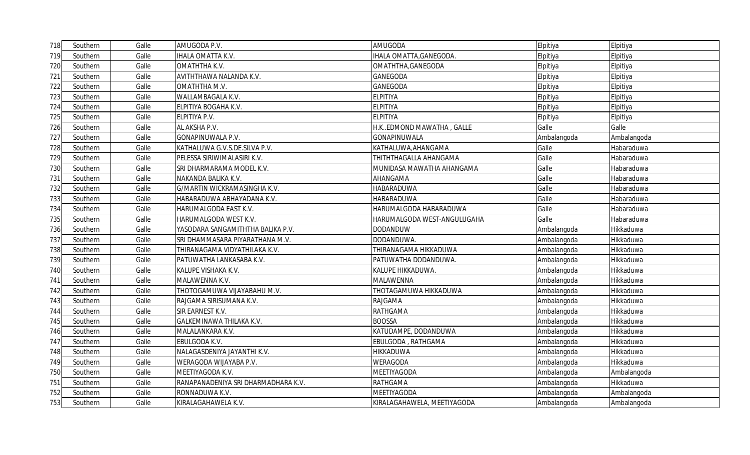| 718 | Southern | Galle | AMUGODA P.V. | AMUGODA | Elpitiya | Elpitiya |
|---|---|---|---|---|---|---|
| 719 | Southern | Galle | IHALA OMATTA K.V. | IHALA OMATTA,GANEGODA. | Elpitiya | Elpitiya |
| 720 | Southern | Galle | OMATHTHA K.V. | OMATHTHA,GANEGODA | Elpitiya | Elpitiya |
| 721 | Southern | Galle | AVITHTHAWA NALANDA K.V. | GANEGODA | Elpitiya | Elpitiya |
| 722 | Southern | Galle | OMATHTHA M.V. | GANEGODA | Elpitiya | Elpitiya |
| 723 | Southern | Galle | WALLAMBAGALA K.V. | ELPITIYA | Elpitiya | Elpitiya |
| 724 | Southern | Galle | ELPITIYA BOGAHA K.V. | ELPITIYA | Elpitiya | Elpitiya |
| 725 | Southern | Galle | ELPITIYA P.V. | ELPITIYA | Elpitiya | Elpitiya |
| 726 | Southern | Galle | AL AKSHA P.V. | H.K..EDMOND MAWATHA , GALLE | Galle | Galle |
| 727 | Southern | Galle | GONAPINUWALA P.V. | GONAPINUWALA | Ambalangoda | Ambalangoda |
| 728 | Southern | Galle | KATHALUWA G.V.S.DE.SILVA P.V. | KATHALUWA,AHANGAMA | Galle | Habaraduwa |
| 729 | Southern | Galle | PELESSA SIRIWIMALASIRI K.V. | THITHTHAGALLA AHANGAMA | Galle | Habaraduwa |
| 730 | Southern | Galle | SRI DHARMARAMA MODEL K.V. | MUNIDASA MAWATHA AHANGAMA | Galle | Habaraduwa |
| 731 | Southern | Galle | NAKANDA BALIKA K.V. | AHANGAMA | Galle | Habaraduwa |
| 732 | Southern | Galle | G/MARTIN WICKRAMASINGHA K.V. | HABARADUWA | Galle | Habaraduwa |
| 733 | Southern | Galle | HABARADUWA ABHAYADANA K.V. | HABARADUWA | Galle | Habaraduwa |
| 734 | Southern | Galle | HARUMALGODA EAST K.V. | HARUMALGODA HABARADUWA | Galle | Habaraduwa |
| 735 | Southern | Galle | HARUMALGODA WEST K.V. | HARUMALGODA WEST-ANGULUGAHA | Galle | Habaraduwa |
| 736 | Southern | Galle | YASODARA SANGAMITHTHA BALIKA P.V. | DODANDUW | Ambalangoda | Hikkaduwa |
| 737 | Southern | Galle | SRI DHAMMASARA PIYARATHANA M.V. | DODANDUWA. | Ambalangoda | Hikkaduwa |
| 738 | Southern | Galle | THIRANAGAMA VIDYATHILAKA K.V. | THIRANAGAMA HIKKADUWA | Ambalangoda | Hikkaduwa |
| 739 | Southern | Galle | PATUWATHA LANKASABA K.V. | PATUWATHA DODANDUWA. | Ambalangoda | Hikkaduwa |
| 740 | Southern | Galle | KALUPE VISHAKA K.V. | KALUPE HIKKADUWA. | Ambalangoda | Hikkaduwa |
| 741 | Southern | Galle | MALAWENNA K.V. | MALAWENNA | Ambalangoda | Hikkaduwa |
| 742 | Southern | Galle | THOTOGAMUWA VIJAYABAHU M.V. | THOTAGAMUWA HIKKADUWA | Ambalangoda | Hikkaduwa |
| 743 | Southern | Galle | RAJGAMA SIRISUMANA K.V. | RAJGAMA | Ambalangoda | Hikkaduwa |
| 744 | Southern | Galle | SIR EARNEST K.V. | RATHGAMA | Ambalangoda | Hikkaduwa |
| 745 | Southern | Galle | GALKEMINAWA THILAKA K.V. | BOOSSA | Ambalangoda | Hikkaduwa |
| 746 | Southern | Galle | MALALANKARA K.V. | KATUDAMPE, DODANDUWA | Ambalangoda | Hikkaduwa |
| 747 | Southern | Galle | EBULGODA K.V. | EBULGODA , RATHGAMA | Ambalangoda | Hikkaduwa |
| 748 | Southern | Galle | NALAGASDENIYA JAYANTHI K.V. | HIKKADUWA | Ambalangoda | Hikkaduwa |
| 749 | Southern | Galle | WERAGODA WIJAYABA P.V. | WERAGODA | Ambalangoda | Hikkaduwa |
| 750 | Southern | Galle | MEETIYAGODA K.V. | MEETIYAGODA | Ambalangoda | Ambalangoda |
| 751 | Southern | Galle | RANAPANADENIYA SRI DHARMADHARA K.V. | RATHGAMA | Ambalangoda | Hikkaduwa |
| 752 | Southern | Galle | RONNADUWA K.V. | MEETIYAGODA | Ambalangoda | Ambalangoda |
| 753 | Southern | Galle | KIRALAGAHAWELA K.V. | KIRALAGAHAWELA, MEETIYAGODA | Ambalangoda | Ambalangoda |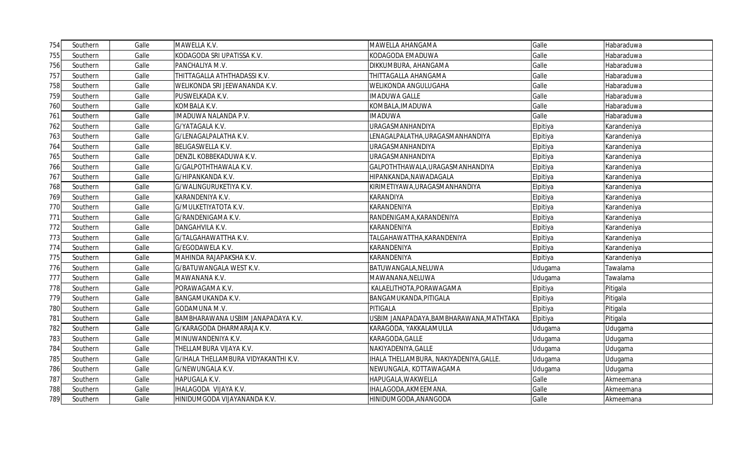| | | | | | | |
|---|---|---|---|---|---|---|
| 754 | Southern | Galle | MAWELLA K.V. | MAWELLA AHANGAMA | Galle | Habaraduwa |
| 755 | Southern | Galle | KODAGODA SRI UPATISSA K.V. | KODAGODA EMADUWA | Galle | Habaraduwa |
| 756 | Southern | Galle | PANCHALIYA M.V. | DIKKUMBURA, AHANGAMA | Galle | Habaraduwa |
| 757 | Southern | Galle | THITTAGALLA ATHTHADASSI K.V. | THITTAGALLA AHANGAMA | Galle | Habaraduwa |
| 758 | Southern | Galle | WELIKONDA SRI JEEWANANDA K.V. | WELIKONDA ANGULUGAHA | Galle | Habaraduwa |
| 759 | Southern | Galle | PUSWELKADA K.V. | IMADUWA GALLE | Galle | Habaraduwa |
| 760 | Southern | Galle | KOMBALA K.V. | KOMBALA,IMADUWA | Galle | Habaraduwa |
| 761 | Southern | Galle | IMADUWA NALANDA P.V. | IMADUWA | Galle | Habaraduwa |
| 762 | Southern | Galle | G/YATAGALA K.V. | URAGASMANHANDIYA | Elpitiya | Karandeniya |
| 763 | Southern | Galle | G/LENAGALPALATHA K.V. | LENAGALPALATHA,URAGASMANHANDIYA | Elpitiya | Karandeniya |
| 764 | Southern | Galle | BELIGASWELLA K.V. | URAGASMANHANDIYA | Elpitiya | Karandeniya |
| 765 | Southern | Galle | DENZIL KOBBEKADUWA K.V. | URAGASMANHANDIYA | Elpitiya | Karandeniya |
| 766 | Southern | Galle | G/GALPOTHTHAWALA K.V. | GALPOTHTHAWALA,URAGASMANHANDIYA | Elpitiya | Karandeniya |
| 767 | Southern | Galle | G/HIPANKANDA K.V. | HIPANKANDA,NAWADAGALA | Elpitiya | Karandeniya |
| 768 | Southern | Galle | G/WALINGURUKETIYA K.V. | KIRIMETIYAWA,URAGASMANHANDIYA | Elpitiya | Karandeniya |
| 769 | Southern | Galle | KARANDENIYA K.V. | KARANDIYA | Elpitiya | Karandeniya |
| 770 | Southern | Galle | G/MULKETIYATOTA K.V. | KARANDENIYA | Elpitiya | Karandeniya |
| 771 | Southern | Galle | G/RANDENIGAMA K.V. | RANDENIGAMA,KARANDENIYA | Elpitiya | Karandeniya |
| 772 | Southern | Galle | DANGAHVILA K.V. | KARANDENIYA | Elpitiya | Karandeniya |
| 773 | Southern | Galle | G/TALGAHAWATTHA K.V. | TALGAHAWATTHA,KARANDENIYA | Elpitiya | Karandeniya |
| 774 | Southern | Galle | G/EGODAWELA K.V. | KARANDENIYA | Elpitiya | Karandeniya |
| 775 | Southern | Galle | MAHINDA RAJAPAKSHA K.V. | KARANDENIYA | Elpitiya | Karandeniya |
| 776 | Southern | Galle | G/BATUWANGALA WEST K.V. | BATUWANGALA,NELUWA | Udugama | Tawalama |
| 777 | Southern | Galle | MAWANANA K.V. | MAWANANA,NELUWA | Udugama | Tawalama |
| 778 | Southern | Galle | PORAWAGAMA K.V. | KALAELITHOTA,PORAWAGAMA | Elpitiya | Pitigala |
| 779 | Southern | Galle | BANGAMUKANDA K.V. | BANGAMUKANDA,PITIGALA | Elpitiya | Pitigala |
| 780 | Southern | Galle | GODAMUNA M.V. | PITIGALA | Elpitiya | Pitigala |
| 781 | Southern | Galle | BAMBHARAWANA USBIM JANAPADAYA K.V. | USBIM JANAPADAYA,BAMBHARAWANA,MATHTAKA | Elpitiya | Pitigala |
| 782 | Southern | Galle | G/KARAGODA DHARMARAJA K.V. | KARAGODA, YAKKALAMULLA | Udugama | Udugama |
| 783 | Southern | Galle | MINUWANDENIYA K.V. | KARAGODA,GALLE | Udugama | Udugama |
| 784 | Southern | Galle | THELLAMBURA VIJAYA K.V. | NAKIYADENIYA,GALLE | Udugama | Udugama |
| 785 | Southern | Galle | G/IHALA THELLAMBURA VIDYAKANTHI K.V. | IHALA THELLAMBURA, NAKIYADENIYA,GALLE. | Udugama | Udugama |
| 786 | Southern | Galle | G/NEWUNGALA K.V. | NEWUNGALA, KOTTAWAGAMA | Udugama | Udugama |
| 787 | Southern | Galle | HAPUGALA K.V. | HAPUGALA,WAKWELLA | Galle | Akmeemana |
| 788 | Southern | Galle | IHALAGODA VIJAYA K.V. | IHALAGODA,AKMEEMANA. | Galle | Akmeemana |
| 789 | Southern | Galle | HINIDUMGODA VIJAYANANDA K.V. | HINIDUMGODA,ANANGODA | Galle | Akmeemana |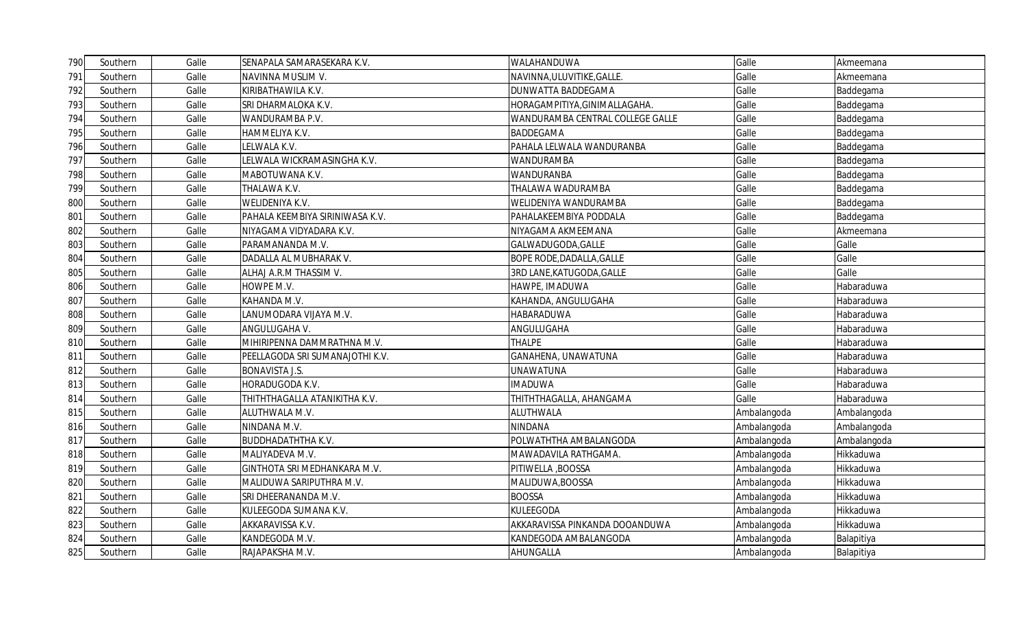| 790 | Southern | Galle | SENAPALA SAMARASEKARA K.V. | WALAHANDUWA | Galle | Akmeemana |
|---|---|---|---|---|---|---|
| 791 | Southern | Galle | NAVINNA MUSLIM V. | NAVINNA,ULUVITIKE,GALLE. | Galle | Akmeemana |
| 792 | Southern | Galle | KIRIBATHAWILA K.V. | DUNWATTA BADDEGAMA | Galle | Baddegama |
| 793 | Southern | Galle | SRI DHARMALOKA K.V. | HORAGAMPITIYA,GINIMALLAGAHA. | Galle | Baddegama |
| 794 | Southern | Galle | WANDURAMBA P.V. | WANDURAMBA CENTRAL COLLEGE GALLE | Galle | Baddegama |
| 795 | Southern | Galle | HAMMELIYA K.V. | BADDEGAMA | Galle | Baddegama |
| 796 | Southern | Galle | LELWALA K.V. | PAHALA LELWALA WANDURANBA | Galle | Baddegama |
| 797 | Southern | Galle | LELWALA WICKRAMASINGHA K.V. | WANDURAMBA | Galle | Baddegama |
| 798 | Southern | Galle | MABOTUWANA K.V. | WANDURANBA | Galle | Baddegama |
| 799 | Southern | Galle | THALAWA K.V. | THALAWA WADURAMBA | Galle | Baddegama |
| 800 | Southern | Galle | WELIDENIYA K.V. | WELIDENIYA WANDURAMBA | Galle | Baddegama |
| 801 | Southern | Galle | PAHALA KEEMBIYA SIRINIWASA K.V. | PAHALAKEEMBIYA PODDALA | Galle | Baddegama |
| 802 | Southern | Galle | NIYAGAMA VIDYADARA K.V. | NIYAGAMA AKMEEMANA | Galle | Akmeemana |
| 803 | Southern | Galle | PARAMANANDA M.V. | GALWADUGODA,GALLE | Galle | Galle |
| 804 | Southern | Galle | DADALLA AL MUBHARAK V. | BOPE RODE,DADALLA,GALLE | Galle | Galle |
| 805 | Southern | Galle | ALHAJ A.R.M THASSIM V. | 3RD LANE,KATUGODA,GALLE | Galle | Galle |
| 806 | Southern | Galle | HOWPE M.V. | HAWPE, IMADUWA | Galle | Habaraduwa |
| 807 | Southern | Galle | KAHANDA M.V. | KAHANDA, ANGULUGAHA | Galle | Habaraduwa |
| 808 | Southern | Galle | LANUMODARA VIJAYA M.V. | HABARADUWA | Galle | Habaraduwa |
| 809 | Southern | Galle | ANGULUGAHA V. | ANGULUGAHA | Galle | Habaraduwa |
| 810 | Southern | Galle | MIHIRIPENNA DAMMRATHNA M.V. | THALPE | Galle | Habaraduwa |
| 811 | Southern | Galle | PEELLAGODA SRI SUMANAJOTHI K.V. | GANAHENA, UNAWATUNA | Galle | Habaraduwa |
| 812 | Southern | Galle | BONAVISTA J.S. | UNAWATUNA | Galle | Habaraduwa |
| 813 | Southern | Galle | HORADUGODA K.V. | IMADUWA | Galle | Habaraduwa |
| 814 | Southern | Galle | THITHTHAGALLA ATANIKITHA K.V. | THITHTHAGALLA, AHANGAMA | Galle | Habaraduwa |
| 815 | Southern | Galle | ALUTHWALA M.V. | ALUTHWALA | Ambalangoda | Ambalangoda |
| 816 | Southern | Galle | NINDANA M.V. | NINDANA | Ambalangoda | Ambalangoda |
| 817 | Southern | Galle | BUDDHADATHTHA K.V. | POLWATHTHA AMBALANGODA | Ambalangoda | Ambalangoda |
| 818 | Southern | Galle | MALIYADEVA M.V. | MAWADAVILA RATHGAMA. | Ambalangoda | Hikkaduwa |
| 819 | Southern | Galle | GINTHOTA SRI MEDHANKARA M.V. | PITIWELLA ,BOOSSA | Ambalangoda | Hikkaduwa |
| 820 | Southern | Galle | MALIDUWA SARIPUTHRA M.V. | MALIDUWA,BOOSSA | Ambalangoda | Hikkaduwa |
| 821 | Southern | Galle | SRI DHEERANANDA M.V. | BOOSSA | Ambalangoda | Hikkaduwa |
| 822 | Southern | Galle | KULEEGODA SUMANA K.V. | KULEEGODA | Ambalangoda | Hikkaduwa |
| 823 | Southern | Galle | AKKARAVISSA K.V. | AKKARAVISSA PINKANDA DOOANDUWA | Ambalangoda | Hikkaduwa |
| 824 | Southern | Galle | KANDEGODA M.V. | KANDEGODA AMBALANGODA | Ambalangoda | Balapitiya |
| 825 | Southern | Galle | RAJAPAKSHA M.V. | AHUNGALLA | Ambalangoda | Balapitiya |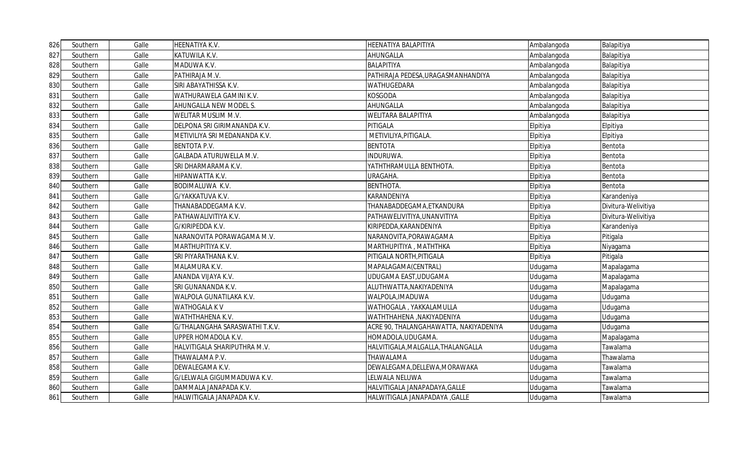| 826 | Southern | Galle | HEENATIYA K.V. | HEENATIYA BALAPITIYA | Ambalangoda | Balapitiya |
|---|---|---|---|---|---|---|
| 827 | Southern | Galle | KATUWILA K.V. | AHUNGALLA | Ambalangoda | Balapitiya |
| 828 | Southern | Galle | MADUWA K.V. | BALAPITIYA | Ambalangoda | Balapitiya |
| 829 | Southern | Galle | PATHIRAJA M.V. | PATHIRAJA PEDESA,URAGASMANHANDIYA | Ambalangoda | Balapitiya |
| 830 | Southern | Galle | SIRI ABAYATHISSA K.V. | WATHUGEDARA | Ambalangoda | Balapitiya |
| 831 | Southern | Galle | WATHURAWELA GAMINI K.V. | KOSGODA | Ambalangoda | Balapitiya |
| 832 | Southern | Galle | AHUNGALLA NEW MODEL S. | AHUNGALLA | Ambalangoda | Balapitiya |
| 833 | Southern | Galle | WELITAR MUSLIM M.V. | WELITARA BALAPITIYA | Ambalangoda | Balapitiya |
| 834 | Southern | Galle | DELPONA SRI GIRIMANANDA K.V. | PITIGALA | Elpitiya | Elpitiya |
| 835 | Southern | Galle | METIVILIYA SRI MEDANANDA K.V. | METIVILIYA,PITIGALA. | Elpitiya | Elpitiya |
| 836 | Southern | Galle | BENTOTA P.V. | BENTOTA | Elpitiya | Bentota |
| 837 | Southern | Galle | GALBADA ATURUWELLA M.V. | INDURUWA. | Elpitiya | Bentota |
| 838 | Southern | Galle | SRI DHARMARAMA K.V. | YATHTHRAMULLA BENTHOTA. | Elpitiya | Bentota |
| 839 | Southern | Galle | HIPANWATTA K.V. | URAGAHA. | Elpitiya | Bentota |
| 840 | Southern | Galle | BODIMALUWA K.V. | BENTHOTA. | Elpitiya | Bentota |
| 841 | Southern | Galle | G/YAKKATUVA K.V. | KARANDENIYA | Elpitiya | Karandeniya |
| 842 | Southern | Galle | THANABADDEGAMA K.V. | THANABADDEGAMA,ETKANDURA | Elpitiya | Divitura-Welivitiya |
| 843 | Southern | Galle | PATHAWALIVITIYA K.V. | PATHAWELIVITIYA,UNANVITIYA | Elpitiya | Divitura-Welivitiya |
| 844 | Southern | Galle | G/KIRIPEDDA K.V. | KIRIPEDDA,KARANDENIYA | Elpitiya | Karandeniya |
| 845 | Southern | Galle | NARANOVITA PORAWAGAMA M.V. | NARANOVITA,PORAWAGAMA | Elpitiya | Pitigala |
| 846 | Southern | Galle | MARTHUPITIYA K.V. | MARTHUPITIYA , MATHTHKA | Elpitiya | Niyagama |
| 847 | Southern | Galle | SRI PIYARATHANA K.V. | PITIGALA NORTH,PITIGALA | Elpitiya | Pitigala |
| 848 | Southern | Galle | MALAMURA K.V. | MAPALAGAMA(CENTRAL) | Udugama | Mapalagama |
| 849 | Southern | Galle | ANANDA VIJAYA K.V. | UDUGAMA EAST,UDUGAMA | Udugama | Mapalagama |
| 850 | Southern | Galle | SRI GUNANANDA K.V. | ALUTHWATTA,NAKIYADENIYA | Udugama | Mapalagama |
| 851 | Southern | Galle | WALPOLA GUNATILAKA K.V. | WALPOLA,IMADUWA | Udugama | Udugama |
| 852 | Southern | Galle | WATHOGALA K V | WATHOGALA , YAKKALAMULLA | Udugama | Udugama |
| 853 | Southern | Galle | WATHTHAHENA K.V. | WATHTHAHENA ,NAKIYADENIYA | Udugama | Udugama |
| 854 | Southern | Galle | G/THALANGAHA SARASWATHI T.K.V. | ACRE 90, THALANGAHAWATTA, NAKIYADENIYA | Udugama | Udugama |
| 855 | Southern | Galle | UPPER HOMADOLA K.V. | HOMADOLA,UDUGAMA. | Udugama | Mapalagama |
| 856 | Southern | Galle | HALVITIGALA SHARIPUTHRA M.V. | HALVITIGALA,MALGALLA,THALANGALLA | Udugama | Tawalama |
| 857 | Southern | Galle | THAWALAMA P.V. | THAWALAMA | Udugama | Thawalama |
| 858 | Southern | Galle | DEWALEGAMA K.V. | DEWALEGAMA,DELLEWA,MORAWAKA | Udugama | Tawalama |
| 859 | Southern | Galle | G/LELWALA GIGUMMADUWA K.V. | LELWALA NELUWA | Udugama | Tawalama |
| 860 | Southern | Galle | DAMMALA JANAPADA K.V. | HALVITIGALA JANAPADAYA,GALLE | Udugama | Tawalama |
| 861 | Southern | Galle | HALWITIGALA JANAPADA K.V. | HALWITIGALA JANAPADAYA ,GALLE | Udugama | Tawalama |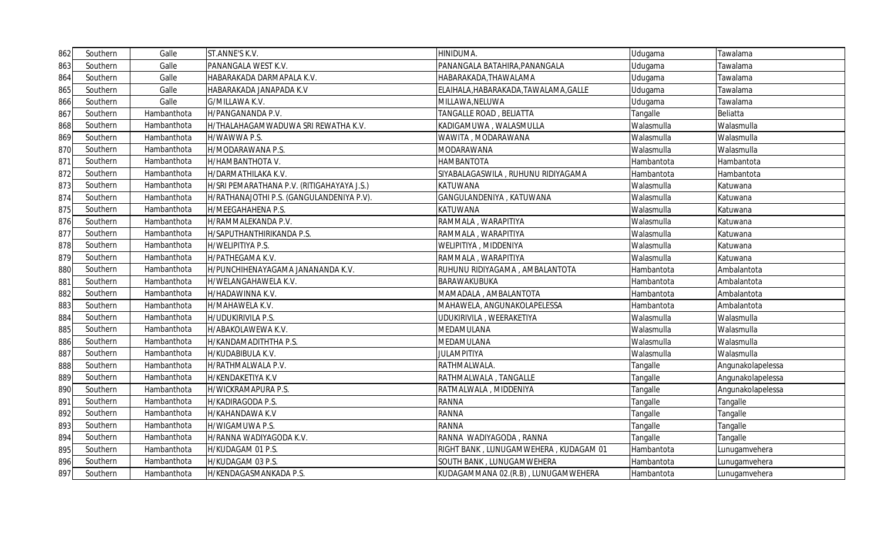| 862 | Southern | Galle | ST.ANNE'S K.V. | HINIDUMA. | Udugama | Tawalama |
|---|---|---|---|---|---|---|
| 863 | Southern | Galle | PANANGALA WEST K.V. | PANANGALA BATAHIRA,PANANGALA | Udugama | Tawalama |
| 864 | Southern | Galle | HABARAKADA DARMAPALA K.V. | HABARAKADA,THAWALAMA | Udugama | Tawalama |
| 865 | Southern | Galle | HABARAKADA JANAPADA K.V | ELAIHALA,HABARAKADA,TAWALAMA,GALLE | Udugama | Tawalama |
| 866 | Southern | Galle | G/MILLAWA K.V. | MILLAWA,NELUWA | Udugama | Tawalama |
| 867 | Southern | Hambanthota | H/PANGANANDA P.V. | TANGALLE ROAD , BELIATTA | Tangalle | Beliatta |
| 868 | Southern | Hambanthota | H/THALAHAGAMWADUWA SRI REWATHA K.V. | KADIGAMUWA , WALASMULLA | Walasmulla | Walasmulla |
| 869 | Southern | Hambanthota | H/WAWWA P.S. | WAWITA , MODARAWANA | Walasmulla | Walasmulla |
| 870 | Southern | Hambanthota | H/MODARAWANA P.S. | MODARAWANA | Walasmulla | Walasmulla |
| 871 | Southern | Hambanthota | H/HAMBANTHOTA V. | HAMBANTOTA | Hambantota | Hambantota |
| 872 | Southern | Hambanthota | H/DARMATHILAKA K.V. | SIYABALAGASWILA , RUHUNU RIDIYAGAMA | Hambantota | Hambantota |
| 873 | Southern | Hambanthota | H/SRI PEMARATHANA P.V. (RITIGAHAYAYA J.S.) | KATUWANA | Walasmulla | Katuwana |
| 874 | Southern | Hambanthota | H/RATHANAJOTHI P.S. (GANGULANDENIYA P.V). | GANGULANDENIYA , KATUWANA | Walasmulla | Katuwana |
| 875 | Southern | Hambanthota | H/MEEGAHAHENA P.S. | KATUWANA | Walasmulla | Katuwana |
| 876 | Southern | Hambanthota | H/RAMMALEKANDA P.V. | RAMMALA , WARAPITIYA | Walasmulla | Katuwana |
| 877 | Southern | Hambanthota | H/SAPUTHANTHIRIKANDA P.S. | RAMMALA , WARAPITIYA | Walasmulla | Katuwana |
| 878 | Southern | Hambanthota | H/WELIPITIYA P.S. | WELIPITIYA , MIDDENIYA | Walasmulla | Katuwana |
| 879 | Southern | Hambanthota | H/PATHEGAMA K.V. | RAMMALA , WARAPITIYA | Walasmulla | Katuwana |
| 880 | Southern | Hambanthota | H/PUNCHIHENAYAGAMA JANANANDA K.V. | RUHUNU RIDIYAGAMA , AMBALANTOTA | Hambantota | Ambalantota |
| 881 | Southern | Hambanthota | H/WELANGAHAWELA K.V. | BARAWAKUBUKA | Hambantota | Ambalantota |
| 882 | Southern | Hambanthota | H/HADAWINNA K.V. | MAMADALA , AMBALANTOTA | Hambantota | Ambalantota |
| 883 | Southern | Hambanthota | H/MAHAWELA K.V. | MAHAWELA, ANGUNAKOLAPELESSA | Hambantota | Ambalantota |
| 884 | Southern | Hambanthota | H/UDUKIRIVILA P.S. | UDUKIRIVILA , WEERAKETIYA | Walasmulla | Walasmulla |
| 885 | Southern | Hambanthota | H/ABAKOLAWEWA K.V. | MEDAMULANA | Walasmulla | Walasmulla |
| 886 | Southern | Hambanthota | H/KANDAMADITHTHA P.S. | MEDAMULANA | Walasmulla | Walasmulla |
| 887 | Southern | Hambanthota | H/KUDABIBULA K.V. | JULAMPITIYA | Walasmulla | Walasmulla |
| 888 | Southern | Hambanthota | H/RATHMALWALA P.V. | RATHMALWALA. | Tangalle | Angunakolapelessa |
| 889 | Southern | Hambanthota | H/KENDAKETIYA K.V | RATHMALWALA , TANGALLE | Tangalle | Angunakolapelessa |
| 890 | Southern | Hambanthota | H/WICKRAMAPURA P.S. | RATMALWALA , MIDDENIYA | Tangalle | Angunakolapelessa |
| 891 | Southern | Hambanthota | H/KADIRAGODA P.S. | RANNA | Tangalle | Tangalle |
| 892 | Southern | Hambanthota | H/KAHANDAWA K.V | RANNA | Tangalle | Tangalle |
| 893 | Southern | Hambanthota | H/WIGAMUWA P.S. | RANNA | Tangalle | Tangalle |
| 894 | Southern | Hambanthota | H/RANNA WADIYAGODA K.V. | RANNA WADIYAGODA , RANNA | Tangalle | Tangalle |
| 895 | Southern | Hambanthota | H/KUDAGAM 01 P.S. | RIGHT BANK , LUNUGAMWEHERA , KUDAGAM 01 | Hambantota | Lunugamvehera |
| 896 | Southern | Hambanthota | H/KUDAGAM 03 P.S. | SOUTH BANK , LUNUGAMWEHERA | Hambantota | Lunugamvehera |
| 897 | Southern | Hambanthota | H/KENDAGASMANKADA P.S. | KUDAGAMMANA 02.(R.B) , LUNUGAMWEHERA | Hambantota | Lunugamvehera |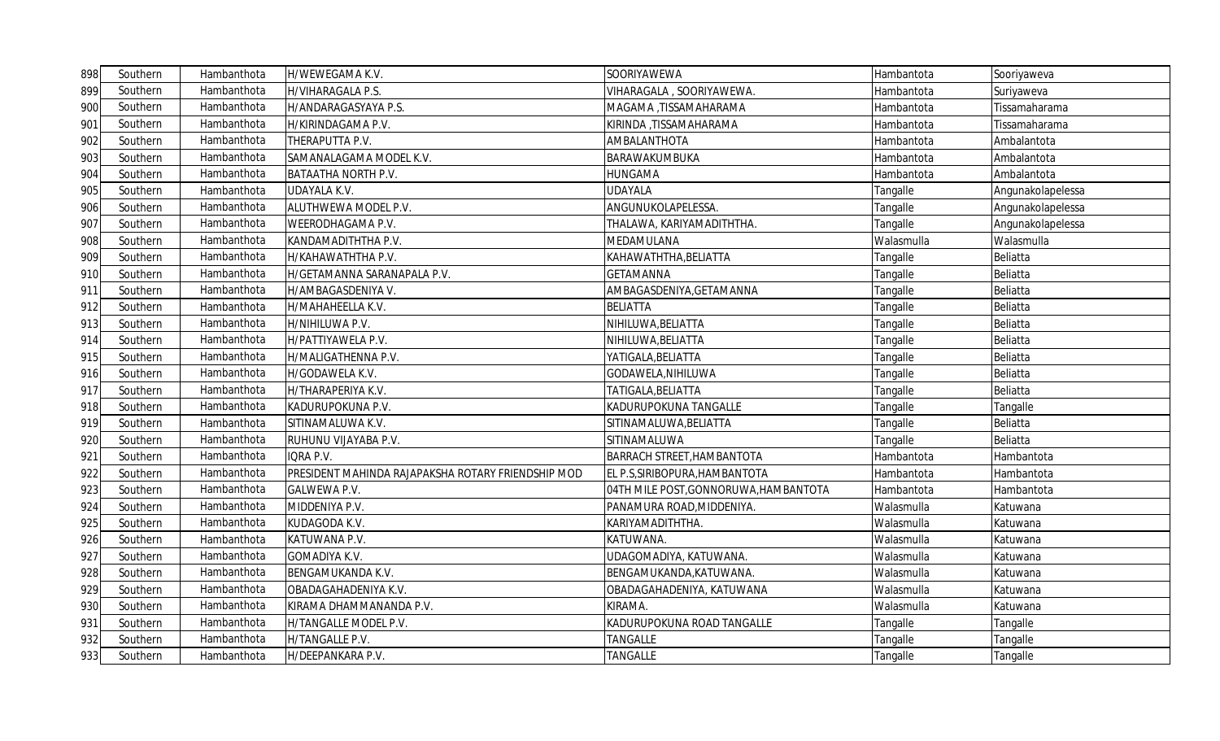| 898 | Southern | Hambanthota | H/WEWEGAMA K.V. | SOORIYAWEWA | Hambantota | Sooriyaweva |
|---|---|---|---|---|---|---|
| 899 | Southern | Hambanthota | H/VIHARAGALA P.S. | VIHARAGALA , SOORIYAWEWA. | Hambantota | Suriyaweva |
| 900 | Southern | Hambanthota | H/ANDARAGASYAYA P.S. | MAGAMA ,TISSAMAHARAMA | Hambantota | Tissamaharama |
| 901 | Southern | Hambanthota | H/KIRINDAGAMA P.V. | KIRINDA ,TISSAMAHARAMA | Hambantota | Tissamaharama |
| 902 | Southern | Hambanthota | THERAPUTTA P.V. | AMBALANTHOTA | Hambantota | Ambalantota |
| 903 | Southern | Hambanthota | SAMANALAGAMA MODEL K.V. | BARAWAKUMBUKA | Hambantota | Ambalantota |
| 904 | Southern | Hambanthota | BATAATHA NORTH P.V. | HUNGAMA | Hambantota | Ambalantota |
| 905 | Southern | Hambanthota | UDAYALA K.V. | UDAYALA | Tangalle | Angunakolapelessa |
| 906 | Southern | Hambanthota | ALUTHWEWA MODEL P.V. | ANGUNUKOLAPELESSA. | Tangalle | Angunakolapelessa |
| 907 | Southern | Hambanthota | WEERODHAGAMA P.V. | THALAWA, KARIYAMADITHTHA. | Tangalle | Angunakolapelessa |
| 908 | Southern | Hambanthota | KANDAMADITHTHA P.V. | MEDAMULANA | Walasmulla | Walasmulla |
| 909 | Southern | Hambanthota | H/KAHAWATHTHA P.V. | KAHAWATHTHA,BELIATTA | Tangalle | Beliatta |
| 910 | Southern | Hambanthota | H/GETAMANNA SARANAPALA P.V. | GETAMANNA | Tangalle | Beliatta |
| 911 | Southern | Hambanthota | H/AMBAGASDENIYA V. | AMBAGASDENIYA,GETAMANNA | Tangalle | Beliatta |
| 912 | Southern | Hambanthota | H/MAHAHEELLA K.V. | BELIATTA | Tangalle | Beliatta |
| 913 | Southern | Hambanthota | H/NIHILUWA P.V. | NIHILUWA,BELIATTA | Tangalle | Beliatta |
| 914 | Southern | Hambanthota | H/PATTIYAWELA P.V. | NIHILUWA,BELIATTA | Tangalle | Beliatta |
| 915 | Southern | Hambanthota | H/MALIGATHENNA P.V. | YATIGALA,BELIATTA | Tangalle | Beliatta |
| 916 | Southern | Hambanthota | H/GODAWELA K.V. | GODAWELA,NIHILUWA | Tangalle | Beliatta |
| 917 | Southern | Hambanthota | H/THARAPERIYA K.V. | TATIGALA,BELIATTA | Tangalle | Beliatta |
| 918 | Southern | Hambanthota | KADURUPOKUNA P.V. | KADURUPOKUNA TANGALLE | Tangalle | Tangalle |
| 919 | Southern | Hambanthota | SITINAMALUWA K.V. | SITINAMALUWA,BELIATTA | Tangalle | Beliatta |
| 920 | Southern | Hambanthota | RUHUNU VIJAYABA P.V. | SITINAMALUWA | Tangalle | Beliatta |
| 921 | Southern | Hambanthota | IQRA P.V. | BARRACH STREET,HAMBANTOTA | Hambantota | Hambantota |
| 922 | Southern | Hambanthota | PRESIDENT MAHINDA RAJAPAKSHA ROTARY FRIENDSHIP MOD | EL P.S,SIRIBOPURA,HAMBANTOTA | Hambantota | Hambantota |
| 923 | Southern | Hambanthota | GALWEWA P.V. | 04TH MILE POST,GONNORUWA,HAMBANTOTA | Hambantota | Hambantota |
| 924 | Southern | Hambanthota | MIDDENIYA P.V. | PANAMURA ROAD,MIDDENIYA. | Walasmulla | Katuwana |
| 925 | Southern | Hambanthota | KUDAGODA K.V. | KARIYAMADITHTHA. | Walasmulla | Katuwana |
| 926 | Southern | Hambanthota | KATUWANA P.V. | KATUWANA. | Walasmulla | Katuwana |
| 927 | Southern | Hambanthota | GOMADIYA K.V. | UDAGOMADIYA, KATUWANA. | Walasmulla | Katuwana |
| 928 | Southern | Hambanthota | BENGAMUKANDA K.V. | BENGAMUKANDA,KATUWANA. | Walasmulla | Katuwana |
| 929 | Southern | Hambanthota | OBADAGAHADENIYA K.V. | OBADAGAHADENIYA, KATUWANA | Walasmulla | Katuwana |
| 930 | Southern | Hambanthota | KIRAMA DHAMMANANDA P.V. | KIRAMA. | Walasmulla | Katuwana |
| 931 | Southern | Hambanthota | H/TANGALLE MODEL P.V. | KADURUPOKUNA ROAD TANGALLE | Tangalle | Tangalle |
| 932 | Southern | Hambanthota | H/TANGALLE P.V. | TANGALLE | Tangalle | Tangalle |
| 933 | Southern | Hambanthota | H/DEEPANKARA P.V. | TANGALLE | Tangalle | Tangalle |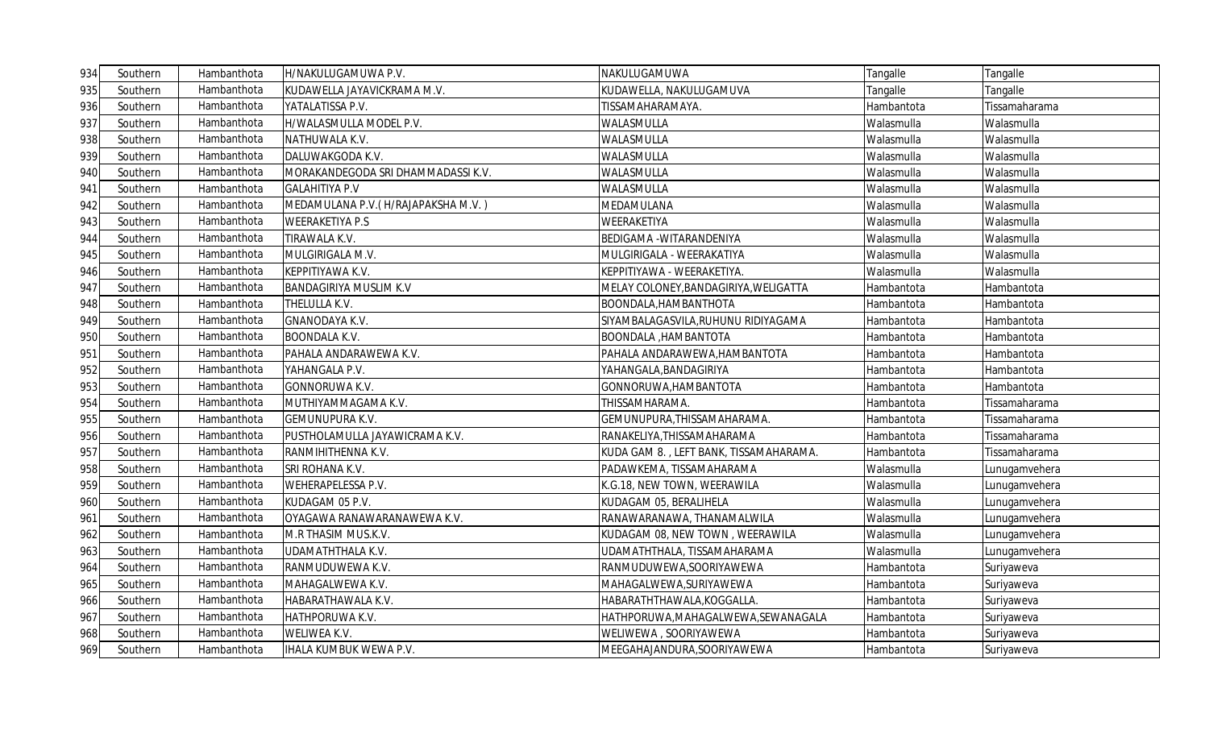| 934 | Southern | Hambanthota | H/NAKULUGAMUWA P.V. | NAKULUGAMUWA | Tangalle | Tangalle |
|---|---|---|---|---|---|---|
| 935 | Southern | Hambanthota | KUDAWELLA JAYAVICKRAMA M.V. | KUDAWELLA, NAKULUGAMUVA | Tangalle | Tangalle |
| 936 | Southern | Hambanthota | YATALATISSA P.V. | TISSAMAHARAMAYA. | Hambantota | Tissamaharama |
| 937 | Southern | Hambanthota | H/WALASMULLA MODEL P.V. | WALASMULLA | Walasmulla | Walasmulla |
| 938 | Southern | Hambanthota | NATHUWALA K.V. | WALASMULLA | Walasmulla | Walasmulla |
| 939 | Southern | Hambanthota | DALUWAKGODA K.V. | WALASMULLA | Walasmulla | Walasmulla |
| 940 | Southern | Hambanthota | MORAKANDEGODA SRI DHAMMADASSI K.V. | WALASMULLA | Walasmulla | Walasmulla |
| 941 | Southern | Hambanthota | GALAHITIYA P.V | WALASMULLA | Walasmulla | Walasmulla |
| 942 | Southern | Hambanthota | MEDAMULANA P.V.( H/RAJAPAKSHA M.V. ) | MEDAMULANA | Walasmulla | Walasmulla |
| 943 | Southern | Hambanthota | WEERAKETIYA P.S | WEERAKETIYA | Walasmulla | Walasmulla |
| 944 | Southern | Hambanthota | TIRAWALA K.V. | BEDIGAMA -WITARANDENIYA | Walasmulla | Walasmulla |
| 945 | Southern | Hambanthota | MULGIRIGALA M.V. | MULGIRIGALA - WEERAKATIYA | Walasmulla | Walasmulla |
| 946 | Southern | Hambanthota | KEPPITIYAWA K.V. | KEPPITIYAWA - WEERAKETIYA. | Walasmulla | Walasmulla |
| 947 | Southern | Hambanthota | BANDAGIRIYA MUSLIM K.V | MELAY COLONEY,BANDAGIRIYA,WELIGATTA | Hambantota | Hambantota |
| 948 | Southern | Hambanthota | THELULLA K.V. | BOONDALA,HAMBANTHOTA | Hambantota | Hambantota |
| 949 | Southern | Hambanthota | GNANODAYA K.V. | SIYAMBALAGASVILA,RUHUNU RIDIYAGAMA | Hambantota | Hambantota |
| 950 | Southern | Hambanthota | BOONDALA K.V. | BOONDALA ,HAMBANTOTA | Hambantota | Hambantota |
| 951 | Southern | Hambanthota | PAHALA ANDARAWEWA K.V. | PAHALA ANDARAWEWA,HAMBANTOTA | Hambantota | Hambantota |
| 952 | Southern | Hambanthota | YAHANGALA P.V. | YAHANGALA,BANDAGIRIYA | Hambantota | Hambantota |
| 953 | Southern | Hambanthota | GONNORUWA K.V. | GONNORUWA,HAMBANTOTA | Hambantota | Hambantota |
| 954 | Southern | Hambanthota | MUTHIYAMMAGAMA K.V. | THISSAMHARAMA. | Hambantota | Tissamaharama |
| 955 | Southern | Hambanthota | GEMUNUPURA K.V. | GEMUNUPURA,THISSAMAHARAMA. | Hambantota | Tissamaharama |
| 956 | Southern | Hambanthota | PUSTHOLAMULLA JAYAWICRAMA K.V. | RANAKELIYA,THISSAMAHARAMA | Hambantota | Tissamaharama |
| 957 | Southern | Hambanthota | RANMIHITHENNA K.V. | KUDA GAM 8. , LEFT BANK, TISSAMAHARAMA. | Hambantota | Tissamaharama |
| 958 | Southern | Hambanthota | SRI ROHANA K.V. | PADAWKEMA, TISSAMAHARAMA | Walasmulla | Lunugamvehera |
| 959 | Southern | Hambanthota | WEHERAPELESSA P.V. | K.G.18, NEW TOWN, WEERAWILA | Walasmulla | Lunugamvehera |
| 960 | Southern | Hambanthota | KUDAGAM 05 P.V. | KUDAGAM 05, BERALIHELA | Walasmulla | Lunugamvehera |
| 961 | Southern | Hambanthota | OYAGAWA RANAWARANAWEWA K.V. | RANAWARANAWA, THANAMALWILA | Walasmulla | Lunugamvehera |
| 962 | Southern | Hambanthota | M.R THASIM MUS.K.V. | KUDAGAM 08, NEW TOWN , WEERAWILA | Walasmulla | Lunugamvehera |
| 963 | Southern | Hambanthota | UDAMATHTHALA K.V. | UDAMATHTHALA, TISSAMAHARAMA | Walasmulla | Lunugamvehera |
| 964 | Southern | Hambanthota | RANMUDUWEWA K.V. | RANMUDUWEWA,SOORIYAWEWA | Hambantota | Suriyaweva |
| 965 | Southern | Hambanthota | MAHAGALWEWA K.V. | MAHAGALWEWA,SURIYAWEWA | Hambantota | Suriyaweva |
| 966 | Southern | Hambanthota | HABARATHAWALA K.V. | HABARATHTHAWALA,KOGGALLA. | Hambantota | Suriyaweva |
| 967 | Southern | Hambanthota | HATHPORUWA K.V. | HATHPORUWA,MAHAGALWEWA,SEWANAGALA | Hambantota | Suriyaweva |
| 968 | Southern | Hambanthota | WELIWEA K.V. | WELIWEWA , SOORIYAWEWA | Hambantota | Suriyaweva |
| 969 | Southern | Hambanthota | IHALA KUMBUK WEWA P.V. | MEEGAHAJANDURA,SOORIYAWEWA | Hambantota | Suriyaweva |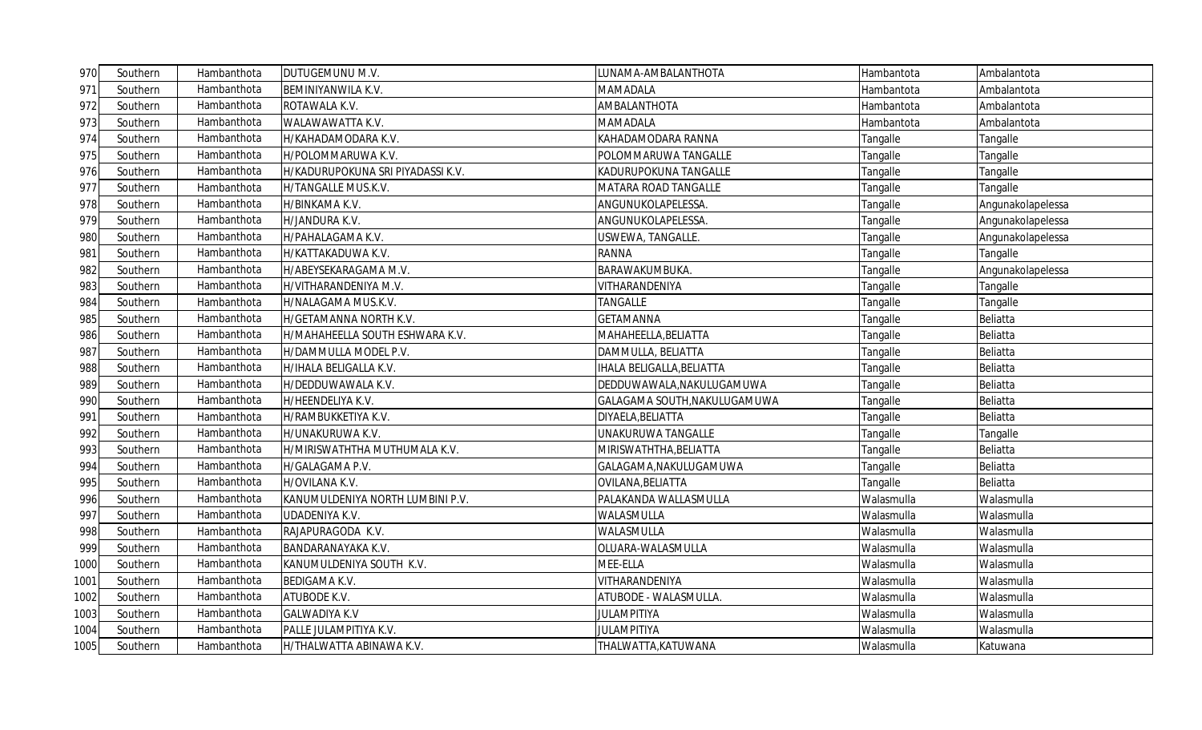| | | | | | | |
|---|---|---|---|---|---|---|
| 970 | Southern | Hambanthota | DUTUGEMUNU M.V. | LUNAMA-AMBALANTHOTA | Hambantota | Ambalantota |
| 971 | Southern | Hambanthota | BEMINIYANWILA K.V. | MAMADALA | Hambantota | Ambalantota |
| 972 | Southern | Hambanthota | ROTAWALA K.V. | AMBALANTHOTA | Hambantota | Ambalantota |
| 973 | Southern | Hambanthota | WALAWAWATTA K.V. | MAMADALA | Hambantota | Ambalantota |
| 974 | Southern | Hambanthota | H/KAHADAMODARA K.V. | KAHADAMODARA RANNA | Tangalle | Tangalle |
| 975 | Southern | Hambanthota | H/POLOMMARUWA K.V. | POLOMMARUWA TANGALLE | Tangalle | Tangalle |
| 976 | Southern | Hambanthota | H/KADURUPOKUNA SRI PIYADASSI K.V. | KADURUPOKUNA TANGALLE | Tangalle | Tangalle |
| 977 | Southern | Hambanthota | H/TANGALLE MUS.K.V. | MATARA ROAD TANGALLE | Tangalle | Tangalle |
| 978 | Southern | Hambanthota | H/BINKAMA K.V. | ANGUNUKOLAPELESSA. | Tangalle | Angunakolapelessa |
| 979 | Southern | Hambanthota | H/JANDURA K.V. | ANGUNUKOLAPELESSA. | Tangalle | Angunakolapelessa |
| 980 | Southern | Hambanthota | H/PAHALAGAMA K.V. | USWEWA, TANGALLE. | Tangalle | Angunakolapelessa |
| 981 | Southern | Hambanthota | H/KATTAKADUWA K.V. | RANNA | Tangalle | Tangalle |
| 982 | Southern | Hambanthota | H/ABEYSEKARAGAMA M.V. | BARAWAKUMBUKA. | Tangalle | Angunakolapelessa |
| 983 | Southern | Hambanthota | H/VITHARANDENIYA M.V. | VITHARANDENIYA | Tangalle | Tangalle |
| 984 | Southern | Hambanthota | H/NALAGAMA MUS.K.V. | TANGALLE | Tangalle | Tangalle |
| 985 | Southern | Hambanthota | H/GETAMANNA NORTH K.V. | GETAMANNA | Tangalle | Beliatta |
| 986 | Southern | Hambanthota | H/MAHAHEELLA SOUTH ESHWARA K.V. | MAHAHEELLA,BELIATTA | Tangalle | Beliatta |
| 987 | Southern | Hambanthota | H/DAMMULLA MODEL P.V. | DAMMULLA, BELIATTA | Tangalle | Beliatta |
| 988 | Southern | Hambanthota | H/IHALA BELIGALLA K.V. | IHALA BELIGALLA,BELIATTA | Tangalle | Beliatta |
| 989 | Southern | Hambanthota | H/DEDDUWAWALA K.V. | DEDDUWAWALA,NAKULUGAMUWA | Tangalle | Beliatta |
| 990 | Southern | Hambanthota | H/HEENDELIYA K.V. | GALAGAMA SOUTH,NAKULUGAMUWA | Tangalle | Beliatta |
| 991 | Southern | Hambanthota | H/RAMBUKKETIYA K.V. | DIYAELA,BELIATTA | Tangalle | Beliatta |
| 992 | Southern | Hambanthota | H/UNAKURUWA K.V. | UNAKURUWA TANGALLE | Tangalle | Tangalle |
| 993 | Southern | Hambanthota | H/MIRISWATHTHA MUTHUMALA K.V. | MIRISWATHTHA,BELIATTA | Tangalle | Beliatta |
| 994 | Southern | Hambanthota | H/GALAGAMA P.V. | GALAGAMA,NAKULUGAMUWA | Tangalle | Beliatta |
| 995 | Southern | Hambanthota | H/OVILANA K.V. | OVILANA,BELIATTA | Tangalle | Beliatta |
| 996 | Southern | Hambanthota | KANUMULDENIYA NORTH LUMBINI P.V. | PALAKANDA WALLASMULLA | Walasmulla | Walasmulla |
| 997 | Southern | Hambanthota | UDADENIYA K.V. | WALASMULLA | Walasmulla | Walasmulla |
| 998 | Southern | Hambanthota | RAJAPURAGODA K.V. | WALASMULLA | Walasmulla | Walasmulla |
| 999 | Southern | Hambanthota | BANDARANAYAKA K.V. | OLUARA-WALASMULLA | Walasmulla | Walasmulla |
| 1000 | Southern | Hambanthota | KANUMULDENIYA SOUTH K.V. | MEE-ELLA | Walasmulla | Walasmulla |
| 1001 | Southern | Hambanthota | BEDIGAMA K.V. | VITHARANDENIYA | Walasmulla | Walasmulla |
| 1002 | Southern | Hambanthota | ATUBODE K.V. | ATUBODE - WALASMULLA. | Walasmulla | Walasmulla |
| 1003 | Southern | Hambanthota | GALWADIYA K.V | JULAMPITIYA | Walasmulla | Walasmulla |
| 1004 | Southern | Hambanthota | PALLE JULAMPITIYA K.V. | JULAMPITIYA | Walasmulla | Walasmulla |
| 1005 | Southern | Hambanthota | H/THALWATTA ABINAWA K.V. | THALWATTA,KATUWANA | Walasmulla | Katuwana |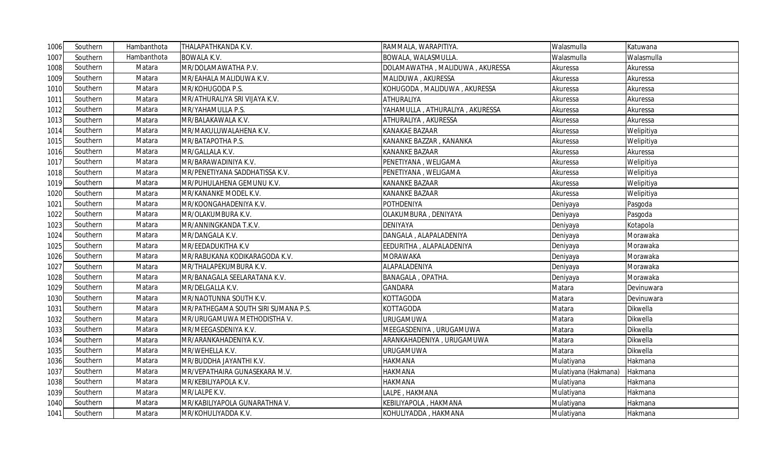| 1006 | Southern | Hambanthota | THALAPATHKANDA K.V. | RAMMALA, WARAPITIYA. | Walasmulla | Katuwana |
|---|---|---|---|---|---|---|
| 1007 | Southern | Hambanthota | BOWALA K.V. | BOWALA, WALASMULLA. | Walasmulla | Walasmulla |
| 1008 | Southern | Matara | MR/DOLAMAWATHA P.V. | DOLAMAWATHA , MALIDUWA , AKURESSA | Akuressa | Akuressa |
| 1009 | Southern | Matara | MR/EAHALA MALIDUWA K.V. | MALIDUWA , AKURESSA | Akuressa | Akuressa |
| 1010 | Southern | Matara | MR/KOHUGODA P.S. | KOHUGODA , MALIDUWA , AKURESSA | Akuressa | Akuressa |
| 1011 | Southern | Matara | MR/ATHURALIYA SRI VIJAYA K.V. | ATHURALIYA | Akuressa | Akuressa |
| 1012 | Southern | Matara | MR/YAHAMULLA P.S. | YAHAMULLA , ATHURALIYA , AKURESSA | Akuressa | Akuressa |
| 1013 | Southern | Matara | MR/BALAKAWALA K.V. | ATHURALIYA , AKURESSA | Akuressa | Akuressa |
| 1014 | Southern | Matara | MR/MAKULUWALAHENA K.V. | KANAKAE BAZAAR | Akuressa | Welipitiya |
| 1015 | Southern | Matara | MR/BATAPOTHA P.S. | KANANKE BAZZAR , KANANKA | Akuressa | Welipitiya |
| 1016 | Southern | Matara | MR/GALLALA K.V. | KANANKE BAZAAR | Akuressa | Akuressa |
| 1017 | Southern | Matara | MR/BARAWADINIYA K.V. | PENETIYANA , WELIGAMA | Akuressa | Welipitiya |
| 1018 | Southern | Matara | MR/PENETIYANA SADDHATISSA K.V. | PENETIYANA , WELIGAMA | Akuressa | Welipitiya |
| 1019 | Southern | Matara | MR/PUHULAHENA GEMUNU K.V. | KANANKE BAZAAR | Akuressa | Welipitiya |
| 1020 | Southern | Matara | MR/KANANKE MODEL K.V. | KANANKE BAZAAR | Akuressa | Welipitiya |
| 1021 | Southern | Matara | MR/KOONGAHADENIYA K.V. | POTHDENIYA | Deniyaya | Pasgoda |
| 1022 | Southern | Matara | MR/OLAKUMBURA K.V. | OLAKUMBURA , DENIYAYA | Deniyaya | Pasgoda |
| 1023 | Southern | Matara | MR/ANNINGKANDA T.K.V. | DENIYAYA | Deniyaya | Kotapola |
| 1024 | Southern | Matara | MR/DANGALA K.V. | DANGALA , ALAPALADENIYA | Deniyaya | Morawaka |
| 1025 | Southern | Matara | MR/EEDADUKITHA K.V | EEDURITHA , ALAPALADENIYA | Deniyaya | Morawaka |
| 1026 | Southern | Matara | MR/RABUKANA KODIKARAGODA K.V. | MORAWAKA | Deniyaya | Morawaka |
| 1027 | Southern | Matara | MR/THALAPEKUMBURA K.V. | ALAPALADENIYA | Deniyaya | Morawaka |
| 1028 | Southern | Matara | MR/BANAGALA SEELARATANA K.V. | BANAGALA , OPATHA. | Deniyaya | Morawaka |
| 1029 | Southern | Matara | MR/DELGALLA K.V. | GANDARA | Matara | Devinuwara |
| 1030 | Southern | Matara | MR/NAOTUNNA SOUTH K.V. | KOTTAGODA | Matara | Devinuwara |
| 1031 | Southern | Matara | MR/PATHEGAMA SOUTH SIRI SUMANA P.S. | KOTTAGODA | Matara | Dikwella |
| 1032 | Southern | Matara | MR/URUGAMUWA METHODISTHA V. | URUGAMUWA | Matara | Dikwella |
| 1033 | Southern | Matara | MR/MEEGASDENIYA K.V. | MEEGASDENIYA , URUGAMUWA | Matara | Dikwella |
| 1034 | Southern | Matara | MR/ARANKAHADENIYA K.V. | ARANKAHADENIYA , URUGAMUWA | Matara | Dikwella |
| 1035 | Southern | Matara | MR/WEHELLA K.V. | URUGAMUWA | Matara | Dikwella |
| 1036 | Southern | Matara | MR/BUDDHA JAYANTHI K.V. | HAKMANA | Mulatiyana | Hakmana |
| 1037 | Southern | Matara | MR/VEPATHAIRA GUNASEKARA M.V. | HAKMANA | Mulatiyana (Hakmana) | Hakmana |
| 1038 | Southern | Matara | MR/KEBILIYAPOLA K.V. | HAKMANA | Mulatiyana | Hakmana |
| 1039 | Southern | Matara | MR/LALPE K.V. | LALPE , HAKMANA | Mulatiyana | Hakmana |
| 1040 | Southern | Matara | MR/KABILIYAPOLA GUNARATHNA V. | KEBILIYAPOLA , HAKMANA | Mulatiyana | Hakmana |
| 1041 | Southern | Matara | MR/KOHULIYADDA K.V. | KOHULIYADDA , HAKMANA | Mulatiyana | Hakmana |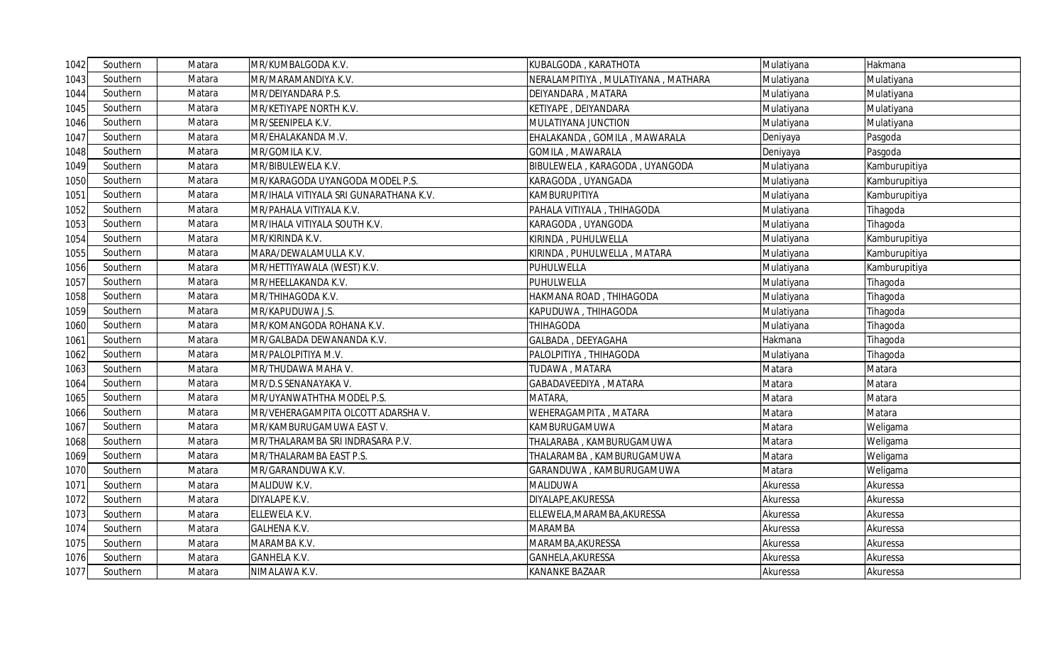| 1042 | Southern | Matara | MR/KUMBALGODA K.V. | KUBALGODA , KARATHOTA | Mulatiyana | Hakmana |
|---|---|---|---|---|---|---|
| 1043 | Southern | Matara | MR/MARAMANDIYA K.V. | NERALAMPITIYA , MULATIYANA , MATHARA | Mulatiyana | Mulatiyana |
| 1044 | Southern | Matara | MR/DEIYANDARA P.S. | DEIYANDARA , MATARA | Mulatiyana | Mulatiyana |
| 1045 | Southern | Matara | MR/KETIYAPE NORTH K.V. | KETIYAPE , DEIYANDARA | Mulatiyana | Mulatiyana |
| 1046 | Southern | Matara | MR/SEENIPELA K.V. | MULATIYANA JUNCTION | Mulatiyana | Mulatiyana |
| 1047 | Southern | Matara | MR/EHALAKANDA M.V. | EHALAKANDA , GOMILA , MAWARALA | Deniyaya | Pasgoda |
| 1048 | Southern | Matara | MR/GOMILA K.V. | GOMILA , MAWARALA | Deniyaya | Pasgoda |
| 1049 | Southern | Matara | MR/BIBULEWELA K.V. | BIBULEWELA , KARAGODA , UYANGODA | Mulatiyana | Kamburupitiya |
| 1050 | Southern | Matara | MR/KARAGODA UYANGODA MODEL P.S. | KARAGODA , UYANGADA | Mulatiyana | Kamburupitiya |
| 1051 | Southern | Matara | MR/IHALA VITIYALA SRI GUNARATHANA K.V. | KAMBURUPITIYA | Mulatiyana | Kamburupitiya |
| 1052 | Southern | Matara | MR/PAHALA VITIYALA K.V. | PAHALA VITIYALA , THIHAGODA | Mulatiyana | Tihagoda |
| 1053 | Southern | Matara | MR/IHALA VITIYALA SOUTH K.V. | KARAGODA , UYANGODA | Mulatiyana | Tihagoda |
| 1054 | Southern | Matara | MR/KIRINDA K.V. | KIRINDA , PUHULWELLA | Mulatiyana | Kamburupitiya |
| 1055 | Southern | Matara | MARA/DEWALAMULLA K.V. | KIRINDA , PUHULWELLA , MATARA | Mulatiyana | Kamburupitiya |
| 1056 | Southern | Matara | MR/HETTIYAWALA (WEST) K.V. | PUHULWELLA | Mulatiyana | Kamburupitiya |
| 1057 | Southern | Matara | MR/HEELLAKANDA K.V. | PUHULWELLA | Mulatiyana | Tihagoda |
| 1058 | Southern | Matara | MR/THIHAGODA K.V. | HAKMANA ROAD , THIHAGODA | Mulatiyana | Tihagoda |
| 1059 | Southern | Matara | MR/KAPUDUWA J.S. | KAPUDUWA , THIHAGODA | Mulatiyana | Tihagoda |
| 1060 | Southern | Matara | MR/KOMANGODA ROHANA K.V. | THIHAGODA | Mulatiyana | Tihagoda |
| 1061 | Southern | Matara | MR/GALBADA DEWANANDA K.V. | GALBADA , DEEYAGAHA | Hakmana | Tihagoda |
| 1062 | Southern | Matara | MR/PALOLPITIYA M.V. | PALOLPITIYA , THIHAGODA | Mulatiyana | Tihagoda |
| 1063 | Southern | Matara | MR/THUDAWA MAHA V. | TUDAWA , MATARA | Matara | Matara |
| 1064 | Southern | Matara | MR/D.S SENANAYAKA V. | GABADAVEEDIYA , MATARA | Matara | Matara |
| 1065 | Southern | Matara | MR/UYANWATHTHA MODEL P.S. | MATARA, | Matara | Matara |
| 1066 | Southern | Matara | MR/VEHERAGAMPITA OLCOTT ADARSHA V. | WEHERAGAMPITA , MATARA | Matara | Matara |
| 1067 | Southern | Matara | MR/KAMBURUGAMUWA EAST V. | KAMBURUGAMUWA | Matara | Weligama |
| 1068 | Southern | Matara | MR/THALARAMBA SRI INDRASARA P.V. | THALARABA , KAMBURUGAMUWA | Matara | Weligama |
| 1069 | Southern | Matara | MR/THALARAMBA EAST P.S. | THALARAMBA , KAMBURUGAMUWA | Matara | Weligama |
| 1070 | Southern | Matara | MR/GARANDUWA K.V. | GARANDUWA , KAMBURUGAMUWA | Matara | Weligama |
| 1071 | Southern | Matara | MALIDUW K.V. | MALIDUWA | Akuressa | Akuressa |
| 1072 | Southern | Matara | DIYALAPE K.V. | DIYALAPE,AKURESSA | Akuressa | Akuressa |
| 1073 | Southern | Matara | ELLEWELA K.V. | ELLEWELA,MARAMBA,AKURESSA | Akuressa | Akuressa |
| 1074 | Southern | Matara | GALHENA K.V. | MARAMBA | Akuressa | Akuressa |
| 1075 | Southern | Matara | MARAMBA K.V. | MARAMBA,AKURESSA | Akuressa | Akuressa |
| 1076 | Southern | Matara | GANHELA K.V. | GANHELA,AKURESSA | Akuressa | Akuressa |
| 1077 | Southern | Matara | NIMALAWA K.V. | KANANKE BAZAAR | Akuressa | Akuressa |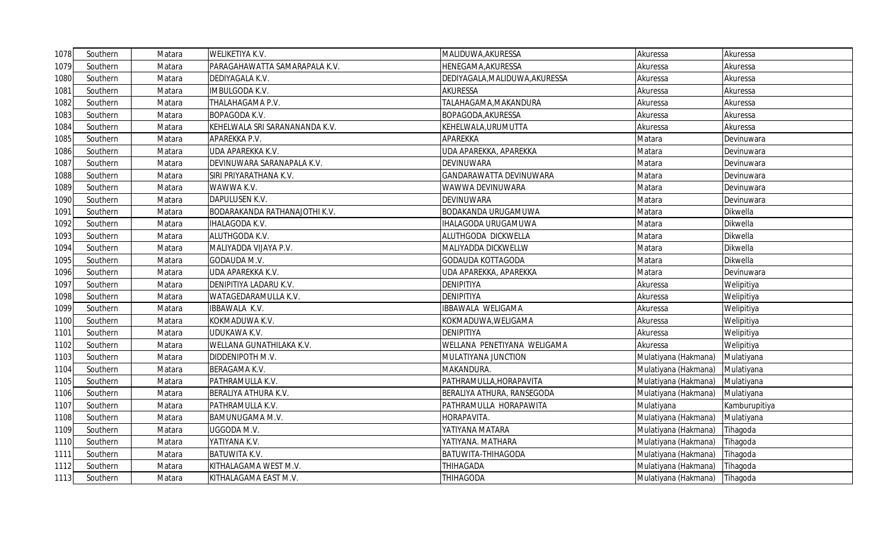| 1078 | Southern | Matara | WELIKETIYA K.V. | MALIDUWA,AKURESSA | Akuressa | Akuressa |
|---|---|---|---|---|---|---|
| 1079 | Southern | Matara | PARAGAHAWATTA SAMARAPALA K.V. | HENEGAMA,AKURESSA | Akuressa | Akuressa |
| 1080 | Southern | Matara | DEDIYAGALA K.V. | DEDIYAGALA,MALIDUWA,AKURESSA | Akuressa | Akuressa |
| 1081 | Southern | Matara | IMBULGODA K.V. | AKURESSA | Akuressa | Akuressa |
| 1082 | Southern | Matara | THALAHAGAMA P.V. | TALAHAGAMA,MAKANDURA | Akuressa | Akuressa |
| 1083 | Southern | Matara | BOPAGODA K.V. | BOPAGODA,AKURESSA | Akuressa | Akuressa |
| 1084 | Southern | Matara | KEHELWALA SRI SARANANANDA K.V. | KEHELWALA,URUMUTTA | Akuressa | Akuressa |
| 1085 | Southern | Matara | APAREKKA P.V. | APAREKKA | Matara | Devinuwara |
| 1086 | Southern | Matara | UDA APAREKKA K.V. | UDA APAREKKA, APAREKKA | Matara | Devinuwara |
| 1087 | Southern | Matara | DEVINUWARA SARANAPALA K.V. | DEVINUWARA | Matara | Devinuwara |
| 1088 | Southern | Matara | SIRI PRIYARATHANA K.V. | GANDARAWATTA DEVINUWARA | Matara | Devinuwara |
| 1089 | Southern | Matara | WAWWA K.V. | WAWWA DEVINUWARA | Matara | Devinuwara |
| 1090 | Southern | Matara | DAPULUSEN K.V. | DEVINUWARA | Matara | Devinuwara |
| 1091 | Southern | Matara | BODARAKANDA RATHANAJOTHI K.V. | BODAKANDA URUGAMUWA | Matara | Dikwella |
| 1092 | Southern | Matara | IHALAGODA K.V. | IHALAGODA URUGAMUWA | Matara | Dikwella |
| 1093 | Southern | Matara | ALUTHGODA K.V. | ALUTHGODA DICKWELLA | Matara | Dikwella |
| 1094 | Southern | Matara | MALIYADDA VIJAYA P.V. | MALIYADDA DICKWELLW | Matara | Dikwella |
| 1095 | Southern | Matara | GODAUDA M.V. | GODAUDA KOTTAGODA | Matara | Dikwella |
| 1096 | Southern | Matara | UDA APAREKKA K.V. | UDA APAREKKA, APAREKKA | Matara | Devinuwara |
| 1097 | Southern | Matara | DENIPITIYA LADARU K.V. | DENIPITIYA | Akuressa | Welipitiya |
| 1098 | Southern | Matara | WATAGEDARAMULLA K.V. | DENIPITIYA | Akuressa | Welipitiya |
| 1099 | Southern | Matara | IBBAWALA K.V. | IBBAWALA WELIGAMA | Akuressa | Welipitiya |
| 1100 | Southern | Matara | KOKMADUWA K.V. | KOKMADUWA,WELIGAMA | Akuressa | Welipitiya |
| 1101 | Southern | Matara | UDUKAWA K.V. | DENIPITIYA | Akuressa | Welipitiya |
| 1102 | Southern | Matara | WELLANA GUNATHILAKA K.V. | WELLANA PENETIYANA WELIGAMA | Akuressa | Welipitiya |
| 1103 | Southern | Matara | DIDDENIPOTH M.V. | MULATIYANA JUNCTION | Mulatiyana (Hakmana) | Mulatiyana |
| 1104 | Southern | Matara | BERAGAMA K.V. | MAKANDURA. | Mulatiyana (Hakmana) | Mulatiyana |
| 1105 | Southern | Matara | PATHRAMULLA K.V. | PATHRAMULLA,HORAPAVITA | Mulatiyana (Hakmana) | Mulatiyana |
| 1106 | Southern | Matara | BERALIYA ATHURA K.V. | BERALIYA ATHURA, RANSEGODA | Mulatiyana (Hakmana) | Mulatiyana |
| 1107 | Southern | Matara | PATHRAMULLA K.V. | PATHRAMULLA HORAPAWITA | Mulatiyana | Kamburupitiya |
| 1108 | Southern | Matara | BAMUNUGAMA M.V. | HORAPAVITA. | Mulatiyana (Hakmana) | Mulatiyana |
| 1109 | Southern | Matara | UGGODA M.V. | YATIYANA MATARA | Mulatiyana (Hakmana) | Tihagoda |
| 1110 | Southern | Matara | YATIYANA K.V. | YATIYANA. MATHARA | Mulatiyana (Hakmana) | Tihagoda |
| 1111 | Southern | Matara | BATUWITA K.V. | BATUWITA-THIHAGODA | Mulatiyana (Hakmana) | Tihagoda |
| 1112 | Southern | Matara | KITHALAGAMA WEST M.V. | THIHAGADA | Mulatiyana (Hakmana) | Tihagoda |
| 1113 | Southern | Matara | KITHALAGAMA EAST M.V. | THIHAGODA | Mulatiyana (Hakmana) | Tihagoda |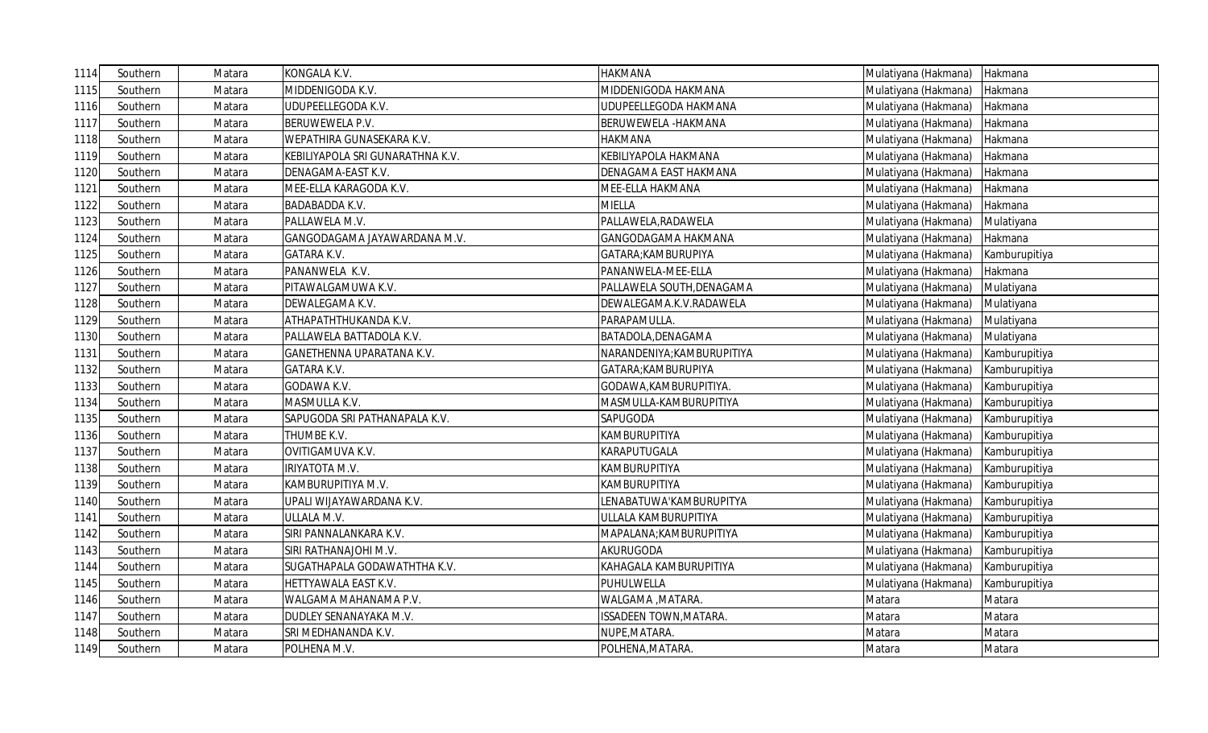| 1114 | Southern | Matara | KONGALA K.V. | HAKMANA | Mulatiyana (Hakmana) | Hakmana |
|---|---|---|---|---|---|---|
| 1115 | Southern | Matara | MIDDENIGODA K.V. | MIDDENIGODA HAKMANA | Mulatiyana (Hakmana) | Hakmana |
| 1116 | Southern | Matara | UDUPEELLEGODA K.V. | UDUPEELLEGODA HAKMANA | Mulatiyana (Hakmana) | Hakmana |
| 1117 | Southern | Matara | BERUWEWELA P.V. | BERUWEWELA -HAKMANA | Mulatiyana (Hakmana) | Hakmana |
| 1118 | Southern | Matara | WEPATHIRA GUNASEKARA K.V. | HAKMANA | Mulatiyana (Hakmana) | Hakmana |
| 1119 | Southern | Matara | KEBILIYAPOLA SRI GUNARATHNA K.V. | KEBILIYAPOLA HAKMANA | Mulatiyana (Hakmana) | Hakmana |
| 1120 | Southern | Matara | DENAGAMA-EAST K.V. | DENAGAMA EAST HAKMANA | Mulatiyana (Hakmana) | Hakmana |
| 1121 | Southern | Matara | MEE-ELLA KARAGODA K.V. | MEE-ELLA HAKMANA | Mulatiyana (Hakmana) | Hakmana |
| 1122 | Southern | Matara | BADABADDA K.V. | MIELLA | Mulatiyana (Hakmana) | Hakmana |
| 1123 | Southern | Matara | PALLAWELA M.V. | PALLAWELA,RADAWELA | Mulatiyana (Hakmana) | Mulatiyana |
| 1124 | Southern | Matara | GANGODAGAMA JAYAWARDANA M.V. | GANGODAGAMA HAKMANA | Mulatiyana (Hakmana) | Hakmana |
| 1125 | Southern | Matara | GATARA K.V. | GATARA;KAMBURUPIYA | Mulatiyana (Hakmana) | Kamburupitiya |
| 1126 | Southern | Matara | PANANWELA K.V. | PANANWELA-MEE-ELLA | Mulatiyana (Hakmana) | Hakmana |
| 1127 | Southern | Matara | PITAWALGAMUWA K.V. | PALLAWELA SOUTH,DENAGAMA | Mulatiyana (Hakmana) | Mulatiyana |
| 1128 | Southern | Matara | DEWALEGAMA K.V. | DEWALEGAMA.K.V.RADAWELA | Mulatiyana (Hakmana) | Mulatiyana |
| 1129 | Southern | Matara | ATHAPATHTHUKANDA K.V. | PARAPAMULLA. | Mulatiyana (Hakmana) | Mulatiyana |
| 1130 | Southern | Matara | PALLAWELA BATTADOLA K.V. | BATADOLA,DENAGAMA | Mulatiyana (Hakmana) | Mulatiyana |
| 1131 | Southern | Matara | GANETHENNA UPARATANA K.V. | NARANDENIYA;KAMBURUPITIYA | Mulatiyana (Hakmana) | Kamburupitiya |
| 1132 | Southern | Matara | GATARA K.V. | GATARA;KAMBURUPIYA | Mulatiyana (Hakmana) | Kamburupitiya |
| 1133 | Southern | Matara | GODAWA K.V. | GODAWA,KAMBURUPITIYA. | Mulatiyana (Hakmana) | Kamburupitiya |
| 1134 | Southern | Matara | MASMULLA K.V. | MASMULLA-KAMBURUPITIYA | Mulatiyana (Hakmana) | Kamburupitiya |
| 1135 | Southern | Matara | SAPUGODA SRI PATHANAPALA K.V. | SAPUGODA | Mulatiyana (Hakmana) | Kamburupitiya |
| 1136 | Southern | Matara | THUMBE K.V. | KAMBURUPITIYA | Mulatiyana (Hakmana) | Kamburupitiya |
| 1137 | Southern | Matara | OVITIGAMUVA K.V. | KARAPUTUGALA | Mulatiyana (Hakmana) | Kamburupitiya |
| 1138 | Southern | Matara | IRIYATOTA M.V. | KAMBURUPITIYA | Mulatiyana (Hakmana) | Kamburupitiya |
| 1139 | Southern | Matara | KAMBURUPITIYA M.V. | KAMBURUPITIYA | Mulatiyana (Hakmana) | Kamburupitiya |
| 1140 | Southern | Matara | UPALI WIJAYAWARDANA K.V. | LENABATUWA'KAMBURUPITYA | Mulatiyana (Hakmana) | Kamburupitiya |
| 1141 | Southern | Matara | ULLALA M.V. | ULLALA KAMBURUPITIYA | Mulatiyana (Hakmana) | Kamburupitiya |
| 1142 | Southern | Matara | SIRI PANNALANKARA K.V. | MAPALANA;KAMBURUPITIYA | Mulatiyana (Hakmana) | Kamburupitiya |
| 1143 | Southern | Matara | SIRI RATHANAJOHI M.V. | AKURUGODA | Mulatiyana (Hakmana) | Kamburupitiya |
| 1144 | Southern | Matara | SUGATHAPALA GODAWATHTHA K.V. | KAHAGALA KAMBURUPITIYA | Mulatiyana (Hakmana) | Kamburupitiya |
| 1145 | Southern | Matara | HETTYAWALA EAST K.V. | PUHULWELLA | Mulatiyana (Hakmana) | Kamburupitiya |
| 1146 | Southern | Matara | WALGAMA MAHANAMA P.V. | WALGAMA ,MATARA. | Matara | Matara |
| 1147 | Southern | Matara | DUDLEY SENANAYAKA M.V. | ISSADEEN TOWN,MATARA. | Matara | Matara |
| 1148 | Southern | Matara | SRI MEDHANANDA K.V. | NUPE,MATARA. | Matara | Matara |
| 1149 | Southern | Matara | POLHENA M.V. | POLHENA,MATARA. | Matara | Matara |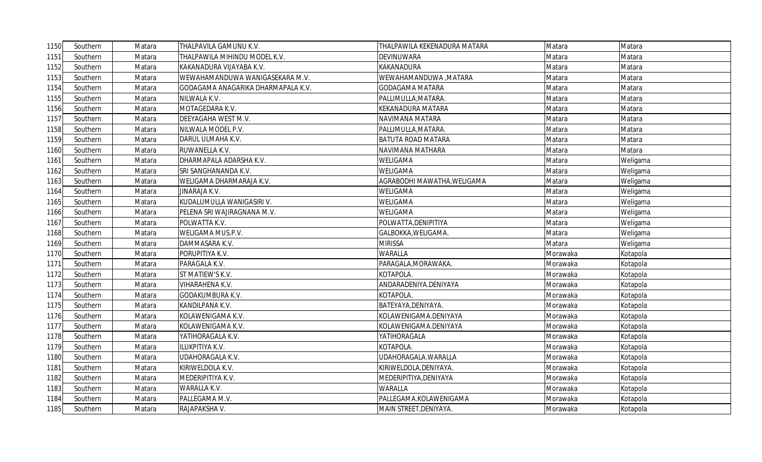| 1150 | Southern | Matara | THALPAVILA GAMUNU K.V. | THALPAWILA KEKENADURA MATARA | Matara | Matara |
|---|---|---|---|---|---|---|
| 1151 | Southern | Matara | THALPAWILA MIHINDU MODEL K.V. | DEVINUWARA | Matara | Matara |
| 1152 | Southern | Matara | KAKANADURA VIJAYABA K.V. | KAKANADURA | Matara | Matara |
| 1153 | Southern | Matara | WEWAHAMANDUWA WANIGASEKARA M.V. | WEWAHAMANDUWA ,MATARA | Matara | Matara |
| 1154 | Southern | Matara | GODAGAMA ANAGARIKA DHARMAPALA K.V. | GODAGAMA MATARA | Matara | Matara |
| 1155 | Southern | Matara | NILWALA K.V. | PALLIMULLA,MATARA. | Matara | Matara |
| 1156 | Southern | Matara | MOTAGEDARA K.V. | KEKANADURA MATARA | Matara | Matara |
| 1157 | Southern | Matara | DEEYAGAHA WEST M.V. | NAVIMANA MATARA | Matara | Matara |
| 1158 | Southern | Matara | NILWALA MODEL P.V. | PALLIMULLA,MATARA. | Matara | Matara |
| 1159 | Southern | Matara | DARUL ULMAHA K.V. | BATUTA ROAD MATARA | Matara | Matara |
| 1160 | Southern | Matara | RUWANELLA K.V. | NAVIMANA MATHARA | Matara | Matara |
| 1161 | Southern | Matara | DHARMAPALA ADARSHA K.V. | WELIGAMA | Matara | Weligama |
| 1162 | Southern | Matara | SRI SANGHANANDA K.V. | WELIGAMA | Matara | Weligama |
| 1163 | Southern | Matara | WELIGAMA DHARMARAJA K.V. | AGRABODHI MAWATHA,WELIGAMA | Matara | Weligama |
| 1164 | Southern | Matara | JINARAJA K.V. | WELIGAMA | Matara | Weligama |
| 1165 | Southern | Matara | KUDALUMULLA WANIGASIRI V. | WELIGAMA | Matara | Weligama |
| 1166 | Southern | Matara | PELENA SRI WAJIRAGNANA M.V. | WELIGAMA | Matara | Weligama |
| 1167 | Southern | Matara | POLWATTA K.V. | POLWATTA,DENIPITIYA | Matara | Weligama |
| 1168 | Southern | Matara | WELIGAMA MUS.P.V. | GALBOKKA,WELIGAMA. | Matara | Weligama |
| 1169 | Southern | Matara | DAMMASARA K.V. | MIRISSA | Matara | Weligama |
| 1170 | Southern | Matara | PORUPITIYA K.V. | WARALLA | Morawaka | Kotapola |
| 1171 | Southern | Matara | PARAGALA K.V. | PARAGALA,MORAWAKA. | Morawaka | Kotapola |
| 1172 | Southern | Matara | ST MATIEW'S K.V. | KOTAPOLA. | Morawaka | Kotapola |
| 1173 | Southern | Matara | VIHARAHENA K.V. | ANDARADENIYA.DENIYAYA | Morawaka | Kotapola |
| 1174 | Southern | Matara | GODAKUMBURA K.V. | KOTAPOLA. | Morawaka | Kotapola |
| 1175 | Southern | Matara | KANDILPANA K.V. | BATEYAYA,DENIYAYA. | Morawaka | Kotapola |
| 1176 | Southern | Matara | KOLAWENIGAMA K.V. | KOLAWENIGAMA.DENIYAYA | Morawaka | Kotapola |
| 1177 | Southern | Matara | KOLAWENIGAMA K.V. | KOLAWENIGAMA.DENIYAYA | Morawaka | Kotapola |
| 1178 | Southern | Matara | YATIHORAGALA K.V. | YATIHORAGALA | Morawaka | Kotapola |
| 1179 | Southern | Matara | ILUKPITIYA K.V. | KOTAPOLA. | Morawaka | Kotapola |
| 1180 | Southern | Matara | UDAHORAGALA K.V. | UDAHORAGALA.WARALLA | Morawaka | Kotapola |
| 1181 | Southern | Matara | KIRIWELDOLA K.V. | KIRIWELDOLA,DENIYAYA. | Morawaka | Kotapola |
| 1182 | Southern | Matara | MEDERIPITIYA K.V. | MEDERIPITIYA,DENIYAYA | Morawaka | Kotapola |
| 1183 | Southern | Matara | WARALLA K.V. | WARALLA | Morawaka | Kotapola |
| 1184 | Southern | Matara | PALLEGAMA M.V. | PALLEGAMA.KOLAWENIGAMA | Morawaka | Kotapola |
| 1185 | Southern | Matara | RAJAPAKSHA V. | MAIN STREET,DENIYAYA. | Morawaka | Kotapola |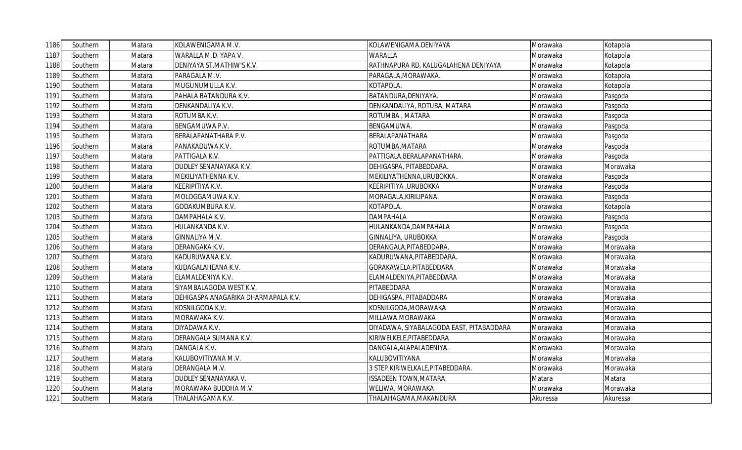| 1186 | Southern | Matara | KOLAWENIGAMA M.V. | KOLAWENIGAMA.DENIYAYA | Morawaka | Kotapola |
|---|---|---|---|---|---|---|
| 1187 | Southern | Matara | WARALLA M.D. YAPA V. | WARALLA | Morawaka | Kotapola |
| 1188 | Southern | Matara | DENIYAYA ST.MATHIW'S K.V. | RATHNAPURA RD, KALUGALAHENA DENIYAYA | Morawaka | Kotapola |
| 1189 | Southern | Matara | PARAGALA M.V. | PARAGALA,MORAWAKA. | Morawaka | Kotapola |
| 1190 | Southern | Matara | MUGUNUMULLA K.V. | KOTAPOLA. | Morawaka | Kotapola |
| 1191 | Southern | Matara | PAHALA BATANDURA K.V. | BATANDURA,DENIYAYA. | Morawaka | Pasgoda |
| 1192 | Southern | Matara | DENKANDALIYA K.V. | DENKANDALIYA, ROTUBA, MATARA | Morawaka | Pasgoda |
| 1193 | Southern | Matara | ROTUMBA K.V. | ROTUMBA , MATARA | Morawaka | Pasgoda |
| 1194 | Southern | Matara | BENGAMUWA P.V. | BENGAMUWA. | Morawaka | Pasgoda |
| 1195 | Southern | Matara | BERALAPANATHARA P.V. | BERALAPANATHARA | Morawaka | Pasgoda |
| 1196 | Southern | Matara | PANAKADUWA K.V. | ROTUMBA,MATARA | Morawaka | Pasgoda |
| 1197 | Southern | Matara | PATTIGALA K.V. | PATTIGALA,BERALAPANATHARA. | Morawaka | Pasgoda |
| 1198 | Southern | Matara | DUDLEY SENANAYAKA K.V. | DEHIGASPA, PITABEDDARA. | Morawaka | Morawaka |
| 1199 | Southern | Matara | MEKILIYATHENNA K.V. | MEKILIYATHENNA,URUBOKKA. | Morawaka | Pasgoda |
| 1200 | Southern | Matara | KEERIPITIYA K.V. | KEERIPITIYA ,URUBOKKA | Morawaka | Pasgoda |
| 1201 | Southern | Matara | MOLOGGAMUWA K.V. | MORAGALA,KIRILIPANA. | Morawaka | Pasgoda |
| 1202 | Southern | Matara | GODAKUMBURA K.V. | KOTAPOLA. | Morawaka | Kotapola |
| 1203 | Southern | Matara | DAMPAHALA K.V. | DAMPAHALA | Morawaka | Pasgoda |
| 1204 | Southern | Matara | HULANKANDA K.V. | HULANKANDA,DAMPAHALA | Morawaka | Pasgoda |
| 1205 | Southern | Matara | GINNALIYA M.V. | GINNALIYA, URUBOKKA | Morawaka | Pasgoda |
| 1206 | Southern | Matara | DERANGAKA K.V. | DERANGALA,PITABEDDARA. | Morawaka | Morawaka |
| 1207 | Southern | Matara | KADURUWANA K.V. | KADURUWANA,PITABEDDARA. | Morawaka | Morawaka |
| 1208 | Southern | Matara | KUDAGALAHEANA K.V. | GORAKAWELA.PITABEDDARA | Morawaka | Morawaka |
| 1209 | Southern | Matara | ELAMALDENIYA K.V. | ELAMALDENIYA,PITABEDDARA | Morawaka | Morawaka |
| 1210 | Southern | Matara | SIYAMBALAGODA WEST K.V. | PITABEDDARA | Morawaka | Morawaka |
| 1211 | Southern | Matara | DEHIGASPA ANAGARIKA DHARMAPALA K.V. | DEHIGASPA, PITABADDARA | Morawaka | Morawaka |
| 1212 | Southern | Matara | KOSNILGODA K.V. | KOSNILGODA,MORAWAKA | Morawaka | Morawaka |
| 1213 | Southern | Matara | MORAWAKA K.V. | MILLAWA.MORAWAKA | Morawaka | Morawaka |
| 1214 | Southern | Matara | DIYADAWA K.V. | DIYADAWA, SIYABALAGODA EAST, PITABADDARA | Morawaka | Morawaka |
| 1215 | Southern | Matara | DERANGALA SUMANA K.V. | KIRIWELKELE,PITABEDDARA | Morawaka | Morawaka |
| 1216 | Southern | Matara | DANGALA K.V. | DANGALA,ALAPALADENIYA. | Morawaka | Morawaka |
| 1217 | Southern | Matara | KALUBOVITIYANA M.V. | KALUBOVITIYANA | Morawaka | Morawaka |
| 1218 | Southern | Matara | DERANGALA M.V. | 3 STEP,KIRIWELKALE,PITABEDDARA. | Morawaka | Morawaka |
| 1219 | Southern | Matara | DUDLEY SENANAYAKA V. | ISSADEEN TOWN,MATARA. | Matara | Matara |
| 1220 | Southern | Matara | MORAWAKA BUDDHA M.V. | WELIWA, MORAWAKA | Morawaka | Morawaka |
| 1221 | Southern | Matara | THALAHAGAMA K.V. | THALAHAGAMA,MAKANDURA | Akuressa | Akuressa |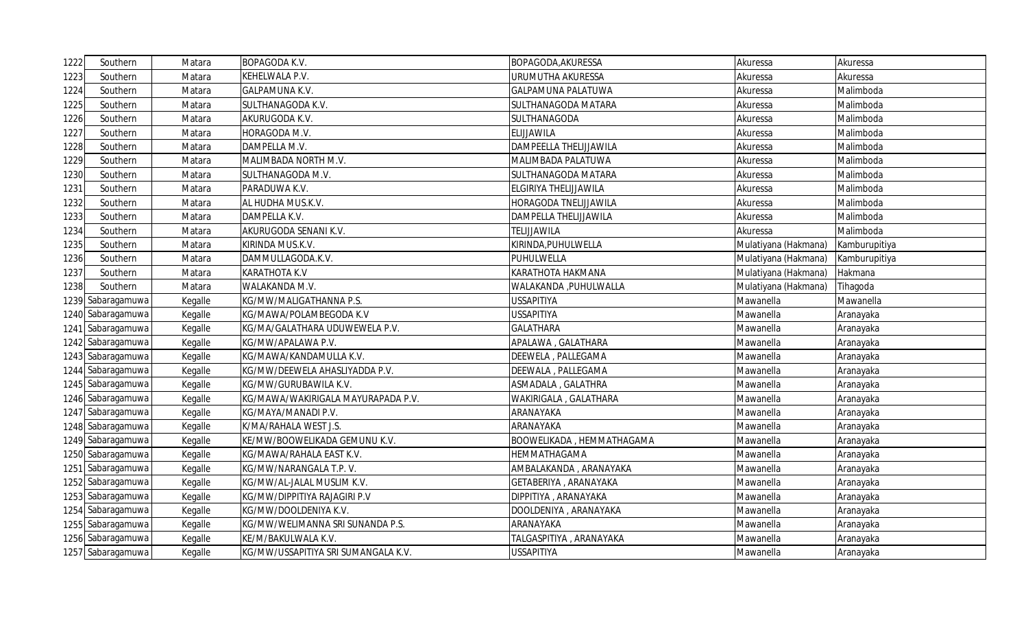| | | | | | | |
|---|---|---|---|---|---|---|
| 1222 | Southern | Matara | BOPAGODA K.V. | BOPAGODA,AKURESSA | Akuressa | Akuressa |
| 1223 | Southern | Matara | KEHELWALA P.V. | URUMUTHA AKURESSA | Akuressa | Akuressa |
| 1224 | Southern | Matara | GALPAMUNA K.V. | GALPAMUNA PALATUWA | Akuressa | Malimboda |
| 1225 | Southern | Matara | SULTHANAGODA K.V. | SULTHANAGODA MATARA | Akuressa | Malimboda |
| 1226 | Southern | Matara | AKURUGODA K.V. | SULTHANAGODA | Akuressa | Malimboda |
| 1227 | Southern | Matara | HORAGODA M.V. | ELIJJAWILA | Akuressa | Malimboda |
| 1228 | Southern | Matara | DAMPELLA M.V. | DAMPEELLA THELIJJAWILA | Akuressa | Malimboda |
| 1229 | Southern | Matara | MALIMBADA NORTH M.V. | MALIMBADA PALATUWA | Akuressa | Malimboda |
| 1230 | Southern | Matara | SULTHANAGODA M.V. | SULTHANAGODA MATARA | Akuressa | Malimboda |
| 1231 | Southern | Matara | PARADUWA K.V. | ELGIRIYA THELIJJAWILA | Akuressa | Malimboda |
| 1232 | Southern | Matara | AL HUDHA MUS.K.V. | HORAGODA TNELIJJAWILA | Akuressa | Malimboda |
| 1233 | Southern | Matara | DAMPELLA K.V. | DAMPELLA THELIJJAWILA | Akuressa | Malimboda |
| 1234 | Southern | Matara | AKURUGODA SENANI K.V. | TELIJJAWILA | Akuressa | Malimboda |
| 1235 | Southern | Matara | KIRINDA MUS.K.V. | KIRINDA,PUHULWELLA | Mulatiyana (Hakmana) | Kamburupitiya |
| 1236 | Southern | Matara | DAMMULLAGODA.K.V. | PUHULWELLA | Mulatiyana (Hakmana) | Kamburupitiya |
| 1237 | Southern | Matara | KARATHOTA K.V | KARATHOTA HAKMANA | Mulatiyana (Hakmana) | Hakmana |
| 1238 | Southern | Matara | WALAKANDA M.V. | WALAKANDA ,PUHULWALLA | Mulatiyana (Hakmana) | Tihagoda |
| 1239 | Sabaragamuwa | Kegalle | KG/MW/MALIGATHANNA P.S. | USSAPITIYA | Mawanella | Mawanella |
| 1240 | Sabaragamuwa | Kegalle | KG/MAWA/POLAMBEGODA K.V | USSAPITIYA | Mawanella | Aranayaka |
| 1241 | Sabaragamuwa | Kegalle | KG/MA/GALATHARA UDUWEWELA P.V. | GALATHARA | Mawanella | Aranayaka |
| 1242 | Sabaragamuwa | Kegalle | KG/MW/APALAWA P.V. | APALAWA , GALATHARA | Mawanella | Aranayaka |
| 1243 | Sabaragamuwa | Kegalle | KG/MAWA/KANDAMULLA K.V. | DEEWELA , PALLEGAMA | Mawanella | Aranayaka |
| 1244 | Sabaragamuwa | Kegalle | KG/MW/DEEWELA AHASLIYADDA P.V. | DEEWALA , PALLEGAMA | Mawanella | Aranayaka |
| 1245 | Sabaragamuwa | Kegalle | KG/MW/GURUBAWILA K.V. | ASMADALA , GALATHRA | Mawanella | Aranayaka |
| 1246 | Sabaragamuwa | Kegalle | KG/MAWA/WAKIRIGALA MAYURAPADA P.V. | WAKIRIGALA , GALATHARA | Mawanella | Aranayaka |
| 1247 | Sabaragamuwa | Kegalle | KG/MAYA/MANADI P.V. | ARANAYAKA | Mawanella | Aranayaka |
| 1248 | Sabaragamuwa | Kegalle | K/MA/RAHALA WEST J.S. | ARANAYAKA | Mawanella | Aranayaka |
| 1249 | Sabaragamuwa | Kegalle | KE/MW/BOOWELIKADA GEMUNU K.V. | BOOWELIKADA , HEMMATHAGAMA | Mawanella | Aranayaka |
| 1250 | Sabaragamuwa | Kegalle | KG/MAWA/RAHALA EAST K.V. | HEMMATHAGAMA | Mawanella | Aranayaka |
| 1251 | Sabaragamuwa | Kegalle | KG/MW/NARANGALA T.P. V. | AMBALAKANDA , ARANAYAKA | Mawanella | Aranayaka |
| 1252 | Sabaragamuwa | Kegalle | KG/MW/AL-JALAL MUSLIM K.V. | GETABERIYA , ARANAYAKA | Mawanella | Aranayaka |
| 1253 | Sabaragamuwa | Kegalle | KG/MW/DIPPITIYA RAJAGIRI P.V | DIPPITIYA , ARANAYAKA | Mawanella | Aranayaka |
| 1254 | Sabaragamuwa | Kegalle | KG/MW/DOOLDENIYA K.V. | DOOLDENIYA , ARANAYAKA | Mawanella | Aranayaka |
| 1255 | Sabaragamuwa | Kegalle | KG/MW/WELIMANNA SRI SUNANDA P.S. | ARANAYAKA | Mawanella | Aranayaka |
| 1256 | Sabaragamuwa | Kegalle | KE/M/BAKULWALA K.V. | TALGASPITIYA , ARANAYAKA | Mawanella | Aranayaka |
| 1257 | Sabaragamuwa | Kegalle | KG/MW/USSAPITIYA SRI SUMANGALA K.V. | USSAPITIYA | Mawanella | Aranayaka |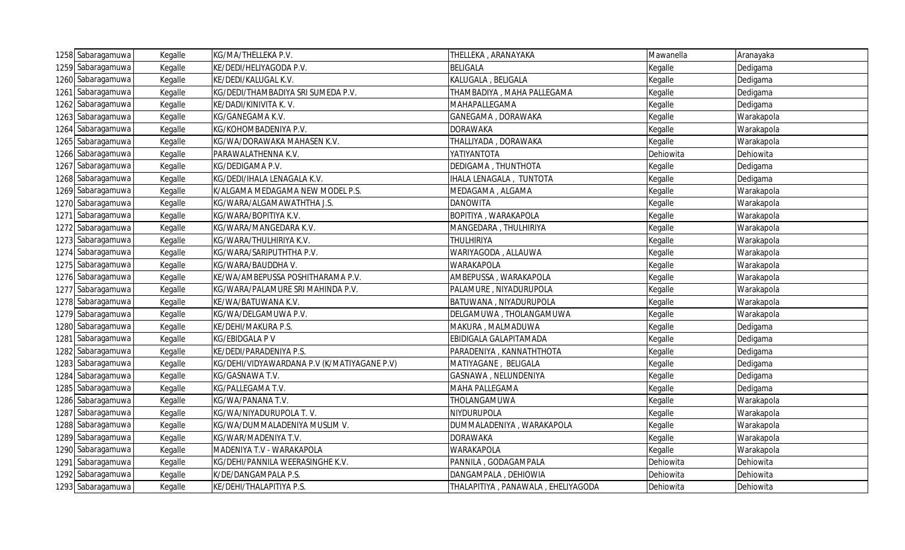| 1258 | Sabaragamuwa | Kegalle | KG/MA/THELLEKA P.V. | THELLEKA , ARANAYAKA | Mawanella | Aranayaka |
|---|---|---|---|---|---|---|
| 1259 | Sabaragamuwa | Kegalle | KE/DEDI/HELIYAGODA P.V. | BELIGALA | Kegalle | Dedigama |
| 1260 | Sabaragamuwa | Kegalle | KE/DEDI/KALUGAL K.V. | KALUGALA , BELIGALA | Kegalle | Dedigama |
| 1261 | Sabaragamuwa | Kegalle | KG/DEDI/THAMBADIYA SRI SUMEDA P.V. | THAMBADIYA , MAHA PALLEGAMA | Kegalle | Dedigama |
| 1262 | Sabaragamuwa | Kegalle | KE/DADI/KINIVITA K. V. | MAHAPALLEGAMA | Kegalle | Dedigama |
| 1263 | Sabaragamuwa | Kegalle | KG/GANEGAMA K.V. | GANEGAMA , DORAWAKA | Kegalle | Warakapola |
| 1264 | Sabaragamuwa | Kegalle | KG/KOHOMBADENIYA P.V. | DORAWAKA | Kegalle | Warakapola |
| 1265 | Sabaragamuwa | Kegalle | KG/WA/DORAWAKA MAHASEN K.V. | THALLIYADA , DORAWAKA | Kegalle | Warakapola |
| 1266 | Sabaragamuwa | Kegalle | PARAWALATHENNA K.V. | YATIYANTOTA | Dehiowita | Dehiowita |
| 1267 | Sabaragamuwa | Kegalle | KG/DEDIGAMA P.V. | DEDIGAMA , THUNTHOTA | Kegalle | Dedigama |
| 1268 | Sabaragamuwa | Kegalle | KG/DEDI/IHALA LENAGALA K.V. | IHALA LENAGALA , TUNTOTA | Kegalle | Dedigama |
| 1269 | Sabaragamuwa | Kegalle | K/ALGAMA MEDAGAMA NEW MODEL P.S. | MEDAGAMA , ALGAMA | Kegalle | Warakapola |
| 1270 | Sabaragamuwa | Kegalle | KG/WARA/ALGAMAWATHTHA J.S. | DANOWITA | Kegalle | Warakapola |
| 1271 | Sabaragamuwa | Kegalle | KG/WARA/BOPITIYA K.V. | BOPITIYA , WARAKAPOLA | Kegalle | Warakapola |
| 1272 | Sabaragamuwa | Kegalle | KG/WARA/MANGEDARA K.V. | MANGEDARA , THULHIRIYA | Kegalle | Warakapola |
| 1273 | Sabaragamuwa | Kegalle | KG/WARA/THULHIRIYA K.V. | THULHIRIYA | Kegalle | Warakapola |
| 1274 | Sabaragamuwa | Kegalle | KG/WARA/SARIPUTHTHA P.V. | WARIYAGODA , ALLAUWA | Kegalle | Warakapola |
| 1275 | Sabaragamuwa | Kegalle | KG/WARA/BAUDDHA V. | WARAKAPOLA | Kegalle | Warakapola |
| 1276 | Sabaragamuwa | Kegalle | KE/WA/AMBEPUSSA POSHITHARAMA P.V. | AMBEPUSSA , WARAKAPOLA | Kegalle | Warakapola |
| 1277 | Sabaragamuwa | Kegalle | KG/WARA/PALAMURE SRI MAHINDA P.V. | PALAMURE , NIYADURUPOLA | Kegalle | Warakapola |
| 1278 | Sabaragamuwa | Kegalle | KE/WA/BATUWANA K.V. | BATUWANA , NIYADURUPOLA | Kegalle | Warakapola |
| 1279 | Sabaragamuwa | Kegalle | KG/WA/DELGAMUWA P.V. | DELGAMUWA , THOLANGAMUWA | Kegalle | Warakapola |
| 1280 | Sabaragamuwa | Kegalle | KE/DEHI/MAKURA P.S. | MAKURA , MALMADUWA | Kegalle | Dedigama |
| 1281 | Sabaragamuwa | Kegalle | KG/EBIDGALA P V | EBIDIGALA GALAPITAMADA | Kegalle | Dedigama |
| 1282 | Sabaragamuwa | Kegalle | KE/DEDI/PARADENIYA P.S. | PARADENIYA , KANNATHTHOTA | Kegalle | Dedigama |
| 1283 | Sabaragamuwa | Kegalle | KG/DEHI/VIDYAWARDANA P.V (K/MATIYAGANE P.V) | MATIYAGANE , BELIGALA | Kegalle | Dedigama |
| 1284 | Sabaragamuwa | Kegalle | KG/GASNAWA T.V. | GASNAWA , NELUNDENIYA | Kegalle | Dedigama |
| 1285 | Sabaragamuwa | Kegalle | KG/PALLEGAMA T.V. | MAHA PALLEGAMA | Kegalle | Dedigama |
| 1286 | Sabaragamuwa | Kegalle | KG/WA/PANANA T.V. | THOLANGAMUWA | Kegalle | Warakapola |
| 1287 | Sabaragamuwa | Kegalle | KG/WA/NIYADURUPOLA T. V. | NIYDURUPOLA | Kegalle | Warakapola |
| 1288 | Sabaragamuwa | Kegalle | KG/WA/DUMMALADENIYA MUSLIM V. | DUMMALADENIYA , WARAKAPOLA | Kegalle | Warakapola |
| 1289 | Sabaragamuwa | Kegalle | KG/WAR/MADENIYA T.V. | DORAWAKA | Kegalle | Warakapola |
| 1290 | Sabaragamuwa | Kegalle | MADENIYA T.V - WARAKAPOLA | WARAKAPOLA | Kegalle | Warakapola |
| 1291 | Sabaragamuwa | Kegalle | KG/DEHI/PANNILA WEERASINGHE K.V. | PANNILA , GODAGAMPALA | Dehiowita | Dehiowita |
| 1292 | Sabaragamuwa | Kegalle | K/DE/DANGAMPALA P.S. | DANGAMPALA , DEHIOWIA | Dehiowita | Dehiowita |
| 1293 | Sabaragamuwa | Kegalle | KE/DEHI/THALAPITIYA P.S. | THALAPITIYA , PANAWALA , EHELIYAGODA | Dehiowita | Dehiowita |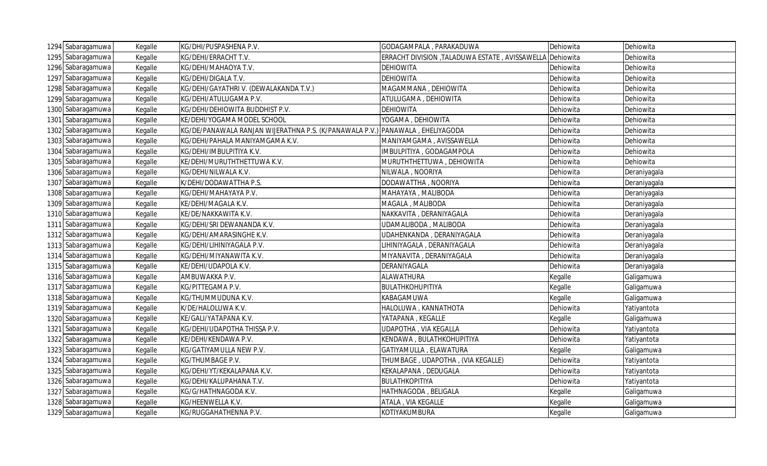| | | | | | | |
|---|---|---|---|---|---|---|
| 1294 | Sabaragamuwa | Kegalle | KG/DHI/PUSPASHENA P.V. | GODAGAMPALA , PARAKADUWA | Dehiowita | Dehiowita |
| 1295 | Sabaragamuwa | Kegalle | KG/DEHI/ERRACHT T.V. | ERRACHT DIVISION ,TALADUWA ESTATE , AVISSAWELLA | Dehiowita | Dehiowita |
| 1296 | Sabaragamuwa | Kegalle | KG/DEHI/MAHAOYA T.V. | DEHIOWITA | Dehiowita | Dehiowita |
| 1297 | Sabaragamuwa | Kegalle | KG/DEHI/DIGALA T.V. | DEHIOWITA | Dehiowita | Dehiowita |
| 1298 | Sabaragamuwa | Kegalle | KG/DEHI/GAYATHRI V. (DEWALAKANDA T.V.) | MAGAMMANA , DEHIOWITA | Dehiowita | Dehiowita |
| 1299 | Sabaragamuwa | Kegalle | KG/DEHI/ATULUGAMA P.V. | ATULUGAMA , DEHIOWITA | Dehiowita | Dehiowita |
| 1300 | Sabaragamuwa | Kegalle | KG/DEHI/DEHIOWITA BUDDHIST P.V. | DEHIOWITA | Dehiowita | Dehiowita |
| 1301 | Sabaragamuwa | Kegalle | KE/DEHI/YOGAMA MODEL SCHOOL | YOGAMA , DEHIOWITA | Dehiowita | Dehiowita |
| 1302 | Sabaragamuwa | Kegalle | KG/DE/PANAWALA RANJAN WIJERATHNA P.S. (K/PANAWALA P.V.) | PANAWALA , EHELIYAGODA | Dehiowita | Dehiowita |
| 1303 | Sabaragamuwa | Kegalle | KG/DEHI/PAHALA MANIYAMGAMA K.V. | MANIYAMGAMA , AVISSAWELLA | Dehiowita | Dehiowita |
| 1304 | Sabaragamuwa | Kegalle | KG/DEHI/IMBULPITIYA K.V. | IMBULPITIYA , GODAGAMPOLA | Dehiowita | Dehiowita |
| 1305 | Sabaragamuwa | Kegalle | KE/DEHI/MURUTHTHETTUWA K.V. | MURUTHTHETTUWA , DEHIOWITA | Dehiowita | Dehiowita |
| 1306 | Sabaragamuwa | Kegalle | KG/DEHI/NILWALA K.V. | NILWALA , NOORIYA | Dehiowita | Deraniyagala |
| 1307 | Sabaragamuwa | Kegalle | K/DEHI/DODAWATTHA P.S. | DODAWATTHA , NOORIYA | Dehiowita | Deraniyagala |
| 1308 | Sabaragamuwa | Kegalle | KG/DEHI/MAHAYAYA P.V. | MAHAYAYA , MALIBODA | Dehiowita | Deraniyagala |
| 1309 | Sabaragamuwa | Kegalle | KE/DEHI/MAGALA K.V. | MAGALA , MALIBODA | Dehiowita | Deraniyagala |
| 1310 | Sabaragamuwa | Kegalle | KE/DE/NAKKAWITA K.V. | NAKKAVITA , DERANIYAGALA | Dehiowita | Deraniyagala |
| 1311 | Sabaragamuwa | Kegalle | KG/DEHI/SRI DEWANANDA K.V. | UDAMALIBODA , MALIBODA | Dehiowita | Deraniyagala |
| 1312 | Sabaragamuwa | Kegalle | KG/DEHI/AMARASINGHE K.V. | UDAHENKANDA , DERANIYAGALA | Dehiowita | Deraniyagala |
| 1313 | Sabaragamuwa | Kegalle | KG/DEHI/LIHINIYAGALA P.V. | LIHINIYAGALA , DERANIYAGALA | Dehiowita | Deraniyagala |
| 1314 | Sabaragamuwa | Kegalle | KG/DEHI/MIYANAWITA K.V. | MIYANAVITA , DERANIYAGALA | Dehiowita | Deraniyagala |
| 1315 | Sabaragamuwa | Kegalle | KE/DEHI/UDAPOLA K.V. | DERANIYAGALA | Dehiowita | Deraniyagala |
| 1316 | Sabaragamuwa | Kegalle | AMBUWAKKA P.V. | ALAWATHURA | Kegalle | Galigamuwa |
| 1317 | Sabaragamuwa | Kegalle | KG/PITTEGAMA P.V. | BULATHKOHUPITIYA | Kegalle | Galigamuwa |
| 1318 | Sabaragamuwa | Kegalle | KG/THUMMUDUNA K.V. | KABAGAMUWA | Kegalle | Galigamuwa |
| 1319 | Sabaragamuwa | Kegalle | K/DE/HALOLUWA K.V. | HALOLUWA , KANNATHOTA | Dehiowita | Yatiyantota |
| 1320 | Sabaragamuwa | Kegalle | KE/GALI/YATAPANA K.V. | YATAPANA , KEGALLE | Kegalle | Galigamuwa |
| 1321 | Sabaragamuwa | Kegalle | KG/DEHI/UDAPOTHA THISSA P.V. | UDAPOTHA , VIA KEGALLA | Dehiowita | Yatiyantota |
| 1322 | Sabaragamuwa | Kegalle | KE/DEHI/KENDAWA P.V. | KENDAWA , BULATHKOHUPITIYA | Dehiowita | Yatiyantota |
| 1323 | Sabaragamuwa | Kegalle | KG/GATIYAMULLA NEW P.V. | GATIYAMULLA , ELAWATURA | Kegalle | Galigamuwa |
| 1324 | Sabaragamuwa | Kegalle | KG/THUMBAGE P.V. | THUMBAGE , UDAPOTHA , (VIA KEGALLE) | Dehiowita | Yatiyantota |
| 1325 | Sabaragamuwa | Kegalle | KG/DEHI/YT/KEKALAPANA K.V. | KEKALAPANA , DEDUGALA | Dehiowita | Yatiyantota |
| 1326 | Sabaragamuwa | Kegalle | KG/DEHI/KALUPAHANA T.V. | BULATHKOPITIYA | Dehiowita | Yatiyantota |
| 1327 | Sabaragamuwa | Kegalle | KG/G/HATHNAGODA K.V. | HATHNAGODA , BELIGALA | Kegalle | Galigamuwa |
| 1328 | Sabaragamuwa | Kegalle | KG/HEENWELLA K.V. | ATALA , VIA KEGALLE | Kegalle | Galigamuwa |
| 1329 | Sabaragamuwa | Kegalle | KG/RUGGAHATHENNA P.V. | KOTIYAKUMBURA | Kegalle | Galigamuwa |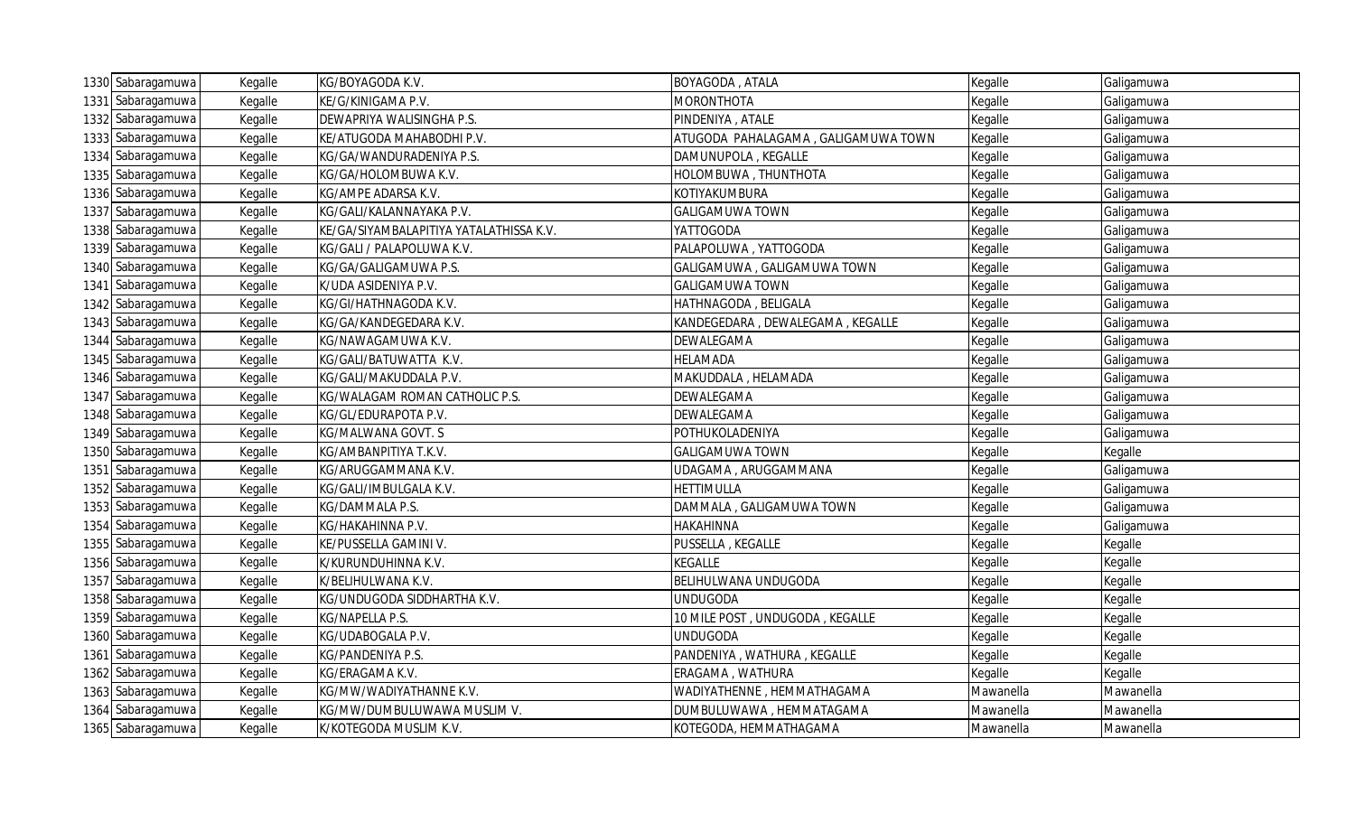| | | | | | | |
|---|---|---|---|---|---|---|
| 1330 | Sabaragamuwa | Kegalle | KG/BOYAGODA K.V. | BOYAGODA , ATALA | Kegalle | Galigamuwa |
| 1331 | Sabaragamuwa | Kegalle | KE/G/KINIGAMA P.V. | MORONTHOTA | Kegalle | Galigamuwa |
| 1332 | Sabaragamuwa | Kegalle | DEWAPRIYA WALISINGHA P.S. | PINDENIYA , ATALE | Kegalle | Galigamuwa |
| 1333 | Sabaragamuwa | Kegalle | KE/ATUGODA MAHABODHI P.V. | ATUGODA PAHALAGAMA , GALIGAMUWA TOWN | Kegalle | Galigamuwa |
| 1334 | Sabaragamuwa | Kegalle | KG/GA/WANDURADENIYA P.S. | DAMUNUPOLA , KEGALLE | Kegalle | Galigamuwa |
| 1335 | Sabaragamuwa | Kegalle | KG/GA/HOLOMBUWA K.V. | HOLOMBUWA , THUNTHOTA | Kegalle | Galigamuwa |
| 1336 | Sabaragamuwa | Kegalle | KG/AMPE ADARSA K.V. | KOTIYAKUMBURA | Kegalle | Galigamuwa |
| 1337 | Sabaragamuwa | Kegalle | KG/GALI/KALANNAYAKA P.V. | GALIGAMUWA TOWN | Kegalle | Galigamuwa |
| 1338 | Sabaragamuwa | Kegalle | KE/GA/SIYAMBALAPITIYA YATALATHISSA K.V. | YATTOGODA | Kegalle | Galigamuwa |
| 1339 | Sabaragamuwa | Kegalle | KG/GALI / PALAPOLUWA K.V. | PALAPOLUWA , YATTOGODA | Kegalle | Galigamuwa |
| 1340 | Sabaragamuwa | Kegalle | KG/GA/GALIGAMUWA P.S. | GALIGAMUWA , GALIGAMUWA TOWN | Kegalle | Galigamuwa |
| 1341 | Sabaragamuwa | Kegalle | K/UDA ASIDENIYA P.V. | GALIGAMUWA TOWN | Kegalle | Galigamuwa |
| 1342 | Sabaragamuwa | Kegalle | KG/GI/HATHNAGODA K.V. | HATHNAGODA , BELIGALA | Kegalle | Galigamuwa |
| 1343 | Sabaragamuwa | Kegalle | KG/GA/KANDEGEDARA K.V. | KANDEGEDARA , DEWALEGAMA , KEGALLE | Kegalle | Galigamuwa |
| 1344 | Sabaragamuwa | Kegalle | KG/NAWAGAMUWA K.V. | DEWALEGAMA | Kegalle | Galigamuwa |
| 1345 | Sabaragamuwa | Kegalle | KG/GALI/BATUWATTA K.V. | HELAMADA | Kegalle | Galigamuwa |
| 1346 | Sabaragamuwa | Kegalle | KG/GALI/MAKUDDALA P.V. | MAKUDDALA , HELAMADA | Kegalle | Galigamuwa |
| 1347 | Sabaragamuwa | Kegalle | KG/WALAGAM ROMAN CATHOLIC P.S. | DEWALEGAMA | Kegalle | Galigamuwa |
| 1348 | Sabaragamuwa | Kegalle | KG/GL/EDURAPOTA P.V. | DEWALEGAMA | Kegalle | Galigamuwa |
| 1349 | Sabaragamuwa | Kegalle | KG/MALWANA GOVT. S | POTHUKOLADENIYA | Kegalle | Galigamuwa |
| 1350 | Sabaragamuwa | Kegalle | KG/AMBANPITIYA T.K.V. | GALIGAMUWA TOWN | Kegalle | Kegalle |
| 1351 | Sabaragamuwa | Kegalle | KG/ARUGGAMMANA K.V. | UDAGAMA , ARUGGAMMANA | Kegalle | Galigamuwa |
| 1352 | Sabaragamuwa | Kegalle | KG/GALI/IMBULGALA K.V. | HETTIMULLA | Kegalle | Galigamuwa |
| 1353 | Sabaragamuwa | Kegalle | KG/DAMMALA P.S. | DAMMALA , GALIGAMUWA TOWN | Kegalle | Galigamuwa |
| 1354 | Sabaragamuwa | Kegalle | KG/HAKAHINNA P.V. | HAKAHINNA | Kegalle | Galigamuwa |
| 1355 | Sabaragamuwa | Kegalle | KE/PUSSELLA GAMINI V. | PUSSELLA , KEGALLE | Kegalle | Kegalle |
| 1356 | Sabaragamuwa | Kegalle | K/KURUNDUHINNA K.V. | KEGALLE | Kegalle | Kegalle |
| 1357 | Sabaragamuwa | Kegalle | K/BELIHULWANA K.V. | BELIHULWANA UNDUGODA | Kegalle | Kegalle |
| 1358 | Sabaragamuwa | Kegalle | KG/UNDUGODA SIDDHARTHA K.V. | UNDUGODA | Kegalle | Kegalle |
| 1359 | Sabaragamuwa | Kegalle | KG/NAPELLA P.S. | 10 MILE POST , UNDUGODA , KEGALLE | Kegalle | Kegalle |
| 1360 | Sabaragamuwa | Kegalle | KG/UDABOGALA P.V. | UNDUGODA | Kegalle | Kegalle |
| 1361 | Sabaragamuwa | Kegalle | KG/PANDENIYA P.S. | PANDENIYA , WATHURA , KEGALLE | Kegalle | Kegalle |
| 1362 | Sabaragamuwa | Kegalle | KG/ERAGAMA K.V. | ERAGAMA , WATHURA | Kegalle | Kegalle |
| 1363 | Sabaragamuwa | Kegalle | KG/MW/WADIYATHANNE K.V. | WADIYATHENNE , HEMMATHAGAMA | Mawanella | Mawanella |
| 1364 | Sabaragamuwa | Kegalle | KG/MW/DUMBULUWAWA MUSLIM V. | DUMBULUWAWA , HEMMATAGAMA | Mawanella | Mawanella |
| 1365 | Sabaragamuwa | Kegalle | K/KOTEGODA MUSLIM K.V. | KOTEGODA, HEMMATHAGAMA | Mawanella | Mawanella |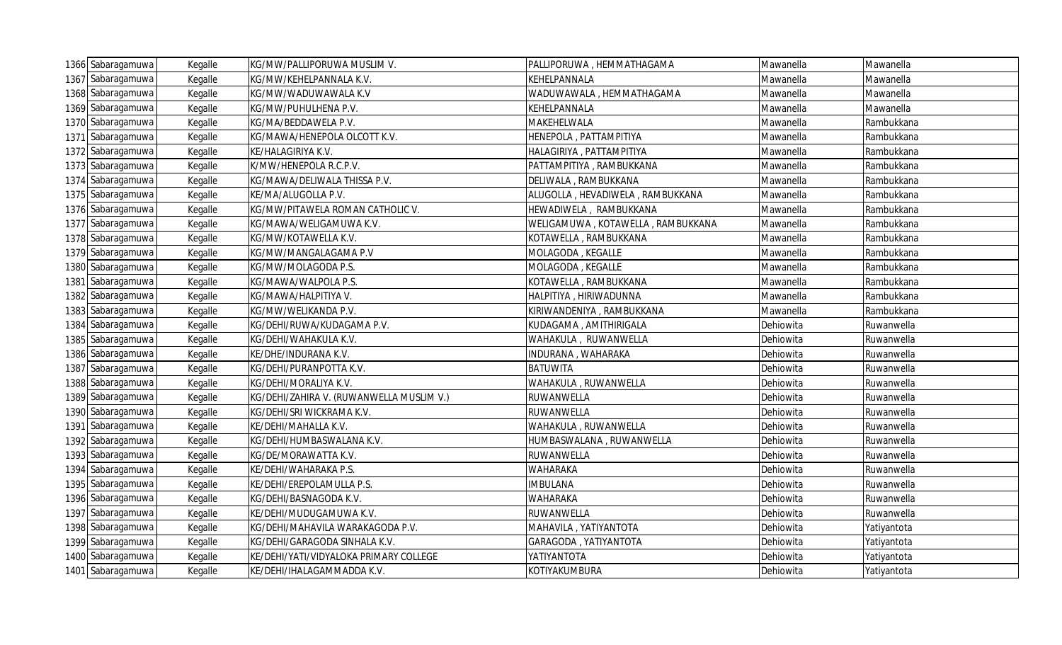| | | | | | | |
|---|---|---|---|---|---|---|
| 1366 | Sabaragamuwa | Kegalle | KG/MW/PALLIPORUWA MUSLIM V. | PALLIPORUWA , HEMMATHAGAMA | Mawanella | Mawanella |
| 1367 | Sabaragamuwa | Kegalle | KG/MW/KEHELPANNALA K.V. | KEHELPANNALA | Mawanella | Mawanella |
| 1368 | Sabaragamuwa | Kegalle | KG/MW/WADUWAWALA K.V | WADUWAWALA , HEMMATHAGAMA | Mawanella | Mawanella |
| 1369 | Sabaragamuwa | Kegalle | KG/MW/PUHULHENA P.V. | KEHELPANNALA | Mawanella | Mawanella |
| 1370 | Sabaragamuwa | Kegalle | KG/MA/BEDDAWELA P.V. | MAKEHELWALA | Mawanella | Rambukkana |
| 1371 | Sabaragamuwa | Kegalle | KG/MAWA/HENEPOLA OLCOTT K.V. | HENEPOLA , PATTAMPITIYA | Mawanella | Rambukkana |
| 1372 | Sabaragamuwa | Kegalle | KE/HALAGIRIYA K.V. | HALAGIRIYA , PATTAMPITIYA | Mawanella | Rambukkana |
| 1373 | Sabaragamuwa | Kegalle | K/MW/HENEPOLA R.C.P.V. | PATTAMPITIYA , RAMBUKKANA | Mawanella | Rambukkana |
| 1374 | Sabaragamuwa | Kegalle | KG/MAWA/DELIWALA THISSA P.V. | DELIWALA , RAMBUKKANA | Mawanella | Rambukkana |
| 1375 | Sabaragamuwa | Kegalle | KE/MA/ALUGOLLA P.V. | ALUGOLLA , HEVADIWELA , RAMBUKKANA | Mawanella | Rambukkana |
| 1376 | Sabaragamuwa | Kegalle | KG/MW/PITAWELA ROMAN CATHOLIC V. | HEWADIWELA , RAMBUKKANA | Mawanella | Rambukkana |
| 1377 | Sabaragamuwa | Kegalle | KG/MAWA/WELIGAMUWA K.V. | WELIGAMUWA , KOTAWELLA , RAMBUKKANA | Mawanella | Rambukkana |
| 1378 | Sabaragamuwa | Kegalle | KG/MW/KOTAWELLA K.V. | KOTAWELLA , RAMBUKKANA | Mawanella | Rambukkana |
| 1379 | Sabaragamuwa | Kegalle | KG/MW/MANGALAGAMA P.V | MOLAGODA , KEGALLE | Mawanella | Rambukkana |
| 1380 | Sabaragamuwa | Kegalle | KG/MW/MOLAGODA P.S. | MOLAGODA , KEGALLE | Mawanella | Rambukkana |
| 1381 | Sabaragamuwa | Kegalle | KG/MAWA/WALPOLA P.S. | KOTAWELLA , RAMBUKKANA | Mawanella | Rambukkana |
| 1382 | Sabaragamuwa | Kegalle | KG/MAWA/HALPITIYA V. | HALPITIYA , HIRIWADUNNA | Mawanella | Rambukkana |
| 1383 | Sabaragamuwa | Kegalle | KG/MW/WELIKANDA P.V. | KIRIWANDENIYA , RAMBUKKANA | Mawanella | Rambukkana |
| 1384 | Sabaragamuwa | Kegalle | KG/DEHI/RUWA/KUDAGAMA P.V. | KUDAGAMA , AMITHIRIGALA | Dehiowita | Ruwanwella |
| 1385 | Sabaragamuwa | Kegalle | KG/DEHI/WAHAKULA K.V. | WAHAKULA , RUWANWELLA | Dehiowita | Ruwanwella |
| 1386 | Sabaragamuwa | Kegalle | KE/DHE/INDURANA K.V. | INDURANA , WAHARAKA | Dehiowita | Ruwanwella |
| 1387 | Sabaragamuwa | Kegalle | KG/DEHI/PURANPOTTA K.V. | BATUWITA | Dehiowita | Ruwanwella |
| 1388 | Sabaragamuwa | Kegalle | KG/DEHI/MORALIYA K.V. | WAHAKULA , RUWANWELLA | Dehiowita | Ruwanwella |
| 1389 | Sabaragamuwa | Kegalle | KG/DEHI/ZAHIRA V. (RUWANWELLA MUSLIM V.) | RUWANWELLA | Dehiowita | Ruwanwella |
| 1390 | Sabaragamuwa | Kegalle | KG/DEHI/SRI WICKRAMA K.V. | RUWANWELLA | Dehiowita | Ruwanwella |
| 1391 | Sabaragamuwa | Kegalle | KE/DEHI/MAHALLA K.V. | WAHAKULA , RUWANWELLA | Dehiowita | Ruwanwella |
| 1392 | Sabaragamuwa | Kegalle | KG/DEHI/HUMBASWALANA K.V. | HUMBASWALANA , RUWANWELLA | Dehiowita | Ruwanwella |
| 1393 | Sabaragamuwa | Kegalle | KG/DE/MORAWATTA K.V. | RUWANWELLA | Dehiowita | Ruwanwella |
| 1394 | Sabaragamuwa | Kegalle | KE/DEHI/WAHARAKA P.S. | WAHARAKA | Dehiowita | Ruwanwella |
| 1395 | Sabaragamuwa | Kegalle | KE/DEHI/EREPOLAMULLA P.S. | IMBULANA | Dehiowita | Ruwanwella |
| 1396 | Sabaragamuwa | Kegalle | KG/DEHI/BASNAGODA K.V. | WAHARAKA | Dehiowita | Ruwanwella |
| 1397 | Sabaragamuwa | Kegalle | KE/DEHI/MUDUGAMUWA K.V. | RUWANWELLA | Dehiowita | Ruwanwella |
| 1398 | Sabaragamuwa | Kegalle | KG/DEHI/MAHAVILA WARAKAGODA P.V. | MAHAVILA , YATIYANTOTA | Dehiowita | Yatiyantota |
| 1399 | Sabaragamuwa | Kegalle | KG/DEHI/GARAGODA SINHALA K.V. | GARAGODA , YATIYANTOTA | Dehiowita | Yatiyantota |
| 1400 | Sabaragamuwa | Kegalle | KE/DEHI/YATI/VIDYALOKA PRIMARY COLLEGE | YATIYANTOTA | Dehiowita | Yatiyantota |
| 1401 | Sabaragamuwa | Kegalle | KE/DEHI/IHALAGAMMADDA K.V. | KOTIYAKUMBURA | Dehiowita | Yatiyantota |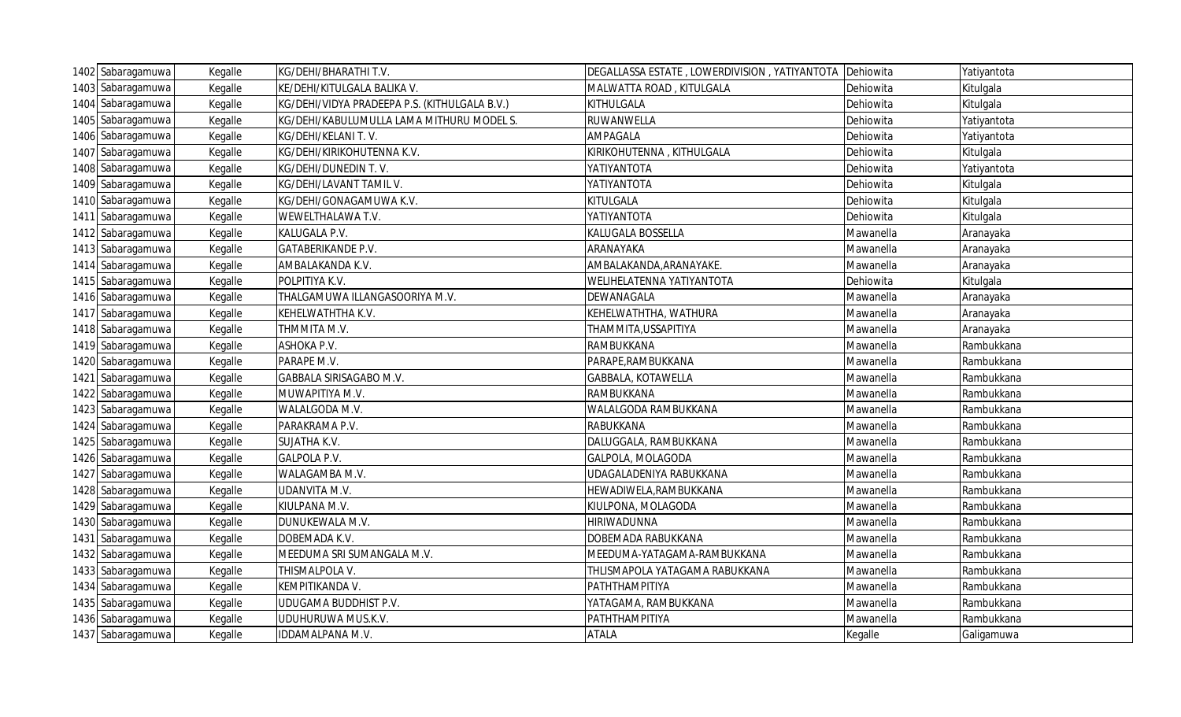| 1402 | Sabaragamuwa | Kegalle | KG/DEHI/BHARATHI T.V. | DEGALLASSA ESTATE , LOWERDIVISION , YATIYANTOTA | Dehiowita | Yatiyantota |
|---|---|---|---|---|---|---|
| 1403 | Sabaragamuwa | Kegalle | KE/DEHI/KITULGALA BALIKA V. | MALWATTA ROAD , KITULGALA | Dehiowita | Kitulgala |
| 1404 | Sabaragamuwa | Kegalle | KG/DEHI/VIDYA PRADEEPA P.S. (KITHULGALA B.V.) | KITHULGALA | Dehiowita | Kitulgala |
| 1405 | Sabaragamuwa | Kegalle | KG/DEHI/KABULUMULLA LAMA MITHURU MODEL S. | RUWANWELLA | Dehiowita | Yatiyantota |
| 1406 | Sabaragamuwa | Kegalle | KG/DEHI/KELANI T. V. | AMPAGALA | Dehiowita | Yatiyantota |
| 1407 | Sabaragamuwa | Kegalle | KG/DEHI/KIRIKOHUTENNA K.V. | KIRIKOHUTENNA , KITHULGALA | Dehiowita | Kitulgala |
| 1408 | Sabaragamuwa | Kegalle | KG/DEHI/DUNEDIN T. V. | YATIYANTOTA | Dehiowita | Yatiyantota |
| 1409 | Sabaragamuwa | Kegalle | KG/DEHI/LAVANT TAMIL V. | YATIYANTOTA | Dehiowita | Kitulgala |
| 1410 | Sabaragamuwa | Kegalle | KG/DEHI/GONAGAMUWA K.V. | KITULGALA | Dehiowita | Kitulgala |
| 1411 | Sabaragamuwa | Kegalle | WEWELTHALAWA T.V. | YATIYANTOTA | Dehiowita | Kitulgala |
| 1412 | Sabaragamuwa | Kegalle | KALUGALA P.V. | KALUGALA BOSSELLA | Mawanella | Aranayaka |
| 1413 | Sabaragamuwa | Kegalle | GATABERIKANDE P.V. | ARANAYAKA | Mawanella | Aranayaka |
| 1414 | Sabaragamuwa | Kegalle | AMBALAKANDA K.V. | AMBALAKANDA,ARANAYAKE. | Mawanella | Aranayaka |
| 1415 | Sabaragamuwa | Kegalle | POLPITIYA K.V. | WELIHELATENNA YATIYANTOTA | Dehiowita | Kitulgala |
| 1416 | Sabaragamuwa | Kegalle | THALGAMUWA ILLANGASOORIYA M.V. | DEWANAGALA | Mawanella | Aranayaka |
| 1417 | Sabaragamuwa | Kegalle | KEHELWATHTHA K.V. | KEHELWATHTHA, WATHURA | Mawanella | Aranayaka |
| 1418 | Sabaragamuwa | Kegalle | THMMITA M.V. | THAMMITA,USSAPITIYA | Mawanella | Aranayaka |
| 1419 | Sabaragamuwa | Kegalle | ASHOKA P.V. | RAMBUKKANA | Mawanella | Rambukkana |
| 1420 | Sabaragamuwa | Kegalle | PARAPE M.V. | PARAPE,RAMBUKKANA | Mawanella | Rambukkana |
| 1421 | Sabaragamuwa | Kegalle | GABBALA SIRISAGABO M.V. | GABBALA, KOTAWELLA | Mawanella | Rambukkana |
| 1422 | Sabaragamuwa | Kegalle | MUWAPITIYA M.V. | RAMBUKKANA | Mawanella | Rambukkana |
| 1423 | Sabaragamuwa | Kegalle | WALALGODA M.V. | WALALGODA RAMBUKKANA | Mawanella | Rambukkana |
| 1424 | Sabaragamuwa | Kegalle | PARAKRAMA P.V. | RABUKKANA | Mawanella | Rambukkana |
| 1425 | Sabaragamuwa | Kegalle | SUJATHA K.V. | DALUGGALA, RAMBUKKANA | Mawanella | Rambukkana |
| 1426 | Sabaragamuwa | Kegalle | GALPOLA P.V. | GALPOLA, MOLAGODA | Mawanella | Rambukkana |
| 1427 | Sabaragamuwa | Kegalle | WALAGAMBA M.V. | UDAGALADENIYA RABUKKANA | Mawanella | Rambukkana |
| 1428 | Sabaragamuwa | Kegalle | UDANVITA M.V. | HEWADIWELA,RAMBUKKANA | Mawanella | Rambukkana |
| 1429 | Sabaragamuwa | Kegalle | KIULPANA M.V. | KIULPONA, MOLAGODA | Mawanella | Rambukkana |
| 1430 | Sabaragamuwa | Kegalle | DUNUKEWALA M.V. | HIRIWADUNNA | Mawanella | Rambukkana |
| 1431 | Sabaragamuwa | Kegalle | DOBEMADA K.V. | DOBEMADA RABUKKANA | Mawanella | Rambukkana |
| 1432 | Sabaragamuwa | Kegalle | MEEDUMA SRI SUMANGALA M.V. | MEEDUMA-YATAGAMA-RAMBUKKANA | Mawanella | Rambukkana |
| 1433 | Sabaragamuwa | Kegalle | THISMALPOLA V. | THLISMAPOLA YATAGAMA RABUKKANA | Mawanella | Rambukkana |
| 1434 | Sabaragamuwa | Kegalle | KEMPITIKANDA V. | PATHTHAMPITIYA | Mawanella | Rambukkana |
| 1435 | Sabaragamuwa | Kegalle | UDUGAMA BUDDHIST P.V. | YATAGAMA, RAMBUKKANA | Mawanella | Rambukkana |
| 1436 | Sabaragamuwa | Kegalle | UDUHURUWA MUS.K.V. | PATHTHAMPITIYA | Mawanella | Rambukkana |
| 1437 | Sabaragamuwa | Kegalle | IDDAMALPANA M.V. | ATALA | Kegalle | Galigamuwa |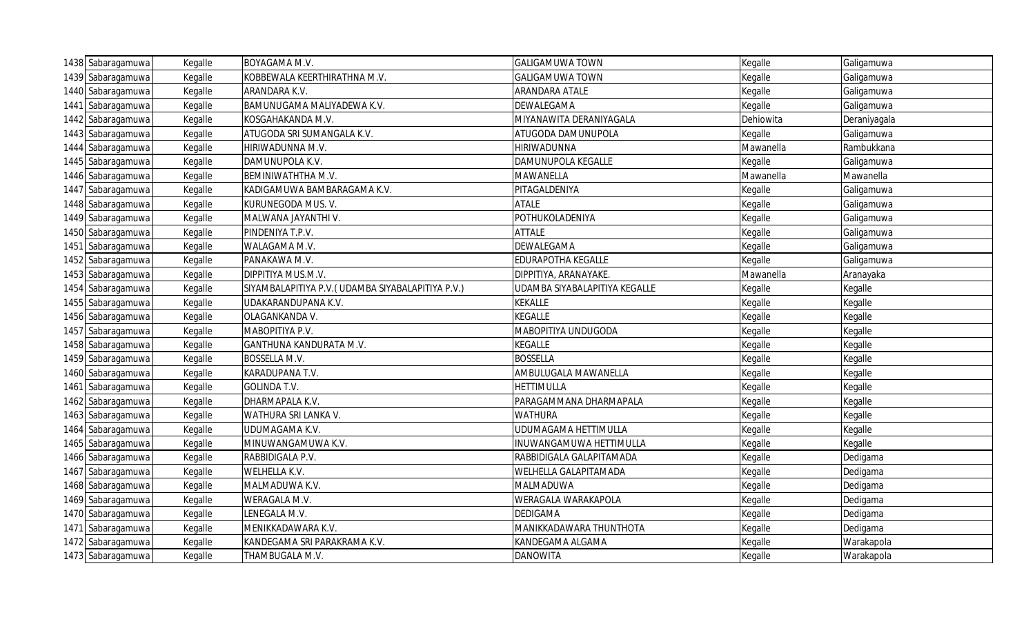| 1438 | Sabaragamuwa | Kegalle | BOYAGAMA M.V. | GALIGAMUWA TOWN | Kegalle | Galigamuwa |
|---|---|---|---|---|---|---|
| 1439 | Sabaragamuwa | Kegalle | KOBBEWALA KEERTHIRATHNA M.V. | GALIGAMUWA TOWN | Kegalle | Galigamuwa |
| 1440 | Sabaragamuwa | Kegalle | ARANDARA K.V. | ARANDARA ATALE | Kegalle | Galigamuwa |
| 1441 | Sabaragamuwa | Kegalle | BAMUNUGAMA MALIYADEWA K.V. | DEWALEGAMA | Kegalle | Galigamuwa |
| 1442 | Sabaragamuwa | Kegalle | KOSGAHAKANDA M.V. | MIYANAWITA DERANIYAGALA | Dehiowita | Deraniyagala |
| 1443 | Sabaragamuwa | Kegalle | ATUGODA SRI SUMANGALA K.V. | ATUGODA DAMUNUPOLA | Kegalle | Galigamuwa |
| 1444 | Sabaragamuwa | Kegalle | HIRIWADUNNA M.V. | HIRIWADUNNA | Mawanella | Rambukkana |
| 1445 | Sabaragamuwa | Kegalle | DAMUNUPOLA K.V. | DAMUNUPOLA KEGALLE | Kegalle | Galigamuwa |
| 1446 | Sabaragamuwa | Kegalle | BEMINIWATHTHA M.V. | MAWANELLA | Mawanella | Mawanella |
| 1447 | Sabaragamuwa | Kegalle | KADIGAMUWA BAMBARAGAMA K.V. | PITAGALDENIYA | Kegalle | Galigamuwa |
| 1448 | Sabaragamuwa | Kegalle | KURUNEGODA MUS. V. | ATALE | Kegalle | Galigamuwa |
| 1449 | Sabaragamuwa | Kegalle | MALWANA JAYANTHI V. | POTHUKOLADENIYA | Kegalle | Galigamuwa |
| 1450 | Sabaragamuwa | Kegalle | PINDENIYA T.P.V. | ATTALE | Kegalle | Galigamuwa |
| 1451 | Sabaragamuwa | Kegalle | WALAGAMA M.V. | DEWALEGAMA | Kegalle | Galigamuwa |
| 1452 | Sabaragamuwa | Kegalle | PANAKAWA M.V. | EDURAPOTHA KEGALLE | Kegalle | Galigamuwa |
| 1453 | Sabaragamuwa | Kegalle | DIPPITIYA MUS.M.V. | DIPPITIYA, ARANAYAKE. | Mawanella | Aranayaka |
| 1454 | Sabaragamuwa | Kegalle | SIYAMBALAPITIYA P.V.( UDAMBA SIYABALAPITIYA P.V.) | UDAMBA SIYABALAPITIYA KEGALLE | Kegalle | Kegalle |
| 1455 | Sabaragamuwa | Kegalle | UDAKARANDUPANA K.V. | KEKALLE | Kegalle | Kegalle |
| 1456 | Sabaragamuwa | Kegalle | OLAGANKANDA V. | KEGALLE | Kegalle | Kegalle |
| 1457 | Sabaragamuwa | Kegalle | MABOPITIYA P.V. | MABOPITIYA UNDUGODA | Kegalle | Kegalle |
| 1458 | Sabaragamuwa | Kegalle | GANTHUNA KANDURATA M.V. | KEGALLE | Kegalle | Kegalle |
| 1459 | Sabaragamuwa | Kegalle | BOSSELLA M.V. | BOSSELLA | Kegalle | Kegalle |
| 1460 | Sabaragamuwa | Kegalle | KARADUPANA T.V. | AMBULUGALA MAWANELLA | Kegalle | Kegalle |
| 1461 | Sabaragamuwa | Kegalle | GOLINDA T.V. | HETTIMULLA | Kegalle | Kegalle |
| 1462 | Sabaragamuwa | Kegalle | DHARMAPALA K.V. | PARAGAMMANA DHARMAPALA | Kegalle | Kegalle |
| 1463 | Sabaragamuwa | Kegalle | WATHURA SRI LANKA V. | WATHURA | Kegalle | Kegalle |
| 1464 | Sabaragamuwa | Kegalle | UDUMAGAMA K.V. | UDUMAGAMA HETTIMULLA | Kegalle | Kegalle |
| 1465 | Sabaragamuwa | Kegalle | MINUWANGAMUWA K.V. | INUWANGAMUWA HETTIMULLA | Kegalle | Kegalle |
| 1466 | Sabaragamuwa | Kegalle | RABBIDIGALA P.V. | RABBIDIGALA GALAPITAMADA | Kegalle | Dedigama |
| 1467 | Sabaragamuwa | Kegalle | WELHELLA K.V. | WELHELLA GALAPITAMADA | Kegalle | Dedigama |
| 1468 | Sabaragamuwa | Kegalle | MALMADUWA K.V. | MALMADUWA | Kegalle | Dedigama |
| 1469 | Sabaragamuwa | Kegalle | WERAGALA M.V. | WERAGALA WARAKAPOLA | Kegalle | Dedigama |
| 1470 | Sabaragamuwa | Kegalle | LENEGALA M.V. | DEDIGAMA | Kegalle | Dedigama |
| 1471 | Sabaragamuwa | Kegalle | MENIKKADAWARA K.V. | MANIKKADAWARA THUNTHOTA | Kegalle | Dedigama |
| 1472 | Sabaragamuwa | Kegalle | KANDEGAMA SRI PARAKRAMA K.V. | KANDEGAMA ALGAMA | Kegalle | Warakapola |
| 1473 | Sabaragamuwa | Kegalle | THAMBUGALA M.V. | DANOWITA | Kegalle | Warakapola |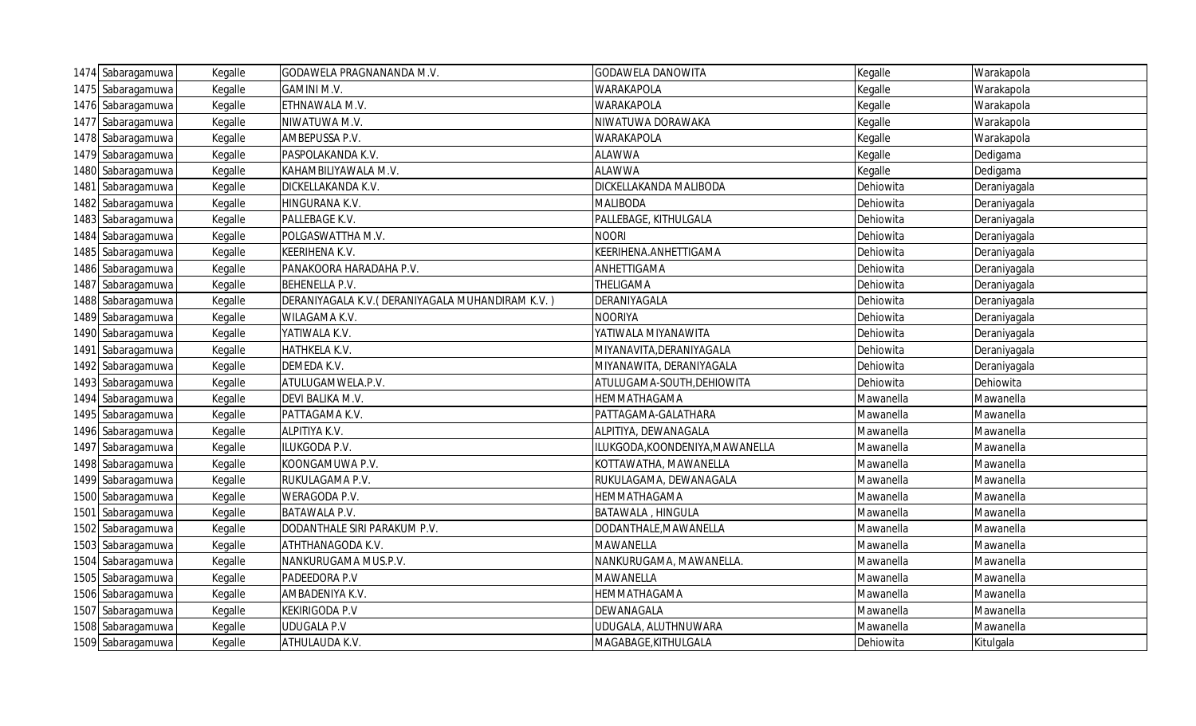| 1474 | Sabaragamuwa | Kegalle | GODAWELA PRAGNANANDA M.V. | GODAWELA DANOWITA | Kegalle | Warakapola |
|---|---|---|---|---|---|---|
| 1475 | Sabaragamuwa | Kegalle | GAMINI M.V. | WARAKAPOLA | Kegalle | Warakapola |
| 1476 | Sabaragamuwa | Kegalle | ETHNAWALA M.V. | WARAKAPOLA | Kegalle | Warakapola |
| 1477 | Sabaragamuwa | Kegalle | NIWATUWA M.V. | NIWATUWA DORAWAKA | Kegalle | Warakapola |
| 1478 | Sabaragamuwa | Kegalle | AMBEPUSSA P.V. | WARAKAPOLA | Kegalle | Warakapola |
| 1479 | Sabaragamuwa | Kegalle | PASPOLAKANDA K.V. | ALAWWA | Kegalle | Dedigama |
| 1480 | Sabaragamuwa | Kegalle | KAHAMBILIYAWALA M.V. | ALAWWA | Kegalle | Dedigama |
| 1481 | Sabaragamuwa | Kegalle | DICKELLAKANDA K.V. | DICKELLAKANDA MALIBODA | Dehiowita | Deraniyagala |
| 1482 | Sabaragamuwa | Kegalle | HINGURANA K.V. | MALIBODA | Dehiowita | Deraniyagala |
| 1483 | Sabaragamuwa | Kegalle | PALLEBAGE K.V. | PALLEBAGE, KITHULGALA | Dehiowita | Deraniyagala |
| 1484 | Sabaragamuwa | Kegalle | POLGASWATTHA M.V. | NOORI | Dehiowita | Deraniyagala |
| 1485 | Sabaragamuwa | Kegalle | KEERIHENA K.V. | KEERIHENA.ANHETTIGAMA | Dehiowita | Deraniyagala |
| 1486 | Sabaragamuwa | Kegalle | PANAKOORA HARADAHA P.V. | ANHETTIGAMA | Dehiowita | Deraniyagala |
| 1487 | Sabaragamuwa | Kegalle | BEHENELLA P.V. | THELIGAMA | Dehiowita | Deraniyagala |
| 1488 | Sabaragamuwa | Kegalle | DERANIYAGALA K.V.( DERANIYAGALA MUHANDIRAM K.V. ) | DERANIYAGALA | Dehiowita | Deraniyagala |
| 1489 | Sabaragamuwa | Kegalle | WILAGAMA K.V. | NOORIYA | Dehiowita | Deraniyagala |
| 1490 | Sabaragamuwa | Kegalle | YATIWALA K.V. | YATIWALA MIYANAWITA | Dehiowita | Deraniyagala |
| 1491 | Sabaragamuwa | Kegalle | HATHKELA K.V. | MIYANAVITA,DERANIYAGALA | Dehiowita | Deraniyagala |
| 1492 | Sabaragamuwa | Kegalle | DEMEDA K.V. | MIYANAWITA, DERANIYAGALA | Dehiowita | Deraniyagala |
| 1493 | Sabaragamuwa | Kegalle | ATULUGAMWELA.P.V. | ATULUGAMA-SOUTH,DEHIOWITA | Dehiowita | Dehiowita |
| 1494 | Sabaragamuwa | Kegalle | DEVI BALIKA M.V. | HEMMATHAGAMA | Mawanella | Mawanella |
| 1495 | Sabaragamuwa | Kegalle | PATTAGAMA K.V. | PATTAGAMA-GALATHARA | Mawanella | Mawanella |
| 1496 | Sabaragamuwa | Kegalle | ALPITIYA K.V. | ALPITIYA, DEWANAGALA | Mawanella | Mawanella |
| 1497 | Sabaragamuwa | Kegalle | ILUKGODA P.V. | ILUKGODA,KOONDENIYA,MAWANELLA | Mawanella | Mawanella |
| 1498 | Sabaragamuwa | Kegalle | KOONGAMUWA P.V. | KOTTAWATHA, MAWANELLA | Mawanella | Mawanella |
| 1499 | Sabaragamuwa | Kegalle | RUKULAGAMA P.V. | RUKULAGAMA, DEWANAGALA | Mawanella | Mawanella |
| 1500 | Sabaragamuwa | Kegalle | WERAGODA P.V. | HEMMATHAGAMA | Mawanella | Mawanella |
| 1501 | Sabaragamuwa | Kegalle | BATAWALA P.V. | BATAWALA , HINGULA | Mawanella | Mawanella |
| 1502 | Sabaragamuwa | Kegalle | DODANTHALE SIRI PARAKUM P.V. | DODANTHALE,MAWANELLA | Mawanella | Mawanella |
| 1503 | Sabaragamuwa | Kegalle | ATHTHANAGODA K.V. | MAWANELLA | Mawanella | Mawanella |
| 1504 | Sabaragamuwa | Kegalle | NANKURUGAMA MUS.P.V. | NANKURUGAMA, MAWANELLA. | Mawanella | Mawanella |
| 1505 | Sabaragamuwa | Kegalle | PADEEDORA P.V | MAWANELLA | Mawanella | Mawanella |
| 1506 | Sabaragamuwa | Kegalle | AMBADENIYA K.V. | HEMMATHAGAMA | Mawanella | Mawanella |
| 1507 | Sabaragamuwa | Kegalle | KEKIRIGODA P.V | DEWANAGALA | Mawanella | Mawanella |
| 1508 | Sabaragamuwa | Kegalle | UDUGALA P.V | UDUGALA, ALUTHNUWARA | Mawanella | Mawanella |
| 1509 | Sabaragamuwa | Kegalle | ATHULAUDA K.V. | MAGABAGE,KITHULGALA | Dehiowita | Kitulgala |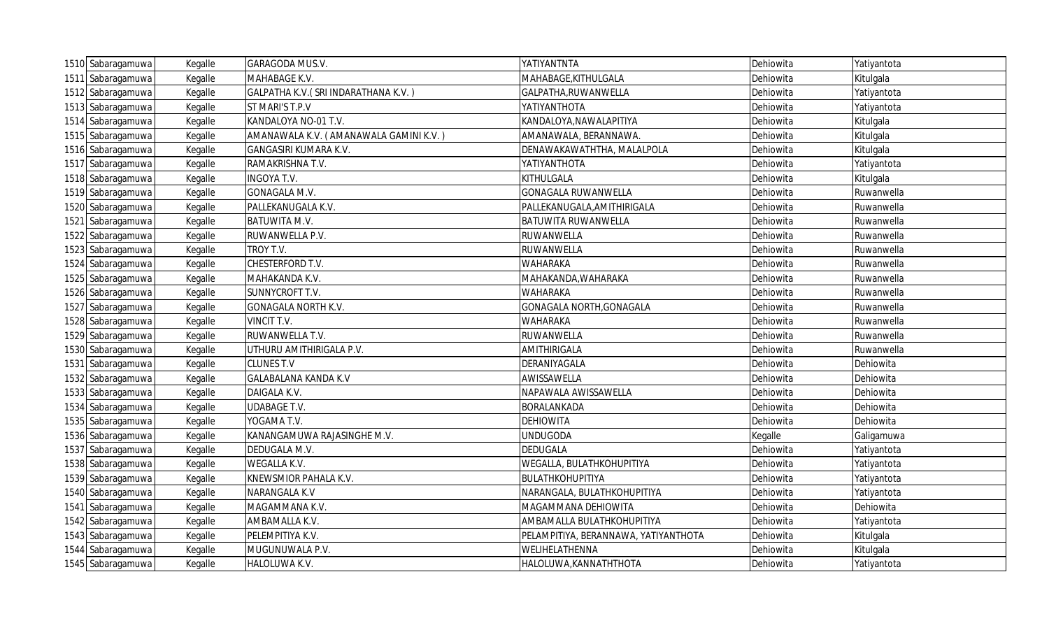| | | | | | | |
|---|---|---|---|---|---|---|
| 1510 | Sabaragamuwa | Kegalle | GARAGODA MUS.V. | YATIYANTNTA | Dehiowita | Yatiyantota |
| 1511 | Sabaragamuwa | Kegalle | MAHABAGE K.V. | MAHABAGE,KITHULGALA | Dehiowita | Kitulgala |
| 1512 | Sabaragamuwa | Kegalle | GALPATHA K.V.( SRI INDARATHANA K.V. ) | GALPATHA,RUWANWELLA | Dehiowita | Yatiyantota |
| 1513 | Sabaragamuwa | Kegalle | ST MARI'S T.P.V | YATIYANTHOTA | Dehiowita | Yatiyantota |
| 1514 | Sabaragamuwa | Kegalle | KANDALOYA NO-01 T.V. | KANDALOYA,NAWALAPITIYA | Dehiowita | Kitulgala |
| 1515 | Sabaragamuwa | Kegalle | AMANAWALA K.V. ( AMANAWALA GAMINI K.V. ) | AMANAWALA, BERANNAWA. | Dehiowita | Kitulgala |
| 1516 | Sabaragamuwa | Kegalle | GANGASIRI KUMARA K.V. | DENAWAKAWATHTHA, MALALPOLA | Dehiowita | Kitulgala |
| 1517 | Sabaragamuwa | Kegalle | RAMAKRISHNA T.V. | YATIYANTHOTA | Dehiowita | Yatiyantota |
| 1518 | Sabaragamuwa | Kegalle | INGOYA T.V. | KITHULGALA | Dehiowita | Kitulgala |
| 1519 | Sabaragamuwa | Kegalle | GONAGALA M.V. | GONAGALA RUWANWELLA | Dehiowita | Ruwanwella |
| 1520 | Sabaragamuwa | Kegalle | PALLEKANUGALA K.V. | PALLEKANUGALA,AMITHIRIGALA | Dehiowita | Ruwanwella |
| 1521 | Sabaragamuwa | Kegalle | BATUWITA M.V. | BATUWITA RUWANWELLA | Dehiowita | Ruwanwella |
| 1522 | Sabaragamuwa | Kegalle | RUWANWELLA P.V. | RUWANWELLA | Dehiowita | Ruwanwella |
| 1523 | Sabaragamuwa | Kegalle | TROY T.V. | RUWANWELLA | Dehiowita | Ruwanwella |
| 1524 | Sabaragamuwa | Kegalle | CHESTERFORD T.V. | WAHARAKA | Dehiowita | Ruwanwella |
| 1525 | Sabaragamuwa | Kegalle | MAHAKANDA K.V. | MAHAKANDA,WAHARAKA | Dehiowita | Ruwanwella |
| 1526 | Sabaragamuwa | Kegalle | SUNNYCROFT T.V. | WAHARAKA | Dehiowita | Ruwanwella |
| 1527 | Sabaragamuwa | Kegalle | GONAGALA NORTH K.V. | GONAGALA NORTH,GONAGALA | Dehiowita | Ruwanwella |
| 1528 | Sabaragamuwa | Kegalle | VINCIT T.V. | WAHARAKA | Dehiowita | Ruwanwella |
| 1529 | Sabaragamuwa | Kegalle | RUWANWELLA T.V. | RUWANWELLA | Dehiowita | Ruwanwella |
| 1530 | Sabaragamuwa | Kegalle | UTHURU AMITHIRIGALA P.V. | AMITHIRIGALA | Dehiowita | Ruwanwella |
| 1531 | Sabaragamuwa | Kegalle | CLUNES T.V | DERANIYAGALA | Dehiowita | Dehiowita |
| 1532 | Sabaragamuwa | Kegalle | GALABALANA KANDA K.V | AWISSAWELLA | Dehiowita | Dehiowita |
| 1533 | Sabaragamuwa | Kegalle | DAIGALA K.V. | NAPAWALA AWISSAWELLA | Dehiowita | Dehiowita |
| 1534 | Sabaragamuwa | Kegalle | UDABAGE T.V. | BORALANKADA | Dehiowita | Dehiowita |
| 1535 | Sabaragamuwa | Kegalle | YOGAMA T.V. | DEHIOWITA | Dehiowita | Dehiowita |
| 1536 | Sabaragamuwa | Kegalle | KANANGAMUWA RAJASINGHE M.V. | UNDUGODA | Kegalle | Galigamuwa |
| 1537 | Sabaragamuwa | Kegalle | DEDUGALA M.V. | DEDUGALA | Dehiowita | Yatiyantota |
| 1538 | Sabaragamuwa | Kegalle | WEGALLA K.V. | WEGALLA, BULATHKOHUPITIYA | Dehiowita | Yatiyantota |
| 1539 | Sabaragamuwa | Kegalle | KNEWSMIOR PAHALA K.V. | BULATHKOHUPITIYA | Dehiowita | Yatiyantota |
| 1540 | Sabaragamuwa | Kegalle | NARANGALA K.V | NARANGALA, BULATHKOHUPITIYA | Dehiowita | Yatiyantota |
| 1541 | Sabaragamuwa | Kegalle | MAGAMMANA K.V. | MAGAMMANA DEHIOWITA | Dehiowita | Dehiowita |
| 1542 | Sabaragamuwa | Kegalle | AMBAMALLA K.V. | AMBAMALLA BULATHKOHUPITIYA | Dehiowita | Yatiyantota |
| 1543 | Sabaragamuwa | Kegalle | PELEMPITIYA K.V. | PELAMPITIYA, BERANNAWA, YATIYANTHOTA | Dehiowita | Kitulgala |
| 1544 | Sabaragamuwa | Kegalle | MUGUNUWALA P.V. | WELIHELATHENNA | Dehiowita | Kitulgala |
| 1545 | Sabaragamuwa | Kegalle | HALOLUWA K.V. | HALOLUWA,KANNATHTHOTA | Dehiowita | Yatiyantota |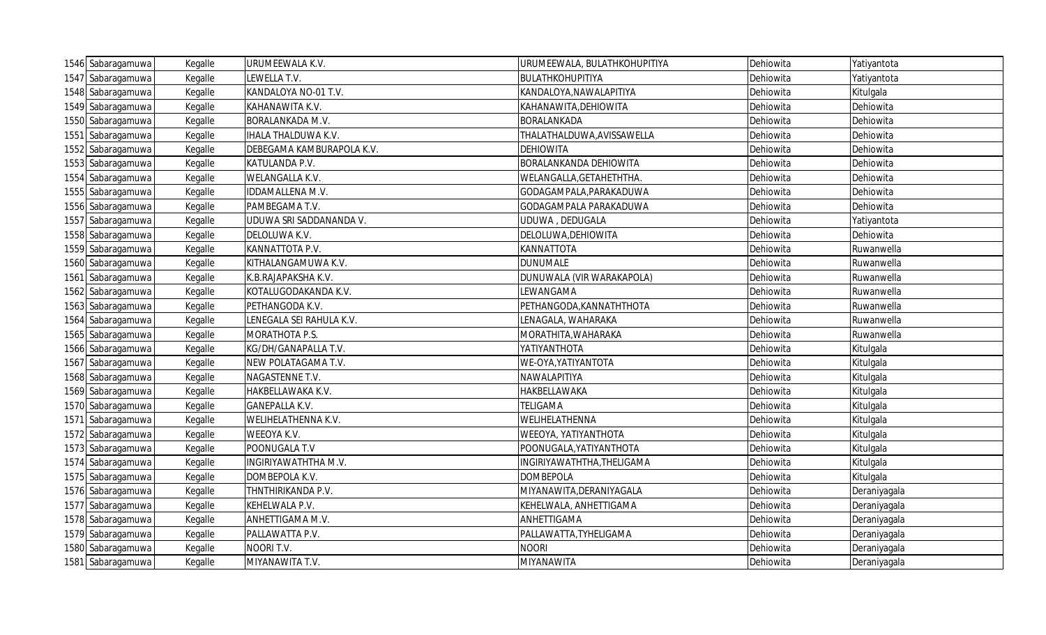| 1546 | Sabaragamuwa | Kegalle | URUMEEWALA K.V. | URUMEEWALA, BULATHKOHUPITIYA | Dehiowita | Yatiyantota |
|---|---|---|---|---|---|---|
| 1547 | Sabaragamuwa | Kegalle | LEWELLA T.V. | BULATHKOHUPITIYA | Dehiowita | Yatiyantota |
| 1548 | Sabaragamuwa | Kegalle | KANDALOYA NO-01 T.V. | KANDALOYA,NAWALAPITIYA | Dehiowita | Kitulgala |
| 1549 | Sabaragamuwa | Kegalle | KAHANAWITA K.V. | KAHANAWITA,DEHIOWITA | Dehiowita | Dehiowita |
| 1550 | Sabaragamuwa | Kegalle | BORALANKADA M.V. | BORALANKADA | Dehiowita | Dehiowita |
| 1551 | Sabaragamuwa | Kegalle | IHALA THALDUWA K.V. | THALATHALDUWA,AVISSAWELLA | Dehiowita | Dehiowita |
| 1552 | Sabaragamuwa | Kegalle | DEBEGAMA KAMBURAPOLA K.V. | DEHIOWITA | Dehiowita | Dehiowita |
| 1553 | Sabaragamuwa | Kegalle | KATULANDA P.V. | BORALANKANDA DEHIOWITA | Dehiowita | Dehiowita |
| 1554 | Sabaragamuwa | Kegalle | WELANGALLA K.V. | WELANGALLA,GETAHETHTHA. | Dehiowita | Dehiowita |
| 1555 | Sabaragamuwa | Kegalle | IDDAMALLENA M.V. | GODAGAMPALA,PARAKADUWA | Dehiowita | Dehiowita |
| 1556 | Sabaragamuwa | Kegalle | PAMBEGAMA T.V. | GODAGAMPALA PARAKADUWA | Dehiowita | Dehiowita |
| 1557 | Sabaragamuwa | Kegalle | UDUWA SRI SADDANANDA V. | UDUWA , DEDUGALA | Dehiowita | Yatiyantota |
| 1558 | Sabaragamuwa | Kegalle | DELOLUWA K.V. | DELOLUWA,DEHIOWITA | Dehiowita | Dehiowita |
| 1559 | Sabaragamuwa | Kegalle | KANNATTOTA P.V. | KANNATTOTA | Dehiowita | Ruwanwella |
| 1560 | Sabaragamuwa | Kegalle | KITHALANGAMUWA K.V. | DUNUMALE | Dehiowita | Ruwanwella |
| 1561 | Sabaragamuwa | Kegalle | K.B.RAJAPAKSHA K.V. | DUNUWALA (VIR WARAKAPOLA) | Dehiowita | Ruwanwella |
| 1562 | Sabaragamuwa | Kegalle | KOTALUGODAKANDA K.V. | LEWANGAMA | Dehiowita | Ruwanwella |
| 1563 | Sabaragamuwa | Kegalle | PETHANGODA K.V. | PETHANGODA,KANNATHTHOTA | Dehiowita | Ruwanwella |
| 1564 | Sabaragamuwa | Kegalle | LENEGALA SEI RAHULA K.V. | LENAGALA, WAHARAKA | Dehiowita | Ruwanwella |
| 1565 | Sabaragamuwa | Kegalle | MORATHOTA P.S. | MORATHITA,WAHARAKA | Dehiowita | Ruwanwella |
| 1566 | Sabaragamuwa | Kegalle | KG/DH/GANAPALLA T.V. | YATIYANTHOTA | Dehiowita | Kitulgala |
| 1567 | Sabaragamuwa | Kegalle | NEW POLATAGAMA T.V. | WE-OYA,YATIYANTOTA | Dehiowita | Kitulgala |
| 1568 | Sabaragamuwa | Kegalle | NAGASTENNE T.V. | NAWALAPITIYA | Dehiowita | Kitulgala |
| 1569 | Sabaragamuwa | Kegalle | HAKBELLAWAKA K.V. | HAKBELLAWAKA | Dehiowita | Kitulgala |
| 1570 | Sabaragamuwa | Kegalle | GANEPALLA K.V. | TELIGAMA | Dehiowita | Kitulgala |
| 1571 | Sabaragamuwa | Kegalle | WELIHELATHENNA K.V. | WELIHELATHENNA | Dehiowita | Kitulgala |
| 1572 | Sabaragamuwa | Kegalle | WEEOYA K.V. | WEEOYA, YATIYANTHOTA | Dehiowita | Kitulgala |
| 1573 | Sabaragamuwa | Kegalle | POONUGALA T.V | POONUGALA,YATIYANTHOTA | Dehiowita | Kitulgala |
| 1574 | Sabaragamuwa | Kegalle | INGIRIYAWATHTHA M.V. | INGIRIYAWATHTHA,THELIGAMA | Dehiowita | Kitulgala |
| 1575 | Sabaragamuwa | Kegalle | DOMBEPOLA K.V. | DOMBEPOLA | Dehiowita | Kitulgala |
| 1576 | Sabaragamuwa | Kegalle | THNTHIRIKANDA P.V. | MIYANAWITA,DERANIYAGALA | Dehiowita | Deraniyagala |
| 1577 | Sabaragamuwa | Kegalle | KEHELWALA P.V. | KEHELWALA, ANHETTIGAMA | Dehiowita | Deraniyagala |
| 1578 | Sabaragamuwa | Kegalle | ANHETTIGAMA M.V. | ANHETTIGAMA | Dehiowita | Deraniyagala |
| 1579 | Sabaragamuwa | Kegalle | PALLAWATTA P.V. | PALLAWATTA,TYHELIGAMA | Dehiowita | Deraniyagala |
| 1580 | Sabaragamuwa | Kegalle | NOORI T.V. | NOORI | Dehiowita | Deraniyagala |
| 1581 | Sabaragamuwa | Kegalle | MIYANAWITA T.V. | MIYANAWITA | Dehiowita | Deraniyagala |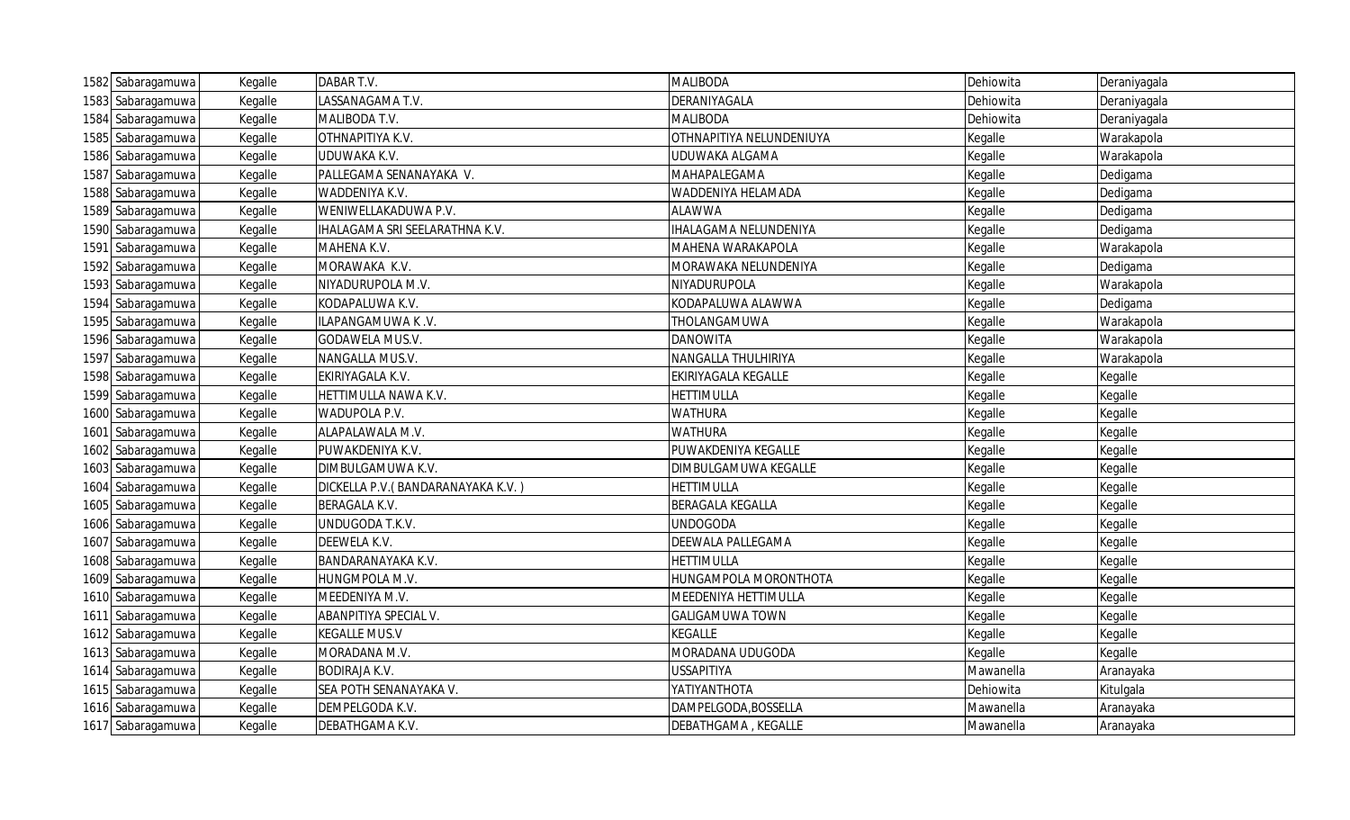| | | | | | | |
|---|---|---|---|---|---|---|
| 1582 | Sabaragamuwa | Kegalle | DABAR T.V. | MALIBODA | Dehiowita | Deraniyagala |
| 1583 | Sabaragamuwa | Kegalle | LASSANAGAMA T.V. | DERANIYAGALA | Dehiowita | Deraniyagala |
| 1584 | Sabaragamuwa | Kegalle | MALIBODA T.V. | MALIBODA | Dehiowita | Deraniyagala |
| 1585 | Sabaragamuwa | Kegalle | OTHNAPITIYA K.V. | OTHNAPITIYA NELUNDENIUYA | Kegalle | Warakapola |
| 1586 | Sabaragamuwa | Kegalle | UDUWAKA K.V. | UDUWAKA ALGAMA | Kegalle | Warakapola |
| 1587 | Sabaragamuwa | Kegalle | PALLEGAMA SENANAYAKA V. | MAHAPALEGAMA | Kegalle | Dedigama |
| 1588 | Sabaragamuwa | Kegalle | WADDENIYA K.V. | WADDENIYA HELAMADA | Kegalle | Dedigama |
| 1589 | Sabaragamuwa | Kegalle | WENIWELLAKADUWA P.V. | ALAWWA | Kegalle | Dedigama |
| 1590 | Sabaragamuwa | Kegalle | IHALAGAMA SRI SEELARATHNA K.V. | IHALAGAMA NELUNDENIYA | Kegalle | Dedigama |
| 1591 | Sabaragamuwa | Kegalle | MAHENA K.V. | MAHENA WARAKAPOLA | Kegalle | Warakapola |
| 1592 | Sabaragamuwa | Kegalle | MORAWAKA K.V. | MORAWAKA NELUNDENIYA | Kegalle | Dedigama |
| 1593 | Sabaragamuwa | Kegalle | NIYADURUPOLA M.V. | NIYADURUPOLA | Kegalle | Warakapola |
| 1594 | Sabaragamuwa | Kegalle | KODAPALUWA K.V. | KODAPALUWA ALAWWA | Kegalle | Dedigama |
| 1595 | Sabaragamuwa | Kegalle | ILAPANGAMUWA K.V. | THOLANGAMUWA | Kegalle | Warakapola |
| 1596 | Sabaragamuwa | Kegalle | GODAWELA MUS.V. | DANOWITA | Kegalle | Warakapola |
| 1597 | Sabaragamuwa | Kegalle | NANGALLA MUS.V. | NANGALLA THULHIRIYA | Kegalle | Warakapola |
| 1598 | Sabaragamuwa | Kegalle | EKIRIYAGALA K.V. | EKIRIYAGALA KEGALLE | Kegalle | Kegalle |
| 1599 | Sabaragamuwa | Kegalle | HETTIMULLA NAWA K.V. | HETTIMULLA | Kegalle | Kegalle |
| 1600 | Sabaragamuwa | Kegalle | WADUPOLA P.V. | WATHURA | Kegalle | Kegalle |
| 1601 | Sabaragamuwa | Kegalle | ALAPALAWALA M.V. | WATHURA | Kegalle | Kegalle |
| 1602 | Sabaragamuwa | Kegalle | PUWAKDENIYA K.V. | PUWAKDENIYA KEGALLE | Kegalle | Kegalle |
| 1603 | Sabaragamuwa | Kegalle | DIMBULGAMUWA K.V. | DIMBULGAMUWA KEGALLE | Kegalle | Kegalle |
| 1604 | Sabaragamuwa | Kegalle | DICKELLA P.V.( BANDARANAYAKA K.V. ) | HETTIMULLA | Kegalle | Kegalle |
| 1605 | Sabaragamuwa | Kegalle | BERAGALA K.V. | BERAGALA KEGALLA | Kegalle | Kegalle |
| 1606 | Sabaragamuwa | Kegalle | UNDUGODA T.K.V. | UNDOGODA | Kegalle | Kegalle |
| 1607 | Sabaragamuwa | Kegalle | DEEWELA K.V. | DEEWALA PALLEGAMA | Kegalle | Kegalle |
| 1608 | Sabaragamuwa | Kegalle | BANDARANAYAKA K.V. | HETTIMULLA | Kegalle | Kegalle |
| 1609 | Sabaragamuwa | Kegalle | HUNGMPOLA M.V. | HUNGAMPOLA MORONTHOTA | Kegalle | Kegalle |
| 1610 | Sabaragamuwa | Kegalle | MEEDENIYA M.V. | MEEDENIYA HETTIMULLA | Kegalle | Kegalle |
| 1611 | Sabaragamuwa | Kegalle | ABANPITIYA SPECIAL V. | GALIGAMUWA TOWN | Kegalle | Kegalle |
| 1612 | Sabaragamuwa | Kegalle | KEGALLE MUS.V | KEGALLE | Kegalle | Kegalle |
| 1613 | Sabaragamuwa | Kegalle | MORADANA M.V. | MORADANA UDUGODA | Kegalle | Kegalle |
| 1614 | Sabaragamuwa | Kegalle | BODIRAJA K.V. | USSAPITIYA | Mawanella | Aranayaka |
| 1615 | Sabaragamuwa | Kegalle | SEA POTH SENANAYAKA V. | YATIYANTHOTA | Dehiowita | Kitulgala |
| 1616 | Sabaragamuwa | Kegalle | DEMPELGODA K.V. | DAMPELGODA,BOSSELLA | Mawanella | Aranayaka |
| 1617 | Sabaragamuwa | Kegalle | DEBATHGAMA K.V. | DEBATHGAMA , KEGALLE | Mawanella | Aranayaka |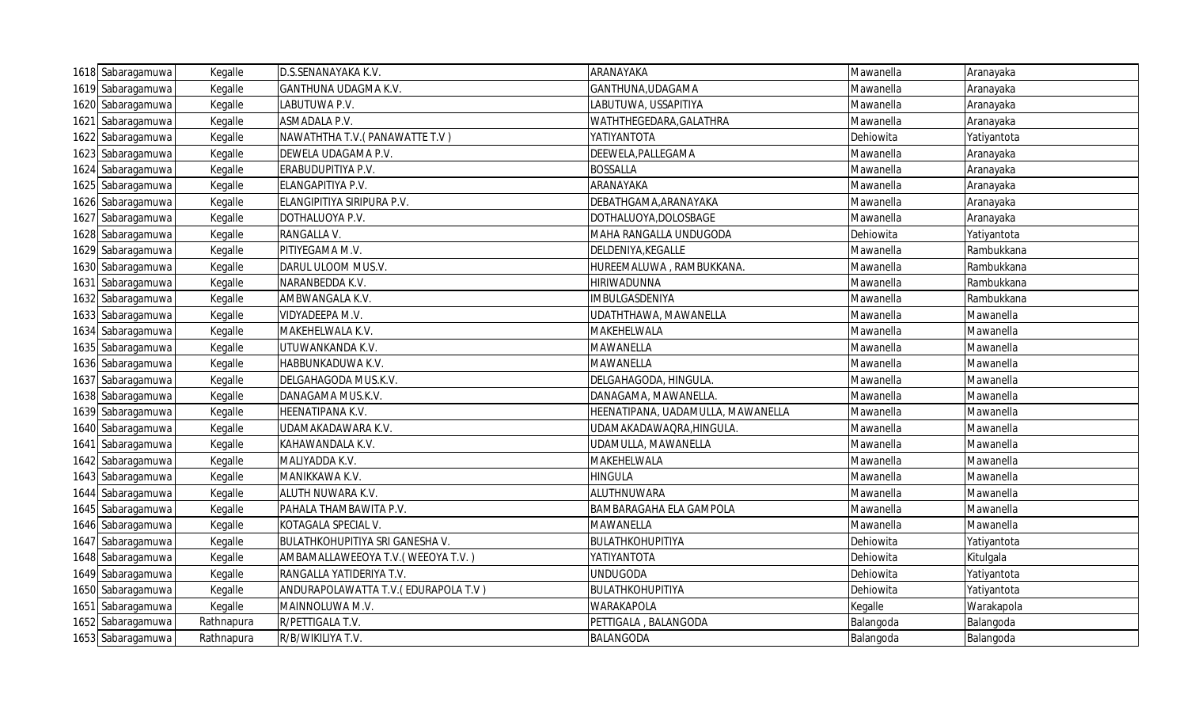| 1618 | Sabaragamuwa | Kegalle | D.S.SENANAYAKA K.V. | ARANAYAKA | Mawanella | Aranayaka |
|---|---|---|---|---|---|---|
| 1619 | Sabaragamuwa | Kegalle | GANTHUNA UDAGMA K.V. | GANTHUNA,UDAGAMA | Mawanella | Aranayaka |
| 1620 | Sabaragamuwa | Kegalle | LABUTUWA P.V. | LABUTUWA, USSAPITIYA | Mawanella | Aranayaka |
| 1621 | Sabaragamuwa | Kegalle | ASMADALA P.V. | WATHTHEGEDARA,GALATHRA | Mawanella | Aranayaka |
| 1622 | Sabaragamuwa | Kegalle | NAWATHTHA T.V.( PANAWATTE T.V ) | YATIYANTOTA | Dehiowita | Yatiyantota |
| 1623 | Sabaragamuwa | Kegalle | DEWELA UDAGAMA P.V. | DEEWELA,PALLEGAMA | Mawanella | Aranayaka |
| 1624 | Sabaragamuwa | Kegalle | ERABUDUPITIYA P.V. | BOSSALLA | Mawanella | Aranayaka |
| 1625 | Sabaragamuwa | Kegalle | ELANGAPITIYA P.V. | ARANAYAKA | Mawanella | Aranayaka |
| 1626 | Sabaragamuwa | Kegalle | ELANGIPITIYA SIRIPURA P.V. | DEBATHGAMA,ARANAYAKA | Mawanella | Aranayaka |
| 1627 | Sabaragamuwa | Kegalle | DOTHALUOYA P.V. | DOTHALUOYA,DOLOSBAGE | Mawanella | Aranayaka |
| 1628 | Sabaragamuwa | Kegalle | RANGALLA V. | MAHA RANGALLA UNDUGODA | Dehiowita | Yatiyantota |
| 1629 | Sabaragamuwa | Kegalle | PITIYEGAMA M.V. | DELDENIYA,KEGALLE | Mawanella | Rambukkana |
| 1630 | Sabaragamuwa | Kegalle | DARUL ULOOM MUS.V. | HUREEMALUWA , RAMBUKKANA. | Mawanella | Rambukkana |
| 1631 | Sabaragamuwa | Kegalle | NARANBEDDA K.V. | HIRIWADUNNA | Mawanella | Rambukkana |
| 1632 | Sabaragamuwa | Kegalle | AMBWANGALA K.V. | IMBULGASDENIYA | Mawanella | Rambukkana |
| 1633 | Sabaragamuwa | Kegalle | VIDYADEEPA M.V. | UDATHTHAWA, MAWANELLA | Mawanella | Mawanella |
| 1634 | Sabaragamuwa | Kegalle | MAKEHELWALA K.V. | MAKEHELWALA | Mawanella | Mawanella |
| 1635 | Sabaragamuwa | Kegalle | UTUWANKANDA K.V. | MAWANELLA | Mawanella | Mawanella |
| 1636 | Sabaragamuwa | Kegalle | HABBUNKADUWA K.V. | MAWANELLA | Mawanella | Mawanella |
| 1637 | Sabaragamuwa | Kegalle | DELGAHAGODA MUS.K.V. | DELGAHAGODA, HINGULA. | Mawanella | Mawanella |
| 1638 | Sabaragamuwa | Kegalle | DANAGAMA MUS.K.V. | DANAGAMA, MAWANELLA. | Mawanella | Mawanella |
| 1639 | Sabaragamuwa | Kegalle | HEENATIPANA K.V. | HEENATIPANA, UADAMULLA, MAWANELLA | Mawanella | Mawanella |
| 1640 | Sabaragamuwa | Kegalle | UDAMAKADAWARA K.V. | UDAMAKADAWAQRA,HINGULA. | Mawanella | Mawanella |
| 1641 | Sabaragamuwa | Kegalle | KAHAWANDALA K.V. | UDAMULLA, MAWANELLA | Mawanella | Mawanella |
| 1642 | Sabaragamuwa | Kegalle | MALIYADDA K.V. | MAKEHELWALA | Mawanella | Mawanella |
| 1643 | Sabaragamuwa | Kegalle | MANIKKAWA K.V. | HINGULA | Mawanella | Mawanella |
| 1644 | Sabaragamuwa | Kegalle | ALUTH NUWARA K.V. | ALUTHNUWARA | Mawanella | Mawanella |
| 1645 | Sabaragamuwa | Kegalle | PAHALA THAMBAWITA P.V. | BAMBARAGAHA ELA GAMPOLA | Mawanella | Mawanella |
| 1646 | Sabaragamuwa | Kegalle | KOTAGALA SPECIAL V. | MAWANELLA | Mawanella | Mawanella |
| 1647 | Sabaragamuwa | Kegalle | BULATHKOHUPITIYA SRI GANESHA V. | BULATHKOHUPITIYA | Dehiowita | Yatiyantota |
| 1648 | Sabaragamuwa | Kegalle | AMBAMALLAWEEOYA T.V.( WEEOYA T.V. ) | YATIYANTOTA | Dehiowita | Kitulgala |
| 1649 | Sabaragamuwa | Kegalle | RANGALLA YATIDERIYA T.V. | UNDUGODA | Dehiowita | Yatiyantota |
| 1650 | Sabaragamuwa | Kegalle | ANDURAPOLAWATTA T.V.( EDURAPOLA T.V ) | BULATHKOHUPITIYA | Dehiowita | Yatiyantota |
| 1651 | Sabaragamuwa | Kegalle | MAINNOLUWA M.V. | WARAKAPOLA | Kegalle | Warakapola |
| 1652 | Sabaragamuwa | Rathnapura | R/PETTIGALA T.V. | PETTIGALA , BALANGODA | Balangoda | Balangoda |
| 1653 | Sabaragamuwa | Rathnapura | R/B/WIKILIYA T.V. | BALANGODA | Balangoda | Balangoda |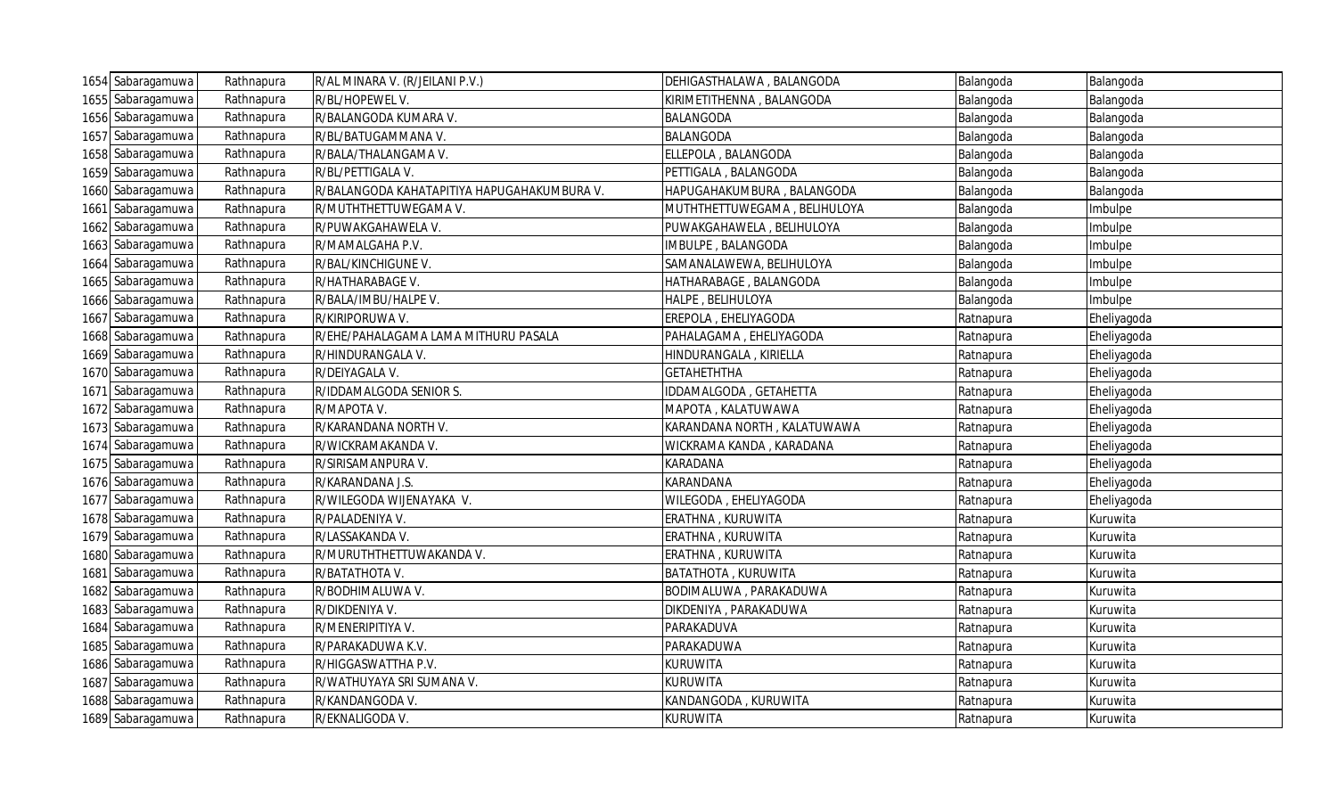| | | | | | | |
|---|---|---|---|---|---|---|
| 1654 | Sabaragamuwa | Rathnapura | R/AL MINARA V. (R/JEILANI P.V.) | DEHIGASTHALAWA , BALANGODA | Balangoda | Balangoda |
| 1655 | Sabaragamuwa | Rathnapura | R/BL/HOPEWEL V. | KIRIMETITHENNA , BALANGODA | Balangoda | Balangoda |
| 1656 | Sabaragamuwa | Rathnapura | R/BALANGODA KUMARA V. | BALANGODA | Balangoda | Balangoda |
| 1657 | Sabaragamuwa | Rathnapura | R/BL/BATUGAMMANA V. | BALANGODA | Balangoda | Balangoda |
| 1658 | Sabaragamuwa | Rathnapura | R/BALA/THALANGAMA V. | ELLEPOLA , BALANGODA | Balangoda | Balangoda |
| 1659 | Sabaragamuwa | Rathnapura | R/BL/PETTIGALA V. | PETTIGALA , BALANGODA | Balangoda | Balangoda |
| 1660 | Sabaragamuwa | Rathnapura | R/BALANGODA KAHATAPITIYA HAPUGAHAKUMBURA V. | HAPUGAHAKUMBURA , BALANGODA | Balangoda | Balangoda |
| 1661 | Sabaragamuwa | Rathnapura | R/MUTHTHETTUWEGAMA V. | MUTHTHETTUWEGAMA , BELIHULOYA | Balangoda | Imbulpe |
| 1662 | Sabaragamuwa | Rathnapura | R/PUWAKGAHAWELA V. | PUWAKGAHAWELA , BELIHULOYA | Balangoda | Imbulpe |
| 1663 | Sabaragamuwa | Rathnapura | R/MAMALGAHA P.V. | IMBULPE , BALANGODA | Balangoda | Imbulpe |
| 1664 | Sabaragamuwa | Rathnapura | R/BAL/KINCHIGUNE V. | SAMANALAWEWA, BELIHULOYA | Balangoda | Imbulpe |
| 1665 | Sabaragamuwa | Rathnapura | R/HATHARABAGE V. | HATHARABAGE , BALANGODA | Balangoda | Imbulpe |
| 1666 | Sabaragamuwa | Rathnapura | R/BALA/IMBU/HALPE V. | HALPE , BELIHULOYA | Balangoda | Imbulpe |
| 1667 | Sabaragamuwa | Rathnapura | R/KIRIPORUWA V. | EREPOLA , EHELIYAGODA | Ratnapura | Eheliyagoda |
| 1668 | Sabaragamuwa | Rathnapura | R/EHE/PAHALAGAMA LAMA MITHURU PASALA | PAHALAGAMA , EHELIYAGODA | Ratnapura | Eheliyagoda |
| 1669 | Sabaragamuwa | Rathnapura | R/HINDURANGALA V. | HINDURANGALA , KIRIELLA | Ratnapura | Eheliyagoda |
| 1670 | Sabaragamuwa | Rathnapura | R/DEIYAGALA V. | GETAHETHTHA | Ratnapura | Eheliyagoda |
| 1671 | Sabaragamuwa | Rathnapura | R/IDDAMALGODA SENIOR S. | IDDAMALGODA , GETAHETTA | Ratnapura | Eheliyagoda |
| 1672 | Sabaragamuwa | Rathnapura | R/MAPOTA V. | MAPOTA , KALATUWAWA | Ratnapura | Eheliyagoda |
| 1673 | Sabaragamuwa | Rathnapura | R/KARANDANA NORTH V. | KARANDANA NORTH , KALATUWAWA | Ratnapura | Eheliyagoda |
| 1674 | Sabaragamuwa | Rathnapura | R/WICKRAMAKANDA V. | WICKRAMA KANDA , KARADANA | Ratnapura | Eheliyagoda |
| 1675 | Sabaragamuwa | Rathnapura | R/SIRISAMANPURA V. | KARADANA | Ratnapura | Eheliyagoda |
| 1676 | Sabaragamuwa | Rathnapura | R/KARANDANA J.S. | KARANDANA | Ratnapura | Eheliyagoda |
| 1677 | Sabaragamuwa | Rathnapura | R/WILEGODA WIJENAYAKA V. | WILEGODA , EHELIYAGODA | Ratnapura | Eheliyagoda |
| 1678 | Sabaragamuwa | Rathnapura | R/PALADENIYA V. | ERATHNA , KURUWITA | Ratnapura | Kuruwita |
| 1679 | Sabaragamuwa | Rathnapura | R/LASSAKANDA V. | ERATHNA , KURUWITA | Ratnapura | Kuruwita |
| 1680 | Sabaragamuwa | Rathnapura | R/MURUTHTHETTUWAKANDA V. | ERATHNA , KURUWITA | Ratnapura | Kuruwita |
| 1681 | Sabaragamuwa | Rathnapura | R/BATATHOTA V. | BATATHOTA , KURUWITA | Ratnapura | Kuruwita |
| 1682 | Sabaragamuwa | Rathnapura | R/BODHIMALUWA V. | BODIMALUWA , PARAKADUWA | Ratnapura | Kuruwita |
| 1683 | Sabaragamuwa | Rathnapura | R/DIKDENIYA V. | DIKDENIYA , PARAKADUWA | Ratnapura | Kuruwita |
| 1684 | Sabaragamuwa | Rathnapura | R/MENERIPITIYA V. | PARAKADUVA | Ratnapura | Kuruwita |
| 1685 | Sabaragamuwa | Rathnapura | R/PARAKADUWA K.V. | PARAKADUWA | Ratnapura | Kuruwita |
| 1686 | Sabaragamuwa | Rathnapura | R/HIGGASWATTHA P.V. | KURUWITA | Ratnapura | Kuruwita |
| 1687 | Sabaragamuwa | Rathnapura | R/WATHUYAYA SRI SUMANA V. | KURUWITA | Ratnapura | Kuruwita |
| 1688 | Sabaragamuwa | Rathnapura | R/KANDANGODA V. | KANDANGODA , KURUWITA | Ratnapura | Kuruwita |
| 1689 | Sabaragamuwa | Rathnapura | R/EKNALIGODA V. | KURUWITA | Ratnapura | Kuruwita |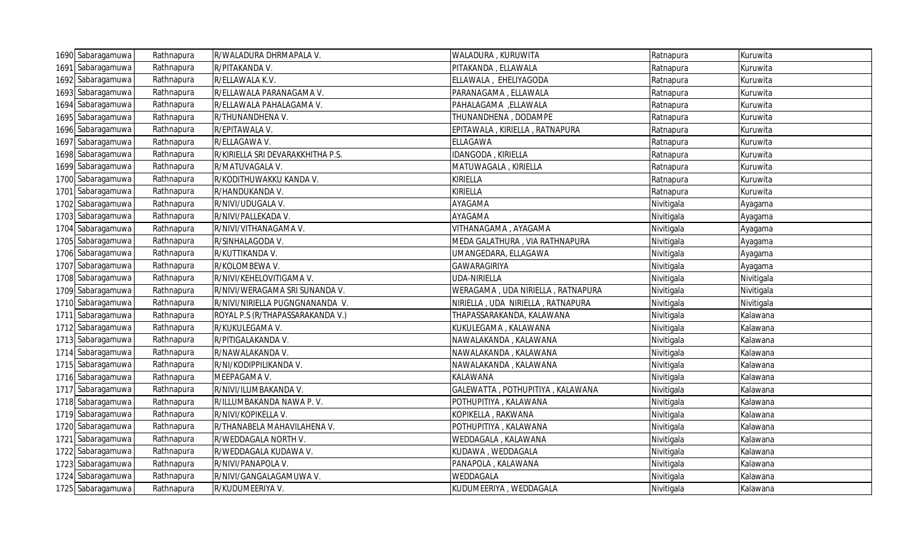| | | | | | | |
|---|---|---|---|---|---|---|
| 1690 | Sabaragamuwa | Rathnapura | R/WALADURA DHRMAPALA V. | WALADURA , KURUWITA | Ratnapura | Kuruwita |
| 1691 | Sabaragamuwa | Rathnapura | R/PITAKANDA V. | PITAKANDA , ELLAWALA | Ratnapura | Kuruwita |
| 1692 | Sabaragamuwa | Rathnapura | R/ELLAWALA K.V. | ELLAWALA , EHELIYAGODA | Ratnapura | Kuruwita |
| 1693 | Sabaragamuwa | Rathnapura | R/ELLAWALA PARANAGAMA V. | PARANAGAMA , ELLAWALA | Ratnapura | Kuruwita |
| 1694 | Sabaragamuwa | Rathnapura | R/ELLAWALA PAHALAGAMA V. | PAHALAGAMA ,ELLAWALA | Ratnapura | Kuruwita |
| 1695 | Sabaragamuwa | Rathnapura | R/THUNANDHENA V. | THUNANDHENA , DODAMPE | Ratnapura | Kuruwita |
| 1696 | Sabaragamuwa | Rathnapura | R/EPITAWALA V. | EPITAWALA , KIRIELLA , RATNAPURA | Ratnapura | Kuruwita |
| 1697 | Sabaragamuwa | Rathnapura | R/ELLAGAWA V. | ELLAGAWA | Ratnapura | Kuruwita |
| 1698 | Sabaragamuwa | Rathnapura | R/KIRIELLA SRI DEVARAKKHITHA P.S. | IDANGODA , KIRIELLA | Ratnapura | Kuruwita |
| 1699 | Sabaragamuwa | Rathnapura | R/MATUVAGALA V. | MATUWAGALA , KIRIELLA | Ratnapura | Kuruwita |
| 1700 | Sabaragamuwa | Rathnapura | R/KODITHUWAKKU KANDA V. | KIRIELLA | Ratnapura | Kuruwita |
| 1701 | Sabaragamuwa | Rathnapura | R/HANDUKANDA V. | KIRIELLA | Ratnapura | Kuruwita |
| 1702 | Sabaragamuwa | Rathnapura | R/NIVI/UDUGALA V. | AYAGAMA | Nivitigala | Ayagama |
| 1703 | Sabaragamuwa | Rathnapura | R/NIVI/PALLEKADA V. | AYAGAMA | Nivitigala | Ayagama |
| 1704 | Sabaragamuwa | Rathnapura | R/NIVI/VITHANAGAMA V. | VITHANAGAMA , AYAGAMA | Nivitigala | Ayagama |
| 1705 | Sabaragamuwa | Rathnapura | R/SINHALAGODA V. | MEDA GALATHURA , VIA RATHNAPURA | Nivitigala | Ayagama |
| 1706 | Sabaragamuwa | Rathnapura | R/KUTTIKANDA V. | UMANGEDARA, ELLAGAWA | Nivitigala | Ayagama |
| 1707 | Sabaragamuwa | Rathnapura | R/KOLOMBEWA V. | GAWARAGIRIYA | Nivitigala | Ayagama |
| 1708 | Sabaragamuwa | Rathnapura | R/NIVI/KEHELOVITIGAMA V. | UDA-NIRIELLA | Nivitigala | Nivitigala |
| 1709 | Sabaragamuwa | Rathnapura | R/NIVI/WERAGAMA SRI SUNANDA V. | WERAGAMA , UDA NIRIELLA , RATNAPURA | Nivitigala | Nivitigala |
| 1710 | Sabaragamuwa | Rathnapura | R/NIVI/NIRIELLA PUGNGNANANDA V. | NIRIELLA , UDA NIRIELLA , RATNAPURA | Nivitigala | Nivitigala |
| 1711 | Sabaragamuwa | Rathnapura | ROYAL P.S (R/THAPASSARAKANDA V.) | THAPASSARAKANDA, KALAWANA | Nivitigala | Kalawana |
| 1712 | Sabaragamuwa | Rathnapura | R/KUKULEGAMA V. | KUKULEGAMA , KALAWANA | Nivitigala | Kalawana |
| 1713 | Sabaragamuwa | Rathnapura | R/PITIGALAKANDA V. | NAWALAKANDA , KALAWANA | Nivitigala | Kalawana |
| 1714 | Sabaragamuwa | Rathnapura | R/NAWALAKANDA V. | NAWALAKANDA , KALAWANA | Nivitigala | Kalawana |
| 1715 | Sabaragamuwa | Rathnapura | R/NI/KODIPPILIKANDA V. | NAWALAKANDA , KALAWANA | Nivitigala | Kalawana |
| 1716 | Sabaragamuwa | Rathnapura | MEEPAGAMA V. | KALAWANA | Nivitigala | Kalawana |
| 1717 | Sabaragamuwa | Rathnapura | R/NIVI/ILUMBAKANDA V. | GALEWATTA , POTHUPITIYA , KALAWANA | Nivitigala | Kalawana |
| 1718 | Sabaragamuwa | Rathnapura | R/ILLUMBAKANDA NAWA P. V. | POTHUPITIYA , KALAWANA | Nivitigala | Kalawana |
| 1719 | Sabaragamuwa | Rathnapura | R/NIVI/KOPIKELLA V. | KOPIKELLA , RAKWANA | Nivitigala | Kalawana |
| 1720 | Sabaragamuwa | Rathnapura | R/THANABELA MAHAVILAHENA V. | POTHUPITIYA , KALAWANA | Nivitigala | Kalawana |
| 1721 | Sabaragamuwa | Rathnapura | R/WEDDAGALA NORTH V. | WEDDAGALA , KALAWANA | Nivitigala | Kalawana |
| 1722 | Sabaragamuwa | Rathnapura | R/WEDDAGALA KUDAWA V. | KUDAWA , WEDDAGALA | Nivitigala | Kalawana |
| 1723 | Sabaragamuwa | Rathnapura | R/NIVI/PANAPOLA V. | PANAPOLA , KALAWANA | Nivitigala | Kalawana |
| 1724 | Sabaragamuwa | Rathnapura | R/NIVI/GANGALAGAMUWA V. | WEDDAGALA | Nivitigala | Kalawana |
| 1725 | Sabaragamuwa | Rathnapura | R/KUDUMEERIYA V. | KUDUMEERIYA , WEDDAGALA | Nivitigala | Kalawana |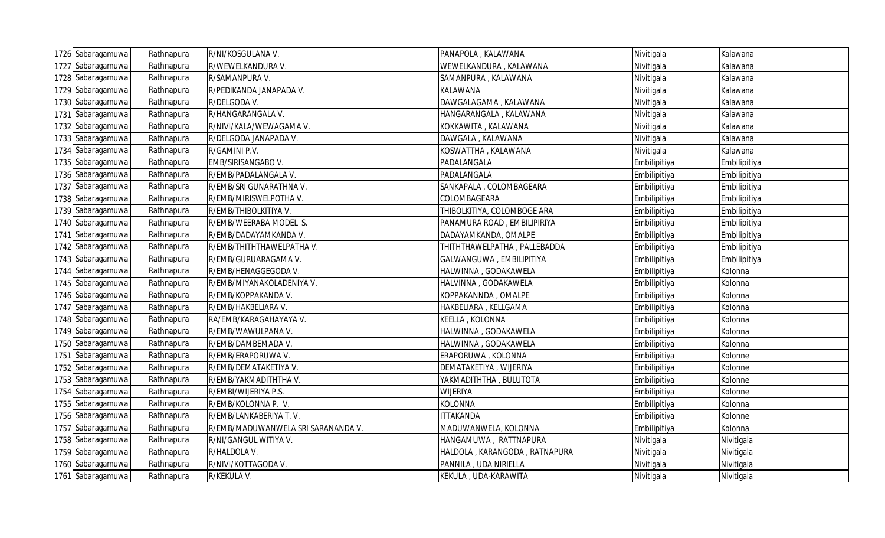| | | | | | | |
|---|---|---|---|---|---|---|
| 1726 | Sabaragamuwa | Rathnapura | R/NI/KOSGULANA V. | PANAPOLA , KALAWANA | Nivitigala | Kalawana |
| 1727 | Sabaragamuwa | Rathnapura | R/WEWELKANDURA V. | WEWELKANDURA , KALAWANA | Nivitigala | Kalawana |
| 1728 | Sabaragamuwa | Rathnapura | R/SAMANPURA V. | SAMANPURA , KALAWANA | Nivitigala | Kalawana |
| 1729 | Sabaragamuwa | Rathnapura | R/PEDIKANDA JANAPADA V. | KALAWANA | Nivitigala | Kalawana |
| 1730 | Sabaragamuwa | Rathnapura | R/DELGODA V. | DAWGALAGAMA , KALAWANA | Nivitigala | Kalawana |
| 1731 | Sabaragamuwa | Rathnapura | R/HANGARANGALA V. | HANGARANGALA , KALAWANA | Nivitigala | Kalawana |
| 1732 | Sabaragamuwa | Rathnapura | R/NIVI/KALA/WEWAGAMA V. | KOKKAWITA , KALAWANA | Nivitigala | Kalawana |
| 1733 | Sabaragamuwa | Rathnapura | R/DELGODA JANAPADA V. | DAWGALA , KALAWANA | Nivitigala | Kalawana |
| 1734 | Sabaragamuwa | Rathnapura | R/GAMINI P.V. | KOSWATTHA , KALAWANA | Nivitigala | Kalawana |
| 1735 | Sabaragamuwa | Rathnapura | EMB/SIRISANGABO V. | PADALANGALA | Embilipitiya | Embilipitiya |
| 1736 | Sabaragamuwa | Rathnapura | R/EMB/PADALANGALA V. | PADALANGALA | Embilipitiya | Embilipitiya |
| 1737 | Sabaragamuwa | Rathnapura | R/EMB/SRI GUNARATHNA V. | SANKAPALA , COLOMBAGEARA | Embilipitiya | Embilipitiya |
| 1738 | Sabaragamuwa | Rathnapura | R/EMB/MIRISWELPOTHA V. | COLOMBAGEARA | Embilipitiya | Embilipitiya |
| 1739 | Sabaragamuwa | Rathnapura | R/EMB/THIBOLKITIYA V. | THIBOLKITIYA, COLOMBOGE ARA | Embilipitiya | Embilipitiya |
| 1740 | Sabaragamuwa | Rathnapura | R/EMB/WEERABA MODEL S. | PANAMURA ROAD , EMBILIPIRIYA | Embilipitiya | Embilipitiya |
| 1741 | Sabaragamuwa | Rathnapura | R/EMB/DADAYAMKANDA V. | DADAYAMKANDA, OMALPE | Embilipitiya | Embilipitiya |
| 1742 | Sabaragamuwa | Rathnapura | R/EMB/THITHTHAWELPATHA V. | THITHTHAWELPATHA , PALLEBADDA | Embilipitiya | Embilipitiya |
| 1743 | Sabaragamuwa | Rathnapura | R/EMB/GURUARAGAMA V. | GALWANGUWA , EMBILIPITIYA | Embilipitiya | Embilipitiya |
| 1744 | Sabaragamuwa | Rathnapura | R/EMB/HENAGGEGODA V. | HALWINNA , GODAKAWELA | Embilipitiya | Kolonna |
| 1745 | Sabaragamuwa | Rathnapura | R/EMB/MIYANAKOLADENIYA V. | HALVINNA , GODAKAWELA | Embilipitiya | Kolonna |
| 1746 | Sabaragamuwa | Rathnapura | R/EMB/KOPPAKANDA V. | KOPPAKANNDA , OMALPE | Embilipitiya | Kolonna |
| 1747 | Sabaragamuwa | Rathnapura | R/EMB/HAKBELIARA V. | HAKBELIARA , KELLGAMA | Embilipitiya | Kolonna |
| 1748 | Sabaragamuwa | Rathnapura | RA/EMB/KARAGAHAYAYA V. | KEELLA , KOLONNA | Embilipitiya | Kolonna |
| 1749 | Sabaragamuwa | Rathnapura | R/EMB/WAWULPANA V. | HALWINNA , GODAKAWELA | Embilipitiya | Kolonna |
| 1750 | Sabaragamuwa | Rathnapura | R/EMB/DAMBEMADA V. | HALWINNA , GODAKAWELA | Embilipitiya | Kolonna |
| 1751 | Sabaragamuwa | Rathnapura | R/EMB/ERAPORUWA V. | ERAPORUWA , KOLONNA | Embilipitiya | Kolonne |
| 1752 | Sabaragamuwa | Rathnapura | R/EMB/DEMATAKETIYA V. | DEMATAKETIYA , WIJERIYA | Embilipitiya | Kolonne |
| 1753 | Sabaragamuwa | Rathnapura | R/EMB/YAKMADITHTHA V. | YAKMADITHTHA , BULUTOTA | Embilipitiya | Kolonne |
| 1754 | Sabaragamuwa | Rathnapura | R/EMBI/WIJERIYA P.S. | WIJERIYA | Embilipitiya | Kolonne |
| 1755 | Sabaragamuwa | Rathnapura | R/EMB/KOLONNA P. V. | KOLONNA | Embilipitiya | Kolonna |
| 1756 | Sabaragamuwa | Rathnapura | R/EMB/LANKABERIYA T. V. | ITTAKANDA | Embilipitiya | Kolonne |
| 1757 | Sabaragamuwa | Rathnapura | R/EMB/MADUWANWELA SRI SARANANDA V. | MADUWANWELA, KOLONNA | Embilipitiya | Kolonna |
| 1758 | Sabaragamuwa | Rathnapura | R/NI/GANGUL WITIYA V. | HANGAMUWA , RATTNAPURA | Nivitigala | Nivitigala |
| 1759 | Sabaragamuwa | Rathnapura | R/HALDOLA V. | HALDOLA , KARANGODA , RATNAPURA | Nivitigala | Nivitigala |
| 1760 | Sabaragamuwa | Rathnapura | R/NIVI/KOTTAGODA V. | PANNILA , UDA NIRIELLA | Nivitigala | Nivitigala |
| 1761 | Sabaragamuwa | Rathnapura | R/KEKULA V. | KEKULA , UDA-KARAWITA | Nivitigala | Nivitigala |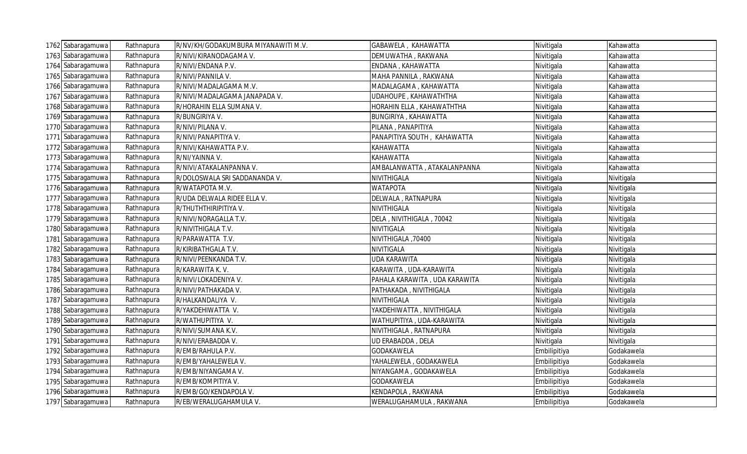| | | | | | | |
|---|---|---|---|---|---|---|
| 1762 | Sabaragamuwa | Rathnapura | R/NV/KH/GODAKUMBURA MIYANAWITI M.V. | GABAWELA , KAHAWATTA | Nivitigala | Kahawatta |
| 1763 | Sabaragamuwa | Rathnapura | R/NIVI/KIRANODAGAMA V. | DEMUWATHA , RAKWANA | Nivitigala | Kahawatta |
| 1764 | Sabaragamuwa | Rathnapura | R/NIVI/ENDANA P.V. | ENDANA , KAHAWATTA | Nivitigala | Kahawatta |
| 1765 | Sabaragamuwa | Rathnapura | R/NIVI/PANNILA V. | MAHA PANNILA , RAKWANA | Nivitigala | Kahawatta |
| 1766 | Sabaragamuwa | Rathnapura | R/NIVI/MADALAGAMA M.V. | MADALAGAMA , KAHAWATTA | Nivitigala | Kahawatta |
| 1767 | Sabaragamuwa | Rathnapura | R/NIVI/MADALAGAMA JANAPADA V. | UDAHOUPE , KAHAWATHTHA | Nivitigala | Kahawatta |
| 1768 | Sabaragamuwa | Rathnapura | R/HORAHIN ELLA SUMANA V. | HORAHIN ELLA , KAHAWATHTHA | Nivitigala | Kahawatta |
| 1769 | Sabaragamuwa | Rathnapura | R/BUNGIRIYA V. | BUNGIRIYA , KAHAWATTA | Nivitigala | Kahawatta |
| 1770 | Sabaragamuwa | Rathnapura | R/NIVI/PILANA V. | PILANA , PANAPITIYA | Nivitigala | Kahawatta |
| 1771 | Sabaragamuwa | Rathnapura | R/NIVI/PANAPITIYA V. | PANAPITIYA SOUTH , KAHAWATTA | Nivitigala | Kahawatta |
| 1772 | Sabaragamuwa | Rathnapura | R/NIVI/KAHAWATTA P.V. | KAHAWATTA | Nivitigala | Kahawatta |
| 1773 | Sabaragamuwa | Rathnapura | R/NI/YAINNA V. | KAHAWATTA | Nivitigala | Kahawatta |
| 1774 | Sabaragamuwa | Rathnapura | R/NIVI/ATAKALANPANNA V. | AMBALANWATTA , ATAKALANPANNA | Nivitigala | Kahawatta |
| 1775 | Sabaragamuwa | Rathnapura | R/DOLOSWALA SRI SADDANANDA V. | NIVITHIGALA | Nivitigala | Nivitigala |
| 1776 | Sabaragamuwa | Rathnapura | R/WATAPOTA M.V. | WATAPOTA | Nivitigala | Nivitigala |
| 1777 | Sabaragamuwa | Rathnapura | R/UDA DELWALA RIDEE ELLA V. | DELWALA , RATNAPURA | Nivitigala | Nivitigala |
| 1778 | Sabaragamuwa | Rathnapura | R/THUTHTHIRIPITIYA V. | NIVITHIGALA | Nivitigala | Nivitigala |
| 1779 | Sabaragamuwa | Rathnapura | R/NIVI/NORAGALLA T.V. | DELA , NIVITHIGALA , 70042 | Nivitigala | Nivitigala |
| 1780 | Sabaragamuwa | Rathnapura | R/NIVITHIGALA T.V. | NIVITIGALA | Nivitigala | Nivitigala |
| 1781 | Sabaragamuwa | Rathnapura | R/PARAWATTA T.V. | NIVITHIGALA ,70400 | Nivitigala | Nivitigala |
| 1782 | Sabaragamuwa | Rathnapura | R/KIRIBATHGALA T.V. | NIVITIGALA | Nivitigala | Nivitigala |
| 1783 | Sabaragamuwa | Rathnapura | R/NIVI/PEENKANDA T.V. | UDA KARAWITA | Nivitigala | Nivitigala |
| 1784 | Sabaragamuwa | Rathnapura | R/KARAWITA K. V. | KARAWITA , UDA-KARAWITA | Nivitigala | Nivitigala |
| 1785 | Sabaragamuwa | Rathnapura | R/NIVI/LOKADENIYA V. | PAHALA KARAWITA , UDA KARAWITA | Nivitigala | Nivitigala |
| 1786 | Sabaragamuwa | Rathnapura | R/NIVI/PATHAKADA V. | PATHAKADA , NIVITHIGALA | Nivitigala | Nivitigala |
| 1787 | Sabaragamuwa | Rathnapura | R/HALKANDALIYA V. | NIVITHIGALA | Nivitigala | Nivitigala |
| 1788 | Sabaragamuwa | Rathnapura | R/YAKDEHIWATTA V. | YAKDEHIWATTA , NIVITHIGALA | Nivitigala | Nivitigala |
| 1789 | Sabaragamuwa | Rathnapura | R/WATHUPITIYA V. | WATHUPITIYA , UDA-KARAWITA | Nivitigala | Nivitigala |
| 1790 | Sabaragamuwa | Rathnapura | R/NIVI/SUMANA K.V. | NIVITHIGALA , RATNAPURA | Nivitigala | Nivitigala |
| 1791 | Sabaragamuwa | Rathnapura | R/NIVI/ERABADDA V. | UD ERABADDA , DELA | Nivitigala | Nivitigala |
| 1792 | Sabaragamuwa | Rathnapura | R/EMB/RAHULA P.V. | GODAKAWELA | Embilipitiya | Godakawela |
| 1793 | Sabaragamuwa | Rathnapura | R/EMB/YAHALEWELA V. | YAHALEWELA , GODAKAWELA | Embilipitiya | Godakawela |
| 1794 | Sabaragamuwa | Rathnapura | R/EMB/NIYANGAMA V. | NIYANGAMA , GODAKAWELA | Embilipitiya | Godakawela |
| 1795 | Sabaragamuwa | Rathnapura | R/EMB/KOMPITIYA V. | GODAKAWELA | Embilipitiya | Godakawela |
| 1796 | Sabaragamuwa | Rathnapura | R/EMB/GO/KENDAPOLA V. | KENDAPOLA , RAKWANA | Embilipitiya | Godakawela |
| 1797 | Sabaragamuwa | Rathnapura | R/EB/WERALUGAHAMULA V. | WERALUGAHAMULA , RAKWANA | Embilipitiya | Godakawela |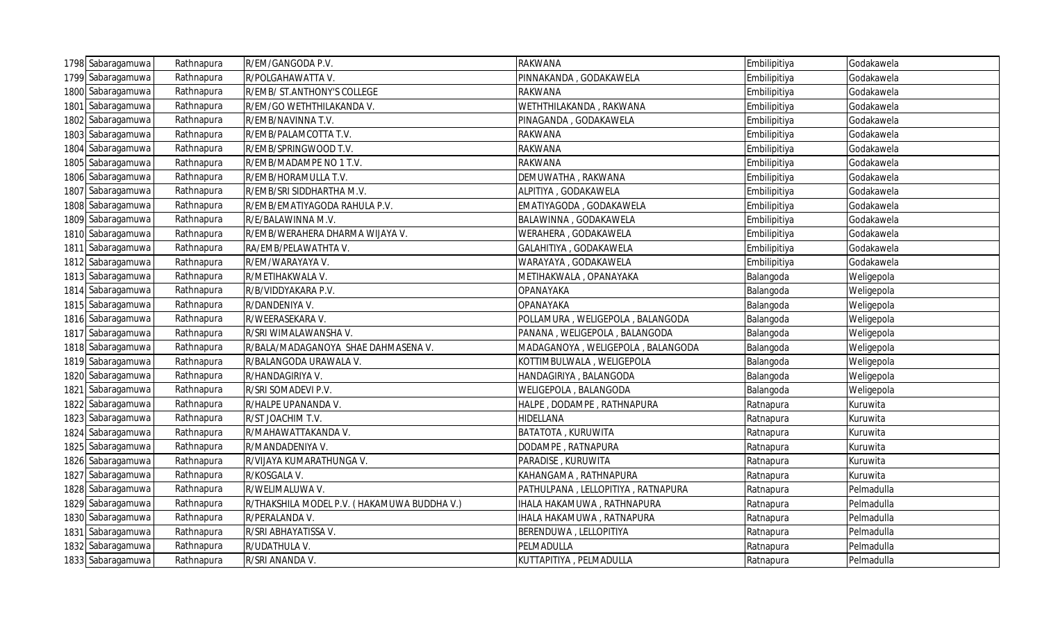| | | | | | | |
|---|---|---|---|---|---|---|
| 1798 | Sabaragamuwa | Rathnapura | R/EM/GANGODA P.V. | RAKWANA | Embilipitiya | Godakawela |
| 1799 | Sabaragamuwa | Rathnapura | R/POLGAHAWATTA V. | PINNAKANDA , GODAKAWELA | Embilipitiya | Godakawela |
| 1800 | Sabaragamuwa | Rathnapura | R/EMB/ ST.ANTHONY'S COLLEGE | RAKWANA | Embilipitiya | Godakawela |
| 1801 | Sabaragamuwa | Rathnapura | R/EM/GO WETHTHILAKANDA V. | WETHTHILAKANDA , RAKWANA | Embilipitiya | Godakawela |
| 1802 | Sabaragamuwa | Rathnapura | R/EMB/NAVINNA T.V. | PINAGANDA , GODAKAWELA | Embilipitiya | Godakawela |
| 1803 | Sabaragamuwa | Rathnapura | R/EMB/PALAMCOTTA T.V. | RAKWANA | Embilipitiya | Godakawela |
| 1804 | Sabaragamuwa | Rathnapura | R/EMB/SPRINGWOOD T.V. | RAKWANA | Embilipitiya | Godakawela |
| 1805 | Sabaragamuwa | Rathnapura | R/EMB/MADAMPE NO 1 T.V. | RAKWANA | Embilipitiya | Godakawela |
| 1806 | Sabaragamuwa | Rathnapura | R/EMB/HORAMULLA T.V. | DEMUWATHA , RAKWANA | Embilipitiya | Godakawela |
| 1807 | Sabaragamuwa | Rathnapura | R/EMB/SRI SIDDHARTHA M.V. | ALPITIYA , GODAKAWELA | Embilipitiya | Godakawela |
| 1808 | Sabaragamuwa | Rathnapura | R/EMB/EMATIYAGODA RAHULA P.V. | EMATIYAGODA , GODAKAWELA | Embilipitiya | Godakawela |
| 1809 | Sabaragamuwa | Rathnapura | R/E/BALAWINNA M.V. | BALAWINNA , GODAKAWELA | Embilipitiya | Godakawela |
| 1810 | Sabaragamuwa | Rathnapura | R/EMB/WERAHERA DHARMA WIJAYA V. | WERAHERA , GODAKAWELA | Embilipitiya | Godakawela |
| 1811 | Sabaragamuwa | Rathnapura | RA/EMB/PELAWATHTA V. | GALAHITIYA , GODAKAWELA | Embilipitiya | Godakawela |
| 1812 | Sabaragamuwa | Rathnapura | R/EM/WARAYAYA V. | WARAYAYA , GODAKAWELA | Embilipitiya | Godakawela |
| 1813 | Sabaragamuwa | Rathnapura | R/METIHAKWALA V. | METIHAKWALA , OPANAYAKA | Balangoda | Weligepola |
| 1814 | Sabaragamuwa | Rathnapura | R/B/VIDDYAKARA P.V. | OPANAYAKA | Balangoda | Weligepola |
| 1815 | Sabaragamuwa | Rathnapura | R/DANDENIYA V. | OPANAYAKA | Balangoda | Weligepola |
| 1816 | Sabaragamuwa | Rathnapura | R/WEERASEKARA V. | POLLAMURA , WELIGEPOLA , BALANGODA | Balangoda | Weligepola |
| 1817 | Sabaragamuwa | Rathnapura | R/SRI WIMALAWANSHA V. | PANANA , WELIGEPOLA , BALANGODA | Balangoda | Weligepola |
| 1818 | Sabaragamuwa | Rathnapura | R/BALA/MADAGANOYA SHAE DAHMASENA V. | MADAGANOYA , WELIGEPOLA , BALANGODA | Balangoda | Weligepola |
| 1819 | Sabaragamuwa | Rathnapura | R/BALANGODA URAWALA V. | KOTTIMBULWALA , WELIGEPOLA | Balangoda | Weligepola |
| 1820 | Sabaragamuwa | Rathnapura | R/HANDAGIRIYA V. | HANDAGIRIYA , BALANGODA | Balangoda | Weligepola |
| 1821 | Sabaragamuwa | Rathnapura | R/SRI SOMADEVI P.V. | WELIGEPOLA , BALANGODA | Balangoda | Weligepola |
| 1822 | Sabaragamuwa | Rathnapura | R/HALPE UPANANDA V. | HALPE , DODAMPE , RATHNAPURA | Ratnapura | Kuruwita |
| 1823 | Sabaragamuwa | Rathnapura | R/ST JOACHIM T.V. | HIDELLANA | Ratnapura | Kuruwita |
| 1824 | Sabaragamuwa | Rathnapura | R/MAHAWATTAKANDA V. | BATATOTA , KURUWITA | Ratnapura | Kuruwita |
| 1825 | Sabaragamuwa | Rathnapura | R/MANDADENIYA V. | DODAMPE , RATNAPURA | Ratnapura | Kuruwita |
| 1826 | Sabaragamuwa | Rathnapura | R/VIJAYA KUMARATHUNGA V. | PARADISE , KURUWITA | Ratnapura | Kuruwita |
| 1827 | Sabaragamuwa | Rathnapura | R/KOSGALA V. | KAHANGAMA , RATHNAPURA | Ratnapura | Kuruwita |
| 1828 | Sabaragamuwa | Rathnapura | R/WELIMALUWA V. | PATHULPANA , LELLOPITIYA , RATNAPURA | Ratnapura | Pelmadulla |
| 1829 | Sabaragamuwa | Rathnapura | R/THAKSHILA MODEL P.V. ( HAKAMUWA BUDDHA V.) | IHALA HAKAMUWA , RATHNAPURA | Ratnapura | Pelmadulla |
| 1830 | Sabaragamuwa | Rathnapura | R/PERALANDA V. | IHALA HAKAMUWA , RATNAPURA | Ratnapura | Pelmadulla |
| 1831 | Sabaragamuwa | Rathnapura | R/SRI ABHAYATISSA V. | BERENDUWA , LELLOPITIYA | Ratnapura | Pelmadulla |
| 1832 | Sabaragamuwa | Rathnapura | R/UDATHULA V. | PELMADULLA | Ratnapura | Pelmadulla |
| 1833 | Sabaragamuwa | Rathnapura | R/SRI ANANDA V. | KUTTAPITIYA , PELMADULLA | Ratnapura | Pelmadulla |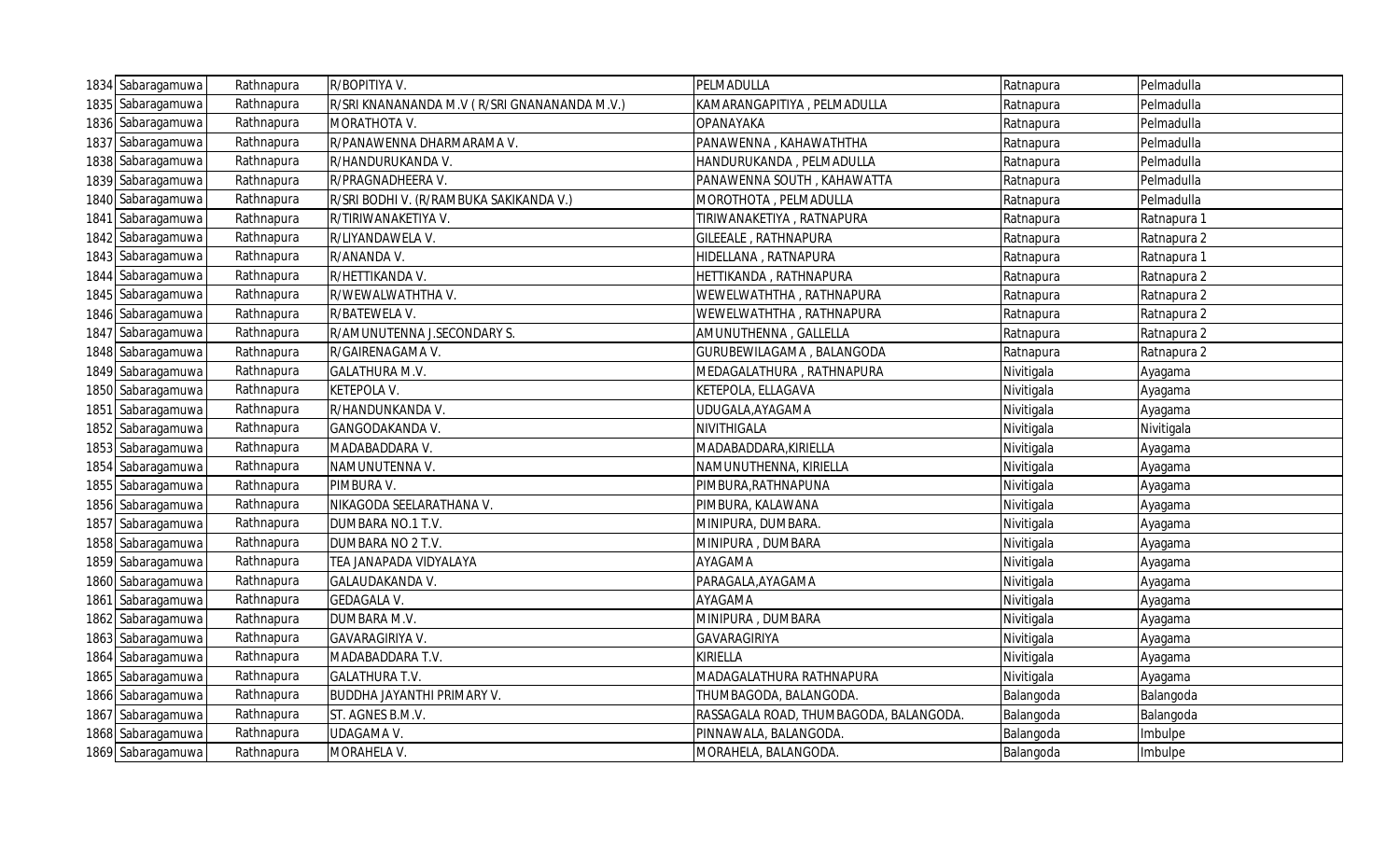| 1834 | Sabaragamuwa | Rathnapura | R/BOPITIYA V. | PELMADULLA | Ratnapura | Pelmadulla |
|---|---|---|---|---|---|---|
| 1835 | Sabaragamuwa | Rathnapura | R/SRI KNANANANDA M.V ( R/SRI GNANANANDA M.V.) | KAMARANGAPITIYA , PELMADULLA | Ratnapura | Pelmadulla |
| 1836 | Sabaragamuwa | Rathnapura | MORATHOTA V. | OPANAYAKA | Ratnapura | Pelmadulla |
| 1837 | Sabaragamuwa | Rathnapura | R/PANAWENNA DHARMARAMA V. | PANAWENNA , KAHAWATHTHA | Ratnapura | Pelmadulla |
| 1838 | Sabaragamuwa | Rathnapura | R/HANDURUKANDA V. | HANDURUKANDA , PELMADULLA | Ratnapura | Pelmadulla |
| 1839 | Sabaragamuwa | Rathnapura | R/PRAGNADHEERA V. | PANAWENNA SOUTH , KAHAWATTA | Ratnapura | Pelmadulla |
| 1840 | Sabaragamuwa | Rathnapura | R/SRI BODHI V. (R/RAMBUKA SAKIKANDA V.) | MOROTHOTA , PELMADULLA | Ratnapura | Pelmadulla |
| 1841 | Sabaragamuwa | Rathnapura | R/TIRIWANAKETIYA V. | TIRIWANAKETIYA , RATNAPURA | Ratnapura | Ratnapura 1 |
| 1842 | Sabaragamuwa | Rathnapura | R/LIYANDAWELA V. | GILEEALE , RATHNAPURA | Ratnapura | Ratnapura 2 |
| 1843 | Sabaragamuwa | Rathnapura | R/ANANDA V. | HIDELLANA , RATNAPURA | Ratnapura | Ratnapura 1 |
| 1844 | Sabaragamuwa | Rathnapura | R/HETTIKANDA V. | HETTIKANDA , RATHNAPURA | Ratnapura | Ratnapura 2 |
| 1845 | Sabaragamuwa | Rathnapura | R/WEWALWATHTHA V. | WEWELWATHTHA , RATHNAPURA | Ratnapura | Ratnapura 2 |
| 1846 | Sabaragamuwa | Rathnapura | R/BATEWELA V. | WEWELWATHTHA , RATHNAPURA | Ratnapura | Ratnapura 2 |
| 1847 | Sabaragamuwa | Rathnapura | R/AMUNUTENNA J.SECONDARY S. | AMUNUTHENNA , GALLELLA | Ratnapura | Ratnapura 2 |
| 1848 | Sabaragamuwa | Rathnapura | R/GAIRENAGAMA V. | GURUBEWILAGAMA , BALANGODA | Ratnapura | Ratnapura 2 |
| 1849 | Sabaragamuwa | Rathnapura | GALATHURA M.V. | MEDAGALATHURA , RATHNAPURA | Nivitigala | Ayagama |
| 1850 | Sabaragamuwa | Rathnapura | KETEPOLA V. | KETEPOLA, ELLAGAVA | Nivitigala | Ayagama |
| 1851 | Sabaragamuwa | Rathnapura | R/HANDUNKANDA V. | UDUGALA,AYAGAMA | Nivitigala | Ayagama |
| 1852 | Sabaragamuwa | Rathnapura | GANGODAKANDA V. | NIVITHIGALA | Nivitigala | Nivitigala |
| 1853 | Sabaragamuwa | Rathnapura | MADABADDARA V. | MADABADDARA,KIRIELLA | Nivitigala | Ayagama |
| 1854 | Sabaragamuwa | Rathnapura | NAMUNUTENNA V. | NAMUNUTHENNA, KIRIELLA | Nivitigala | Ayagama |
| 1855 | Sabaragamuwa | Rathnapura | PIMBURA V. | PIMBURA,RATHNAPUNA | Nivitigala | Ayagama |
| 1856 | Sabaragamuwa | Rathnapura | NIKAGODA SEELARATHANA V. | PIMBURA, KALAWANA | Nivitigala | Ayagama |
| 1857 | Sabaragamuwa | Rathnapura | DUMBARA NO.1 T.V. | MINIPURA, DUMBARA. | Nivitigala | Ayagama |
| 1858 | Sabaragamuwa | Rathnapura | DUMBARA NO 2 T.V. | MINIPURA , DUMBARA | Nivitigala | Ayagama |
| 1859 | Sabaragamuwa | Rathnapura | TEA JANAPADA VIDYALAYA | AYAGAMA | Nivitigala | Ayagama |
| 1860 | Sabaragamuwa | Rathnapura | GALAUDAKANDA V. | PARAGALA,AYAGAMA | Nivitigala | Ayagama |
| 1861 | Sabaragamuwa | Rathnapura | GEDAGALA V. | AYAGAMA | Nivitigala | Ayagama |
| 1862 | Sabaragamuwa | Rathnapura | DUMBARA M.V. | MINIPURA , DUMBARA | Nivitigala | Ayagama |
| 1863 | Sabaragamuwa | Rathnapura | GAVARAGIRIYA V. | GAVARAGIRIYA | Nivitigala | Ayagama |
| 1864 | Sabaragamuwa | Rathnapura | MADABADDARA T.V. | KIRIELLA | Nivitigala | Ayagama |
| 1865 | Sabaragamuwa | Rathnapura | GALATHURA T.V. | MADAGALATHURA RATHNAPURA | Nivitigala | Ayagama |
| 1866 | Sabaragamuwa | Rathnapura | BUDDHA JAYANTHI PRIMARY V. | THUMBAGODA, BALANGODA. | Balangoda | Balangoda |
| 1867 | Sabaragamuwa | Rathnapura | ST. AGNES B.M.V. | RASSAGALA ROAD, THUMBAGODA, BALANGODA. | Balangoda | Balangoda |
| 1868 | Sabaragamuwa | Rathnapura | UDAGAMA V. | PINNAWALA, BALANGODA. | Balangoda | Imbulpe |
| 1869 | Sabaragamuwa | Rathnapura | MORAHELA V. | MORAHELA, BALANGODA. | Balangoda | Imbulpe |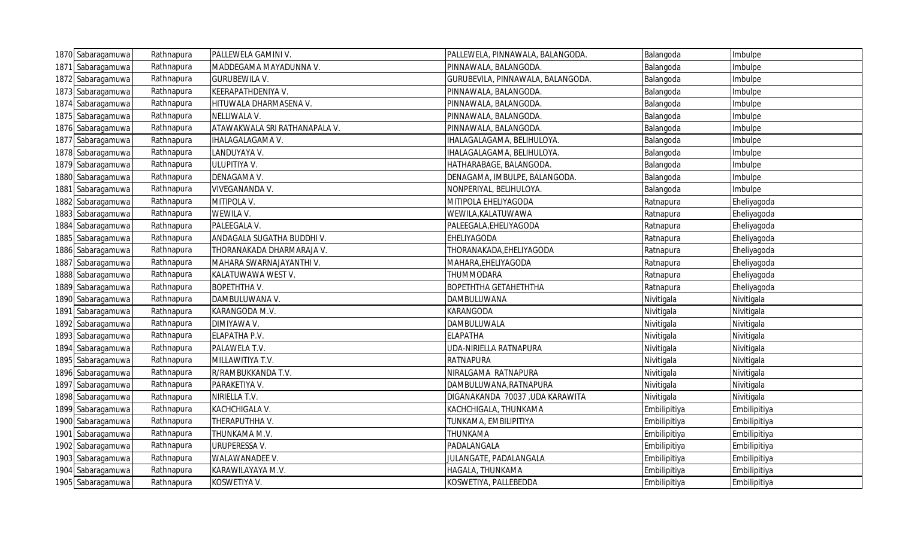| | | | | | | |
|---|---|---|---|---|---|---|
| 1870 | Sabaragamuwa | Rathnapura | PALLEWELA GAMINI V. | PALLEWELA, PINNAWALA, BALANGODA. | Balangoda | Imbulpe |
| 1871 | Sabaragamuwa | Rathnapura | MADDEGAMA MAYADUNNA V. | PINNAWALA, BALANGODA. | Balangoda | Imbulpe |
| 1872 | Sabaragamuwa | Rathnapura | GURUBEWILA V. | GURUBEVILA, PINNAWALA, BALANGODA. | Balangoda | Imbulpe |
| 1873 | Sabaragamuwa | Rathnapura | KEERAPATHDENIYA V. | PINNAWALA, BALANGODA. | Balangoda | Imbulpe |
| 1874 | Sabaragamuwa | Rathnapura | HITUWALA DHARMASENA V. | PINNAWALA, BALANGODA. | Balangoda | Imbulpe |
| 1875 | Sabaragamuwa | Rathnapura | NELLIWALA V. | PINNAWALA, BALANGODA. | Balangoda | Imbulpe |
| 1876 | Sabaragamuwa | Rathnapura | ATAWAKWALA SRI RATHANAPALA V. | PINNAWALA, BALANGODA. | Balangoda | Imbulpe |
| 1877 | Sabaragamuwa | Rathnapura | IHALAGALAGAMA V. | IHALAGALAGAMA, BELIHULOYA. | Balangoda | Imbulpe |
| 1878 | Sabaragamuwa | Rathnapura | LANDUYAYA V. | IHALAGALAGAMA, BELIHULOYA. | Balangoda | Imbulpe |
| 1879 | Sabaragamuwa | Rathnapura | ULUPITIYA V. | HATHARABAGE, BALANGODA. | Balangoda | Imbulpe |
| 1880 | Sabaragamuwa | Rathnapura | DENAGAMA V. | DENAGAMA, IMBULPE, BALANGODA. | Balangoda | Imbulpe |
| 1881 | Sabaragamuwa | Rathnapura | VIVEGANANDA V. | NONPERIYAL, BELIHULOYA. | Balangoda | Imbulpe |
| 1882 | Sabaragamuwa | Rathnapura | MITIPOLA V. | MITIPOLA EHELIYAGODA | Ratnapura | Eheliyagoda |
| 1883 | Sabaragamuwa | Rathnapura | WEWILA V. | WEWILA,KALATUWAWA | Ratnapura | Eheliyagoda |
| 1884 | Sabaragamuwa | Rathnapura | PALEEGALA V. | PALEEGALA,EHELIYAGODA | Ratnapura | Eheliyagoda |
| 1885 | Sabaragamuwa | Rathnapura | ANDAGALA SUGATHA BUDDHI V. | EHELIYAGODA | Ratnapura | Eheliyagoda |
| 1886 | Sabaragamuwa | Rathnapura | THORANAKADA DHARMARAJA V. | THORANAKADA,EHELIYAGODA | Ratnapura | Eheliyagoda |
| 1887 | Sabaragamuwa | Rathnapura | MAHARA SWARNAJAYANTHI V. | MAHARA,EHELIYAGODA | Ratnapura | Eheliyagoda |
| 1888 | Sabaragamuwa | Rathnapura | KALATUWAWA WEST V. | THUMMODARA | Ratnapura | Eheliyagoda |
| 1889 | Sabaragamuwa | Rathnapura | BOPETHTHA V. | BOPETHTHA GETAHETHTHA | Ratnapura | Eheliyagoda |
| 1890 | Sabaragamuwa | Rathnapura | DAMBULUWANA V. | DAMBULUWANA | Nivitigala | Nivitigala |
| 1891 | Sabaragamuwa | Rathnapura | KARANGODA M.V. | KARANGODA | Nivitigala | Nivitigala |
| 1892 | Sabaragamuwa | Rathnapura | DIMIYAWA V. | DAMBULUWALA | Nivitigala | Nivitigala |
| 1893 | Sabaragamuwa | Rathnapura | ELAPATHA P.V. | ELAPATHA | Nivitigala | Nivitigala |
| 1894 | Sabaragamuwa | Rathnapura | PALAWELA T.V. | UDA-NIRIELLA RATNAPURA | Nivitigala | Nivitigala |
| 1895 | Sabaragamuwa | Rathnapura | MILLAWITIYA T.V. | RATNAPURA | Nivitigala | Nivitigala |
| 1896 | Sabaragamuwa | Rathnapura | R/RAMBUKKANDA T.V. | NIRALGAMA RATNAPURA | Nivitigala | Nivitigala |
| 1897 | Sabaragamuwa | Rathnapura | PARAKETIYA V. | DAMBULUWANA,RATNAPURA | Nivitigala | Nivitigala |
| 1898 | Sabaragamuwa | Rathnapura | NIRIELLA T.V. | DIGANAKANDA 70037 ,UDA KARAWITA | Nivitigala | Nivitigala |
| 1899 | Sabaragamuwa | Rathnapura | KACHCHIGALA V. | KACHCHIGALA, THUNKAMA | Embilipitiya | Embilipitiya |
| 1900 | Sabaragamuwa | Rathnapura | THERAPUTHHA V. | TUNKAMA, EMBILIPITIYA | Embilipitiya | Embilipitiya |
| 1901 | Sabaragamuwa | Rathnapura | THUNKAMA M.V. | THUNKAMA | Embilipitiya | Embilipitiya |
| 1902 | Sabaragamuwa | Rathnapura | URUPERESSA V. | PADALANGALA | Embilipitiya | Embilipitiya |
| 1903 | Sabaragamuwa | Rathnapura | WALAWANADEE V. | JULANGATE, PADALANGALA | Embilipitiya | Embilipitiya |
| 1904 | Sabaragamuwa | Rathnapura | KARAWILAYAYA M.V. | HAGALA, THUNKAMA | Embilipitiya | Embilipitiya |
| 1905 | Sabaragamuwa | Rathnapura | KOSWETIYA V. | KOSWETIYA, PALLEBEDDA | Embilipitiya | Embilipitiya |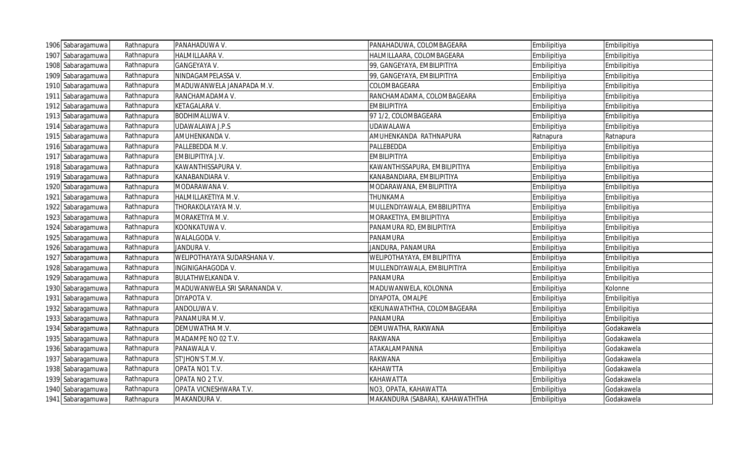| | | | | | | |
|---|---|---|---|---|---|---|
| 1906 | Sabaragamuwa | Rathnapura | PANAHADUWA V. | PANAHADUWA, COLOMBAGEARA | Embilipitiya | Embilipitiya |
| 1907 | Sabaragamuwa | Rathnapura | HALMILLAARA V. | HALMILLAARA, COLOMBAGEARA | Embilipitiya | Embilipitiya |
| 1908 | Sabaragamuwa | Rathnapura | GANGEYAYA V. | 99, GANGEYAYA, EMBILIPITIYA | Embilipitiya | Embilipitiya |
| 1909 | Sabaragamuwa | Rathnapura | NINDAGAMPELASSA V. | 99, GANGEYAYA, EMBILIPITIYA | Embilipitiya | Embilipitiya |
| 1910 | Sabaragamuwa | Rathnapura | MADUWANWELA JANAPADA M.V. | COLOMBAGEARA | Embilipitiya | Embilipitiya |
| 1911 | Sabaragamuwa | Rathnapura | RANCHAMADAMA V. | RANCHAMADAMA, COLOMBAGEARA | Embilipitiya | Embilipitiya |
| 1912 | Sabaragamuwa | Rathnapura | KETAGALARA V. | EMBILIPITIYA | Embilipitiya | Embilipitiya |
| 1913 | Sabaragamuwa | Rathnapura | BODHIMALUWA V. | 97 1/2, COLOMBAGEARA | Embilipitiya | Embilipitiya |
| 1914 | Sabaragamuwa | Rathnapura | UDAWALAWA J.P.S | UDAWALAWA | Embilipitiya | Embilipitiya |
| 1915 | Sabaragamuwa | Rathnapura | AMUHENKANDA V. | AMUHENKANDA RATHNAPURA | Ratnapura | Ratnapura |
| 1916 | Sabaragamuwa | Rathnapura | PALLEBEDDA M.V. | PALLEBEDDA | Embilipitiya | Embilipitiya |
| 1917 | Sabaragamuwa | Rathnapura | EMBILIPITIYA J.V. | EMBILIPITIYA | Embilipitiya | Embilipitiya |
| 1918 | Sabaragamuwa | Rathnapura | KAWANTHISSAPURA V. | KAWANTHISSAPURA, EMBILIPITIYA | Embilipitiya | Embilipitiya |
| 1919 | Sabaragamuwa | Rathnapura | KANABANDIARA V. | KANABANDIARA, EMBILIPITIYA | Embilipitiya | Embilipitiya |
| 1920 | Sabaragamuwa | Rathnapura | MODARAWANA V. | MODARAWANA, EMBILIPITIYA | Embilipitiya | Embilipitiya |
| 1921 | Sabaragamuwa | Rathnapura | HALMILLAKETIYA M.V. | THUNKAMA | Embilipitiya | Embilipitiya |
| 1922 | Sabaragamuwa | Rathnapura | THORAKOLAYAYA M.V. | MULLENDIYAWALA, EMBBILIPITIYA | Embilipitiya | Embilipitiya |
| 1923 | Sabaragamuwa | Rathnapura | MORAKETIYA M.V. | MORAKETIYA, EMBILIPITIYA | Embilipitiya | Embilipitiya |
| 1924 | Sabaragamuwa | Rathnapura | KOONKATUWA V. | PANAMURA RD, EMBILIPITIYA | Embilipitiya | Embilipitiya |
| 1925 | Sabaragamuwa | Rathnapura | WALALGODA V. | PANAMURA | Embilipitiya | Embilipitiya |
| 1926 | Sabaragamuwa | Rathnapura | JANDURA V. | JANDURA, PANAMURA | Embilipitiya | Embilipitiya |
| 1927 | Sabaragamuwa | Rathnapura | WELIPOTHAYAYA SUDARSHANA V. | WELIPOTHAYAYA, EMBILIPITIYA | Embilipitiya | Embilipitiya |
| 1928 | Sabaragamuwa | Rathnapura | INGINIGAHAGODA V. | MULLENDIYAWALA, EMBILIPITIYA | Embilipitiya | Embilipitiya |
| 1929 | Sabaragamuwa | Rathnapura | BULATHWELKANDA V. | PANAMURA | Embilipitiya | Embilipitiya |
| 1930 | Sabaragamuwa | Rathnapura | MADUWANWELA SRI SARANANDA V. | MADUWANWELA, KOLONNA | Embilipitiya | Kolonne |
| 1931 | Sabaragamuwa | Rathnapura | DIYAPOTA V. | DIYAPOTA, OMALPE | Embilipitiya | Embilipitiya |
| 1932 | Sabaragamuwa | Rathnapura | ANDOLUWA V. | KEKUNAWATHTHA, COLOMBAGEARA | Embilipitiya | Embilipitiya |
| 1933 | Sabaragamuwa | Rathnapura | PANAMURA M.V. | PANAMURA | Embilipitiya | Embilipitiya |
| 1934 | Sabaragamuwa | Rathnapura | DEMUWATHA M.V. | DEMUWATHA, RAKWANA | Embilipitiya | Godakawela |
| 1935 | Sabaragamuwa | Rathnapura | MADAMPE NO 02 T.V. | RAKWANA | Embilipitiya | Godakawela |
| 1936 | Sabaragamuwa | Rathnapura | PANAWALA V. | ATAKALAMPANNA | Embilipitiya | Godakawela |
| 1937 | Sabaragamuwa | Rathnapura | ST'JHON'S T.M.V. | RAKWANA | Embilipitiya | Godakawela |
| 1938 | Sabaragamuwa | Rathnapura | OPATA NO1 T.V. | KAHAWTTA | Embilipitiya | Godakawela |
| 1939 | Sabaragamuwa | Rathnapura | OPATA NO 2 T.V. | KAHAWATTA | Embilipitiya | Godakawela |
| 1940 | Sabaragamuwa | Rathnapura | OPATA VICNESHWARA T.V. | NO3, OPATA, KAHAWATTA | Embilipitiya | Godakawela |
| 1941 | Sabaragamuwa | Rathnapura | MAKANDURA V. | MAKANDURA (SABARA), KAHAWATHTHA | Embilipitiya | Godakawela |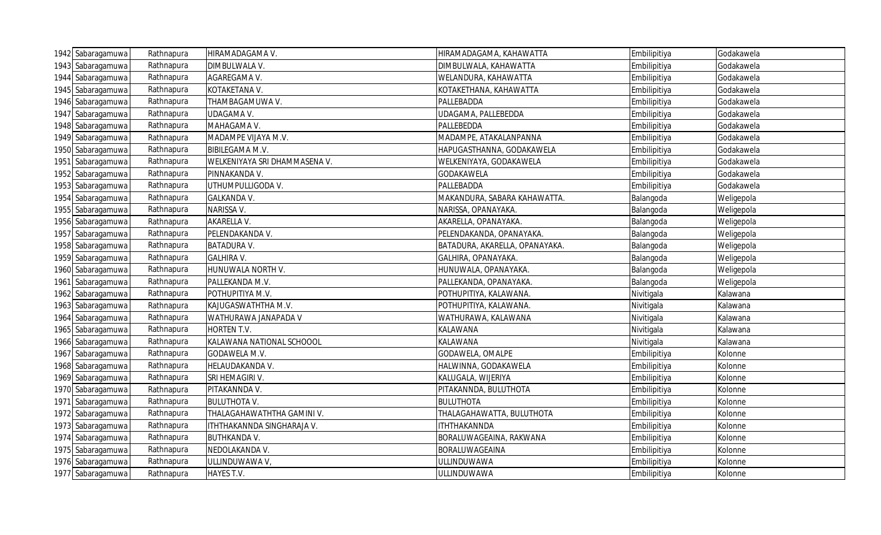| | | | | | | |
|---|---|---|---|---|---|---|
| 1942 | Sabaragamuwa | Rathnapura | HIRAMADAGAMA V. | HIRAMADAGAMA, KAHAWATTA | Embilipitiya | Godakawela |
| 1943 | Sabaragamuwa | Rathnapura | DIMBULWALA V. | DIMBULWALA, KAHAWATTA | Embilipitiya | Godakawela |
| 1944 | Sabaragamuwa | Rathnapura | AGAREGAMA V. | WELANDURA, KAHAWATTA | Embilipitiya | Godakawela |
| 1945 | Sabaragamuwa | Rathnapura | KOTAKETANA V. | KOTAKETHANA, KAHAWATTA | Embilipitiya | Godakawela |
| 1946 | Sabaragamuwa | Rathnapura | THAMBAGAMUWA V. | PALLEBADDA | Embilipitiya | Godakawela |
| 1947 | Sabaragamuwa | Rathnapura | UDAGAMA V. | UDAGAMA, PALLEBEDDA | Embilipitiya | Godakawela |
| 1948 | Sabaragamuwa | Rathnapura | MAHAGAMA V. | PALLEBEDDA | Embilipitiya | Godakawela |
| 1949 | Sabaragamuwa | Rathnapura | MADAMPE VIJAYA M.V. | MADAMPE, ATAKALANPANNA | Embilipitiya | Godakawela |
| 1950 | Sabaragamuwa | Rathnapura | BIBILEGAMA M.V. | HAPUGASTHANNA, GODAKAWELA | Embilipitiya | Godakawela |
| 1951 | Sabaragamuwa | Rathnapura | WELKENIYAYA SRI DHAMMASENA V. | WELKENIYAYA, GODAKAWELA | Embilipitiya | Godakawela |
| 1952 | Sabaragamuwa | Rathnapura | PINNAKANDA V. | GODAKAWELA | Embilipitiya | Godakawela |
| 1953 | Sabaragamuwa | Rathnapura | UTHUMPULLIGODA V. | PALLEBADDA | Embilipitiya | Godakawela |
| 1954 | Sabaragamuwa | Rathnapura | GALKANDA V. | MAKANDURA, SABARA KAHAWATTA. | Balangoda | Weligepola |
| 1955 | Sabaragamuwa | Rathnapura | NARISSA V. | NARISSA, OPANAYAKA. | Balangoda | Weligepola |
| 1956 | Sabaragamuwa | Rathnapura | AKARELLA V. | AKARELLA, OPANAYAKA. | Balangoda | Weligepola |
| 1957 | Sabaragamuwa | Rathnapura | PELENDAKANDA V. | PELENDAKANDA, OPANAYAKA. | Balangoda | Weligepola |
| 1958 | Sabaragamuwa | Rathnapura | BATADURA V. | BATADURA, AKARELLA, OPANAYAKA. | Balangoda | Weligepola |
| 1959 | Sabaragamuwa | Rathnapura | GALHIRA V. | GALHIRA, OPANAYAKA. | Balangoda | Weligepola |
| 1960 | Sabaragamuwa | Rathnapura | HUNUWALA NORTH V. | HUNUWALA, OPANAYAKA. | Balangoda | Weligepola |
| 1961 | Sabaragamuwa | Rathnapura | PALLEKANDA M.V. | PALLEKANDA, OPANAYAKA. | Balangoda | Weligepola |
| 1962 | Sabaragamuwa | Rathnapura | POTHUPITIYA M.V. | POTHUPITIYA, KALAWANA. | Nivitigala | Kalawana |
| 1963 | Sabaragamuwa | Rathnapura | KAJUGASWATHTHA M.V. | POTHUPITIYA, KALAWANA. | Nivitigala | Kalawana |
| 1964 | Sabaragamuwa | Rathnapura | WATHURAWA JANAPADA V | WATHURAWA, KALAWANA | Nivitigala | Kalawana |
| 1965 | Sabaragamuwa | Rathnapura | HORTEN T.V. | KALAWANA | Nivitigala | Kalawana |
| 1966 | Sabaragamuwa | Rathnapura | KALAWANA NATIONAL SCHOOOL | KALAWANA | Nivitigala | Kalawana |
| 1967 | Sabaragamuwa | Rathnapura | GODAWELA M.V. | GODAWELA, OMALPE | Embilipitiya | Kolonne |
| 1968 | Sabaragamuwa | Rathnapura | HELAUDAKANDA V. | HALWINNA, GODAKAWELA | Embilipitiya | Kolonne |
| 1969 | Sabaragamuwa | Rathnapura | SRI HEMAGIRI V. | KALUGALA, WIJERIYA | Embilipitiya | Kolonne |
| 1970 | Sabaragamuwa | Rathnapura | PITAKANNDA V. | PITAKANNDA, BULUTHOTA | Embilipitiya | Kolonne |
| 1971 | Sabaragamuwa | Rathnapura | BULUTHOTA V. | BULUTHOTA | Embilipitiya | Kolonne |
| 1972 | Sabaragamuwa | Rathnapura | THALAGAHAWATHTHA GAMINI V. | THALAGAHAWATTA, BULUTHOTA | Embilipitiya | Kolonne |
| 1973 | Sabaragamuwa | Rathnapura | ITHTHAKANNDA SINGHARAJA V. | ITHTHAKANNDA | Embilipitiya | Kolonne |
| 1974 | Sabaragamuwa | Rathnapura | BUTHKANDA V. | BORALUWAGEAINA, RAKWANA | Embilipitiya | Kolonne |
| 1975 | Sabaragamuwa | Rathnapura | NEDOLAKANDA V. | BORALUWAGEAINA | Embilipitiya | Kolonne |
| 1976 | Sabaragamuwa | Rathnapura | ULLINDUWAWA V, | ULLINDUWAWA | Embilipitiya | Kolonne |
| 1977 | Sabaragamuwa | Rathnapura | HAYES T.V. | ULLINDUWAWA | Embilipitiya | Kolonne |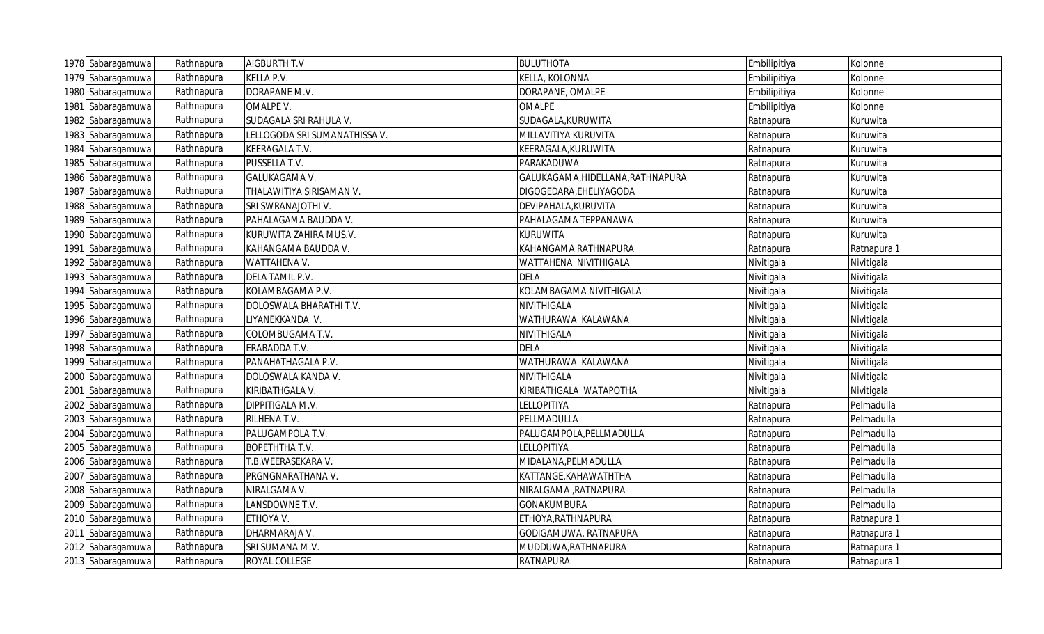| | | | | | | |
|---|---|---|---|---|---|---|
| 1978 | Sabaragamuwa | Rathnapura | AIGBURTH T.V | BULUTHOTA | Embilipitiya | Kolonne |
| 1979 | Sabaragamuwa | Rathnapura | KELLA P.V. | KELLA, KOLONNA | Embilipitiya | Kolonne |
| 1980 | Sabaragamuwa | Rathnapura | DORAPANE M.V. | DORAPANE, OMALPE | Embilipitiya | Kolonne |
| 1981 | Sabaragamuwa | Rathnapura | OMALPE V. | OMALPE | Embilipitiya | Kolonne |
| 1982 | Sabaragamuwa | Rathnapura | SUDAGALA SRI RAHULA V. | SUDAGALA,KURUWITA | Ratnapura | Kuruwita |
| 1983 | Sabaragamuwa | Rathnapura | LELLOGODA SRI SUMANATHISSA V. | MILLAVITIYA KURUVITA | Ratnapura | Kuruwita |
| 1984 | Sabaragamuwa | Rathnapura | KEERAGALA T.V. | KEERAGALA,KURUWITA | Ratnapura | Kuruwita |
| 1985 | Sabaragamuwa | Rathnapura | PUSSELLA T.V. | PARAKADUWA | Ratnapura | Kuruwita |
| 1986 | Sabaragamuwa | Rathnapura | GALUKAGAMA V. | GALUKAGAMA,HIDELLANA,RATHNAPURA | Ratnapura | Kuruwita |
| 1987 | Sabaragamuwa | Rathnapura | THALAWITIYA SIRISAMAN V. | DIGOGEDARA,EHELIYAGODA | Ratnapura | Kuruwita |
| 1988 | Sabaragamuwa | Rathnapura | SRI SWRANAJOTHI V. | DEVIPAHALA,KURUVITA | Ratnapura | Kuruwita |
| 1989 | Sabaragamuwa | Rathnapura | PAHALAGAMA BAUDDA V. | PAHALAGAMA TEPPANAWA | Ratnapura | Kuruwita |
| 1990 | Sabaragamuwa | Rathnapura | KURUWITA ZAHIRA MUS.V. | KURUWITA | Ratnapura | Kuruwita |
| 1991 | Sabaragamuwa | Rathnapura | KAHANGAMA BAUDDA V. | KAHANGAMA RATHNAPURA | Ratnapura | Ratnapura 1 |
| 1992 | Sabaragamuwa | Rathnapura | WATTAHENA V. | WATTAHENA NIVITHIGALA | Nivitigala | Nivitigala |
| 1993 | Sabaragamuwa | Rathnapura | DELA TAMIL P.V. | DELA | Nivitigala | Nivitigala |
| 1994 | Sabaragamuwa | Rathnapura | KOLAMBAGAMA P.V. | KOLAMBAGAMA NIVITHIGALA | Nivitigala | Nivitigala |
| 1995 | Sabaragamuwa | Rathnapura | DOLOSWALA BHARATHI T.V. | NIVITHIGALA | Nivitigala | Nivitigala |
| 1996 | Sabaragamuwa | Rathnapura | LIYANEKKANDA V. | WATHURAWA KALAWANA | Nivitigala | Nivitigala |
| 1997 | Sabaragamuwa | Rathnapura | COLOMBUGAMA T.V. | NIVITHIGALA | Nivitigala | Nivitigala |
| 1998 | Sabaragamuwa | Rathnapura | ERABADDA T.V. | DELA | Nivitigala | Nivitigala |
| 1999 | Sabaragamuwa | Rathnapura | PANAHATHAGALA P.V. | WATHURAWA KALAWANA | Nivitigala | Nivitigala |
| 2000 | Sabaragamuwa | Rathnapura | DOLOSWALA KANDA V. | NIVITHIGALA | Nivitigala | Nivitigala |
| 2001 | Sabaragamuwa | Rathnapura | KIRIBATHGALA V. | KIRIBATHGALA WATAPOTHA | Nivitigala | Nivitigala |
| 2002 | Sabaragamuwa | Rathnapura | DIPPITIGALA M.V. | LELLOPITIYA | Ratnapura | Pelmadulla |
| 2003 | Sabaragamuwa | Rathnapura | RILHENA T.V. | PELLMADULLA | Ratnapura | Pelmadulla |
| 2004 | Sabaragamuwa | Rathnapura | PALUGAMPOLA T.V. | PALUGAMPOLA,PELLMADULLA | Ratnapura | Pelmadulla |
| 2005 | Sabaragamuwa | Rathnapura | BOPETHTHA T.V. | LELLOPITIYA | Ratnapura | Pelmadulla |
| 2006 | Sabaragamuwa | Rathnapura | T.B.WEERASEKARA V. | MIDALANA,PELMADULLA | Ratnapura | Pelmadulla |
| 2007 | Sabaragamuwa | Rathnapura | PRGNGNARATHANA V. | KATTANGE,KAHAWATHTHA | Ratnapura | Pelmadulla |
| 2008 | Sabaragamuwa | Rathnapura | NIRALGAMA V. | NIRALGAMA ,RATNAPURA | Ratnapura | Pelmadulla |
| 2009 | Sabaragamuwa | Rathnapura | LANSDOWNE T.V. | GONAKUMBURA | Ratnapura | Pelmadulla |
| 2010 | Sabaragamuwa | Rathnapura | ETHOYA V. | ETHOYA,RATHNAPURA | Ratnapura | Ratnapura 1 |
| 2011 | Sabaragamuwa | Rathnapura | DHARMARAJA V. | GODIGAMUWA, RATNAPURA | Ratnapura | Ratnapura 1 |
| 2012 | Sabaragamuwa | Rathnapura | SRI SUMANA M.V. | MUDDUWA,RATHNAPURA | Ratnapura | Ratnapura 1 |
| 2013 | Sabaragamuwa | Rathnapura | ROYAL COLLEGE | RATNAPURA | Ratnapura | Ratnapura 1 |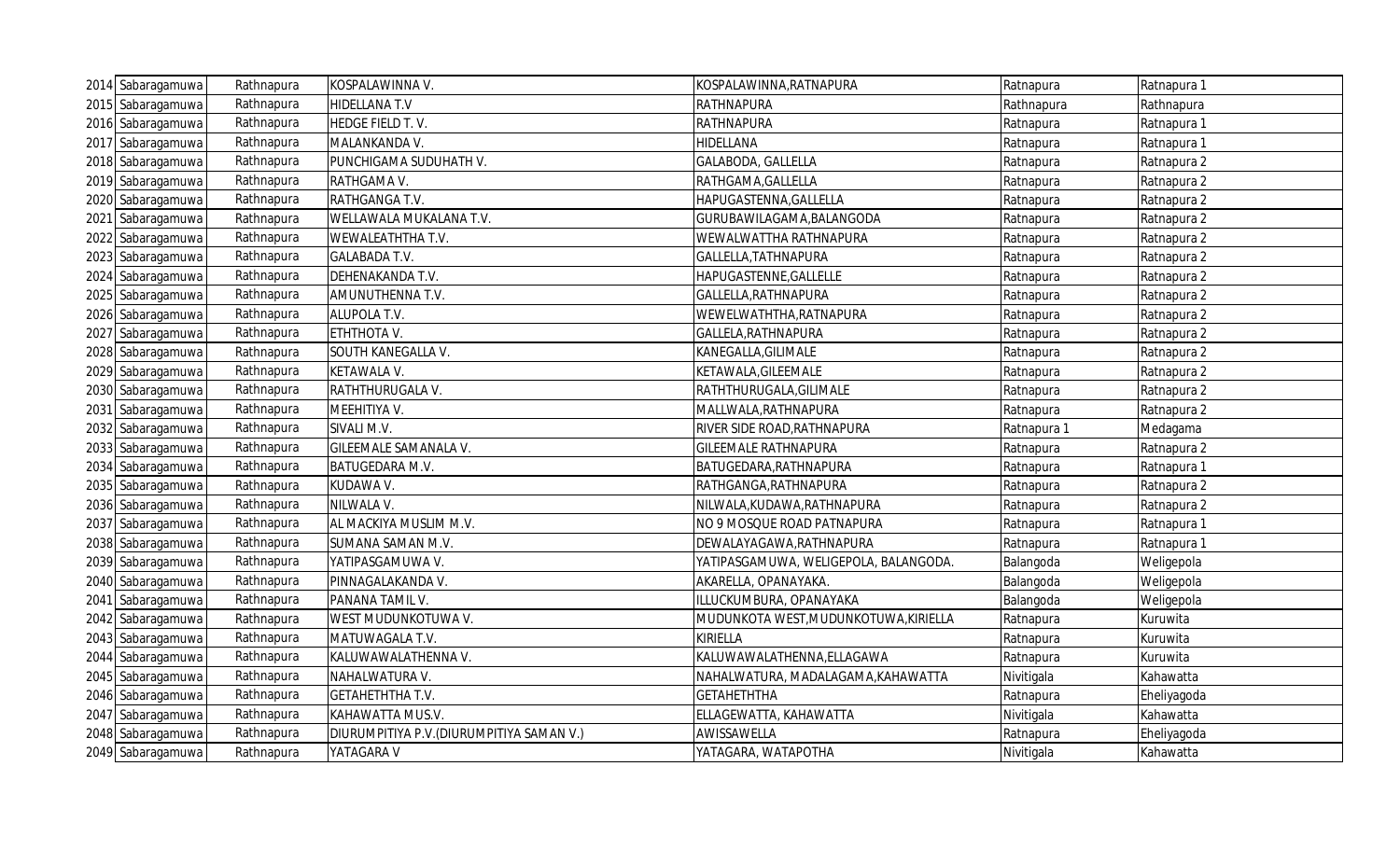| 2014 | Sabaragamuwa | Rathnapura | KOSPALAWINNA V. | KOSPALAWINNA,RATNAPURA | Ratnapura | Ratnapura 1 |
|---|---|---|---|---|---|---|
| 2015 | Sabaragamuwa | Rathnapura | HIDELLANA T.V | RATHNAPURA | Rathnapura | Rathnapura |
| 2016 | Sabaragamuwa | Rathnapura | HEDGE FIELD T. V. | RATHNAPURA | Ratnapura | Ratnapura 1 |
| 2017 | Sabaragamuwa | Rathnapura | MALANKANDA V. | HIDELLANA | Ratnapura | Ratnapura 1 |
| 2018 | Sabaragamuwa | Rathnapura | PUNCHIGAMA SUDUHATH V. | GALABODA, GALLELLA | Ratnapura | Ratnapura 2 |
| 2019 | Sabaragamuwa | Rathnapura | RATHGAMA V. | RATHGAMA,GALLELLA | Ratnapura | Ratnapura 2 |
| 2020 | Sabaragamuwa | Rathnapura | RATHGANGA T.V. | HAPUGASTENNA,GALLELLA | Ratnapura | Ratnapura 2 |
| 2021 | Sabaragamuwa | Rathnapura | WELLAWALA MUKALANA T.V. | GURUBAWILAGAMA,BALANGODA | Ratnapura | Ratnapura 2 |
| 2022 | Sabaragamuwa | Rathnapura | WEWALEATHTHA T.V. | WEWALWATTHA RATHNAPURA | Ratnapura | Ratnapura 2 |
| 2023 | Sabaragamuwa | Rathnapura | GALABADA T.V. | GALLELLA,TATHNAPURA | Ratnapura | Ratnapura 2 |
| 2024 | Sabaragamuwa | Rathnapura | DEHENAKANDA T.V. | HAPUGASTENNE,GALLELLE | Ratnapura | Ratnapura 2 |
| 2025 | Sabaragamuwa | Rathnapura | AMUNUTHENNA T.V. | GALLELLA,RATHNAPURA | Ratnapura | Ratnapura 2 |
| 2026 | Sabaragamuwa | Rathnapura | ALUPOLA T.V. | WEWELWATHTHA,RATNAPURA | Ratnapura | Ratnapura 2 |
| 2027 | Sabaragamuwa | Rathnapura | ETHTHOTA V. | GALLELA,RATHNAPURA | Ratnapura | Ratnapura 2 |
| 2028 | Sabaragamuwa | Rathnapura | SOUTH KANEGALLA V. | KANEGALLA,GILIMALE | Ratnapura | Ratnapura 2 |
| 2029 | Sabaragamuwa | Rathnapura | KETAWALA V. | KETAWALA,GILEEMALE | Ratnapura | Ratnapura 2 |
| 2030 | Sabaragamuwa | Rathnapura | RATHTHURUGALA V. | RATHTHURUGALA,GILIMALE | Ratnapura | Ratnapura 2 |
| 2031 | Sabaragamuwa | Rathnapura | MEEHITIYA V. | MALLWALA,RATHNAPURA | Ratnapura | Ratnapura 2 |
| 2032 | Sabaragamuwa | Rathnapura | SIVALI M.V. | RIVER SIDE ROAD,RATHNAPURA | Ratnapura 1 | Medagama |
| 2033 | Sabaragamuwa | Rathnapura | GILEEMALE SAMANALA V. | GILEEMALE RATHNAPURA | Ratnapura | Ratnapura 2 |
| 2034 | Sabaragamuwa | Rathnapura | BATUGEDARA M.V. | BATUGEDARA,RATHNAPURA | Ratnapura | Ratnapura 1 |
| 2035 | Sabaragamuwa | Rathnapura | KUDAWA V. | RATHGANGA,RATHNAPURA | Ratnapura | Ratnapura 2 |
| 2036 | Sabaragamuwa | Rathnapura | NILWALA V. | NILWALA,KUDAWA,RATHNAPURA | Ratnapura | Ratnapura 2 |
| 2037 | Sabaragamuwa | Rathnapura | AL MACKIYA MUSLIM M.V. | NO 9 MOSQUE ROAD PATNAPURA | Ratnapura | Ratnapura 1 |
| 2038 | Sabaragamuwa | Rathnapura | SUMANA SAMAN M.V. | DEWALAYAGAWA,RATHNAPURA | Ratnapura | Ratnapura 1 |
| 2039 | Sabaragamuwa | Rathnapura | YATIPASGAMUWA V. | YATIPASGAMUWA, WELIGEPOLA, BALANGODA. | Balangoda | Weligepola |
| 2040 | Sabaragamuwa | Rathnapura | PINNAGALAKANDA V. | AKARELLA, OPANAYAKA. | Balangoda | Weligepola |
| 2041 | Sabaragamuwa | Rathnapura | PANANA TAMIL V. | ILLUCKUMBURA, OPANAYAKA | Balangoda | Weligepola |
| 2042 | Sabaragamuwa | Rathnapura | WEST MUDUNKOTUWA V. | MUDUNKOTA WEST,MUDUNKOTUWA,KIRIELLA | Ratnapura | Kuruwita |
| 2043 | Sabaragamuwa | Rathnapura | MATUWAGALA T.V. | KIRIELLA | Ratnapura | Kuruwita |
| 2044 | Sabaragamuwa | Rathnapura | KALUWAWALATHENNA V. | KALUWAWALATHENNA,ELLAGAWA | Ratnapura | Kuruwita |
| 2045 | Sabaragamuwa | Rathnapura | NAHALWATURA V. | NAHALWATURA, MADALAGAMA,KAHAWATTA | Nivitigala | Kahawatta |
| 2046 | Sabaragamuwa | Rathnapura | GETAHETHTHA T.V. | GETAHETHTHA | Ratnapura | Eheliyagoda |
| 2047 | Sabaragamuwa | Rathnapura | KAHAWATTA MUS.V. | ELLAGEWATTA, KAHAWATTA | Nivitigala | Kahawatta |
| 2048 | Sabaragamuwa | Rathnapura | DIURUMPITIYA P.V.(DIURUMPITIYA SAMAN V.) | AWISSAWELLA | Ratnapura | Eheliyagoda |
| 2049 | Sabaragamuwa | Rathnapura | YATAGARA V | YATAGARA, WATAPOTHA | Nivitigala | Kahawatta |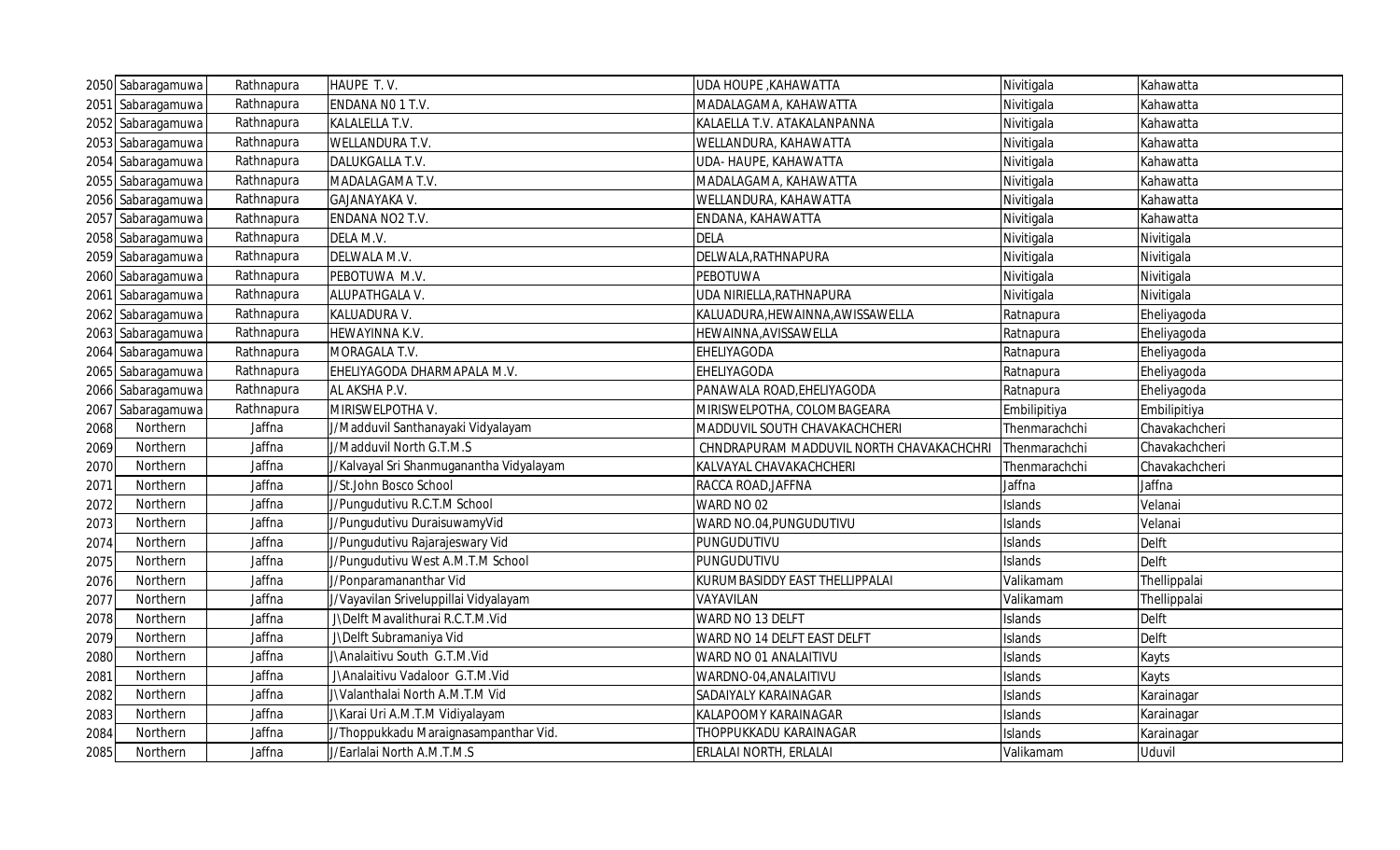| 2050 | Sabaragamuwa | Rathnapura | HAUPE T. V. | UDA HOUPE ,KAHAWATTA | Nivitigala | Kahawatta |
|---|---|---|---|---|---|---|
| 2051 | Sabaragamuwa | Rathnapura | ENDANA N0 1 T.V. | MADALAGAMA, KAHAWATTA | Nivitigala | Kahawatta |
| 2052 | Sabaragamuwa | Rathnapura | KALALELLA T.V. | KALAELLA T.V. ATAKALANPANNA | Nivitigala | Kahawatta |
| 2053 | Sabaragamuwa | Rathnapura | WELLANDURA T.V. | WELLANDURA, KAHAWATTA | Nivitigala | Kahawatta |
| 2054 | Sabaragamuwa | Rathnapura | DALUKGALLA T.V. | UDA- HAUPE, KAHAWATTA | Nivitigala | Kahawatta |
| 2055 | Sabaragamuwa | Rathnapura | MADALAGAMA T.V. | MADALAGAMA, KAHAWATTA | Nivitigala | Kahawatta |
| 2056 | Sabaragamuwa | Rathnapura | GAJANAYAKA V. | WELLANDURA, KAHAWATTA | Nivitigala | Kahawatta |
| 2057 | Sabaragamuwa | Rathnapura | ENDANA NO2 T.V. | ENDANA, KAHAWATTA | Nivitigala | Kahawatta |
| 2058 | Sabaragamuwa | Rathnapura | DELA M.V. | DELA | Nivitigala | Nivitigala |
| 2059 | Sabaragamuwa | Rathnapura | DELWALA M.V. | DELWALA,RATHNAPURA | Nivitigala | Nivitigala |
| 2060 | Sabaragamuwa | Rathnapura | PEBOTUWA M.V. | PEBOTUWA | Nivitigala | Nivitigala |
| 2061 | Sabaragamuwa | Rathnapura | ALUPATHGALA V. | UDA NIRIELLA,RATHNAPURA | Nivitigala | Nivitigala |
| 2062 | Sabaragamuwa | Rathnapura | KALUADURA V. | KALUADURA,HEWAINNA,AWISSAWELLA | Ratnapura | Eheliyagoda |
| 2063 | Sabaragamuwa | Rathnapura | HEWAYINNA K.V. | HEWAINNA,AVISSAWELLA | Ratnapura | Eheliyagoda |
| 2064 | Sabaragamuwa | Rathnapura | MORAGALA T.V. | EHELIYAGODA | Ratnapura | Eheliyagoda |
| 2065 | Sabaragamuwa | Rathnapura | EHELIYAGODA DHARMAPALA M.V. | EHELIYAGODA | Ratnapura | Eheliyagoda |
| 2066 | Sabaragamuwa | Rathnapura | AL AKSHA P.V. | PANAWALA ROAD,EHELIYAGODA | Ratnapura | Eheliyagoda |
| 2067 | Sabaragamuwa | Rathnapura | MIRISWELPOTHA V. | MIRISWELPOTHA, COLOMBAGEARA | Embilipitiya | Embilipitiya |
| 2068 | Northern | Jaffna | J/Madduvil Santhanayaki Vidyalayam | MADDUVIL SOUTH CHAVAKACHCHERI | Thenmarachchi | Chavakachcheri |
| 2069 | Northern | Jaffna | J/Madduvil North G.T.M.S | CHNDRAPURAM MADDUVIL NORTH CHAVAKACHCHRI | Thenmarachchi | Chavakachcheri |
| 2070 | Northern | Jaffna | J/Kalvayal Sri Shanmuganantha Vidyalayam | KALVAYAL CHAVAKACHCHERI | Thenmarachchi | Chavakachcheri |
| 2071 | Northern | Jaffna | J/St.John Bosco School | RACCA ROAD,JAFFNA | Jaffna | Jaffna |
| 2072 | Northern | Jaffna | J/Pungudutivu R.C.T.M School | WARD NO 02 | Islands | Velanai |
| 2073 | Northern | Jaffna | J/Pungudutivu DuraisuwamyVid | WARD NO.04,PUNGUDUTIVU | Islands | Velanai |
| 2074 | Northern | Jaffna | J/Pungudutivu Rajarajeswary Vid | PUNGUDUTIVU | Islands | Delft |
| 2075 | Northern | Jaffna | J/Pungudutivu West A.M.T.M School | PUNGUDUTIVU | Islands | Delft |
| 2076 | Northern | Jaffna | J/Ponparamananthar Vid | KURUMBASIDDY EAST THELLIPPALAI | Valikamam | Thellippalai |
| 2077 | Northern | Jaffna | J/Vayavilan Sriveluppillai Vidyalayam | VAYAVILAN | Valikamam | Thellippalai |
| 2078 | Northern | Jaffna | J\Delft Mavalithurai R.C.T.M.Vid | WARD NO 13 DELFT | Islands | Delft |
| 2079 | Northern | Jaffna | J\Delft Subramaniya Vid | WARD NO 14 DELFT EAST DELFT | Islands | Delft |
| 2080 | Northern | Jaffna | J\Analaitivu South G.T.M.Vid | WARD NO 01 ANALAITIVU | Islands | Kayts |
| 2081 | Northern | Jaffna | J\Analaitivu Vadaloor G.T.M.Vid | WARDNO-04,ANALAITIVU | Islands | Kayts |
| 2082 | Northern | Jaffna | J\Valanthalai North A.M.T.M Vid | SADAIYALY KARAINAGAR | Islands | Karainagar |
| 2083 | Northern | Jaffna | J\Karai Uri A.M.T.M Vidiyalayam | KALAPOOMY KARAINAGAR | Islands | Karainagar |
| 2084 | Northern | Jaffna | J/Thoppukkadu Maraignasampanthar Vid. | THOPPUKKADU KARAINAGAR | Islands | Karainagar |
| 2085 | Northern | Jaffna | J/Earlalai North A.M.T.M.S | ERLALAI NORTH, ERLALAI | Valikamam | Uduvil |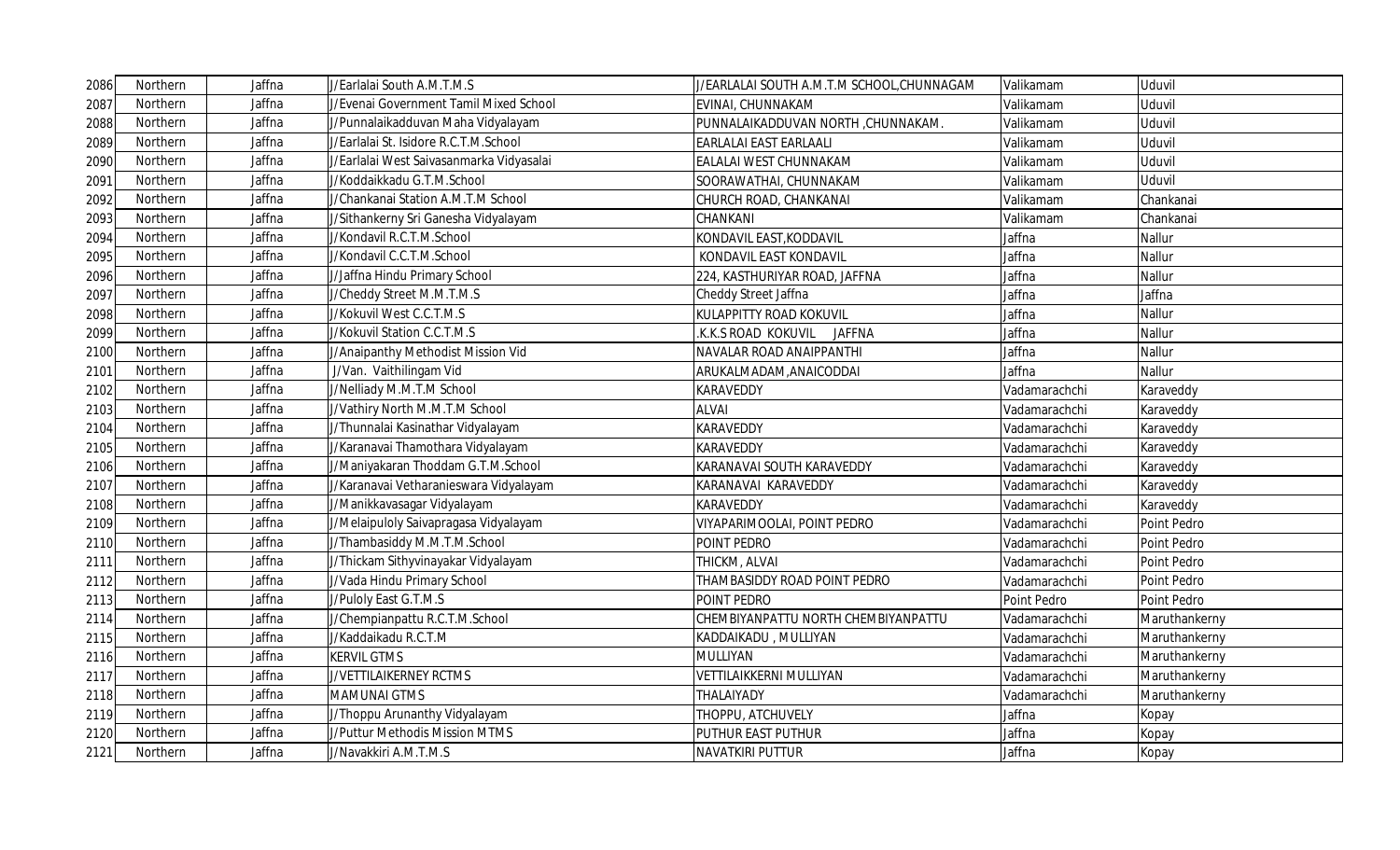| 2086 | Northern | Jaffna | J/Earlalai South A.M.T.M.S | J/EARLALAI SOUTH A.M.T.M SCHOOL,CHUNNAGAM | Valikamam | Uduvil |
|---|---|---|---|---|---|---|
| 2087 | Northern | Jaffna | J/Evenai Government Tamil Mixed School | EVINAI, CHUNNAKAM | Valikamam | Uduvil |
| 2088 | Northern | Jaffna | J/Punnalaikadduvan Maha Vidyalayam | PUNNALAIKADDUVAN NORTH ,CHUNNAKAM. | Valikamam | Uduvil |
| 2089 | Northern | Jaffna | J/Earlalai St. Isidore R.C.T.M.School | EARLALAI EAST EARLAALI | Valikamam | Uduvil |
| 2090 | Northern | Jaffna | J/Earlalai West Saivasanmarka Vidyasalai | EALALAI WEST CHUNNAKAM | Valikamam | Uduvil |
| 2091 | Northern | Jaffna | J/Koddaikkadu G.T.M.School | SOORAWATHAI, CHUNNAKAM | Valikamam | Uduvil |
| 2092 | Northern | Jaffna | J/Chankanai Station A.M.T.M School | CHURCH ROAD, CHANKANAI | Valikamam | Chankanai |
| 2093 | Northern | Jaffna | J/Sithankerny Sri Ganesha Vidyalayam | CHANKANI | Valikamam | Chankanai |
| 2094 | Northern | Jaffna | J/Kondavil R.C.T.M.School | KONDAVIL EAST,KODDAVIL | Jaffna | Nallur |
| 2095 | Northern | Jaffna | J/Kondavil C.C.T.M.School | KONDAVIL EAST KONDAVIL | Jaffna | Nallur |
| 2096 | Northern | Jaffna | J/Jaffna Hindu Primary School | 224, KASTHURIYAR ROAD, JAFFNA | Jaffna | Nallur |
| 2097 | Northern | Jaffna | J/Cheddy Street M.M.T.M.S | Cheddy Street Jaffna | Jaffna | Jaffna |
| 2098 | Northern | Jaffna | J/Kokuvil West C.C.T.M.S | KULAPPITTY ROAD KOKUVIL | Jaffna | Nallur |
| 2099 | Northern | Jaffna | J/Kokuvil Station C.C.T.M.S | .K.K.S ROAD KOKUVIL JAFFNA | Jaffna | Nallur |
| 2100 | Northern | Jaffna | J/Anaipanthy Methodist Mission Vid | NAVALAR ROAD ANAIPPANTHI | Jaffna | Nallur |
| 2101 | Northern | Jaffna | J/Van. Vaithilingam Vid | ARUKALMADAM,ANAICODDAI | Jaffna | Nallur |
| 2102 | Northern | Jaffna | J/Nelliady M.M.T.M School | KARAVEDDY | Vadamarachchi | Karaveddy |
| 2103 | Northern | Jaffna | J/Vathiry North M.M.T.M School | ALVAI | Vadamarachchi | Karaveddy |
| 2104 | Northern | Jaffna | J/Thunnalai Kasinathar Vidyalayam | KARAVEDDY | Vadamarachchi | Karaveddy |
| 2105 | Northern | Jaffna | J/Karanavai Thamothara Vidyalayam | KARAVEDDY | Vadamarachchi | Karaveddy |
| 2106 | Northern | Jaffna | J/Maniyakaran Thoddam G.T.M.School | KARANAVAI SOUTH KARAVEDDY | Vadamarachchi | Karaveddy |
| 2107 | Northern | Jaffna | J/Karanavai Vetharanieswara Vidyalayam | KARANAVAI KARAVEDDY | Vadamarachchi | Karaveddy |
| 2108 | Northern | Jaffna | J/Manikkavasagar Vidyalayam | KARAVEDDY | Vadamarachchi | Karaveddy |
| 2109 | Northern | Jaffna | J/Melaipuloly Saivapragasa Vidyalayam | VIYAPARIMOOLAI, POINT PEDRO | Vadamarachchi | Point Pedro |
| 2110 | Northern | Jaffna | J/Thambasiddy M.M.T.M.School | POINT PEDRO | Vadamarachchi | Point Pedro |
| 2111 | Northern | Jaffna | J/Thickam Sithyvinayakar Vidyalayam | THICKM, ALVAI | Vadamarachchi | Point Pedro |
| 2112 | Northern | Jaffna | J/Vada Hindu Primary School | THAMBASIDDY ROAD POINT PEDRO | Vadamarachchi | Point Pedro |
| 2113 | Northern | Jaffna | J/Puloly East G.T.M.S | POINT PEDRO | Point Pedro | Point Pedro |
| 2114 | Northern | Jaffna | J/Chempianpattu R.C.T.M.School | CHEMBIYANPATTU NORTH CHEMBIYANPATTU | Vadamarachchi | Maruthankerny |
| 2115 | Northern | Jaffna | J/Kaddaikadu R.C.T.M | KADDAIKADU , MULLIYAN | Vadamarachchi | Maruthankerny |
| 2116 | Northern | Jaffna | KERVIL GTMS | MULLIYAN | Vadamarachchi | Maruthankerny |
| 2117 | Northern | Jaffna | J/VETTILAIKERNEY RCTMS | VETTILAIKKERNI MULLIYAN | Vadamarachchi | Maruthankerny |
| 2118 | Northern | Jaffna | MAMUNAI GTMS | THALAIYADY | Vadamarachchi | Maruthankerny |
| 2119 | Northern | Jaffna | J/Thoppu Arunanthy Vidyalayam | THOPPU, ATCHUVELY | Jaffna | Kopay |
| 2120 | Northern | Jaffna | J/Puttur Methodis Mission MTMS | PUTHUR EAST PUTHUR | Jaffna | Kopay |
| 2121 | Northern | Jaffna | J/Navakkiri A.M.T.M.S | NAVATKIRI PUTTUR | Jaffna | Kopay |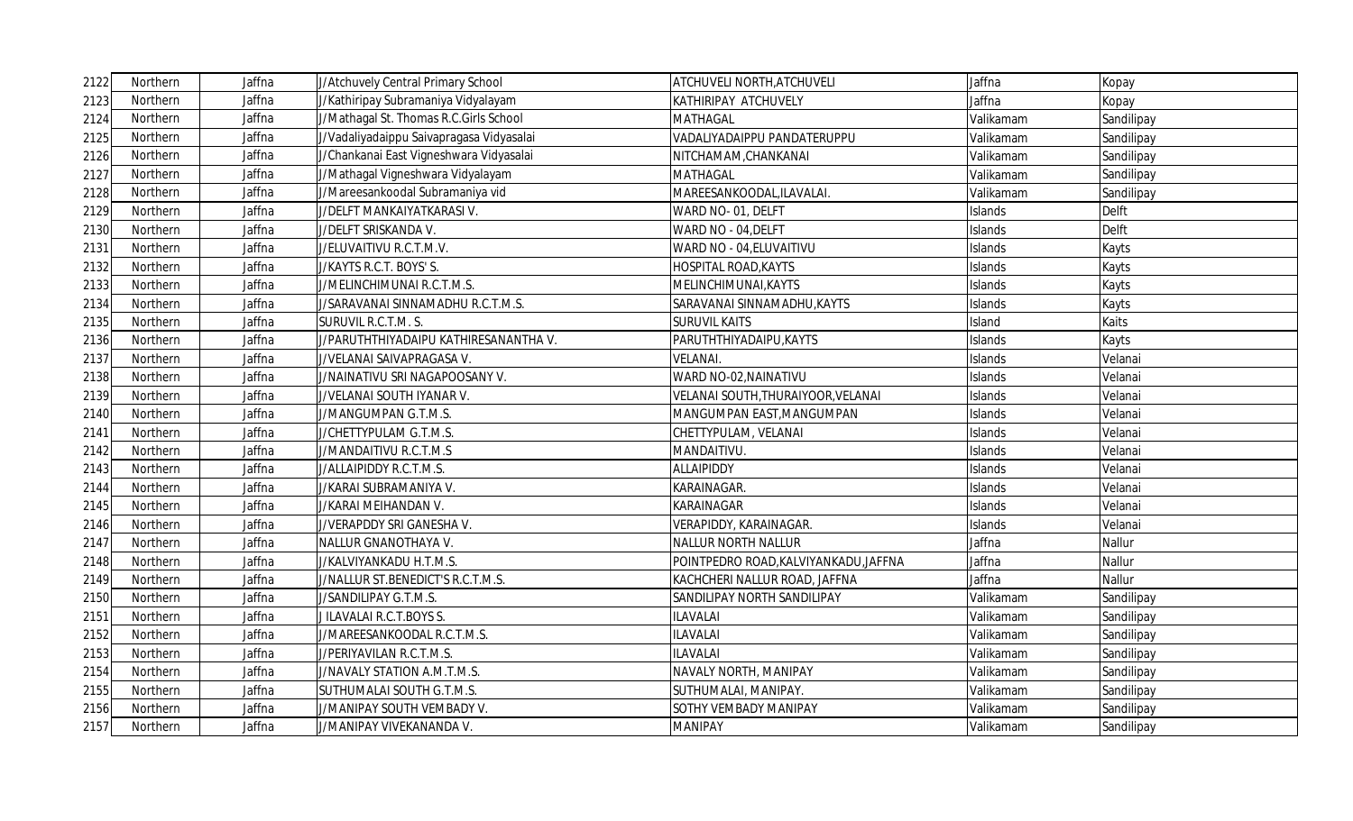| 2122 | Northern | Jaffna | J/Atchuvely Central Primary School | ATCHUVELI NORTH,ATCHUVELI | Jaffna | Kopay |
|---|---|---|---|---|---|---|
| 2123 | Northern | Jaffna | J/Kathiripay Subramaniya Vidyalayam | KATHIRIPAY ATCHUVELY | Jaffna | Kopay |
| 2124 | Northern | Jaffna | J/Mathagal St. Thomas R.C.Girls School | MATHAGAL | Valikamam | Sandilipay |
| 2125 | Northern | Jaffna | J/Vadaliyadaippu Saivapragasa Vidyasalai | VADALIYADAIPPU PANDATERUPPU | Valikamam | Sandilipay |
| 2126 | Northern | Jaffna | J/Chankanai East Vigneshwara Vidyasalai | NITCHAMAM ,CHANKANAI | Valikamam | Sandilipay |
| 2127 | Northern | Jaffna | J/Mathagal Vigneshwara Vidyalayam | MATHAGAL | Valikamam | Sandilipay |
| 2128 | Northern | Jaffna | J/Mareesankoodal Subramaniya vid | MAREESANKOODAL,ILAVALAI. | Valikamam | Sandilipay |
| 2129 | Northern | Jaffna | J/DELFT MANKAIYATKARASI V. | WARD NO- 01, DELFT | Islands | Delft |
| 2130 | Northern | Jaffna | J/DELFT SRISKANDA V. | WARD NO - 04,DELFT | Islands | Delft |
| 2131 | Northern | Jaffna | J/ELUVAITIVU R.C.T.M.V. | WARD NO - 04,ELUVAITIVU | Islands | Kayts |
| 2132 | Northern | Jaffna | J/KAYTS R.C.T. BOYS' S. | HOSPITAL ROAD,KAYTS | Islands | Kayts |
| 2133 | Northern | Jaffna | J/MELINCHIMUNAI R.C.T.M.S. | MELINCHIMUNAI,KAYTS | Islands | Kayts |
| 2134 | Northern | Jaffna | J/SARAVANAI SINNAMADHU R.C.T.M.S. | SARAVANAI SINNAMADHU,KAYTS | Islands | Kayts |
| 2135 | Northern | Jaffna | SURUVIL R.C.T.M. S. | SURUVIL KAITS | Island | Kaits |
| 2136 | Northern | Jaffna | J/PARUTHTHIYADAIPU KATHIRESANANTHA V. | PARUTHTHIYADAIPU,KAYTS | Islands | Kayts |
| 2137 | Northern | Jaffna | J/VELANAI SAIVAPRAGASA V. | VELANAI. | Islands | Velanai |
| 2138 | Northern | Jaffna | J/NAINATIVU SRI NAGAPOOSANY V. | WARD NO-02,NAINATIVU | Islands | Velanai |
| 2139 | Northern | Jaffna | J/VELANAI SOUTH IYANAR V. | VELANAI SOUTH,THURAIYOOR,VELANAI | Islands | Velanai |
| 2140 | Northern | Jaffna | J/MANGUMPAN G.T.M.S. | MANGUMPAN EAST,MANGUMPAN | Islands | Velanai |
| 2141 | Northern | Jaffna | J/CHETTYPULAM G.T.M.S. | CHETTYPULAM , VELANAI | Islands | Velanai |
| 2142 | Northern | Jaffna | J/MANDAITIVU R.C.T.M.S | MANDAITIVU. | Islands | Velanai |
| 2143 | Northern | Jaffna | J/ALLAIPIDDY R.C.T.M.S. | ALLAIPIDDY | Islands | Velanai |
| 2144 | Northern | Jaffna | J/KARAI SUBRAMANIYA V. | KARAINAGAR. | Islands | Velanai |
| 2145 | Northern | Jaffna | J/KARAI MEIHANDAN V. | KARAINAGAR | Islands | Velanai |
| 2146 | Northern | Jaffna | J/VERAPDDY SRI GANESHA V. | VERAPIDDY, KARAINAGAR. | Islands | Velanai |
| 2147 | Northern | Jaffna | NALLUR GNANOTHAYA V. | NALLUR NORTH NALLUR | Jaffna | Nallur |
| 2148 | Northern | Jaffna | J/KALVIYANKADU H.T.M.S. | POINTPEDRO ROAD,KALVIYANKADU,JAFFNA | Jaffna | Nallur |
| 2149 | Northern | Jaffna | J/NALLUR ST.BENEDICT'S R.C.T.M.S. | KACHCHERI NALLUR ROAD, JAFFNA | Jaffna | Nallur |
| 2150 | Northern | Jaffna | J/SANDILIPAY G.T.M.S. | SANDILIPAY NORTH SANDILIPAY | Valikamam | Sandilipay |
| 2151 | Northern | Jaffna | J ILAVALAI R.C.T.BOYS S. | ILAVALAI | Valikamam | Sandilipay |
| 2152 | Northern | Jaffna | J/MAREESANKOODAL R.C.T.M.S. | ILAVALAI | Valikamam | Sandilipay |
| 2153 | Northern | Jaffna | J/PERIYAVILAN R.C.T.M.S. | ILAVALAI | Valikamam | Sandilipay |
| 2154 | Northern | Jaffna | J/NAVALY STATION A.M.T.M.S. | NAVALY NORTH, MANIPAY | Valikamam | Sandilipay |
| 2155 | Northern | Jaffna | SUTHUMALAI SOUTH G.T.M.S. | SUTHUMALAI, MANIPAY. | Valikamam | Sandilipay |
| 2156 | Northern | Jaffna | J/MANIPAY SOUTH VEMBADY V. | SOTHY VEMBADY MANIPAY | Valikamam | Sandilipay |
| 2157 | Northern | Jaffna | J/MANIPAY VIVEKANANDA V. | MANIPAY | Valikamam | Sandilipay |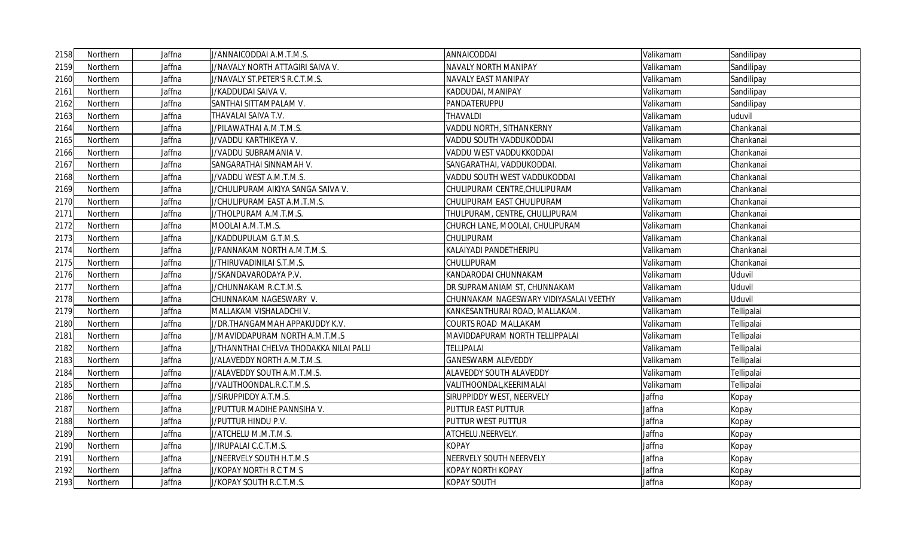| | | | | | | |
|---|---|---|---|---|---|---|
| 2158 | Northern | Jaffna | J/ANNAICODDAI A.M.T.M.S. | ANNAICODDAI | Valikamam | Sandilipay |
| 2159 | Northern | Jaffna | J/NAVALY NORTH ATTAGIRI SAIVA V. | NAVALY NORTH MANIPAY | Valikamam | Sandilipay |
| 2160 | Northern | Jaffna | J/NAVALY ST.PETER'S R.C.T.M.S. | NAVALY EAST MANIPAY | Valikamam | Sandilipay |
| 2161 | Northern | Jaffna | J/KADDUDAI SAIVA V. | KADDUDAI, MANIPAY | Valikamam | Sandilipay |
| 2162 | Northern | Jaffna | SANTHAI SITTAMPALAM V. | PANDATERUPPU | Valikamam | Sandilipay |
| 2163 | Northern | Jaffna | THAVALAI SAIVA T.V. | THAVALDI | Valikamam | uduvil |
| 2164 | Northern | Jaffna | J/PILAWATHAI A.M.T.M.S. | VADDU NORTH, SITHANKERNY | Valikamam | Chankanai |
| 2165 | Northern | Jaffna | J/VADDU KARTHIKEYA V. | VADDU SOUTH VADDUKODDAI | Valikamam | Chankanai |
| 2166 | Northern | Jaffna | J/VADDU SUBRAMANIA V. | VADDU WEST VADDUKKODDAI | Valikamam | Chankanai |
| 2167 | Northern | Jaffna | SANGARATHAI SINNAMAH V. | SANGARATHAI, VADDUKODDAI. | Valikamam | Chankanai |
| 2168 | Northern | Jaffna | J/VADDU WEST A.M.T.M.S. | VADDU SOUTH WEST VADDUKODDAI | Valikamam | Chankanai |
| 2169 | Northern | Jaffna | J/CHULIPURAM AIKIYA SANGA SAIVA V. | CHULIPURAM CENTRE,CHULIPURAM | Valikamam | Chankanai |
| 2170 | Northern | Jaffna | J/CHULIPURAM EAST A.M.T.M.S. | CHULIPURAM EAST CHULIPURAM | Valikamam | Chankanai |
| 2171 | Northern | Jaffna | J/THOLPURAM A.M.T.M.S. | THULPURAM, CENTRE, CHULLIPURAM | Valikamam | Chankanai |
| 2172 | Northern | Jaffna | MOOLAI A.M.T.M.S. | CHURCH LANE, MOOLAI, CHULIPURAM | Valikamam | Chankanai |
| 2173 | Northern | Jaffna | J/KADDUPULAM G.T.M.S. | CHULIPURAM | Valikamam | Chankanai |
| 2174 | Northern | Jaffna | J/PANNAKAM NORTH A.M.T.M.S. | KALAIYADI PANDETHERIPU | Valikamam | Chankanai |
| 2175 | Northern | Jaffna | J/THIRUVADINILAI S.T.M.S. | CHULLIPURAM | Valikamam | Chankanai |
| 2176 | Northern | Jaffna | J/SKANDAVARODAYA P.V. | KANDARODAI CHUNNAKAM | Valikamam | Uduvil |
| 2177 | Northern | Jaffna | J/CHUNNAKAM R.C.T.M.S. | DR SUPRAMANIAM ST, CHUNNAKAM | Valikamam | Uduvil |
| 2178 | Northern | Jaffna | CHUNNAKAM NAGESWARY V. | CHUNNAKAM NAGESWARY VIDIYASALAI VEETHY | Valikamam | Uduvil |
| 2179 | Northern | Jaffna | MALLAKAM VISHALADCHI V. | KANKESANTHURAI ROAD, MALLAKAM. | Valikamam | Tellipalai |
| 2180 | Northern | Jaffna | J/DR.THANGAMMAH APPAKUDDY K.V. | COURTS ROAD MALLAKAM | Valikamam | Tellipalai |
| 2181 | Northern | Jaffna | J/MAVIDDAPURAM NORTH A.M.T.M.S | MAVIDDAPURAM NORTH TELLIPPALAI | Valikamam | Tellipalai |
| 2182 | Northern | Jaffna | J/THANNTHAI CHELVA THODAKKA NILAI PALLI | TELLIPALAI | Valikamam | Tellipalai |
| 2183 | Northern | Jaffna | J/ALAVEDDY NORTH A.M.T.M.S. | GANESWARM ALEVEDDY | Valikamam | Tellipalai |
| 2184 | Northern | Jaffna | J/ALAVEDDY SOUTH A.M.T.M.S. | ALAVEDDY SOUTH ALAVEDDY | Valikamam | Tellipalai |
| 2185 | Northern | Jaffna | J/VALITHOONDAL.R.C.T.M.S. | VALITHOONDAL,KEERIMALAI | Valikamam | Tellipalai |
| 2186 | Northern | Jaffna | J/SIRUPPIDDY A.T.M.S. | SIRUPPIDDY WEST, NEERVELY | Jaffna | Kopay |
| 2187 | Northern | Jaffna | J/PUTTUR MADIHE PANNSIHA V. | PUTTUR EAST PUTTUR | Jaffna | Kopay |
| 2188 | Northern | Jaffna | J/PUTTUR HINDU P.V. | PUTTUR WEST PUTTUR | Jaffna | Kopay |
| 2189 | Northern | Jaffna | J/ATCHELU M.M.T.M.S. | ATCHELU.NEERVELY. | Jaffna | Kopay |
| 2190 | Northern | Jaffna | J/IRUPALAI C.C.T.M.S. | KOPAY | Jaffna | Kopay |
| 2191 | Northern | Jaffna | J/NEERVELY SOUTH H.T.M.S | NEERVELY SOUTH NEERVELY | Jaffna | Kopay |
| 2192 | Northern | Jaffna | J/KOPAY NORTH R C T M S | KOPAY NORTH KOPAY | Jaffna | Kopay |
| 2193 | Northern | Jaffna | J/KOPAY SOUTH R.C.T.M.S. | KOPAY SOUTH | Jaffna | Kopay |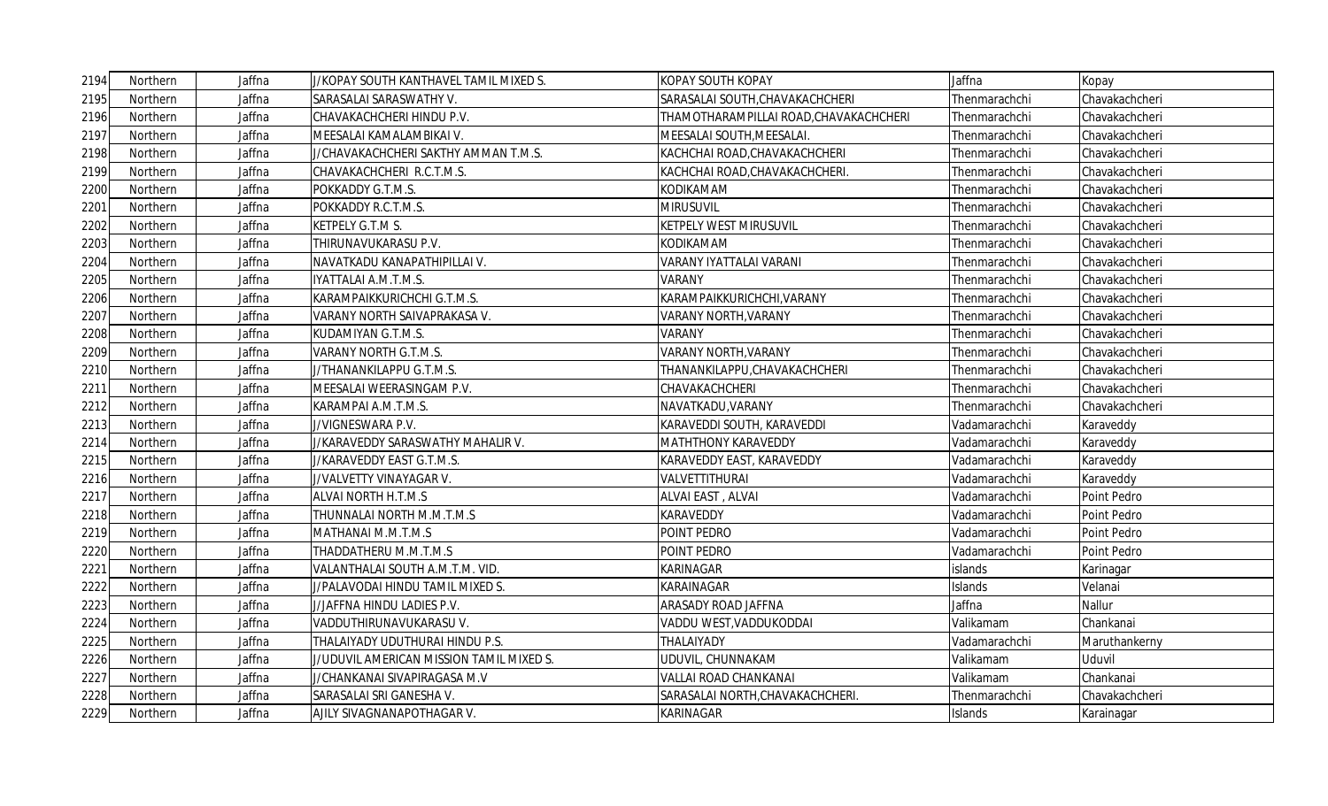| 2194 | Northern | Jaffna | J/KOPAY SOUTH KANTHAVEL TAMIL MIXED S. | KOPAY SOUTH KOPAY | Jaffna | Kopay |
|---|---|---|---|---|---|---|
| 2195 | Northern | Jaffna | SARASALAI SARASWATHY V. | SARASALAI SOUTH,CHAVAKACHCHERI | Thenmarachchi | Chavakachcheri |
| 2196 | Northern | Jaffna | CHAVAKACHCHERI HINDU P.V. | THAMOTHARAMPILLAI ROAD,CHAVAKACHCHERI | Thenmarachchi | Chavakachcheri |
| 2197 | Northern | Jaffna | MEESALAI KAMALAMBIKAI V. | MEESALAI SOUTH,MEESALAI. | Thenmarachchi | Chavakachcheri |
| 2198 | Northern | Jaffna | J/CHAVAKACHCHERI SAKTHY AMMAN T.M.S. | KACHCHAI ROAD,CHAVAKACHCHERI | Thenmarachchi | Chavakachcheri |
| 2199 | Northern | Jaffna | CHAVAKACHCHERI R.C.T.M.S. | KACHCHAI ROAD,CHAVAKACHCHERI. | Thenmarachchi | Chavakachcheri |
| 2200 | Northern | Jaffna | POKKADDY G.T.M.S. | KODIKAMAM | Thenmarachchi | Chavakachcheri |
| 2201 | Northern | Jaffna | POKKADDY R.C.T.M.S. | MIRUSUVIL | Thenmarachchi | Chavakachcheri |
| 2202 | Northern | Jaffna | KETPELY G.T.M S. | KETPELY WEST MIRUSUVIL | Thenmarachchi | Chavakachcheri |
| 2203 | Northern | Jaffna | THIRUNAVUKARASU P.V. | KODIKAMAM | Thenmarachchi | Chavakachcheri |
| 2204 | Northern | Jaffna | NAVATKADU KANAPATHIPILLAI V. | VARANY IYATTALAI VARANI | Thenmarachchi | Chavakachcheri |
| 2205 | Northern | Jaffna | IYATTALAI A.M.T.M.S. | VARANY | Thenmarachchi | Chavakachcheri |
| 2206 | Northern | Jaffna | KARAMPAIKKURICHCHI G.T.M.S. | KARAMPAIKKURICHCHI,VARANY | Thenmarachchi | Chavakachcheri |
| 2207 | Northern | Jaffna | VARANY NORTH SAIVAPRAKASA V. | VARANY NORTH,VARANY | Thenmarachchi | Chavakachcheri |
| 2208 | Northern | Jaffna | KUDAMIYAN G.T.M.S. | VARANY | Thenmarachchi | Chavakachcheri |
| 2209 | Northern | Jaffna | VARANY NORTH G.T.M.S. | VARANY NORTH,VARANY | Thenmarachchi | Chavakachcheri |
| 2210 | Northern | Jaffna | J/THANANKILAPPU G.T.M.S. | THANANKILAPPU,CHAVAKACHCHERI | Thenmarachchi | Chavakachcheri |
| 2211 | Northern | Jaffna | MEESALAI WEERASINGAM P.V. | CHAVAKACHCHERI | Thenmarachchi | Chavakachcheri |
| 2212 | Northern | Jaffna | KARAMPAI A.M.T.M.S. | NAVATKADU,VARANY | Thenmarachchi | Chavakachcheri |
| 2213 | Northern | Jaffna | J/VIGNESWARA P.V. | KARAVEDDI SOUTH, KARAVEDDI | Vadamarachchi | Karaveddy |
| 2214 | Northern | Jaffna | J/KARAVEDDY SARASWATHY MAHALIR V. | MATHTHONY KARAVEDDY | Vadamarachchi | Karaveddy |
| 2215 | Northern | Jaffna | J/KARAVEDDY EAST G.T.M.S. | KARAVEDDY EAST, KARAVEDDY | Vadamarachchi | Karaveddy |
| 2216 | Northern | Jaffna | J/VALVETTY VINAYAGAR V. | VALVETTITHURAI | Vadamarachchi | Karaveddy |
| 2217 | Northern | Jaffna | ALVAI NORTH H.T.M.S | ALVAI EAST , ALVAI | Vadamarachchi | Point Pedro |
| 2218 | Northern | Jaffna | THUNNALAI NORTH M.M.T.M.S | KARAVEDDY | Vadamarachchi | Point Pedro |
| 2219 | Northern | Jaffna | MATHANAI M.M.T.M.S | POINT PEDRO | Vadamarachchi | Point Pedro |
| 2220 | Northern | Jaffna | THADDATHERU M.M.T.M.S | POINT PEDRO | Vadamarachchi | Point Pedro |
| 2221 | Northern | Jaffna | VALANTHALAI SOUTH A.M.T.M. VID. | KARINAGAR | islands | Karinagar |
| 2222 | Northern | Jaffna | J/PALAVODAI HINDU TAMIL MIXED S. | KARAINAGAR | Islands | Velanai |
| 2223 | Northern | Jaffna | J/JAFFNA HINDU LADIES P.V. | ARASADY ROAD JAFFNA | Jaffna | Nallur |
| 2224 | Northern | Jaffna | VADDUTHIRUNAVUKARASU V. | VADDU WEST,VADDUKODDAI | Valikamam | Chankanai |
| 2225 | Northern | Jaffna | THALAIYADY UDUTHURAI HINDU P.S. | THALAIYADY | Vadamarachchi | Maruthankerny |
| 2226 | Northern | Jaffna | J/UDUVIL AMERICAN MISSION TAMIL MIXED S. | UDUVIL, CHUNNAKAM | Valikamam | Uduvil |
| 2227 | Northern | Jaffna | J/CHANKANAI SIVAPIRAGASA M.V | VALLAI ROAD CHANKANAI | Valikamam | Chankanai |
| 2228 | Northern | Jaffna | SARASALAI SRI GANESHA V. | SARASALAI NORTH,CHAVAKACHCHERI. | Thenmarachchi | Chavakachcheri |
| 2229 | Northern | Jaffna | AJILY SIVAGNANAPOTHAGAR V. | KARINAGAR | Islands | Karainagar |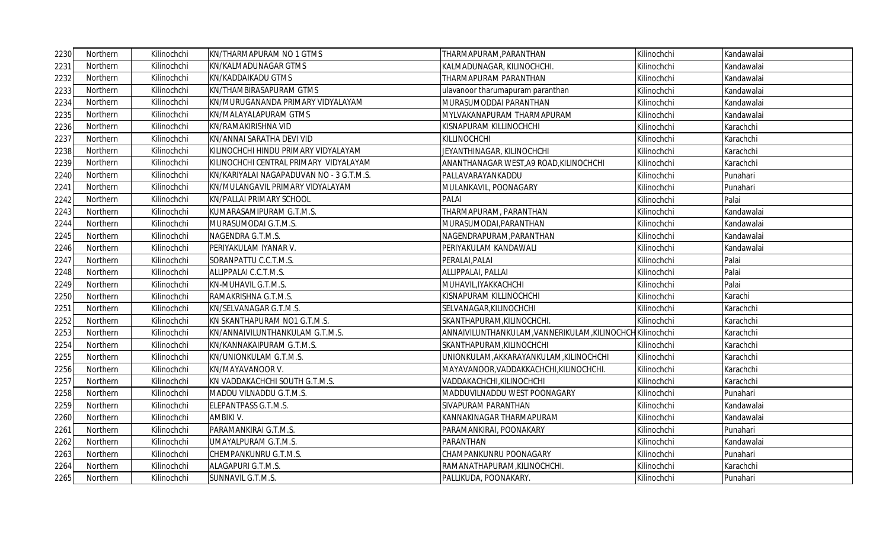| 2230 | Northern | Kilinochchi | KN/THARMAPURAM NO 1 GTMS | THARMAPURAM,PARANTHAN | Kilinochchi | Kandawalai |
|---|---|---|---|---|---|---|
| 2231 | Northern | Kilinochchi | KN/KALMADUNAGAR GTMS | KALMADUNAGAR, KILINOCHCHI. | Kilinochchi | Kandawalai |
| 2232 | Northern | Kilinochchi | KN/KADDAIKADU GTMS | THARMAPURAM PARANTHAN | Kilinochchi | Kandawalai |
| 2233 | Northern | Kilinochchi | KN/THAMBIRASAPURAM GTMS | ulavanoor tharumapuram paranthan | Kilinochchi | Kandawalai |
| 2234 | Northern | Kilinochchi | KN/MURUGANANDA PRIMARY VIDYALAYAM | MURASUMODDAI PARANTHAN | Kilinochchi | Kandawalai |
| 2235 | Northern | Kilinochchi | KN/MALAYALAPURAM GTMS | MYLVAKANAPURAM THARMAPURAM | Kilinochchi | Kandawalai |
| 2236 | Northern | Kilinochchi | KN/RAMAKIRISHNA VID | KISNAPURAM KILLINOCHCHI | Kilinochchi | Karachchi |
| 2237 | Northern | Kilinochchi | KN/ANNAI SARATHA DEVI VID | KILLINOCHCHI | Kilinochchi | Karachchi |
| 2238 | Northern | Kilinochchi | KILINOCHCHI HINDU PRIMARY VIDYALAYAM | JEYANTHINAGAR, KILINOCHCHI | Kilinochchi | Karachchi |
| 2239 | Northern | Kilinochchi | KILINOCHCHI CENTRAL PRIMARY VIDYALAYAM | ANANTHANAGAR WEST,A9 ROAD,KILINOCHCHI | Kilinochchi | Karachchi |
| 2240 | Northern | Kilinochchi | KN/KARIYALAI NAGAPADUVAN NO - 3 G.T.M.S. | PALLAVARAYANKADDU | Kilinochchi | Punahari |
| 2241 | Northern | Kilinochchi | KN/MULANGAVIL PRIMARY VIDYALAYAM | MULANKAVIL, POONAGARY | Kilinochchi | Punahari |
| 2242 | Northern | Kilinochchi | KN/PALLAI PRIMARY SCHOOL | PALAI | Kilinochchi | Palai |
| 2243 | Northern | Kilinochchi | KUMARASAMIPURAM G.T.M.S. | THARMAPURAM, PARANTHAN | Kilinochchi | Kandawalai |
| 2244 | Northern | Kilinochchi | MURASUMODAI G.T.M.S. | MURASUMODAI,PARANTHAN | Kilinochchi | Kandawalai |
| 2245 | Northern | Kilinochchi | NAGENDRA G.T.M.S. | NAGENDRAPURAM,PARANTHAN | Kilinochchi | Kandawalai |
| 2246 | Northern | Kilinochchi | PERIYAKULAM IYANAR V. | PERIYAKULAM KANDAWALI | Kilinochchi | Kandawalai |
| 2247 | Northern | Kilinochchi | SORANPATTU C.C.T.M.S. | PERALAI,PALAI | Kilinochchi | Palai |
| 2248 | Northern | Kilinochchi | ALLIPPALAI C.C.T.M.S. | ALLIPPALAI, PALLAI | Kilinochchi | Palai |
| 2249 | Northern | Kilinochchi | KN-MUHAVIL G.T.M.S. | MUHAVIL,IYAKKACHCHI | Kilinochchi | Palai |
| 2250 | Northern | Kilinochchi | RAMAKRISHNA G.T.M.S. | KISNAPURAM KILLINOCHCHI | Kilinochchi | Karachi |
| 2251 | Northern | Kilinochchi | KN/SELVANAGAR G.T.M.S. | SELVANAGAR,KILINOCHCHI | Kilinochchi | Karachchi |
| 2252 | Northern | Kilinochchi | KN SKANTHAPURAM NO1 G.T.M.S. | SKANTHAPURAM,KILINOCHCHI. | Kilinochchi | Karachchi |
| 2253 | Northern | Kilinochchi | KN/ANNAIVILUNTHANKULAM G.T.M.S. | ANNAIVILUNTHANKULAM,VANNERIKULAM,KILINOCHCH | Kilinochchi | Karachchi |
| 2254 | Northern | Kilinochchi | KN/KANNAKAIPURAM G.T.M.S. | SKANTHAPURAM,KILINOCHCHI | Kilinochchi | Karachchi |
| 2255 | Northern | Kilinochchi | KN/UNIONKULAM G.T.M.S. | UNIONKULAM,AKKARAYANKULAM,KILINOCHCHI | Kilinochchi | Karachchi |
| 2256 | Northern | Kilinochchi | KN/MAYAVANOOR V. | MAYAVANOOR,VADDAKKACHCHI,KILINOCHCHI. | Kilinochchi | Karachchi |
| 2257 | Northern | Kilinochchi | KN VADDAKACHCHI SOUTH G.T.M.S. | VADDAKACHCHI,KILINOCHCHI | Kilinochchi | Karachchi |
| 2258 | Northern | Kilinochchi | MADDU VILNADDU G.T.M.S. | MADDUVILNADDU WEST POONAGARY | Kilinochchi | Punahari |
| 2259 | Northern | Kilinochchi | ELEPANTPASS G.T.M.S. | SIVAPURAM PARANTHAN | Kilinochchi | Kandawalai |
| 2260 | Northern | Kilinochchi | AMBIKI V. | KANNAKINAGAR THARMAPURAM | Kilinochchi | Kandawalai |
| 2261 | Northern | Kilinochchi | PARAMANKIRAI G.T.M.S. | PARAMANKIRAI, POONAKARY | Kilinochchi | Punahari |
| 2262 | Northern | Kilinochchi | UMAYALPURAM G.T.M.S. | PARANTHAN | Kilinochchi | Kandawalai |
| 2263 | Northern | Kilinochchi | CHEMPANKUNRU G.T.M.S. | CHAMPANKUNRU POONAGARY | Kilinochchi | Punahari |
| 2264 | Northern | Kilinochchi | ALAGAPURI G.T.M.S. | RAMANATHAPURAM,KILINOCHCHI. | Kilinochchi | Karachchi |
| 2265 | Northern | Kilinochchi | SUNNAVIL G.T.M.S. | PALLIKUDA, POONAKARY. | Kilinochchi | Punahari |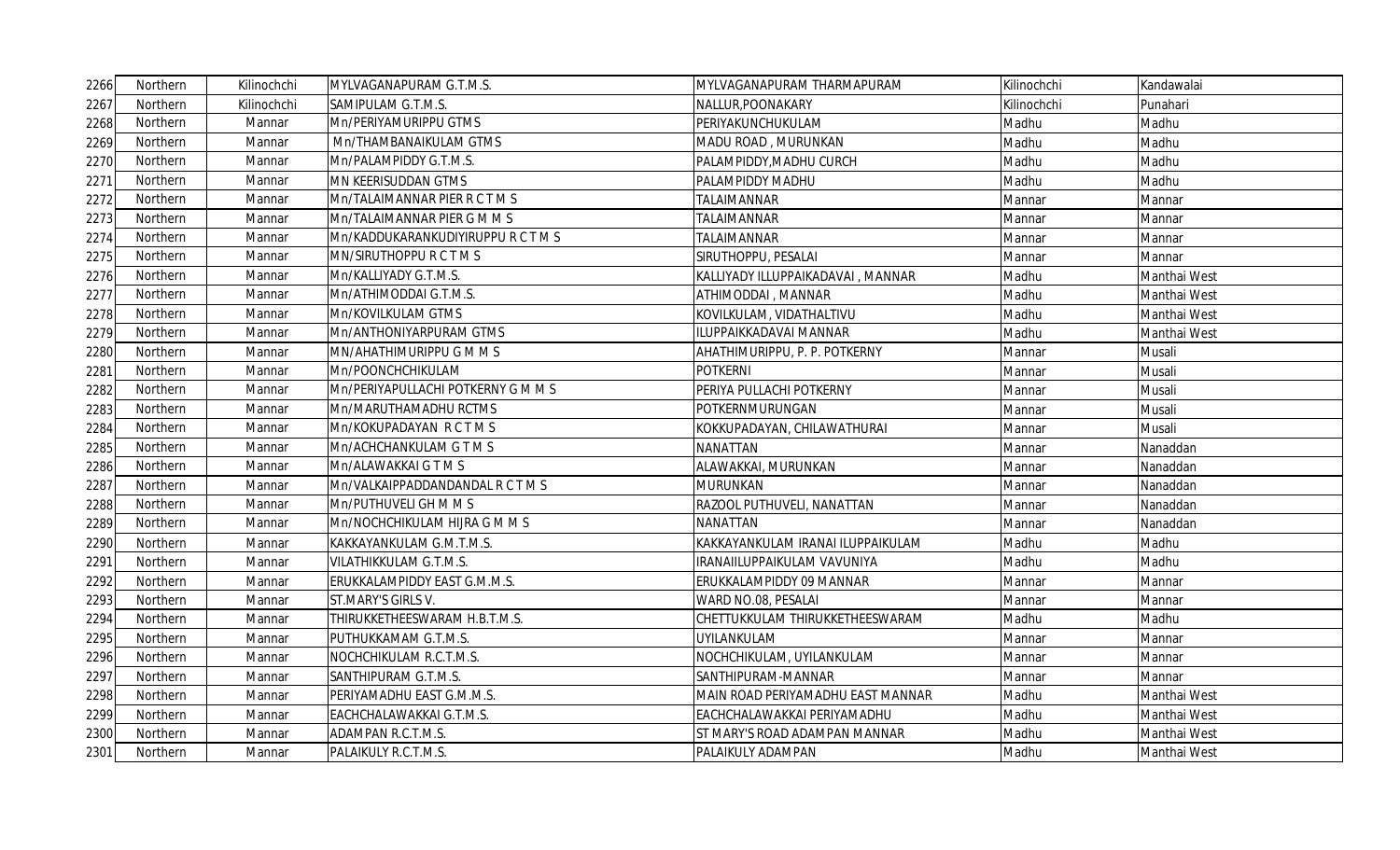| 2266 | Northern | Kilinochchi | MYLVAGANAPURAM G.T.M.S. | MYLVAGANAPURAM THARMAPURAM | Kilinochchi | Kandawalai |
|---|---|---|---|---|---|---|
| 2267 | Northern | Kilinochchi | SAMIPULAM G.T.M.S. | NALLUR,POONAKARY | Kilinochchi | Punahari |
| 2268 | Northern | Mannar | Mn/PERIYAMURIPPU GTMS | PERIYAKUNCHUKULAM | Madhu | Madhu |
| 2269 | Northern | Mannar | Mn/THAMBANAIKULAM GTMS | MADU ROAD , MURUNKAN | Madhu | Madhu |
| 2270 | Northern | Mannar | Mn/PALAMPIDDY G.T.M.S. | PALAMPIDDY,MADHU CURCH | Madhu | Madhu |
| 2271 | Northern | Mannar | MN KEERISUDDAN GTMS | PALAMPIDDY MADHU | Madhu | Madhu |
| 2272 | Northern | Mannar | Mn/TALAIMANNAR PIER R C T M S | TALAIMANNAR | Mannar | Mannar |
| 2273 | Northern | Mannar | Mn/TALAIMANNAR PIER G M M S | TALAIMANNAR | Mannar | Mannar |
| 2274 | Northern | Mannar | Mn/KADDUKARANKUDIYIRUPPU R C T M S | TALAIMANNAR | Mannar | Mannar |
| 2275 | Northern | Mannar | MN/SIRUTHOPPU R C T M S | SIRUTHOPPU, PESALAI | Mannar | Mannar |
| 2276 | Northern | Mannar | Mn/KALLIYADY G.T.M.S. | KALLIYADY ILLUPPAIKADAVAI , MANNAR | Madhu | Manthai West |
| 2277 | Northern | Mannar | Mn/ATHIMODDAI G.T.M.S. | ATHIMODDAI , MANNAR | Madhu | Manthai West |
| 2278 | Northern | Mannar | Mn/KOVILKULAM GTMS | KOVILKULAM, VIDATHALTIVU | Madhu | Manthai West |
| 2279 | Northern | Mannar | Mn/ANTHONIYARPURAM GTMS | ILUPPAIKKADAVAI MANNAR | Madhu | Manthai West |
| 2280 | Northern | Mannar | MN/AHATHIMURIPPU G M M S | AHATHIMURIPPU, P. P. POTKERNY | Mannar | Musali |
| 2281 | Northern | Mannar | Mn/POONCHCHIKULAM | POTKERNI | Mannar | Musali |
| 2282 | Northern | Mannar | Mn/PERIYAPULLACHI POTKERNY G M M S | PERIYA PULLACHI POTKERNY | Mannar | Musali |
| 2283 | Northern | Mannar | Mn/MARUTHAMADHU RCTMS | POTKERNMURUNGAN | Mannar | Musali |
| 2284 | Northern | Mannar | Mn/KOKUPADAYAN R C T M S | KOKKUPADAYAN, CHILAWATHURAI | Mannar | Musali |
| 2285 | Northern | Mannar | Mn/ACHCHANKULAM G T M S | NANATTAN | Mannar | Nanaddan |
| 2286 | Northern | Mannar | Mn/ALAWAKKAI G T M S | ALAWAKKAI, MURUNKAN | Mannar | Nanaddan |
| 2287 | Northern | Mannar | Mn/VALKAIPPADDANDANDAL R C T M S | MURUNKAN | Mannar | Nanaddan |
| 2288 | Northern | Mannar | Mn/PUTHUVELI GH M M S | RAZOOL PUTHUVELI, NANATTAN | Mannar | Nanaddan |
| 2289 | Northern | Mannar | Mn/NOCHCHIKULAM HIJRA G M M S | NANATTAN | Mannar | Nanaddan |
| 2290 | Northern | Mannar | KAKKAYANKULAM G.M.T.M.S. | KAKKAYANKULAM IRANAI ILUPPAIKULAM | Madhu | Madhu |
| 2291 | Northern | Mannar | VILATHIKKULAM G.T.M.S. | IRANAIILUPPAIKULAM VAVUNIYA | Madhu | Madhu |
| 2292 | Northern | Mannar | ERUKKALAMPIDDY EAST G.M.M.S. | ERUKKALAMPIDDY 09 MANNAR | Mannar | Mannar |
| 2293 | Northern | Mannar | ST.MARY'S GIRLS V. | WARD NO.08, PESALAI | Mannar | Mannar |
| 2294 | Northern | Mannar | THIRUKKETHEESWARAM H.B.T.M.S. | CHETTUKKULAM THIRUKKETHEESWARAM | Madhu | Madhu |
| 2295 | Northern | Mannar | PUTHUKKAMAM G.T.M.S. | UYILANKULAM | Mannar | Mannar |
| 2296 | Northern | Mannar | NOCHCHIKULAM R.C.T.M.S. | NOCHCHIKULAM, UYILANKULAM | Mannar | Mannar |
| 2297 | Northern | Mannar | SANTHIPURAM G.T.M.S. | SANTHIPURAM-MANNAR | Mannar | Mannar |
| 2298 | Northern | Mannar | PERIYAMADHU EAST G.M.M.S. | MAIN ROAD PERIYAMADHU EAST MANNAR | Madhu | Manthai West |
| 2299 | Northern | Mannar | EACHCHALAWAKKAI G.T.M.S. | EACHCHALAWAKKAI PERIYAMADHU | Madhu | Manthai West |
| 2300 | Northern | Mannar | ADAMPAN R.C.T.M.S. | ST MARY'S ROAD ADAMPAN MANNAR | Madhu | Manthai West |
| 2301 | Northern | Mannar | PALAIKULY R.C.T.M.S. | PALAIKULY ADAMPAN | Madhu | Manthai West |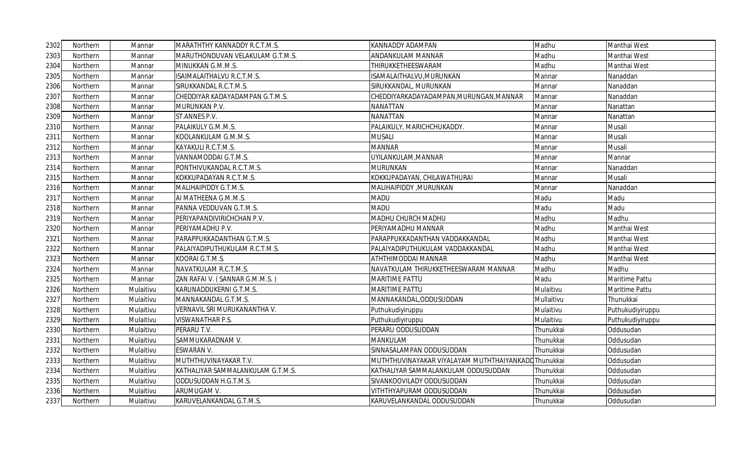| 2302 | Northern | Mannar | MARATHTHY KANNADDY R.C.T.M.S. | KANNADDY ADAMPAN | Madhu | Manthai West |
|---|---|---|---|---|---|---|
| 2303 | Northern | Mannar | MARUTHONDUVAN VELAKULAM G.T.M.S. | ANDANKULAM MANNAR | Madhu | Manthai West |
| 2304 | Northern | Mannar | MINUKKAN G.M.M.S. | THIRUKKETHEESWARAM | Madhu | Manthai West |
| 2305 | Northern | Mannar | ISAIMALAITHALVU R.C.T.M.S. | ISAMALAITHALVU,MURUNKAN | Mannar | Nanaddan |
| 2306 | Northern | Mannar | SIRUKKANDAL R.C.T.M.S. | SIRUKKANDAL, MURUNKAN | Mannar | Nanaddan |
| 2307 | Northern | Mannar | CHEDDIYAR KADAYADAMPAN G.T.M.S. | CHEDDIYARKADAYADAMPAN,MURUNGAN,MANNAR | Mannar | Nanaddan |
| 2308 | Northern | Mannar | MURUNKAN P.V. | NANATTAN | Mannar | Nanattan |
| 2309 | Northern | Mannar | ST.ANNES P.V. | NANATTAN | Mannar | Nanattan |
| 2310 | Northern | Mannar | PALAIKULY G.M.M.S. | PALAIKULY, MARICHCHUKADDY. | Mannar | Musali |
| 2311 | Northern | Mannar | KOOLANKULAM G.M.M.S. | MUSALI | Mannar | Musali |
| 2312 | Northern | Mannar | KAYAKULI R.C.T.M.S. | MANNAR | Mannar | Musali |
| 2313 | Northern | Mannar | VANNAMODDAI G.T.M.S. | UYILANKULAM,MANNAR | Mannar | Mannar |
| 2314 | Northern | Mannar | PONTHIVUKANDAL R.C.T.M.S. | MURUNKAN | Mannar | Nanaddan |
| 2315 | Northern | Mannar | KOKKUPADAYAN R.C.T.M.S. | KOKKUPADAYAN, CHILAWATHURAI | Mannar | Musali |
| 2316 | Northern | Mannar | MALIHAIPIDDY G.T.M.S. | MALIHAIPIDDY ,MURUNKAN | Mannar | Nanaddan |
| 2317 | Northern | Mannar | AI MATHEENA G.M.M.S. | MADU | Madu | Madu |
| 2318 | Northern | Mannar | PANNA VEDDUVAN G.T.M.S. | MADU | Madu | Madu |
| 2319 | Northern | Mannar | PERIYAPANDIVIRICHCHAN P.V. | MADHU CHURCH MADHU | Madhu | Madhu |
| 2320 | Northern | Mannar | PERIYAMADHU P.V. | PERIYAMADHU MANNAR | Madhu | Manthai West |
| 2321 | Northern | Mannar | PARAPPUKKADANTHAN G.T.M.S. | PARAPPUKKADANTHAN VADDAKKANDAL | Madhu | Manthai West |
| 2322 | Northern | Mannar | PALAIYADIPUTHUKULAM R.C.T.M.S. | PALAIYADIPUTHUKULAM VADDAKKANDAL | Madhu | Manthai West |
| 2323 | Northern | Mannar | KOORAI G.T.M.S. | ATHTHIMODDAI MANNAR | Madhu | Manthai West |
| 2324 | Northern | Mannar | NAVATKULAM R.C.T.M.S. | NAVATKULAM THIRUKKETHEESWARAM MANNAR | Madhu | Madhu |
| 2325 | Northern | Mannar | ZAN RAFAI V. ( SANNAR G.M.M.S. ) | MARITIME PATTU | Madu | Maritime Pattu |
| 2326 | Northern | Mulaitivu | KARUNADDUKERNI G.T.M.S. | MARITIME PATTU | Mulaitivu | Maritime Pattu |
| 2327 | Northern | Mulaitivu | MANNAKANDAL G.T.M.S. | MANNAKANDAL,ODDUSUDDAN | Mullaitivu | Thunukkai |
| 2328 | Northern | Mulaitivu | VERNAVIL SRI MURUKANANTHA V. | Puthukudiyiruppu | Mulaitivu | Puthukudiyiruppu |
| 2329 | Northern | Mulaitivu | VISWANATHAR P.S. | Puthukudiyiruppu | Mulaitivu | Puthukudiyiruppu |
| 2330 | Northern | Mulaitivu | PERARU T.V. | PERARU ODDUSUDDAN | Thunukkai | Oddusudan |
| 2331 | Northern | Mulaitivu | SAMMUKARADNAM V. | MANKULAM | Thunukkai | Oddusudan |
| 2332 | Northern | Mulaitivu | ESWARAN V. | SINNASALAMPAN ODDUSUDDAN | Thunukkai | Oddusudan |
| 2333 | Northern | Mulaitivu | MUTHTHUVINAYAKAR T.V. | MUTHTHUVINAYAKAR VIYALAYAM MUTHTHAIYANKADD | Thunukkai | Oddusudan |
| 2334 | Northern | Mulaitivu | KATHALIYAR SAMMALANKULAM G.T.M.S. | KATHALIYAR SAMMALANKULAM ODDUSUDDAN | Thunukkai | Oddusudan |
| 2335 | Northern | Mulaitivu | ODDUSUDDAN H.G.T.M.S. | SIVANKOOVILADY ODDUSUDDAN | Thunukkai | Oddusudan |
| 2336 | Northern | Mulaitivu | ARUMUGAM V. | VITHTHYAPURAM ODDUSUDDAN | Thunukkai | Oddusudan |
| 2337 | Northern | Mulaitivu | KARUVELANKANDAL G.T.M.S. | KARUVELANKANDAL ODDUSUDDAN | Thunukkai | Oddusudan |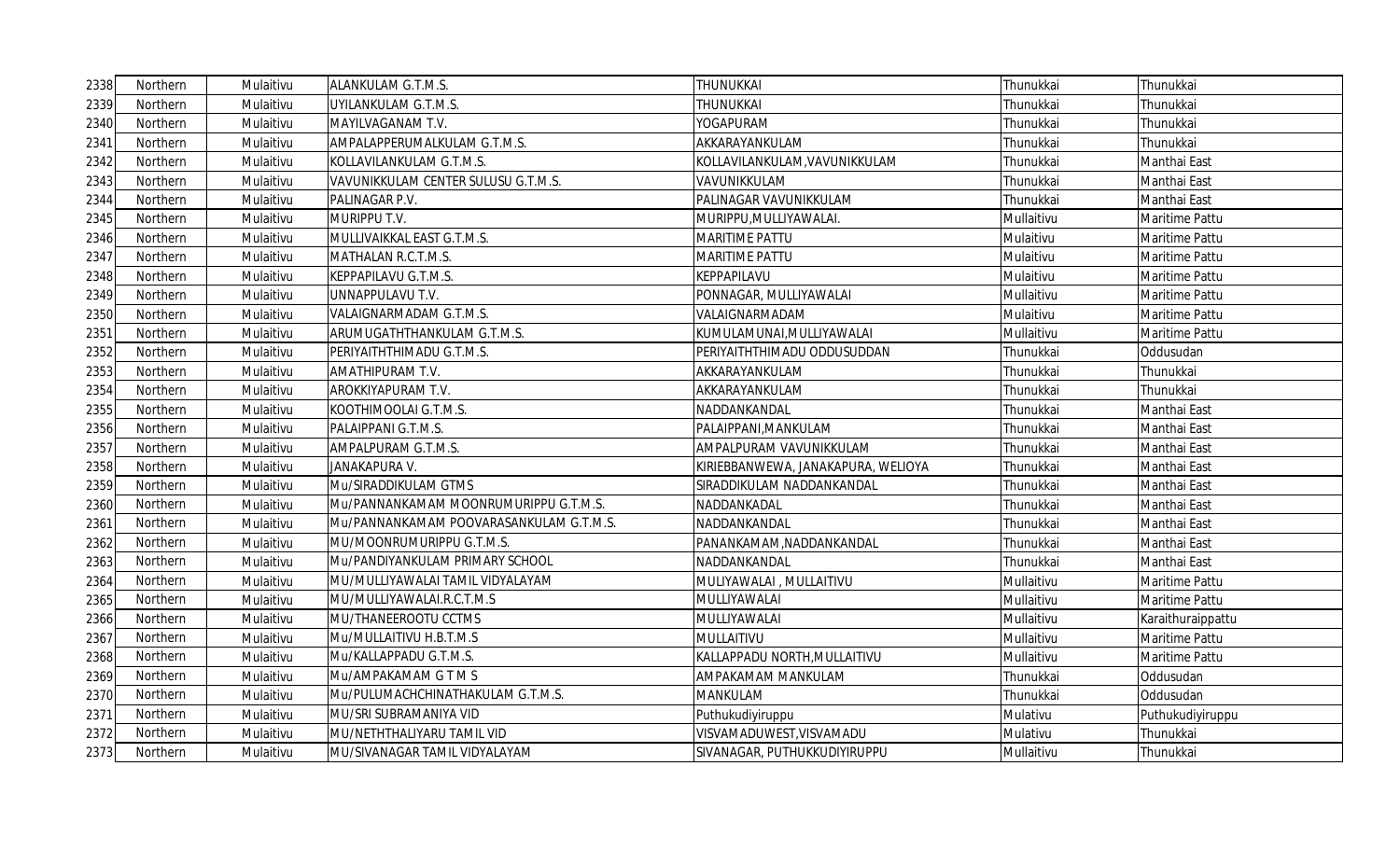| 2338 | Northern | Mulaitivu | ALANKULAM G.T.M.S. | THUNUKKAI | Thunukkai | Thunukkai |
|---|---|---|---|---|---|---|
| 2339 | Northern | Mulaitivu | UYILANKULAM G.T.M.S. | THUNUKKAI | Thunukkai | Thunukkai |
| 2340 | Northern | Mulaitivu | MAYILVAGANAM T.V. | YOGAPURAM | Thunukkai | Thunukkai |
| 2341 | Northern | Mulaitivu | AMPALAPPERUMALKULAM G.T.M.S. | AKKARAYANKULAM | Thunukkai | Thunukkai |
| 2342 | Northern | Mulaitivu | KOLLAVILANKULAM G.T.M.S. | KOLLAVILANKULAM ,VAVUNIKKULAM | Thunukkai | Manthai East |
| 2343 | Northern | Mulaitivu | VAVUNIKKULAM CENTER SULUSU G.T.M.S. | VAVUNIKKULAM | Thunukkai | Manthai East |
| 2344 | Northern | Mulaitivu | PALINAGAR P.V. | PALINAGAR VAVUNIKKULAM | Thunukkai | Manthai East |
| 2345 | Northern | Mulaitivu | MURIPPU T.V. | MURIPPU,MULLIYAWALAI. | Mullaitivu | Maritime Pattu |
| 2346 | Northern | Mulaitivu | MULLIVAIKKAL EAST G.T.M.S. | MARITIME PATTU | Mulaitivu | Maritime Pattu |
| 2347 | Northern | Mulaitivu | MATHALAN R.C.T.M.S. | MARITIME PATTU | Mulaitivu | Maritime Pattu |
| 2348 | Northern | Mulaitivu | KEPPAPILAVU G.T.M.S. | KEPPAPILAVU | Mulaitivu | Maritime Pattu |
| 2349 | Northern | Mulaitivu | UNNAPPULAVU T.V. | PONNAGAR, MULLIYAWALAI | Mullaitivu | Maritime Pattu |
| 2350 | Northern | Mulaitivu | VALAIGNARMADAM G.T.M.S. | VALAIGNARMADAM | Mulaitivu | Maritime Pattu |
| 2351 | Northern | Mulaitivu | ARUMUGATHTHANKULAM G.T.M.S. | KUMULAMUNAI,MULLIYAWALAI | Mullaitivu | Maritime Pattu |
| 2352 | Northern | Mulaitivu | PERIYAITHTHIMADU G.T.M.S. | PERIYAITHTHIMADU ODDUSUDDAN | Thunukkai | Oddusudan |
| 2353 | Northern | Mulaitivu | AMATHIPURAM T.V. | AKKARAYANKULAM | Thunukkai | Thunukkai |
| 2354 | Northern | Mulaitivu | AROKKIYAPURAM T.V. | AKKARAYANKULAM | Thunukkai | Thunukkai |
| 2355 | Northern | Mulaitivu | KOOTHIMOOLAI G.T.M.S. | NADDANKANDAL | Thunukkai | Manthai East |
| 2356 | Northern | Mulaitivu | PALAIPPANI G.T.M.S. | PALAIPPANI,MANKULAM | Thunukkai | Manthai East |
| 2357 | Northern | Mulaitivu | AMPALPURAM G.T.M.S. | AMPALPURAM VAVUNIKKULAM | Thunukkai | Manthai East |
| 2358 | Northern | Mulaitivu | JANAKAPURA V. | KIRIEBBANWEWA, JANAKAPURA, WELIOYA | Thunukkai | Manthai East |
| 2359 | Northern | Mulaitivu | Mu/SIRADDIKULAM GTMS | SIRADDIKULAM NADDANKANDAL | Thunukkai | Manthai East |
| 2360 | Northern | Mulaitivu | Mu/PANNANKAMAM MOONRUMURIPPU G.T.M.S. | NADDANKADAL | Thunukkai | Manthai East |
| 2361 | Northern | Mulaitivu | Mu/PANNANKAMAM POOVARASANKULAM G.T.M.S. | NADDANKANDAL | Thunukkai | Manthai East |
| 2362 | Northern | Mulaitivu | MU/MOONRUMURIPPU G.T.M.S. | PANANKAMAM ,NADDANKANDAL | Thunukkai | Manthai East |
| 2363 | Northern | Mulaitivu | Mu/PANDIYANKULAM PRIMARY SCHOOL | NADDANKANDAL | Thunukkai | Manthai East |
| 2364 | Northern | Mulaitivu | MU/MULLIYAWALAI TAMIL VIDYALAYAM | MULIYAWALAI , MULLAITIVU | Mullaitivu | Maritime Pattu |
| 2365 | Northern | Mulaitivu | MU/MULLIYAWALAI.R.C.T.M.S | MULLIYAWALAI | Mullaitivu | Maritime Pattu |
| 2366 | Northern | Mulaitivu | MU/THANEEROOTU CCTMS | MULLIYAWALAI | Mullaitivu | Karaithuraippattu |
| 2367 | Northern | Mulaitivu | Mu/MULLAITIVU H.B.T.M.S | MULLAITIVU | Mullaitivu | Maritime Pattu |
| 2368 | Northern | Mulaitivu | Mu/KALLAPPADU G.T.M.S. | KALLAPPADU NORTH,MULLAITIVU | Mullaitivu | Maritime Pattu |
| 2369 | Northern | Mulaitivu | Mu/AMPAKAMAM G T M S | AMPAKAMAM MANKULAM | Thunukkai | Oddusudan |
| 2370 | Northern | Mulaitivu | Mu/PULUMACHCHINATHAKULAM G.T.M.S. | MANKULAM | Thunukkai | Oddusudan |
| 2371 | Northern | Mulaitivu | MU/SRI SUBRAMANIYA VID | Puthukudiyiruppu | Mulativu | Puthukudiyiruppu |
| 2372 | Northern | Mulaitivu | MU/NETHTHALIYARU TAMIL VID | VISVAMADUWEST,VISVAMADU | Mulativu | Thunukkai |
| 2373 | Northern | Mulaitivu | MU/SIVANAGAR TAMIL VIDYALAYAM | SIVANAGAR, PUTHUKKUDIYIRUPPU | Mullaitivu | Thunukkai |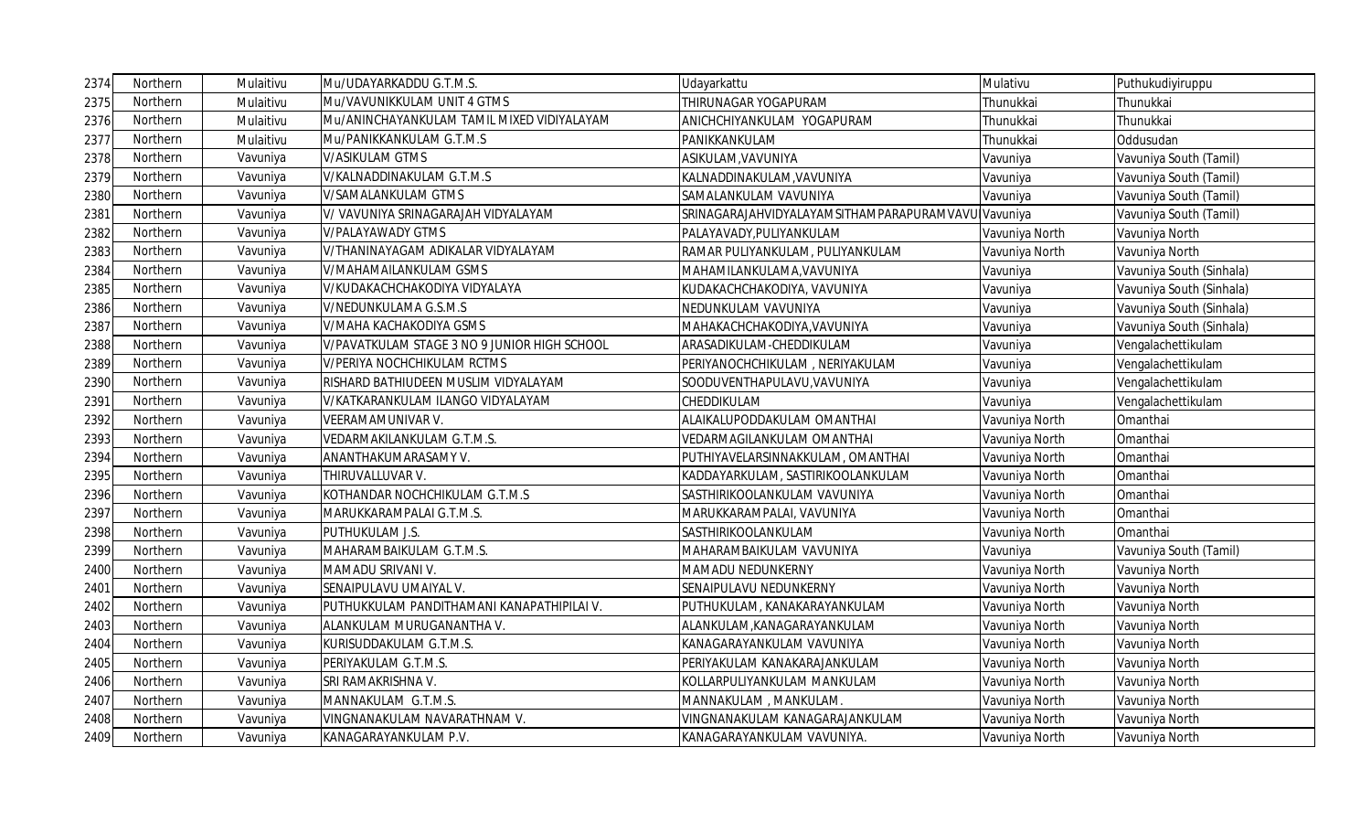| 2374 | Northern | Mulaitivu | Mu/UDAYARKADDU G.T.M.S. | Udayarkattu | Mulativu | Puthukudiyiruppu |
|---|---|---|---|---|---|---|
| 2375 | Northern | Mulaitivu | Mu/VAVUNIKKULAM UNIT 4 GTMS | THIRUNAGAR YOGAPURAM | Thunukkai | Thunukkai |
| 2376 | Northern | Mulaitivu | Mu/ANINCHAYANKULAM TAMIL MIXED VIDIYALAYAM | ANICHCHIYANKULAM YOGAPURAM | Thunukkai | Thunukkai |
| 2377 | Northern | Mulaitivu | Mu/PANIKKANKULAM G.T.M.S | PANIKKANKULAM | Thunukkai | Oddusudan |
| 2378 | Northern | Vavuniya | V/ASIKULAM GTMS | ASIKULAM,VAVUNIYA | Vavuniya | Vavuniya South (Tamil) |
| 2379 | Northern | Vavuniya | V/KALNADDINAKULAM G.T.M.S | KALNADDINAKULAM,VAVUNIYA | Vavuniya | Vavuniya South (Tamil) |
| 2380 | Northern | Vavuniya | V/SAMALANKULAM GTMS | SAMALANKULAM VAVUNIYA | Vavuniya | Vavuniya South (Tamil) |
| 2381 | Northern | Vavuniya | V/ VAVUNIYA SRINAGARAJAH VIDYALAYAM | SRINAGARAJAHVIDYALAYAMSITHAMPARAPURAMVAVU | Vavuniya | Vavuniya South (Tamil) |
| 2382 | Northern | Vavuniya | V/PALAYAWADY GTMS | PALAYAVADY,PULIYANKULAM | Vavuniya North | Vavuniya North |
| 2383 | Northern | Vavuniya | V/THANINAYAGAM ADIKALAR VIDYALAYAM | RAMAR PULIYANKULAM, PULIYANKULAM | Vavuniya North | Vavuniya North |
| 2384 | Northern | Vavuniya | V/MAHAMAILANKULAM GSMS | MAHAMILANKULAMA,VAVUNIYA | Vavuniya | Vavuniya South (Sinhala) |
| 2385 | Northern | Vavuniya | V/KUDAKACHCHAKODIYA VIDYALAYA | KUDAKACHCHAKODIYA, VAVUNIYA | Vavuniya | Vavuniya South (Sinhala) |
| 2386 | Northern | Vavuniya | V/NEDUNKULAMA G.S.M.S | NEDUNKULAM VAVUNIYA | Vavuniya | Vavuniya South (Sinhala) |
| 2387 | Northern | Vavuniya | V/MAHA KACHAKODIYA GSMS | MAHAKACHCHAKODIYA,VAVUNIYA | Vavuniya | Vavuniya South (Sinhala) |
| 2388 | Northern | Vavuniya | V/PAVATKULAM STAGE 3 NO 9 JUNIOR HIGH SCHOOL | ARASADIKULAM-CHEDDIKULAM | Vavuniya | Vengalachettikulam |
| 2389 | Northern | Vavuniya | V/PERIYA NOCHCHIKULAM RCTMS | PERIYANOCHCHIKULAM , NERIYAKULAM | Vavuniya | Vengalachettikulam |
| 2390 | Northern | Vavuniya | RISHARD BATHIUDEEN MUSLIM VIDYALAYAM | SOODUVENTHAPULAVU,VAVUNIYA | Vavuniya | Vengalachettikulam |
| 2391 | Northern | Vavuniya | V/KATKARANKULAM ILANGO VIDYALAYAM | CHEDDIKULAM | Vavuniya | Vengalachettikulam |
| 2392 | Northern | Vavuniya | VEERAMAMUNIVAR V. | ALAIKALUPODDAKULAM OMANTHAI | Vavuniya North | Omanthai |
| 2393 | Northern | Vavuniya | VEDARMAKILANKULAM G.T.M.S. | VEDARMAGILANKULAM OMANTHAI | Vavuniya North | Omanthai |
| 2394 | Northern | Vavuniya | ANANTHAKUMARASAMY V. | PUTHIYAVELARSINNAKKULAM, OMANTHAI | Vavuniya North | Omanthai |
| 2395 | Northern | Vavuniya | THIRUVALLUVAR V. | KADDAYARKULAM, SASTIRIKOOLANKULAM | Vavuniya North | Omanthai |
| 2396 | Northern | Vavuniya | KOTHANDAR NOCHCHIKULAM G.T.M.S | SASTHIRIKOOLANKULAM VAVUNIYA | Vavuniya North | Omanthai |
| 2397 | Northern | Vavuniya | MARUKKARAMPALAI G.T.M.S. | MARUKKARAMPALAI, VAVUNIYA | Vavuniya North | Omanthai |
| 2398 | Northern | Vavuniya | PUTHUKULAM J.S. | SASTHIRIKOOLANKULAM | Vavuniya North | Omanthai |
| 2399 | Northern | Vavuniya | MAHARAMBAIKULAM G.T.M.S. | MAHARAMBAIKULAM VAVUNIYA | Vavuniya | Vavuniya South (Tamil) |
| 2400 | Northern | Vavuniya | MAMADU SRIVANI V. | MAMADU NEDUNKERNY | Vavuniya North | Vavuniya North |
| 2401 | Northern | Vavuniya | SENAIPULAVU UMAIYAL V. | SENAIPULAVU NEDUNKERNY | Vavuniya North | Vavuniya North |
| 2402 | Northern | Vavuniya | PUTHUKKULAM PANDITHAMANI KANAPATHIPILAI V. | PUTHUKULAM, KANAKARAYANKULAM | Vavuniya North | Vavuniya North |
| 2403 | Northern | Vavuniya | ALANKULAM MURUGANANTHA V. | ALANKULAM,KANAGARAYANKULAM | Vavuniya North | Vavuniya North |
| 2404 | Northern | Vavuniya | KURISUDDAKULAM G.T.M.S. | KANAGARAYANKULAM VAVUNIYA | Vavuniya North | Vavuniya North |
| 2405 | Northern | Vavuniya | PERIYAKULAM G.T.M.S. | PERIYAKULAM KANAKARAJANKULAM | Vavuniya North | Vavuniya North |
| 2406 | Northern | Vavuniya | SRI RAMAKRISHNA V. | KOLLARPULIYANKULAM MANKULAM | Vavuniya North | Vavuniya North |
| 2407 | Northern | Vavuniya | MANNAKULAM G.T.M.S. | MANNAKULAM , MANKULAM. | Vavuniya North | Vavuniya North |
| 2408 | Northern | Vavuniya | VINGNANAKULAM NAVARATHNAM V. | VINGNANAKULAM KANAGARAJANKULAM | Vavuniya North | Vavuniya North |
| 2409 | Northern | Vavuniya | KANAGARAYANKULAM P.V. | KANAGARAYANKULAM VAVUNIYA. | Vavuniya North | Vavuniya North |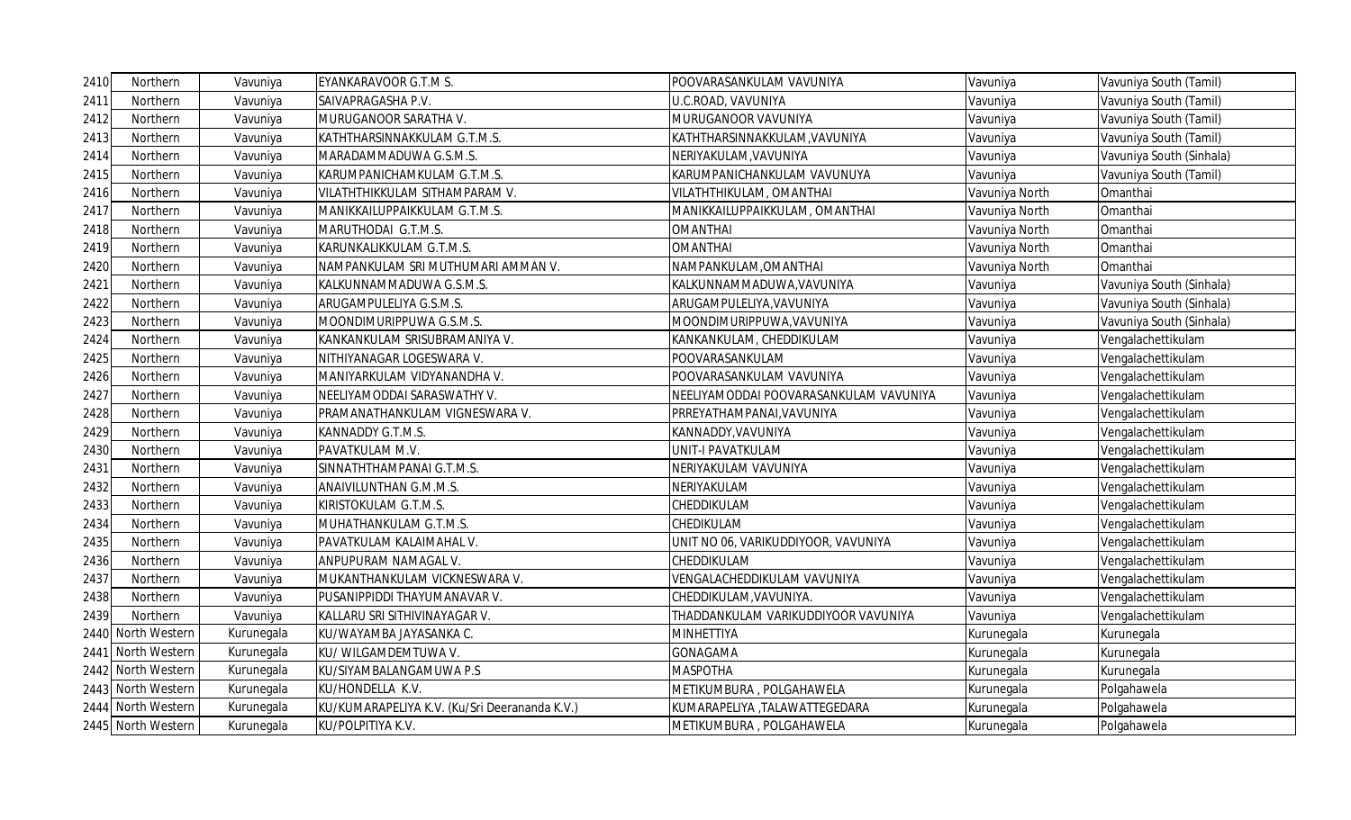| 2410 | Northern | Vavuniya | EYANKARAVOOR G.T.M S. | POOVARASANKULAM VAVUNIYA | Vavuniya | Vavuniya South (Tamil) |
|---|---|---|---|---|---|---|
| 2411 | Northern | Vavuniya | SAIVAPRAGASHA P.V. | U.C.ROAD, VAVUNIYA | Vavuniya | Vavuniya South (Tamil) |
| 2412 | Northern | Vavuniya | MURUGANOOR SARATHA V. | MURUGANOOR VAVUNIYA | Vavuniya | Vavuniya South (Tamil) |
| 2413 | Northern | Vavuniya | KATHTHARSINNAKKULAM G.T.M.S. | KATHTHARSINNAKKULAM ,VAVUNIYA | Vavuniya | Vavuniya South (Tamil) |
| 2414 | Northern | Vavuniya | MARADAMMADUWA G.S.M.S. | NERIYAKULAM ,VAVUNIYA | Vavuniya | Vavuniya South (Sinhala) |
| 2415 | Northern | Vavuniya | KARUMPANICHAMKULAM G.T.M.S. | KARUMPANICHANKULAM VAVUNUYA | Vavuniya | Vavuniya South (Tamil) |
| 2416 | Northern | Vavuniya | VILATHTHIKKULAM SITHAMPARAM V. | VILATHTHIKULAM , OMANTHAI | Vavuniya North | Omanthai |
| 2417 | Northern | Vavuniya | MANIKKAILUPPAIKKULAM G.T.M.S. | MANIKKAILUPPAIKKULAM, OMANTHAI | Vavuniya North | Omanthai |
| 2418 | Northern | Vavuniya | MARUTHODAI G.T.M.S. | OMANTHAI | Vavuniya North | Omanthai |
| 2419 | Northern | Vavuniya | KARUNKALIKKULAM G.T.M.S. | OMANTHAI | Vavuniya North | Omanthai |
| 2420 | Northern | Vavuniya | NAMPANKULAM SRI MUTHUMARI AMMAN V. | NAMPANKULAM,OMANTHAI | Vavuniya North | Omanthai |
| 2421 | Northern | Vavuniya | KALKUNNAMMADUWA G.S.M.S. | KALKUNNAMMADUWA,VAVUNIYA | Vavuniya | Vavuniya South (Sinhala) |
| 2422 | Northern | Vavuniya | ARUGAMPULELIYA G.S.M.S. | ARUGAMPULELIYA,VAVUNIYA | Vavuniya | Vavuniya South (Sinhala) |
| 2423 | Northern | Vavuniya | MOONDIMURIPPUWA G.S.M.S. | MOONDIMURIPPUWA,VAVUNIYA | Vavuniya | Vavuniya South (Sinhala) |
| 2424 | Northern | Vavuniya | KANKANKULAM SRISUBRAMANIYA V. | KANKANKULAM, CHEDDIKULAM | Vavuniya | Vengalachettikulam |
| 2425 | Northern | Vavuniya | NITHIYANAGAR LOGESWARA V. | POOVARASANKULAM | Vavuniya | Vengalachettikulam |
| 2426 | Northern | Vavuniya | MANIYARKULAM VIDYANANDHA V. | POOVARASANKULAM VAVUNIYA | Vavuniya | Vengalachettikulam |
| 2427 | Northern | Vavuniya | NEELIYAMODDAI SARASWATHY V. | NEELIYAMODDAI POOVARASANKULAM VAVUNIYA | Vavuniya | Vengalachettikulam |
| 2428 | Northern | Vavuniya | PRAMANATHANKULAM VIGNESWARA V. | PRREYATHAMPANAI,VAVUNIYA | Vavuniya | Vengalachettikulam |
| 2429 | Northern | Vavuniya | KANNADDY G.T.M.S. | KANNADDY,VAVUNIYA | Vavuniya | Vengalachettikulam |
| 2430 | Northern | Vavuniya | PAVATKULAM M.V. | UNIT-I PAVATKULAM | Vavuniya | Vengalachettikulam |
| 2431 | Northern | Vavuniya | SINNATHTHAMPANAI G.T.M.S. | NERIYAKULAM VAVUNIYA | Vavuniya | Vengalachettikulam |
| 2432 | Northern | Vavuniya | ANAIVILUNTHAN G.M.M.S. | NERIYAKULAM | Vavuniya | Vengalachettikulam |
| 2433 | Northern | Vavuniya | KIRISTOKULAM G.T.M.S. | CHEDDIKULAM | Vavuniya | Vengalachettikulam |
| 2434 | Northern | Vavuniya | MUHATHANKULAM G.T.M.S. | CHEDIKULAM | Vavuniya | Vengalachettikulam |
| 2435 | Northern | Vavuniya | PAVATKULAM KALAIMAHAL V. | UNIT NO 06, VARIKUDDIYOOR, VAVUNIYA | Vavuniya | Vengalachettikulam |
| 2436 | Northern | Vavuniya | ANPUPURAM NAMAGAL V. | CHEDDIKULAM | Vavuniya | Vengalachettikulam |
| 2437 | Northern | Vavuniya | MUKANTHANKULAM VICKNESWARA V. | VENGALACHEDDIKULAM VAVUNIYA | Vavuniya | Vengalachettikulam |
| 2438 | Northern | Vavuniya | PUSANIPPIDDI THAYUMANAVAR V. | CHEDDIKULAM ,VAVUNIYA. | Vavuniya | Vengalachettikulam |
| 2439 | Northern | Vavuniya | KALLARU SRI SITHIVINAYAGAR V. | THADDANKULAM VARIKUDDIYOOR VAVUNIYA | Vavuniya | Vengalachettikulam |
| 2440 | North Western | Kurunegala | KU/WAYAMBA JAYASANKA C. | MINHETTIYA | Kurunegala | Kurunegala |
| 2441 | North Western | Kurunegala | KU/ WILGAMDEMTUWA V. | GONAGAMA | Kurunegala | Kurunegala |
| 2442 | North Western | Kurunegala | KU/SIYAMBALANGAMUWA P.S | MASPOTHA | Kurunegala | Kurunegala |
| 2443 | North Western | Kurunegala | KU/HONDELLA K.V. | METIKUMBURA , POLGAHAWELA | Kurunegala | Polgahawela |
| 2444 | North Western | Kurunegala | KU/KUMARAPELIYA K.V. (Ku/Sri Deerananda K.V.) | KUMARAPELIYA ,TALAWATTEGEDARA | Kurunegala | Polgahawela |
| 2445 | North Western | Kurunegala | KU/POLPITIYA K.V. | METIKUMBURA , POLGAHAWELA | Kurunegala | Polgahawela |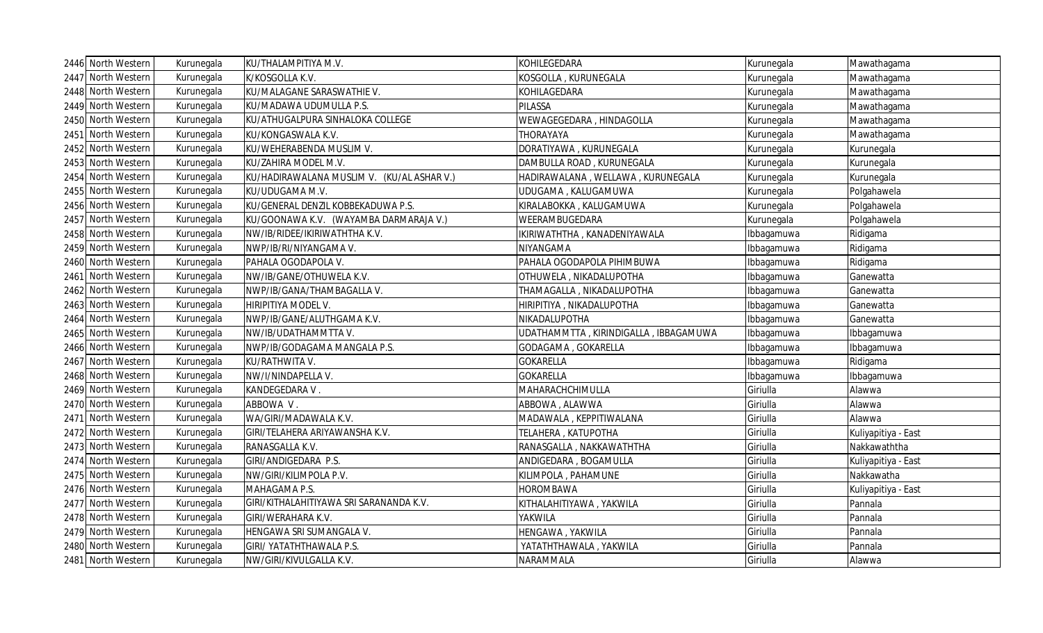| 2446 | North Western | Kurunegala | KU/THALAMPITIYA M.V. | KOHILEGEDARA | Kurunegala | Mawathagama |
|---|---|---|---|---|---|---|
| 2447 | North Western | Kurunegala | K/KOSGOLLA K.V. | KOSGOLLA , KURUNEGALA | Kurunegala | Mawathagama |
| 2448 | North Western | Kurunegala | KU/MALAGANE SARASWATHIE V. | KOHILAGEDARA | Kurunegala | Mawathagama |
| 2449 | North Western | Kurunegala | KU/MADAWA UDUMULLA P.S. | PILASSA | Kurunegala | Mawathagama |
| 2450 | North Western | Kurunegala | KU/ATHUGALPURA SINHALOKA COLLEGE | WEWAGEGEDARA , HINDAGOLLA | Kurunegala | Mawathagama |
| 2451 | North Western | Kurunegala | KU/KONGASWALA K.V. | THORAYAYA | Kurunegala | Mawathagama |
| 2452 | North Western | Kurunegala | KU/WEHERABENDA MUSLIM V. | DORATIYAWA , KURUNEGALA | Kurunegala | Kurunegala |
| 2453 | North Western | Kurunegala | KU/ZAHIRA MODEL M.V. | DAMBULLA ROAD , KURUNEGALA | Kurunegala | Kurunegala |
| 2454 | North Western | Kurunegala | KU/HADIRAWALANA MUSLIM V. (KU/AL ASHAR V.) | HADIRAWALANA , WELLAWA , KURUNEGALA | Kurunegala | Kurunegala |
| 2455 | North Western | Kurunegala | KU/UDUGAMA M.V. | UDUGAMA , KALUGAMUWA | Kurunegala | Polgahawela |
| 2456 | North Western | Kurunegala | KU/GENERAL DENZIL KOBBEKADUWA P.S. | KIRALABOKKA , KALUGAMUWA | Kurunegala | Polgahawela |
| 2457 | North Western | Kurunegala | KU/GOONAWA K.V. (WAYAMBA DARMARAJA V.) | WEERAMBUGEDARA | Kurunegala | Polgahawela |
| 2458 | North Western | Kurunegala | NW/IB/RIDEE/IKIRIWATHTHA K.V. | IKIRIWATHTHA , KANADENIYAWALA | Ibbagamuwa | Ridigama |
| 2459 | North Western | Kurunegala | NWP/IB/RI/NIYANGAMA V. | NIYANGAMA | Ibbagamuwa | Ridigama |
| 2460 | North Western | Kurunegala | PAHALA OGODAPOLA V. | PAHALA OGODAPOLA PIHIMBUWA | Ibbagamuwa | Ridigama |
| 2461 | North Western | Kurunegala | NW/IB/GANE/OTHUWELA K.V. | OTHUWELA , NIKADALUPOTHA | Ibbagamuwa | Ganewatta |
| 2462 | North Western | Kurunegala | NWP/IB/GANA/THAMBAGALLA V. | THAMAGALLA , NIKADALUPOTHA | Ibbagamuwa | Ganewatta |
| 2463 | North Western | Kurunegala | HIRIPITIYA MODEL V. | HIRIPITIYA , NIKADALUPOTHA | Ibbagamuwa | Ganewatta |
| 2464 | North Western | Kurunegala | NWP/IB/GANE/ALUTHGAMA K.V. | NIKADALUPOTHA | Ibbagamuwa | Ganewatta |
| 2465 | North Western | Kurunegala | NW/IB/UDATHAMMTTA V. | UDATHAMMTTA , KIRINDIGALLA , IBBAGAMUWA | Ibbagamuwa | Ibbagamuwa |
| 2466 | North Western | Kurunegala | NWP/IB/GODAGAMA MANGALA P.S. | GODAGAMA , GOKARELLA | Ibbagamuwa | Ibbagamuwa |
| 2467 | North Western | Kurunegala | KU/RATHWITA V. | GOKARELLA | Ibbagamuwa | Ridigama |
| 2468 | North Western | Kurunegala | NW/I/NINDAPELLA V. | GOKARELLA | Ibbagamuwa | Ibbagamuwa |
| 2469 | North Western | Kurunegala | KANDEGEDARA V . | MAHARACHCHIMULLA | Giriulla | Alawwa |
| 2470 | North Western | Kurunegala | ABBOWA V . | ABBOWA , ALAWWA | Giriulla | Alawwa |
| 2471 | North Western | Kurunegala | WA/GIRI/MADAWALA K.V. | MADAWALA , KEPPITIWALANA | Giriulla | Alawwa |
| 2472 | North Western | Kurunegala | GIRI/TELAHERA ARIYAWANSHA K.V. | TELAHERA , KATUPOTHA | Giriulla | Kuliyapitiya - East |
| 2473 | North Western | Kurunegala | RANASGALLA K.V. | RANASGALLA , NAKKAWATHTHA | Giriulla | Nakkawaththa |
| 2474 | North Western | Kurunegala | GIRI/ANDIGEDARA P.S. | ANDIGEDARA , BOGAMULLA | Giriulla | Kuliyapitiya - East |
| 2475 | North Western | Kurunegala | NW/GIRI/KILIMPOLA P.V. | KILIMPOLA , PAHAMUNE | Giriulla | Nakkawatha |
| 2476 | North Western | Kurunegala | MAHAGAMA P.S. | HOROMBAWA | Giriulla | Kuliyapitiya - East |
| 2477 | North Western | Kurunegala | GIRI/KITHALAHITIYAWA SRI SARANANDA K.V. | KITHALAHITIYAWA , YAKWILA | Giriulla | Pannala |
| 2478 | North Western | Kurunegala | GIRI/WERAHARA K.V. | YAKWILA | Giriulla | Pannala |
| 2479 | North Western | Kurunegala | HENGAWA SRI SUMANGALA V. | HENGAWA , YAKWILA | Giriulla | Pannala |
| 2480 | North Western | Kurunegala | GIRI/ YATATHTHAWALA P.S. | YATATHTHAWALA , YAKWILA | Giriulla | Pannala |
| 2481 | North Western | Kurunegala | NW/GIRI/KIVULGALLA K.V. | NARAMMALA | Giriulla | Alawwa |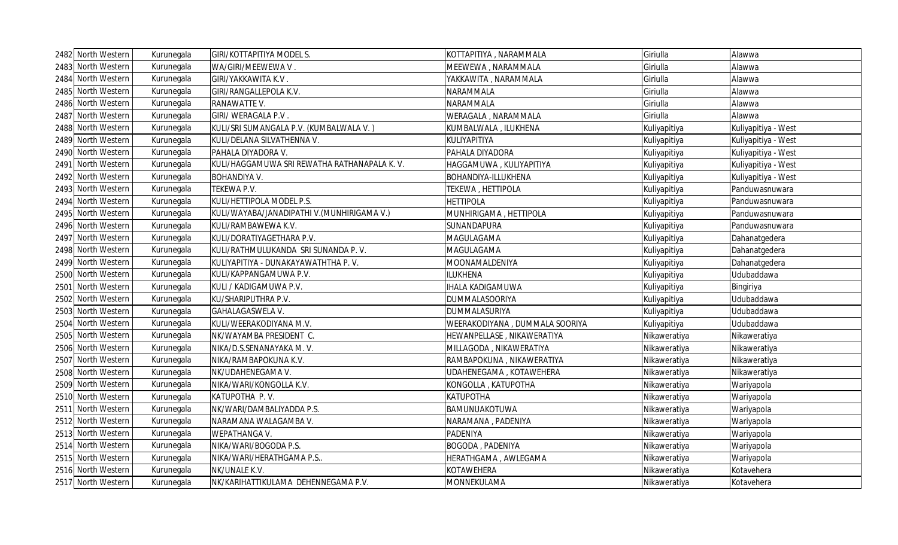| 2482 | North Western | Kurunegala | GIRI/KOTTAPITIYA MODEL S. | KOTTAPITIYA , NARAMMALA | Giriulla | Alawwa |
|---|---|---|---|---|---|---|
| 2483 | North Western | Kurunegala | WA/GIRI/MEEWEWA V . | MEEWEWA , NARAMMALA | Giriulla | Alawwa |
| 2484 | North Western | Kurunegala | GIRI/YAKKAWITA K.V . | YAKKAWITA , NARAMMALA | Giriulla | Alawwa |
| 2485 | North Western | Kurunegala | GIRI/RANGALLEPOLA K.V. | NARAMMALA | Giriulla | Alawwa |
| 2486 | North Western | Kurunegala | RANAWATTE V. | NARAMMALA | Giriulla | Alawwa |
| 2487 | North Western | Kurunegala | GIRI/ WERAGALA P.V . | WERAGALA , NARAMMALA | Giriulla | Alawwa |
| 2488 | North Western | Kurunegala | KULI/SRI SUMANGALA P.V. (KUMBALWALA V. ) | KUMBALWALA , ILUKHENA | Kuliyapitiya | Kuliyapitiya - West |
| 2489 | North Western | Kurunegala | KULI/DELANA SILVATHENNA V. | KULIYAPITIYA | Kuliyapitiya | Kuliyapitiya - West |
| 2490 | North Western | Kurunegala | PAHALA DIYADORA V. | PAHALA DIYADORA | Kuliyapitiya | Kuliyapitiya - West |
| 2491 | North Western | Kurunegala | KULI/HAGGAMUWA SRI REWATHA RATHANAPALA K. V. | HAGGAMUWA , KULIYAPITIYA | Kuliyapitiya | Kuliyapitiya - West |
| 2492 | North Western | Kurunegala | BOHANDIYA V. | BOHANDIYA-ILLUKHENA | Kuliyapitiya | Kuliyapitiya - West |
| 2493 | North Western | Kurunegala | TEKEWA P.V. | TEKEWA , HETTIPOLA | Kuliyapitiya | Panduwasnuwara |
| 2494 | North Western | Kurunegala | KULI/HETTIPOLA MODEL P.S. | HETTIPOLA | Kuliyapitiya | Panduwasnuwara |
| 2495 | North Western | Kurunegala | KULI/WAYABA/JANADIPATHI V.(MUNHIRIGAMA V.) | MUNHIRIGAMA , HETTIPOLA | Kuliyapitiya | Panduwasnuwara |
| 2496 | North Western | Kurunegala | KULI/RAMBAWEWA K.V. | SUNANDAPURA | Kuliyapitiya | Panduwasnuwara |
| 2497 | North Western | Kurunegala | KULI/DORATIYAGETHARA P.V. | MAGULAGAMA | Kuliyapitiya | Dahanatgedera |
| 2498 | North Western | Kurunegala | KULI/RATHMULUKANDA SRI SUNANDA P. V. | MAGULAGAMA | Kuliyapitiya | Dahanatgedera |
| 2499 | North Western | Kurunegala | KULIYAPITIYA - DUNAKAYAWATHTHA P. V. | MOONAMALDENIYA | Kuliyapitiya | Dahanatgedera |
| 2500 | North Western | Kurunegala | KULI/KAPPANGAMUWA P.V. | ILUKHENA | Kuliyapitiya | Udubaddawa |
| 2501 | North Western | Kurunegala | KULI / KADIGAMUWA P.V. | IHALA KADIGAMUWA | Kuliyapitiya | Bingiriya |
| 2502 | North Western | Kurunegala | KU/SHARIPUTHRA P.V. | DUMMALASOORIYA | Kuliyapitiya | Udubaddawa |
| 2503 | North Western | Kurunegala | GAHALAGASWELA V. | DUMMALASURIYA | Kuliyapitiya | Udubaddawa |
| 2504 | North Western | Kurunegala | KULI/WEERAKODIYANA M.V. | WEERAKODIYANA , DUMMALA SOORIYA | Kuliyapitiya | Udubaddawa |
| 2505 | North Western | Kurunegala | NK/WAYAMBA PRESIDENT C. | HEWANPELLASE , NIKAWERATIYA | Nikaweratiya | Nikaweratiya |
| 2506 | North Western | Kurunegala | NIKA/D.S.SENANAYAKA M. V. | MILLAGODA , NIKAWERATIYA | Nikaweratiya | Nikaweratiya |
| 2507 | North Western | Kurunegala | NIKA/RAMBAPOKUNA K.V. | RAMBAPOKUNA , NIKAWERATIYA | Nikaweratiya | Nikaweratiya |
| 2508 | North Western | Kurunegala | NK/UDAHENEGAMA V. | UDAHENEGAMA , KOTAWEHERA | Nikaweratiya | Nikaweratiya |
| 2509 | North Western | Kurunegala | NIKA/WARI/KONGOLLA K.V. | KONGOLLA , KATUPOTHA | Nikaweratiya | Wariyapola |
| 2510 | North Western | Kurunegala | KATUPOTHA P. V. | KATUPOTHA | Nikaweratiya | Wariyapola |
| 2511 | North Western | Kurunegala | NK/WARI/DAMBALIYADDA P.S. | BAMUNUAKOTUWA | Nikaweratiya | Wariyapola |
| 2512 | North Western | Kurunegala | NARAMANA WALAGAMBA V. | NARAMANA , PADENIYA | Nikaweratiya | Wariyapola |
| 2513 | North Western | Kurunegala | WEPATHANGA V. | PADENIYA | Nikaweratiya | Wariyapola |
| 2514 | North Western | Kurunegala | NIKA/WARI/BOGODA P.S. | BOGODA , PADENIYA | Nikaweratiya | Wariyapola |
| 2515 | North Western | Kurunegala | NIKA/WARI/HERATHGAMA P.S.. | HERATHGAMA , AWLEGAMA | Nikaweratiya | Wariyapola |
| 2516 | North Western | Kurunegala | NK/UNALE K.V. | KOTAWEHERA | Nikaweratiya | Kotavehera |
| 2517 | North Western | Kurunegala | NK/KARIHATTIKULAMA DEHENNEGAMA P.V. | MONNEKULAMA | Nikaweratiya | Kotavehera |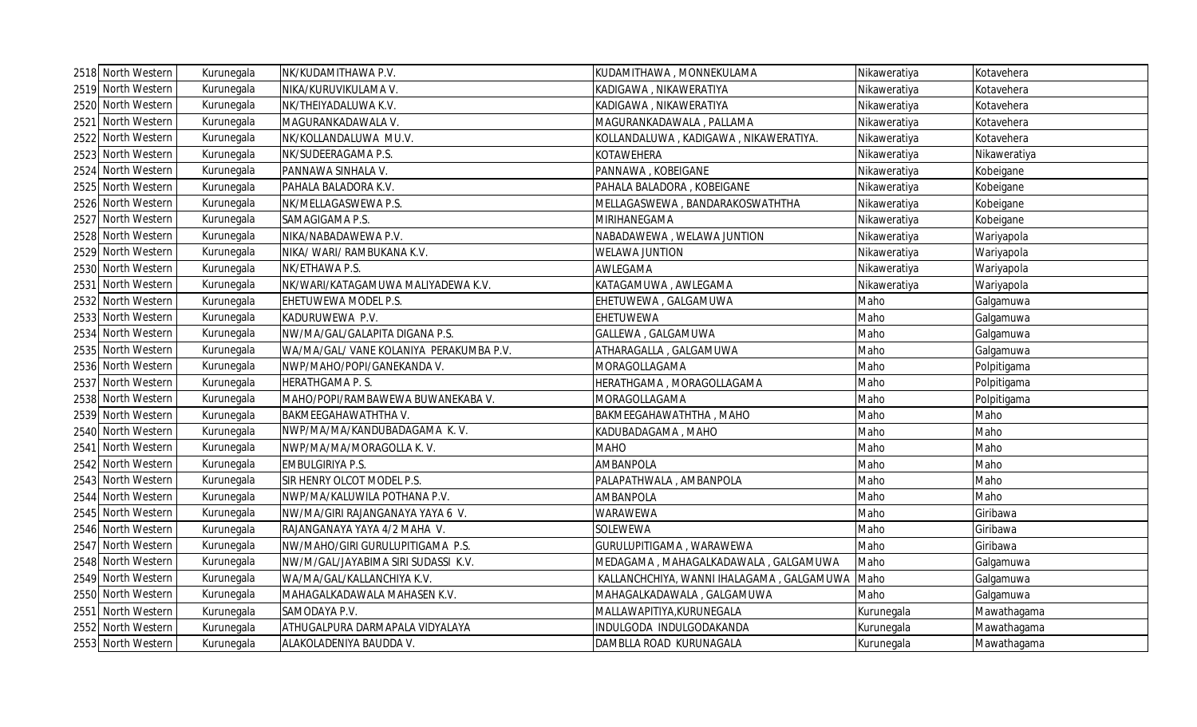| 2518 | North Western | Kurunegala | NK/KUDAMITHAWA P.V. | KUDAMITHAWA , MONNEKULAMA | Nikaweratiya | Kotavehera |
|---|---|---|---|---|---|---|
| 2519 | North Western | Kurunegala | NIKA/KURUVIKULAMA V. | KADIGAWA , NIKAWERATIYA | Nikaweratiya | Kotavehera |
| 2520 | North Western | Kurunegala | NK/THEIYADALUWA K.V. | KADIGAWA , NIKAWERATIYA | Nikaweratiya | Kotavehera |
| 2521 | North Western | Kurunegala | MAGURANKADAWALA V. | MAGURANKADAWALA , PALLAMA | Nikaweratiya | Kotavehera |
| 2522 | North Western | Kurunegala | NK/KOLLANDALUWA MU.V. | KOLLANDALUWA , KADIGAWA , NIKAWERATIYA. | Nikaweratiya | Kotavehera |
| 2523 | North Western | Kurunegala | NK/SUDEERAGAMA P.S. | KOTAWEHERA | Nikaweratiya | Nikaweratiya |
| 2524 | North Western | Kurunegala | PANNAWA SINHALA V. | PANNAWA , KOBEIGANE | Nikaweratiya | Kobeigane |
| 2525 | North Western | Kurunegala | PAHALA BALADORA K.V. | PAHALA BALADORA , KOBEIGANE | Nikaweratiya | Kobeigane |
| 2526 | North Western | Kurunegala | NK/MELLAGASWEWA P.S. | MELLAGASWEWA , BANDARAKOSWATHTHA | Nikaweratiya | Kobeigane |
| 2527 | North Western | Kurunegala | SAMAGIGAMA P.S. | MIRIHANEGAMA | Nikaweratiya | Kobeigane |
| 2528 | North Western | Kurunegala | NIKA/NABADAWEWA P.V. | NABADAWEWA , WELAWA JUNTION | Nikaweratiya | Wariyapola |
| 2529 | North Western | Kurunegala | NIKA/ WARI/ RAMBUKANA K.V. | WELAWA JUNTION | Nikaweratiya | Wariyapola |
| 2530 | North Western | Kurunegala | NK/ETHAWA P.S. | AWLEGAMA | Nikaweratiya | Wariyapola |
| 2531 | North Western | Kurunegala | NK/WARI/KATAGAMUWA MALIYADEWA K.V. | KATAGAMUWA , AWLEGAMA | Nikaweratiya | Wariyapola |
| 2532 | North Western | Kurunegala | EHETUWEWA MODEL P.S. | EHETUWEWA , GALGAMUWA | Maho | Galgamuwa |
| 2533 | North Western | Kurunegala | KADURUWEWA P.V. | EHETUWEWA | Maho | Galgamuwa |
| 2534 | North Western | Kurunegala | NW/MA/GAL/GALAPITA DIGANA P.S. | GALLEWA , GALGAMUWA | Maho | Galgamuwa |
| 2535 | North Western | Kurunegala | WA/MA/GAL/ VANE KOLANIYA PERAKUMBA P.V. | ATHARAGALLA , GALGAMUWA | Maho | Galgamuwa |
| 2536 | North Western | Kurunegala | NWP/MAHO/POPI/GANEKANDA V. | MORAGOLLAGAMA | Maho | Polpitigama |
| 2537 | North Western | Kurunegala | HERATHGAMA P. S. | HERATHGAMA , MORAGOLLAGAMA | Maho | Polpitigama |
| 2538 | North Western | Kurunegala | MAHO/POPI/RAMBAWEWA BUWANEKABA V. | MORAGOLLAGAMA | Maho | Polpitigama |
| 2539 | North Western | Kurunegala | BAKMEEGAHAWATHTHA V. | BAKMEEGAHAWATHTHA , MAHO | Maho | Maho |
| 2540 | North Western | Kurunegala | NWP/MA/MA/KANDUBADAGAMA K. V. | KADUBADAGAMA , MAHO | Maho | Maho |
| 2541 | North Western | Kurunegala | NWP/MA/MA/MORAGOLLA K. V. | MAHO | Maho | Maho |
| 2542 | North Western | Kurunegala | EMBULGIRIYA P.S. | AMBANPOLA | Maho | Maho |
| 2543 | North Western | Kurunegala | SIR HENRY OLCOT MODEL P.S. | PALAPATHWALA , AMBANPOLA | Maho | Maho |
| 2544 | North Western | Kurunegala | NWP/MA/KALUWILA POTHANA P.V. | AMBANPOLA | Maho | Maho |
| 2545 | North Western | Kurunegala | NW/MA/GIRI RAJANGANAYA YAYA 6 V. | WARAWEWA | Maho | Giribawa |
| 2546 | North Western | Kurunegala | RAJANGANAYA YAYA 4/2 MAHA V. | SOLEWEWA | Maho | Giribawa |
| 2547 | North Western | Kurunegala | NW/MAHO/GIRI GURULUPITIGAMA P.S. | GURULUPITIGAMA , WARAWEWA | Maho | Giribawa |
| 2548 | North Western | Kurunegala | NW/M/GAL/JAYABIMA SIRI SUDASSI K.V. | MEDAGAMA , MAHAGALKADAWALA , GALGAMUWA | Maho | Galgamuwa |
| 2549 | North Western | Kurunegala | WA/MA/GAL/KALLANCHIYA K.V. | KALLANCHCHIYA, WANNI IHALAGAMA , GALGAMUWA | Maho | Galgamuwa |
| 2550 | North Western | Kurunegala | MAHAGALKADAWALA MAHASEN K.V. | MAHAGALKADAWALA , GALGAMUWA | Maho | Galgamuwa |
| 2551 | North Western | Kurunegala | SAMODAYA P.V. | MALLAWAPITIYA,KURUNEGALA | Kurunegala | Mawathagama |
| 2552 | North Western | Kurunegala | ATHUGALPURA DARMAPALA VIDYALAYA | INDULGODA INDULGODAKANDA | Kurunegala | Mawathagama |
| 2553 | North Western | Kurunegala | ALAKOLADENIYA BAUDDA V. | DAMBLLA ROAD KURUNAGALA | Kurunegala | Mawathagama |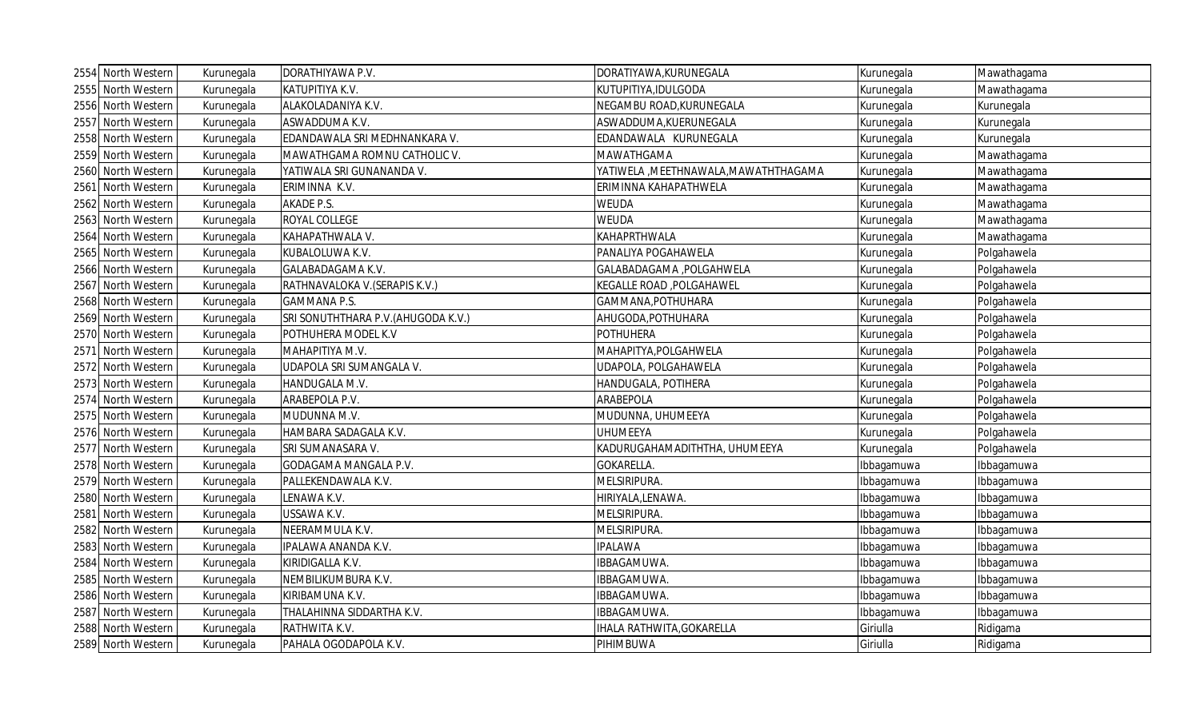| 2554 | North Western | Kurunegala | DORATHIYAWA P.V. | DORATIYAWA,KURUNEGALA | Kurunegala | Mawathagama |
|---|---|---|---|---|---|---|
| 2555 | North Western | Kurunegala | KATUPITIYA K.V. | KUTUPITIYA,IDULGODA | Kurunegala | Mawathagama |
| 2556 | North Western | Kurunegala | ALAKOLADANIYA K.V. | NEGAMBU ROAD,KURUNEGALA | Kurunegala | Kurunegala |
| 2557 | North Western | Kurunegala | ASWADDUMA K.V. | ASWADDUMA,KUERUNEGALA | Kurunegala | Kurunegala |
| 2558 | North Western | Kurunegala | EDANDAWALA SRI MEDHNANKARA V. | EDANDAWALA KURUNEGALA | Kurunegala | Kurunegala |
| 2559 | North Western | Kurunegala | MAWATHGAMA ROMNU CATHOLIC V. | MAWATHGAMA | Kurunegala | Mawathagama |
| 2560 | North Western | Kurunegala | YATIWALA SRI GUNANANDA V. | YATIWELA ,MEETHNAWALA,MAWATHTHAGAMA | Kurunegala | Mawathagama |
| 2561 | North Western | Kurunegala | ERIMINNA K.V. | ERIMINNA KAHAPATHWELA | Kurunegala | Mawathagama |
| 2562 | North Western | Kurunegala | AKADE P.S. | WEUDA | Kurunegala | Mawathagama |
| 2563 | North Western | Kurunegala | ROYAL COLLEGE | WEUDA | Kurunegala | Mawathagama |
| 2564 | North Western | Kurunegala | KAHAPATHWALA V. | KAHAPRTHWALA | Kurunegala | Mawathagama |
| 2565 | North Western | Kurunegala | KUBALOLUWA K.V. | PANALIYA POGAHAWELA | Kurunegala | Polgahawela |
| 2566 | North Western | Kurunegala | GALABADAGAMA K.V. | GALABADAGAMA ,POLGAHWELA | Kurunegala | Polgahawela |
| 2567 | North Western | Kurunegala | RATHNAVALOKA V.(SERAPIS K.V.) | KEGALLE ROAD ,POLGAHAWEL | Kurunegala | Polgahawela |
| 2568 | North Western | Kurunegala | GAMMANA P.S. | GAMMANA,POTHUHARA | Kurunegala | Polgahawela |
| 2569 | North Western | Kurunegala | SRI SONUTHTHARA P.V.(AHUGODA K.V.) | AHUGODA,POTHUHARA | Kurunegala | Polgahawela |
| 2570 | North Western | Kurunegala | POTHUHERA MODEL K.V | POTHUHERA | Kurunegala | Polgahawela |
| 2571 | North Western | Kurunegala | MAHAPITIYA M.V. | MAHAPITYA,POLGAHWELA | Kurunegala | Polgahawela |
| 2572 | North Western | Kurunegala | UDAPOLA SRI SUMANGALA V. | UDAPOLA, POLGAHAWELA | Kurunegala | Polgahawela |
| 2573 | North Western | Kurunegala | HANDUGALA M.V. | HANDUGALA, POTIHERA | Kurunegala | Polgahawela |
| 2574 | North Western | Kurunegala | ARABEPOLA P.V. | ARABEPOLA | Kurunegala | Polgahawela |
| 2575 | North Western | Kurunegala | MUDUNNA M.V. | MUDUNNA, UHUMEEYA | Kurunegala | Polgahawela |
| 2576 | North Western | Kurunegala | HAMBARA SADAGALA K.V. | UHUMEEYA | Kurunegala | Polgahawela |
| 2577 | North Western | Kurunegala | SRI SUMANASARA V. | KADURUGAHAMADITHTHA, UHUMEEYA | Kurunegala | Polgahawela |
| 2578 | North Western | Kurunegala | GODAGAMA MANGALA P.V. | GOKARELLA. | Ibbagamuwa | Ibbagamuwa |
| 2579 | North Western | Kurunegala | PALLEKENDAWALA K.V. | MELSIRIPURA. | Ibbagamuwa | Ibbagamuwa |
| 2580 | North Western | Kurunegala | LENAWA K.V. | HIRIYALA,LENAWA. | Ibbagamuwa | Ibbagamuwa |
| 2581 | North Western | Kurunegala | USSAWA K.V. | MELSIRIPURA. | Ibbagamuwa | Ibbagamuwa |
| 2582 | North Western | Kurunegala | NEERAMMULA K.V. | MELSIRIPURA. | Ibbagamuwa | Ibbagamuwa |
| 2583 | North Western | Kurunegala | IPALAWA ANANDA K.V. | IPALAWA | Ibbagamuwa | Ibbagamuwa |
| 2584 | North Western | Kurunegala | KIRIDIGALLA K.V. | IBBAGAMUWA. | Ibbagamuwa | Ibbagamuwa |
| 2585 | North Western | Kurunegala | NEMBILIKUMBURA K.V. | IBBAGAMUWA. | Ibbagamuwa | Ibbagamuwa |
| 2586 | North Western | Kurunegala | KIRIBAMUNA K.V. | IBBAGAMUWA. | Ibbagamuwa | Ibbagamuwa |
| 2587 | North Western | Kurunegala | THALAHINNA SIDDARTHA K.V. | IBBAGAMUWA. | Ibbagamuwa | Ibbagamuwa |
| 2588 | North Western | Kurunegala | RATHWITA K.V. | IHALA RATHWITA,GOKARELLA | Giriulla | Ridigama |
| 2589 | North Western | Kurunegala | PAHALA OGODAPOLA K.V. | PIHIMBUWA | Giriulla | Ridigama |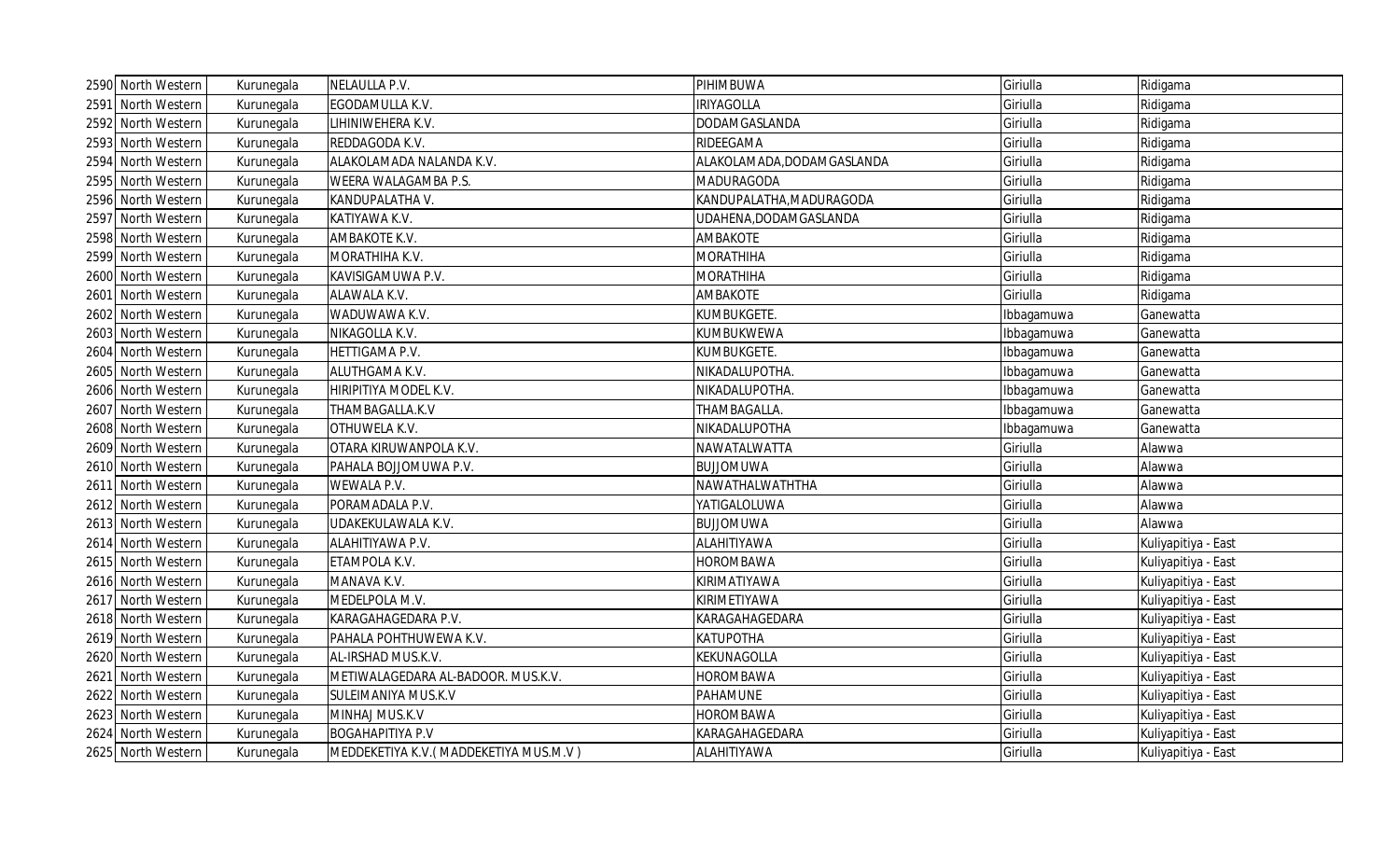| 2590 | North Western | Kurunegala | NELAULLA P.V. | PIHIMBUWA | Giriulla | Ridigama |
|---|---|---|---|---|---|---|
| 2591 | North Western | Kurunegala | EGODAMULLA K.V. | IRIYAGOLLA | Giriulla | Ridigama |
| 2592 | North Western | Kurunegala | LIHINIWEHERA K.V. | DODAMGASLANDA | Giriulla | Ridigama |
| 2593 | North Western | Kurunegala | REDDAGODA K.V. | RIDEEGAMA | Giriulla | Ridigama |
| 2594 | North Western | Kurunegala | ALAKOLAMADA NALANDA K.V. | ALAKOLAMADA,DODAMGASLANDA | Giriulla | Ridigama |
| 2595 | North Western | Kurunegala | WEERA WALAGAMBA P.S. | MADURAGODA | Giriulla | Ridigama |
| 2596 | North Western | Kurunegala | KANDUPALATHA V. | KANDUPALATHA,MADURAGODA | Giriulla | Ridigama |
| 2597 | North Western | Kurunegala | KATIYAWA K.V. | UDAHENA,DODAMGASLANDA | Giriulla | Ridigama |
| 2598 | North Western | Kurunegala | AMBAKOTE K.V. | AMBAKOTE | Giriulla | Ridigama |
| 2599 | North Western | Kurunegala | MORATHIHA K.V. | MORATHIHA | Giriulla | Ridigama |
| 2600 | North Western | Kurunegala | KAVISIGAMUWA P.V. | MORATHIHA | Giriulla | Ridigama |
| 2601 | North Western | Kurunegala | ALAWALA K.V. | AMBAKOTE | Giriulla | Ridigama |
| 2602 | North Western | Kurunegala | WADUWAWA K.V. | KUMBUKGETE. | Ibbagamuwa | Ganewatta |
| 2603 | North Western | Kurunegala | NIKAGOLLA K.V. | KUMBUKWEWA | Ibbagamuwa | Ganewatta |
| 2604 | North Western | Kurunegala | HETTIGAMA P.V. | KUMBUKGETE. | Ibbagamuwa | Ganewatta |
| 2605 | North Western | Kurunegala | ALUTHGAMA K.V. | NIKADALUPOTHA. | Ibbagamuwa | Ganewatta |
| 2606 | North Western | Kurunegala | HIRIPITIYA MODEL K.V. | NIKADALUPOTHA. | Ibbagamuwa | Ganewatta |
| 2607 | North Western | Kurunegala | THAMBAGALLA.K.V | THAMBAGALLA. | Ibbagamuwa | Ganewatta |
| 2608 | North Western | Kurunegala | OTHUWELA K.V. | NIKADALUPOTHA | Ibbagamuwa | Ganewatta |
| 2609 | North Western | Kurunegala | OTARA KIRUWANPOLA K.V. | NAWATALWATTA | Giriulla | Alawwa |
| 2610 | North Western | Kurunegala | PAHALA BOJJOMUWA P.V. | BUJJOMUWA | Giriulla | Alawwa |
| 2611 | North Western | Kurunegala | WEWALA P.V. | NAWATHALWATHTHA | Giriulla | Alawwa |
| 2612 | North Western | Kurunegala | PORAMADALA P.V. | YATIGALOLUWA | Giriulla | Alawwa |
| 2613 | North Western | Kurunegala | UDAKEKULAWALA K.V. | BUJJOMUWA | Giriulla | Alawwa |
| 2614 | North Western | Kurunegala | ALAHITIYAWA P.V. | ALAHITIYAWA | Giriulla | Kuliyapitiya - East |
| 2615 | North Western | Kurunegala | ETAMPOLA K.V. | HOROMBAWA | Giriulla | Kuliyapitiya - East |
| 2616 | North Western | Kurunegala | MANAVA K.V. | KIRIMATIYAWA | Giriulla | Kuliyapitiya - East |
| 2617 | North Western | Kurunegala | MEDELPOLA M.V. | KIRIMETIYAWA | Giriulla | Kuliyapitiya - East |
| 2618 | North Western | Kurunegala | KARAGAHAGEDARA P.V. | KARAGAHAGEDARA | Giriulla | Kuliyapitiya - East |
| 2619 | North Western | Kurunegala | PAHALA POHTHUWEWA K.V. | KATUPOTHA | Giriulla | Kuliyapitiya - East |
| 2620 | North Western | Kurunegala | AL-IRSHAD MUS.K.V. | KEKUNAGOLLA | Giriulla | Kuliyapitiya - East |
| 2621 | North Western | Kurunegala | METIWALAGEDARA AL-BADOOR. MUS.K.V. | HOROMBAWA | Giriulla | Kuliyapitiya - East |
| 2622 | North Western | Kurunegala | SULEIMANIYA MUS.K.V | PAHAMUNE | Giriulla | Kuliyapitiya - East |
| 2623 | North Western | Kurunegala | MINHAJ MUS.K.V | HOROMBAWA | Giriulla | Kuliyapitiya - East |
| 2624 | North Western | Kurunegala | BOGAHAPITIYA P.V | KARAGAHAGEDARA | Giriulla | Kuliyapitiya - East |
| 2625 | North Western | Kurunegala | MEDDEKETIYA K.V.( MADDEKETIYA MUS.M.V ) | ALAHITIYAWA | Giriulla | Kuliyapitiya - East |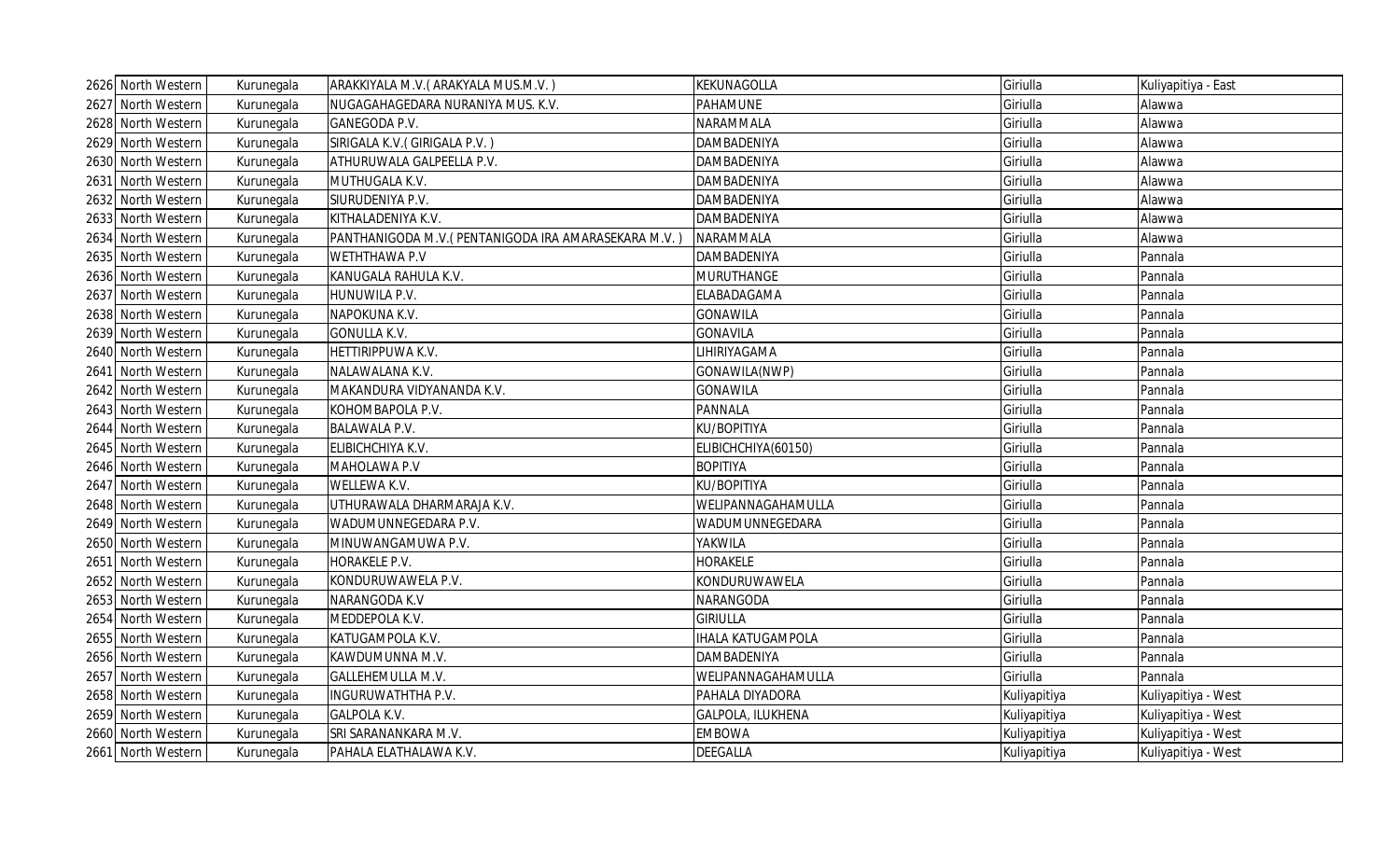| 2626 | North Western | Kurunegala | ARAKKIYALA M.V.( ARAKYALA MUS.M.V. ) | KEKUNAGOLLA | Giriulla | Kuliyapitiya - East |
|---|---|---|---|---|---|---|
| 2627 | North Western | Kurunegala | NUGAGAHAGEDARA NURANIYA MUS. K.V. | PAHAMUNE | Giriulla | Alawwa |
| 2628 | North Western | Kurunegala | GANEGODA P.V. | NARAMMALA | Giriulla | Alawwa |
| 2629 | North Western | Kurunegala | SIRIGALA K.V.( GIRIGALA P.V. ) | DAMBADENIYA | Giriulla | Alawwa |
| 2630 | North Western | Kurunegala | ATHURUWALA GALPEELLA P.V. | DAMBADENIYA | Giriulla | Alawwa |
| 2631 | North Western | Kurunegala | MUTHUGALA K.V. | DAMBADENIYA | Giriulla | Alawwa |
| 2632 | North Western | Kurunegala | SIURUDENIYA P.V. | DAMBADENIYA | Giriulla | Alawwa |
| 2633 | North Western | Kurunegala | KITHALADENIYA K.V. | DAMBADENIYA | Giriulla | Alawwa |
| 2634 | North Western | Kurunegala | PANTHANIGODA M.V.( PENTANIGODA IRA AMARASEKARA M.V. ) | NARAMMALA | Giriulla | Alawwa |
| 2635 | North Western | Kurunegala | WETHTHAWA P.V | DAMBADENIYA | Giriulla | Pannala |
| 2636 | North Western | Kurunegala | KANUGALA RAHULA K.V. | MURUTHANGE | Giriulla | Pannala |
| 2637 | North Western | Kurunegala | HUNUWILA P.V. | ELABADAGAMA | Giriulla | Pannala |
| 2638 | North Western | Kurunegala | NAPOKUNA K.V. | GONAWILA | Giriulla | Pannala |
| 2639 | North Western | Kurunegala | GONULLA K.V. | GONAVILA | Giriulla | Pannala |
| 2640 | North Western | Kurunegala | HETTIRIPPUWA K.V. | LIHIRIYAGAMA | Giriulla | Pannala |
| 2641 | North Western | Kurunegala | NALAWALANA K.V. | GONAWILA(NWP) | Giriulla | Pannala |
| 2642 | North Western | Kurunegala | MAKANDURA VIDYANANDA K.V. | GONAWILA | Giriulla | Pannala |
| 2643 | North Western | Kurunegala | KOHOMBAPOLA P.V. | PANNALA | Giriulla | Pannala |
| 2644 | North Western | Kurunegala | BALAWALA P.V. | KU/BOPITIYA | Giriulla | Pannala |
| 2645 | North Western | Kurunegala | ELIBICHCHIYA K.V. | ELIBICHCHIYA(60150) | Giriulla | Pannala |
| 2646 | North Western | Kurunegala | MAHOLAWA P.V | BOPITIYA | Giriulla | Pannala |
| 2647 | North Western | Kurunegala | WELLEWA K.V. | KU/BOPITIYA | Giriulla | Pannala |
| 2648 | North Western | Kurunegala | UTHURAWALA DHARMARAJA K.V. | WELIPANNAGAHAMULLA | Giriulla | Pannala |
| 2649 | North Western | Kurunegala | WADUMUNNEGEDARA P.V. | WADUMUNNEGEDARA | Giriulla | Pannala |
| 2650 | North Western | Kurunegala | MINUWANGAMUWA P.V. | YAKWILA | Giriulla | Pannala |
| 2651 | North Western | Kurunegala | HORAKELE P.V. | HORAKELE | Giriulla | Pannala |
| 2652 | North Western | Kurunegala | KONDURUWAWELA P.V. | KONDURUWAWELA | Giriulla | Pannala |
| 2653 | North Western | Kurunegala | NARANGODA K.V | NARANGODA | Giriulla | Pannala |
| 2654 | North Western | Kurunegala | MEDDEPOLA K.V. | GIRIULLA | Giriulla | Pannala |
| 2655 | North Western | Kurunegala | KATUGAMPOLA K.V. | IHALA KATUGAMPOLA | Giriulla | Pannala |
| 2656 | North Western | Kurunegala | KAWDUMUNNA M.V. | DAMBADENIYA | Giriulla | Pannala |
| 2657 | North Western | Kurunegala | GALLEHEMULLA M.V. | WELIPANNAGAHAMULLA | Giriulla | Pannala |
| 2658 | North Western | Kurunegala | INGURUWATHTHA P.V. | PAHALA DIYADORA | Kuliyapitiya | Kuliyapitiya - West |
| 2659 | North Western | Kurunegala | GALPOLA K.V. | GALPOLA, ILUKHENA | Kuliyapitiya | Kuliyapitiya - West |
| 2660 | North Western | Kurunegala | SRI SARANANKARA M.V. | EMBOWA | Kuliyapitiya | Kuliyapitiya - West |
| 2661 | North Western | Kurunegala | PAHALA ELATHALAWA K.V. | DEEGALLA | Kuliyapitiya | Kuliyapitiya - West |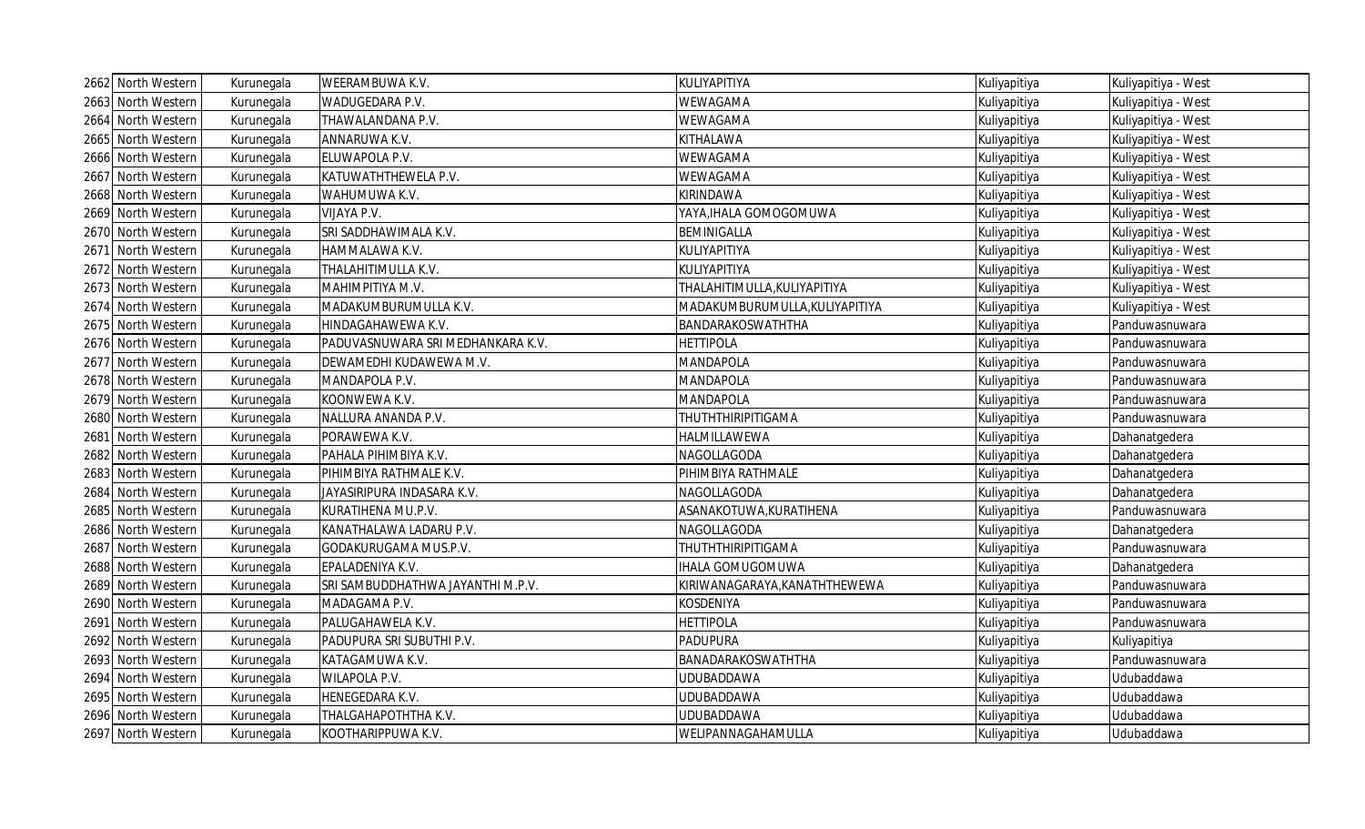| 2662 | North Western | Kurunegala | WEERAMBUWA K.V. | KULIYAPITIYA | Kuliyapitiya | Kuliyapitiya - West |
|---|---|---|---|---|---|---|
| 2663 | North Western | Kurunegala | WADUGEDARA P.V. | WEWAGAMA | Kuliyapitiya | Kuliyapitiya - West |
| 2664 | North Western | Kurunegala | THAWALANDANA P.V. | WEWAGAMA | Kuliyapitiya | Kuliyapitiya - West |
| 2665 | North Western | Kurunegala | ANNARUWA K.V. | KITHALAWA | Kuliyapitiya | Kuliyapitiya - West |
| 2666 | North Western | Kurunegala | ELUWAPOLA P.V. | WEWAGAMA | Kuliyapitiya | Kuliyapitiya - West |
| 2667 | North Western | Kurunegala | KATUWATHTHEWELA P.V. | WEWAGAMA | Kuliyapitiya | Kuliyapitiya - West |
| 2668 | North Western | Kurunegala | WAHUMUWA K.V. | KIRINDAWA | Kuliyapitiya | Kuliyapitiya - West |
| 2669 | North Western | Kurunegala | VIJAYA P.V. | YAYA,IHALA GOMOGOMUWA | Kuliyapitiya | Kuliyapitiya - West |
| 2670 | North Western | Kurunegala | SRI SADDHAWIMALA K.V. | BEMINIGALLA | Kuliyapitiya | Kuliyapitiya - West |
| 2671 | North Western | Kurunegala | HAMMALAWA K.V. | KULIYAPITIYA | Kuliyapitiya | Kuliyapitiya - West |
| 2672 | North Western | Kurunegala | THALAHITIMULLA K.V. | KULIYAPITIYA | Kuliyapitiya | Kuliyapitiya - West |
| 2673 | North Western | Kurunegala | MAHIMPITIYA M.V. | THALAHITIMULLA,KULIYAPITIYA | Kuliyapitiya | Kuliyapitiya - West |
| 2674 | North Western | Kurunegala | MADAKUMBURUMULLA K.V. | MADAKUMBURUMULLA,KULIYAPITIYA | Kuliyapitiya | Kuliyapitiya - West |
| 2675 | North Western | Kurunegala | HINDAGAHAWEWA K.V. | BANDARAKOSWATHTHA | Kuliyapitiya | Panduwasnuwara |
| 2676 | North Western | Kurunegala | PADUVASNUWARA SRI MEDHANKARA K.V. | HETTIPOLA | Kuliyapitiya | Panduwasnuwara |
| 2677 | North Western | Kurunegala | DEWAMEDHI KUDAWEWA M.V. | MANDAPOLA | Kuliyapitiya | Panduwasnuwara |
| 2678 | North Western | Kurunegala | MANDAPOLA P.V. | MANDAPOLA | Kuliyapitiya | Panduwasnuwara |
| 2679 | North Western | Kurunegala | KOONWEWA K.V. | MANDAPOLA | Kuliyapitiya | Panduwasnuwara |
| 2680 | North Western | Kurunegala | NALLURA ANANDA P.V. | THUTHTHIRIPITIGAMA | Kuliyapitiya | Panduwasnuwara |
| 2681 | North Western | Kurunegala | PORAWEWA K.V. | HALMILLAWEWA | Kuliyapitiya | Dahanatgedera |
| 2682 | North Western | Kurunegala | PAHALA PIHIMBIYA K.V. | NAGOLLAGODA | Kuliyapitiya | Dahanatgedera |
| 2683 | North Western | Kurunegala | PIHIMBIYA RATHMALE K.V. | PIHIMBIYA RATHMALE | Kuliyapitiya | Dahanatgedera |
| 2684 | North Western | Kurunegala | JAYASIRIPURA INDASARA K.V. | NAGOLLAGODA | Kuliyapitiya | Dahanatgedera |
| 2685 | North Western | Kurunegala | KURATIHENA MU.P.V. | ASANAKOTUWA,KURATIHENA | Kuliyapitiya | Panduwasnuwara |
| 2686 | North Western | Kurunegala | KANATHALAWA LADARU P.V. | NAGOLLAGODA | Kuliyapitiya | Dahanatgedera |
| 2687 | North Western | Kurunegala | GODAKURUGAMA MUS.P.V. | THUTHTHIRIPITIGAMA | Kuliyapitiya | Panduwasnuwara |
| 2688 | North Western | Kurunegala | EPALADENIYA K.V. | IHALA GOMUGOMUWA | Kuliyapitiya | Dahanatgedera |
| 2689 | North Western | Kurunegala | SRI SAMBUDDHATHWA JAYANTHI M.P.V. | KIRIWANAGARAYA,KANATHTHEWEWA | Kuliyapitiya | Panduwasnuwara |
| 2690 | North Western | Kurunegala | MADAGAMA P.V. | KOSDENIYA | Kuliyapitiya | Panduwasnuwara |
| 2691 | North Western | Kurunegala | PALUGAHAWELA K.V. | HETTIPOLA | Kuliyapitiya | Panduwasnuwara |
| 2692 | North Western | Kurunegala | PADUPURA SRI SUBUTHI P.V. | PADUPURA | Kuliyapitiya | Kuliyapitiya |
| 2693 | North Western | Kurunegala | KATAGAMUWA K.V. | BANADARAKOSWATHTHA | Kuliyapitiya | Panduwasnuwara |
| 2694 | North Western | Kurunegala | WILAPOLA P.V. | UDUBADDAWA | Kuliyapitiya | Udubaddawa |
| 2695 | North Western | Kurunegala | HENEGEDARA K.V. | UDUBADDAWA | Kuliyapitiya | Udubaddawa |
| 2696 | North Western | Kurunegala | THALGAHAPOTHTHA K.V. | UDUBADDAWA | Kuliyapitiya | Udubaddawa |
| 2697 | North Western | Kurunegala | KOOTHARIPPUWA K.V. | WELIPANNAGAHAMULLA | Kuliyapitiya | Udubaddawa |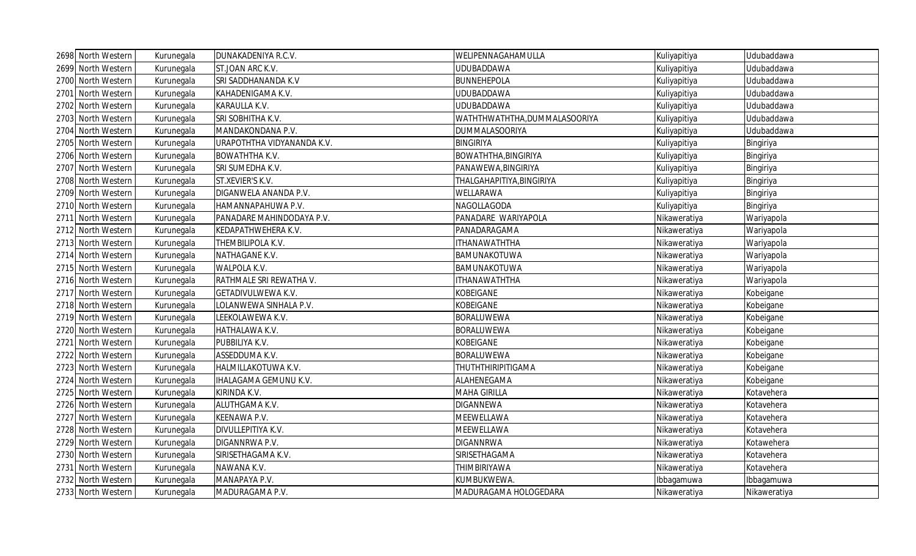| | | | | | | |
|---|---|---|---|---|---|---|
| 2698 | North Western | Kurunegala | DUNAKADENIYA R.C.V. | WELIPENNAGAHAMULLA | Kuliyapitiya | Udubaddawa |
| 2699 | North Western | Kurunegala | ST.JOAN ARC K.V. | UDUBADDAWA | Kuliyapitiya | Udubaddawa |
| 2700 | North Western | Kurunegala | SRI SADDHANANDA K.V | BUNNEHEPOLA | Kuliyapitiya | Udubaddawa |
| 2701 | North Western | Kurunegala | KAHADENIGAMA K.V. | UDUBADDAWA | Kuliyapitiya | Udubaddawa |
| 2702 | North Western | Kurunegala | KARAULLA K.V. | UDUBADDAWA | Kuliyapitiya | Udubaddawa |
| 2703 | North Western | Kurunegala | SRI SOBHITHA K.V. | WATHTHWATHTHA,DUMMALASOORIYA | Kuliyapitiya | Udubaddawa |
| 2704 | North Western | Kurunegala | MANDAKONDANA P.V. | DUMMALASOORIYA | Kuliyapitiya | Udubaddawa |
| 2705 | North Western | Kurunegala | URAPOTHTHA VIDYANANDA K.V. | BINGIRIYA | Kuliyapitiya | Bingiriya |
| 2706 | North Western | Kurunegala | BOWATHTHA K.V. | BOWATHTHA,BINGIRIYA | Kuliyapitiya | Bingiriya |
| 2707 | North Western | Kurunegala | SRI SUMEDHA K.V. | PANAWEWA,BINGIRIYA | Kuliyapitiya | Bingiriya |
| 2708 | North Western | Kurunegala | ST.XEVIER'S K.V. | THALGAHAPITIYA,BINGIRIYA | Kuliyapitiya | Bingiriya |
| 2709 | North Western | Kurunegala | DIGANWELA ANANDA P.V. | WELLARAWA | Kuliyapitiya | Bingiriya |
| 2710 | North Western | Kurunegala | HAMANNAPAHUWA P.V. | NAGOLLAGODA | Kuliyapitiya | Bingiriya |
| 2711 | North Western | Kurunegala | PANADARE MAHINDODAYA P.V. | PANADARE WARIYAPOLA | Nikaweratiya | Wariyapola |
| 2712 | North Western | Kurunegala | KEDAPATHWEHERA K.V. | PANADARAGAMA | Nikaweratiya | Wariyapola |
| 2713 | North Western | Kurunegala | THEMBILIPOLA K.V. | ITHANAWATHTHA | Nikaweratiya | Wariyapola |
| 2714 | North Western | Kurunegala | NATHAGANE K.V. | BAMUNAKOTUWA | Nikaweratiya | Wariyapola |
| 2715 | North Western | Kurunegala | WALPOLA K.V. | BAMUNAKOTUWA | Nikaweratiya | Wariyapola |
| 2716 | North Western | Kurunegala | RATHMALE SRI REWATHA V. | ITHANAWATHTHA | Nikaweratiya | Wariyapola |
| 2717 | North Western | Kurunegala | GETADIVULWEWA K.V. | KOBEIGANE | Nikaweratiya | Kobeigane |
| 2718 | North Western | Kurunegala | LOLANWEWA SINHALA P.V. | KOBEIGANE | Nikaweratiya | Kobeigane |
| 2719 | North Western | Kurunegala | LEEKOLAWEWA K.V. | BORALUWEWA | Nikaweratiya | Kobeigane |
| 2720 | North Western | Kurunegala | HATHALAWA K.V. | BORALUWEWA | Nikaweratiya | Kobeigane |
| 2721 | North Western | Kurunegala | PUBBILIYA K.V. | KOBEIGANE | Nikaweratiya | Kobeigane |
| 2722 | North Western | Kurunegala | ASSEDDUMA K.V. | BORALUWEWA | Nikaweratiya | Kobeigane |
| 2723 | North Western | Kurunegala | HALMILLAKOTUWA K.V. | THUTHTHIRIPITIGAMA | Nikaweratiya | Kobeigane |
| 2724 | North Western | Kurunegala | IHALAGAMA GEMUNU K.V. | ALAHENEGAMA | Nikaweratiya | Kobeigane |
| 2725 | North Western | Kurunegala | KIRINDA K.V. | MAHA GIRILLA | Nikaweratiya | Kotavehera |
| 2726 | North Western | Kurunegala | ALUTHGAMA K.V. | DIGANNEWA | Nikaweratiya | Kotavehera |
| 2727 | North Western | Kurunegala | KEENAWA P.V. | MEEWELLAWA | Nikaweratiya | Kotavehera |
| 2728 | North Western | Kurunegala | DIVULLEPITIYA K.V. | MEEWELLAWA | Nikaweratiya | Kotavehera |
| 2729 | North Western | Kurunegala | DIGANNRWA P.V. | DIGANNRWA | Nikaweratiya | Kotawehera |
| 2730 | North Western | Kurunegala | SIRISETHAGAMA K.V. | SIRISETHAGAMA | Nikaweratiya | Kotavehera |
| 2731 | North Western | Kurunegala | NAWANA K.V. | THIMBIRIYAWA | Nikaweratiya | Kotavehera |
| 2732 | North Western | Kurunegala | MANAPAYA P.V. | KUMBUKWEWA. | Ibbagamuwa | Ibbagamuwa |
| 2733 | North Western | Kurunegala | MADURAGAMA P.V. | MADURAGAMA HOLOGEDARA | Nikaweratiya | Nikaweratiya |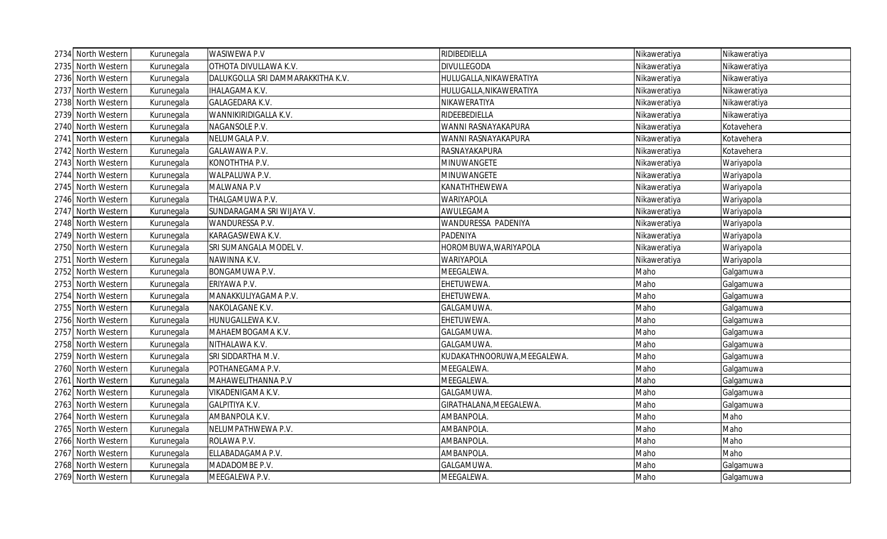| | | | | | | |
|---|---|---|---|---|---|---|
| 2734 | North Western | Kurunegala | WASIWEWA P.V | RIDIBEDIELLA | Nikaweratiya | Nikaweratiya |
| 2735 | North Western | Kurunegala | OTHOTA DIVULLAWA K.V. | DIVULLEGODA | Nikaweratiya | Nikaweratiya |
| 2736 | North Western | Kurunegala | DALUKGOLLA SRI DAMMARAKKITHA K.V. | HULUGALLA,NIKAWERATIYA | Nikaweratiya | Nikaweratiya |
| 2737 | North Western | Kurunegala | IHALAGAMA K.V. | HULUGALLA,NIKAWERATIYA | Nikaweratiya | Nikaweratiya |
| 2738 | North Western | Kurunegala | GALAGEDARA K.V. | NIKAWERATIYA | Nikaweratiya | Nikaweratiya |
| 2739 | North Western | Kurunegala | WANNIKIRIDIGALLA K.V. | RIDEEBEDIELLA | Nikaweratiya | Nikaweratiya |
| 2740 | North Western | Kurunegala | NAGANSOLE P.V. | WANNI RASNAYAKAPURA | Nikaweratiya | Kotavehera |
| 2741 | North Western | Kurunegala | NELUMGALA P.V. | WANNI RASNAYAKAPURA | Nikaweratiya | Kotavehera |
| 2742 | North Western | Kurunegala | GALAWAWA P.V. | RASNAYAKAPURA | Nikaweratiya | Kotavehera |
| 2743 | North Western | Kurunegala | KONOTHTHA P.V. | MINUWANGETE | Nikaweratiya | Wariyapola |
| 2744 | North Western | Kurunegala | WALPALUWA P.V. | MINUWANGETE | Nikaweratiya | Wariyapola |
| 2745 | North Western | Kurunegala | MALWANA P.V | KANATHTHEWEWA | Nikaweratiya | Wariyapola |
| 2746 | North Western | Kurunegala | THALGAMUWA P.V. | WARIYAPOLA | Nikaweratiya | Wariyapola |
| 2747 | North Western | Kurunegala | SUNDARAGAMA SRI WIJAYA V. | AWULEGAMA | Nikaweratiya | Wariyapola |
| 2748 | North Western | Kurunegala | WANDURESSA P.V. | WANDURESSA PADENIYA | Nikaweratiya | Wariyapola |
| 2749 | North Western | Kurunegala | KARAGASWEWA K.V. | PADENIYA | Nikaweratiya | Wariyapola |
| 2750 | North Western | Kurunegala | SRI SUMANGALA MODEL V. | HOROMBUWA,WARIYAPOLA | Nikaweratiya | Wariyapola |
| 2751 | North Western | Kurunegala | NAWINNA K.V. | WARIYAPOLA | Nikaweratiya | Wariyapola |
| 2752 | North Western | Kurunegala | BONGAMUWA P.V. | MEEGALEWA. | Maho | Galgamuwa |
| 2753 | North Western | Kurunegala | ERIYAWA P.V. | EHETUWEWA. | Maho | Galgamuwa |
| 2754 | North Western | Kurunegala | MANAKKULIYAGAMA P.V. | EHETUWEWA. | Maho | Galgamuwa |
| 2755 | North Western | Kurunegala | NAKOLAGANE K.V. | GALGAMUWA. | Maho | Galgamuwa |
| 2756 | North Western | Kurunegala | HUNUGALLEWA K.V. | EHETUWEWA. | Maho | Galgamuwa |
| 2757 | North Western | Kurunegala | MAHAEMBOGAMA K.V. | GALGAMUWA. | Maho | Galgamuwa |
| 2758 | North Western | Kurunegala | NITHALAWA K.V. | GALGAMUWA. | Maho | Galgamuwa |
| 2759 | North Western | Kurunegala | SRI SIDDARTHA M.V. | KUDAKATHNOORUWA,MEEGALEWA. | Maho | Galgamuwa |
| 2760 | North Western | Kurunegala | POTHANEGAMA P.V. | MEEGALEWA. | Maho | Galgamuwa |
| 2761 | North Western | Kurunegala | MAHAWELITHANNA P.V | MEEGALEWA. | Maho | Galgamuwa |
| 2762 | North Western | Kurunegala | VIKADENIGAMA K.V. | GALGAMUWA. | Maho | Galgamuwa |
| 2763 | North Western | Kurunegala | GALPITIYA K.V. | GIRATHALANA,MEEGALEWA. | Maho | Galgamuwa |
| 2764 | North Western | Kurunegala | AMBANPOLA K.V. | AMBANPOLA. | Maho | Maho |
| 2765 | North Western | Kurunegala | NELUMPATHWEWA P.V. | AMBANPOLA. | Maho | Maho |
| 2766 | North Western | Kurunegala | ROLAWA P.V. | AMBANPOLA. | Maho | Maho |
| 2767 | North Western | Kurunegala | ELLABADAGAMA P.V. | AMBANPOLA. | Maho | Maho |
| 2768 | North Western | Kurunegala | MADADOMBE P.V. | GALGAMUWA. | Maho | Galgamuwa |
| 2769 | North Western | Kurunegala | MEEGALEWA P.V. | MEEGALEWA. | Maho | Galgamuwa |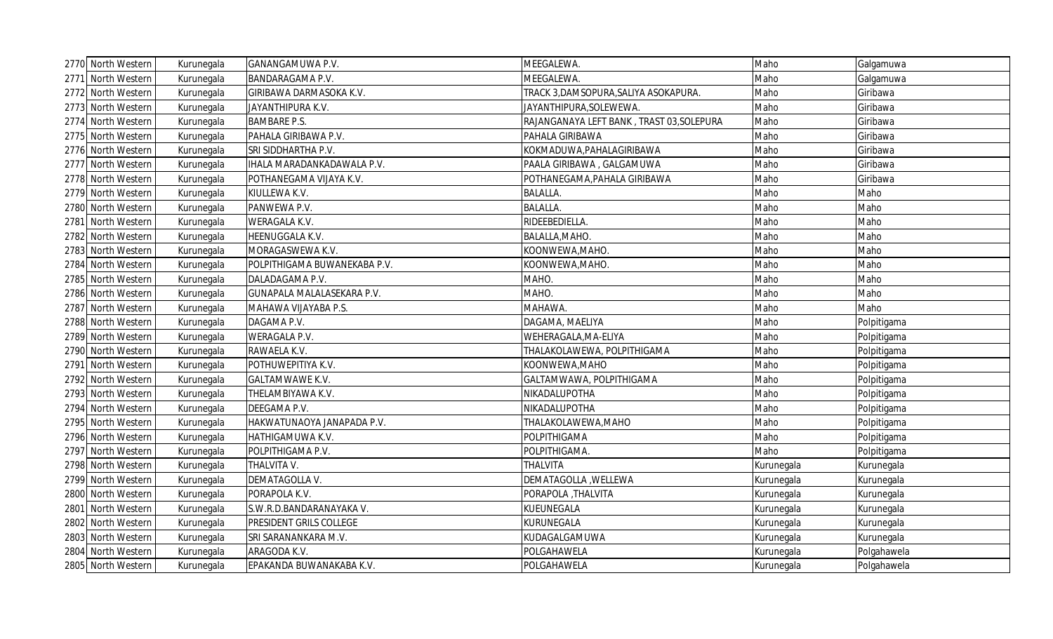| 2770 | North Western | Kurunegala | GANANGAMUWA P.V. | MEEGALEWA. | Maho | Galgamuwa |
|---|---|---|---|---|---|---|
| 2771 | North Western | Kurunegala | BANDARAGAMA P.V. | MEEGALEWA. | Maho | Galgamuwa |
| 2772 | North Western | Kurunegala | GIRIBAWA DARMASOKA K.V. | TRACK 3,DAMSOPURA,SALIYA ASOKAPURA. | Maho | Giribawa |
| 2773 | North Western | Kurunegala | JAYANTHIPURA K.V. | JAYANTHIPURA,SOLEWEWA. | Maho | Giribawa |
| 2774 | North Western | Kurunegala | BAMBARE P.S. | RAJANGANAYA LEFT BANK , TRAST 03,SOLEPURA | Maho | Giribawa |
| 2775 | North Western | Kurunegala | PAHALA GIRIBAWA P.V. | PAHALA GIRIBAWA | Maho | Giribawa |
| 2776 | North Western | Kurunegala | SRI SIDDHARTHA P.V. | KOKMADUWA,PAHALAGIRIBAWA | Maho | Giribawa |
| 2777 | North Western | Kurunegala | IHALA MARADANKADAWALA P.V. | PAALA GIRIBAWA , GALGAMUWA | Maho | Giribawa |
| 2778 | North Western | Kurunegala | POTHANEGAMA VIJAYA K.V. | POTHANEGAMA,PAHALA GIRIBAWA | Maho | Giribawa |
| 2779 | North Western | Kurunegala | KIULLEWA K.V. | BALALLA. | Maho | Maho |
| 2780 | North Western | Kurunegala | PANWEWA P.V. | BALALLA. | Maho | Maho |
| 2781 | North Western | Kurunegala | WERAGALA K.V. | RIDEEBEDIELLA. | Maho | Maho |
| 2782 | North Western | Kurunegala | HEENUGGALA K.V. | BALALLA,MAHO. | Maho | Maho |
| 2783 | North Western | Kurunegala | MORAGASWEWA K.V. | KOONWEWA,MAHO. | Maho | Maho |
| 2784 | North Western | Kurunegala | POLPITHIGAMA BUWANEKABA P.V. | KOONWEWA,MAHO. | Maho | Maho |
| 2785 | North Western | Kurunegala | DALADAGAMA P.V. | MAHO. | Maho | Maho |
| 2786 | North Western | Kurunegala | GUNAPALA MALALASEKARA P.V. | MAHO. | Maho | Maho |
| 2787 | North Western | Kurunegala | MAHAWA VIJAYABA P.S. | MAHAWA. | Maho | Maho |
| 2788 | North Western | Kurunegala | DAGAMA P.V. | DAGAMA, MAELIYA | Maho | Polpitigama |
| 2789 | North Western | Kurunegala | WERAGALA P.V. | WEHERAGALA,MA-ELIYA | Maho | Polpitigama |
| 2790 | North Western | Kurunegala | RAWAELA K.V. | THALAKOLAWEWA, POLPITHIGAMA | Maho | Polpitigama |
| 2791 | North Western | Kurunegala | POTHUWEPITIYA K.V. | KOONWEWA,MAHO | Maho | Polpitigama |
| 2792 | North Western | Kurunegala | GALTAMWAWE K.V. | GALTAMWAWA, POLPITHIGAMA | Maho | Polpitigama |
| 2793 | North Western | Kurunegala | THELAMBIYAWA K.V. | NIKADALUPOTHA | Maho | Polpitigama |
| 2794 | North Western | Kurunegala | DEEGAMA P.V. | NIKADALUPOTHA | Maho | Polpitigama |
| 2795 | North Western | Kurunegala | HAKWATUNAOYA JANAPADA P.V. | THALAKOLAWEWA,MAHO | Maho | Polpitigama |
| 2796 | North Western | Kurunegala | HATHIGAMUWA K.V. | POLPITHIGAMA | Maho | Polpitigama |
| 2797 | North Western | Kurunegala | POLPITHIGAMA P.V. | POLPITHIGAMA. | Maho | Polpitigama |
| 2798 | North Western | Kurunegala | THALVITA V. | THALVITA | Kurunegala | Kurunegala |
| 2799 | North Western | Kurunegala | DEMATAGOLLA V. | DEMATAGOLLA ,WELLEWA | Kurunegala | Kurunegala |
| 2800 | North Western | Kurunegala | PORAPOLA K.V. | PORAPOLA ,THALVITA | Kurunegala | Kurunegala |
| 2801 | North Western | Kurunegala | S.W.R.D.BANDARANAYAKA V. | KUEUNEGALA | Kurunegala | Kurunegala |
| 2802 | North Western | Kurunegala | PRESIDENT GRILS COLLEGE | KURUNEGALA | Kurunegala | Kurunegala |
| 2803 | North Western | Kurunegala | SRI SARANANKARA M.V. | KUDAGALGAMUWA | Kurunegala | Kurunegala |
| 2804 | North Western | Kurunegala | ARAGODA K.V. | POLGAHAWELA | Kurunegala | Polgahawela |
| 2805 | North Western | Kurunegala | EPAKANDA BUWANAKABA K.V. | POLGAHAWELA | Kurunegala | Polgahawela |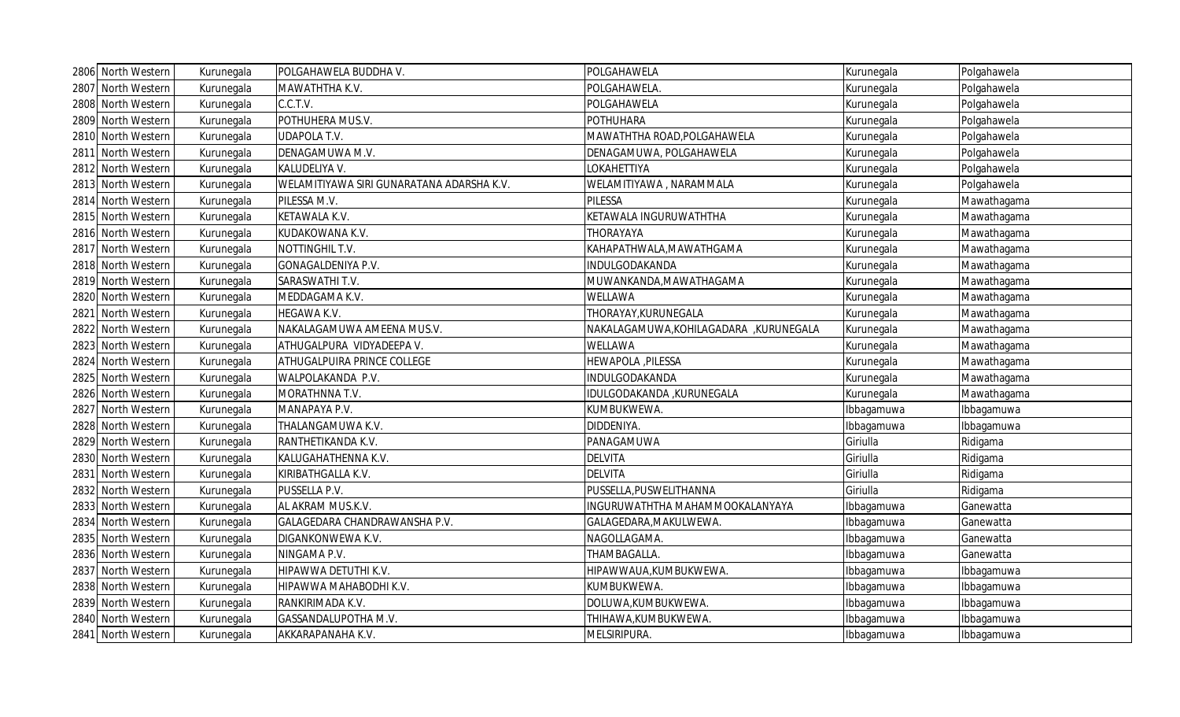| 2806 | North Western | Kurunegala | POLGAHAWELA BUDDHA V. | POLGAHAWELA | Kurunegala | Polgahawela |
|---|---|---|---|---|---|---|
| 2807 | North Western | Kurunegala | MAWATHTHA K.V. | POLGAHAWELA. | Kurunegala | Polgahawela |
| 2808 | North Western | Kurunegala | C.C.T.V. | POLGAHAWELA | Kurunegala | Polgahawela |
| 2809 | North Western | Kurunegala | POTHUHERA MUS.V. | POTHUHARA | Kurunegala | Polgahawela |
| 2810 | North Western | Kurunegala | UDAPOLA T.V. | MAWATHTHA ROAD,POLGAHAWELA | Kurunegala | Polgahawela |
| 2811 | North Western | Kurunegala | DENAGAMUWA M.V. | DENAGAMUWA, POLGAHAWELA | Kurunegala | Polgahawela |
| 2812 | North Western | Kurunegala | KALUDELIYA V. | LOKAHETTIYA | Kurunegala | Polgahawela |
| 2813 | North Western | Kurunegala | WELAMITIYAWA SIRI GUNARATANA ADARSHA K.V. | WELAMITIYAWA , NARAMMALA | Kurunegala | Polgahawela |
| 2814 | North Western | Kurunegala | PILESSA M.V. | PILESSA | Kurunegala | Mawathagama |
| 2815 | North Western | Kurunegala | KETAWALA K.V. | KETAWALA INGURUWATHTHA | Kurunegala | Mawathagama |
| 2816 | North Western | Kurunegala | KUDAKOWANA K.V. | THORAYAYA | Kurunegala | Mawathagama |
| 2817 | North Western | Kurunegala | NOTTINGHIL T.V. | KAHAPATHWALA,MAWATHGAMA | Kurunegala | Mawathagama |
| 2818 | North Western | Kurunegala | GONAGALDENIYA P.V. | INDULGODAKANDA | Kurunegala | Mawathagama |
| 2819 | North Western | Kurunegala | SARASWATHI T.V. | MUWANKANDA,MAWATHAGAMA | Kurunegala | Mawathagama |
| 2820 | North Western | Kurunegala | MEDDAGAMA K.V. | WELLAWA | Kurunegala | Mawathagama |
| 2821 | North Western | Kurunegala | HEGAWA K.V. | THORAYAY,KURUNEGALA | Kurunegala | Mawathagama |
| 2822 | North Western | Kurunegala | NAKALAGAMUWA AMEENA MUS.V. | NAKALAGAMUWA,KOHILAGADARA ,KURUNEGALA | Kurunegala | Mawathagama |
| 2823 | North Western | Kurunegala | ATHUGALPURA VIDYADEEPA V. | WELLAWA | Kurunegala | Mawathagama |
| 2824 | North Western | Kurunegala | ATHUGALPUIRA PRINCE COLLEGE | HEWAPOLA ,PILESSA | Kurunegala | Mawathagama |
| 2825 | North Western | Kurunegala | WALPOLAKANDA P.V. | INDULGODAKANDA | Kurunegala | Mawathagama |
| 2826 | North Western | Kurunegala | MORATHNNA T.V. | IDULGODAKANDA ,KURUNEGALA | Kurunegala | Mawathagama |
| 2827 | North Western | Kurunegala | MANAPAYA P.V. | KUMBUKWEWA. | Ibbagamuwa | Ibbagamuwa |
| 2828 | North Western | Kurunegala | THALANGAMUWA K.V. | DIDDENIYA. | Ibbagamuwa | Ibbagamuwa |
| 2829 | North Western | Kurunegala | RANTHETIKANDA K.V. | PANAGAMUWA | Giriulla | Ridigama |
| 2830 | North Western | Kurunegala | KALUGAHATHENNA K.V. | DELVITA | Giriulla | Ridigama |
| 2831 | North Western | Kurunegala | KIRIBATHGALLA K.V. | DELVITA | Giriulla | Ridigama |
| 2832 | North Western | Kurunegala | PUSSELLA P.V. | PUSSELLA,PUSWELITHANNA | Giriulla | Ridigama |
| 2833 | North Western | Kurunegala | AL AKRAM MUS.K.V. | INGURUWATHTHA MAHAMMOOKALANYAYA | Ibbagamuwa | Ganewatta |
| 2834 | North Western | Kurunegala | GALAGEDARA CHANDRAWANSHA P.V. | GALAGEDARA,MAKULWEWA. | Ibbagamuwa | Ganewatta |
| 2835 | North Western | Kurunegala | DIGANKONWEWA K.V. | NAGOLLAGAMA. | Ibbagamuwa | Ganewatta |
| 2836 | North Western | Kurunegala | NINGAMA P.V. | THAMBAGALLA. | Ibbagamuwa | Ganewatta |
| 2837 | North Western | Kurunegala | HIPAWWA DETUTHI K.V. | HIPAWWAUA,KUMBUKWEWA. | Ibbagamuwa | Ibbagamuwa |
| 2838 | North Western | Kurunegala | HIPAWWA MAHABODHI K.V. | KUMBUKWEWA. | Ibbagamuwa | Ibbagamuwa |
| 2839 | North Western | Kurunegala | RANKIRIMADA K.V. | DOLUWA,KUMBUKWEWA. | Ibbagamuwa | Ibbagamuwa |
| 2840 | North Western | Kurunegala | GASSANDALUPOTHA M.V. | THIHAWA,KUMBUKWEWA. | Ibbagamuwa | Ibbagamuwa |
| 2841 | North Western | Kurunegala | AKKARAPANAHA K.V. | MELSIRIPURA. | Ibbagamuwa | Ibbagamuwa |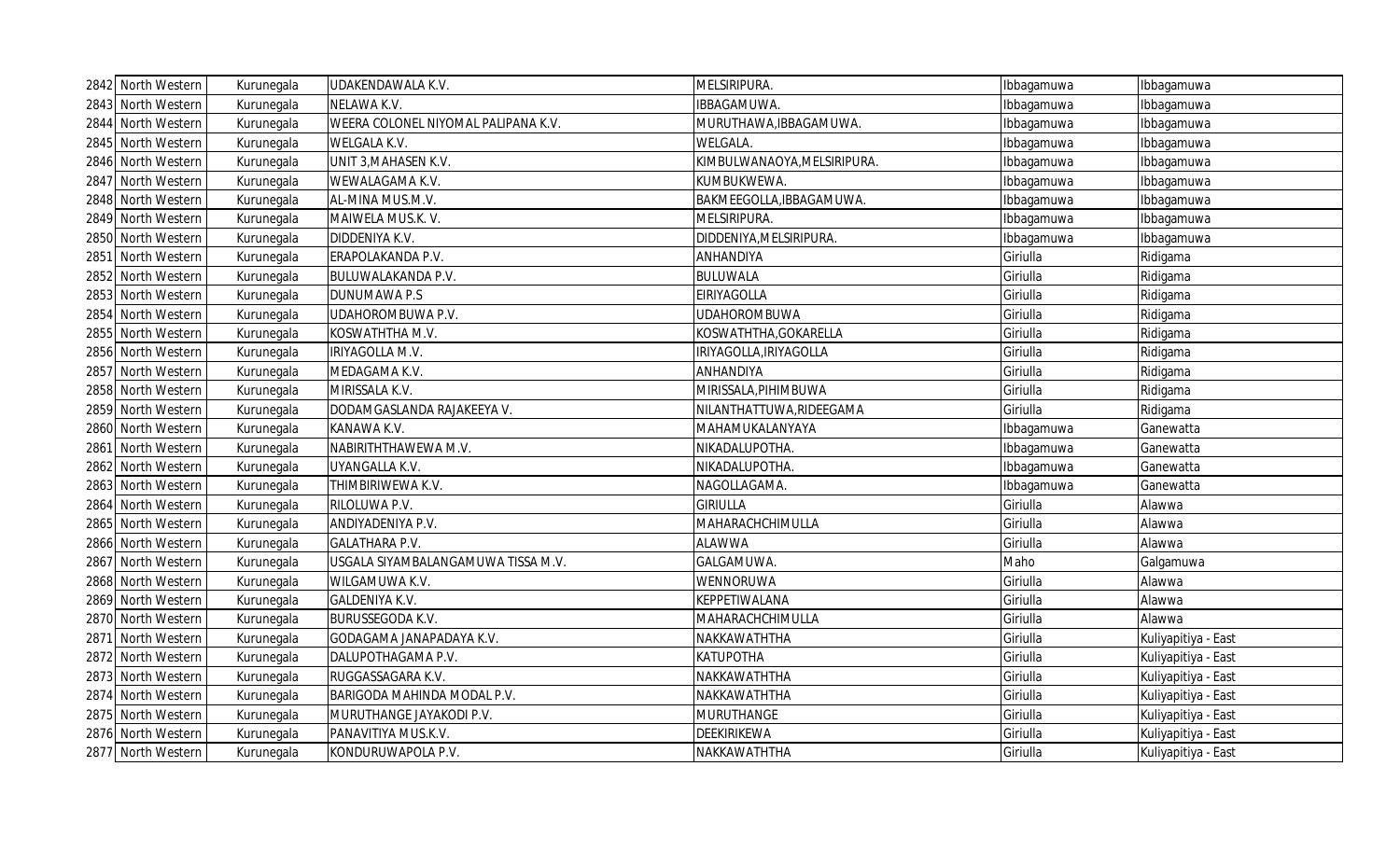| 2842 | North Western | Kurunegala | UDAKENDAWALA K.V. | MELSIRIPURA. | Ibbagamuwa | Ibbagamuwa |
|---|---|---|---|---|---|---|
| 2843 | North Western | Kurunegala | NELAWA K.V. | IBBAGAMUWA. | Ibbagamuwa | Ibbagamuwa |
| 2844 | North Western | Kurunegala | WEERA COLONEL NIYOMAL PALIPANA K.V. | MURUTHAWA,IBBAGAMUWA. | Ibbagamuwa | Ibbagamuwa |
| 2845 | North Western | Kurunegala | WELGALA K.V. | WELGALA. | Ibbagamuwa | Ibbagamuwa |
| 2846 | North Western | Kurunegala | UNIT 3,MAHASEN K.V. | KIMBULWANAOYA,MELSIRIPURA. | Ibbagamuwa | Ibbagamuwa |
| 2847 | North Western | Kurunegala | WEWALAGAMA K.V. | KUMBUKWEWA. | Ibbagamuwa | Ibbagamuwa |
| 2848 | North Western | Kurunegala | AL-MINA MUS.M.V. | BAKMEEGOLLA,IBBAGAMUWA. | Ibbagamuwa | Ibbagamuwa |
| 2849 | North Western | Kurunegala | MAIWELA MUS.K. V. | MELSIRIPURA. | Ibbagamuwa | Ibbagamuwa |
| 2850 | North Western | Kurunegala | DIDDENIYA K.V. | DIDDENIYA,MELSIRIPURA. | Ibbagamuwa | Ibbagamuwa |
| 2851 | North Western | Kurunegala | ERAPOLAKANDA P.V. | ANHANDIYA | Giriulla | Ridigama |
| 2852 | North Western | Kurunegala | BULUWALAKANDA P.V. | BULUWALA | Giriulla | Ridigama |
| 2853 | North Western | Kurunegala | DUNUMAWA P.S | EIRIYAGOLLA | Giriulla | Ridigama |
| 2854 | North Western | Kurunegala | UDAHOROMBUWA P.V. | UDAHOROMBUWA | Giriulla | Ridigama |
| 2855 | North Western | Kurunegala | KOSWATHTHA M.V. | KOSWATHTHA,GOKARELLA | Giriulla | Ridigama |
| 2856 | North Western | Kurunegala | IRIYAGOLLA M.V. | IRIYAGOLLA,IRIYAGOLLA | Giriulla | Ridigama |
| 2857 | North Western | Kurunegala | MEDAGAMA K.V. | ANHANDIYA | Giriulla | Ridigama |
| 2858 | North Western | Kurunegala | MIRISSALA K.V. | MIRISSALA,PIHIMBUWA | Giriulla | Ridigama |
| 2859 | North Western | Kurunegala | DODAMGASLANDA RAJAKEEYA V. | NILANTHATTUWA,RIDEEGAMA | Giriulla | Ridigama |
| 2860 | North Western | Kurunegala | KANAWA K.V. | MAHAMUKALANYAYA | Ibbagamuwa | Ganewatta |
| 2861 | North Western | Kurunegala | NABIRITHTHAWEWA M.V. | NIKADALUPOTHA. | Ibbagamuwa | Ganewatta |
| 2862 | North Western | Kurunegala | UYANGALLA K.V. | NIKADALUPOTHA. | Ibbagamuwa | Ganewatta |
| 2863 | North Western | Kurunegala | THIMBIRIWEWA K.V. | NAGOLLAGAMA. | Ibbagamuwa | Ganewatta |
| 2864 | North Western | Kurunegala | RILOLUWA P.V. | GIRIULLA | Giriulla | Alawwa |
| 2865 | North Western | Kurunegala | ANDIYADENIYA P.V. | MAHARACHCHIMULLA | Giriulla | Alawwa |
| 2866 | North Western | Kurunegala | GALATHARA P.V. | ALAWWA | Giriulla | Alawwa |
| 2867 | North Western | Kurunegala | USGALA SIYAMBALANGAMUWA TISSA M.V. | GALGAMUWA. | Maho | Galgamuwa |
| 2868 | North Western | Kurunegala | WILGAMUWA K.V. | WENNORUWA | Giriulla | Alawwa |
| 2869 | North Western | Kurunegala | GALDENIYA K.V. | KEPPETIWALANA | Giriulla | Alawwa |
| 2870 | North Western | Kurunegala | BURUSSEGODA K.V. | MAHARACHCHIMULLA | Giriulla | Alawwa |
| 2871 | North Western | Kurunegala | GODAGAMA JANAPADAYA K.V. | NAKKAWATHTHA | Giriulla | Kuliyapitiya - East |
| 2872 | North Western | Kurunegala | DALUPOTHAGAMA P.V. | KATUPOTHA | Giriulla | Kuliyapitiya - East |
| 2873 | North Western | Kurunegala | RUGGASSAGARA K.V. | NAKKAWATHTHA | Giriulla | Kuliyapitiya - East |
| 2874 | North Western | Kurunegala | BARIGODA MAHINDA MODAL P.V. | NAKKAWATHTHA | Giriulla | Kuliyapitiya - East |
| 2875 | North Western | Kurunegala | MURUTHANGE JAYAKODI P.V. | MURUTHANGE | Giriulla | Kuliyapitiya - East |
| 2876 | North Western | Kurunegala | PANAVITIYA MUS.K.V. | DEEKIRIKEWA | Giriulla | Kuliyapitiya - East |
| 2877 | North Western | Kurunegala | KONDURUWAPOLA P.V. | NAKKAWATHTHA | Giriulla | Kuliyapitiya - East |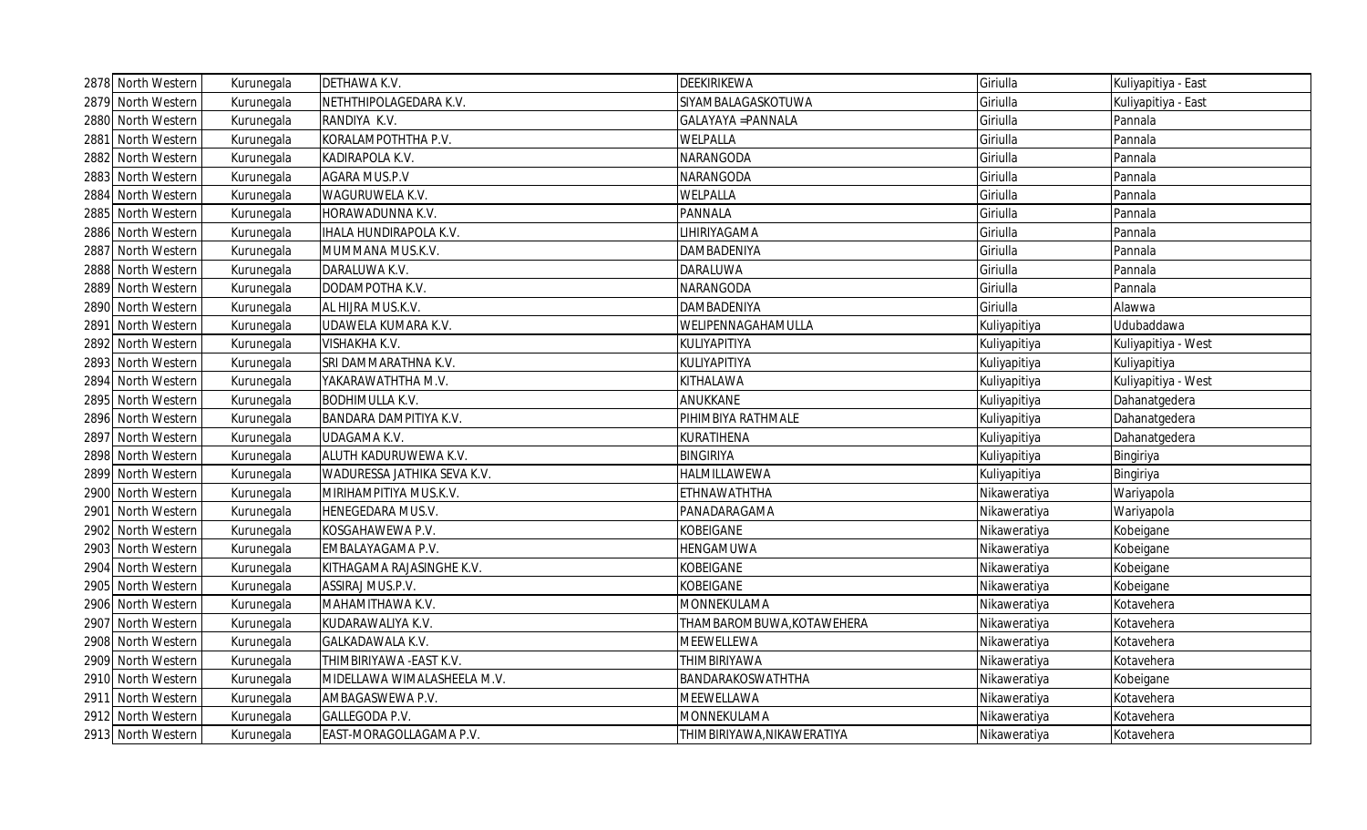| | | | | | | |
|---|---|---|---|---|---|---|
| 2878 | North Western | Kurunegala | DETHAWA K.V. | DEEKIRIKEWA | Giriulla | Kuliyapitiya - East |
| 2879 | North Western | Kurunegala | NETHTHIPOLAGEDARA K.V. | SIYAMBALAGASKOTUWA | Giriulla | Kuliyapitiya - East |
| 2880 | North Western | Kurunegala | RANDIYA K.V. | GALAYAYA =PANNALA | Giriulla | Pannala |
| 2881 | North Western | Kurunegala | KORALAMPOTHTHA P.V. | WELPALLA | Giriulla | Pannala |
| 2882 | North Western | Kurunegala | KADIRAPOLA K.V. | NARANGODA | Giriulla | Pannala |
| 2883 | North Western | Kurunegala | AGARA MUS.P.V | NARANGODA | Giriulla | Pannala |
| 2884 | North Western | Kurunegala | WAGURUWELA K.V. | WELPALLA | Giriulla | Pannala |
| 2885 | North Western | Kurunegala | HORAWADUNNA K.V. | PANNALA | Giriulla | Pannala |
| 2886 | North Western | Kurunegala | IHALA HUNDIRAPOLA K.V. | LIHIRIYAGAMA | Giriulla | Pannala |
| 2887 | North Western | Kurunegala | MUMMANA MUS.K.V. | DAMBADENIYA | Giriulla | Pannala |
| 2888 | North Western | Kurunegala | DARALUWA K.V. | DARALUWA | Giriulla | Pannala |
| 2889 | North Western | Kurunegala | DODAMPOTHA K.V. | NARANGODA | Giriulla | Pannala |
| 2890 | North Western | Kurunegala | AL HIJRA MUS.K.V. | DAMBADENIYA | Giriulla | Alawwa |
| 2891 | North Western | Kurunegala | UDAWELA KUMARA K.V. | WELIPENNAGAHAMULLA | Kuliyapitiya | Udubaddawa |
| 2892 | North Western | Kurunegala | VISHAKHA K.V. | KULIYAPITIYA | Kuliyapitiya | Kuliyapitiya - West |
| 2893 | North Western | Kurunegala | SRI DAMMARATHNA K.V. | KULIYAPITIYA | Kuliyapitiya | Kuliyapitiya |
| 2894 | North Western | Kurunegala | YAKARAWATHTHA M.V. | KITHALAWA | Kuliyapitiya | Kuliyapitiya - West |
| 2895 | North Western | Kurunegala | BODHIMULLA K.V. | ANUKKANE | Kuliyapitiya | Dahanatgedera |
| 2896 | North Western | Kurunegala | BANDARA DAMPITIYA K.V. | PIHIMBIYA RATHMALE | Kuliyapitiya | Dahanatgedera |
| 2897 | North Western | Kurunegala | UDAGAMA K.V. | KURATIHENA | Kuliyapitiya | Dahanatgedera |
| 2898 | North Western | Kurunegala | ALUTH KADURUWEWA K.V. | BINGIRIYA | Kuliyapitiya | Bingiriya |
| 2899 | North Western | Kurunegala | WADURESSA JATHIKA SEVA K.V. | HALMILLAWEWA | Kuliyapitiya | Bingiriya |
| 2900 | North Western | Kurunegala | MIRIHAMPITIYA MUS.K.V. | ETHNAWATHTHA | Nikaweratiya | Wariyapola |
| 2901 | North Western | Kurunegala | HENEGEDARA MUS.V. | PANADARAGAMA | Nikaweratiya | Wariyapola |
| 2902 | North Western | Kurunegala | KOSGAHAWEWA P.V. | KOBEIGANE | Nikaweratiya | Kobeigane |
| 2903 | North Western | Kurunegala | EMBALAYAGAMA P.V. | HENGAMUWA | Nikaweratiya | Kobeigane |
| 2904 | North Western | Kurunegala | KITHAGAMA RAJASINGHE K.V. | KOBEIGANE | Nikaweratiya | Kobeigane |
| 2905 | North Western | Kurunegala | ASSIRAJ MUS.P.V. | KOBEIGANE | Nikaweratiya | Kobeigane |
| 2906 | North Western | Kurunegala | MAHAMITHAWA K.V. | MONNEKULAMA | Nikaweratiya | Kotavehera |
| 2907 | North Western | Kurunegala | KUDARAWALIYA K.V. | THAMBAROMBUWA,KOTAWEHERA | Nikaweratiya | Kotavehera |
| 2908 | North Western | Kurunegala | GALKADAWALA K.V. | MEEWELLEWA | Nikaweratiya | Kotavehera |
| 2909 | North Western | Kurunegala | THIMBIRIYAWA -EAST K.V. | THIMBIRIYAWA | Nikaweratiya | Kotavehera |
| 2910 | North Western | Kurunegala | MIDELLAWA WIMALASHEELA M.V. | BANDARAKOSWATHTHA | Nikaweratiya | Kobeigane |
| 2911 | North Western | Kurunegala | AMBAGASWEWA P.V. | MEEWELLAWA | Nikaweratiya | Kotavehera |
| 2912 | North Western | Kurunegala | GALLEGODA P.V. | MONNEKULAMA | Nikaweratiya | Kotavehera |
| 2913 | North Western | Kurunegala | EAST-MORAGOLLAGAMA P.V. | THIMBIRIYAWA,NIKAWERATIYA | Nikaweratiya | Kotavehera |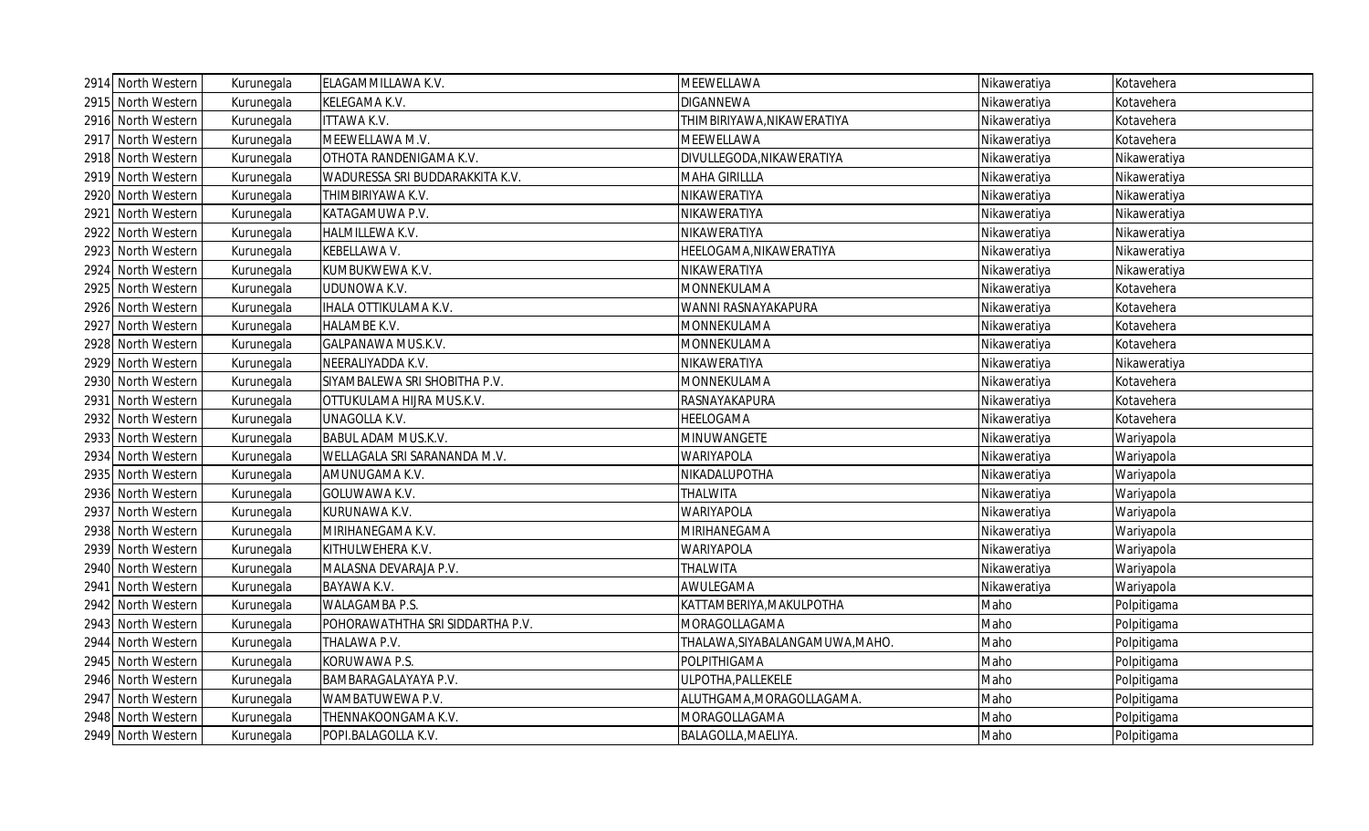| 2914 | North Western | Kurunegala | ELAGAMMILLAWA K.V. | MEEWELLAWA | Nikaweratiya | Kotavehera |
|---|---|---|---|---|---|---|
| 2915 | North Western | Kurunegala | KELEGAMA K.V. | DIGANNEWA | Nikaweratiya | Kotavehera |
| 2916 | North Western | Kurunegala | ITTAWA K.V. | THIMBIRIYAWA,NIKAWERATIYA | Nikaweratiya | Kotavehera |
| 2917 | North Western | Kurunegala | MEEWELLAWA M.V. | MEEWELLAWA | Nikaweratiya | Kotavehera |
| 2918 | North Western | Kurunegala | OTHOTA RANDENIGAMA K.V. | DIVULLEGODA,NIKAWERATIYA | Nikaweratiya | Nikaweratiya |
| 2919 | North Western | Kurunegala | WADURESSA SRI BUDDARAKKITA K.V. | MAHA GIRILLLA | Nikaweratiya | Nikaweratiya |
| 2920 | North Western | Kurunegala | THIMBIRIYAWA K.V. | NIKAWERATIYA | Nikaweratiya | Nikaweratiya |
| 2921 | North Western | Kurunegala | KATAGAMUWA P.V. | NIKAWERATIYA | Nikaweratiya | Nikaweratiya |
| 2922 | North Western | Kurunegala | HALMILLEWA K.V. | NIKAWERATIYA | Nikaweratiya | Nikaweratiya |
| 2923 | North Western | Kurunegala | KEBELLAWA V. | HEELOGAMA,NIKAWERATIYA | Nikaweratiya | Nikaweratiya |
| 2924 | North Western | Kurunegala | KUMBUKWEWA K.V. | NIKAWERATIYA | Nikaweratiya | Nikaweratiya |
| 2925 | North Western | Kurunegala | UDUNOWA K.V. | MONNEKULAMA | Nikaweratiya | Kotavehera |
| 2926 | North Western | Kurunegala | IHALA OTTIKULAMA K.V. | WANNI RASNAYAKAPURA | Nikaweratiya | Kotavehera |
| 2927 | North Western | Kurunegala | HALAMBE K.V. | MONNEKULAMA | Nikaweratiya | Kotavehera |
| 2928 | North Western | Kurunegala | GALPANAWA MUS.K.V. | MONNEKULAMA | Nikaweratiya | Kotavehera |
| 2929 | North Western | Kurunegala | NEERALIYADDA K.V. | NIKAWERATIYA | Nikaweratiya | Nikaweratiya |
| 2930 | North Western | Kurunegala | SIYAMBALEWA SRI SHOBITHA P.V. | MONNEKULAMA | Nikaweratiya | Kotavehera |
| 2931 | North Western | Kurunegala | OTTUKULAMA HIJRA MUS.K.V. | RASNAYAKAPURA | Nikaweratiya | Kotavehera |
| 2932 | North Western | Kurunegala | UNAGOLLA K.V. | HEELOGAMA | Nikaweratiya | Kotavehera |
| 2933 | North Western | Kurunegala | BABUL ADAM MUS.K.V. | MINUWANGETE | Nikaweratiya | Wariyapola |
| 2934 | North Western | Kurunegala | WELLAGALA SRI SARANANDA M.V. | WARIYAPOLA | Nikaweratiya | Wariyapola |
| 2935 | North Western | Kurunegala | AMUNUGAMA K.V. | NIKADALUPOTHA | Nikaweratiya | Wariyapola |
| 2936 | North Western | Kurunegala | GOLUWAWA K.V. | THALWITA | Nikaweratiya | Wariyapola |
| 2937 | North Western | Kurunegala | KURUNAWA K.V. | WARIYAPOLA | Nikaweratiya | Wariyapola |
| 2938 | North Western | Kurunegala | MIRIHANEGAMA K.V. | MIRIHANEGAMA | Nikaweratiya | Wariyapola |
| 2939 | North Western | Kurunegala | KITHULWEHERA K.V. | WARIYAPOLA | Nikaweratiya | Wariyapola |
| 2940 | North Western | Kurunegala | MALASNA DEVARAJA P.V. | THALWITA | Nikaweratiya | Wariyapola |
| 2941 | North Western | Kurunegala | BAYAWA K.V. | AWULEGAMA | Nikaweratiya | Wariyapola |
| 2942 | North Western | Kurunegala | WALAGAMBA P.S. | KATTAMBERIYA,MAKULPOTHA | Maho | Polpitigama |
| 2943 | North Western | Kurunegala | POHORAWATHTHA SRI SIDDARTHA P.V. | MORAGOLLAGAMA | Maho | Polpitigama |
| 2944 | North Western | Kurunegala | THALAWA P.V. | THALAWA,SIYABALANGAMUWA,MAHO. | Maho | Polpitigama |
| 2945 | North Western | Kurunegala | KORUWAWA P.S. | POLPITHIGAMA | Maho | Polpitigama |
| 2946 | North Western | Kurunegala | BAMBARAGALAYAYA P.V. | ULPOTHA,PALLEKELE | Maho | Polpitigama |
| 2947 | North Western | Kurunegala | WAMBATUWEWA P.V. | ALUTHGAMA,MORAGOLLAGAMA. | Maho | Polpitigama |
| 2948 | North Western | Kurunegala | THENNAKOONGAMA K.V. | MORAGOLLAGAMA | Maho | Polpitigama |
| 2949 | North Western | Kurunegala | POPI.BALAGOLLA K.V. | BALAGOLLA,MAELIYA. | Maho | Polpitigama |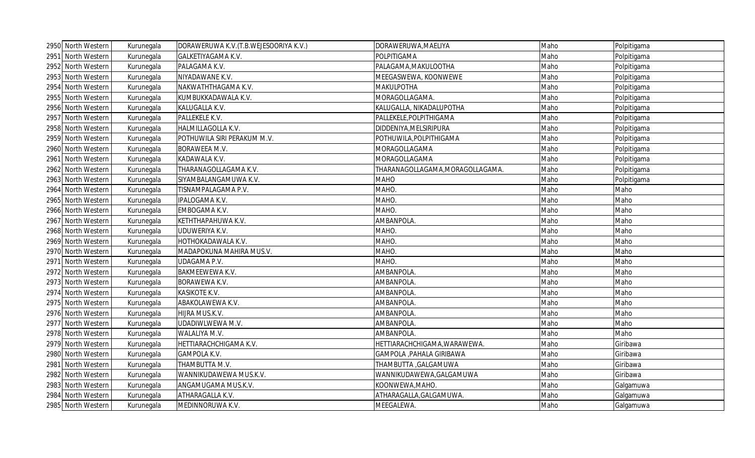| 2950 | North Western | Kurunegala | DORAWERUWA K.V.(T.B.WEJESOORIYA K.V.) | DORAWERUWA,MAELIYA | Maho | Polpitigama |
|---|---|---|---|---|---|---|
| 2951 | North Western | Kurunegala | GALKETIYAGAMA K.V. | POLPITIGAMA | Maho | Polpitigama |
| 2952 | North Western | Kurunegala | PALAGAMA K.V. | PALAGAMA,MAKULOOTHA | Maho | Polpitigama |
| 2953 | North Western | Kurunegala | NIYADAWANE K.V. | MEEGASWEWA, KOONWEWE | Maho | Polpitigama |
| 2954 | North Western | Kurunegala | NAKWATHTHAGAMA K.V. | MAKULPOTHA | Maho | Polpitigama |
| 2955 | North Western | Kurunegala | KUMBUKKADAWALA K.V. | MORAGOLLAGAMA. | Maho | Polpitigama |
| 2956 | North Western | Kurunegala | KALUGALLA K.V. | KALUGALLA, NIKADALUPOTHA | Maho | Polpitigama |
| 2957 | North Western | Kurunegala | PALLEKELE K.V. | PALLEKELE,POLPITHIGAMA | Maho | Polpitigama |
| 2958 | North Western | Kurunegala | HALMILLAGOLLA K.V. | DIDDENIYA,MELSIRIPURA | Maho | Polpitigama |
| 2959 | North Western | Kurunegala | POTHUWILA SIRI PERAKUM M.V. | POTHUWILA,POLPITHIGAMA | Maho | Polpitigama |
| 2960 | North Western | Kurunegala | BORAWEEA M.V. | MORAGOLLAGAMA | Maho | Polpitigama |
| 2961 | North Western | Kurunegala | KADAWALA K.V. | MORAGOLLAGAMA | Maho | Polpitigama |
| 2962 | North Western | Kurunegala | THARANAGOLLAGAMA K.V. | THARANAGOLLAGAMA,MORAGOLLAGAMA. | Maho | Polpitigama |
| 2963 | North Western | Kurunegala | SIYAMBALANGAMUWA K.V. | MAHO | Maho | Polpitigama |
| 2964 | North Western | Kurunegala | TISNAMPALAGAMA P.V. | MAHO. | Maho | Maho |
| 2965 | North Western | Kurunegala | IPALOGAMA K.V. | MAHO. | Maho | Maho |
| 2966 | North Western | Kurunegala | EMBOGAMA K.V. | MAHO. | Maho | Maho |
| 2967 | North Western | Kurunegala | KETHTHAPAHUWA K.V. | AMBANPOLA. | Maho | Maho |
| 2968 | North Western | Kurunegala | UDUWERIYA K.V. | MAHO. | Maho | Maho |
| 2969 | North Western | Kurunegala | HOTHOKADAWALA K.V. | MAHO. | Maho | Maho |
| 2970 | North Western | Kurunegala | MADAPOKUNA MAHIRA MUS.V. | MAHO. | Maho | Maho |
| 2971 | North Western | Kurunegala | UDAGAMA P.V. | MAHO. | Maho | Maho |
| 2972 | North Western | Kurunegala | BAKMEEWEWA K.V. | AMBANPOLA. | Maho | Maho |
| 2973 | North Western | Kurunegala | BORAWEWA K.V. | AMBANPOLA. | Maho | Maho |
| 2974 | North Western | Kurunegala | KASIKOTE K.V. | AMBANPOLA. | Maho | Maho |
| 2975 | North Western | Kurunegala | ABAKOLAWEWA K.V. | AMBANPOLA. | Maho | Maho |
| 2976 | North Western | Kurunegala | HIJRA MUS.K.V. | AMBANPOLA. | Maho | Maho |
| 2977 | North Western | Kurunegala | UDADIWLWEWA M.V. | AMBANPOLA. | Maho | Maho |
| 2978 | North Western | Kurunegala | WALALIYA M.V. | AMBANPOLA. | Maho | Maho |
| 2979 | North Western | Kurunegala | HETTIARACHCHIGAMA K.V. | HETTIARACHCHIGAMA,WARAWEWA. | Maho | Giribawa |
| 2980 | North Western | Kurunegala | GAMPOLA K.V. | GAMPOLA ,PAHALA GIRIBAWA | Maho | Giribawa |
| 2981 | North Western | Kurunegala | THAMBUTTA M.V. | THAMBUTTA ,GALGAMUWA | Maho | Giribawa |
| 2982 | North Western | Kurunegala | WANNIKUDAWEWA MUS.K.V. | WANNIKUDAWEWA,GALGAMUWA | Maho | Giribawa |
| 2983 | North Western | Kurunegala | ANGAMUGAMA MUS.K.V. | KOONWEWA,MAHO. | Maho | Galgamuwa |
| 2984 | North Western | Kurunegala | ATHARAGALLA K.V. | ATHARAGALLA,GALGAMUWA. | Maho | Galgamuwa |
| 2985 | North Western | Kurunegala | MEDINNORUWA K.V. | MEEGALEWA. | Maho | Galgamuwa |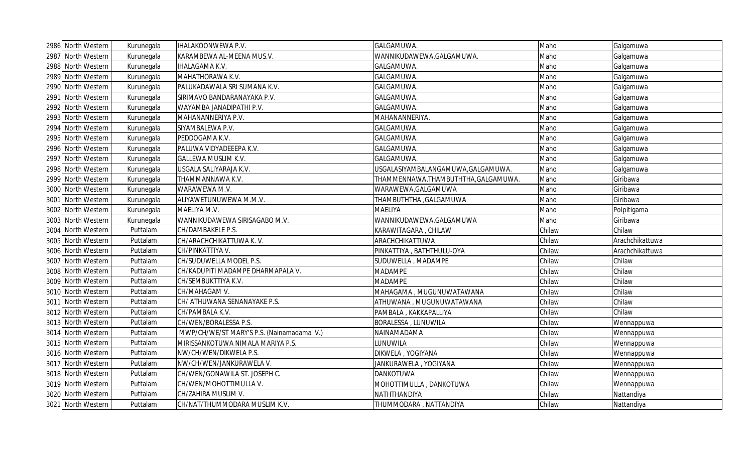| 2986 | North Western | Kurunegala | IHALAKOONWEWA P.V. | GALGAMUWA. | Maho | Galgamuwa |
|---|---|---|---|---|---|---|
| 2987 | North Western | Kurunegala | KARAMBEWA AL-MEENA MUS.V. | WANNIKUDAWEWA,GALGAMUWA. | Maho | Galgamuwa |
| 2988 | North Western | Kurunegala | IHALAGAMA K.V. | GALGAMUWA. | Maho | Galgamuwa |
| 2989 | North Western | Kurunegala | MAHATHORAWA K.V. | GALGAMUWA. | Maho | Galgamuwa |
| 2990 | North Western | Kurunegala | PALUKADAWALA SRI SUMANA K.V. | GALGAMUWA. | Maho | Galgamuwa |
| 2991 | North Western | Kurunegala | SIRIMAVO BANDARANAYAKA P.V. | GALGAMUWA. | Maho | Galgamuwa |
| 2992 | North Western | Kurunegala | WAYAMBA JANADIPATHI P.V. | GALGAMUWA. | Maho | Galgamuwa |
| 2993 | North Western | Kurunegala | MAHANANNERIYA P.V. | MAHANANNERIYA. | Maho | Galgamuwa |
| 2994 | North Western | Kurunegala | SIYAMBALEWA P.V. | GALGAMUWA. | Maho | Galgamuwa |
| 2995 | North Western | Kurunegala | PEDDOGAMA K.V. | GALGAMUWA. | Maho | Galgamuwa |
| 2996 | North Western | Kurunegala | PALUWA VIDYADEEEPA K.V. | GALGAMUWA. | Maho | Galgamuwa |
| 2997 | North Western | Kurunegala | GALLEWA MUSLIM K.V. | GALGAMUWA. | Maho | Galgamuwa |
| 2998 | North Western | Kurunegala | USGALA SALIYARAJA K.V. | USGALASIYAMBALANGAMUWA,GALGAMUWA. | Maho | Galgamuwa |
| 2999 | North Western | Kurunegala | THAMMANNAWA K.V. | THAMMENNAWA,THAMBUTHTHA,GALGAMUWA. | Maho | Giribawa |
| 3000 | North Western | Kurunegala | WARAWEWA M.V. | WARAWEWA,GALGAMUWA | Maho | Giribawa |
| 3001 | North Western | Kurunegala | ALIYAWETUNUWEWA M.M.V. | THAMBUTHTHA ,GALGAMUWA | Maho | Giribawa |
| 3002 | North Western | Kurunegala | MAELIYA M.V. | MAELIYA | Maho | Polpitigama |
| 3003 | North Western | Kurunegala | WANNIKUDAWEWA SIRISAGABO M.V. | WANNIKUDAWEWA,GALGAMUWA | Maho | Giribawa |
| 3004 | North Western | Puttalam | CH/DAMBAKELE P.S. | KARAWITAGARA , CHILAW | Chilaw | Chilaw |
| 3005 | North Western | Puttalam | CH/ARACHCHIKATTUWA K. V. | ARACHCHIKATTUWA | Chilaw | Arachchikattuwa |
| 3006 | North Western | Puttalam | CH/PINKATTIYA V. | PINKATTIYA , BATHTHULU-OYA | Chilaw | Arachchikattuwa |
| 3007 | North Western | Puttalam | CH/SUDUWELLA MODEL P.S. | SUDUWELLA , MADAMPE | Chilaw | Chilaw |
| 3008 | North Western | Puttalam | CH/KADUPITI MADAMPE DHARMAPALA V. | MADAMPE | Chilaw | Chilaw |
| 3009 | North Western | Puttalam | CH/SEMBUKTTIYA K.V. | MADAMPE | Chilaw | Chilaw |
| 3010 | North Western | Puttalam | CH/MAHAGAM V. | MAHAGAMA , MUGUNUWATAWANA | Chilaw | Chilaw |
| 3011 | North Western | Puttalam | CH/ ATHUWANA SENANAYAKE P.S. | ATHUWANA , MUGUNUWATAWANA | Chilaw | Chilaw |
| 3012 | North Western | Puttalam | CH/PAMBALA K.V. | PAMBALA , KAKKAPALLIYA | Chilaw | Chilaw |
| 3013 | North Western | Puttalam | CH/WEN/BORALESSA P.S. | BORALESSA , LUNUWILA | Chilaw | Wennappuwa |
| 3014 | North Western | Puttalam | MWP/CH/WE/ST MARY'S P.S. (Nainamadama V.) | NAINAMADAMA | Chilaw | Wennappuwa |
| 3015 | North Western | Puttalam | MIRISSANKOTUWA NIMALA MARIYA P.S. | LUNUWILA | Chilaw | Wennappuwa |
| 3016 | North Western | Puttalam | NW/CH/WEN/DIKWELA P.S. | DIKWELA , YOGIYANA | Chilaw | Wennappuwa |
| 3017 | North Western | Puttalam | NW/CH/WEN/JANKURAWELA V. | JANKURAWELA , YOGIYANA | Chilaw | Wennappuwa |
| 3018 | North Western | Puttalam | CH/WEN/GONAWILA ST. JOSEPH C. | DANKOTUWA | Chilaw | Wennappuwa |
| 3019 | North Western | Puttalam | CH/WEN/MOHOTTIMULLA V. | MOHOTTIMULLA , DANKOTUWA | Chilaw | Wennappuwa |
| 3020 | North Western | Puttalam | CH/ZAHIRA MUSLIM V. | NATHTHANDIYA | Chilaw | Nattandiya |
| 3021 | North Western | Puttalam | CH/NAT/THUMMODARA MUSLIM K.V. | THUMMODARA , NATTANDIYA | Chilaw | Nattandiya |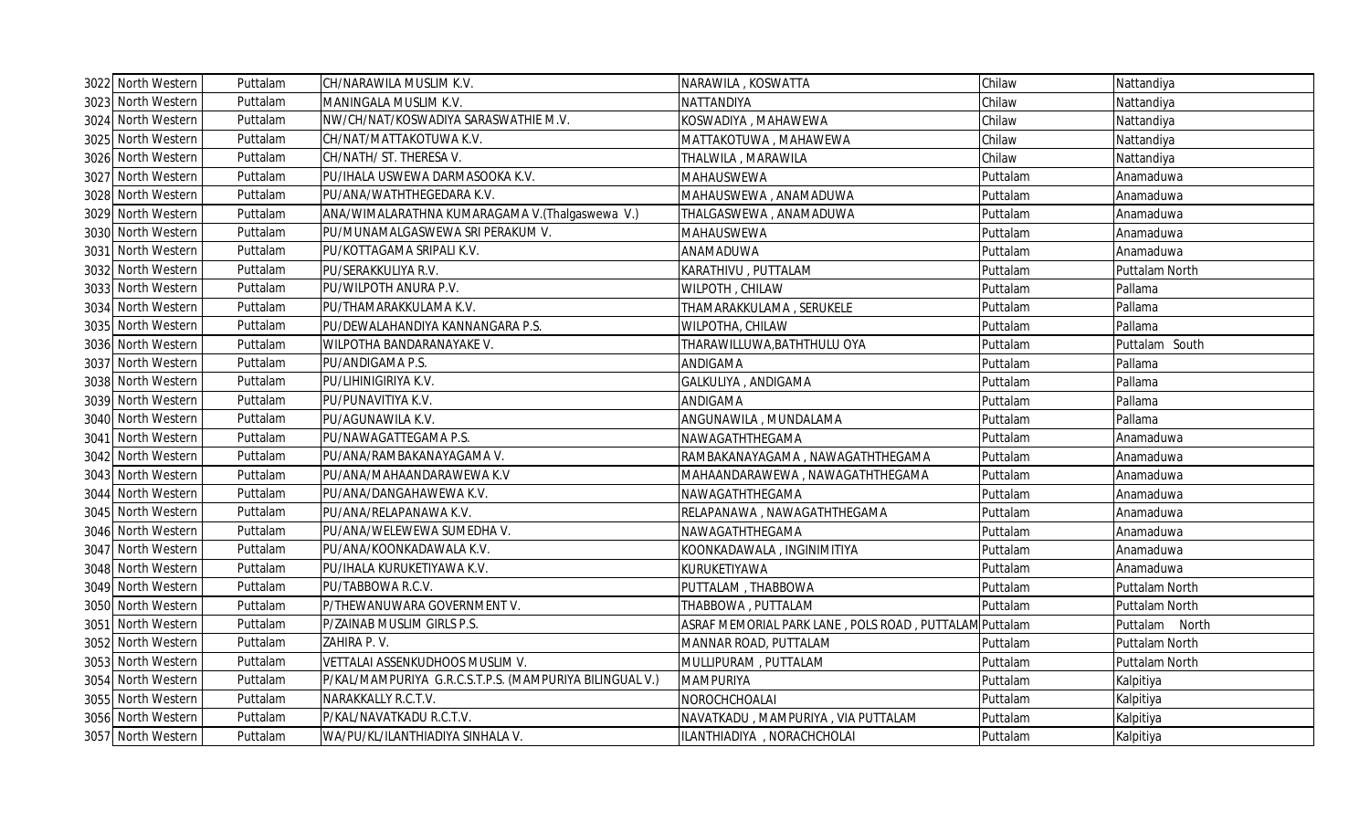| | | | | | | |
|---|---|---|---|---|---|---|
| 3022 | North Western | Puttalam | CH/NARAWILA MUSLIM K.V. | NARAWILA , KOSWATTA | Chilaw | Nattandiya |
| 3023 | North Western | Puttalam | MANINGALA MUSLIM K.V. | NATTANDIYA | Chilaw | Nattandiya |
| 3024 | North Western | Puttalam | NW/CH/NAT/KOSWADIYA SARASWATHIE M.V. | KOSWADIYA , MAHAWEWA | Chilaw | Nattandiya |
| 3025 | North Western | Puttalam | CH/NAT/MATTAKOTUWA K.V. | MATTAKOTUWA , MAHAWEWA | Chilaw | Nattandiya |
| 3026 | North Western | Puttalam | CH/NATH/ ST. THERESA V. | THALWILA , MARAWILA | Chilaw | Nattandiya |
| 3027 | North Western | Puttalam | PU/IHALA USWEWA DARMASOOKA K.V. | MAHAUSWEWA | Puttalam | Anamaduwa |
| 3028 | North Western | Puttalam | PU/ANA/WATHTHEGEDARA K.V. | MAHAUSWEWA , ANAMADUWA | Puttalam | Anamaduwa |
| 3029 | North Western | Puttalam | ANA/WIMALARATHNA KUMARAGAMA V.(Thalgaswewa V.) | THALGASWEWA , ANAMADUWA | Puttalam | Anamaduwa |
| 3030 | North Western | Puttalam | PU/MUNAMALGASWEWA SRI PERAKUM V. | MAHAUSWEWA | Puttalam | Anamaduwa |
| 3031 | North Western | Puttalam | PU/KOTTAGAMA SRIPALI K.V. | ANAMADUWA | Puttalam | Anamaduwa |
| 3032 | North Western | Puttalam | PU/SERAKKULIYA R.V. | KARATHIVU , PUTTALAM | Puttalam | Puttalam North |
| 3033 | North Western | Puttalam | PU/WILPOTH ANURA P.V. | WILPOTH , CHILAW | Puttalam | Pallama |
| 3034 | North Western | Puttalam | PU/THAMARAKKULAMA K.V. | THAMARAKKULAMA , SERUKELE | Puttalam | Pallama |
| 3035 | North Western | Puttalam | PU/DEWALAHANDIYA KANNANGARA P.S. | WILPOTHA, CHILAW | Puttalam | Pallama |
| 3036 | North Western | Puttalam | WILPOTHA BANDARANAYAKE V. | THARAWILLUWA,BATHTHULU OYA | Puttalam | Puttalam South |
| 3037 | North Western | Puttalam | PU/ANDIGAMA P.S. | ANDIGAMA | Puttalam | Pallama |
| 3038 | North Western | Puttalam | PU/LIHINIGIRIYA K.V. | GALKULIYA , ANDIGAMA | Puttalam | Pallama |
| 3039 | North Western | Puttalam | PU/PUNAVITIYA K.V. | ANDIGAMA | Puttalam | Pallama |
| 3040 | North Western | Puttalam | PU/AGUNAWILA K.V. | ANGUNAWILA , MUNDALAMA | Puttalam | Pallama |
| 3041 | North Western | Puttalam | PU/NAWAGATTEGAMA P.S. | NAWAGATHTHEGAMA | Puttalam | Anamaduwa |
| 3042 | North Western | Puttalam | PU/ANA/RAMBAKANAYAGAMA V. | RAMBAKANAYAGAMA , NAWAGATHTHEGAMA | Puttalam | Anamaduwa |
| 3043 | North Western | Puttalam | PU/ANA/MAHAANDARAWEWA K.V | MAHAANDARAWEWA , NAWAGATHTHEGAMA | Puttalam | Anamaduwa |
| 3044 | North Western | Puttalam | PU/ANA/DANGAHAWEWA K.V. | NAWAGATHTHEGAMA | Puttalam | Anamaduwa |
| 3045 | North Western | Puttalam | PU/ANA/RELAPANAWA K.V. | RELAPANAWA , NAWAGATHTHEGAMA | Puttalam | Anamaduwa |
| 3046 | North Western | Puttalam | PU/ANA/WELEWEWA SUMEDHA V. | NAWAGATHTHEGAMA | Puttalam | Anamaduwa |
| 3047 | North Western | Puttalam | PU/ANA/KOONKADAWALA K.V. | KOONKADAWALA , INGINIMITIYA | Puttalam | Anamaduwa |
| 3048 | North Western | Puttalam | PU/IHALA KURUKETIYAWA K.V. | KURUKETIYAWA | Puttalam | Anamaduwa |
| 3049 | North Western | Puttalam | PU/TABBOWA R.C.V. | PUTTALAM , THABBOWA | Puttalam | Puttalam North |
| 3050 | North Western | Puttalam | P/THEWANUWARA GOVERNMENT V. | THABBOWA , PUTTALAM | Puttalam | Puttalam North |
| 3051 | North Western | Puttalam | P/ZAINAB MUSLIM GIRLS P.S. | ASRAF MEMORIAL PARK LANE , POLS ROAD , PUTTALAM | Puttalam | Puttalam North |
| 3052 | North Western | Puttalam | ZAHIRA P. V. | MANNAR ROAD, PUTTALAM | Puttalam | Puttalam North |
| 3053 | North Western | Puttalam | VETTALAI ASSENKUDHOOS MUSLIM V. | MULLIPURAM , PUTTALAM | Puttalam | Puttalam North |
| 3054 | North Western | Puttalam | P/KAL/MAMPURIYA G.R.C.S.T.P.S. (MAMPURIYA BILINGUAL V.) | MAMPURIYA | Puttalam | Kalpitiya |
| 3055 | North Western | Puttalam | NARAKKALLY R.C.T.V. | NOROCHCHOALAI | Puttalam | Kalpitiya |
| 3056 | North Western | Puttalam | P/KAL/NAVATKADU R.C.T.V. | NAVATKADU , MAMPURIYA , VIA PUTTALAM | Puttalam | Kalpitiya |
| 3057 | North Western | Puttalam | WA/PU/KL/ILANTHIADIYA SINHALA V. | ILANTHIADIYA , NORACHCHOLAI | Puttalam | Kalpitiya |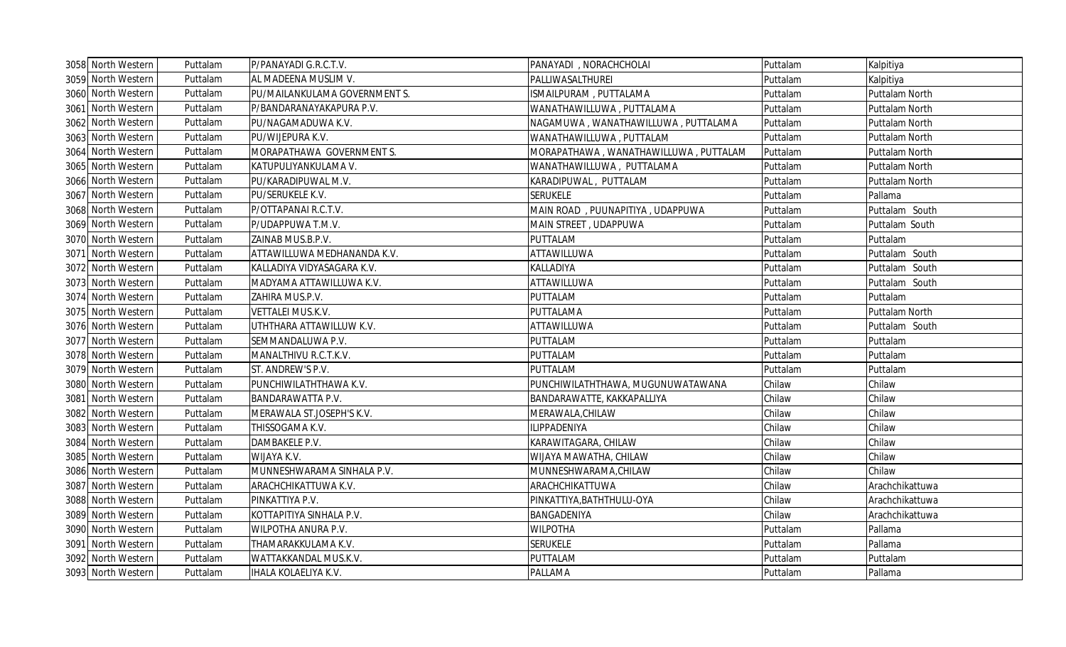| | | | | | | |
|---|---|---|---|---|---|---|
| 3058 | North Western | Puttalam | P/PANAYADI G.R.C.T.V. | PANAYADI , NORACHCHOLAI | Puttalam | Kalpitiya |
| 3059 | North Western | Puttalam | AL MADEENA MUSLIM V. | PALLIWASALTHUREI | Puttalam | Kalpitiya |
| 3060 | North Western | Puttalam | PU/MAILANKULAMA GOVERNMENT S. | ISMAILPURAM , PUTTALAMA | Puttalam | Puttalam North |
| 3061 | North Western | Puttalam | P/BANDARANAYAKAPURA P.V. | WANATHAWILLUWA , PUTTALAMA | Puttalam | Puttalam North |
| 3062 | North Western | Puttalam | PU/NAGAMADUWA K.V. | NAGAMUWA , WANATHAWILLUWA , PUTTALAMA | Puttalam | Puttalam North |
| 3063 | North Western | Puttalam | PU/WIJEPURA K.V. | WANATHAWILLUWA , PUTTALAM | Puttalam | Puttalam North |
| 3064 | North Western | Puttalam | MORAPATHAWA GOVERNMENT S. | MORAPATHAWA , WANATHAWILLUWA , PUTTALAM | Puttalam | Puttalam North |
| 3065 | North Western | Puttalam | KATUPULIYANKULAMA V. | WANATHAWILLUWA , PUTTALAMA | Puttalam | Puttalam North |
| 3066 | North Western | Puttalam | PU/KARADIPUWAL M.V. | KARADIPUWAL , PUTTALAM | Puttalam | Puttalam North |
| 3067 | North Western | Puttalam | PU/SERUKELE K.V. | SERUKELE | Puttalam | Pallama |
| 3068 | North Western | Puttalam | P/OTTAPANAI R.C.T.V. | MAIN ROAD , PUUNAPITIYA , UDAPPUWA | Puttalam | Puttalam South |
| 3069 | North Western | Puttalam | P/UDAPPUWA T.M.V. | MAIN STREET , UDAPPUWA | Puttalam | Puttalam South |
| 3070 | North Western | Puttalam | ZAINAB MUS.B.P.V. | PUTTALAM | Puttalam | Puttalam |
| 3071 | North Western | Puttalam | ATTAWILLUWA MEDHANANDA K.V. | ATTAWILLUWA | Puttalam | Puttalam South |
| 3072 | North Western | Puttalam | KALLADIYA VIDYASAGARA K.V. | KALLADIYA | Puttalam | Puttalam South |
| 3073 | North Western | Puttalam | MADYAMA ATTAWILLUWA K.V. | ATTAWILLUWA | Puttalam | Puttalam South |
| 3074 | North Western | Puttalam | ZAHIRA MUS.P.V. | PUTTALAM | Puttalam | Puttalam |
| 3075 | North Western | Puttalam | VETTALEI MUS.K.V. | PUTTALAMA | Puttalam | Puttalam North |
| 3076 | North Western | Puttalam | UTHTHARA ATTAWILLUW K.V. | ATTAWILLUWA | Puttalam | Puttalam South |
| 3077 | North Western | Puttalam | SEMMANDALUWA P.V. | PUTTALAM | Puttalam | Puttalam |
| 3078 | North Western | Puttalam | MANALTHIVU R.C.T.K.V. | PUTTALAM | Puttalam | Puttalam |
| 3079 | North Western | Puttalam | ST. ANDREW'S P.V. | PUTTALAM | Puttalam | Puttalam |
| 3080 | North Western | Puttalam | PUNCHIWILATHTHAWA K.V. | PUNCHIWILATHTHAWA, MUGUNUWATAWANA | Chilaw | Chilaw |
| 3081 | North Western | Puttalam | BANDARAWATTA P.V. | BANDARAWATTE, KAKKAPALLIYA | Chilaw | Chilaw |
| 3082 | North Western | Puttalam | MERAWALA ST.JOSEPH'S K.V. | MERAWALA,CHILAW | Chilaw | Chilaw |
| 3083 | North Western | Puttalam | THISSOGAMA K.V. | ILIPPADENIYA | Chilaw | Chilaw |
| 3084 | North Western | Puttalam | DAMBAKELE P.V. | KARAWITAGARA, CHILAW | Chilaw | Chilaw |
| 3085 | North Western | Puttalam | WIJAYA K.V. | WIJAYA MAWATHA, CHILAW | Chilaw | Chilaw |
| 3086 | North Western | Puttalam | MUNNESHWARAMA SINHALA P.V. | MUNNESHWARAMA,CHILAW | Chilaw | Chilaw |
| 3087 | North Western | Puttalam | ARACHCHIKATTUWA K.V. | ARACHCHIKATTUWA | Chilaw | Arachchikattuwa |
| 3088 | North Western | Puttalam | PINKATTIYA P.V. | PINKATTIYA,BATHTHULU-OYA | Chilaw | Arachchikattuwa |
| 3089 | North Western | Puttalam | KOTTAPITIYA SINHALA P.V. | BANGADENIYA | Chilaw | Arachchikattuwa |
| 3090 | North Western | Puttalam | WILPOTHA ANURA P.V. | WILPOTHA | Puttalam | Pallama |
| 3091 | North Western | Puttalam | THAMARAKKULAMA K.V. | SERUKELE | Puttalam | Pallama |
| 3092 | North Western | Puttalam | WATTAKKANDAL MUS.K.V. | PUTTALAM | Puttalam | Puttalam |
| 3093 | North Western | Puttalam | IHALA KOLAELIYA K.V. | PALLAMA | Puttalam | Pallama |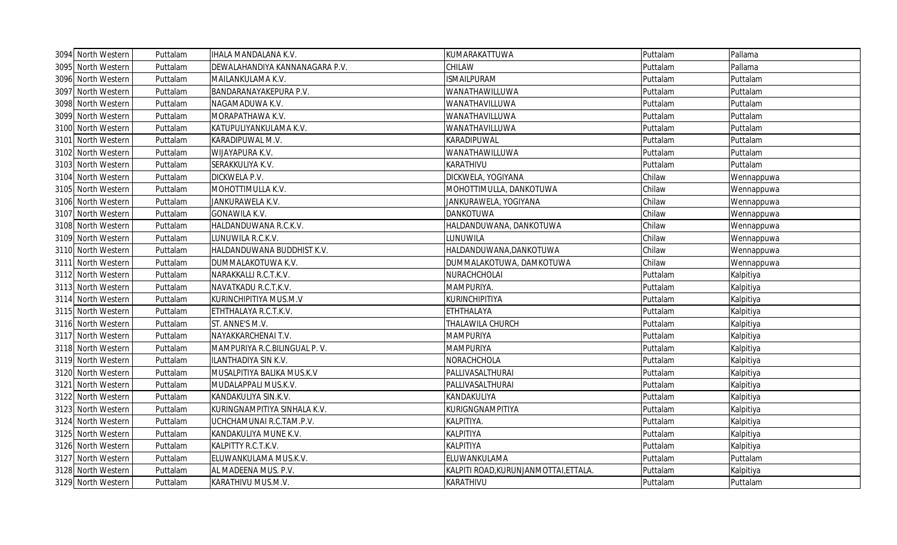| 3094 | North Western | Puttalam | IHALA MANDALANA K.V. | KUMARAKATTUWA | Puttalam | Pallama |
|---|---|---|---|---|---|---|
| 3095 | North Western | Puttalam | DEWALAHANDIYA KANNANAGARA P.V. | CHILAW | Puttalam | Pallama |
| 3096 | North Western | Puttalam | MAILANKULAMA K.V. | ISMAILPURAM | Puttalam | Puttalam |
| 3097 | North Western | Puttalam | BANDARANAYAKEPURA P.V. | WANATHAWILLUWA | Puttalam | Puttalam |
| 3098 | North Western | Puttalam | NAGAMADUWA K.V. | WANATHAVILLUWA | Puttalam | Puttalam |
| 3099 | North Western | Puttalam | MORAPATHAWA K.V. | WANATHAVILLUWA | Puttalam | Puttalam |
| 3100 | North Western | Puttalam | KATUPULIYANKULAMA K.V. | WANATHAVILLUWA | Puttalam | Puttalam |
| 3101 | North Western | Puttalam | KARADIPUWAL M.V. | KARADIPUWAL | Puttalam | Puttalam |
| 3102 | North Western | Puttalam | WIJAYAPURA K.V. | WANATHAWILLUWA | Puttalam | Puttalam |
| 3103 | North Western | Puttalam | SERAKKULIYA K.V. | KARATHIVU | Puttalam | Puttalam |
| 3104 | North Western | Puttalam | DICKWELA P.V. | DICKWELA, YOGIYANA | Chilaw | Wennappuwa |
| 3105 | North Western | Puttalam | MOHOTTIMULLA K.V. | MOHOTTIMULLA, DANKOTUWA | Chilaw | Wennappuwa |
| 3106 | North Western | Puttalam | JANKURAWELA K.V. | JANKURAWELA, YOGIYANA | Chilaw | Wennappuwa |
| 3107 | North Western | Puttalam | GONAWILA K.V. | DANKOTUWA | Chilaw | Wennappuwa |
| 3108 | North Western | Puttalam | HALDANDUWANA R.C.K.V. | HALDANDUWANA, DANKOTUWA | Chilaw | Wennappuwa |
| 3109 | North Western | Puttalam | LUNUWILA R.C.K.V. | LUNUWILA | Chilaw | Wennappuwa |
| 3110 | North Western | Puttalam | HALDANDUWANA BUDDHIST K.V. | HALDANDUWANA,DANKOTUWA | Chilaw | Wennappuwa |
| 3111 | North Western | Puttalam | DUMMALAKOTUWA K.V. | DUMMALAKOTUWA, DAMKOTUWA | Chilaw | Wennappuwa |
| 3112 | North Western | Puttalam | NARAKKALLI R.C.T.K.V. | NURACHCHOLAI | Puttalam | Kalpitiya |
| 3113 | North Western | Puttalam | NAVATKADU R.C.T.K.V. | MAMPURIYA. | Puttalam | Kalpitiya |
| 3114 | North Western | Puttalam | KURINCHIPITIYA MUS.M.V | KURINCHIPITIYA | Puttalam | Kalpitiya |
| 3115 | North Western | Puttalam | ETHTHALAYA R.C.T.K.V. | ETHTHALAYA | Puttalam | Kalpitiya |
| 3116 | North Western | Puttalam | ST. ANNE'S M.V. | THALAWILA CHURCH | Puttalam | Kalpitiya |
| 3117 | North Western | Puttalam | NAYAKKARCHENAI T.V. | MAMPURIYA | Puttalam | Kalpitiya |
| 3118 | North Western | Puttalam | MAMPURIYA R.C.BILINGUAL P. V. | MAMPURIYA | Puttalam | Kalpitiya |
| 3119 | North Western | Puttalam | ILANTHADIYA SIN K.V. | NORACHCHOLA | Puttalam | Kalpitiya |
| 3120 | North Western | Puttalam | MUSALPITIYA BALIKA MUS.K.V | PALLIVASALTHURAI | Puttalam | Kalpitiya |
| 3121 | North Western | Puttalam | MUDALAPPALI MUS.K.V. | PALLIVASALTHURAI | Puttalam | Kalpitiya |
| 3122 | North Western | Puttalam | KANDAKULIYA SIN.K.V. | KANDAKULIYA | Puttalam | Kalpitiya |
| 3123 | North Western | Puttalam | KURINGNAMPITIYA SINHALA K.V. | KURIGNGNAMPITIYA | Puttalam | Kalpitiya |
| 3124 | North Western | Puttalam | UCHCHAMUNAI R.C.TAM.P.V. | KALPITIYA. | Puttalam | Kalpitiya |
| 3125 | North Western | Puttalam | KANDAKULIYA MUNE K.V. | KALPITIYA | Puttalam | Kalpitiya |
| 3126 | North Western | Puttalam | KALPITTY R.C.T.K.V. | KALPITIYA | Puttalam | Kalpitiya |
| 3127 | North Western | Puttalam | ELUWANKULAMA MUS.K.V. | ELUWANKULAMA | Puttalam | Puttalam |
| 3128 | North Western | Puttalam | AL MADEENA MUS. P.V. | KALPITI ROAD,KURUNJANMOTTAI,ETTALA. | Puttalam | Kalpitiya |
| 3129 | North Western | Puttalam | KARATHIVU MUS.M.V. | KARATHIVU | Puttalam | Puttalam |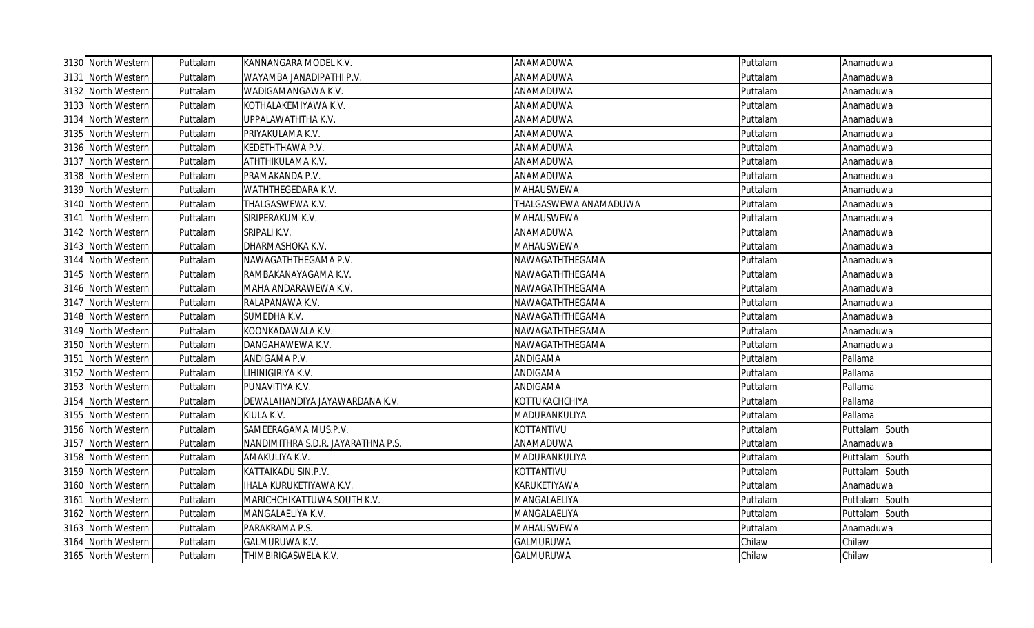| 3130 | North Western | Puttalam | KANNANGARA MODEL K.V. | ANAMADUWA | Puttalam | Anamaduwa |
|---|---|---|---|---|---|---|
| 3131 | North Western | Puttalam | WAYAMBA JANADIPATHI P.V. | ANAMADUWA | Puttalam | Anamaduwa |
| 3132 | North Western | Puttalam | WADIGAMANGAWA K.V. | ANAMADUWA | Puttalam | Anamaduwa |
| 3133 | North Western | Puttalam | KOTHALAKEMIYAWA K.V. | ANAMADUWA | Puttalam | Anamaduwa |
| 3134 | North Western | Puttalam | UPPALAWATHTHA K.V. | ANAMADUWA | Puttalam | Anamaduwa |
| 3135 | North Western | Puttalam | PRIYAKULAMA K.V. | ANAMADUWA | Puttalam | Anamaduwa |
| 3136 | North Western | Puttalam | KEDETHTHAWA P.V. | ANAMADUWA | Puttalam | Anamaduwa |
| 3137 | North Western | Puttalam | ATHTHIKULAMA K.V. | ANAMADUWA | Puttalam | Anamaduwa |
| 3138 | North Western | Puttalam | PRAMAKANDA P.V. | ANAMADUWA | Puttalam | Anamaduwa |
| 3139 | North Western | Puttalam | WATHTHEGEDARA K.V. | MAHAUSWEWA | Puttalam | Anamaduwa |
| 3140 | North Western | Puttalam | THALGASWEWA K.V. | THALGASWEWA ANAMADUWA | Puttalam | Anamaduwa |
| 3141 | North Western | Puttalam | SIRIPERAKUM K.V. | MAHAUSWEWA | Puttalam | Anamaduwa |
| 3142 | North Western | Puttalam | SRIPALI K.V. | ANAMADUWA | Puttalam | Anamaduwa |
| 3143 | North Western | Puttalam | DHARMASHOKA K.V. | MAHAUSWEWA | Puttalam | Anamaduwa |
| 3144 | North Western | Puttalam | NAWAGATHTHEGAMA P.V. | NAWAGATHTHEGAMA | Puttalam | Anamaduwa |
| 3145 | North Western | Puttalam | RAMBAKANAYAGAMA K.V. | NAWAGATHTHEGAMA | Puttalam | Anamaduwa |
| 3146 | North Western | Puttalam | MAHA ANDARAWEWA K.V. | NAWAGATHTHEGAMA | Puttalam | Anamaduwa |
| 3147 | North Western | Puttalam | RALAPANAWA K.V. | NAWAGATHTHEGAMA | Puttalam | Anamaduwa |
| 3148 | North Western | Puttalam | SUMEDHA K.V. | NAWAGATHTHEGAMA | Puttalam | Anamaduwa |
| 3149 | North Western | Puttalam | KOONKADAWALA K.V. | NAWAGATHTHEGAMA | Puttalam | Anamaduwa |
| 3150 | North Western | Puttalam | DANGAHAWEWA K.V. | NAWAGATHTHEGAMA | Puttalam | Anamaduwa |
| 3151 | North Western | Puttalam | ANDIGAMA P.V. | ANDIGAMA | Puttalam | Pallama |
| 3152 | North Western | Puttalam | LIHINIGIRIYA K.V. | ANDIGAMA | Puttalam | Pallama |
| 3153 | North Western | Puttalam | PUNAVITIYA K.V. | ANDIGAMA | Puttalam | Pallama |
| 3154 | North Western | Puttalam | DEWALAHANDIYA JAYAWARDANA K.V. | KOTTUKACHCHIYA | Puttalam | Pallama |
| 3155 | North Western | Puttalam | KIULA K.V. | MADURANKULIYA | Puttalam | Pallama |
| 3156 | North Western | Puttalam | SAMEERAGAMA MUS.P.V. | KOTTANTIVU | Puttalam | Puttalam South |
| 3157 | North Western | Puttalam | NANDIMITHRA S.D.R. JAYARATHNA P.S. | ANAMADUWA | Puttalam | Anamaduwa |
| 3158 | North Western | Puttalam | AMAKULIYA K.V. | MADURANKULIYA | Puttalam | Puttalam South |
| 3159 | North Western | Puttalam | KATTAIKADU SIN.P.V. | KOTTANTIVU | Puttalam | Puttalam South |
| 3160 | North Western | Puttalam | IHALA KURUKETIYAWA K.V. | KARUKETIYAWA | Puttalam | Anamaduwa |
| 3161 | North Western | Puttalam | MARICHCHIKATTUWA SOUTH K.V. | MANGALAELIYA | Puttalam | Puttalam South |
| 3162 | North Western | Puttalam | MANGALAELIYA K.V. | MANGALAELIYA | Puttalam | Puttalam South |
| 3163 | North Western | Puttalam | PARAKRAMA P.S. | MAHAUSWEWA | Puttalam | Anamaduwa |
| 3164 | North Western | Puttalam | GALMURUWA K.V. | GALMURUWA | Chilaw | Chilaw |
| 3165 | North Western | Puttalam | THIMBIRIGASWELA K.V. | GALMURUWA | Chilaw | Chilaw |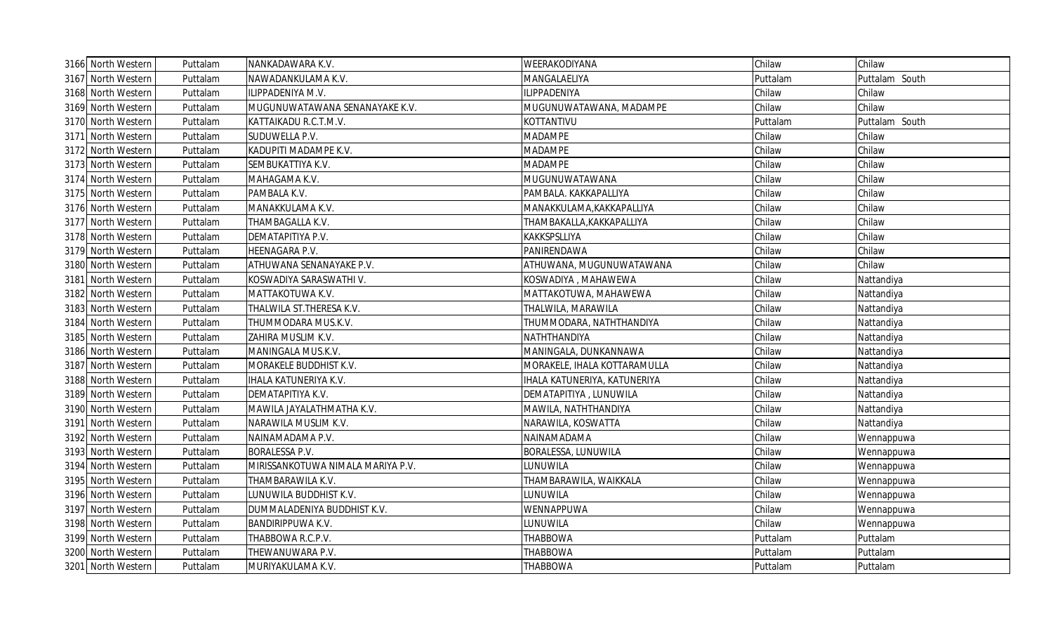| 3166 | North Western | Puttalam | NANKADAWARA K.V. | WEERAKODIYANA | Chilaw | Chilaw |
|---|---|---|---|---|---|---|
| 3167 | North Western | Puttalam | NAWADANKULAMA K.V. | MANGALAELIYA | Puttalam | Puttalam South |
| 3168 | North Western | Puttalam | ILIPPADENIYA M.V. | ILIPPADENIYA | Chilaw | Chilaw |
| 3169 | North Western | Puttalam | MUGUNUWATAWANA SENANAYAKE K.V. | MUGUNUWATAWANA, MADAMPE | Chilaw | Chilaw |
| 3170 | North Western | Puttalam | KATTAIKADU R.C.T.M.V. | KOTTANTIVU | Puttalam | Puttalam South |
| 3171 | North Western | Puttalam | SUDUWELLA P.V. | MADAMPE | Chilaw | Chilaw |
| 3172 | North Western | Puttalam | KADUPITI MADAMPE K.V. | MADAMPE | Chilaw | Chilaw |
| 3173 | North Western | Puttalam | SEMBUKATTIYA K.V. | MADAMPE | Chilaw | Chilaw |
| 3174 | North Western | Puttalam | MAHAGAMA K.V. | MUGUNUWATAWANA | Chilaw | Chilaw |
| 3175 | North Western | Puttalam | PAMBALA K.V. | PAMBALA. KAKKAPALLIYA | Chilaw | Chilaw |
| 3176 | North Western | Puttalam | MANAKKULAMA K.V. | MANAKKULAMA,KAKKAPALLIYA | Chilaw | Chilaw |
| 3177 | North Western | Puttalam | THAMBAGALLA K.V. | THAMBAKALLA,KAKKAPALLIYA | Chilaw | Chilaw |
| 3178 | North Western | Puttalam | DEMATAPITIYA P.V. | KAKKSPSLLIYA | Chilaw | Chilaw |
| 3179 | North Western | Puttalam | HEENAGARA P.V. | PANIRENDAWA | Chilaw | Chilaw |
| 3180 | North Western | Puttalam | ATHUWANA SENANAYAKE P.V. | ATHUWANA, MUGUNUWATAWANA | Chilaw | Chilaw |
| 3181 | North Western | Puttalam | KOSWADIYA SARASWATHI V. | KOSWADIYA , MAHAWEWA | Chilaw | Nattandiya |
| 3182 | North Western | Puttalam | MATTAKOTUWA K.V. | MATTAKOTUWA, MAHAWEWA | Chilaw | Nattandiya |
| 3183 | North Western | Puttalam | THALWILA ST.THERESA K.V. | THALWILA, MARAWILA | Chilaw | Nattandiya |
| 3184 | North Western | Puttalam | THUMMODARA MUS.K.V. | THUMMODARA, NATHTHANDIYA | Chilaw | Nattandiya |
| 3185 | North Western | Puttalam | ZAHIRA MUSLIM K.V. | NATHTHANDIYA | Chilaw | Nattandiya |
| 3186 | North Western | Puttalam | MANINGALA MUS.K.V. | MANINGALA, DUNKANNAWA | Chilaw | Nattandiya |
| 3187 | North Western | Puttalam | MORAKELE BUDDHIST K.V. | MORAKELE, IHALA KOTTARAMULLA | Chilaw | Nattandiya |
| 3188 | North Western | Puttalam | IHALA KATUNERIYA K.V. | IHALA KATUNERIYA, KATUNERIYA | Chilaw | Nattandiya |
| 3189 | North Western | Puttalam | DEMATAPITIYA K.V. | DEMATAPITIYA , LUNUWILA | Chilaw | Nattandiya |
| 3190 | North Western | Puttalam | MAWILA JAYALATHMATHA K.V. | MAWILA, NATHTHANDIYA | Chilaw | Nattandiya |
| 3191 | North Western | Puttalam | NARAWILA MUSLIM K.V. | NARAWILA, KOSWATTA | Chilaw | Nattandiya |
| 3192 | North Western | Puttalam | NAINAMADAMA P.V. | NAINAMADAMA | Chilaw | Wennappuwa |
| 3193 | North Western | Puttalam | BORALESSA P.V. | BORALESSA, LUNUWILA | Chilaw | Wennappuwa |
| 3194 | North Western | Puttalam | MIRISSANKOTUWA NIMALA MARIYA P.V. | LUNUWILA | Chilaw | Wennappuwa |
| 3195 | North Western | Puttalam | THAMBARAWILA K.V. | THAMBARAWILA, WAIKKALA | Chilaw | Wennappuwa |
| 3196 | North Western | Puttalam | LUNUWILA BUDDHIST K.V. | LUNUWILA | Chilaw | Wennappuwa |
| 3197 | North Western | Puttalam | DUMMALADENIYA BUDDHIST K.V. | WENNAPPUWA | Chilaw | Wennappuwa |
| 3198 | North Western | Puttalam | BANDIRIPPUWA K.V. | LUNUWILA | Chilaw | Wennappuwa |
| 3199 | North Western | Puttalam | THABBOWA R.C.P.V. | THABBOWA | Puttalam | Puttalam |
| 3200 | North Western | Puttalam | THEWANUWARA P.V. | THABBOWA | Puttalam | Puttalam |
| 3201 | North Western | Puttalam | MURIYAKULAMA K.V. | THABBOWA | Puttalam | Puttalam |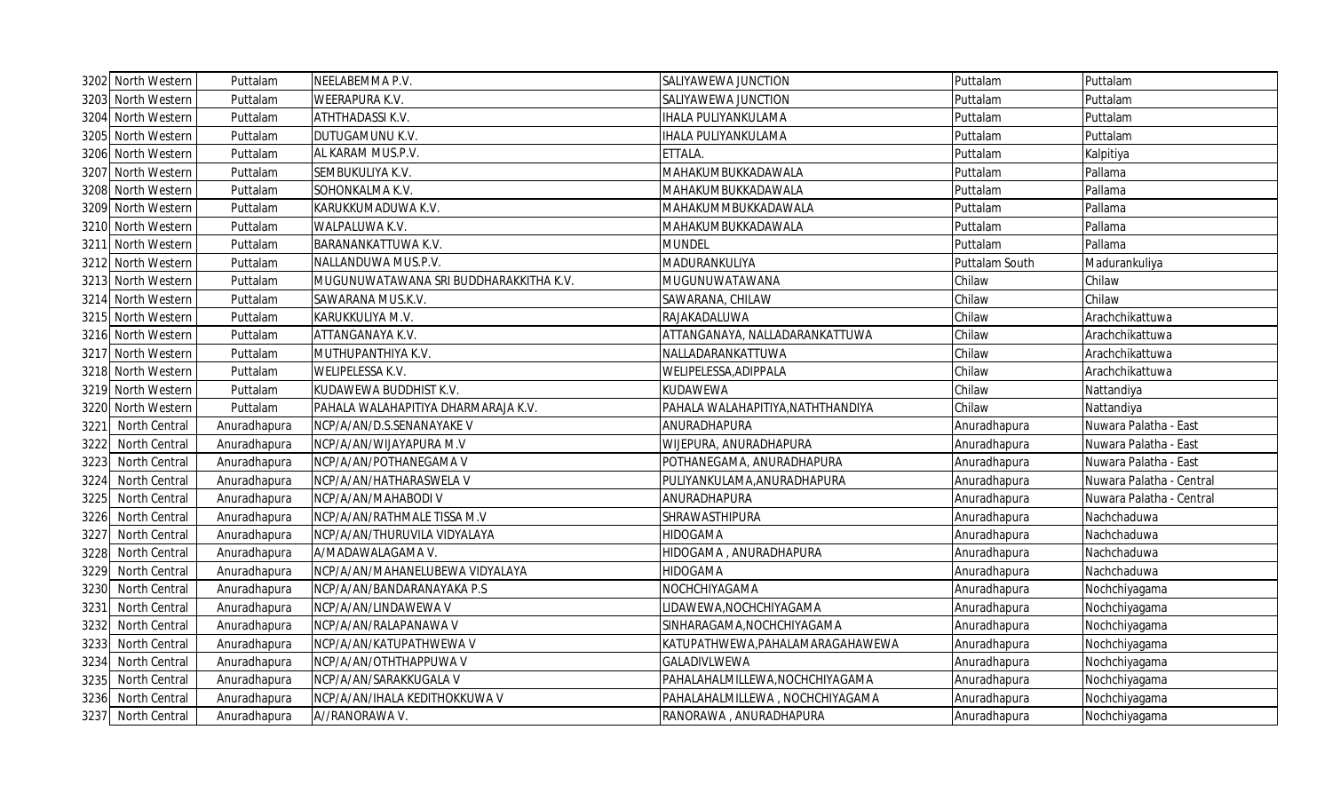| | | | | | | |
|---|---|---|---|---|---|---|
| 3202 | North Western | Puttalam | NEELABEMMA P.V. | SALIYAWEWA JUNCTION | Puttalam | Puttalam |
| 3203 | North Western | Puttalam | WEERAPURA K.V. | SALIYAWEWA JUNCTION | Puttalam | Puttalam |
| 3204 | North Western | Puttalam | ATHTHADASSI K.V. | IHALA PULIYANKULAMA | Puttalam | Puttalam |
| 3205 | North Western | Puttalam | DUTUGAMUNU K.V. | IHALA PULIYANKULAMA | Puttalam | Puttalam |
| 3206 | North Western | Puttalam | AL KARAM MUS.P.V. | ETTALA. | Puttalam | Kalpitiya |
| 3207 | North Western | Puttalam | SEMBUKULIYA K.V. | MAHAKUMBUKKADAWALA | Puttalam | Pallama |
| 3208 | North Western | Puttalam | SOHONKALMA K.V. | MAHAKUMBUKKADAWALA | Puttalam | Pallama |
| 3209 | North Western | Puttalam | KARUKKUMADUWA K.V. | MAHAKUMMBUKKADAWALA | Puttalam | Pallama |
| 3210 | North Western | Puttalam | WALPALUWA K.V. | MAHAKUMBUKKADAWALA | Puttalam | Pallama |
| 3211 | North Western | Puttalam | BARANANKATTUWA K.V. | MUNDEL | Puttalam | Pallama |
| 3212 | North Western | Puttalam | NALLANDUWA MUS.P.V. | MADURANKULIYA | Puttalam South | Madurankuliya |
| 3213 | North Western | Puttalam | MUGUNUWATAWANA SRI BUDDHARAKKITHA K.V. | MUGUNUWATAWANA | Chilaw | Chilaw |
| 3214 | North Western | Puttalam | SAWARANA MUS.K.V. | SAWARANA, CHILAW | Chilaw | Chilaw |
| 3215 | North Western | Puttalam | KARUKKULIYA M.V. | RAJAKADALUWA | Chilaw | Arachchikattuwa |
| 3216 | North Western | Puttalam | ATTANGANAYA K.V. | ATTANGANAYA, NALLADARANKATTUWA | Chilaw | Arachchikattuwa |
| 3217 | North Western | Puttalam | MUTHUPANTHIYA K.V. | NALLADARANKATTUWA | Chilaw | Arachchikattuwa |
| 3218 | North Western | Puttalam | WELIPELESSA K.V. | WELIPELESSA,ADIPPALA | Chilaw | Arachchikattuwa |
| 3219 | North Western | Puttalam | KUDAWEWA BUDDHIST K.V. | KUDAWEWA | Chilaw | Nattandiya |
| 3220 | North Western | Puttalam | PAHALA WALAHAPITIYA DHARMARAJA K.V. | PAHALA WALAHAPITIYA,NATHTHANDIYA | Chilaw | Nattandiya |
| 3221 | North Central | Anuradhapura | NCP/A/AN/D.S.SENANAYAKE V | ANURADHAPURA | Anuradhapura | Nuwara Palatha - East |
| 3222 | North Central | Anuradhapura | NCP/A/AN/WIJAYAPURA M.V | WIJEPURA, ANURADHAPURA | Anuradhapura | Nuwara Palatha - East |
| 3223 | North Central | Anuradhapura | NCP/A/AN/POTHANEGAMA V | POTHANEGAMA, ANURADHAPURA | Anuradhapura | Nuwara Palatha - East |
| 3224 | North Central | Anuradhapura | NCP/A/AN/HATHARASWELA V | PULIYANKULAMA,ANURADHAPURA | Anuradhapura | Nuwara Palatha - Central |
| 3225 | North Central | Anuradhapura | NCP/A/AN/MAHABODI V | ANURADHAPURA | Anuradhapura | Nuwara Palatha - Central |
| 3226 | North Central | Anuradhapura | NCP/A/AN/RATHMALE TISSA M.V | SHRAWASTHIPURA | Anuradhapura | Nachchaduwa |
| 3227 | North Central | Anuradhapura | NCP/A/AN/THURUVILA VIDYALAYA | HIDOGAMA | Anuradhapura | Nachchaduwa |
| 3228 | North Central | Anuradhapura | A/MADAWALAGAMA V. | HIDOGAMA , ANURADHAPURA | Anuradhapura | Nachchaduwa |
| 3229 | North Central | Anuradhapura | NCP/A/AN/MAHANELUBEWA VIDYALAYA | HIDOGAMA | Anuradhapura | Nachchaduwa |
| 3230 | North Central | Anuradhapura | NCP/A/AN/BANDARANAYAKA P.S | NOCHCHIYAGAMA | Anuradhapura | Nochchiyagama |
| 3231 | North Central | Anuradhapura | NCP/A/AN/LINDAWEWA V | LIDAWEWA,NOCHCHIYAGAMA | Anuradhapura | Nochchiyagama |
| 3232 | North Central | Anuradhapura | NCP/A/AN/RALAPANAWA V | SINHARAGAMA,NOCHCHIYAGAMA | Anuradhapura | Nochchiyagama |
| 3233 | North Central | Anuradhapura | NCP/A/AN/KATUPATHWEWA V | KATUPATHWEWA,PAHALAMARAGAHAWEWA | Anuradhapura | Nochchiyagama |
| 3234 | North Central | Anuradhapura | NCP/A/AN/OTHTHAPPUWA V | GALADIVLWEWA | Anuradhapura | Nochchiyagama |
| 3235 | North Central | Anuradhapura | NCP/A/AN/SARAKKUGALA V | PAHALAHALMILLEWA,NOCHCHIYAGAMA | Anuradhapura | Nochchiyagama |
| 3236 | North Central | Anuradhapura | NCP/A/AN/IHALA KEDITHOKKUWA V | PAHALAHALMILLEWA , NOCHCHIYAGAMA | Anuradhapura | Nochchiyagama |
| 3237 | North Central | Anuradhapura | A//RANORAWA V. | RANORAWA , ANURADHAPURA | Anuradhapura | Nochchiyagama |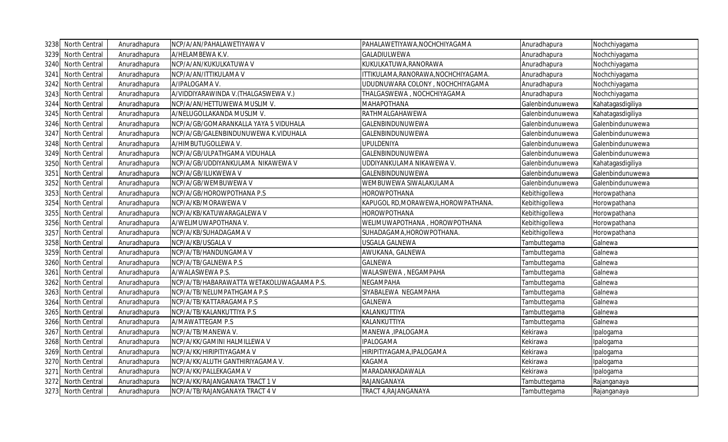| | | | | | | |
|---|---|---|---|---|---|---|
| 3238 | North Central | Anuradhapura | NCP/A/AN/PAHALAWETIYAWA V | PAHALAWETIYAWA,NOCHCHIYAGAMA | Anuradhapura | Nochchiyagama |
| 3239 | North Central | Anuradhapura | A/HELAMBEWA K.V. | GALADIULWEWA | Anuradhapura | Nochchiyagama |
| 3240 | North Central | Anuradhapura | NCP/A/AN/KUKULKATUWA V | KUKULKATUWA,RANORAWA | Anuradhapura | Nochchiyagama |
| 3241 | North Central | Anuradhapura | NCP/A/AN/ITTIKULAMA V | ITTIKULAMA,RANORAWA,NOCHCHIYAGAMA. | Anuradhapura | Nochchiyagama |
| 3242 | North Central | Anuradhapura | A/IPALOGAMA V. | UDUDNUWARA COLONY , NOCHCHIYAGAMA | Anuradhapura | Nochchiyagama |
| 3243 | North Central | Anuradhapura | A/VIDDIYARAWINDA V.(THALGASWEWA V.) | THALGASWEWA , NOCHCHIYAGAMA | Anuradhapura | Nochchiyagama |
| 3244 | North Central | Anuradhapura | NCP/A/AN/HETTUWEWA MUSLIM V. | MAHAPOTHANA | Galenbindunuwewa | Kahatagasdigiliya |
| 3245 | North Central | Anuradhapura | A/NELUGOLLAKANDA MUSLIM V. | RATHMALGAHAWEWA | Galenbindunuwewa | Kahatagasdigiliya |
| 3246 | North Central | Anuradhapura | NCP/A/GB/GOMARANKALLA YAYA 5 VIDUHALA | GALENBINDUNUWEWA | Galenbindunuwewa | Galenbindunuwewa |
| 3247 | North Central | Anuradhapura | NCP/A/GB/GALENBINDUNUWEWA K.VIDUHALA | GALENBINDUNUWEWA | Galenbindunuwewa | Galenbindunuwewa |
| 3248 | North Central | Anuradhapura | A/HIMBUTUGOLLEWA V. | UPULDENIYA | Galenbindunuwewa | Galenbindunuwewa |
| 3249 | North Central | Anuradhapura | NCP/A/GB/ULPATHGAMA VIDUHALA | GALENBINDUNUWEWA | Galenbindunuwewa | Galenbindunuwewa |
| 3250 | North Central | Anuradhapura | NCP/A/GB/UDDIYANKULAMA NIKAWEWA V | UDDIYANKULAMA NIKAWEWA V. | Galenbindunuwewa | Kahatagasdigiliya |
| 3251 | North Central | Anuradhapura | NCP/A/GB/ILUKWEWA V | GALENBINDUNUWEWA | Galenbindunuwewa | Galenbindunuwewa |
| 3252 | North Central | Anuradhapura | NCP/A/GB/WEMBUWEWA V | WEMBUWEWA SIWALAKULAMA | Galenbindunuwewa | Galenbindunuwewa |
| 3253 | North Central | Anuradhapura | NCP/A/GB/HOROWPOTHANA P.S | HOROWPOTHANA | Kebithigollewa | Horowpathana |
| 3254 | North Central | Anuradhapura | NCP/A/KB/MORAWEWA V | KAPUGOL RD,MORAWEWA,HOROWPATHANA. | Kebithigollewa | Horowpathana |
| 3255 | North Central | Anuradhapura | NCP/A/KB/KATUWARAGALEWA V | HOROWPOTHANA | Kebithigollewa | Horowpathana |
| 3256 | North Central | Anuradhapura | A/WELIMUWAPOTHANA V. | WELIMUWAPOTHANA , HOROWPOTHANA | Kebithigollewa | Horowpathana |
| 3257 | North Central | Anuradhapura | NCP/A/KB/SUHADAGAMA V | SUHADAGAMA,HOROWPOTHANA. | Kebithigollewa | Horowpathana |
| 3258 | North Central | Anuradhapura | NCP/A/KB/USGALA V | USGALA GALNEWA | Tambuttegama | Galnewa |
| 3259 | North Central | Anuradhapura | NCP/A/TB/HANDUNGAMA V | AWUKANA, GALNEWA | Tambuttegama | Galnewa |
| 3260 | North Central | Anuradhapura | NCP/A/TB/GALNEWA P.S | GALNEWA | Tambuttegama | Galnewa |
| 3261 | North Central | Anuradhapura | A/WALASWEWA P.S. | WALASWEWA , NEGAMPAHA | Tambuttegama | Galnewa |
| 3262 | North Central | Anuradhapura | NCP/A/TB/HABARAWATTA WETAKOLUWAGAAMA P.S. | NEGAMPAHA | Tambuttegama | Galnewa |
| 3263 | North Central | Anuradhapura | NCP/A/TB/NELUMPATHGAMA P.S | SIYABALEWA NEGAMPAHA | Tambuttegama | Galnewa |
| 3264 | North Central | Anuradhapura | NCP/A/TB/KATTARAGAMA P.S | GALNEWA | Tambuttegama | Galnewa |
| 3265 | North Central | Anuradhapura | NCP/A/TB/KALANKUTTIYA P.S | KALANKUTTIYA | Tambuttegama | Galnewa |
| 3266 | North Central | Anuradhapura | A/MAWATTEGAM P.S | KALANKUTTIYA | Tambuttegama | Galnewa |
| 3267 | North Central | Anuradhapura | NCP/A/TB/MANEWA V. | MANEWA ,IPALOGAMA | Kekirawa | Ipalogama |
| 3268 | North Central | Anuradhapura | NCP/A/KK/GAMINI HALMILLEWA V | IPALOGAMA | Kekirawa | Ipalogama |
| 3269 | North Central | Anuradhapura | NCP/A/KK/HIRIPITIYAGAMA V | HIRIPITIYAGAMA,IPALOGAMA | Kekirawa | Ipalogama |
| 3270 | North Central | Anuradhapura | NCP/A/KK/ALUTH GANTHIRIYAGAMA V. | KAGAMA | Kekirawa | Ipalogama |
| 3271 | North Central | Anuradhapura | NCP/A/KK/PALLEKAGAMA V | MARADANKADAWALA | Kekirawa | Ipalogama |
| 3272 | North Central | Anuradhapura | NCP/A/KK/RAJANGANAYA TRACT 1 V | RAJANGANAYA | Tambuttegama | Rajanganaya |
| 3273 | North Central | Anuradhapura | NCP/A/TB/RAJANGANAYA TRACT 4 V | TRACT 4,RAJANGANAYA | Tambuttegama | Rajanganaya |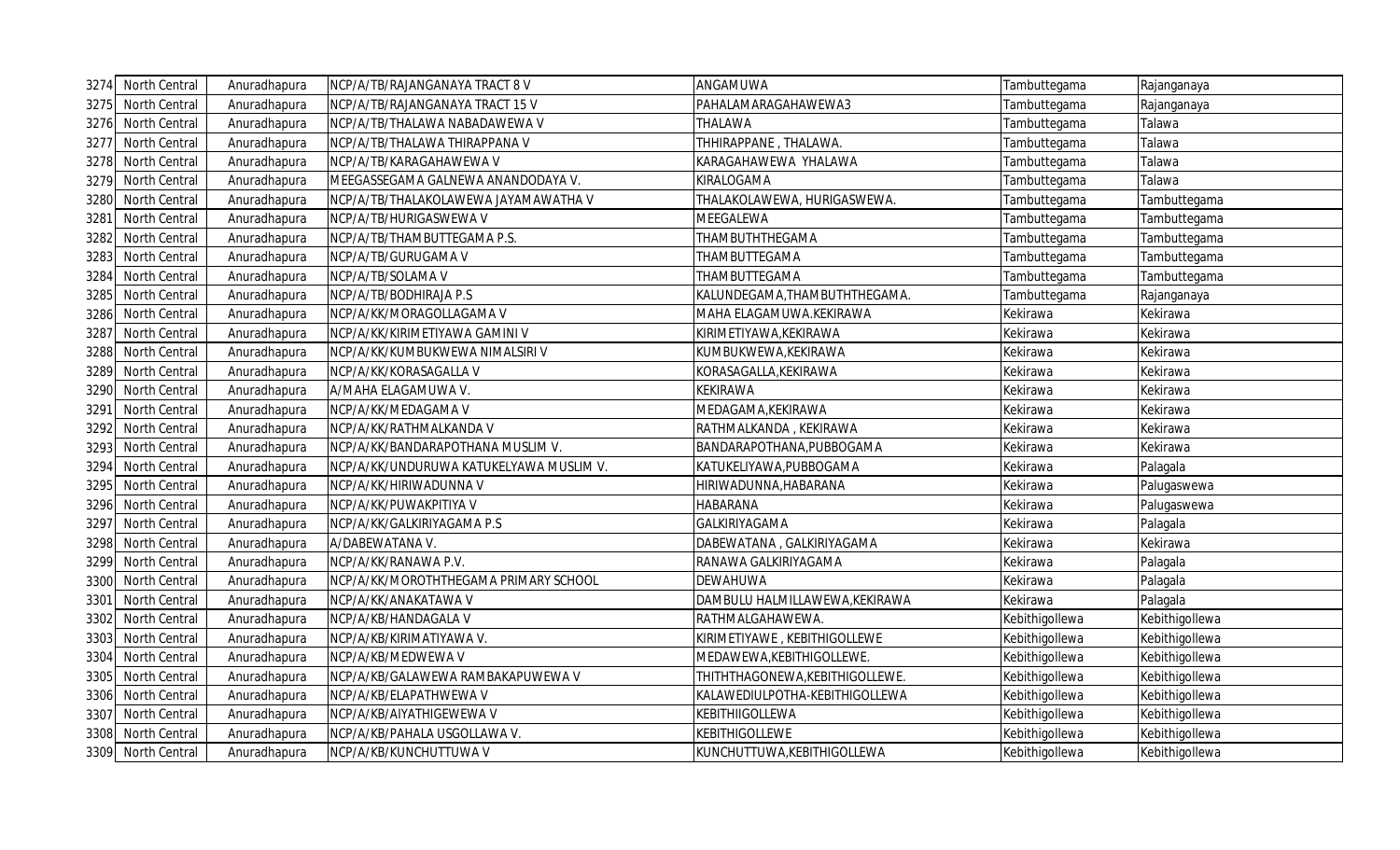| 3274 | North Central | Anuradhapura | NCP/A/TB/RAJANGANAYA TRACT 8 V | ANGAMUWA | Tambuttegama | Rajanganaya |
|---|---|---|---|---|---|---|
| 3275 | North Central | Anuradhapura | NCP/A/TB/RAJANGANAYA TRACT 15 V | PAHALAMARAGAHAWEWA3 | Tambuttegama | Rajanganaya |
| 3276 | North Central | Anuradhapura | NCP/A/TB/THALAWA NABADAWEWA V | THALAWA | Tambuttegama | Talawa |
| 3277 | North Central | Anuradhapura | NCP/A/TB/THALAWA THIRAPPANA V | THHIRAPPANE , THALAWA. | Tambuttegama | Talawa |
| 3278 | North Central | Anuradhapura | NCP/A/TB/KARAGAHAWEWA V | KARAGAHAWEWA YHALAWA | Tambuttegama | Talawa |
| 3279 | North Central | Anuradhapura | MEEGASSEGAMA GALNEWA ANANDODAYA V. | KIRALOGAMA | Tambuttegama | Talawa |
| 3280 | North Central | Anuradhapura | NCP/A/TB/THALAKOLAWEWA JAYAMAWATHA V | THALAKOLAWEWA, HURIGASWEWA. | Tambuttegama | Tambuttegama |
| 3281 | North Central | Anuradhapura | NCP/A/TB/HURIGASWEWA V | MEEGALEWA | Tambuttegama | Tambuttegama |
| 3282 | North Central | Anuradhapura | NCP/A/TB/THAMBUTTEGAMA P.S. | THAMBUTHTHEGAMA | Tambuttegama | Tambuttegama |
| 3283 | North Central | Anuradhapura | NCP/A/TB/GURUGAMA V | THAMBUTTEGAMA | Tambuttegama | Tambuttegama |
| 3284 | North Central | Anuradhapura | NCP/A/TB/SOLAMA V | THAMBUTTEGAMA | Tambuttegama | Tambuttegama |
| 3285 | North Central | Anuradhapura | NCP/A/TB/BODHIRAJA P.S | KALUNDEGAMA,THAMBUTHTHEGAMA. | Tambuttegama | Rajanganaya |
| 3286 | North Central | Anuradhapura | NCP/A/KK/MORAGOLLAGAMA V | MAHA ELAGAMUWA.KEKIRAWA | Kekirawa | Kekirawa |
| 3287 | North Central | Anuradhapura | NCP/A/KK/KIRIMETIYAWA GAMINI V | KIRIMETIYAWA,KEKIRAWA | Kekirawa | Kekirawa |
| 3288 | North Central | Anuradhapura | NCP/A/KK/KUMBUKWEWA NIMALSIRI V | KUMBUKWEWA,KEKIRAWA | Kekirawa | Kekirawa |
| 3289 | North Central | Anuradhapura | NCP/A/KK/KORASAGALLA V | KORASAGALLA,KEKIRAWA | Kekirawa | Kekirawa |
| 3290 | North Central | Anuradhapura | A/MAHA ELAGAMUWA V. | KEKIRAWA | Kekirawa | Kekirawa |
| 3291 | North Central | Anuradhapura | NCP/A/KK/MEDAGAMA V | MEDAGAMA,KEKIRAWA | Kekirawa | Kekirawa |
| 3292 | North Central | Anuradhapura | NCP/A/KK/RATHMALKANDA V | RATHMALKANDA , KEKIRAWA | Kekirawa | Kekirawa |
| 3293 | North Central | Anuradhapura | NCP/A/KK/BANDARAPOTHANA MUSLIM V. | BANDARAPOTHANA,PUBBOGAMA | Kekirawa | Kekirawa |
| 3294 | North Central | Anuradhapura | NCP/A/KK/UNDURUWA KATUKELYAWA MUSLIM V. | KATUKELIYAWA,PUBBOGAMA | Kekirawa | Palagala |
| 3295 | North Central | Anuradhapura | NCP/A/KK/HIRIWADUNNA V | HIRIWADUNNA,HABARANA | Kekirawa | Palugaswewa |
| 3296 | North Central | Anuradhapura | NCP/A/KK/PUWAKPITIYA V | HABARANA | Kekirawa | Palugaswewa |
| 3297 | North Central | Anuradhapura | NCP/A/KK/GALKIRIYAGAMA P.S | GALKIRIYAGAMA | Kekirawa | Palagala |
| 3298 | North Central | Anuradhapura | A/DABEWATANA V. | DABEWATANA , GALKIRIYAGAMA | Kekirawa | Kekirawa |
| 3299 | North Central | Anuradhapura | NCP/A/KK/RANAWA P.V. | RANAWA GALKIRIYAGAMA | Kekirawa | Palagala |
| 3300 | North Central | Anuradhapura | NCP/A/KK/MOROTHTHEGAMA PRIMARY SCHOOL | DEWAHUWA | Kekirawa | Palagala |
| 3301 | North Central | Anuradhapura | NCP/A/KK/ANAKATAWA V | DAMBULU HALMILLAWEWA,KEKIRAWA | Kekirawa | Palagala |
| 3302 | North Central | Anuradhapura | NCP/A/KB/HANDAGALA V | RATHMALGAHAWEWA. | Kebithigollewa | Kebithigollewa |
| 3303 | North Central | Anuradhapura | NCP/A/KB/KIRIMATIYAWA V. | KIRIMETIYAWE , KEBITHIGOLLEWE | Kebithigollewa | Kebithigollewa |
| 3304 | North Central | Anuradhapura | NCP/A/KB/MEDWEWA V | MEDAWEWA,KEBITHIGOLLEWE. | Kebithigollewa | Kebithigollewa |
| 3305 | North Central | Anuradhapura | NCP/A/KB/GALAWEWA RAMBAKAPUWEWA V | THITHTHAGONEWA,KEBITHIGOLLEWE. | Kebithigollewa | Kebithigollewa |
| 3306 | North Central | Anuradhapura | NCP/A/KB/ELAPATHWEWA V | KALAWEDIULPOTHA-KEBITHIGOLLEWA | Kebithigollewa | Kebithigollewa |
| 3307 | North Central | Anuradhapura | NCP/A/KB/AIYATHIGEWEWA V | KEBITHIIGOLLEWA | Kebithigollewa | Kebithigollewa |
| 3308 | North Central | Anuradhapura | NCP/A/KB/PAHALA USGOLLAWA V. | KEBITHIGOLLEWE | Kebithigollewa | Kebithigollewa |
| 3309 | North Central | Anuradhapura | NCP/A/KB/KUNCHUTTUWA V | KUNCHUTTUWA,KEBITHIGOLLEWA | Kebithigollewa | Kebithigollewa |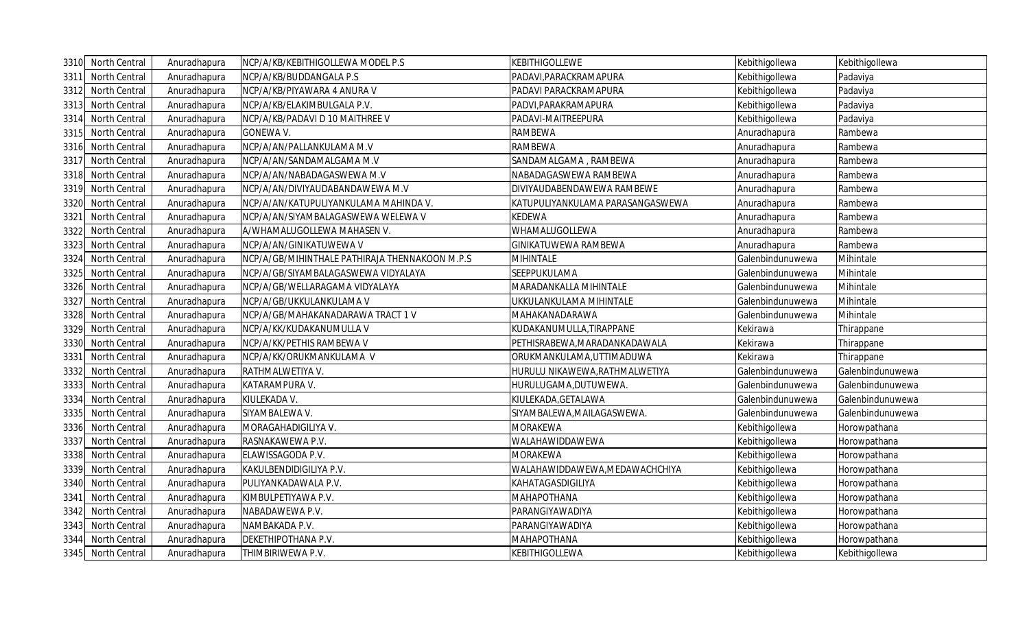| 3310 | North Central | Anuradhapura | NCP/A/KB/KEBITHIGOLLEWA MODEL P.S | KEBITHIGOLLEWE | Kebithigollewa | Kebithigollewa |
|---|---|---|---|---|---|---|
| 3311 | North Central | Anuradhapura | NCP/A/KB/BUDDANGALA P.S | PADAVI,PARACKRAMAPURA | Kebithigollewa | Padaviya |
| 3312 | North Central | Anuradhapura | NCP/A/KB/PIYAWARA 4 ANURA V | PADAVI PARACKRAMAPURA | Kebithigollewa | Padaviya |
| 3313 | North Central | Anuradhapura | NCP/A/KB/ELAKIMBULGALA P.V. | PADVI,PARAKRAMAPURA | Kebithigollewa | Padaviya |
| 3314 | North Central | Anuradhapura | NCP/A/KB/PADAVI D 10 MAITHREE V | PADAVI-MAITREEPURA | Kebithigollewa | Padaviya |
| 3315 | North Central | Anuradhapura | GONEWA V. | RAMBEWA | Anuradhapura | Rambewa |
| 3316 | North Central | Anuradhapura | NCP/A/AN/PALLANKULAMA M.V | RAMBEWA | Anuradhapura | Rambewa |
| 3317 | North Central | Anuradhapura | NCP/A/AN/SANDAMALGAMA M.V | SANDAMALGAMA , RAMBEWA | Anuradhapura | Rambewa |
| 3318 | North Central | Anuradhapura | NCP/A/AN/NABADAGASWEWA M.V | NABADAGASWEWA RAMBEWA | Anuradhapura | Rambewa |
| 3319 | North Central | Anuradhapura | NCP/A/AN/DIVIYAUDABANDAWEWA M.V | DIVIYAUDABENDAWEWA RAMBEWE | Anuradhapura | Rambewa |
| 3320 | North Central | Anuradhapura | NCP/A/AN/KATUPULIYANKULAMA MAHINDA V. | KATUPULIYANKULAMA PARASANGASWEWA | Anuradhapura | Rambewa |
| 3321 | North Central | Anuradhapura | NCP/A/AN/SIYAMBALAGASWEWA WELEWA V | KEDEWA | Anuradhapura | Rambewa |
| 3322 | North Central | Anuradhapura | A/WHAMALUGOLLEWA MAHASEN V. | WHAMALUGOLLEWA | Anuradhapura | Rambewa |
| 3323 | North Central | Anuradhapura | NCP/A/AN/GINIKATUWEWA V | GINIKATUWEWA RAMBEWA | Anuradhapura | Rambewa |
| 3324 | North Central | Anuradhapura | NCP/A/GB/MIHINTHALE PATHIRAJA THENNAKOON M.P.S | MIHINTALE | Galenbindunuwewa | Mihintale |
| 3325 | North Central | Anuradhapura | NCP/A/GB/SIYAMBALAGASWEWA VIDYALAYA | SEEPPUKULAMA | Galenbindunuwewa | Mihintale |
| 3326 | North Central | Anuradhapura | NCP/A/GB/WELLARAGAMA VIDYALAYA | MARADANKALLA MIHINTALE | Galenbindunuwewa | Mihintale |
| 3327 | North Central | Anuradhapura | NCP/A/GB/UKKULANKULAMA V | UKKULANKULAMA MIHINTALE | Galenbindunuwewa | Mihintale |
| 3328 | North Central | Anuradhapura | NCP/A/GB/MAHAKANADARAWA TRACT 1 V | MAHAKANADARAWA | Galenbindunuwewa | Mihintale |
| 3329 | North Central | Anuradhapura | NCP/A/KK/KUDAKANUMULLA V | KUDAKANUMULLA,TIRAPPANE | Kekirawa | Thirappane |
| 3330 | North Central | Anuradhapura | NCP/A/KK/PETHIS RAMBEWA V | PETHISRABEWA,MARADANKADAWALA | Kekirawa | Thirappane |
| 3331 | North Central | Anuradhapura | NCP/A/KK/ORUKMANKULAMA V | ORUKMANKULAMA,UTTIMADUWA | Kekirawa | Thirappane |
| 3332 | North Central | Anuradhapura | RATHMALWETIYA V. | HURULU NIKAWEWA,RATHMALWETIYA | Galenbindunuwewa | Galenbindunuwewa |
| 3333 | North Central | Anuradhapura | KATARAMPURA V. | HURULUGAMA,DUTUWEWA. | Galenbindunuwewa | Galenbindunuwewa |
| 3334 | North Central | Anuradhapura | KIULEKADA V. | KIULEKADA,GETALAWA | Galenbindunuwewa | Galenbindunuwewa |
| 3335 | North Central | Anuradhapura | SIYAMBALEWA V. | SIYAMBALEWA,MAILAGASWEWA. | Galenbindunuwewa | Galenbindunuwewa |
| 3336 | North Central | Anuradhapura | MORAGAHADIGILIYA V. | MORAKEWA | Kebithigollewa | Horowpathana |
| 3337 | North Central | Anuradhapura | RASNAKAWEWA P.V. | WALAHAWIDDAWEWA | Kebithigollewa | Horowpathana |
| 3338 | North Central | Anuradhapura | ELAWISSAGODA P.V. | MORAKEWA | Kebithigollewa | Horowpathana |
| 3339 | North Central | Anuradhapura | KAKULBENDIDIGILIYA P.V. | WALAHAWIDDAWEWA,MEDAWACHCHIYA | Kebithigollewa | Horowpathana |
| 3340 | North Central | Anuradhapura | PULIYANKADAWALA P.V. | KAHATAGASDIGILIYA | Kebithigollewa | Horowpathana |
| 3341 | North Central | Anuradhapura | KIMBULPETIYAWA P.V. | MAHAPOTHANA | Kebithigollewa | Horowpathana |
| 3342 | North Central | Anuradhapura | NABADAWEWA P.V. | PARANGIYAWADIYA | Kebithigollewa | Horowpathana |
| 3343 | North Central | Anuradhapura | NAMBAKADA P.V. | PARANGIYAWADIYA | Kebithigollewa | Horowpathana |
| 3344 | North Central | Anuradhapura | DEKETHIPOTHANA P.V. | MAHAPOTHANA | Kebithigollewa | Horowpathana |
| 3345 | North Central | Anuradhapura | THIMBIRIWEWA P.V. | KEBITHIGOLLEWA | Kebithigollewa | Kebithigollewa |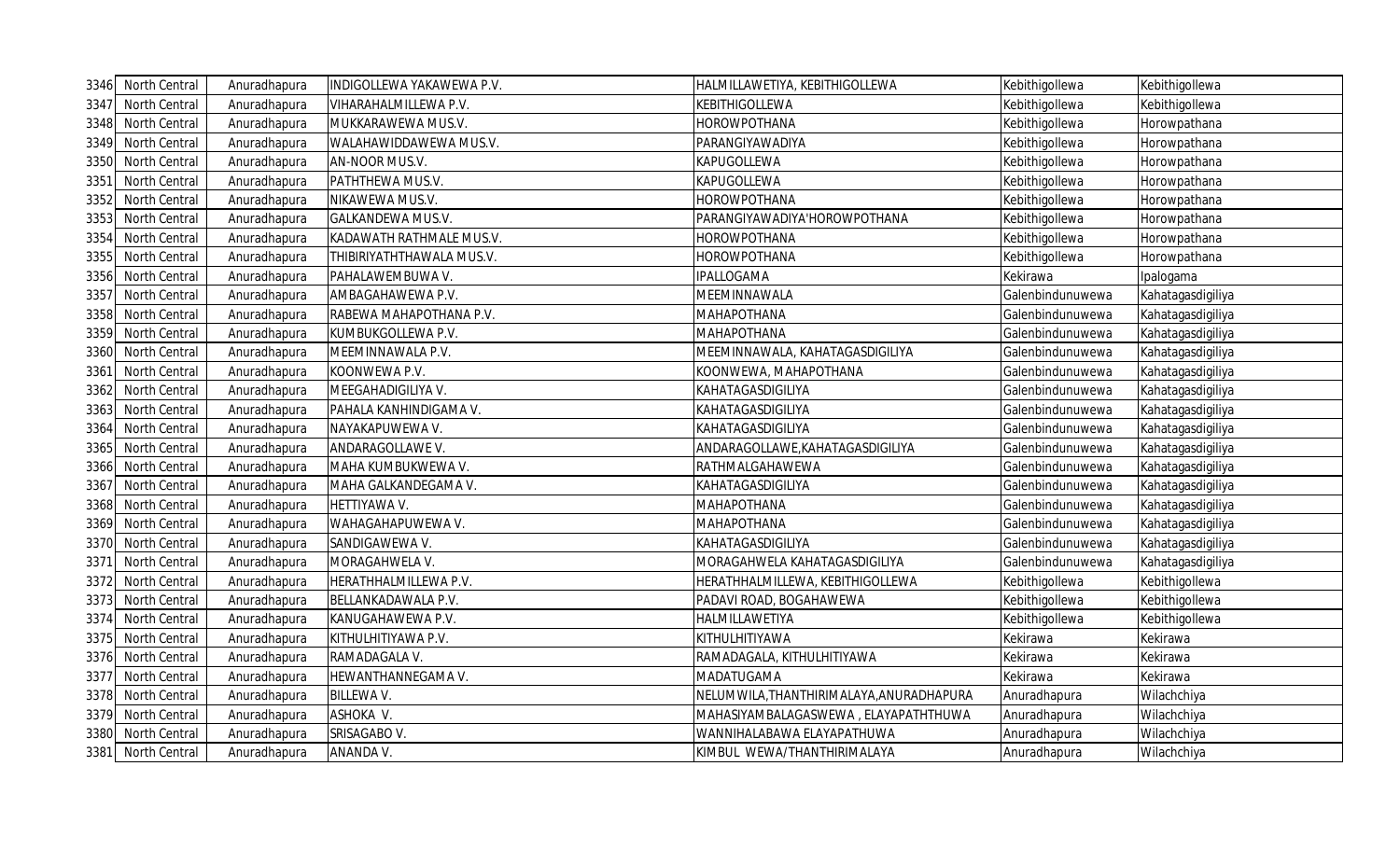| 3346 | North Central | Anuradhapura | INDIGOLLEWA YAKAWEWA P.V. | HALMILLAWETIYA, KEBITHIGOLLEWA | Kebithigollewa | Kebithigollewa |
|---|---|---|---|---|---|---|
| 3347 | North Central | Anuradhapura | VIHARAHALMILLEWA P.V. | KEBITHIGOLLEWA | Kebithigollewa | Kebithigollewa |
| 3348 | North Central | Anuradhapura | MUKKARAWEWA MUS.V. | HOROWPOTHANA | Kebithigollewa | Horowpathana |
| 3349 | North Central | Anuradhapura | WALAHAWIDDAWEWA MUS.V. | PARANGIYAWADIYA | Kebithigollewa | Horowpathana |
| 3350 | North Central | Anuradhapura | AN-NOOR MUS.V. | KAPUGOLLEWA | Kebithigollewa | Horowpathana |
| 3351 | North Central | Anuradhapura | PATHTHEWA MUS.V. | KAPUGOLLEWA | Kebithigollewa | Horowpathana |
| 3352 | North Central | Anuradhapura | NIKAWEWA MUS.V. | HOROWPOTHANA | Kebithigollewa | Horowpathana |
| 3353 | North Central | Anuradhapura | GALKANDEWA MUS.V. | PARANGIYAWADIYA'HOROWPOTHANA | Kebithigollewa | Horowpathana |
| 3354 | North Central | Anuradhapura | KADAWATH RATHMALE MUS.V. | HOROWPOTHANA | Kebithigollewa | Horowpathana |
| 3355 | North Central | Anuradhapura | THIBIRIYATHTHAWALA MUS.V. | HOROWPOTHANA | Kebithigollewa | Horowpathana |
| 3356 | North Central | Anuradhapura | PAHALAWEMBUWA V. | IPALLOGAMA | Kekirawa | Ipalogama |
| 3357 | North Central | Anuradhapura | AMBAGAHAWEWA P.V. | MEEMINNAWALA | Galenbindunuwewa | Kahatagasdigiliya |
| 3358 | North Central | Anuradhapura | RABEWA MAHAPOTHANA P.V. | MAHAPOTHANA | Galenbindunuwewa | Kahatagasdigiliya |
| 3359 | North Central | Anuradhapura | KUMBUKGOLLEWA P.V. | MAHAPOTHANA | Galenbindunuwewa | Kahatagasdigiliya |
| 3360 | North Central | Anuradhapura | MEEMINNAWALA P.V. | MEEMINNAWALA, KAHATAGASDIGILIYA | Galenbindunuwewa | Kahatagasdigiliya |
| 3361 | North Central | Anuradhapura | KOONWEWA P.V. | KOONWEWA, MAHAPOTHANA | Galenbindunuwewa | Kahatagasdigiliya |
| 3362 | North Central | Anuradhapura | MEEGAHADIGILIYA V. | KAHATAGASDIGILIYA | Galenbindunuwewa | Kahatagasdigiliya |
| 3363 | North Central | Anuradhapura | PAHALA KANHINDIGAMA V. | KAHATAGASDIGILIYA | Galenbindunuwewa | Kahatagasdigiliya |
| 3364 | North Central | Anuradhapura | NAYAKAPUWEWA V. | KAHATAGASDIGILIYA | Galenbindunuwewa | Kahatagasdigiliya |
| 3365 | North Central | Anuradhapura | ANDARAGOLLAWE V. | ANDARAGOLLAWE,KAHATAGASDIGILIYA | Galenbindunuwewa | Kahatagasdigiliya |
| 3366 | North Central | Anuradhapura | MAHA KUMBUKWEWA V. | RATHMALGAHAWEWA | Galenbindunuwewa | Kahatagasdigiliya |
| 3367 | North Central | Anuradhapura | MAHA GALKANDEGAMA V. | KAHATAGASDIGILIYA | Galenbindunuwewa | Kahatagasdigiliya |
| 3368 | North Central | Anuradhapura | HETTIYAWA V. | MAHAPOTHANA | Galenbindunuwewa | Kahatagasdigiliya |
| 3369 | North Central | Anuradhapura | WAHAGAHAPUWEWA V. | MAHAPOTHANA | Galenbindunuwewa | Kahatagasdigiliya |
| 3370 | North Central | Anuradhapura | SANDIGAWEWA V. | KAHATAGASDIGILIYA | Galenbindunuwewa | Kahatagasdigiliya |
| 3371 | North Central | Anuradhapura | MORAGAHWELA V. | MORAGAHWELA KAHATAGASDIGILIYA | Galenbindunuwewa | Kahatagasdigiliya |
| 3372 | North Central | Anuradhapura | HERATHHALMILLEWA P.V. | HERATHHALMILLEWA, KEBITHIGOLLEWA | Kebithigollewa | Kebithigollewa |
| 3373 | North Central | Anuradhapura | BELLANKADAWALA P.V. | PADAVI ROAD, BOGAHAWEWA | Kebithigollewa | Kebithigollewa |
| 3374 | North Central | Anuradhapura | KANUGAHAWEWA P.V. | HALMILLAWETIYA | Kebithigollewa | Kebithigollewa |
| 3375 | North Central | Anuradhapura | KITHULHITIYAWA P.V. | KITHULHITIYAWA | Kekirawa | Kekirawa |
| 3376 | North Central | Anuradhapura | RAMADAGALA V. | RAMADAGALA, KITHULHITIYAWA | Kekirawa | Kekirawa |
| 3377 | North Central | Anuradhapura | HEWANTHANNEGAMA V. | MADATUGAMA | Kekirawa | Kekirawa |
| 3378 | North Central | Anuradhapura | BILLEWA V. | NELUMWILA,THANTHIRIMALAYA,ANURADHAPURA | Anuradhapura | Wilachchiya |
| 3379 | North Central | Anuradhapura | ASHOKA V. | MAHASIYAMBALAGASWEWA , ELAYAPATHTHUWA | Anuradhapura | Wilachchiya |
| 3380 | North Central | Anuradhapura | SRISAGABO V. | WANNIHALABAWA ELAYAPATHUWA | Anuradhapura | Wilachchiya |
| 3381 | North Central | Anuradhapura | ANANDA V. | KIMBUL WEWA/THANTHIRIMALAYA | Anuradhapura | Wilachchiya |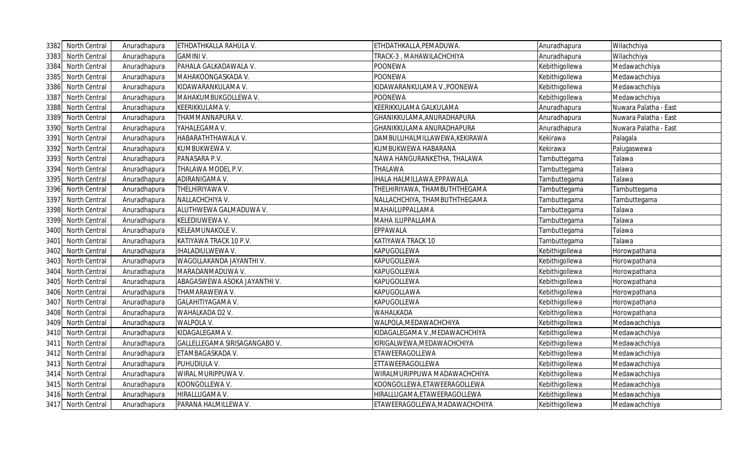| 3382 | North Central | Anuradhapura | ETHDATHKALLA RAHULA V. | ETHDATHKALLA,PEMADUWA. | Anuradhapura | Wilachchiya |
|---|---|---|---|---|---|---|
| 3383 | North Central | Anuradhapura | GAMINI V. | TRACK-3 , MAHAWILACHCHIYA | Anuradhapura | Wilachchiya |
| 3384 | North Central | Anuradhapura | PAHALA GALKADAWALA V. | POONEWA | Kebithigollewa | Medawachchiya |
| 3385 | North Central | Anuradhapura | MAHAKOONGASKADA V. | POONEWA | Kebithigollewa | Medawachchiya |
| 3386 | North Central | Anuradhapura | KIDAWARANKULAMA V. | KIDAWARANKULAMA V.,POONEWA | Kebithigollewa | Medawachchiya |
| 3387 | North Central | Anuradhapura | MAHAKUMBUKGOLLEWA V. | POONEWA | Kebithigollewa | Medawachchiya |
| 3388 | North Central | Anuradhapura | KEERIKKULAMA V. | KEERIKKULAMA GALKULAMA | Anuradhapura | Nuwara Palatha - East |
| 3389 | North Central | Anuradhapura | THAMMANNAPURA V. | GHANIKKULAMA,ANURADHAPURA | Anuradhapura | Nuwara Palatha - East |
| 3390 | North Central | Anuradhapura | YAHALEGAMA V. | GHANIKKULAMA ANURADHAPURA | Anuradhapura | Nuwara Palatha - East |
| 3391 | North Central | Anuradhapura | HABARATHTHAWALA V. | DAMBULUHALMILLAWEWA,KEKIRAWA | Kekirawa | Palagala |
| 3392 | North Central | Anuradhapura | KUMBUKWEWA V. | KUMBUKWEWA HABARANA | Kekirawa | Palugaswewa |
| 3393 | North Central | Anuradhapura | PANASARA P.V. | NAWA HANGURANKETHA, THALAWA | Tambuttegama | Talawa |
| 3394 | North Central | Anuradhapura | THALAWA MODEL P.V. | THALAWA | Tambuttegama | Talawa |
| 3395 | North Central | Anuradhapura | ADIRANIGAMA V. | IHALA HALMILLAWA,EPPAWALA | Tambuttegama | Talawa |
| 3396 | North Central | Anuradhapura | THELHIRIYAWA V. | THELHIRIYAWA, THAMBUTHTHEGAMA | Tambuttegama | Tambuttegama |
| 3397 | North Central | Anuradhapura | NALLACHCHIYA V. | NALLACHCHIYA, THAMBUTHTHEGAMA | Tambuttegama | Tambuttegama |
| 3398 | North Central | Anuradhapura | ALUTHWEWA GALMADUWA V. | MAHAILUPPALLAMA | Tambuttegama | Talawa |
| 3399 | North Central | Anuradhapura | KELEDIUWEWA V. | MAHA ILUPPALLAMA | Tambuttegama | Talawa |
| 3400 | North Central | Anuradhapura | KELEAMUNAKOLE V. | EPPAWALA | Tambuttegama | Talawa |
| 3401 | North Central | Anuradhapura | KATIYAWA TRACK 10 P.V. | KATIYAWA TRACK 10 | Tambuttegama | Talawa |
| 3402 | North Central | Anuradhapura | IHALADIULWEWA V. | KAPUGOLLEWA | Kebithigollewa | Horowpathana |
| 3403 | North Central | Anuradhapura | WAGOLLAKANDA JAYANTHI V. | KAPUGOLLEWA | Kebithigollewa | Horowpathana |
| 3404 | North Central | Anuradhapura | MARADANMADUWA V. | KAPUGOLLEWA | Kebithigollewa | Horowpathana |
| 3405 | North Central | Anuradhapura | ABAGASWEWA ASOKA JAYANTHI V. | KAPUGOLLEWA | Kebithigollewa | Horowpathana |
| 3406 | North Central | Anuradhapura | THAMARAWEWA V. | KAPUGOLLAWA | Kebithigollewa | Horowpathana |
| 3407 | North Central | Anuradhapura | GALAHITIYAGAMA V. | KAPUGOLLEWA | Kebithigollewa | Horowpathana |
| 3408 | North Central | Anuradhapura | WAHALKADA D2 V. | WAHALKADA | Kebithigollewa | Horowpathana |
| 3409 | North Central | Anuradhapura | WALPOLA V. | WALPOLA,MEDAWACHCHIYA | Kebithigollewa | Medawachchiya |
| 3410 | North Central | Anuradhapura | KIDAGALEGAMA V. | KIDAGALEGAMA V.,MEDAWACHCHIYA | Kebithigollewa | Medawachchiya |
| 3411 | North Central | Anuradhapura | GALLELLEGAMA SIRISAGANGABO V. | KIRIGALWEWA,MEDAWACHCHIYA | Kebithigollewa | Medawachchiya |
| 3412 | North Central | Anuradhapura | ETAMBAGASKADA V. | ETAWEERAGOLLEWA | Kebithigollewa | Medawachchiya |
| 3413 | North Central | Anuradhapura | PUHUDIULA V. | ETTAWEERAGOLLEWA | Kebithigollewa | Medawachchiya |
| 3414 | North Central | Anuradhapura | WIRAL MURIPPUWA V. | WIRALMURIPPUWA MADAWACHCHIYA | Kebithigollewa | Medawachchiya |
| 3415 | North Central | Anuradhapura | KOONGOLLEWA V. | KOONGOLLEWA,ETAWEERAGOLLEWA | Kebithigollewa | Medawachchiya |
| 3416 | North Central | Anuradhapura | HIRALLUGAMA V. | HIRALLUGAMA,ETAWEERAGOLLEWA | Kebithigollewa | Medawachchiya |
| 3417 | North Central | Anuradhapura | PARANA HALMILLEWA V. | ETAWEERAGOLLEWA,MADAWACHCHIYA | Kebithigollewa | Medawachchiya |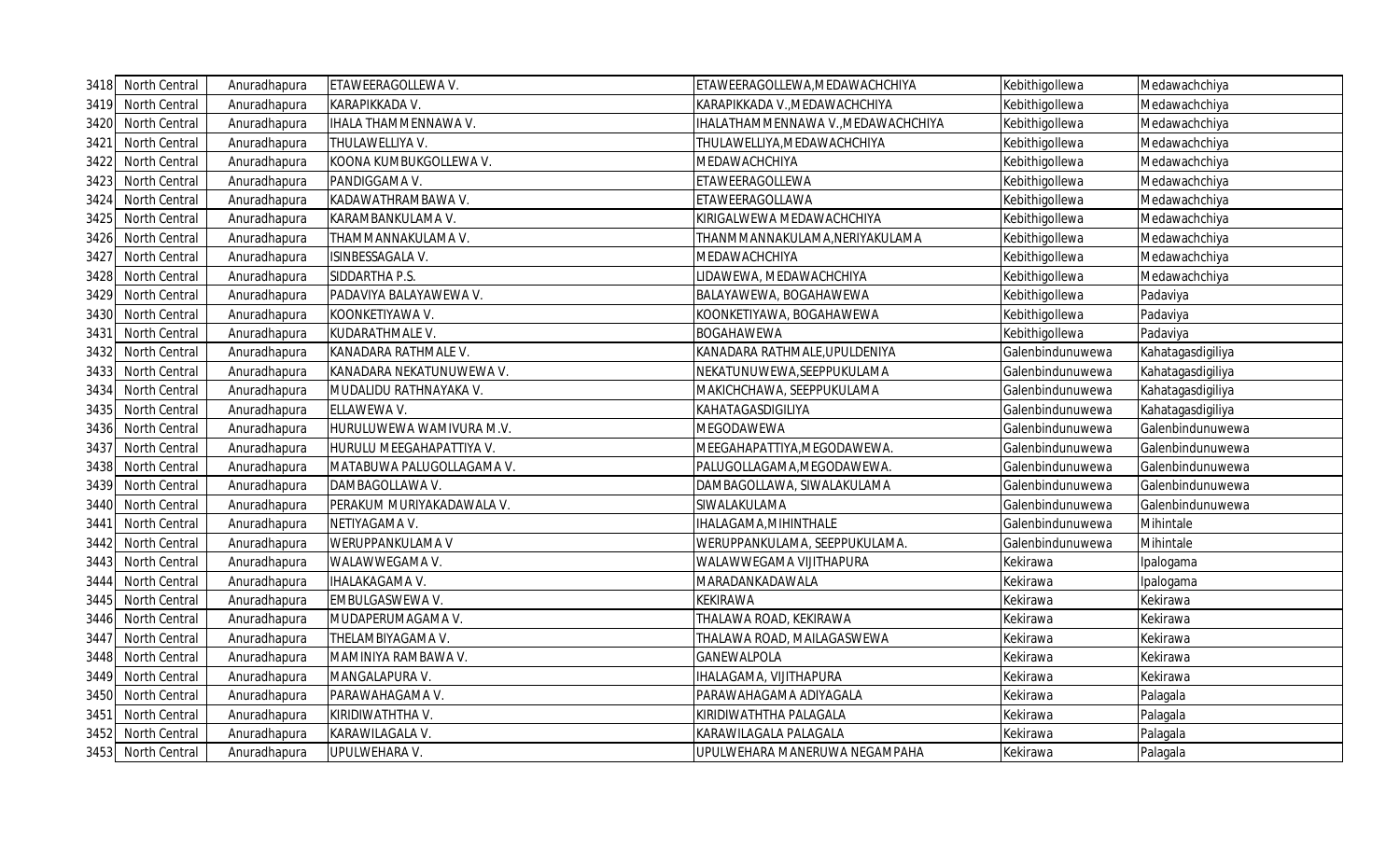| 3418 | North Central | Anuradhapura | ETAWEERAGOLLEWA V. | ETAWEERAGOLLEWA,MEDAWACHCHIYA | Kebithigollewa | Medawachchiya |
|---|---|---|---|---|---|---|
| 3419 | North Central | Anuradhapura | KARAPIKKADA V. | KARAPIKKADA V.,MEDAWACHCHIYA | Kebithigollewa | Medawachchiya |
| 3420 | North Central | Anuradhapura | IHALA THAMMENNAWA V. | IHALATHAMMENNAWA V.,MEDAWACHCHIYA | Kebithigollewa | Medawachchiya |
| 3421 | North Central | Anuradhapura | THULAWELLIYA V. | THULAWELLIYA,MEDAWACHCHIYA | Kebithigollewa | Medawachchiya |
| 3422 | North Central | Anuradhapura | KOONA KUMBUKGOLLEWA V. | MEDAWACHCHIYA | Kebithigollewa | Medawachchiya |
| 3423 | North Central | Anuradhapura | PANDIGGAMA V. | ETAWEERAGOLLEWA | Kebithigollewa | Medawachchiya |
| 3424 | North Central | Anuradhapura | KADAWATHRAMBAWA V. | ETAWEERAGOLLAWA | Kebithigollewa | Medawachchiya |
| 3425 | North Central | Anuradhapura | KARAMBANKULAMA V. | KIRIGALWEWA MEDAWACHCHIYA | Kebithigollewa | Medawachchiya |
| 3426 | North Central | Anuradhapura | THAMMANNAKULAMA V. | THANMMANNAKULAMA,NERIYAKULAMA | Kebithigollewa | Medawachchiya |
| 3427 | North Central | Anuradhapura | ISINBESSAGALA V. | MEDAWACHCHIYA | Kebithigollewa | Medawachchiya |
| 3428 | North Central | Anuradhapura | SIDDARTHA P.S. | LIDAWEWA, MEDAWACHCHIYA | Kebithigollewa | Medawachchiya |
| 3429 | North Central | Anuradhapura | PADAVIYA BALAYAWEWA V. | BALAYAWEWA, BOGAHAWEWA | Kebithigollewa | Padaviya |
| 3430 | North Central | Anuradhapura | KOONKETIYAWA V. | KOONKETIYAWA, BOGAHAWEWA | Kebithigollewa | Padaviya |
| 3431 | North Central | Anuradhapura | KUDARATHMALE V. | BOGAHAWEWA | Kebithigollewa | Padaviya |
| 3432 | North Central | Anuradhapura | KANADARA RATHMALE V. | KANADARA RATHMALE,UPULDENIYA | Galenbindunuwewa | Kahatagasdigiliya |
| 3433 | North Central | Anuradhapura | KANADARA NEKATUNUWEWA V. | NEKATUNUWEWA,SEEPPUKULAMA | Galenbindunuwewa | Kahatagasdigiliya |
| 3434 | North Central | Anuradhapura | MUDALIDU RATHNAYAKA V. | MAKICHCHAWA, SEEPPUKULAMA | Galenbindunuwewa | Kahatagasdigiliya |
| 3435 | North Central | Anuradhapura | ELLAWEWA V. | KAHATAGASDIGILIYA | Galenbindunuwewa | Kahatagasdigiliya |
| 3436 | North Central | Anuradhapura | HURULUWEWA WAMIVURA M.V. | MEGODAWEWA | Galenbindunuwewa | Galenbindunuwewa |
| 3437 | North Central | Anuradhapura | HURULU MEEGAHAPATTIYA V. | MEEGAHAPATTIYA,MEGODAWEWA. | Galenbindunuwewa | Galenbindunuwewa |
| 3438 | North Central | Anuradhapura | MATABUWA PALUGOLLAGAMA V. | PALUGOLLAGAMA,MEGODAWEWA. | Galenbindunuwewa | Galenbindunuwewa |
| 3439 | North Central | Anuradhapura | DAMBAGOLLAWA V. | DAMBAGOLLAWA, SIWALAKULAMA | Galenbindunuwewa | Galenbindunuwewa |
| 3440 | North Central | Anuradhapura | PERAKUM MURIYAKADAWALA V. | SIWALAKULAMA | Galenbindunuwewa | Galenbindunuwewa |
| 3441 | North Central | Anuradhapura | NETIYAGAMA V. | IHALAGAMA,MIHINTHALE | Galenbindunuwewa | Mihintale |
| 3442 | North Central | Anuradhapura | WERUPPANKULAMA V | WERUPPANKULAMA, SEEPPUKULAMA. | Galenbindunuwewa | Mihintale |
| 3443 | North Central | Anuradhapura | WALAWWEGAMA V. | WALAWWEGAMA VIJITHAPURA | Kekirawa | Ipalogama |
| 3444 | North Central | Anuradhapura | IHALAKAGAMA V. | MARADANKADAWALA | Kekirawa | Ipalogama |
| 3445 | North Central | Anuradhapura | EMBULGASWEWA V. | KEKIRAWA | Kekirawa | Kekirawa |
| 3446 | North Central | Anuradhapura | MUDAPERUMAGAMA V. | THALAWA ROAD, KEKIRAWA | Kekirawa | Kekirawa |
| 3447 | North Central | Anuradhapura | THELAMBIYAGAMA V. | THALAWA ROAD, MAILAGASWEWA | Kekirawa | Kekirawa |
| 3448 | North Central | Anuradhapura | MAMINIYA RAMBAWA V. | GANEWALPOLA | Kekirawa | Kekirawa |
| 3449 | North Central | Anuradhapura | MANGALAPURA V. | IHALAGAMA, VIJITHAPURA | Kekirawa | Kekirawa |
| 3450 | North Central | Anuradhapura | PARAWAHAGAMA V. | PARAWAHAGAMA ADIYAGALA | Kekirawa | Palagala |
| 3451 | North Central | Anuradhapura | KIRIDIWATHTHA V. | KIRIDIWATHTHA PALAGALA | Kekirawa | Palagala |
| 3452 | North Central | Anuradhapura | KARAWILAGALA V. | KARAWILAGALA PALAGALA | Kekirawa | Palagala |
| 3453 | North Central | Anuradhapura | UPULWEHARA V. | UPULWEHARA MANERUWA NEGAMPAHA | Kekirawa | Palagala |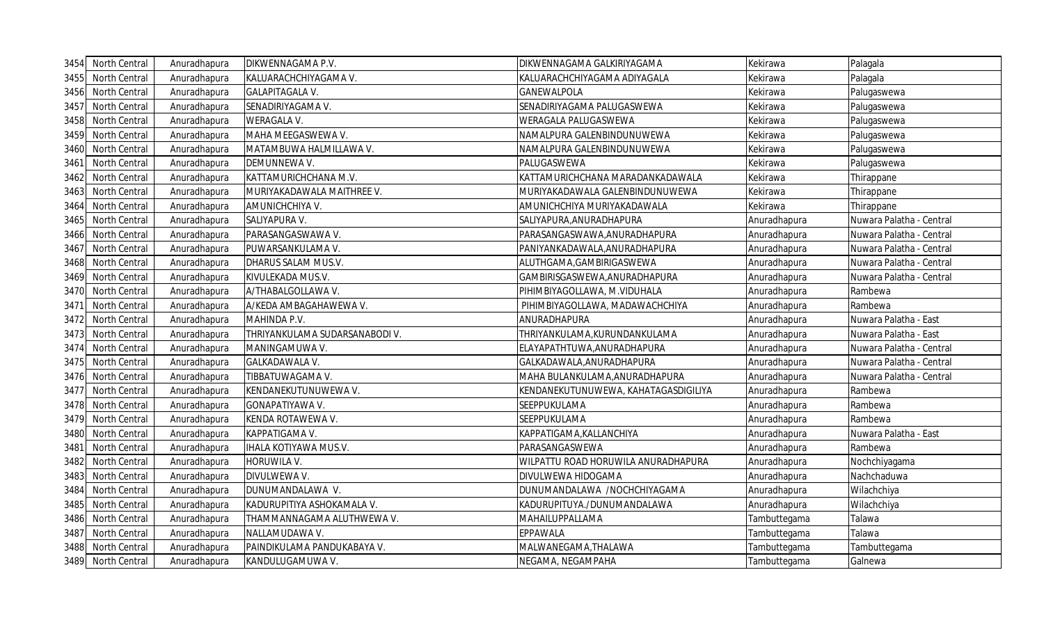| | | | | | | |
|---|---|---|---|---|---|---|
| 3454 | North Central | Anuradhapura | DIKWENNAGAMA P.V. | DIKWENNAGAMA GALKIRIYAGAMA | Kekirawa | Palagala |
| 3455 | North Central | Anuradhapura | KALUARACHCHIYAGAMA V. | KALUARACHCHIYAGAMA ADIYAGALA | Kekirawa | Palagala |
| 3456 | North Central | Anuradhapura | GALAPITAGALA V. | GANEWALPOLA | Kekirawa | Palugaswewa |
| 3457 | North Central | Anuradhapura | SENADIRIYAGAMA V. | SENADIRIYAGAMA PALUGASWEWA | Kekirawa | Palugaswewa |
| 3458 | North Central | Anuradhapura | WERAGALA V. | WERAGALA PALUGASWEWA | Kekirawa | Palugaswewa |
| 3459 | North Central | Anuradhapura | MAHA MEEGASWEWA V. | NAMALPURA GALENBINDUNUWEWA | Kekirawa | Palugaswewa |
| 3460 | North Central | Anuradhapura | MATAMBUWA HALMILLAWA V. | NAMALPURA GALENBINDUNUWEWA | Kekirawa | Palugaswewa |
| 3461 | North Central | Anuradhapura | DEMUNNEWA V. | PALUGASWEWA | Kekirawa | Palugaswewa |
| 3462 | North Central | Anuradhapura | KATTAMURICHCHANA M.V. | KATTAMURICHCHANA MARADANKADAWALA | Kekirawa | Thirappane |
| 3463 | North Central | Anuradhapura | MURIYAKADAWALA MAITHREE V. | MURIYAKADAWALA GALENBINDUNUWEWA | Kekirawa | Thirappane |
| 3464 | North Central | Anuradhapura | AMUNICHCHIYA V. | AMUNICHCHIYA MURIYAKADAWALA | Kekirawa | Thirappane |
| 3465 | North Central | Anuradhapura | SALIYAPURA V. | SALIYAPURA,ANURADHAPURA | Anuradhapura | Nuwara Palatha - Central |
| 3466 | North Central | Anuradhapura | PARASANGASWAWA V. | PARASANGASWAWA,ANURADHAPURA | Anuradhapura | Nuwara Palatha - Central |
| 3467 | North Central | Anuradhapura | PUWARSANKULAMA V. | PANIYANKADAWALA,ANURADHAPURA | Anuradhapura | Nuwara Palatha - Central |
| 3468 | North Central | Anuradhapura | DHARUS SALAM MUS.V. | ALUTHGAMA,GAMBIRIGASWEWA | Anuradhapura | Nuwara Palatha - Central |
| 3469 | North Central | Anuradhapura | KIVULEKADA MUS.V. | GAMBIRISGASWEWA,ANURADHAPURA | Anuradhapura | Nuwara Palatha - Central |
| 3470 | North Central | Anuradhapura | A/THABALGOLLAWA V. | PIHIMBIYAGOLLAWA, M.VIDUHALA | Anuradhapura | Rambewa |
| 3471 | North Central | Anuradhapura | A/KEDA AMBAGAHAWEWA V. | PIHIMBIYAGOLLAWA, MADAWACHCHIYA | Anuradhapura | Rambewa |
| 3472 | North Central | Anuradhapura | MAHINDA P.V. | ANURADHAPURA | Anuradhapura | Nuwara Palatha - East |
| 3473 | North Central | Anuradhapura | THRIYANKULAMA SUDARSANABODI V. | THRIYANKULAMA,KURUNDANKULAMA | Anuradhapura | Nuwara Palatha - East |
| 3474 | North Central | Anuradhapura | MANINGAMUWA V. | ELAYAPATHTUWA,ANURADHAPURA | Anuradhapura | Nuwara Palatha - Central |
| 3475 | North Central | Anuradhapura | GALKADAWALA V. | GALKADAWALA,ANURADHAPURA | Anuradhapura | Nuwara Palatha - Central |
| 3476 | North Central | Anuradhapura | TIBBATUWAGAMA V. | MAHA BULANKULAMA,ANURADHAPURA | Anuradhapura | Nuwara Palatha - Central |
| 3477 | North Central | Anuradhapura | KENDANEKUTUNUWEWA V. | KENDANEKUTUNUWEWA, KAHATAGASDIGILIYA | Anuradhapura | Rambewa |
| 3478 | North Central | Anuradhapura | GONAPATIYAWA V. | SEEPPUKULAMA | Anuradhapura | Rambewa |
| 3479 | North Central | Anuradhapura | KENDA ROTAWEWA V. | SEEPPUKULAMA | Anuradhapura | Rambewa |
| 3480 | North Central | Anuradhapura | KAPPATIGAMA V. | KAPPATIGAMA,KALLANCHIYA | Anuradhapura | Nuwara Palatha - East |
| 3481 | North Central | Anuradhapura | IHALA KOTIYAWA MUS.V. | PARASANGASWEWA | Anuradhapura | Rambewa |
| 3482 | North Central | Anuradhapura | HORUWILA V. | WILPATTU ROAD HORUWILA ANURADHAPURA | Anuradhapura | Nochchiyagama |
| 3483 | North Central | Anuradhapura | DIVULWEWA V. | DIVULWEWA HIDOGAMA | Anuradhapura | Nachchaduwa |
| 3484 | North Central | Anuradhapura | DUNUMANDALAWA V. | DUNUMANDALAWA /NOCHCHIYAGAMA | Anuradhapura | Wilachchiya |
| 3485 | North Central | Anuradhapura | KADURUPITIYA ASHOKAMALA V. | KADURUPITUYA./DUNUMANDALAWA | Anuradhapura | Wilachchiya |
| 3486 | North Central | Anuradhapura | THAMMANNAGAMA ALUTHWEWA V. | MAHAILUPPALLAMA | Tambuttegama | Talawa |
| 3487 | North Central | Anuradhapura | NALLAMUDAWA V. | EPPAWALA | Tambuttegama | Talawa |
| 3488 | North Central | Anuradhapura | PAINDIKULAMA PANDUKABAYA V. | MALWANEGAMA,THALAWA | Tambuttegama | Tambuttegama |
| 3489 | North Central | Anuradhapura | KANDULUGAMUWA V. | NEGAMA, NEGAMPAHA | Tambuttegama | Galnewa |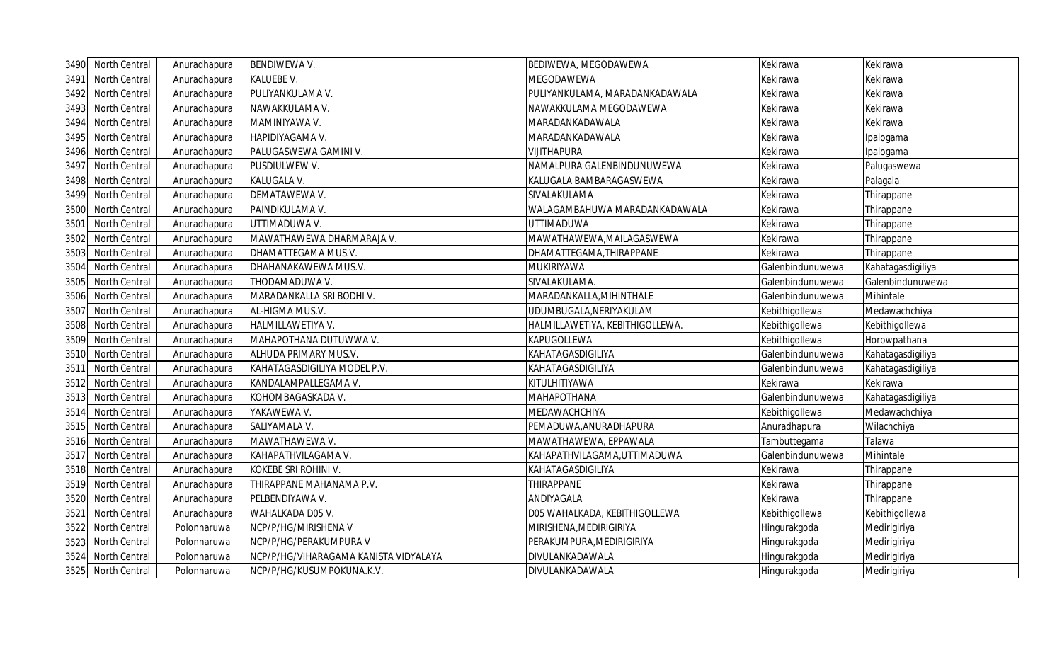| | | | | | | |
|---|---|---|---|---|---|---|
| 3490 | North Central | Anuradhapura | BENDIWEWA V. | BEDIWEWA, MEGODAWEWA | Kekirawa | Kekirawa |
| 3491 | North Central | Anuradhapura | KALUEBE V. | MEGODAWEWA | Kekirawa | Kekirawa |
| 3492 | North Central | Anuradhapura | PULIYANKULAMA V. | PULIYANKULAMA, MARADANKADAWALA | Kekirawa | Kekirawa |
| 3493 | North Central | Anuradhapura | NAWAKKULAMA V. | NAWAKKULAMA MEGODAWEWA | Kekirawa | Kekirawa |
| 3494 | North Central | Anuradhapura | MAMINIYAWA V. | MARADANKADAWALA | Kekirawa | Kekirawa |
| 3495 | North Central | Anuradhapura | HAPIDIYAGAMA V. | MARADANKADAWALA | Kekirawa | Ipalogama |
| 3496 | North Central | Anuradhapura | PALUGASWEWA GAMINI V. | VIJITHAPURA | Kekirawa | Ipalogama |
| 3497 | North Central | Anuradhapura | PUSDIULWEW V. | NAMALPURA GALENBINDUNUWEWA | Kekirawa | Palugaswewa |
| 3498 | North Central | Anuradhapura | KALUGALA V. | KALUGALA BAMBARAGASWEWA | Kekirawa | Palagala |
| 3499 | North Central | Anuradhapura | DEMATAWEWA V. | SIVALAKULAMA | Kekirawa | Thirappane |
| 3500 | North Central | Anuradhapura | PAINDIKULAMA V. | WALAGAMBAHUWA MARADANKADAWALA | Kekirawa | Thirappane |
| 3501 | North Central | Anuradhapura | UTTIMADUWA V. | UTTIMADUWA | Kekirawa | Thirappane |
| 3502 | North Central | Anuradhapura | MAWATHAWEWA DHARMARAJA V. | MAWATHAWEWA,MAILAGASWEWA | Kekirawa | Thirappane |
| 3503 | North Central | Anuradhapura | DHAMATTEGAMA MUS.V. | DHAMATTEGAMA,THIRAPPANE | Kekirawa | Thirappane |
| 3504 | North Central | Anuradhapura | DHAHANAKAWEWA MUS.V. | MUKIRIYAWA | Galenbindunuwewa | Kahatagasdigiliya |
| 3505 | North Central | Anuradhapura | THODAMADUWA V. | SIVALAKULAMA. | Galenbindunuwewa | Galenbindunuwewa |
| 3506 | North Central | Anuradhapura | MARADANKALLA SRI BODHI V. | MARADANKALLA,MIHINTHALE | Galenbindunuwewa | Mihintale |
| 3507 | North Central | Anuradhapura | AL-HIGMA MUS.V. | UDUMBUGALA,NERIYAKULAM | Kebithigollewa | Medawachchiya |
| 3508 | North Central | Anuradhapura | HALMILLAWETIYA V. | HALMILLAWETIYA, KEBITHIGOLLEWA. | Kebithigollewa | Kebithigollewa |
| 3509 | North Central | Anuradhapura | MAHAPOTHANA DUTUWWA V. | KAPUGOLLEWA | Kebithigollewa | Horowpathana |
| 3510 | North Central | Anuradhapura | ALHUDA PRIMARY MUS.V. | KAHATAGASDIGILIYA | Galenbindunuwewa | Kahatagasdigiliya |
| 3511 | North Central | Anuradhapura | KAHATAGASDIGILIYA MODEL P.V. | KAHATAGASDIGILIYA | Galenbindunuwewa | Kahatagasdigiliya |
| 3512 | North Central | Anuradhapura | KANDALAMPALLEGAMA V. | KITULHITIYAWA | Kekirawa | Kekirawa |
| 3513 | North Central | Anuradhapura | KOHOMBAGASKADA V. | MAHAPOTHANA | Galenbindunuwewa | Kahatagasdigiliya |
| 3514 | North Central | Anuradhapura | YAKAWEWA V. | MEDAWACHCHIYA | Kebithigollewa | Medawachchiya |
| 3515 | North Central | Anuradhapura | SALIYAMALA V. | PEMADUWA,ANURADHAPURA | Anuradhapura | Wilachchiya |
| 3516 | North Central | Anuradhapura | MAWATHAWEWA V. | MAWATHAWEWA, EPPAWALA | Tambuttegama | Talawa |
| 3517 | North Central | Anuradhapura | KAHAPATHVILAGAMA V. | KAHAPATHVILAGAMA,UTTIMADUWA | Galenbindunuwewa | Mihintale |
| 3518 | North Central | Anuradhapura | KOKEBE SRI ROHINI V. | KAHATAGASDIGILIYA | Kekirawa | Thirappane |
| 3519 | North Central | Anuradhapura | THIRAPPANE MAHANAMA P.V. | THIRAPPANE | Kekirawa | Thirappane |
| 3520 | North Central | Anuradhapura | PELBENDIYAWA V. | ANDIYAGALA | Kekirawa | Thirappane |
| 3521 | North Central | Anuradhapura | WAHALKADA D05 V. | D05 WAHALKADA, KEBITHIGOLLEWA | Kebithigollewa | Kebithigollewa |
| 3522 | North Central | Polonnaruwa | NCP/P/HG/MIRISHENA V | MIRISHENA,MEDIRIGIRIYA | Hingurakgoda | Medirigiriya |
| 3523 | North Central | Polonnaruwa | NCP/P/HG/PERAKUMPURA V | PERAKUMPURA,MEDIRIGIRIYA | Hingurakgoda | Medirigiriya |
| 3524 | North Central | Polonnaruwa | NCP/P/HG/VIHARAGAMA KANISTA VIDYALAYA | DIVULANKADAWALA | Hingurakgoda | Medirigiriya |
| 3525 | North Central | Polonnaruwa | NCP/P/HG/KUSUMPOKUNA.K.V. | DIVULANKADAWALA | Hingurakgoda | Medirigiriya |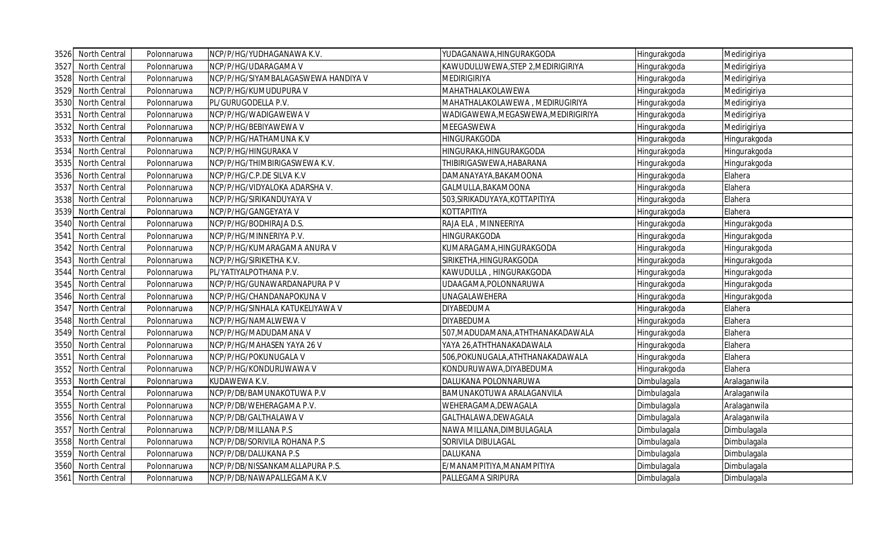| | | | | | | |
|---|---|---|---|---|---|---|
| 3526 | North Central | Polonnaruwa | NCP/P/HG/YUDHAGANAWA K.V. | YUDAGANAWA,HINGURAKGODA | Hingurakgoda | Medirigiriya |
| 3527 | North Central | Polonnaruwa | NCP/P/HG/UDARAGAMA V | KAWUDULUWEWA,STEP 2,MEDIRIGIRIYA | Hingurakgoda | Medirigiriya |
| 3528 | North Central | Polonnaruwa | NCP/P/HG/SIYAMBALAGASWEWA HANDIYA V | MEDIRIGIRIYA | Hingurakgoda | Medirigiriya |
| 3529 | North Central | Polonnaruwa | NCP/P/HG/KUMUDUPURA V | MAHATHALAKOLAWEWA | Hingurakgoda | Medirigiriya |
| 3530 | North Central | Polonnaruwa | PL/GURUGODELLA P.V. | MAHATHALAKOLAWEWA , MEDIRUGIRIYA | Hingurakgoda | Medirigiriya |
| 3531 | North Central | Polonnaruwa | NCP/P/HG/WADIGAWEWA V | WADIGAWEWA,MEGASWEWA,MEDIRIGIRIYA | Hingurakgoda | Medirigiriya |
| 3532 | North Central | Polonnaruwa | NCP/P/HG/BEBIYAWEWA V | MEEGASWEWA | Hingurakgoda | Medirigiriya |
| 3533 | North Central | Polonnaruwa | NCP/P/HG/HATHAMUNA K.V | HINGURAKGODA | Hingurakgoda | Hingurakgoda |
| 3534 | North Central | Polonnaruwa | NCP/P/HG/HINGURAKA V | HINGURAKA,HINGURAKGODA | Hingurakgoda | Hingurakgoda |
| 3535 | North Central | Polonnaruwa | NCP/P/HG/THIMBIRIGASWEWA K.V. | THIBIRIGASWEWA,HABARANA | Hingurakgoda | Hingurakgoda |
| 3536 | North Central | Polonnaruwa | NCP/P/HG/C.P.DE SILVA K.V | DAMANAYAYA,BAKAMOONA | Hingurakgoda | Elahera |
| 3537 | North Central | Polonnaruwa | NCP/P/HG/VIDYALOKA ADARSHA V. | GALMULLA,BAKAMOONA | Hingurakgoda | Elahera |
| 3538 | North Central | Polonnaruwa | NCP/P/HG/SIRIKANDUYAYA V | 503,SIRIKADUYAYA,KOTTAPITIYA | Hingurakgoda | Elahera |
| 3539 | North Central | Polonnaruwa | NCP/P/HG/GANGEYAYA V | KOTTAPITIYA | Hingurakgoda | Elahera |
| 3540 | North Central | Polonnaruwa | NCP/P/HG/BODHIRAJA D.S. | RAJA ELA , MINNEERIYA | Hingurakgoda | Hingurakgoda |
| 3541 | North Central | Polonnaruwa | NCP/P/HG/MINNERIYA P.V. | HINGURAKGODA | Hingurakgoda | Hingurakgoda |
| 3542 | North Central | Polonnaruwa | NCP/P/HG/KUMARAGAMA ANURA V | KUMARAGAMA,HINGURAKGODA | Hingurakgoda | Hingurakgoda |
| 3543 | North Central | Polonnaruwa | NCP/P/HG/SIRIKETHA K.V. | SIRIKETHA,HINGURAKGODA | Hingurakgoda | Hingurakgoda |
| 3544 | North Central | Polonnaruwa | PL/YATIYALPOTHANA P.V. | KAWUDULLA , HINGURAKGODA | Hingurakgoda | Hingurakgoda |
| 3545 | North Central | Polonnaruwa | NCP/P/HG/GUNAWARDANAPURA P V | UDAAGAMA,POLONNARUWA | Hingurakgoda | Hingurakgoda |
| 3546 | North Central | Polonnaruwa | NCP/P/HG/CHANDANAPOKUNA V | UNAGALAWEHERA | Hingurakgoda | Hingurakgoda |
| 3547 | North Central | Polonnaruwa | NCP/P/HG/SINHALA KATUKELIYAWA V | DIYABEDUMA | Hingurakgoda | Elahera |
| 3548 | North Central | Polonnaruwa | NCP/P/HG/NAMALWEWA V | DIYABEDUMA | Hingurakgoda | Elahera |
| 3549 | North Central | Polonnaruwa | NCP/P/HG/MADUDAMANA V | 507,MADUDAMANA,ATHTHANAKADAWALA | Hingurakgoda | Elahera |
| 3550 | North Central | Polonnaruwa | NCP/P/HG/MAHASEN YAYA 26 V | YAYA 26,ATHTHANAKADAWALA | Hingurakgoda | Elahera |
| 3551 | North Central | Polonnaruwa | NCP/P/HG/POKUNUGALA V | 506,POKUNUGALA,ATHTHANAKADAWALA | Hingurakgoda | Elahera |
| 3552 | North Central | Polonnaruwa | NCP/P/HG/KONDURUWAWA V | KONDURUWAWA,DIYABEDUMA | Hingurakgoda | Elahera |
| 3553 | North Central | Polonnaruwa | KUDAWEWA K.V. | DALUKANA POLONNARUWA | Dimbulagala | Aralaganwila |
| 3554 | North Central | Polonnaruwa | NCP/P/DB/BAMUNAKOTUWA P.V | BAMUNAKOTUWA ARALAGANVILA | Dimbulagala | Aralaganwila |
| 3555 | North Central | Polonnaruwa | NCP/P/DB/WEHERAGAMA P.V. | WEHERAGAMA,DEWAGALA | Dimbulagala | Aralaganwila |
| 3556 | North Central | Polonnaruwa | NCP/P/DB/GALTHALAWA V | GALTHALAWA,DEWAGALA | Dimbulagala | Aralaganwila |
| 3557 | North Central | Polonnaruwa | NCP/P/DB/MILLANA P.S | NAWA MILLANA,DIMBULAGALA | Dimbulagala | Dimbulagala |
| 3558 | North Central | Polonnaruwa | NCP/P/DB/SORIVILA ROHANA P.S | SORIVILA DIBULAGAL | Dimbulagala | Dimbulagala |
| 3559 | North Central | Polonnaruwa | NCP/P/DB/DALUKANA P.S | DALUKANA | Dimbulagala | Dimbulagala |
| 3560 | North Central | Polonnaruwa | NCP/P/DB/NISSANKAMALLAPURA P.S. | E/MANAMPITIYA,MANAMPITIYA | Dimbulagala | Dimbulagala |
| 3561 | North Central | Polonnaruwa | NCP/P/DB/NAWAPALLEGAMA K.V | PALLEGAMA SIRIPURA | Dimbulagala | Dimbulagala |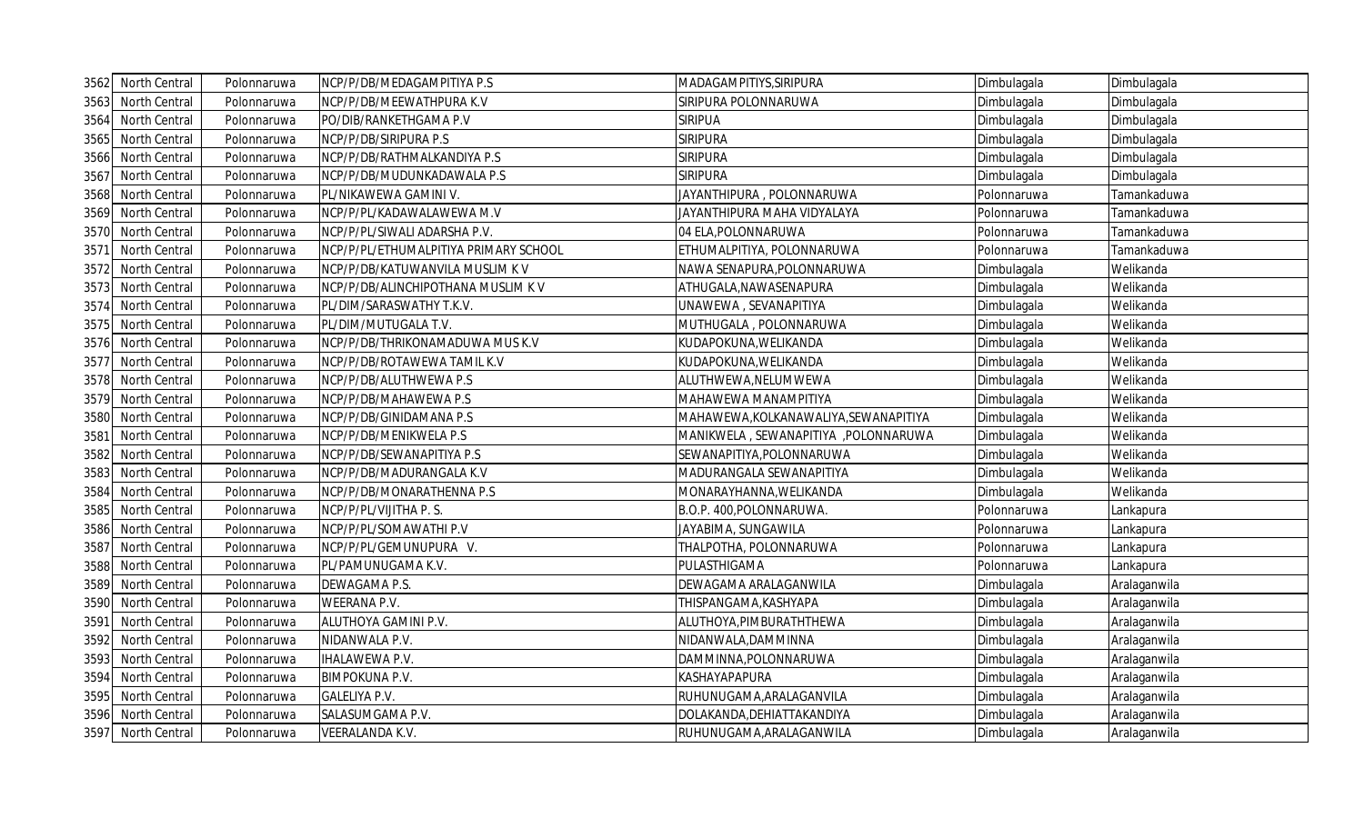| 3562 | North Central | Polonnaruwa | NCP/P/DB/MEDAGAMPITIYA P.S | MADAGAMPITIYS,SIRIPURA | Dimbulagala | Dimbulagala |
|---|---|---|---|---|---|---|
| 3563 | North Central | Polonnaruwa | NCP/P/DB/MEEWATHPURA K.V | SIRIPURA POLONNARUWA | Dimbulagala | Dimbulagala |
| 3564 | North Central | Polonnaruwa | PO/DIB/RANKETHGAMA P.V | SIRIPUA | Dimbulagala | Dimbulagala |
| 3565 | North Central | Polonnaruwa | NCP/P/DB/SIRIPURA P.S | SIRIPURA | Dimbulagala | Dimbulagala |
| 3566 | North Central | Polonnaruwa | NCP/P/DB/RATHMALKANDIYA P.S | SIRIPURA | Dimbulagala | Dimbulagala |
| 3567 | North Central | Polonnaruwa | NCP/P/DB/MUDUNKADAWALA P.S | SIRIPURA | Dimbulagala | Dimbulagala |
| 3568 | North Central | Polonnaruwa | PL/NIKAWEWA GAMINI V. | JAYANTHIPURA , POLONNARUWA | Polonnaruwa | Tamankaduwa |
| 3569 | North Central | Polonnaruwa | NCP/P/PL/KADAWALAWEWA M.V | JAYANTHIPURA MAHA VIDYALAYA | Polonnaruwa | Tamankaduwa |
| 3570 | North Central | Polonnaruwa | NCP/P/PL/SIWALI ADARSHA P.V. | 04 ELA,POLONNARUWA | Polonnaruwa | Tamankaduwa |
| 3571 | North Central | Polonnaruwa | NCP/P/PL/ETHUMALPITIYA PRIMARY SCHOOL | ETHUMALPITIYA, POLONNARUWA | Polonnaruwa | Tamankaduwa |
| 3572 | North Central | Polonnaruwa | NCP/P/DB/KATUWANVILA MUSLIM K V | NAWA SENAPURA,POLONNARUWA | Dimbulagala | Welikanda |
| 3573 | North Central | Polonnaruwa | NCP/P/DB/ALINCHIPOTHANA MUSLIM K V | ATHUGALA,NAWASENAPURA | Dimbulagala | Welikanda |
| 3574 | North Central | Polonnaruwa | PL/DIM/SARASWATHY T.K.V. | UNAWEWA , SEVANAPITIYA | Dimbulagala | Welikanda |
| 3575 | North Central | Polonnaruwa | PL/DIM/MUTUGALA T.V. | MUTHUGALA , POLONNARUWA | Dimbulagala | Welikanda |
| 3576 | North Central | Polonnaruwa | NCP/P/DB/THRIKONAMADUWA MUS K.V | KUDAPOKUNA,WELIKANDA | Dimbulagala | Welikanda |
| 3577 | North Central | Polonnaruwa | NCP/P/DB/ROTAWEWA TAMIL K.V | KUDAPOKUNA,WELIKANDA | Dimbulagala | Welikanda |
| 3578 | North Central | Polonnaruwa | NCP/P/DB/ALUTHWEWA P.S | ALUTHWEWA,NELUMWEWA | Dimbulagala | Welikanda |
| 3579 | North Central | Polonnaruwa | NCP/P/DB/MAHAWEWA P.S | MAHAWEWA MANAMPITIYA | Dimbulagala | Welikanda |
| 3580 | North Central | Polonnaruwa | NCP/P/DB/GINIDAMANA P.S | MAHAWEWA,KOLKANAWALIYA,SEWANAPITIYA | Dimbulagala | Welikanda |
| 3581 | North Central | Polonnaruwa | NCP/P/DB/MENIKWELA P.S | MANIKWELA , SEWANAPITIYA ,POLONNARUWA | Dimbulagala | Welikanda |
| 3582 | North Central | Polonnaruwa | NCP/P/DB/SEWANAPITIYA P.S | SEWANAPITIYA,POLONNARUWA | Dimbulagala | Welikanda |
| 3583 | North Central | Polonnaruwa | NCP/P/DB/MADURANGALA K.V | MADURANGALA SEWANAPITIYA | Dimbulagala | Welikanda |
| 3584 | North Central | Polonnaruwa | NCP/P/DB/MONARATHENNA P.S | MONARAYHANNA,WELIKANDA | Dimbulagala | Welikanda |
| 3585 | North Central | Polonnaruwa | NCP/P/PL/VIJITHA P. S. | B.O.P. 400,POLONNARUWA. | Polonnaruwa | Lankapura |
| 3586 | North Central | Polonnaruwa | NCP/P/PL/SOMAWATHI P.V | JAYABIMA, SUNGAWILA | Polonnaruwa | Lankapura |
| 3587 | North Central | Polonnaruwa | NCP/P/PL/GEMUNUPURA V. | THALPOTHA, POLONNARUWA | Polonnaruwa | Lankapura |
| 3588 | North Central | Polonnaruwa | PL/PAMUNUGAMA K.V. | PULASTHIGAMA | Polonnaruwa | Lankapura |
| 3589 | North Central | Polonnaruwa | DEWAGAMA P.S. | DEWAGAMA ARALAGANWILA | Dimbulagala | Aralaganwila |
| 3590 | North Central | Polonnaruwa | WEERANA P.V. | THISPANGAMA,KASHYAPA | Dimbulagala | Aralaganwila |
| 3591 | North Central | Polonnaruwa | ALUTHOYA GAMINI P.V. | ALUTHOYA,PIMBURATHTHEWA | Dimbulagala | Aralaganwila |
| 3592 | North Central | Polonnaruwa | NIDANWALA P.V. | NIDANWALA,DAMMINNA | Dimbulagala | Aralaganwila |
| 3593 | North Central | Polonnaruwa | IHALAWEWA P.V. | DAMMINNA,POLONNARUWA | Dimbulagala | Aralaganwila |
| 3594 | North Central | Polonnaruwa | BIMPOKUNA P.V. | KASHAYAPAPURA | Dimbulagala | Aralaganwila |
| 3595 | North Central | Polonnaruwa | GALELIYA P.V. | RUHUNUGAMA,ARALAGANVILA | Dimbulagala | Aralaganwila |
| 3596 | North Central | Polonnaruwa | SALASUMGAMA P.V. | DOLAKANDA,DEHIATTAKANDIYA | Dimbulagala | Aralaganwila |
| 3597 | North Central | Polonnaruwa | VEERALANDA K.V. | RUHUNUGAMA,ARALAGANWILA | Dimbulagala | Aralaganwila |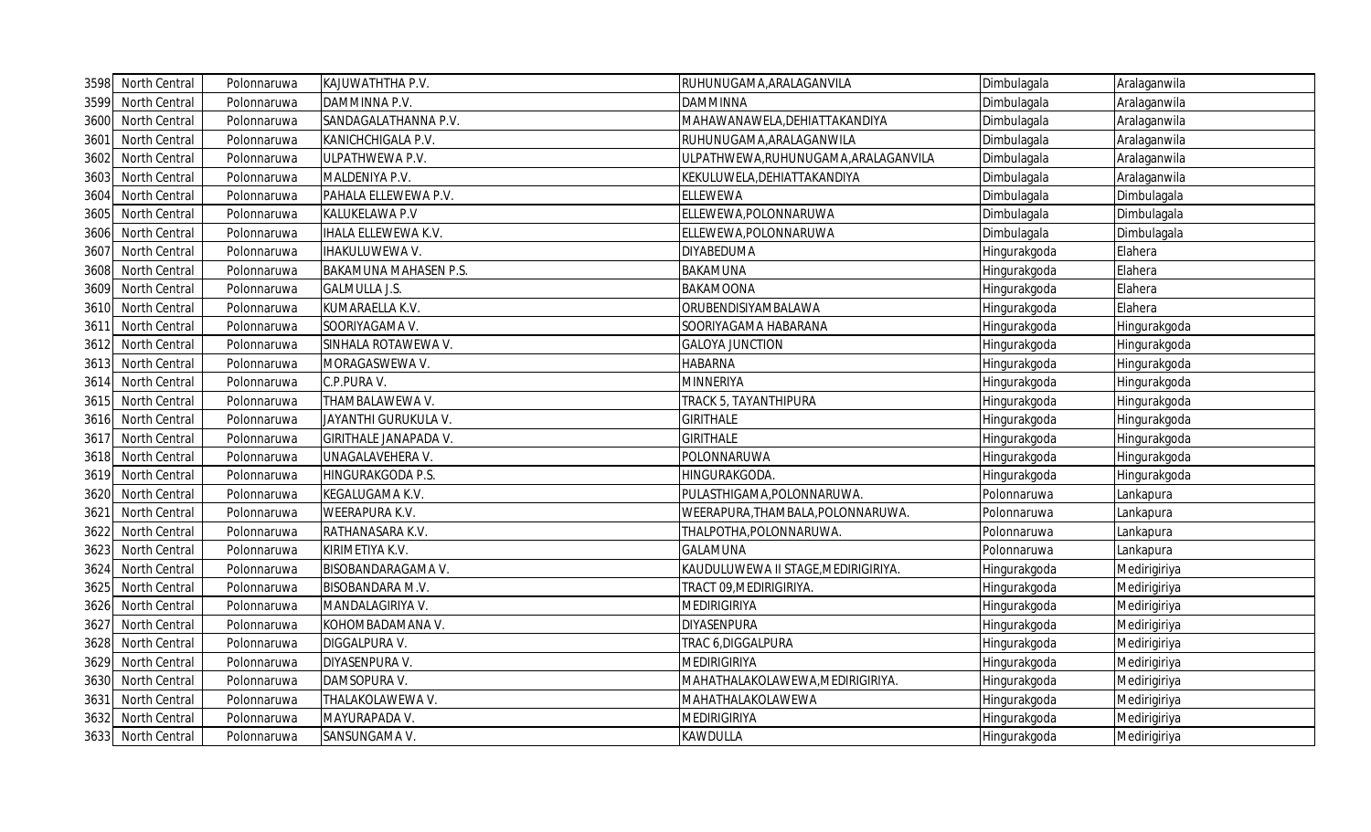| 3598 | North Central | Polonnaruwa | KAJUWATHTHA P.V. | RUHUNUGAMA,ARALAGANVILA | Dimbulagala | Aralaganwila |
|---|---|---|---|---|---|---|
| 3599 | North Central | Polonnaruwa | DAMMINNA P.V. | DAMMINNA | Dimbulagala | Aralaganwila |
| 3600 | North Central | Polonnaruwa | SANDAGALATHANNA P.V. | MAHAWANAWELA,DEHIATTAKANDIYA | Dimbulagala | Aralaganwila |
| 3601 | North Central | Polonnaruwa | KANICHCHIGALA P.V. | RUHUNUGAMA,ARALAGANWILA | Dimbulagala | Aralaganwila |
| 3602 | North Central | Polonnaruwa | ULPATHWEWA P.V. | ULPATHWEWA,RUHUNUGAMA,ARALAGANVILA | Dimbulagala | Aralaganwila |
| 3603 | North Central | Polonnaruwa | MALDENIYA P.V. | KEKULUWELA,DEHIATTAKANDIYA | Dimbulagala | Aralaganwila |
| 3604 | North Central | Polonnaruwa | PAHALA ELLEWEWA P.V. | ELLEWEWA | Dimbulagala | Dimbulagala |
| 3605 | North Central | Polonnaruwa | KALUKELAWA P.V | ELLEWEWA,POLONNARUWA | Dimbulagala | Dimbulagala |
| 3606 | North Central | Polonnaruwa | IHALA ELLEWEWA K.V. | ELLEWEWA,POLONNARUWA | Dimbulagala | Dimbulagala |
| 3607 | North Central | Polonnaruwa | IHAKULUWEWA V. | DIYABEDUMA | Hingurakgoda | Elahera |
| 3608 | North Central | Polonnaruwa | BAKAMUNA MAHASEN P.S. | BAKAMUNA | Hingurakgoda | Elahera |
| 3609 | North Central | Polonnaruwa | GALMULLA J.S. | BAKAMOONA | Hingurakgoda | Elahera |
| 3610 | North Central | Polonnaruwa | KUMARAELLA K.V. | ORUBENDISIYAMBALAWA | Hingurakgoda | Elahera |
| 3611 | North Central | Polonnaruwa | SOORIYAGAMA V. | SOORIYAGAMA HABARANA | Hingurakgoda | Hingurakgoda |
| 3612 | North Central | Polonnaruwa | SINHALA ROTAWEWA V. | GALOYA JUNCTION | Hingurakgoda | Hingurakgoda |
| 3613 | North Central | Polonnaruwa | MORAGASWEWA V. | HABARNA | Hingurakgoda | Hingurakgoda |
| 3614 | North Central | Polonnaruwa | C.P.PURA V. | MINNERIYA | Hingurakgoda | Hingurakgoda |
| 3615 | North Central | Polonnaruwa | THAMBALAWEWA V. | TRACK 5, TAYANTHIPURA | Hingurakgoda | Hingurakgoda |
| 3616 | North Central | Polonnaruwa | JAYANTHI GURUKULA V. | GIRITHALE | Hingurakgoda | Hingurakgoda |
| 3617 | North Central | Polonnaruwa | GIRITHALE JANAPADA V. | GIRITHALE | Hingurakgoda | Hingurakgoda |
| 3618 | North Central | Polonnaruwa | UNAGALAVEHERA V. | POLONNARUWA | Hingurakgoda | Hingurakgoda |
| 3619 | North Central | Polonnaruwa | HINGURAKGODA P.S. | HINGURAKGODA. | Hingurakgoda | Hingurakgoda |
| 3620 | North Central | Polonnaruwa | KEGALUGAMA K.V. | PULASTHIGAMA,POLONNARUWA. | Polonnaruwa | Lankapura |
| 3621 | North Central | Polonnaruwa | WEERAPURA K.V. | WEERAPURA,THAMBALA,POLONNARUWA. | Polonnaruwa | Lankapura |
| 3622 | North Central | Polonnaruwa | RATHANASARA K.V. | THALPOTHA,POLONNARUWA. | Polonnaruwa | Lankapura |
| 3623 | North Central | Polonnaruwa | KIRIMETIYA K.V. | GALAMUNA | Polonnaruwa | Lankapura |
| 3624 | North Central | Polonnaruwa | BISOBANDARAGAMA V. | KAUDULUWEWA II STAGE,MEDIRIGIRIYA. | Hingurakgoda | Medirigiriya |
| 3625 | North Central | Polonnaruwa | BISOBANDARA M.V. | TRACT 09,MEDIRIGIRIYA. | Hingurakgoda | Medirigiriya |
| 3626 | North Central | Polonnaruwa | MANDALAGIRIYA V. | MEDIRIGIRIYA | Hingurakgoda | Medirigiriya |
| 3627 | North Central | Polonnaruwa | KOHOMBADAMANA V. | DIYASENPURA | Hingurakgoda | Medirigiriya |
| 3628 | North Central | Polonnaruwa | DIGGALPURA V. | TRAC 6,DIGGALPURA | Hingurakgoda | Medirigiriya |
| 3629 | North Central | Polonnaruwa | DIYASENPURA V. | MEDIRIGIRIYA | Hingurakgoda | Medirigiriya |
| 3630 | North Central | Polonnaruwa | DAMSOPURA V. | MAHATHALAKOLAWEWA,MEDIRIGIRIYA. | Hingurakgoda | Medirigiriya |
| 3631 | North Central | Polonnaruwa | THALAKOLAWEWA V. | MAHATHALAKOLAWEWA | Hingurakgoda | Medirigiriya |
| 3632 | North Central | Polonnaruwa | MAYURAPADA V. | MEDIRIGIRIYA | Hingurakgoda | Medirigiriya |
| 3633 | North Central | Polonnaruwa | SANSUNGAMA V. | KAWDULLA | Hingurakgoda | Medirigiriya |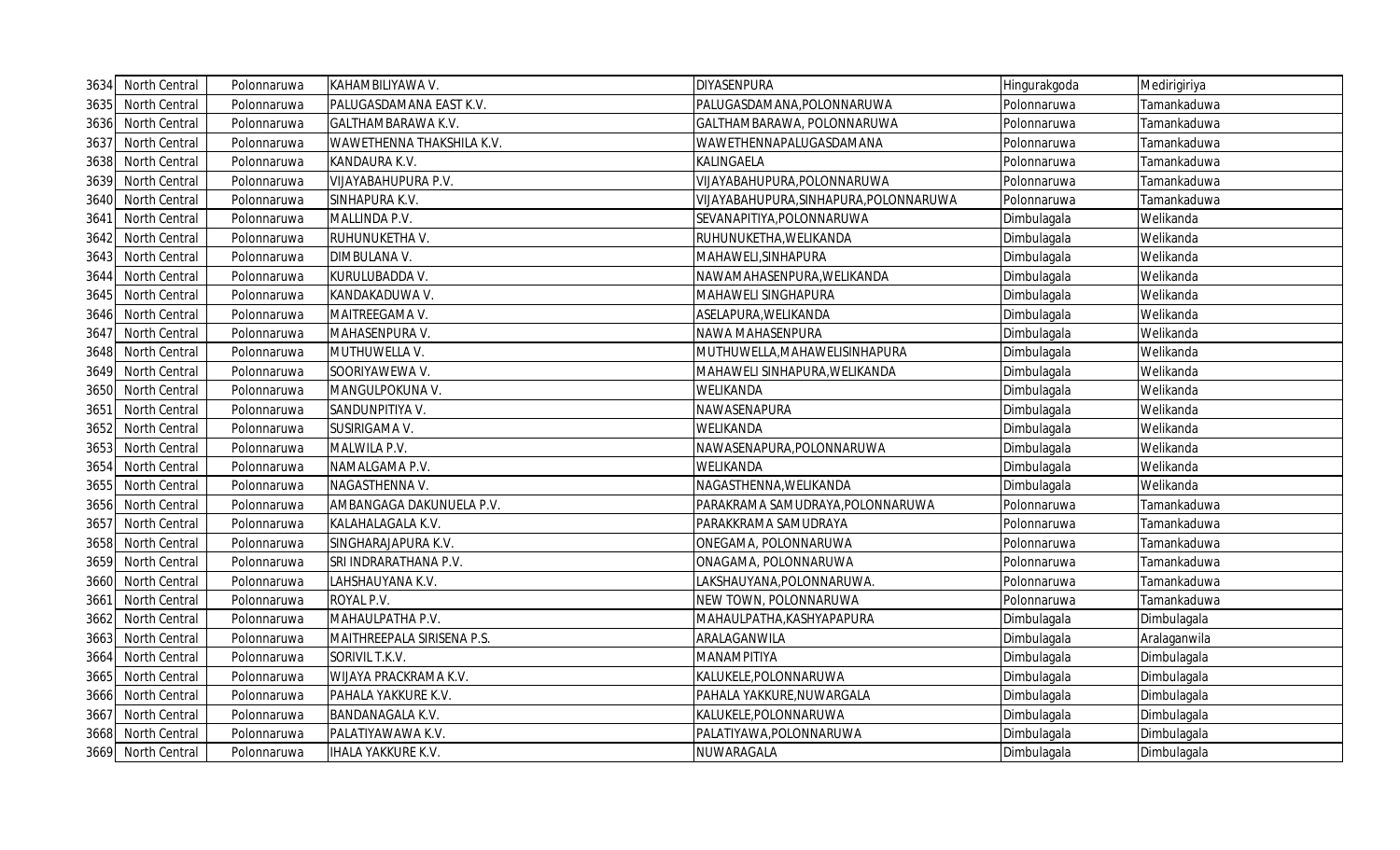| 3634 | North Central | Polonnaruwa | KAHAMBILIYAWA V. | DIYASENPURA | Hingurakgoda | Medirigiriya |
|---|---|---|---|---|---|---|
| 3635 | North Central | Polonnaruwa | PALUGASDAMANA EAST K.V. | PALUGASDAMANA,POLONNARUWA | Polonnaruwa | Tamankaduwa |
| 3636 | North Central | Polonnaruwa | GALTHAMBARAWA K.V. | GALTHAMBARAWA, POLONNARUWA | Polonnaruwa | Tamankaduwa |
| 3637 | North Central | Polonnaruwa | WAWETHENNA THAKSHILA K.V. | WAWETHENNAPALUGASDAMANA | Polonnaruwa | Tamankaduwa |
| 3638 | North Central | Polonnaruwa | KANDAURA K.V. | KALINGAELA | Polonnaruwa | Tamankaduwa |
| 3639 | North Central | Polonnaruwa | VIJAYABAHUPURA P.V. | VIJAYABAHUPURA,POLONNARUWA | Polonnaruwa | Tamankaduwa |
| 3640 | North Central | Polonnaruwa | SINHAPURA K.V. | VIJAYABAHUPURA,SINHAPURA,POLONNARUWA | Polonnaruwa | Tamankaduwa |
| 3641 | North Central | Polonnaruwa | MALLINDA P.V. | SEVANAPITIYA,POLONNARUWA | Dimbulagala | Welikanda |
| 3642 | North Central | Polonnaruwa | RUHUNUKETHA V. | RUHUNUKETHA,WELIKANDA | Dimbulagala | Welikanda |
| 3643 | North Central | Polonnaruwa | DIMBULANA V. | MAHAWELI,SINHAPURA | Dimbulagala | Welikanda |
| 3644 | North Central | Polonnaruwa | KURULUBADDA V. | NAWAMAHASENPURA,WELIKANDA | Dimbulagala | Welikanda |
| 3645 | North Central | Polonnaruwa | KANDAKADUWA V. | MAHAWELI SINGHAPURA | Dimbulagala | Welikanda |
| 3646 | North Central | Polonnaruwa | MAITREEGAMA V. | ASELAPURA,WELIKANDA | Dimbulagala | Welikanda |
| 3647 | North Central | Polonnaruwa | MAHASENPURA V. | NAWA MAHASENPURA | Dimbulagala | Welikanda |
| 3648 | North Central | Polonnaruwa | MUTHUWELLA V. | MUTHUWELLA,MAHAWELISINHAPURA | Dimbulagala | Welikanda |
| 3649 | North Central | Polonnaruwa | SOORIYAWEWA V. | MAHAWELI SINHAPURA,WELIKANDA | Dimbulagala | Welikanda |
| 3650 | North Central | Polonnaruwa | MANGULPOKUNA V. | WELIKANDA | Dimbulagala | Welikanda |
| 3651 | North Central | Polonnaruwa | SANDUNPITIYA V. | NAWASENAPURA | Dimbulagala | Welikanda |
| 3652 | North Central | Polonnaruwa | SUSIRIGAMA V. | WELIKANDA | Dimbulagala | Welikanda |
| 3653 | North Central | Polonnaruwa | MALWILA P.V. | NAWASENAPURA,POLONNARUWA | Dimbulagala | Welikanda |
| 3654 | North Central | Polonnaruwa | NAMALGAMA P.V. | WELIKANDA | Dimbulagala | Welikanda |
| 3655 | North Central | Polonnaruwa | NAGASTHENNA V. | NAGASTHENNA,WELIKANDA | Dimbulagala | Welikanda |
| 3656 | North Central | Polonnaruwa | AMBANGAGA DAKUNUELA P.V. | PARAKRAMA SAMUDRAYA,POLONNARUWA | Polonnaruwa | Tamankaduwa |
| 3657 | North Central | Polonnaruwa | KALAHALAGALA K.V. | PARAKKRAMA SAMUDRAYA | Polonnaruwa | Tamankaduwa |
| 3658 | North Central | Polonnaruwa | SINGHARAJAPURA K.V. | ONEGAMA, POLONNARUWA | Polonnaruwa | Tamankaduwa |
| 3659 | North Central | Polonnaruwa | SRI INDRARATHANA P.V. | ONAGAMA, POLONNARUWA | Polonnaruwa | Tamankaduwa |
| 3660 | North Central | Polonnaruwa | LAHSHAUYANA K.V. | LAKSHAUYANA,POLONNARUWA. | Polonnaruwa | Tamankaduwa |
| 3661 | North Central | Polonnaruwa | ROYAL P.V. | NEW TOWN, POLONNARUWA | Polonnaruwa | Tamankaduwa |
| 3662 | North Central | Polonnaruwa | MAHAULPATHA P.V. | MAHAULPATHA,KASHYAPAPURA | Dimbulagala | Dimbulagala |
| 3663 | North Central | Polonnaruwa | MAITHREEPALA SIRISENA P.S. | ARALAGANWILA | Dimbulagala | Aralaganwila |
| 3664 | North Central | Polonnaruwa | SORIVIL T.K.V. | MANAMPITIYA | Dimbulagala | Dimbulagala |
| 3665 | North Central | Polonnaruwa | WIJAYA PRACKRAMA K.V. | KALUKELE,POLONNARUWA | Dimbulagala | Dimbulagala |
| 3666 | North Central | Polonnaruwa | PAHALA YAKKURE K.V. | PAHALA YAKKURE,NUWARGALA | Dimbulagala | Dimbulagala |
| 3667 | North Central | Polonnaruwa | BANDANAGALA K.V. | KALUKELE,POLONNARUWA | Dimbulagala | Dimbulagala |
| 3668 | North Central | Polonnaruwa | PALATIYAWAWA K.V. | PALATIYAWA,POLONNARUWA | Dimbulagala | Dimbulagala |
| 3669 | North Central | Polonnaruwa | IHALA YAKKURE K.V. | NUWARAGALA | Dimbulagala | Dimbulagala |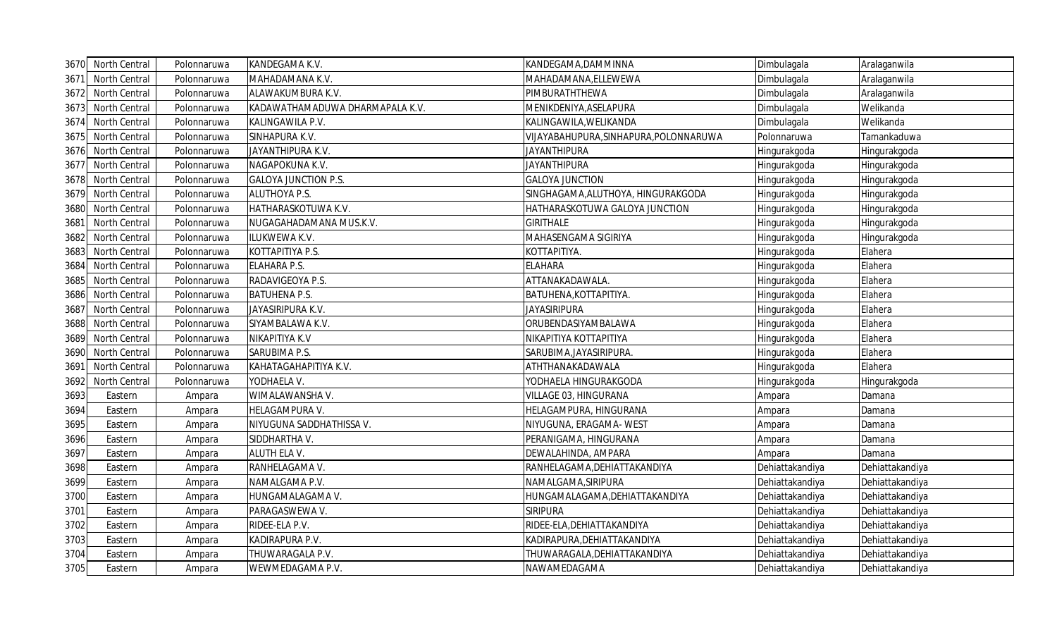| | | | | | | |
|---|---|---|---|---|---|---|
| 3670 | North Central | Polonnaruwa | KANDEGAMA K.V. | KANDEGAMA,DAMMINNA | Dimbulagala | Aralaganwila |
| 3671 | North Central | Polonnaruwa | MAHADAMANA K.V. | MAHADAMANA,ELLEWEWA | Dimbulagala | Aralaganwila |
| 3672 | North Central | Polonnaruwa | ALAWAKUMBURA K.V. | PIMBURATHTHEWA | Dimbulagala | Aralaganwila |
| 3673 | North Central | Polonnaruwa | KADAWATHAMADUWA DHARMAPALA K.V. | MENIKDENIYA,ASELAPURA | Dimbulagala | Welikanda |
| 3674 | North Central | Polonnaruwa | KALINGAWILA P.V. | KALINGAWILA,WELIKANDA | Dimbulagala | Welikanda |
| 3675 | North Central | Polonnaruwa | SINHAPURA K.V. | VIJAYABAHUPURA,SINHAPURA,POLONNARUWA | Polonnaruwa | Tamankaduwa |
| 3676 | North Central | Polonnaruwa | JAYANTHIPURA K.V. | JAYANTHIPURA | Hingurakgoda | Hingurakgoda |
| 3677 | North Central | Polonnaruwa | NAGAPOKUNA K.V. | JAYANTHIPURA | Hingurakgoda | Hingurakgoda |
| 3678 | North Central | Polonnaruwa | GALOYA JUNCTION P.S. | GALOYA JUNCTION | Hingurakgoda | Hingurakgoda |
| 3679 | North Central | Polonnaruwa | ALUTHOYA P.S. | SINGHAGAMA,ALUTHOYA, HINGURAKGODA | Hingurakgoda | Hingurakgoda |
| 3680 | North Central | Polonnaruwa | HATHARASKOTUWA K.V. | HATHARASKOTUWA GALOYA JUNCTION | Hingurakgoda | Hingurakgoda |
| 3681 | North Central | Polonnaruwa | NUGAGAHADAMANA MUS.K.V. | GIRITHALE | Hingurakgoda | Hingurakgoda |
| 3682 | North Central | Polonnaruwa | ILUKWEWA K.V. | MAHASENGAMA SIGIRIYA | Hingurakgoda | Hingurakgoda |
| 3683 | North Central | Polonnaruwa | KOTTAPITIYA P.S. | KOTTAPITIYA. | Hingurakgoda | Elahera |
| 3684 | North Central | Polonnaruwa | ELAHARA P.S. | ELAHARA | Hingurakgoda | Elahera |
| 3685 | North Central | Polonnaruwa | RADAVIGEOYA P.S. | ATTANAKADAWALA. | Hingurakgoda | Elahera |
| 3686 | North Central | Polonnaruwa | BATUHENA P.S. | BATUHENA,KOTTAPITIYA. | Hingurakgoda | Elahera |
| 3687 | North Central | Polonnaruwa | JAYASIRIPURA K.V. | JAYASIRIPURA | Hingurakgoda | Elahera |
| 3688 | North Central | Polonnaruwa | SIYAMBALAWA K.V. | ORUBENDASIYAMBALAWA | Hingurakgoda | Elahera |
| 3689 | North Central | Polonnaruwa | NIKAPITIYA K.V | NIKAPITIYA KOTTAPITIYA | Hingurakgoda | Elahera |
| 3690 | North Central | Polonnaruwa | SARUBIMA P.S. | SARUBIMA,JAYASIRIPURA. | Hingurakgoda | Elahera |
| 3691 | North Central | Polonnaruwa | KAHATAGAHAPITIYA K.V. | ATHTHANAKADAWALA | Hingurakgoda | Elahera |
| 3692 | North Central | Polonnaruwa | YODHAELA V. | YODHAELA HINGURAKGODA | Hingurakgoda | Hingurakgoda |
| 3693 | Eastern | Ampara | WIMALAWANSHA V. | VILLAGE 03, HINGURANA | Ampara | Damana |
| 3694 | Eastern | Ampara | HELAGAMPURA V. | HELAGAMPURA, HINGURANA | Ampara | Damana |
| 3695 | Eastern | Ampara | NIYUGUNA SADDHATHISSA V. | NIYUGUNA, ERAGAMA- WEST | Ampara | Damana |
| 3696 | Eastern | Ampara | SIDDHARTHA V. | PERANIGAMA, HINGURANA | Ampara | Damana |
| 3697 | Eastern | Ampara | ALUTH ELA V. | DEWALAHINDA, AMPARA | Ampara | Damana |
| 3698 | Eastern | Ampara | RANHELAGAMA V. | RANHELAGAMA,DEHIATTAKANDIYA | Dehiattakandiya | Dehiattakandiya |
| 3699 | Eastern | Ampara | NAMALGAMA P.V. | NAMALGAMA,SIRIPURA | Dehiattakandiya | Dehiattakandiya |
| 3700 | Eastern | Ampara | HUNGAMALAGAMA V. | HUNGAMALAGAMA,DEHIATTAKANDIYA | Dehiattakandiya | Dehiattakandiya |
| 3701 | Eastern | Ampara | PARAGASWEWA V. | SIRIPURA | Dehiattakandiya | Dehiattakandiya |
| 3702 | Eastern | Ampara | RIDEE-ELA P.V. | RIDEE-ELA,DEHIATTAKANDIYA | Dehiattakandiya | Dehiattakandiya |
| 3703 | Eastern | Ampara | KADIRAPURA P.V. | KADIRAPURA,DEHIATTAKANDIYA | Dehiattakandiya | Dehiattakandiya |
| 3704 | Eastern | Ampara | THUWARAGALA P.V. | THUWARAGALA,DEHIATTAKANDIYA | Dehiattakandiya | Dehiattakandiya |
| 3705 | Eastern | Ampara | WEWMEDAGAMA P.V. | NAWAMEDAGAMA | Dehiattakandiya | Dehiattakandiya |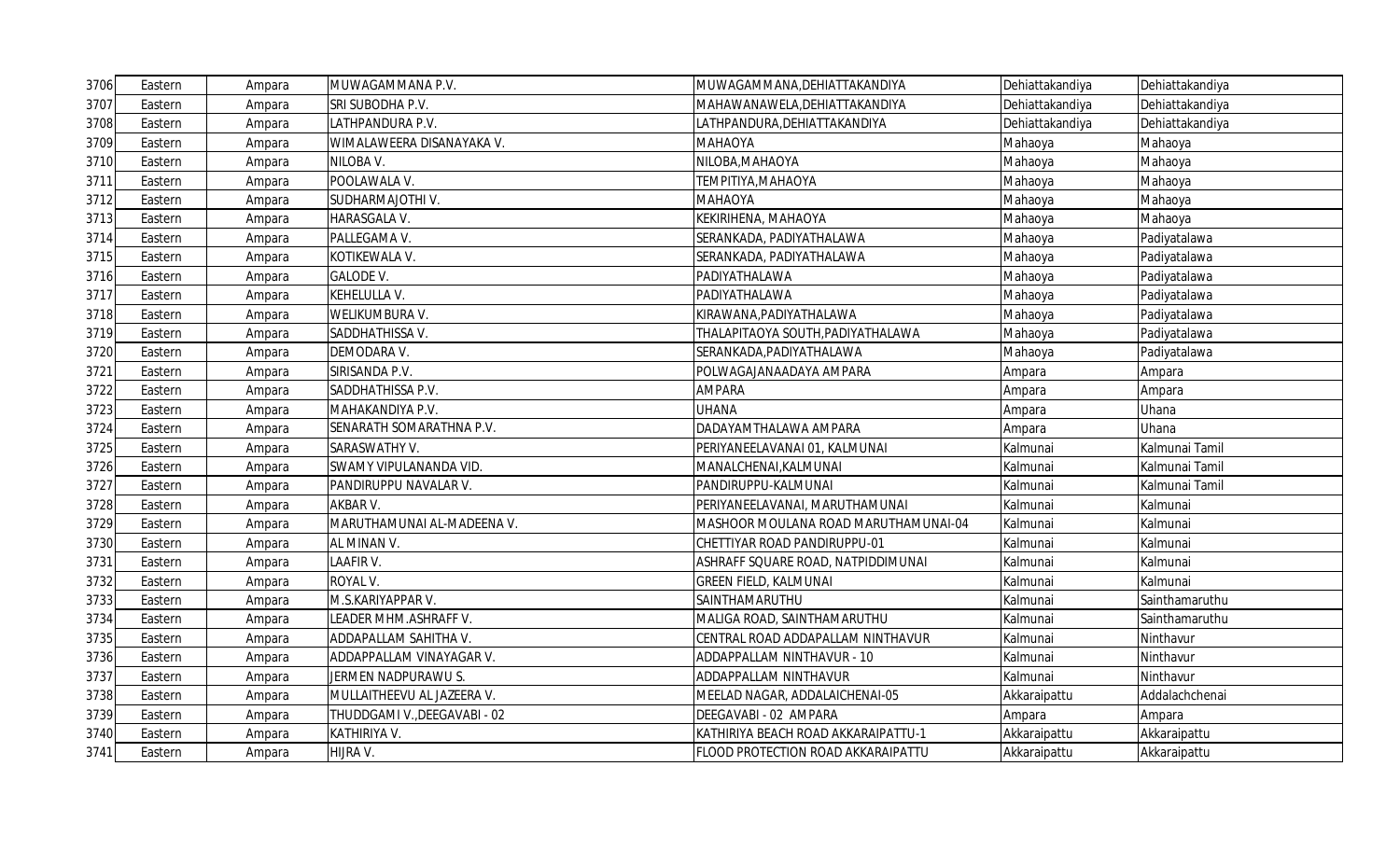| 3706 | Eastern | Ampara | MUWAGAMMANA P.V. | MUWAGAMMANA,DEHIATTAKANDIYA | Dehiattakandiya | Dehiattakandiya |
|---|---|---|---|---|---|---|
| 3707 | Eastern | Ampara | SRI SUBODHA P.V. | MAHAWANAWELA,DEHIATTAKANDIYA | Dehiattakandiya | Dehiattakandiya |
| 3708 | Eastern | Ampara | LATHPANDURA P.V. | LATHPANDURA,DEHIATTAKANDIYA | Dehiattakandiya | Dehiattakandiya |
| 3709 | Eastern | Ampara | WIMALAWEERA DISANAYAKA V. | MAHAOYA | Mahaoya | Mahaoya |
| 3710 | Eastern | Ampara | NILOBA V. | NILOBA,MAHAOYA | Mahaoya | Mahaoya |
| 3711 | Eastern | Ampara | POOLAWALA V. | TEMPITIYA,MAHAOYA | Mahaoya | Mahaoya |
| 3712 | Eastern | Ampara | SUDHARMAJOTHI V. | MAHAOYA | Mahaoya | Mahaoya |
| 3713 | Eastern | Ampara | HARASGALA V. | KEKIRIHENA, MAHAOYA | Mahaoya | Mahaoya |
| 3714 | Eastern | Ampara | PALLEGAMA V. | SERANKADA, PADIYATHALAWA | Mahaoya | Padiyatalawa |
| 3715 | Eastern | Ampara | KOTIKEWALA V. | SERANKADA, PADIYATHALAWA | Mahaoya | Padiyatalawa |
| 3716 | Eastern | Ampara | GALODE V. | PADIYATHALAWA | Mahaoya | Padiyatalawa |
| 3717 | Eastern | Ampara | KEHELULLA V. | PADIYATHALAWA | Mahaoya | Padiyatalawa |
| 3718 | Eastern | Ampara | WELIKUMBURA V. | KIRAWANA,PADIYATHALAWA | Mahaoya | Padiyatalawa |
| 3719 | Eastern | Ampara | SADDHATHISSA V. | THALAPITAOYA SOUTH,PADIYATHALAWA | Mahaoya | Padiyatalawa |
| 3720 | Eastern | Ampara | DEMODARA V. | SERANKADA,PADIYATHALAWA | Mahaoya | Padiyatalawa |
| 3721 | Eastern | Ampara | SIRISANDA P.V. | POLWAGAJANAADAYA AMPARA | Ampara | Ampara |
| 3722 | Eastern | Ampara | SADDHATHISSA P.V. | AMPARA | Ampara | Ampara |
| 3723 | Eastern | Ampara | MAHAKANDIYA P.V. | UHANA | Ampara | Uhana |
| 3724 | Eastern | Ampara | SENARATH SOMARATHNA P.V. | DADAYAMTHALAWA AMPARA | Ampara | Uhana |
| 3725 | Eastern | Ampara | SARASWATHY V. | PERIYANEELAVANAI 01, KALMUNAI | Kalmunai | Kalmunai Tamil |
| 3726 | Eastern | Ampara | SWAMY VIPULANANDA VID. | MANALCHENAI,KALMUNAI | Kalmunai | Kalmunai Tamil |
| 3727 | Eastern | Ampara | PANDIRUPPU NAVALAR V. | PANDIRUPPU-KALMUNAI | Kalmunai | Kalmunai Tamil |
| 3728 | Eastern | Ampara | AKBAR V. | PERIYANEELAVANAI, MARUTHAMUNAI | Kalmunai | Kalmunai |
| 3729 | Eastern | Ampara | MARUTHAMUNAI AL-MADEENA V. | MASHOOR MOULANA ROAD MARUTHAMUNAI-04 | Kalmunai | Kalmunai |
| 3730 | Eastern | Ampara | AL MINAN V. | CHETTIYAR ROAD PANDIRUPPU-01 | Kalmunai | Kalmunai |
| 3731 | Eastern | Ampara | LAAFIR V. | ASHRAFF SQUARE ROAD, NATPIDDIMUNAI | Kalmunai | Kalmunai |
| 3732 | Eastern | Ampara | ROYAL V. | GREEN FIELD, KALMUNAI | Kalmunai | Kalmunai |
| 3733 | Eastern | Ampara | M.S.KARIYAPPAR V. | SAINTHAMARUTHU | Kalmunai | Sainthamaruthu |
| 3734 | Eastern | Ampara | LEADER MHM.ASHRAFF V. | MALIGA ROAD, SAINTHAMARUTHU | Kalmunai | Sainthamaruthu |
| 3735 | Eastern | Ampara | ADDAPALLAM SAHITHA V. | CENTRAL ROAD ADDAPALLAM NINTHAVUR | Kalmunai | Ninthavur |
| 3736 | Eastern | Ampara | ADDAPPALLAM VINAYAGAR V. | ADDAPPALLAM NINTHAVUR - 10 | Kalmunai | Ninthavur |
| 3737 | Eastern | Ampara | JERMEN NADPURAWU S. | ADDAPPALLAM NINTHAVUR | Kalmunai | Ninthavur |
| 3738 | Eastern | Ampara | MULLAITHEEVU AL JAZEERA V. | MEELAD NAGAR, ADDALAICHENAI-05 | Akkaraipattu | Addalachchenai |
| 3739 | Eastern | Ampara | THUDDGAMI V.,DEEGAVABI - 02 | DEEGAVABI - 02 AMPARA | Ampara | Ampara |
| 3740 | Eastern | Ampara | KATHIRIYA V. | KATHIRIYA BEACH ROAD AKKARAIPATTU-1 | Akkaraipattu | Akkaraipattu |
| 3741 | Eastern | Ampara | HIJRA V. | FLOOD PROTECTION ROAD AKKARAIPATTU | Akkaraipattu | Akkaraipattu |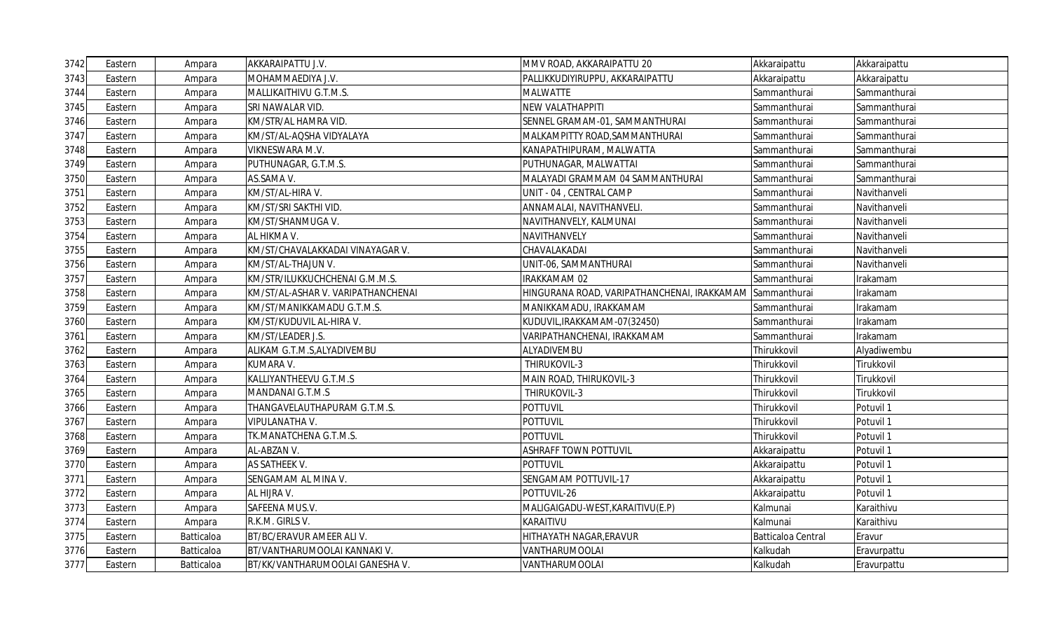| 3742 | Eastern | Ampara | AKKARAIPATTU J.V. | MMV ROAD, AKKARAIPATTU 20 | Akkaraipattu | Akkaraipattu |
|---|---|---|---|---|---|---|
| 3743 | Eastern | Ampara | MOHAMMAEDIYA J.V. | PALLIKKUDIYIRUPPU, AKKARAIPATTU | Akkaraipattu | Akkaraipattu |
| 3744 | Eastern | Ampara | MALLIKAITHIVU G.T.M.S. | MALWATTE | Sammanthurai | Sammanthurai |
| 3745 | Eastern | Ampara | SRI NAWALAR VID. | NEW VALATHAPPITI | Sammanthurai | Sammanthurai |
| 3746 | Eastern | Ampara | KM/STR/AL HAMRA VID. | SENNEL GRAMAM-01, SAMMANTHURAI | Sammanthurai | Sammanthurai |
| 3747 | Eastern | Ampara | KM/ST/AL-AQSHA VIDYALAYA | MALKAMPITTY ROAD,SAMMANTHURAI | Sammanthurai | Sammanthurai |
| 3748 | Eastern | Ampara | VIKNESWARA M.V. | KANAPATHIPURAM, MALWATTA | Sammanthurai | Sammanthurai |
| 3749 | Eastern | Ampara | PUTHUNAGAR, G.T.M.S. | PUTHUNAGAR, MALWATTAI | Sammanthurai | Sammanthurai |
| 3750 | Eastern | Ampara | AS.SAMA V. | MALAYADI GRAMMAM 04 SAMMANTHURAI | Sammanthurai | Sammanthurai |
| 3751 | Eastern | Ampara | KM/ST/AL-HIRA V. | UNIT - 04 , CENTRAL CAMP | Sammanthurai | Navithanveli |
| 3752 | Eastern | Ampara | KM/ST/SRI SAKTHI VID. | ANNAMALAI, NAVITHANVELI. | Sammanthurai | Navithanveli |
| 3753 | Eastern | Ampara | KM/ST/SHANMUGA V. | NAVITHANVELY, KALMUNAI | Sammanthurai | Navithanveli |
| 3754 | Eastern | Ampara | AL HIKMA V. | NAVITHANVELY | Sammanthurai | Navithanveli |
| 3755 | Eastern | Ampara | KM/ST/CHAVALAKKADAI VINAYAGAR V. | CHAVALAKADAI | Sammanthurai | Navithanveli |
| 3756 | Eastern | Ampara | KM/ST/AL-THAJUN V. | UNIT-06, SAMMANTHURAI | Sammanthurai | Navithanveli |
| 3757 | Eastern | Ampara | KM/STR/ILUKKUCHCHENAI G.M.M.S. | IRAKKAMAM 02 | Sammanthurai | Irakamam |
| 3758 | Eastern | Ampara | KM/ST/AL-ASHAR V. VARIPATHANCHENAI | HINGURANA ROAD, VARIPATHANCHENAI, IRAKKAMAM | Sammanthurai | Irakamam |
| 3759 | Eastern | Ampara | KM/ST/MANIKKAMADU G.T.M.S. | MANIKKAMADU, IRAKKAMAM | Sammanthurai | Irakamam |
| 3760 | Eastern | Ampara | KM/ST/KUDUVIL AL-HIRA V. | KUDUVIL,IRAKKAMAM-07(32450) | Sammanthurai | Irakamam |
| 3761 | Eastern | Ampara | KM/ST/LEADER J.S. | VARIPATHANCHENAI, IRAKKAMAM | Sammanthurai | Irakamam |
| 3762 | Eastern | Ampara | ALIKAM G.T.M.S,ALYADIVEMBU | ALYADIVEMBU | Thirukkovil | Alyadiwembu |
| 3763 | Eastern | Ampara | KUMARA V. | THIRUKOVIL-3 | Thirukkovil | Tirukkovil |
| 3764 | Eastern | Ampara | KALLIYANTHEEVU G.T.M.S | MAIN ROAD, THIRUKOVIL-3 | Thirukkovil | Tirukkovil |
| 3765 | Eastern | Ampara | MANDANAI G.T.M.S | THIRUKOVIL-3 | Thirukkovil | Tirukkovil |
| 3766 | Eastern | Ampara | THANGAVELAUTHAPURAM G.T.M.S. | POTTUVIL | Thirukkovil | Potuvil 1 |
| 3767 | Eastern | Ampara | VIPULANATHA V. | POTTUVIL | Thirukkovil | Potuvil 1 |
| 3768 | Eastern | Ampara | TK.MANATCHENA G.T.M.S. | POTTUVIL | Thirukkovil | Potuvil 1 |
| 3769 | Eastern | Ampara | AL-ABZAN V. | ASHRAFF TOWN POTTUVIL | Akkaraipattu | Potuvil 1 |
| 3770 | Eastern | Ampara | AS SATHEEK V. | POTTUVIL | Akkaraipattu | Potuvil 1 |
| 3771 | Eastern | Ampara | SENGAMAM AL MINA V. | SENGAMAM POTTUVIL-17 | Akkaraipattu | Potuvil 1 |
| 3772 | Eastern | Ampara | AL HIJRA V. | POTTUVIL-26 | Akkaraipattu | Potuvil 1 |
| 3773 | Eastern | Ampara | SAFEENA MUS.V. | MALIGAIGADU-WEST,KARAITIVU(E.P) | Kalmunai | Karaithivu |
| 3774 | Eastern | Ampara | R.K.M. GIRLS V. | KARAITIVU | Kalmunai | Karaithivu |
| 3775 | Eastern | Batticaloa | BT/BC/ERAVUR AMEER ALI V. | HITHAYATH NAGAR,ERAVUR | Batticaloa Central | Eravur |
| 3776 | Eastern | Batticaloa | BT/VANTHARUMOOLAI KANNAKI V. | VANTHARUMOOLAI | Kalkudah | Eravurpattu |
| 3777 | Eastern | Batticaloa | BT/KK/VANTHARUMOOLAI GANESHA V. | VANTHARUMOOLAI | Kalkudah | Eravurpattu |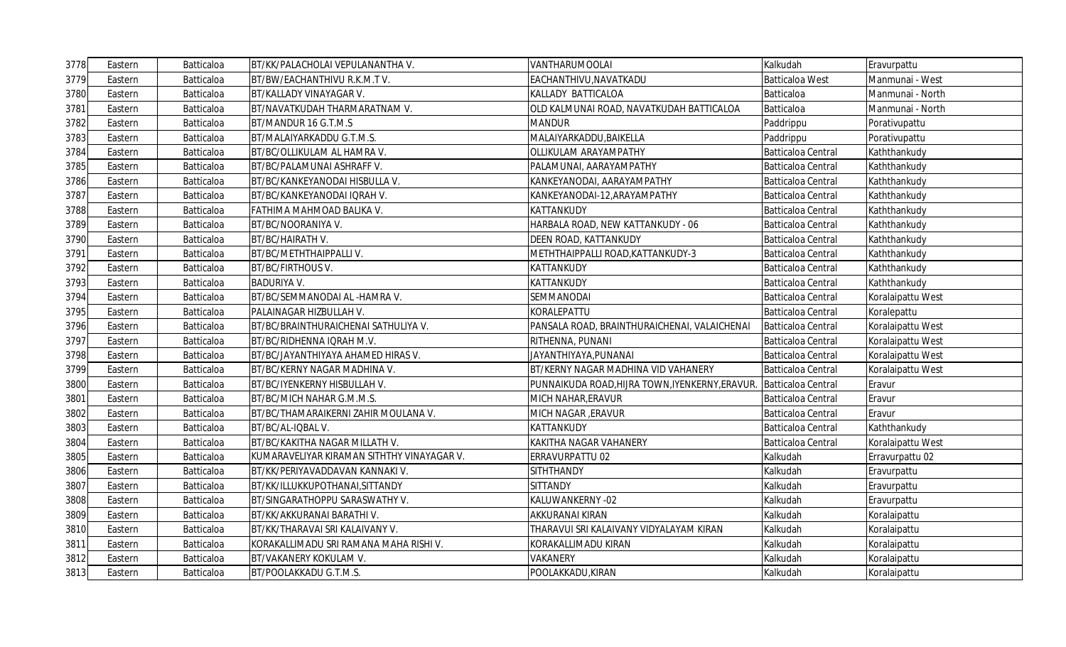| 3778 | Eastern | Batticaloa | BT/KK/PALACHOLAI VEPULANANTHA V. | VANTHARUMOOLAI | Kalkudah | Eravurpattu |
|---|---|---|---|---|---|---|
| 3779 | Eastern | Batticaloa | BT/BW/EACHANTHIVU R.K.M.T V. | EACHANTHIVU,NAVATKADU | Batticaloa West | Manmunai - West |
| 3780 | Eastern | Batticaloa | BT/KALLADY VINAYAGAR V. | KALLADY BATTICALOA | Batticaloa | Manmunai - North |
| 3781 | Eastern | Batticaloa | BT/NAVATKUDAH THARMARATNAM V. | OLD KALMUNAI ROAD, NAVATKUDAH BATTICALOA | Batticaloa | Manmunai - North |
| 3782 | Eastern | Batticaloa | BT/MANDUR 16 G.T.M.S | MANDUR | Paddrippu | Porativupattu |
| 3783 | Eastern | Batticaloa | BT/MALAIYARKADDU G.T.M.S. | MALAIYARKADDU,BAIKELLA | Paddrippu | Porativupattu |
| 3784 | Eastern | Batticaloa | BT/BC/OLLIKULAM AL HAMRA V. | OLLIKULAM ARAYAMPATHY | Batticaloa Central | Kaththankudy |
| 3785 | Eastern | Batticaloa | BT/BC/PALAMUNAI ASHRAFF V. | PALAMUNAI, AARAYAMPATHY | Batticaloa Central | Kaththankudy |
| 3786 | Eastern | Batticaloa | BT/BC/KANKEYANODAI HISBULLA V. | KANKEYANODAI, AARAYAMPATHY | Batticaloa Central | Kaththankudy |
| 3787 | Eastern | Batticaloa | BT/BC/KANKEYANODAI IQRAH V. | KANKEYANODAI-12,ARAYAMPATHY | Batticaloa Central | Kaththankudy |
| 3788 | Eastern | Batticaloa | FATHIMA MAHMOAD BALIKA V. | KATTANKUDY | Batticaloa Central | Kaththankudy |
| 3789 | Eastern | Batticaloa | BT/BC/NOORANIYA V. | HARBALA ROAD, NEW KATTANKUDY - 06 | Batticaloa Central | Kaththankudy |
| 3790 | Eastern | Batticaloa | BT/BC/HAIRATH V. | DEEN ROAD, KATTANKUDY | Batticaloa Central | Kaththankudy |
| 3791 | Eastern | Batticaloa | BT/BC/METHTHAIPPALLI V. | METHTHAIPPALLI ROAD,KATTANKUDY-3 | Batticaloa Central | Kaththankudy |
| 3792 | Eastern | Batticaloa | BT/BC/FIRTHOUS V. | KATTANKUDY | Batticaloa Central | Kaththankudy |
| 3793 | Eastern | Batticaloa | BADURIYA V. | KATTANKUDY | Batticaloa Central | Kaththankudy |
| 3794 | Eastern | Batticaloa | BT/BC/SEMMANODAI AL -HAMRA V. | SEMMANODAI | Batticaloa Central | Koralaipattu West |
| 3795 | Eastern | Batticaloa | PALAINAGAR HIZBULLAH V. | KORALEPATTU | Batticaloa Central | Koralepattu |
| 3796 | Eastern | Batticaloa | BT/BC/BRAINTHURAICHENAI SATHULIYA V. | PANSALA ROAD, BRAINTHURAICHENAI, VALAICHENAI | Batticaloa Central | Koralaipattu West |
| 3797 | Eastern | Batticaloa | BT/BC/RIDHENNA IQRAH M.V. | RITHENNA, PUNANI | Batticaloa Central | Koralaipattu West |
| 3798 | Eastern | Batticaloa | BT/BC/JAYANTHIYAYA AHAMED HIRAS V. | JAYANTHIYAYA,PUNANAI | Batticaloa Central | Koralaipattu West |
| 3799 | Eastern | Batticaloa | BT/BC/KERNY NAGAR MADHINA V. | BT/KERNY NAGAR MADHINA VID VAHANERY | Batticaloa Central | Koralaipattu West |
| 3800 | Eastern | Batticaloa | BT/BC/IYENKERNY HISBULLAH V. | PUNNAIKUDA ROAD,HIJRA TOWN,IYENKERNY,ERAVUR. | Batticaloa Central | Eravur |
| 3801 | Eastern | Batticaloa | BT/BC/MICH NAHAR G.M.M.S. | MICH NAHAR,ERAVUR | Batticaloa Central | Eravur |
| 3802 | Eastern | Batticaloa | BT/BC/THAMARAIKERNI ZAHIR MOULANA V. | MICH NAGAR ,ERAVUR | Batticaloa Central | Eravur |
| 3803 | Eastern | Batticaloa | BT/BC/AL-IQBAL V. | KATTANKUDY | Batticaloa Central | Kaththankudy |
| 3804 | Eastern | Batticaloa | BT/BC/KAKITHA NAGAR MILLATH V. | KAKITHA NAGAR VAHANERY | Batticaloa Central | Koralaipattu West |
| 3805 | Eastern | Batticaloa | KUMARAVELIYAR KIRAMAN SITHTHY VINAYAGAR V. | ERRAVURPATTU 02 | Kalkudah | Erravurpattu 02 |
| 3806 | Eastern | Batticaloa | BT/KK/PERIYAVADDAVAN KANNAKI V. | SITHTHANDY | Kalkudah | Eravurpattu |
| 3807 | Eastern | Batticaloa | BT/KK/ILLUKKUPOTHANAI,SITTANDY | SITTANDY | Kalkudah | Eravurpattu |
| 3808 | Eastern | Batticaloa | BT/SINGARATHOPPU SARASWATHY V. | KALUWANKERNY -02 | Kalkudah | Eravurpattu |
| 3809 | Eastern | Batticaloa | BT/KK/AKKURANAI BARATHI V. | AKKURANAI KIRAN | Kalkudah | Koralaipattu |
| 3810 | Eastern | Batticaloa | BT/KK/THARAVAI SRI KALAIVANY V. | THARAVUI SRI KALAIVANY VIDYALAYAM KIRAN | Kalkudah | Koralaipattu |
| 3811 | Eastern | Batticaloa | KORAKALLIMADU SRI RAMANA MAHA RISHI V. | KORAKALLIMADU KIRAN | Kalkudah | Koralaipattu |
| 3812 | Eastern | Batticaloa | BT/VAKANERY KOKULAM V. | VAKANERY | Kalkudah | Koralaipattu |
| 3813 | Eastern | Batticaloa | BT/POOLAKKADU G.T.M.S. | POOLAKKADU,KIRAN | Kalkudah | Koralaipattu |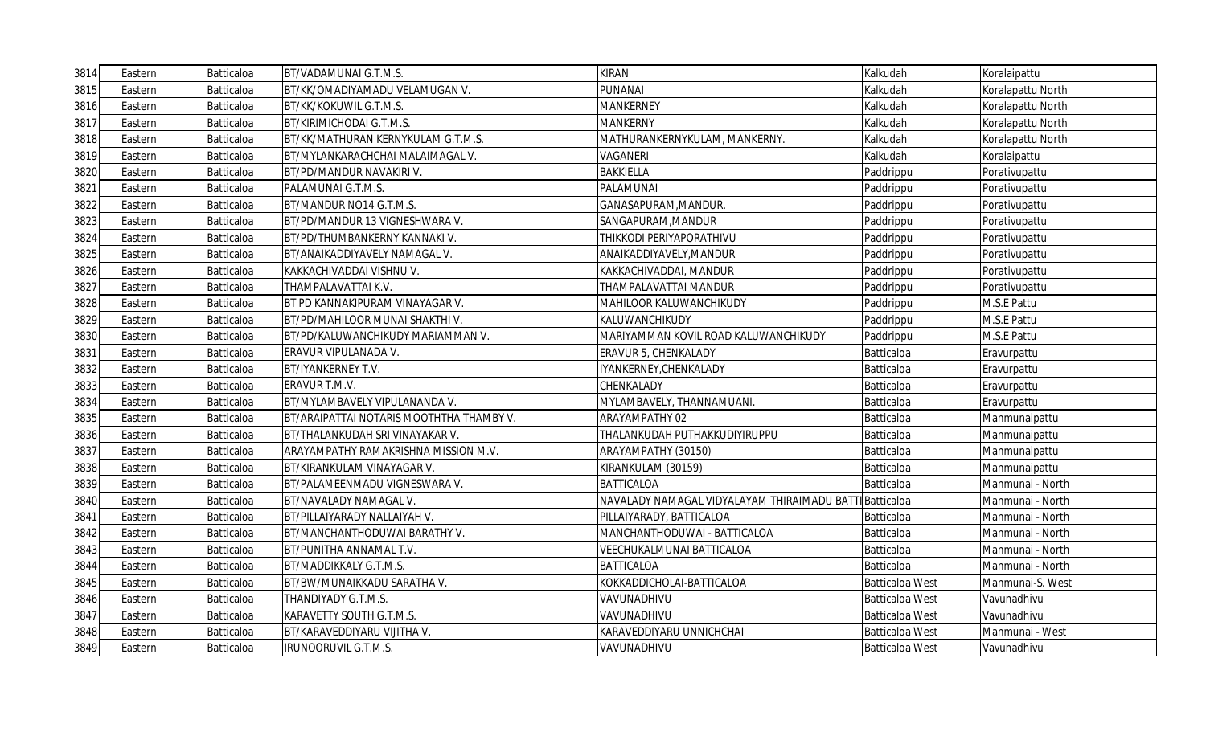| 3814 | Eastern | Batticaloa | BT/VADAMUNAI G.T.M.S. | KIRAN | Kalkudah | Koralaipattu |
|---|---|---|---|---|---|---|
| 3815 | Eastern | Batticaloa | BT/KK/OMADIYAMADU VELAMUGAN V. | PUNANAI | Kalkudah | Koralapattu North |
| 3816 | Eastern | Batticaloa | BT/KK/KOKUWIL G.T.M.S. | MANKERNEY | Kalkudah | Koralapattu North |
| 3817 | Eastern | Batticaloa | BT/KIRIMICHODAI G.T.M.S. | MANKERNY | Kalkudah | Koralapattu North |
| 3818 | Eastern | Batticaloa | BT/KK/MATHURAN KERNYKULAM G.T.M.S. | MATHURANKERNYKULAM, MANKERNY. | Kalkudah | Koralapattu North |
| 3819 | Eastern | Batticaloa | BT/MYLANKARACHCHAI MALAIMAGAL V. | VAGANERI | Kalkudah | Koralaipattu |
| 3820 | Eastern | Batticaloa | BT/PD/MANDUR NAVAKIRI V. | BAKKIELLA | Paddrippu | Porativupattu |
| 3821 | Eastern | Batticaloa | PALAMUNAI G.T.M.S. | PALAMUNAI | Paddrippu | Porativupattu |
| 3822 | Eastern | Batticaloa | BT/MANDUR NO14 G.T.M.S. | GANASAPURAM,MANDUR. | Paddrippu | Porativupattu |
| 3823 | Eastern | Batticaloa | BT/PD/MANDUR 13 VIGNESHWARA V. | SANGAPURAM,MANDUR | Paddrippu | Porativupattu |
| 3824 | Eastern | Batticaloa | BT/PD/THUMBANKERNY KANNAKI V. | THIKKODI PERIYAPORATHIVU | Paddrippu | Porativupattu |
| 3825 | Eastern | Batticaloa | BT/ANAIKADDIYAVELY NAMAGAL V. | ANAIKADDIYAVELY,MANDUR | Paddrippu | Porativupattu |
| 3826 | Eastern | Batticaloa | KAKKACHIVADDAI VISHNU V. | KAKKACHIVADDAI, MANDUR | Paddrippu | Porativupattu |
| 3827 | Eastern | Batticaloa | THAMPALAVATTAI K.V. | THAMPALAVATTAI MANDUR | Paddrippu | Porativupattu |
| 3828 | Eastern | Batticaloa | BT PD KANNAKIPURAM VINAYAGAR V. | MAHILOOR KALUWANCHIKUDY | Paddrippu | M.S.E Pattu |
| 3829 | Eastern | Batticaloa | BT/PD/MAHILOOR MUNAI SHAKTHI V. | KALUWANCHIKUDY | Paddrippu | M.S.E Pattu |
| 3830 | Eastern | Batticaloa | BT/PD/KALUWANCHIKUDY MARIAMMAN V. | MARIYAMMAN KOVIL ROAD KALUWANCHIKUDY | Paddrippu | M.S.E Pattu |
| 3831 | Eastern | Batticaloa | ERAVUR VIPULANADA V. | ERAVUR 5, CHENKALADY | Batticaloa | Eravurpattu |
| 3832 | Eastern | Batticaloa | BT/IYANKERNEY T.V. | IYANKERNEY,CHENKALADY | Batticaloa | Eravurpattu |
| 3833 | Eastern | Batticaloa | ERAVUR T.M.V. | CHENKALADY | Batticaloa | Eravurpattu |
| 3834 | Eastern | Batticaloa | BT/MYLAMBAVELY VIPULANANDA V. | MYLAMBAVELY, THANNAMUANI. | Batticaloa | Eravurpattu |
| 3835 | Eastern | Batticaloa | BT/ARAIPATTAI NOTARIS MOOTHTHA THAMBY V. | ARAYAMPATHY 02 | Batticaloa | Manmunaipattu |
| 3836 | Eastern | Batticaloa | BT/THALANKUDAH SRI VINAYAKAR V. | THALANKUDAH PUTHAKKUDIYIRUPPU | Batticaloa | Manmunaipattu |
| 3837 | Eastern | Batticaloa | ARAYAMPATHY RAMAKRISHNA MISSION M.V. | ARAYAMPATHY (30150) | Batticaloa | Manmunaipattu |
| 3838 | Eastern | Batticaloa | BT/KIRANKULAM VINAYAGAR V. | KIRANKULAM (30159) | Batticaloa | Manmunaipattu |
| 3839 | Eastern | Batticaloa | BT/PALAMEENMADU VIGNESWARA V. | BATTICALOA | Batticaloa | Manmunai - North |
| 3840 | Eastern | Batticaloa | BT/NAVALADY NAMAGAL V. | NAVALADY NAMAGAL VIDYALAYAM THIRAIMADU BATTI | Batticaloa | Manmunai - North |
| 3841 | Eastern | Batticaloa | BT/PILLAIYARADY NALLAIYAH V. | PILLAIYARADY, BATTICALOA | Batticaloa | Manmunai - North |
| 3842 | Eastern | Batticaloa | BT/MANCHANTHODUWAI BARATHY V. | MANCHANTHODUWAI - BATTICALOA | Batticaloa | Manmunai - North |
| 3843 | Eastern | Batticaloa | BT/PUNITHA ANNAMAL T.V. | VEECHUKALMUNAI BATTICALOA | Batticaloa | Manmunai - North |
| 3844 | Eastern | Batticaloa | BT/MADDIKKALY G.T.M.S. | BATTICALOA | Batticaloa | Manmunai - North |
| 3845 | Eastern | Batticaloa | BT/BW/MUNAIKKADU SARATHA V. | KOKKADDICHOLAI-BATTICALOA | Batticaloa West | Manmunai-S. West |
| 3846 | Eastern | Batticaloa | THANDIYADY G.T.M.S. | VAVUNADHIVU | Batticaloa West | Vavunadhivu |
| 3847 | Eastern | Batticaloa | KARAVETTY SOUTH G.T.M.S. | VAVUNADHIVU | Batticaloa West | Vavunadhivu |
| 3848 | Eastern | Batticaloa | BT/KARAVEDDIYARU VIJITHA V. | KARAVEDDIYARU UNNICHCHAI | Batticaloa West | Manmunai - West |
| 3849 | Eastern | Batticaloa | IRUNOORUVIL G.T.M.S. | VAVUNADHIVU | Batticaloa West | Vavunadhivu |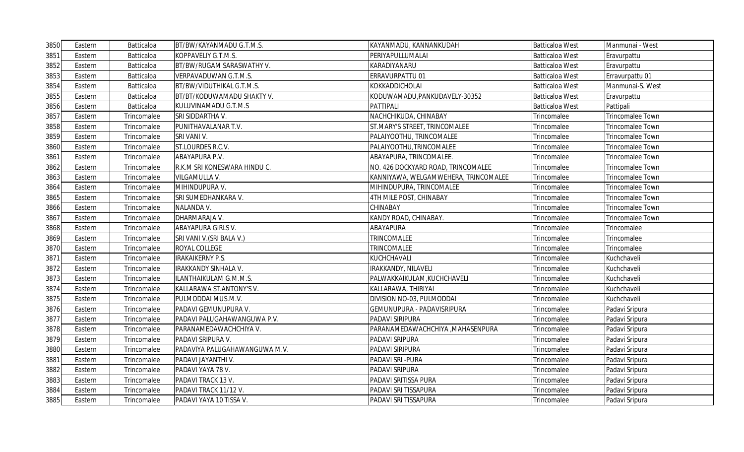| 3850 | Eastern | Batticaloa | BT/BW/KAYANMADU G.T.M.S. | KAYANMADU, KANNANKUDAH | Batticaloa West | Manmunai - West |
|---|---|---|---|---|---|---|
| 3851 | Eastern | Batticaloa | KOPPAVELIY G.T.M.S. | PERIYAPULLUMALAI | Batticaloa West | Eravurpattu |
| 3852 | Eastern | Batticaloa | BT/BW/RUGAM SARASWATHY V. | KARADIYANARU | Batticaloa West | Eravurpattu |
| 3853 | Eastern | Batticaloa | VERPAVADUWAN G.T.M.S. | ERRAVURPATTU 01 | Batticaloa West | Erravurpattu 01 |
| 3854 | Eastern | Batticaloa | BT/BW/VIDUTHIKAL G.T.M.S. | KOKKADDICHOLAI | Batticaloa West | Manmunai-S. West |
| 3855 | Eastern | Batticaloa | BT/BT/KODUWAMADU SHAKTY V. | KODUWAMADU,PANKUDAVELY-30352 | Batticaloa West | Eravurpattu |
| 3856 | Eastern | Batticaloa | KULUVINAMADU G.T.M.S | PATTIPALI | Batticaloa West | Pattipali |
| 3857 | Eastern | Trincomalee | SRI SIDDARTHA V. | NACHCHIKUDA, CHINABAY | Trincomalee | Trincomalee Town |
| 3858 | Eastern | Trincomalee | PUNITHAVALANAR T.V. | ST.MARY'S STREET, TRINCOMALEE | Trincomalee | Trincomalee Town |
| 3859 | Eastern | Trincomalee | SRI VANI V. | PALAIYOOTHU, TRINCOMALEE | Trincomalee | Trincomalee Town |
| 3860 | Eastern | Trincomalee | ST.LOURDES R.C.V. | PALAIYOOTHU,TRINCOMALEE | Trincomalee | Trincomalee Town |
| 3861 | Eastern | Trincomalee | ABAYAPURA P.V. | ABAYAPURA, TRINCOMALEE. | Trincomalee | Trincomalee Town |
| 3862 | Eastern | Trincomalee | R.K.M SRI KONESWARA HINDU C. | NO. 426 DOCKYARD ROAD, TRINCOMALEE | Trincomalee | Trincomalee Town |
| 3863 | Eastern | Trincomalee | VILGAMULLA V. | KANNIYAWA, WELGAMWEHERA, TRINCOMALEE | Trincomalee | Trincomalee Town |
| 3864 | Eastern | Trincomalee | MIHINDUPURA V. | MIHINDUPURA, TRINCOMALEE | Trincomalee | Trincomalee Town |
| 3865 | Eastern | Trincomalee | SRI SUMEDHANKARA V. | 4TH MILE POST, CHINABAY | Trincomalee | Trincomalee Town |
| 3866 | Eastern | Trincomalee | NALANDA V. | CHINABAY | Trincomalee | Trincomalee Town |
| 3867 | Eastern | Trincomalee | DHARMARAJA V. | KANDY ROAD, CHINABAY. | Trincomalee | Trincomalee Town |
| 3868 | Eastern | Trincomalee | ABAYAPURA GIRLS V. | ABAYAPURA | Trincomalee | Trincomalee |
| 3869 | Eastern | Trincomalee | SRI VANI V.(SRI BALA V.) | TRINCOMALEE | Trincomalee | Trincomalee |
| 3870 | Eastern | Trincomalee | ROYAL COLLEGE | TRINCOMALEE | Trincomalee | Trincomalee |
| 3871 | Eastern | Trincomalee | IRAKAIKERNY P.S. | KUCHCHAVALI | Trincomalee | Kuchchaveli |
| 3872 | Eastern | Trincomalee | IRAKKANDY SINHALA V. | IRAKKANDY, NILAVELI | Trincomalee | Kuchchaveli |
| 3873 | Eastern | Trincomalee | ILANTHAIKULAM G.M.M.S. | PALWAKKAIKULAM ,KUCHCHAVELI | Trincomalee | Kuchchaveli |
| 3874 | Eastern | Trincomalee | KALLARAWA ST.ANTONY'S V. | KALLARAWA, THIRIYAI | Trincomalee | Kuchchaveli |
| 3875 | Eastern | Trincomalee | PULMODDAI MUS.M.V. | DIVISION NO-03, PULMODDAI | Trincomalee | Kuchchaveli |
| 3876 | Eastern | Trincomalee | PADAVI GEMUNUPURA V. | GEMUNUPURA - PADAVISRIPURA | Trincomalee | Padavi Sripura |
| 3877 | Eastern | Trincomalee | PADAVI PALUGAHAWANGUWA P.V. | PADAVI SIRIPURA | Trincomalee | Padavi Sripura |
| 3878 | Eastern | Trincomalee | PARANAMEDAWACHCHIYA V. | PARANAMEDAWACHCHIYA ,MAHASENPURA | Trincomalee | Padavi Sripura |
| 3879 | Eastern | Trincomalee | PADAVI SRIPURA V. | PADAVI SRIPURA | Trincomalee | Padavi Sripura |
| 3880 | Eastern | Trincomalee | PADAVIYA PALUGAHAWANGUWA M.V. | PADAVI SIRIPURA | Trincomalee | Padavi Sripura |
| 3881 | Eastern | Trincomalee | PADAVI JAYANTHI V. | PADAVI SRI -PURA | Trincomalee | Padavi Sripura |
| 3882 | Eastern | Trincomalee | PADAVI YAYA 78 V. | PADAVI SRIPURA | Trincomalee | Padavi Sripura |
| 3883 | Eastern | Trincomalee | PADAVI TRACK 13 V. | PADAVI SRITISSA PURA | Trincomalee | Padavi Sripura |
| 3884 | Eastern | Trincomalee | PADAVI TRACK 11/12 V. | PADAVI SRI TISSAPURA | Trincomalee | Padavi Sripura |
| 3885 | Eastern | Trincomalee | PADAVI YAYA 10 TISSA V. | PADAVI SRI TISSAPURA | Trincomalee | Padavi Sripura |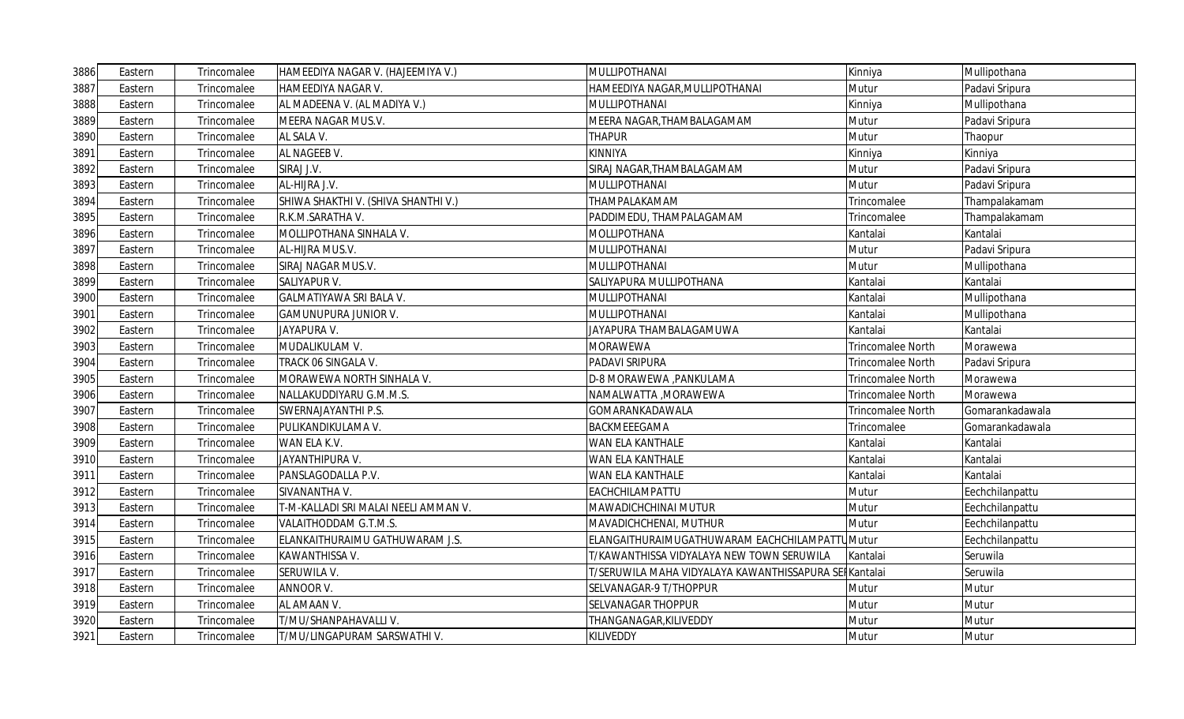| 3886 | Eastern | Trincomalee | HAMEEDIYA NAGAR V. (HAJEEMIYA V.) | MULLIPOTHANAI | Kinniya | Mullipothana |
|---|---|---|---|---|---|---|
| 3887 | Eastern | Trincomalee | HAMEEDIYA NAGAR V. | HAMEEDIYA NAGAR,MULLIPOTHANAI | Mutur | Padavi Sripura |
| 3888 | Eastern | Trincomalee | AL MADEENA V. (AL MADIYA V.) | MULLIPOTHANAI | Kinniya | Mullipothana |
| 3889 | Eastern | Trincomalee | MEERA NAGAR MUS.V. | MEERA NAGAR,THAMBALAGAMAM | Mutur | Padavi Sripura |
| 3890 | Eastern | Trincomalee | AL SALA V. | THAPUR | Mutur | Thaopur |
| 3891 | Eastern | Trincomalee | AL NAGEEB V. | KINNIYA | Kinniya | Kinniya |
| 3892 | Eastern | Trincomalee | SIRAJ J.V. | SIRAJ NAGAR,THAMBALAGAMAM | Mutur | Padavi Sripura |
| 3893 | Eastern | Trincomalee | AL-HIJRA J.V. | MULLIPOTHANAI | Mutur | Padavi Sripura |
| 3894 | Eastern | Trincomalee | SHIWA SHAKTHI V. (SHIVA SHANTHI V.) | THAMPALAKAMAM | Trincomalee | Thampalakamam |
| 3895 | Eastern | Trincomalee | R.K.M.SARATHA V. | PADDIMEDU, THAMPALAGAMAM | Trincomalee | Thampalakamam |
| 3896 | Eastern | Trincomalee | MOLLIPOTHANA SINHALA V. | MOLLIPOTHANA | Kantalai | Kantalai |
| 3897 | Eastern | Trincomalee | AL-HIJRA MUS.V. | MULLIPOTHANAI | Mutur | Padavi Sripura |
| 3898 | Eastern | Trincomalee | SIRAJ NAGAR MUS.V. | MULLIPOTHANAI | Mutur | Mullipothana |
| 3899 | Eastern | Trincomalee | SALIYAPUR V. | SALIYAPURA MULLIPOTHANA | Kantalai | Kantalai |
| 3900 | Eastern | Trincomalee | GALMATIYAWA SRI BALA V. | MULLIPOTHANAI | Kantalai | Mullipothana |
| 3901 | Eastern | Trincomalee | GAMUNUPURA JUNIOR V. | MULLIPOTHANAI | Kantalai | Mullipothana |
| 3902 | Eastern | Trincomalee | JAYAPURA V. | JAYAPURA THAMBALAGAMUWA | Kantalai | Kantalai |
| 3903 | Eastern | Trincomalee | MUDALIKULAM V. | MORAWEWA | Trincomalee North | Morawewa |
| 3904 | Eastern | Trincomalee | TRACK 06 SINGALA V. | PADAVI SRIPURA | Trincomalee North | Padavi Sripura |
| 3905 | Eastern | Trincomalee | MORAWEWA NORTH SINHALA V. | D-8 MORAWEWA ,PANKULAMA | Trincomalee North | Morawewa |
| 3906 | Eastern | Trincomalee | NALLAKUDDIYARU G.M.M.S. | NAMALWATTA ,MORAWEWA | Trincomalee North | Morawewa |
| 3907 | Eastern | Trincomalee | SWERNAJAYANTHI P.S. | GOMARANKADAWALA | Trincomalee North | Gomarankadawala |
| 3908 | Eastern | Trincomalee | PULIKANDIKULAMA V. | BACKMEEEGAMA | Trincomalee | Gomarankadawala |
| 3909 | Eastern | Trincomalee | WAN ELA K.V. | WAN ELA KANTHALE | Kantalai | Kantalai |
| 3910 | Eastern | Trincomalee | JAYANTHIPURA V. | WAN ELA KANTHALE | Kantalai | Kantalai |
| 3911 | Eastern | Trincomalee | PANSLAGODALLA P.V. | WAN ELA KANTHALE | Kantalai | Kantalai |
| 3912 | Eastern | Trincomalee | SIVANANTHA V. | EACHCHILAMPATTU | Mutur | Eechchilanpattu |
| 3913 | Eastern | Trincomalee | T-M-KALLADI SRI MALAI NEELI AMMAN V. | MAWADICHCHINAI MUTUR | Mutur | Eechchilanpattu |
| 3914 | Eastern | Trincomalee | VALAITHODDAM G.T.M.S. | MAVADICHCHENAI, MUTHUR | Mutur | Eechchilanpattu |
| 3915 | Eastern | Trincomalee | ELANKAITHURAIMU GATHUWARAM J.S. | ELANGAITHURAIMUGATHUWARAM EACHCHILAMPATTU | Mutur | Eechchilanpattu |
| 3916 | Eastern | Trincomalee | KAWANTHISSA V. | T/KAWANTHISSA VIDYALAYA NEW TOWN SERUWILA | Kantalai | Seruwila |
| 3917 | Eastern | Trincomalee | SERUWILA V. | T/SERUWILA MAHA VIDYALAYA KAWANTHISSAPURA SEI | Kantalai | Seruwila |
| 3918 | Eastern | Trincomalee | ANNOOR V. | SELVANAGAR-9 T/THOPPUR | Mutur | Mutur |
| 3919 | Eastern | Trincomalee | AL AMAAN V. | SELVANAGAR THOPPUR | Mutur | Mutur |
| 3920 | Eastern | Trincomalee | T/MU/SHANPAHAVALLI V. | THANGANAGAR,KILIVEDDY | Mutur | Mutur |
| 3921 | Eastern | Trincomalee | T/MU/LINGAPURAM SARSWATHI V. | KILIVEDDY | Mutur | Mutur |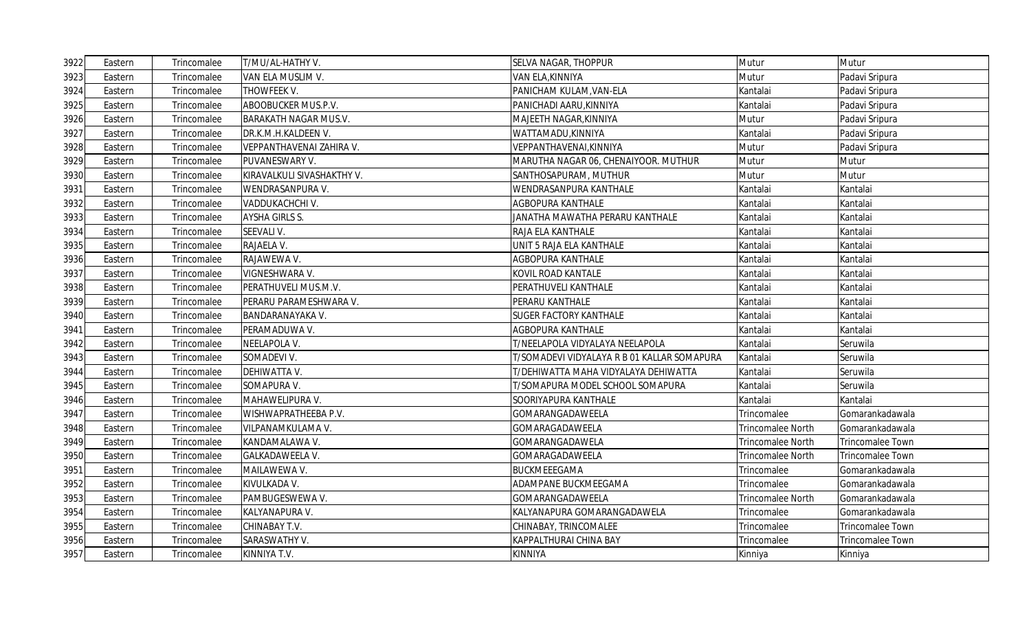| | | | | | | |
|---|---|---|---|---|---|---|
| 3922 | Eastern | Trincomalee | T/MU/AL-HATHY V. | SELVA NAGAR, THOPPUR | Mutur | Mutur |
| 3923 | Eastern | Trincomalee | VAN ELA MUSLIM V. | VAN ELA,KINNIYA | Mutur | Padavi Sripura |
| 3924 | Eastern | Trincomalee | THOWFEEK V. | PANICHAM KULAM,VAN-ELA | Kantalai | Padavi Sripura |
| 3925 | Eastern | Trincomalee | ABOOBUCKER MUS.P.V. | PANICHADI AARU,KINNIYA | Kantalai | Padavi Sripura |
| 3926 | Eastern | Trincomalee | BARAKATH NAGAR MUS.V. | MAJEETH NAGAR,KINNIYA | Mutur | Padavi Sripura |
| 3927 | Eastern | Trincomalee | DR.K.M.H.KALDEEN V. | WATTAMADU,KINNIYA | Kantalai | Padavi Sripura |
| 3928 | Eastern | Trincomalee | VEPPANTHAVENAI ZAHIRA V. | VEPPANTHAVENAI,KINNIYA | Mutur | Padavi Sripura |
| 3929 | Eastern | Trincomalee | PUVANESWARY V. | MARUTHA NAGAR 06, CHENAIYOOR. MUTHUR | Mutur | Mutur |
| 3930 | Eastern | Trincomalee | KIRAVALKULI SIVASHAKTHY V. | SANTHOSAPURAM, MUTHUR | Mutur | Mutur |
| 3931 | Eastern | Trincomalee | WENDRASANPURA V. | WENDRASANPURA KANTHALE | Kantalai | Kantalai |
| 3932 | Eastern | Trincomalee | VADDUKACHCHI V. | AGBOPURA KANTHALE | Kantalai | Kantalai |
| 3933 | Eastern | Trincomalee | AYSHA GIRLS S. | JANATHA MAWATHA PERARU KANTHALE | Kantalai | Kantalai |
| 3934 | Eastern | Trincomalee | SEEVALI V. | RAJA ELA KANTHALE | Kantalai | Kantalai |
| 3935 | Eastern | Trincomalee | RAJAELA V. | UNIT 5 RAJA ELA KANTHALE | Kantalai | Kantalai |
| 3936 | Eastern | Trincomalee | RAJAWEWA V. | AGBOPURA KANTHALE | Kantalai | Kantalai |
| 3937 | Eastern | Trincomalee | VIGNESHWARA V. | KOVIL ROAD KANTALE | Kantalai | Kantalai |
| 3938 | Eastern | Trincomalee | PERATHUVELI MUS.M.V. | PERATHUVELI KANTHALE | Kantalai | Kantalai |
| 3939 | Eastern | Trincomalee | PERARU PARAMESHWARA V. | PERARU KANTHALE | Kantalai | Kantalai |
| 3940 | Eastern | Trincomalee | BANDARANAYAKA V. | SUGER FACTORY KANTHALE | Kantalai | Kantalai |
| 3941 | Eastern | Trincomalee | PERAMADUWA V. | AGBOPURA KANTHALE | Kantalai | Kantalai |
| 3942 | Eastern | Trincomalee | NEELAPOLA V. | T/NEELAPOLA VIDYALAYA NEELAPOLA | Kantalai | Seruwila |
| 3943 | Eastern | Trincomalee | SOMADEVI V. | T/SOMADEVI VIDYALAYA R B 01 KALLAR SOMAPURA | Kantalai | Seruwila |
| 3944 | Eastern | Trincomalee | DEHIWATTA V. | T/DEHIWATTA MAHA VIDYALAYA DEHIWATTA | Kantalai | Seruwila |
| 3945 | Eastern | Trincomalee | SOMAPURA V. | T/SOMAPURA MODEL SCHOOL SOMAPURA | Kantalai | Seruwila |
| 3946 | Eastern | Trincomalee | MAHAWELIPURA V. | SOORIYAPURA KANTHALE | Kantalai | Kantalai |
| 3947 | Eastern | Trincomalee | WISHWAPRATHEEBA P.V. | GOMARANGADAWEELA | Trincomalee | Gomarankadawala |
| 3948 | Eastern | Trincomalee | VILPANAMKULAMA V. | GOMARAGADAWEELA | Trincomalee North | Gomarankadawala |
| 3949 | Eastern | Trincomalee | KANDAMALAWA V. | GOMARANGADAWELA | Trincomalee North | Trincomalee Town |
| 3950 | Eastern | Trincomalee | GALKADAWEELA V. | GOMARAGADAWEELA | Trincomalee North | Trincomalee Town |
| 3951 | Eastern | Trincomalee | MAILAWEWA V. | BUCKMEEEGAMA | Trincomalee | Gomarankadawala |
| 3952 | Eastern | Trincomalee | KIVULKADA V. | ADAMPANE BUCKMEEGAMA | Trincomalee | Gomarankadawala |
| 3953 | Eastern | Trincomalee | PAMBUGESWEWA V. | GOMARANGADAWEELA | Trincomalee North | Gomarankadawala |
| 3954 | Eastern | Trincomalee | KALYANAPURA V. | KALYANAPURA GOMARANGADAWELA | Trincomalee | Gomarankadawala |
| 3955 | Eastern | Trincomalee | CHINABAY T.V. | CHINABAY, TRINCOMALEE | Trincomalee | Trincomalee Town |
| 3956 | Eastern | Trincomalee | SARASWATHY V. | KAPPALTHURAI CHINA BAY | Trincomalee | Trincomalee Town |
| 3957 | Eastern | Trincomalee | KINNIYA T.V. | KINNIYA | Kinniya | Kinniya |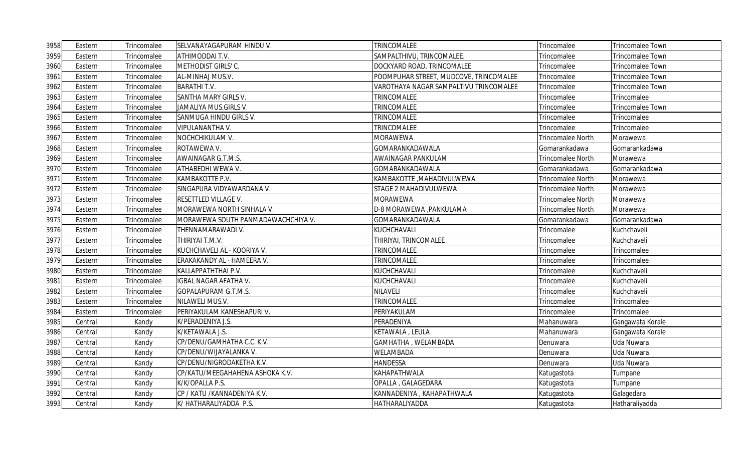| 3958 | Eastern | Trincomalee | SELVANAYAGAPURAM HINDU V. | TRINCOMALEE | Trincomalee | Trincomalee Town |
|---|---|---|---|---|---|---|
| 3959 | Eastern | Trincomalee | ATHIMODDAI T.V. | SAMPALTHIVU, TRINCOMALEE. | Trincomalee | Trincomalee Town |
| 3960 | Eastern | Trincomalee | METHODIST GIRLS' C. | DOCKYARD ROAD, TRINCOMALEE | Trincomalee | Trincomalee Town |
| 3961 | Eastern | Trincomalee | AL-MINHAJ MUS.V. | POOMPUHAR STREET, MUDCOVE, TRINCOMALEE | Trincomalee | Trincomalee Town |
| 3962 | Eastern | Trincomalee | BARATHI T.V. | VAROTHAYA NAGAR SAMPALTIVU TRINCOMALEE | Trincomalee | Trincomalee Town |
| 3963 | Eastern | Trincomalee | SANTHA MARY GIRLS V. | TRINCOMALEE | Trincomalee | Trincomalee |
| 3964 | Eastern | Trincomalee | JAMALIYA MUS.GIRLS V. | TRINCOMALEE | Trincomalee | Trincomalee Town |
| 3965 | Eastern | Trincomalee | SANMUGA HINDU GIRLS V. | TRINCOMALEE | Trincomalee | Trincomalee |
| 3966 | Eastern | Trincomalee | VIPULANANTHA V. | TRINCOMALEE | Trincomalee | Trincomalee |
| 3967 | Eastern | Trincomalee | NOCHCHIKULAM V. | MORAWEWA | Trincomalee North | Morawewa |
| 3968 | Eastern | Trincomalee | ROTAWEWA V. | GOMARANKADAWALA | Gomarankadawa | Gomarankadawa |
| 3969 | Eastern | Trincomalee | AWAINAGAR G.T.M.S. | AWAINAGAR PANKULAM | Trincomalee North | Morawewa |
| 3970 | Eastern | Trincomalee | ATHABEDHI WEWA V. | GOMARANKADAWALA | Gomarankadawa | Gomarankadawa |
| 3971 | Eastern | Trincomalee | KAMBAKOTTE P.V. | KAMBAKOTTE ,MAHADIVULWEWA | Trincomalee North | Morawewa |
| 3972 | Eastern | Trincomalee | SINGAPURA VIDYAWARDANA V. | STAGE 2 MAHADIVULWEWA | Trincomalee North | Morawewa |
| 3973 | Eastern | Trincomalee | RESETTLED VILLAGE V. | MORAWEWA | Trincomalee North | Morawewa |
| 3974 | Eastern | Trincomalee | MORAWEWA NORTH SINHALA V. | D-8 MORAWEWA ,PANKULAMA | Trincomalee North | Morawewa |
| 3975 | Eastern | Trincomalee | MORAWEWA SOUTH PANMADAWACHCHIYA V. | GOMARANKADAWALA | Gomarankadawa | Gomarankadawa |
| 3976 | Eastern | Trincomalee | THENNAMARAWADI V. | KUCHCHAVALI | Trincomalee | Kuchchaveli |
| 3977 | Eastern | Trincomalee | THIRIYAI T.M.V. | THIRIYAI, TRINCOMALEE | Trincomalee | Kuchchaveli |
| 3978 | Eastern | Trincomalee | KUCHCHAVELI AL - KOORIYA V. | TRINCOMALEE | Trincomalee | Trincomalee |
| 3979 | Eastern | Trincomalee | ERAKAKANDY AL - HAMEERA V. | TRINCOMALEE | Trincomalee | Trincomalee |
| 3980 | Eastern | Trincomalee | KALLAPPATHTHAI P.V. | KUCHCHAVALI | Trincomalee | Kuchchaveli |
| 3981 | Eastern | Trincomalee | IGBAL NAGAR AFATHA V. | KUCHCHAVALI | Trincomalee | Kuchchaveli |
| 3982 | Eastern | Trincomalee | GOPALAPURAM G.T.M.S. | NILAVELI | Trincomalee | Kuchchaveli |
| 3983 | Eastern | Trincomalee | NILAWELI MUS.V. | TRINCOMALEE | Trincomalee | Trincomalee |
| 3984 | Eastern | Trincomalee | PERIYAKULAM KANESHAPURI V. | PERIYAKULAM | Trincomalee | Trincomalee |
| 3985 | Central | Kandy | K/PERADENIYA J.S. | PERADENIYA | Mahanuwara | Gangawata Korale |
| 3986 | Central | Kandy | K/KETAWALA J.S. | KETAWALA , LEULA | Mahanuwara | Gangawata Korale |
| 3987 | Central | Kandy | CP/DENU/GAMHATHA C.C. K.V. | GAMHATHA , WELAMBADA | Denuwara | Uda Nuwara |
| 3988 | Central | Kandy | CP/DENU/WIJAYALANKA V. | WELAMBADA | Denuwara | Uda Nuwara |
| 3989 | Central | Kandy | CP/DENU/NIGRODAKETHA K.V. | HANDESSA | Denuwara | Uda Nuwara |
| 3990 | Central | Kandy | CP/KATU/MEEGAHAHENA ASHOKA K.V. | KAHAPATHWALA | Katugastota | Tumpane |
| 3991 | Central | Kandy | K/K/OPALLA P.S. | OPALLA , GALAGEDARA | Katugastota | Tumpane |
| 3992 | Central | Kandy | CP / KATU /KANNADENIYA K.V. | KANNADENIYA , KAHAPATHWALA | Katugastota | Galagedara |
| 3993 | Central | Kandy | K/ HATHARALIYADDA P.S. | HATHARALIYADDA | Katugastota | Hatharaliyadda |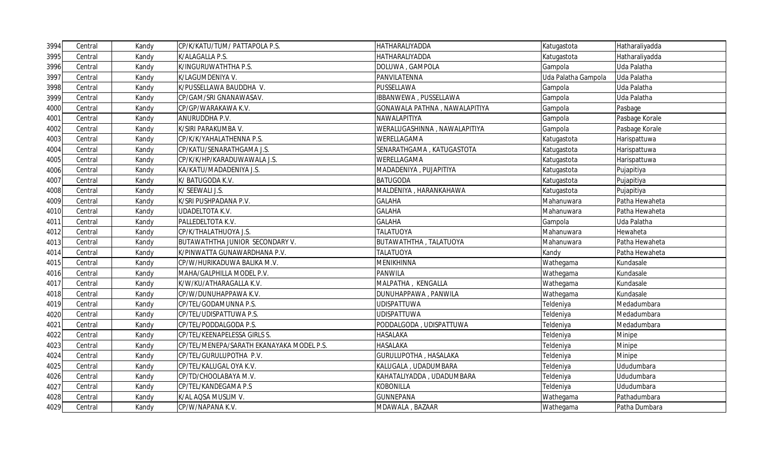| | | | | | | |
|---|---|---|---|---|---|---|
| 3994 | Central | Kandy | CP/K/KATU/TUM/ PATTAPOLA P.S. | HATHARALIYADDA | Katugastota | Hatharaliyadda |
| 3995 | Central | Kandy | K/ALAGALLA P.S. | HATHARALIYADDA | Katugastota | Hatharaliyadda |
| 3996 | Central | Kandy | K/INGURUWATHTHA P.S. | DOLUWA , GAMPOLA | Gampola | Uda Palatha |
| 3997 | Central | Kandy | K/LAGUMDENIYA V. | PANVILATENNA | Uda Palatha Gampola | Uda Palatha |
| 3998 | Central | Kandy | K/PUSSELLAWA BAUDDHA V. | PUSSELLAWA | Gampola | Uda Palatha |
| 3999 | Central | Kandy | CP/GAM/SRI GNANAWASAV. | IBBANWEWA , PUSSELLAWA | Gampola | Uda Palatha |
| 4000 | Central | Kandy | CP/GP/WARAKAWA K.V. | GONAWALA PATHNA , NAWALAPITIYA | Gampola | Pasbage |
| 4001 | Central | Kandy | ANURUDDHA P.V. | NAWALAPITIYA | Gampola | Pasbage Korale |
| 4002 | Central | Kandy | K/SIRI PARAKUMBA V. | WERALUGASHINNA , NAWALAPITIYA | Gampola | Pasbage Korale |
| 4003 | Central | Kandy | CP/K/K/YAHALATHENNA P.S. | WERELLAGAMA | Katugastota | Harispattuwa |
| 4004 | Central | Kandy | CP/KATU/SENARATHGAMA J.S. | SENARATHGAMA , KATUGASTOTA | Katugastota | Harispattuwa |
| 4005 | Central | Kandy | CP/K/K/HP/KARADUWAWALA J.S. | WERELLAGAMA | Katugastota | Harispattuwa |
| 4006 | Central | Kandy | KA/KATU/MADADENIYA J.S. | MADADENIYA , PUJAPITIYA | Katugastota | Pujapitiya |
| 4007 | Central | Kandy | K/ BATUGODA K.V. | BATUGODA | Katugastota | Pujapitiya |
| 4008 | Central | Kandy | K/ SEEWALI J.S. | MALDENIYA , HARANKAHAWA | Katugastota | Pujapitiya |
| 4009 | Central | Kandy | K/SRI PUSHPADANA P.V. | GALAHA | Mahanuwara | Patha Hewaheta |
| 4010 | Central | Kandy | UDADELTOTA K.V. | GALAHA | Mahanuwara | Patha Hewaheta |
| 4011 | Central | Kandy | PALLEDELTOTA K.V. | GALAHA | Gampola | Uda Palatha |
| 4012 | Central | Kandy | CP/K/THALATHUOYA J.S. | TALATUOYA | Mahanuwara | Hewaheta |
| 4013 | Central | Kandy | BUTAWATHTHA JUNIOR SECONDARY V. | BUTAWATHTHA , TALATUOYA | Mahanuwara | Patha Hewaheta |
| 4014 | Central | Kandy | K/PINWATTA GUNAWARDHANA P.V. | TALATUOYA | Kandy | Patha Hewaheta |
| 4015 | Central | Kandy | CP/W/HURIKADUWA BALIKA M.V. | MENIKHINNA | Wathegama | Kundasale |
| 4016 | Central | Kandy | MAHA/GALPHILLA MODEL P.V. | PANWILA | Wathegama | Kundasale |
| 4017 | Central | Kandy | K/W/KU/ATHARAGALLA K.V. | MALPATHA , KENGALLA | Wathegama | Kundasale |
| 4018 | Central | Kandy | CP/W/DUNUHAPPAWA K.V. | DUNUHAPPAWA , PANWILA | Wathegama | Kundasale |
| 4019 | Central | Kandy | CP/TEL/GODAMUNNA P.S. | UDISPATTUWA | Teldeniya | Medadumbara |
| 4020 | Central | Kandy | CP/TEL/UDISPATTUWA P.S. | UDISPATTUWA | Teldeniya | Medadumbara |
| 4021 | Central | Kandy | CP/TEL/PODDALGODA P.S. | PODDALGODA , UDISPATTUWA | Teldeniya | Medadumbara |
| 4022 | Central | Kandy | CP/TEL/KEENAPELESSA GIRLS S. | HASALAKA | Teldeniya | Minipe |
| 4023 | Central | Kandy | CP/TEL/MENEPA/SARATH EKANAYAKA MODEL P.S. | HASALAKA | Teldeniya | Minipe |
| 4024 | Central | Kandy | CP/TEL/GURULUPOTHA P.V. | GURULUPOTHA , HASALAKA | Teldeniya | Minipe |
| 4025 | Central | Kandy | CP/TEL/KALUGAL OYA K.V. | KALUGALA , UDADUMBARA | Teldeniya | Ududumbara |
| 4026 | Central | Kandy | CP/TD/CHOOLABAYA M.V. | KAHATALIYADDA , UDADUMBARA | Teldeniya | Ududumbara |
| 4027 | Central | Kandy | CP/TEL/KANDEGAMA P.S | KOBONILLA | Teldeniya | Ududumbara |
| 4028 | Central | Kandy | K/AL AQSA MUSLIM V. | GUNNEPANA | Wathegama | Pathadumbara |
| 4029 | Central | Kandy | CP/W/NAPANA K.V. | MDAWALA , BAZAAR | Wathegama | Patha Dumbara |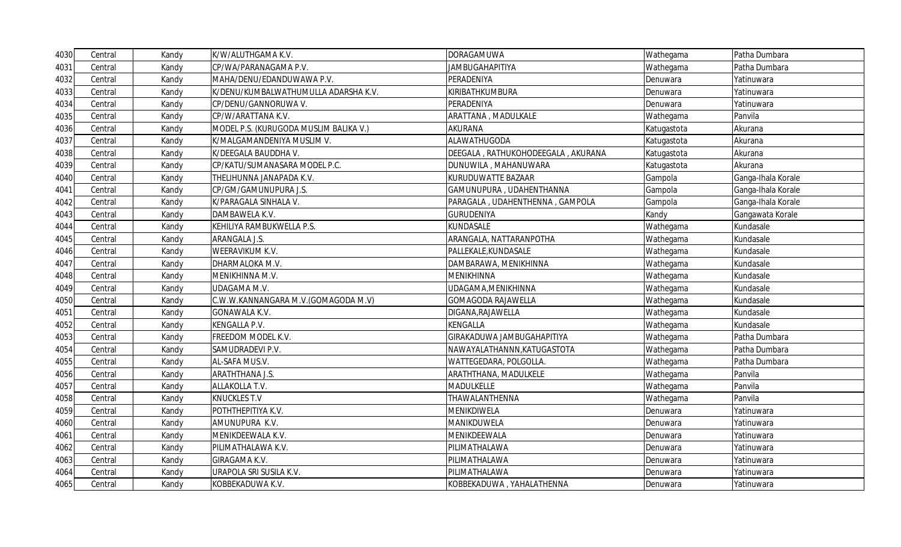| | | | | | | |
|---|---|---|---|---|---|---|
| 4030 | Central | Kandy | K/W/ALUTHGAMA K.V. | DORAGAMUWA | Wathegama | Patha Dumbara |
| 4031 | Central | Kandy | CP/WA/PARANAGAMA P.V. | JAMBUGAHAPITIYA | Wathegama | Patha Dumbara |
| 4032 | Central | Kandy | MAHA/DENU/EDANDUWAWA P.V. | PERADENIYA | Denuwara | Yatinuwara |
| 4033 | Central | Kandy | K/DENU/KUMBALWATHUMULLA ADARSHA K.V. | KIRIBATHKUMBURA | Denuwara | Yatinuwara |
| 4034 | Central | Kandy | CP/DENU/GANNORUWA V. | PERADENIYA | Denuwara | Yatinuwara |
| 4035 | Central | Kandy | CP/W/ARATTANA K.V. | ARATTANA , MADULKALE | Wathegama | Panvila |
| 4036 | Central | Kandy | MODEL P.S. (KURUGODA MUSLIM BALIKA V.) | AKURANA | Katugastota | Akurana |
| 4037 | Central | Kandy | K/MALGAMANDENIYA MUSLIM V. | ALAWATHUGODA | Katugastota | Akurana |
| 4038 | Central | Kandy | K/DEEGALA BAUDDHA V. | DEEGALA , RATHUKOHODEEGALA , AKURANA | Katugastota | Akurana |
| 4039 | Central | Kandy | CP/KATU/SUMANASARA MODEL P.C. | DUNUWILA , MAHANUWARA | Katugastota | Akurana |
| 4040 | Central | Kandy | THELIHUNNA JANAPADA K.V. | KURUDUWATTE BAZAAR | Gampola | Ganga-Ihala Korale |
| 4041 | Central | Kandy | CP/GM/GAMUNUPURA J.S. | GAMUNUPURA , UDAHENTHANNA | Gampola | Ganga-Ihala Korale |
| 4042 | Central | Kandy | K/PARAGALA SINHALA V. | PARAGALA , UDAHENTHENNA , GAMPOLA | Gampola | Ganga-Ihala Korale |
| 4043 | Central | Kandy | DAMBAWELA K.V. | GURUDENIYA | Kandy | Gangawata Korale |
| 4044 | Central | Kandy | KEHILIYA RAMBUKWELLA P.S. | KUNDASALE | Wathegama | Kundasale |
| 4045 | Central | Kandy | ARANGALA J.S. | ARANGALA, NATTARANPOTHA | Wathegama | Kundasale |
| 4046 | Central | Kandy | WEERAVIKUM K.V. | PALLEKALE,KUNDASALE | Wathegama | Kundasale |
| 4047 | Central | Kandy | DHARMALOKA M.V. | DAMBARAWA, MENIKHINNA | Wathegama | Kundasale |
| 4048 | Central | Kandy | MENIKHINNA M.V. | MENIKHINNA | Wathegama | Kundasale |
| 4049 | Central | Kandy | UDAGAMA M.V. | UDAGAMA,MENIKHINNA | Wathegama | Kundasale |
| 4050 | Central | Kandy | C.W.W.KANNANGARA M.V.(GOMAGODA M.V) | GOMAGODA RAJAWELLA | Wathegama | Kundasale |
| 4051 | Central | Kandy | GONAWALA K.V. | DIGANA,RAJAWELLA | Wathegama | Kundasale |
| 4052 | Central | Kandy | KENGALLA P.V. | KENGALLA | Wathegama | Kundasale |
| 4053 | Central | Kandy | FREEDOM MODEL K.V. | GIRAKADUWA JAMBUGAHAPITIYA | Wathegama | Patha Dumbara |
| 4054 | Central | Kandy | SAMUDRADEVI P.V. | NAWAYALATHANNN,KATUGASTOTA | Wathegama | Patha Dumbara |
| 4055 | Central | Kandy | AL-SAFA MUS.V. | WATTEGEDARA, POLGOLLA. | Wathegama | Patha Dumbara |
| 4056 | Central | Kandy | ARATHTHANA J.S. | ARATHTHANA, MADULKELE | Wathegama | Panvila |
| 4057 | Central | Kandy | ALLAKOLLA T.V. | MADULKELLE | Wathegama | Panvila |
| 4058 | Central | Kandy | KNUCKLES T.V | THAWALANTHENNA | Wathegama | Panvila |
| 4059 | Central | Kandy | POTHTHEPITIYA K.V. | MENIKDIWELA | Denuwara | Yatinuwara |
| 4060 | Central | Kandy | AMUNUPURA K.V. | MANIKDUWELA | Denuwara | Yatinuwara |
| 4061 | Central | Kandy | MENIKDEEWALA K.V. | MENIKDEEWALA | Denuwara | Yatinuwara |
| 4062 | Central | Kandy | PILIMATHALAWA K.V. | PILIMATHALAWA | Denuwara | Yatinuwara |
| 4063 | Central | Kandy | GIRAGAMA K.V. | PILIMATHALAWA | Denuwara | Yatinuwara |
| 4064 | Central | Kandy | URAPOLA SRI SUSILA K.V. | PILIMATHALAWA | Denuwara | Yatinuwara |
| 4065 | Central | Kandy | KOBBEKADUWA K.V. | KOBBEKADUWA , YAHALATHENNA | Denuwara | Yatinuwara |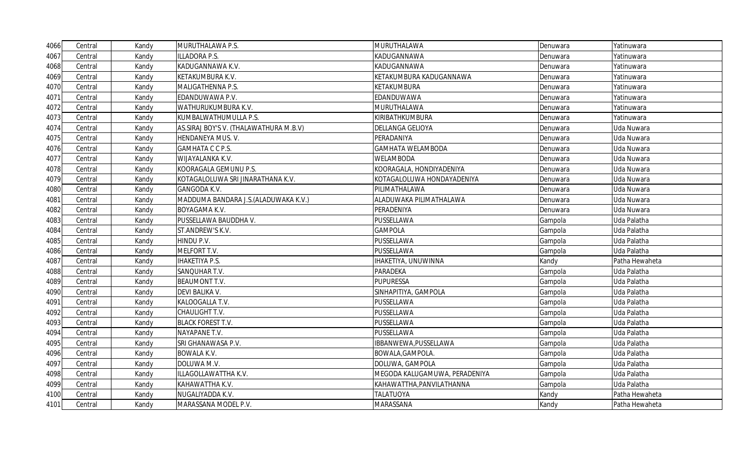| 4066 | Central | Kandy | MURUTHALAWA P.S. | MURUTHALAWA | Denuwara | Yatinuwara |
|---|---|---|---|---|---|---|
| 4067 | Central | Kandy | ILLADORA P.S. | KADUGANNAWA | Denuwara | Yatinuwara |
| 4068 | Central | Kandy | KADUGANNAWA K.V. | KADUGANNAWA | Denuwara | Yatinuwara |
| 4069 | Central | Kandy | KETAKUMBURA K.V. | KETAKUMBURA KADUGANNAWA | Denuwara | Yatinuwara |
| 4070 | Central | Kandy | MALIGATHENNA P.S. | KETAKUMBURA | Denuwara | Yatinuwara |
| 4071 | Central | Kandy | EDANDUWAWA P.V. | EDANDUWAWA | Denuwara | Yatinuwara |
| 4072 | Central | Kandy | WATHURUKUMBURA K.V. | MURUTHALAWA | Denuwara | Yatinuwara |
| 4073 | Central | Kandy | KUMBALWATHUMULLA P.S. | KIRIBATHKUMBURA | Denuwara | Yatinuwara |
| 4074 | Central | Kandy | AS.SIRAJ BOY'S V. (THALAWATHURA M.B.V) | DELLANGA GELIOYA | Denuwara | Uda Nuwara |
| 4075 | Central | Kandy | HENDANEYA MUS. V. | PERADANIYA | Denuwara | Uda Nuwara |
| 4076 | Central | Kandy | GAMHATA C C P.S. | GAMHATA WELAMBODA | Denuwara | Uda Nuwara |
| 4077 | Central | Kandy | WIJAYALANKA K.V. | WELAMBODA | Denuwara | Uda Nuwara |
| 4078 | Central | Kandy | KOORAGALA GEMUNU P.S. | KOORAGALA, HONDIYADENIYA | Denuwara | Uda Nuwara |
| 4079 | Central | Kandy | KOTAGALOLUWA SRI JINARATHANA K.V. | KOTAGALOLUWA HONDAYADENIYA | Denuwara | Uda Nuwara |
| 4080 | Central | Kandy | GANGODA K.V. | PILIMATHALAWA | Denuwara | Uda Nuwara |
| 4081 | Central | Kandy | MADDUMA BANDARA J.S.(ALADUWAKA K.V.) | ALADUWAKA PILIMATHALAWA | Denuwara | Uda Nuwara |
| 4082 | Central | Kandy | BOYAGAMA K.V. | PERADENIYA | Denuwara | Uda Nuwara |
| 4083 | Central | Kandy | PUSSELLAWA BAUDDHA V. | PUSSELLAWA | Gampola | Uda Palatha |
| 4084 | Central | Kandy | ST.ANDREW'S K.V. | GAMPOLA | Gampola | Uda Palatha |
| 4085 | Central | Kandy | HINDU P.V. | PUSSELLAWA | Gampola | Uda Palatha |
| 4086 | Central | Kandy | MELFORT T.V. | PUSSELLAWA | Gampola | Uda Palatha |
| 4087 | Central | Kandy | IHAKETIYA P.S. | IHAKETIYA, UNUWINNA | Kandy | Patha Hewaheta |
| 4088 | Central | Kandy | SANQUHAR T.V. | PARADEKA | Gampola | Uda Palatha |
| 4089 | Central | Kandy | BEAUMONT T.V. | PUPURESSA | Gampola | Uda Palatha |
| 4090 | Central | Kandy | DEVI BALIKA V. | SINHAPITIYA, GAMPOLA | Gampola | Uda Palatha |
| 4091 | Central | Kandy | KALOOGALLA T.V. | PUSSELLAWA | Gampola | Uda Palatha |
| 4092 | Central | Kandy | CHAULIGHT T.V. | PUSSELLAWA | Gampola | Uda Palatha |
| 4093 | Central | Kandy | BLACK FOREST T.V. | PUSSELLAWA | Gampola | Uda Palatha |
| 4094 | Central | Kandy | NAYAPANE T.V. | PUSSELLAWA | Gampola | Uda Palatha |
| 4095 | Central | Kandy | SRI GHANAWASA P.V. | IBBANWEWA,PUSSELLAWA | Gampola | Uda Palatha |
| 4096 | Central | Kandy | BOWALA K.V. | BOWALA,GAMPOLA. | Gampola | Uda Palatha |
| 4097 | Central | Kandy | DOLUWA M.V. | DOLUWA, GAMPOLA | Gampola | Uda Palatha |
| 4098 | Central | Kandy | ILLAGOLLAWATTHA K.V. | MEGODA KALUGAMUWA, PERADENIYA | Gampola | Uda Palatha |
| 4099 | Central | Kandy | KAHAWATTHA K.V. | KAHAWATTHA,PANVILATHANNA | Gampola | Uda Palatha |
| 4100 | Central | Kandy | NUGALIYADDA K.V. | TALATUOYA | Kandy | Patha Hewaheta |
| 4101 | Central | Kandy | MARASSANA MODEL P.V. | MARASSANA | Kandy | Patha Hewaheta |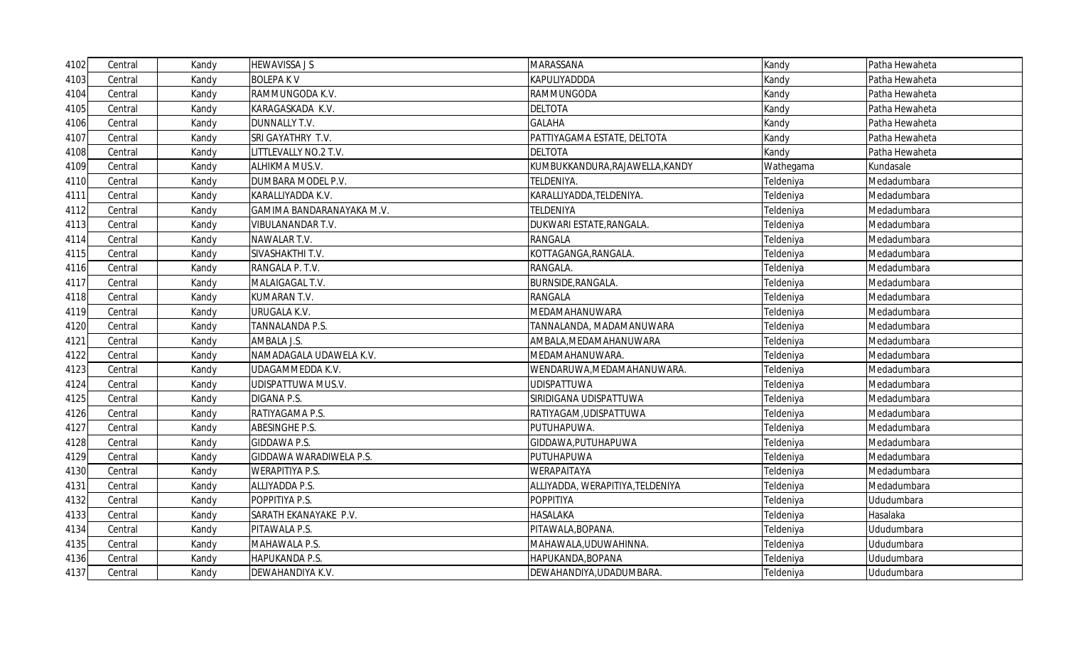| | | | | | | |
|---|---|---|---|---|---|---|
| 4102 | Central | Kandy | HEWAVISSA J S | MARASSANA | Kandy | Patha Hewaheta |
| 4103 | Central | Kandy | BOLEPA K V | KAPULIYADDDA | Kandy | Patha Hewaheta |
| 4104 | Central | Kandy | RAMMUNGODA K.V. | RAMMUNGODA | Kandy | Patha Hewaheta |
| 4105 | Central | Kandy | KARAGASKADA K.V. | DELTOTA | Kandy | Patha Hewaheta |
| 4106 | Central | Kandy | DUNNALLY T.V. | GALAHA | Kandy | Patha Hewaheta |
| 4107 | Central | Kandy | SRI GAYATHRY T.V. | PATTIYAGAMA ESTATE, DELTOTA | Kandy | Patha Hewaheta |
| 4108 | Central | Kandy | LITTLEVALLY NO.2 T.V. | DELTOTA | Kandy | Patha Hewaheta |
| 4109 | Central | Kandy | ALHIKMA MUS.V. | KUMBUKKANDURA,RAJAWELLA,KANDY | Wathegama | Kundasale |
| 4110 | Central | Kandy | DUMBARA MODEL P.V. | TELDENIYA. | Teldeniya | Medadumbara |
| 4111 | Central | Kandy | KARALLIYADDA K.V. | KARALLIYADDA,TELDENIYA. | Teldeniya | Medadumbara |
| 4112 | Central | Kandy | GAMIMA BANDARANAYAKA M.V. | TELDENIYA | Teldeniya | Medadumbara |
| 4113 | Central | Kandy | VIBULANANDAR T.V. | DUKWARI ESTATE,RANGALA. | Teldeniya | Medadumbara |
| 4114 | Central | Kandy | NAWALAR T.V. | RANGALA | Teldeniya | Medadumbara |
| 4115 | Central | Kandy | SIVASHAKTHI T.V. | KOTTAGANGA,RANGALA. | Teldeniya | Medadumbara |
| 4116 | Central | Kandy | RANGALA P. T.V. | RANGALA. | Teldeniya | Medadumbara |
| 4117 | Central | Kandy | MALAIGAGAL T.V. | BURNSIDE,RANGALA. | Teldeniya | Medadumbara |
| 4118 | Central | Kandy | KUMARAN T.V. | RANGALA | Teldeniya | Medadumbara |
| 4119 | Central | Kandy | URUGALA K.V. | MEDAMAHANUWARA | Teldeniya | Medadumbara |
| 4120 | Central | Kandy | TANNALANDA P.S. | TANNALANDA, MADAMANUWARA | Teldeniya | Medadumbara |
| 4121 | Central | Kandy | AMBALA J.S. | AMBALA,MEDAMAHANUWARA | Teldeniya | Medadumbara |
| 4122 | Central | Kandy | NAMADAGALA UDAWELA K.V. | MEDAMAHANUWARA. | Teldeniya | Medadumbara |
| 4123 | Central | Kandy | UDAGAMMEDDA K.V. | WENDARUWA,MEDAMAHANUWARA. | Teldeniya | Medadumbara |
| 4124 | Central | Kandy | UDISPATTUWA MUS.V. | UDISPATTUWA | Teldeniya | Medadumbara |
| 4125 | Central | Kandy | DIGANA P.S. | SIRIDIGANA UDISPATTUWA | Teldeniya | Medadumbara |
| 4126 | Central | Kandy | RATIYAGAMA P.S. | RATIYAGAM,UDISPATTUWA | Teldeniya | Medadumbara |
| 4127 | Central | Kandy | ABESINGHE P.S. | PUTUHAPUWA. | Teldeniya | Medadumbara |
| 4128 | Central | Kandy | GIDDAWA P.S. | GIDDAWA,PUTUHAPUWA | Teldeniya | Medadumbara |
| 4129 | Central | Kandy | GIDDAWA WARADIWELA P.S. | PUTUHAPUWA | Teldeniya | Medadumbara |
| 4130 | Central | Kandy | WERAPITIYA P.S. | WERAPAITAYA | Teldeniya | Medadumbara |
| 4131 | Central | Kandy | ALLIYADDA P.S. | ALLIYADDA, WERAPITIYA,TELDENIYA | Teldeniya | Medadumbara |
| 4132 | Central | Kandy | POPPITIYA P.S. | POPPITIYA | Teldeniya | Ududumbara |
| 4133 | Central | Kandy | SARATH EKANAYAKE P.V. | HASALAKA | Teldeniya | Hasalaka |
| 4134 | Central | Kandy | PITAWALA P.S. | PITAWALA,BOPANA. | Teldeniya | Ududumbara |
| 4135 | Central | Kandy | MAHAWALA P.S. | MAHAWALA,UDUWAHINNA. | Teldeniya | Ududumbara |
| 4136 | Central | Kandy | HAPUKANDA P.S. | HAPUKANDA,BOPANA | Teldeniya | Ududumbara |
| 4137 | Central | Kandy | DEWAHANDIYA K.V. | DEWAHANDIYA,UDADUMBARA. | Teldeniya | Ududumbara |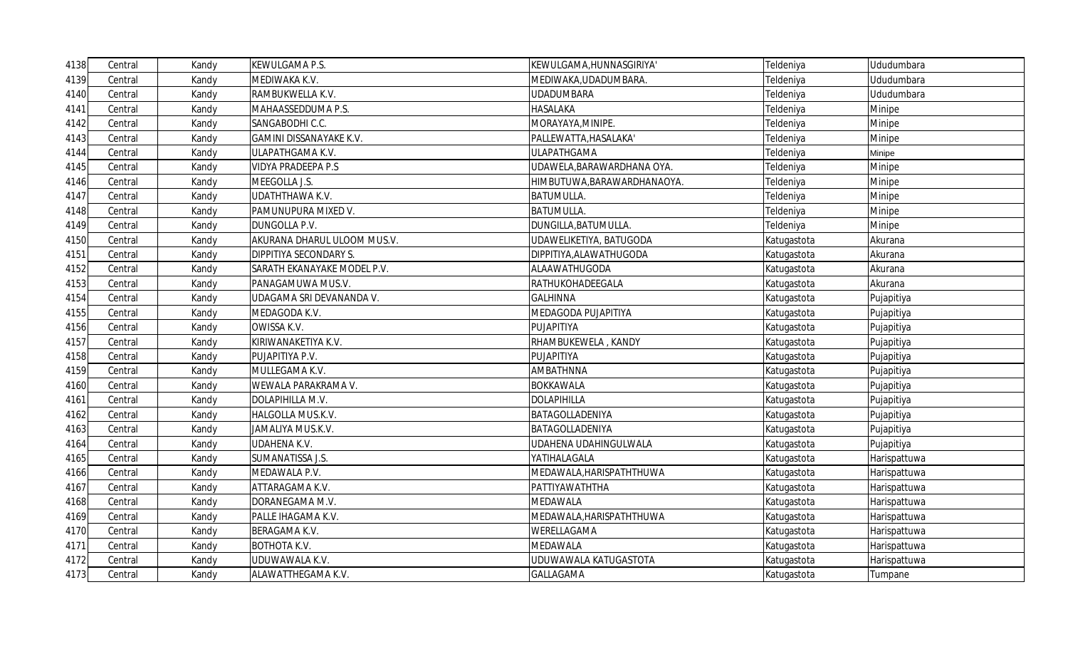| 4138 | Central | Kandy | KEWULGAMA P.S. | KEWULGAMA,HUNNASGIRIYA' | Teldeniya | Ududumbara |
|---|---|---|---|---|---|---|
| 4139 | Central | Kandy | MEDIWAKA K.V. | MEDIWAKA,UDADUMBARA. | Teldeniya | Ududumbara |
| 4140 | Central | Kandy | RAMBUKWELLA K.V. | UDADUMBARA | Teldeniya | Ududumbara |
| 4141 | Central | Kandy | MAHAASSEDDUMA P.S. | HASALAKA | Teldeniya | Minipe |
| 4142 | Central | Kandy | SANGABODHI C.C. | MORAYAYA,MINIPE. | Teldeniya | Minipe |
| 4143 | Central | Kandy | GAMINI DISSANAYAKE K.V. | PALLEWATTA,HASALAKA' | Teldeniya | Minipe |
| 4144 | Central | Kandy | ULAPATHGAMA K.V. | ULAPATHGAMA | Teldeniya | Minipe |
| 4145 | Central | Kandy | VIDYA PRADEEPA P.S | UDAWELA,BARAWARDHANA OYA. | Teldeniya | Minipe |
| 4146 | Central | Kandy | MEEGOLLA J.S. | HIMBUTUWA,BARAWARDHANAOYA. | Teldeniya | Minipe |
| 4147 | Central | Kandy | UDATHTHAWA K.V. | BATUMULLA. | Teldeniya | Minipe |
| 4148 | Central | Kandy | PAMUNUPURA MIXED V. | BATUMULLA. | Teldeniya | Minipe |
| 4149 | Central | Kandy | DUNGOLLA P.V. | DUNGILLA,BATUMULLA. | Teldeniya | Minipe |
| 4150 | Central | Kandy | AKURANA DHARUL ULOOM MUS.V. | UDAWELIKETIYA, BATUGODA | Katugastota | Akurana |
| 4151 | Central | Kandy | DIPPITIYA SECONDARY S. | DIPPITIYA,ALAWATHUGODA | Katugastota | Akurana |
| 4152 | Central | Kandy | SARATH EKANAYAKE MODEL P.V. | ALAAWATHUGODA | Katugastota | Akurana |
| 4153 | Central | Kandy | PANAGAMUWA MUS.V. | RATHUKOHADEEGALA | Katugastota | Akurana |
| 4154 | Central | Kandy | UDAGAMA SRI DEVANANDA V. | GALHINNA | Katugastota | Pujapitiya |
| 4155 | Central | Kandy | MEDAGODA K.V. | MEDAGODA PUJAPITIYA | Katugastota | Pujapitiya |
| 4156 | Central | Kandy | OWISSA K.V. | PUJAPITIYA | Katugastota | Pujapitiya |
| 4157 | Central | Kandy | KIRIWANAKETIYA K.V. | RHAMBUKEWELA , KANDY | Katugastota | Pujapitiya |
| 4158 | Central | Kandy | PUJAPITIYA P.V. | PUJAPITIYA | Katugastota | Pujapitiya |
| 4159 | Central | Kandy | MULLEGAMA K.V. | AMBATHNNA | Katugastota | Pujapitiya |
| 4160 | Central | Kandy | WEWALA PARAKRAMA V. | BOKKAWALA | Katugastota | Pujapitiya |
| 4161 | Central | Kandy | DOLAPIHILLA M.V. | DOLAPIHILLA | Katugastota | Pujapitiya |
| 4162 | Central | Kandy | HALGOLLA MUS.K.V. | BATAGOLLADENIYA | Katugastota | Pujapitiya |
| 4163 | Central | Kandy | JAMALIYA MUS.K.V. | BATAGOLLADENIYA | Katugastota | Pujapitiya |
| 4164 | Central | Kandy | UDAHENA K.V. | UDAHENA UDAHINGULWALA | Katugastota | Pujapitiya |
| 4165 | Central | Kandy | SUMANATISSA J.S. | YATIHALAGALA | Katugastota | Harispattuwa |
| 4166 | Central | Kandy | MEDAWALA P.V. | MEDAWALA,HARISPATHTHUWA | Katugastota | Harispattuwa |
| 4167 | Central | Kandy | ATTARAGAMA K.V. | PATTIYAWATHTHA | Katugastota | Harispattuwa |
| 4168 | Central | Kandy | DORANEGAMA M.V. | MEDAWALA | Katugastota | Harispattuwa |
| 4169 | Central | Kandy | PALLE IHAGAMA K.V. | MEDAWALA,HARISPATHTHUWA | Katugastota | Harispattuwa |
| 4170 | Central | Kandy | BERAGAMA K.V. | WERELLAGAMA | Katugastota | Harispattuwa |
| 4171 | Central | Kandy | BOTHOTA K.V. | MEDAWALA | Katugastota | Harispattuwa |
| 4172 | Central | Kandy | UDUWAWALA K.V. | UDUWAWALA KATUGASTOTA | Katugastota | Harispattuwa |
| 4173 | Central | Kandy | ALAWATTHEGAMA K.V. | GALLAGAMA | Katugastota | Tumpane |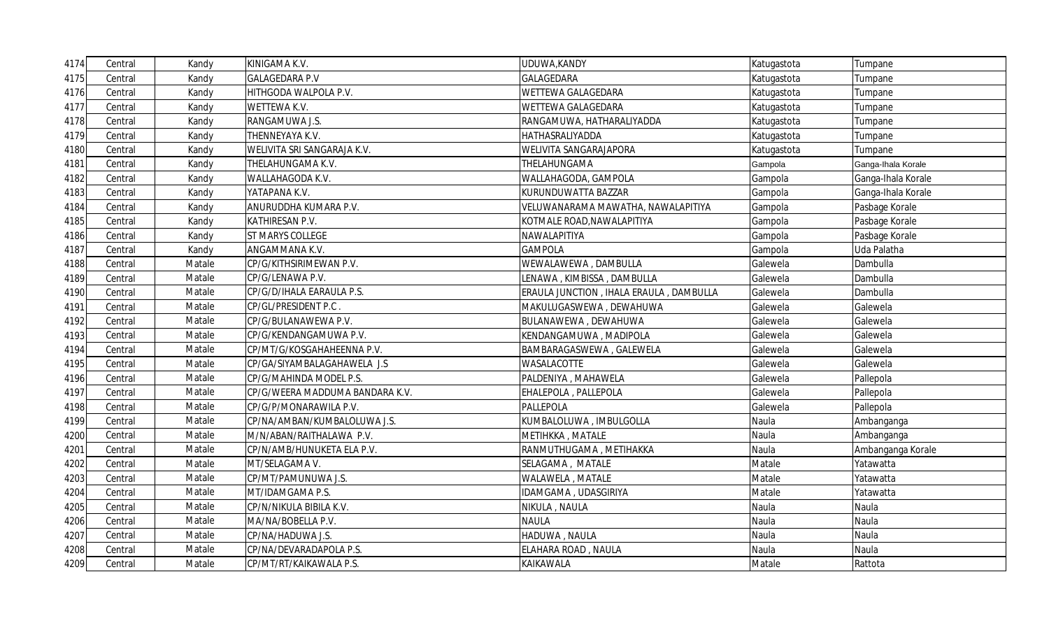| | | | | | | |
|---|---|---|---|---|---|---|
| 4174 | Central | Kandy | KINIGAMA K.V. | UDUWA,KANDY | Katugastota | Tumpane |
| 4175 | Central | Kandy | GALAGEDARA P.V | GALAGEDARA | Katugastota | Tumpane |
| 4176 | Central | Kandy | HITHGODA WALPOLA P.V. | WETTEWA GALAGEDARA | Katugastota | Tumpane |
| 4177 | Central | Kandy | WETTEWA K.V. | WETTEWA GALAGEDARA | Katugastota | Tumpane |
| 4178 | Central | Kandy | RANGAMUWA J.S. | RANGAMUWA, HATHARALIYADDA | Katugastota | Tumpane |
| 4179 | Central | Kandy | THENNEYAYA K.V. | HATHASRALIYADDA | Katugastota | Tumpane |
| 4180 | Central | Kandy | WELIVITA SRI SANGARAJA K.V. | WELIVITA SANGARAJAPORA | Katugastota | Tumpane |
| 4181 | Central | Kandy | THELAHUNGAMA K.V. | THELAHUNGAMA | Gampola | Ganga-Ihala Korale |
| 4182 | Central | Kandy | WALLAHAGODA K.V. | WALLAHAGODA, GAMPOLA | Gampola | Ganga-Ihala Korale |
| 4183 | Central | Kandy | YATAPANA K.V. | KURUNDUWATTA BAZZAR | Gampola | Ganga-Ihala Korale |
| 4184 | Central | Kandy | ANURUDDHA KUMARA P.V. | VELUWANARAMA MAWATHA, NAWALAPITIYA | Gampola | Pasbage Korale |
| 4185 | Central | Kandy | KATHIRESAN P.V. | KOTMALE ROAD,NAWALAPITIYA | Gampola | Pasbage Korale |
| 4186 | Central | Kandy | ST MARYS COLLEGE | NAWALAPITIYA | Gampola | Pasbage Korale |
| 4187 | Central | Kandy | ANGAMMANA K.V. | GAMPOLA | Gampola | Uda Palatha |
| 4188 | Central | Matale | CP/G/KITHSIRIMEWAN P.V. | WEWALAWEWA , DAMBULLA | Galewela | Dambulla |
| 4189 | Central | Matale | CP/G/LENAWA P.V. | LENAWA , KIMBISSA , DAMBULLA | Galewela | Dambulla |
| 4190 | Central | Matale | CP/G/D/IHALA EARAULA P.S. | ERAULA JUNCTION , IHALA ERAULA , DAMBULLA | Galewela | Dambulla |
| 4191 | Central | Matale | CP/GL/PRESIDENT P.C . | MAKULUGASWEWA , DEWAHUWA | Galewela | Galewela |
| 4192 | Central | Matale | CP/G/BULANAWEWA P.V. | BULANAWEWA , DEWAHUWA | Galewela | Galewela |
| 4193 | Central | Matale | CP/G/KENDANGAMUWA P.V. | KENDANGAMUWA , MADIPOLA | Galewela | Galewela |
| 4194 | Central | Matale | CP/MT/G/KOSGAHAHEENNA P.V. | BAMBARAGASWEWA , GALEWELA | Galewela | Galewela |
| 4195 | Central | Matale | CP/GA/SIYAMBALAGAHAWELA J.S | WASALACOTTE | Galewela | Galewela |
| 4196 | Central | Matale | CP/G/MAHINDA MODEL P.S. | PALDENIYA , MAHAWELA | Galewela | Pallepola |
| 4197 | Central | Matale | CP/G/WEERA MADDUMA BANDARA K.V. | EHALEPOLA , PALLEPOLA | Galewela | Pallepola |
| 4198 | Central | Matale | CP/G/P/MONARAWILA P.V. | PALLEPOLA | Galewela | Pallepola |
| 4199 | Central | Matale | CP/NA/AMBAN/KUMBALOLUWA J.S. | KUMBALOLUWA , IMBULGOLLA | Naula | Ambanganga |
| 4200 | Central | Matale | M/N/ABAN/RAITHALAWA P.V. | METIHKKA , MATALE | Naula | Ambanganga |
| 4201 | Central | Matale | CP/N/AMB/HUNUKETA ELA P.V. | RANMUTHUGAMA , METIHAKKA | Naula | Ambanganga Korale |
| 4202 | Central | Matale | MT/SELAGAMA V. | SELAGAMA , MATALE | Matale | Yatawatta |
| 4203 | Central | Matale | CP/MT/PAMUNUWA J.S. | WALAWELA , MATALE | Matale | Yatawatta |
| 4204 | Central | Matale | MT/IDAMGAMA P.S. | IDAMGAMA , UDASGIRIYA | Matale | Yatawatta |
| 4205 | Central | Matale | CP/N/NIKULA BIBILA K.V. | NIKULA , NAULA | Naula | Naula |
| 4206 | Central | Matale | MA/NA/BOBELLA P.V. | NAULA | Naula | Naula |
| 4207 | Central | Matale | CP/NA/HADUWA J.S. | HADUWA , NAULA | Naula | Naula |
| 4208 | Central | Matale | CP/NA/DEVARADAPOLA P.S. | ELAHARA ROAD , NAULA | Naula | Naula |
| 4209 | Central | Matale | CP/MT/RT/KAIKAWALA P.S. | KAIKAWALA | Matale | Rattota |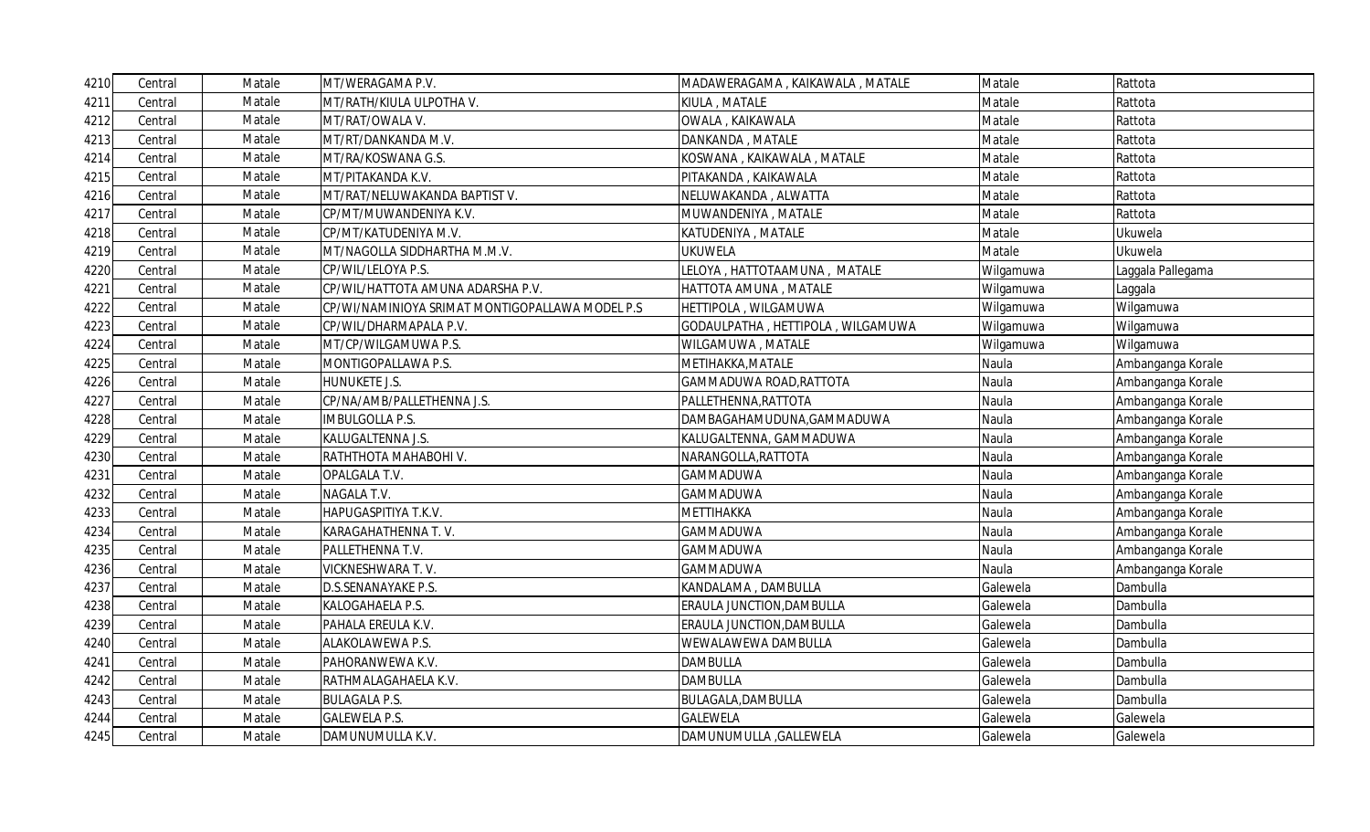| | | | | | | |
|---|---|---|---|---|---|---|
| 4210 | Central | Matale | MT/WERAGAMA P.V. | MADAWERAGAMA , KAIKAWALA , MATALE | Matale | Rattota |
| 4211 | Central | Matale | MT/RATH/KIULA ULPOTHA V. | KIULA , MATALE | Matale | Rattota |
| 4212 | Central | Matale | MT/RAT/OWALA V. | OWALA , KAIKAWALA | Matale | Rattota |
| 4213 | Central | Matale | MT/RT/DANKANDA M.V. | DANKANDA , MATALE | Matale | Rattota |
| 4214 | Central | Matale | MT/RA/KOSWANA G.S. | KOSWANA , KAIKAWALA , MATALE | Matale | Rattota |
| 4215 | Central | Matale | MT/PITAKANDA K.V. | PITAKANDA , KAIKAWALA | Matale | Rattota |
| 4216 | Central | Matale | MT/RAT/NELUWAKANDA BAPTIST V. | NELUWAKANDA , ALWATTA | Matale | Rattota |
| 4217 | Central | Matale | CP/MT/MUWANDENIYA K.V. | MUWANDENIYA , MATALE | Matale | Rattota |
| 4218 | Central | Matale | CP/MT/KATUDENIYA M.V. | KATUDENIYA , MATALE | Matale | Ukuwela |
| 4219 | Central | Matale | MT/NAGOLLA SIDDHARTHA M.M.V. | UKUWELA | Matale | Ukuwela |
| 4220 | Central | Matale | CP/WIL/LELOYA P.S. | LELOYA , HATTOTAAMUNA , MATALE | Wilgamuwa | Laggala Pallegama |
| 4221 | Central | Matale | CP/WIL/HATTOTA AMUNA ADARSHA P.V. | HATTOTA AMUNA , MATALE | Wilgamuwa | Laggala |
| 4222 | Central | Matale | CP/WI/NAMINIOYA SRIMAT MONTIGOPALLAWA MODEL P.S | HETTIPOLA , WILGAMUWA | Wilgamuwa | Wilgamuwa |
| 4223 | Central | Matale | CP/WIL/DHARMAPALA P.V. | GODAULPATHA , HETTIPOLA , WILGAMUWA | Wilgamuwa | Wilgamuwa |
| 4224 | Central | Matale | MT/CP/WILGAMUWA P.S. | WILGAMUWA , MATALE | Wilgamuwa | Wilgamuwa |
| 4225 | Central | Matale | MONTIGOPALLAWA P.S. | METIHAKKA,MATALE | Naula | Ambanganga Korale |
| 4226 | Central | Matale | HUNUKETE J.S. | GAMMADUWA ROAD,RATTOTA | Naula | Ambanganga Korale |
| 4227 | Central | Matale | CP/NA/AMB/PALLETHENNA J.S. | PALLETHENNA,RATTOTA | Naula | Ambanganga Korale |
| 4228 | Central | Matale | IMBULGOLLA P.S. | DAMBAGAHAMUDUNA,GAMMADUWA | Naula | Ambanganga Korale |
| 4229 | Central | Matale | KALUGALTENNA J.S. | KALUGALTENNA, GAMMADUWA | Naula | Ambanganga Korale |
| 4230 | Central | Matale | RATHTHOTA MAHABOHI V. | NARANGOLLA,RATTOTA | Naula | Ambanganga Korale |
| 4231 | Central | Matale | OPALGALA T.V. | GAMMADUWA | Naula | Ambanganga Korale |
| 4232 | Central | Matale | NAGALA T.V. | GAMMADUWA | Naula | Ambanganga Korale |
| 4233 | Central | Matale | HAPUGASPITIYA T.K.V. | METTIHAKKA | Naula | Ambanganga Korale |
| 4234 | Central | Matale | KARAGAHATHENNA T. V. | GAMMADUWA | Naula | Ambanganga Korale |
| 4235 | Central | Matale | PALLETHENNA T.V. | GAMMADUWA | Naula | Ambanganga Korale |
| 4236 | Central | Matale | VICKNESHWARA T. V. | GAMMADUWA | Naula | Ambanganga Korale |
| 4237 | Central | Matale | D.S.SENANAYAKE P.S. | KANDALAMA , DAMBULLA | Galewela | Dambulla |
| 4238 | Central | Matale | KALOGAHAELA P.S. | ERAULA JUNCTION,DAMBULLA | Galewela | Dambulla |
| 4239 | Central | Matale | PAHALA EREULA K.V. | ERAULA JUNCTION,DAMBULLA | Galewela | Dambulla |
| 4240 | Central | Matale | ALAKOLAWEWA P.S. | WEWALAWEWA DAMBULLA | Galewela | Dambulla |
| 4241 | Central | Matale | PAHORANWEWA K.V. | DAMBULLA | Galewela | Dambulla |
| 4242 | Central | Matale | RATHMALAGAHAELA K.V. | DAMBULLA | Galewela | Dambulla |
| 4243 | Central | Matale | BULAGALA P.S. | BULAGALA,DAMBULLA | Galewela | Dambulla |
| 4244 | Central | Matale | GALEWELA P.S. | GALEWELA | Galewela | Galewela |
| 4245 | Central | Matale | DAMUNUMULLA K.V. | DAMUNUMULLA ,GALLEWELA | Galewela | Galewela |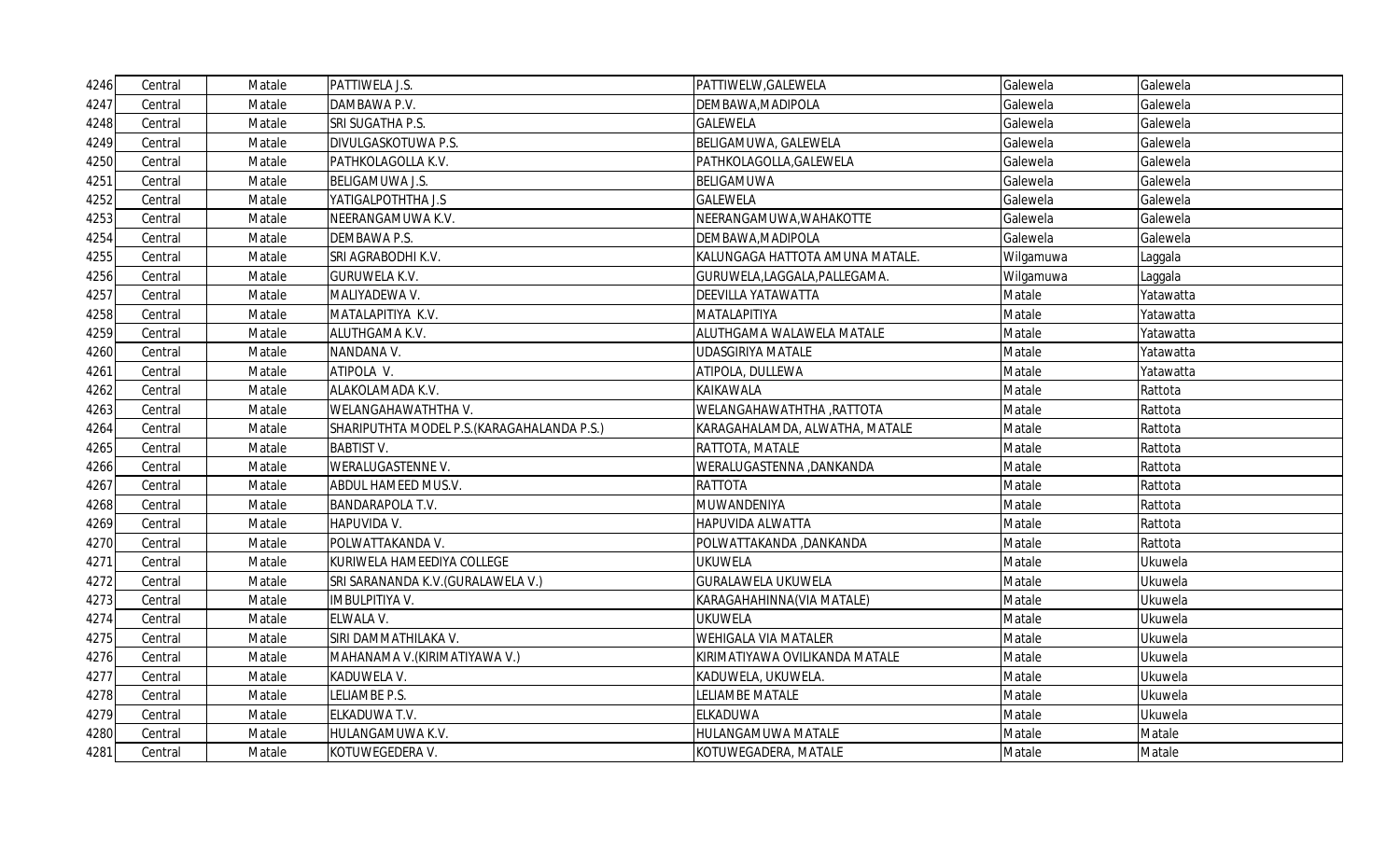| | | | | | | |
|---|---|---|---|---|---|---|
| 4246 | Central | Matale | PATTIWELA J.S. | PATTIWELW,GALEWELA | Galewela | Galewela |
| 4247 | Central | Matale | DAMBAWA P.V. | DEMBAWA,MADIPOLA | Galewela | Galewela |
| 4248 | Central | Matale | SRI SUGATHA P.S. | GALEWELA | Galewela | Galewela |
| 4249 | Central | Matale | DIVULGASKOTUWA P.S. | BELIGAMUWA, GALEWELA | Galewela | Galewela |
| 4250 | Central | Matale | PATHKOLAGOLLA K.V. | PATHKOLAGOLLA,GALEWELA | Galewela | Galewela |
| 4251 | Central | Matale | BELIGAMUWA J.S. | BELIGAMUWA | Galewela | Galewela |
| 4252 | Central | Matale | YATIGALPOTHTHA J.S | GALEWELA | Galewela | Galewela |
| 4253 | Central | Matale | NEERANGAMUWA K.V. | NEERANGAMUWA,WAHAKOTTE | Galewela | Galewela |
| 4254 | Central | Matale | DEMBAWA P.S. | DEMBAWA,MADIPOLA | Galewela | Galewela |
| 4255 | Central | Matale | SRI AGRABODHI K.V. | KALUNGAGA HATTOTA AMUNA MATALE. | Wilgamuwa | Laggala |
| 4256 | Central | Matale | GURUWELA K.V. | GURUWELA,LAGGALA,PALLEGAMA. | Wilgamuwa | Laggala |
| 4257 | Central | Matale | MALIYADEWA V. | DEEVILLA YATAWATTA | Matale | Yatawatta |
| 4258 | Central | Matale | MATALAPITIYA K.V. | MATALAPITIYA | Matale | Yatawatta |
| 4259 | Central | Matale | ALUTHGAMA K.V. | ALUTHGAMA WALAWELA MATALE | Matale | Yatawatta |
| 4260 | Central | Matale | NANDANA V. | UDASGIRIYA MATALE | Matale | Yatawatta |
| 4261 | Central | Matale | ATIPOLA V. | ATIPOLA, DULLEWA | Matale | Yatawatta |
| 4262 | Central | Matale | ALAKOLAMADA K.V. | KAIKAWALA | Matale | Rattota |
| 4263 | Central | Matale | WELANGAHAWATHTHA V. | WELANGAHAWATHTHA ,RATTOTA | Matale | Rattota |
| 4264 | Central | Matale | SHARIPUTHTA MODEL P.S.(KARAGAHALANDA P.S.) | KARAGAHALAMDA, ALWATHA, MATALE | Matale | Rattota |
| 4265 | Central | Matale | BABTIST V. | RATTOTA, MATALE | Matale | Rattota |
| 4266 | Central | Matale | WERALUGASTENNE V. | WERALUGASTENNA ,DANKANDA | Matale | Rattota |
| 4267 | Central | Matale | ABDUL HAMEED MUS.V. | RATTOTA | Matale | Rattota |
| 4268 | Central | Matale | BANDARAPOLA T.V. | MUWANDENIYA | Matale | Rattota |
| 4269 | Central | Matale | HAPUVIDA V. | HAPUVIDA ALWATTA | Matale | Rattota |
| 4270 | Central | Matale | POLWATTAKANDA V. | POLWATTAKANDA ,DANKANDA | Matale | Rattota |
| 4271 | Central | Matale | KURIWELA HAMEEDIYA COLLEGE | UKUWELA | Matale | Ukuwela |
| 4272 | Central | Matale | SRI SARANANDA K.V.(GURALAWELA V.) | GURALAWELA UKUWELA | Matale | Ukuwela |
| 4273 | Central | Matale | IMBULPITIYA V. | KARAGAHAHINNA(VIA MATALE) | Matale | Ukuwela |
| 4274 | Central | Matale | ELWALA V. | UKUWELA | Matale | Ukuwela |
| 4275 | Central | Matale | SIRI DAMMATHILAKA V. | WEHIGALA VIA MATALER | Matale | Ukuwela |
| 4276 | Central | Matale | MAHANAMA V.(KIRIMATIYAWA V.) | KIRIMATIYAWA OVILIKANDA MATALE | Matale | Ukuwela |
| 4277 | Central | Matale | KADUWELA V. | KADUWELA, UKUWELA. | Matale | Ukuwela |
| 4278 | Central | Matale | LELIAMBE P.S. | LELIAMBE MATALE | Matale | Ukuwela |
| 4279 | Central | Matale | ELKADUWA T.V. | ELKADUWA | Matale | Ukuwela |
| 4280 | Central | Matale | HULANGAMUWA K.V. | HULANGAMUWA MATALE | Matale | Matale |
| 4281 | Central | Matale | KOTUWEGEDERA V. | KOTUWEGADERA, MATALE | Matale | Matale |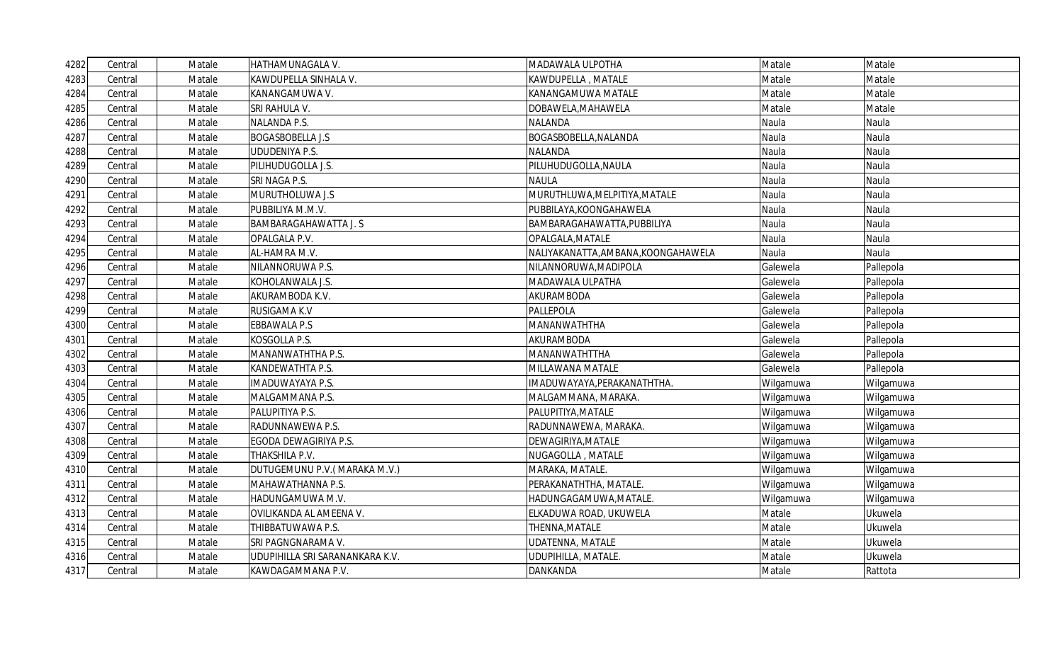| | | | | | | |
|---|---|---|---|---|---|---|
| 4282 | Central | Matale | HATHAMUNAGALA V. | MADAWALA ULPOTHA | Matale | Matale |
| 4283 | Central | Matale | KAWDUPELLA SINHALA V. | KAWDUPELLA , MATALE | Matale | Matale |
| 4284 | Central | Matale | KANANGAMUWA V. | KANANGAMUWA MATALE | Matale | Matale |
| 4285 | Central | Matale | SRI RAHULA V. | DOBAWELA,MAHAWELA | Matale | Matale |
| 4286 | Central | Matale | NALANDA P.S. | NALANDA | Naula | Naula |
| 4287 | Central | Matale | BOGASBOBELLA J.S | BOGASBOBELLA,NALANDA | Naula | Naula |
| 4288 | Central | Matale | UDUDENIYA P.S. | NALANDA | Naula | Naula |
| 4289 | Central | Matale | PILIHUDUGOLLA J.S. | PILUHUDUGOLLA,NAULA | Naula | Naula |
| 4290 | Central | Matale | SRI NAGA P.S. | NAULA | Naula | Naula |
| 4291 | Central | Matale | MURUTHOLUWA J.S | MURUTHLUWA,MELPITIYA,MATALE | Naula | Naula |
| 4292 | Central | Matale | PUBBILIYA M.M.V. | PUBBILAYA,KOONGAHAWELA | Naula | Naula |
| 4293 | Central | Matale | BAMBARAGAHAWATTA J. S | BAMBARAGAHAWATTA,PUBBILIYA | Naula | Naula |
| 4294 | Central | Matale | OPALGALA P.V. | OPALGALA,MATALE | Naula | Naula |
| 4295 | Central | Matale | AL-HAMRA M.V. | NALIYAKANATTA,AMBANA,KOONGAHAWELA | Naula | Naula |
| 4296 | Central | Matale | NILANNORUWA P.S. | NILANNORUWA,MADIPOLA | Galewela | Pallepola |
| 4297 | Central | Matale | KOHOLANWALA J.S. | MADAWALA ULPATHA | Galewela | Pallepola |
| 4298 | Central | Matale | AKURAMBODA K.V. | AKURAMBODA | Galewela | Pallepola |
| 4299 | Central | Matale | RUSIGAMA K.V | PALLEPOLA | Galewela | Pallepola |
| 4300 | Central | Matale | EBBAWALA P.S | MANANWATHTHA | Galewela | Pallepola |
| 4301 | Central | Matale | KOSGOLLA P.S. | AKURAMBODA | Galewela | Pallepola |
| 4302 | Central | Matale | MANANWATHTHA P.S. | MANANWATHTTHA | Galewela | Pallepola |
| 4303 | Central | Matale | KANDEWATHTA P.S. | MILLAWANA MATALE | Galewela | Pallepola |
| 4304 | Central | Matale | IMADUWAYAYA P.S. | IMADUWAYAYA,PERAKANATHTHA. | Wilgamuwa | Wilgamuwa |
| 4305 | Central | Matale | MALGAMMANA P.S. | MALGAMMANA, MARAKA. | Wilgamuwa | Wilgamuwa |
| 4306 | Central | Matale | PALUPITIYA P.S. | PALUPITIYA,MATALE | Wilgamuwa | Wilgamuwa |
| 4307 | Central | Matale | RADUNNAWEWA P.S. | RADUNNAWEWA, MARAKA. | Wilgamuwa | Wilgamuwa |
| 4308 | Central | Matale | EGODA DEWAGIRIYA P.S. | DEWAGIRIYA,MATALE | Wilgamuwa | Wilgamuwa |
| 4309 | Central | Matale | THAKSHILA P.V. | NUGAGOLLA , MATALE | Wilgamuwa | Wilgamuwa |
| 4310 | Central | Matale | DUTUGEMUNU P.V.( MARAKA M.V.) | MARAKA, MATALE. | Wilgamuwa | Wilgamuwa |
| 4311 | Central | Matale | MAHAWATHANNA P.S. | PERAKANATHTHA, MATALE. | Wilgamuwa | Wilgamuwa |
| 4312 | Central | Matale | HADUNGAMUWA M.V. | HADUNGAGAMUWA,MATALE. | Wilgamuwa | Wilgamuwa |
| 4313 | Central | Matale | OVILIKANDA AL AMEENA V. | ELKADUWA ROAD, UKUWELA | Matale | Ukuwela |
| 4314 | Central | Matale | THIBBATUWAWA P.S. | THENNA,MATALE | Matale | Ukuwela |
| 4315 | Central | Matale | SRI PAGNGNARAMA V. | UDATENNA, MATALE | Matale | Ukuwela |
| 4316 | Central | Matale | UDUPIHILLA SRI SARANANKARA K.V. | UDUPIHILLA, MATALE. | Matale | Ukuwela |
| 4317 | Central | Matale | KAWDAGAMMANA P.V. | DANKANDA | Matale | Rattota |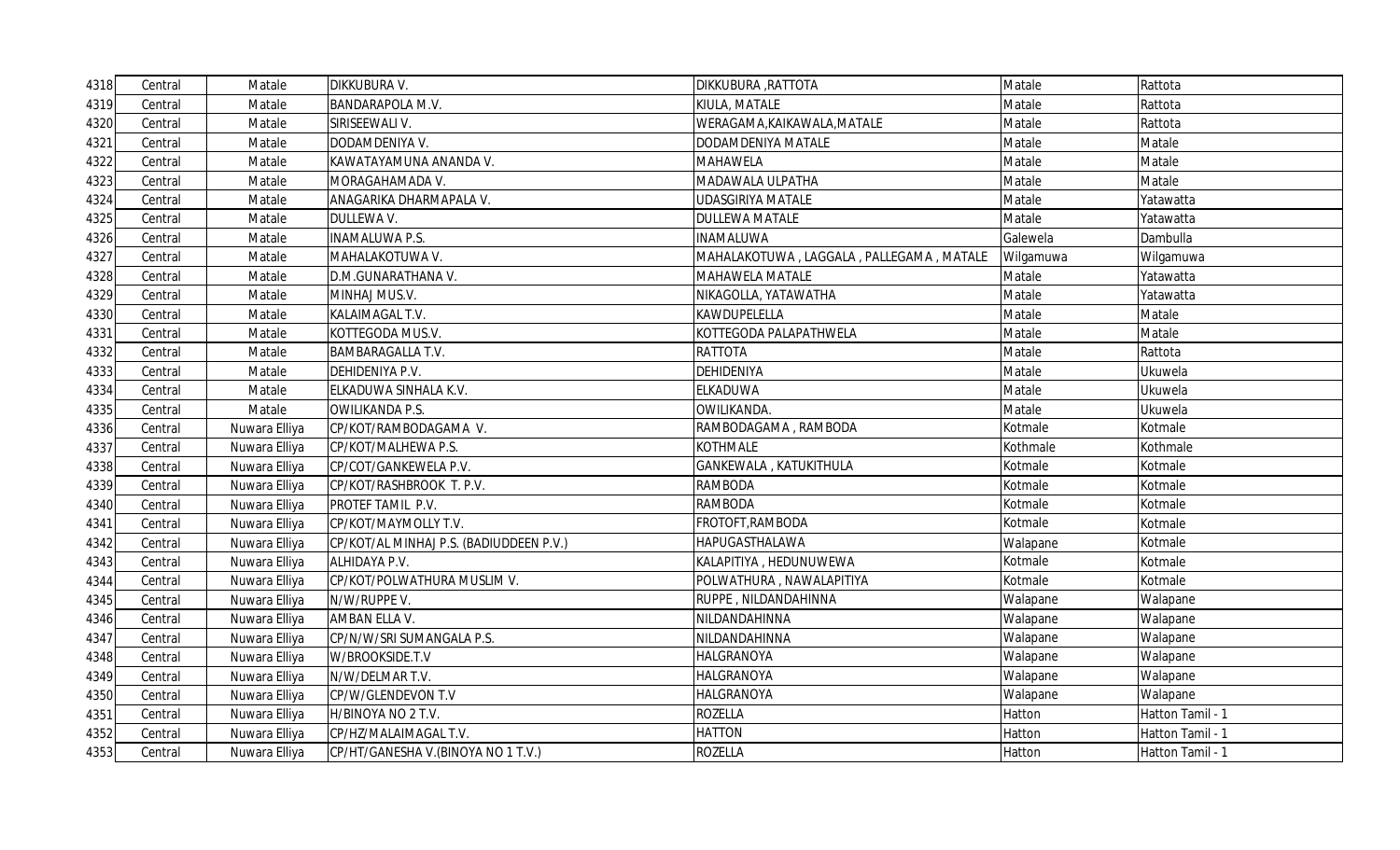| 4318 | Central | Matale | DIKKUBURA V. | DIKKUBURA ,RATTOTA | Matale | Rattota |
|---|---|---|---|---|---|---|
| 4319 | Central | Matale | BANDARAPOLA M.V. | KIULA, MATALE | Matale | Rattota |
| 4320 | Central | Matale | SIRISEEWALI V. | WERAGAMA,KAIKAWALA,MATALE | Matale | Rattota |
| 4321 | Central | Matale | DODAMDENIYA V. | DODAMDENIYA MATALE | Matale | Matale |
| 4322 | Central | Matale | KAWATAYAMUNA ANANDA V. | MAHAWELA | Matale | Matale |
| 4323 | Central | Matale | MORAGAHAMADA V. | MADAWALA ULPATHA | Matale | Matale |
| 4324 | Central | Matale | ANAGARIKA DHARMAPALA V. | UDASGIRIYA MATALE | Matale | Yatawatta |
| 4325 | Central | Matale | DULLEWA V. | DULLEWA MATALE | Matale | Yatawatta |
| 4326 | Central | Matale | INAMALUWA P.S. | INAMALUWA | Galewela | Dambulla |
| 4327 | Central | Matale | MAHALAKOTUWA V. | MAHALAKOTUWA , LAGGALA , PALLEGAMA , MATALE | Wilgamuwa | Wilgamuwa |
| 4328 | Central | Matale | D.M.GUNARATHANA V. | MAHAWELA MATALE | Matale | Yatawatta |
| 4329 | Central | Matale | MINHAJ MUS.V. | NIKAGOLLA, YATAWATHA | Matale | Yatawatta |
| 4330 | Central | Matale | KALAIMAGAL T.V. | KAWDUPELELLA | Matale | Matale |
| 4331 | Central | Matale | KOTTEGODA MUS.V. | KOTTEGODA PALAPATHWELA | Matale | Matale |
| 4332 | Central | Matale | BAMBARAGALLA T.V. | RATTOTA | Matale | Rattota |
| 4333 | Central | Matale | DEHIDENIYA P.V. | DEHIDENIYA | Matale | Ukuwela |
| 4334 | Central | Matale | ELKADUWA SINHALA K.V. | ELKADUWA | Matale | Ukuwela |
| 4335 | Central | Matale | OWILIKANDA P.S. | OWILIKANDA. | Matale | Ukuwela |
| 4336 | Central | Nuwara Elliya | CP/KOT/RAMBODAGAMA V. | RAMBODAGAMA , RAMBODA | Kotmale | Kotmale |
| 4337 | Central | Nuwara Elliya | CP/KOT/MALHEWA P.S. | KOTHMALE | Kothmale | Kothmale |
| 4338 | Central | Nuwara Elliya | CP/COT/GANKEWELA P.V. | GANKEWALA , KATUKITHULA | Kotmale | Kotmale |
| 4339 | Central | Nuwara Elliya | CP/KOT/RASHBROOK T. P.V. | RAMBODA | Kotmale | Kotmale |
| 4340 | Central | Nuwara Elliya | PROTEF TAMIL P.V. | RAMBODA | Kotmale | Kotmale |
| 4341 | Central | Nuwara Elliya | CP/KOT/MAYMOLLY T.V. | FROTOFT,RAMBODA | Kotmale | Kotmale |
| 4342 | Central | Nuwara Elliya | CP/KOT/AL MINHAJ P.S. (BADIUDDEEN P.V.) | HAPUGASTHALAWA | Walapane | Kotmale |
| 4343 | Central | Nuwara Elliya | ALHIDAYA P.V. | KALAPITIYA , HEDUNUWEWA | Kotmale | Kotmale |
| 4344 | Central | Nuwara Elliya | CP/KOT/POLWATHURA MUSLIM V. | POLWATHURA , NAWALAPITIYA | Kotmale | Kotmale |
| 4345 | Central | Nuwara Elliya | N/W/RUPPE V. | RUPPE , NILDANDAHINNA | Walapane | Walapane |
| 4346 | Central | Nuwara Elliya | AMBAN ELLA V. | NILDANDAHINNA | Walapane | Walapane |
| 4347 | Central | Nuwara Elliya | CP/N/W/SRI SUMANGALA P.S. | NILDANDAHINNA | Walapane | Walapane |
| 4348 | Central | Nuwara Elliya | W/BROOKSIDE.T.V | HALGRANOYA | Walapane | Walapane |
| 4349 | Central | Nuwara Elliya | N/W/DELMAR T.V. | HALGRANOYA | Walapane | Walapane |
| 4350 | Central | Nuwara Elliya | CP/W/GLENDEVON T.V | HALGRANOYA | Walapane | Walapane |
| 4351 | Central | Nuwara Elliya | H/BINOYA NO 2 T.V. | ROZELLA | Hatton | Hatton Tamil - 1 |
| 4352 | Central | Nuwara Elliya | CP/HZ/MALAIMAGAL T.V. | HATTON | Hatton | Hatton Tamil - 1 |
| 4353 | Central | Nuwara Elliya | CP/HT/GANESHA V.(BINOYA NO 1 T.V.) | ROZELLA | Hatton | Hatton Tamil - 1 |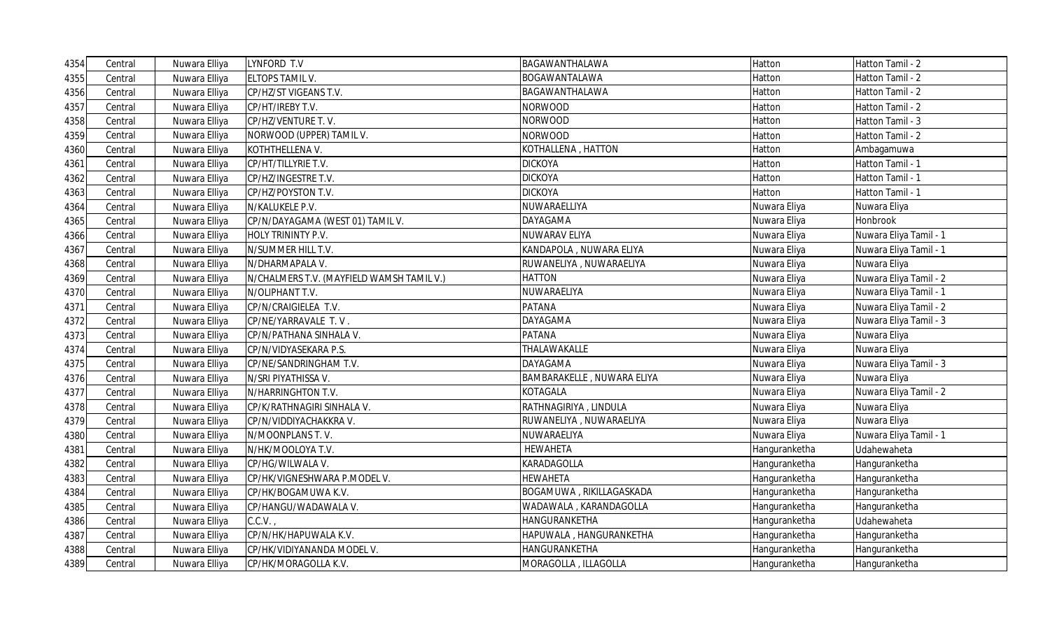| 4354 | Central | Nuwara Elliya | LYNFORD T.V | BAGAWANTHALAWA | Hatton | Hatton Tamil - 2 |
|---|---|---|---|---|---|---|
| 4355 | Central | Nuwara Elliya | ELTOPS TAMIL V. | BOGAWANTALAWA | Hatton | Hatton Tamil - 2 |
| 4356 | Central | Nuwara Elliya | CP/HZ/ST VIGEANS T.V. | BAGAWANTHALAWA | Hatton | Hatton Tamil - 2 |
| 4357 | Central | Nuwara Elliya | CP/HT/IREBY T.V. | NORWOOD | Hatton | Hatton Tamil - 2 |
| 4358 | Central | Nuwara Elliya | CP/HZ/VENTURE T. V. | NORWOOD | Hatton | Hatton Tamil - 3 |
| 4359 | Central | Nuwara Elliya | NORWOOD (UPPER) TAMIL V. | NORWOOD | Hatton | Hatton Tamil - 2 |
| 4360 | Central | Nuwara Elliya | KOTHTHELLENA V. | KOTHALLENA , HATTON | Hatton | Ambagamuwa |
| 4361 | Central | Nuwara Elliya | CP/HT/TILLYRIE T.V. | DICKOYA | Hatton | Hatton Tamil - 1 |
| 4362 | Central | Nuwara Elliya | CP/HZ/INGESTRE T.V. | DICKOYA | Hatton | Hatton Tamil - 1 |
| 4363 | Central | Nuwara Elliya | CP/HZ/POYSTON T.V. | DICKOYA | Hatton | Hatton Tamil - 1 |
| 4364 | Central | Nuwara Elliya | N/KALUKELE P.V. | NUWARAELLIYA | Nuwara Eliya | Nuwara Eliya |
| 4365 | Central | Nuwara Elliya | CP/N/DAYAGAMA (WEST 01) TAMIL V. | DAYAGAMA | Nuwara Eliya | Honbrook |
| 4366 | Central | Nuwara Elliya | HOLY TRININTY P.V. | NUWARAV ELIYA | Nuwara Eliya | Nuwara Eliya Tamil - 1 |
| 4367 | Central | Nuwara Elliya | N/SUMMER HILL T.V. | KANDAPOLA , NUWARA ELIYA | Nuwara Eliya | Nuwara Eliya Tamil - 1 |
| 4368 | Central | Nuwara Elliya | N/DHARMAPALA V. | RUWANELIYA , NUWARAELIYA | Nuwara Eliya | Nuwara Eliya |
| 4369 | Central | Nuwara Elliya | N/CHALMERS T.V. (MAYFIELD WAMSH TAMIL V.) | HATTON | Nuwara Eliya | Nuwara Eliya Tamil - 2 |
| 4370 | Central | Nuwara Elliya | N/OLIPHANT T.V. | NUWARAELIYA | Nuwara Eliya | Nuwara Eliya Tamil - 1 |
| 4371 | Central | Nuwara Elliya | CP/N/CRAIGIELEA T.V. | PATANA | Nuwara Eliya | Nuwara Eliya Tamil - 2 |
| 4372 | Central | Nuwara Elliya | CP/NE/YARRAVALE T. V . | DAYAGAMA | Nuwara Eliya | Nuwara Eliya Tamil - 3 |
| 4373 | Central | Nuwara Elliya | CP/N/PATHANA SINHALA V. | PATANA | Nuwara Eliya | Nuwara Eliya |
| 4374 | Central | Nuwara Elliya | CP/N/VIDYASEKARA P.S. | THALAWAKALLE | Nuwara Eliya | Nuwara Eliya |
| 4375 | Central | Nuwara Elliya | CP/NE/SANDRINGHAM T.V. | DAYAGAMA | Nuwara Eliya | Nuwara Eliya Tamil - 3 |
| 4376 | Central | Nuwara Elliya | N/SRI PIYATHISSA V. | BAMBARAKELLE , NUWARA ELIYA | Nuwara Eliya | Nuwara Eliya |
| 4377 | Central | Nuwara Elliya | N/HARRINGHTON T.V. | KOTAGALA | Nuwara Eliya | Nuwara Eliya Tamil - 2 |
| 4378 | Central | Nuwara Elliya | CP/K/RATHNAGIRI SINHALA V. | RATHNAGIRIYA , LINDULA | Nuwara Eliya | Nuwara Eliya |
| 4379 | Central | Nuwara Elliya | CP/N/VIDDIYACHAKKRA V. | RUWANELIYA , NUWARAELIYA | Nuwara Eliya | Nuwara Eliya |
| 4380 | Central | Nuwara Elliya | N/MOONPLANS T. V. | NUWARAELIYA | Nuwara Eliya | Nuwara Eliya Tamil - 1 |
| 4381 | Central | Nuwara Elliya | N/HK/MOOLOYA T.V. | HEWAHETA | Hanguranketha | Udahewaheta |
| 4382 | Central | Nuwara Elliya | CP/HG/WILWALA V. | KARADAGOLLA | Hanguranketha | Hanguranketha |
| 4383 | Central | Nuwara Elliya | CP/HK/VIGNESHWARA P.MODEL V. | HEWAHETA | Hanguranketha | Hanguranketha |
| 4384 | Central | Nuwara Elliya | CP/HK/BOGAMUWA K.V. | BOGAMUWA , RIKILLAGASKADA | Hanguranketha | Hanguranketha |
| 4385 | Central | Nuwara Elliya | CP/HANGU/WADAWALA V. | WADAWALA , KARANDAGOLLA | Hanguranketha | Hanguranketha |
| 4386 | Central | Nuwara Elliya | C.C.V. , | HANGURANKETHA | Hanguranketha | Udahewaheta |
| 4387 | Central | Nuwara Elliya | CP/N/HK/HAPUWALA K.V. | HAPUWALA , HANGURANKETHA | Hanguranketha | Hanguranketha |
| 4388 | Central | Nuwara Elliya | CP/HK/VIDIYANANDA MODEL V. | HANGURANKETHA | Hanguranketha | Hanguranketha |
| 4389 | Central | Nuwara Elliya | CP/HK/MORAGOLLA K.V. | MORAGOLLA , ILLAGOLLA | Hanguranketha | Hanguranketha |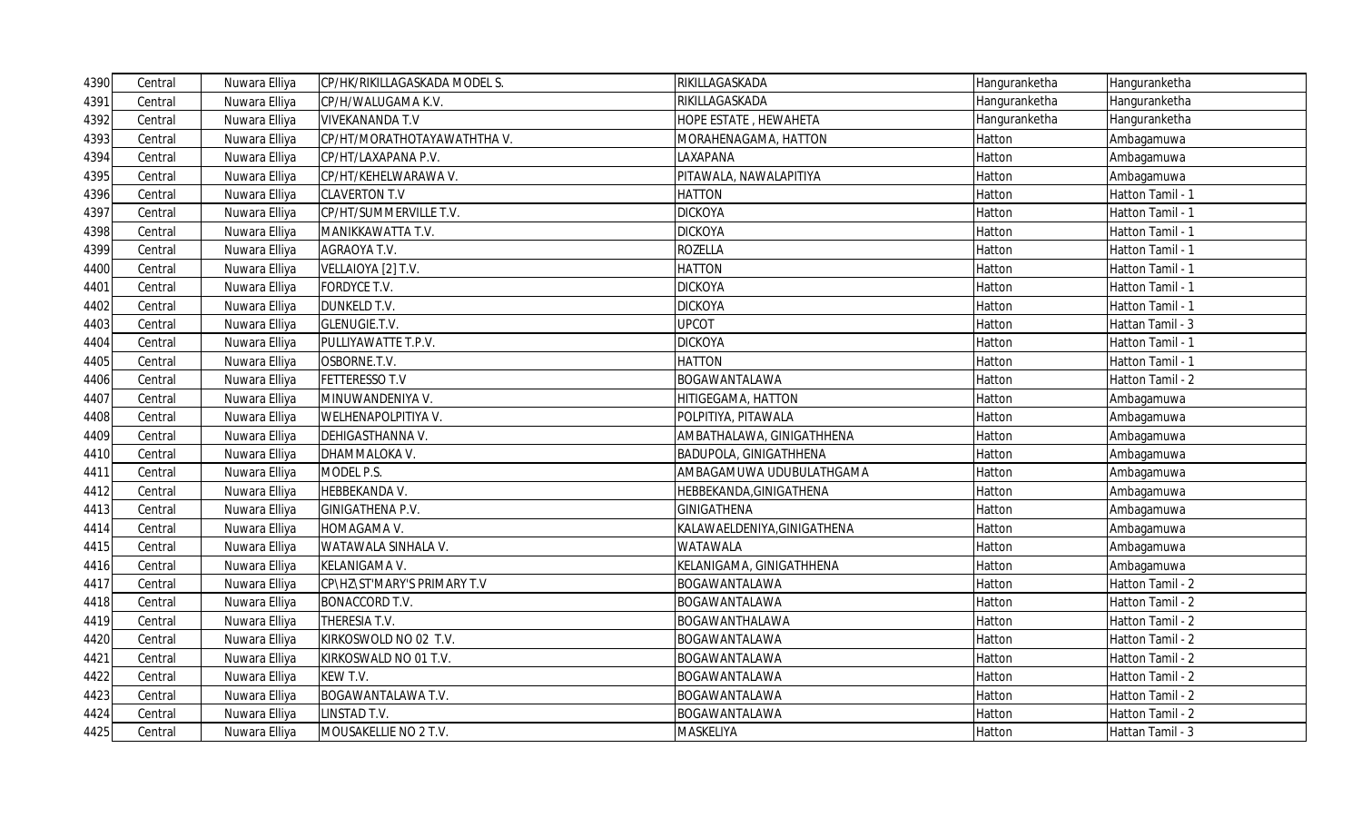| | | | | | | |
|---|---|---|---|---|---|---|
| 4390 | Central | Nuwara Elliya | CP/HK/RIKILLAGASKADA MODEL S. | RIKILLAGASKADA | Hanguranketha | Hanguranketha |
| 4391 | Central | Nuwara Elliya | CP/H/WALUGAMA K.V. | RIKILLAGASKADA | Hanguranketha | Hanguranketha |
| 4392 | Central | Nuwara Elliya | VIVEKANANDA T.V | HOPE ESTATE , HEWAHETA | Hanguranketha | Hanguranketha |
| 4393 | Central | Nuwara Elliya | CP/HT/MORATHOTAYAWATHTHA V. | MORAHENAGAMA, HATTON | Hatton | Ambagamuwa |
| 4394 | Central | Nuwara Elliya | CP/HT/LAXAPANA P.V. | LAXAPANA | Hatton | Ambagamuwa |
| 4395 | Central | Nuwara Elliya | CP/HT/KEHELWARAWA V. | PITAWALA, NAWALAPITIYA | Hatton | Ambagamuwa |
| 4396 | Central | Nuwara Elliya | CLAVERTON T.V | HATTON | Hatton | Hatton Tamil - 1 |
| 4397 | Central | Nuwara Elliya | CP/HT/SUMMERVILLE T.V. | DICKOYA | Hatton | Hatton Tamil - 1 |
| 4398 | Central | Nuwara Elliya | MANIKKAWATTA T.V. | DICKOYA | Hatton | Hatton Tamil - 1 |
| 4399 | Central | Nuwara Elliya | AGRAOYA T.V. | ROZELLA | Hatton | Hatton Tamil - 1 |
| 4400 | Central | Nuwara Elliya | VELLAIOYA [2] T.V. | HATTON | Hatton | Hatton Tamil - 1 |
| 4401 | Central | Nuwara Elliya | FORDYCE T.V. | DICKOYA | Hatton | Hatton Tamil - 1 |
| 4402 | Central | Nuwara Elliya | DUNKELD T.V. | DICKOYA | Hatton | Hatton Tamil - 1 |
| 4403 | Central | Nuwara Elliya | GLENUGIE.T.V. | UPCOT | Hatton | Hattan Tamil - 3 |
| 4404 | Central | Nuwara Elliya | PULLIYAWATTE T.P.V. | DICKOYA | Hatton | Hatton Tamil - 1 |
| 4405 | Central | Nuwara Elliya | OSBORNE.T.V. | HATTON | Hatton | Hatton Tamil - 1 |
| 4406 | Central | Nuwara Elliya | FETTERESSO T.V | BOGAWANTALAWA | Hatton | Hatton Tamil - 2 |
| 4407 | Central | Nuwara Elliya | MINUWANDENIYA V. | HITIGEGAMA, HATTON | Hatton | Ambagamuwa |
| 4408 | Central | Nuwara Elliya | WELHENAPOLPITIYA V. | POLPITIYA, PITAWALA | Hatton | Ambagamuwa |
| 4409 | Central | Nuwara Elliya | DEHIGASTHANNA V. | AMBATHALAWA, GINIGATHHENA | Hatton | Ambagamuwa |
| 4410 | Central | Nuwara Elliya | DHAMMALOKA V. | BADUPOLA, GINIGATHHENA | Hatton | Ambagamuwa |
| 4411 | Central | Nuwara Elliya | MODEL P.S. | AMBAGAMUWA UDUBULATHGAMA | Hatton | Ambagamuwa |
| 4412 | Central | Nuwara Elliya | HEBBEKANDA V. | HEBBEKANDA,GINIGATHENA | Hatton | Ambagamuwa |
| 4413 | Central | Nuwara Elliya | GINIGATHENA P.V. | GINIGATHENA | Hatton | Ambagamuwa |
| 4414 | Central | Nuwara Elliya | HOMAGAMA V. | KALAWAELDENIYA,GINIGATHENA | Hatton | Ambagamuwa |
| 4415 | Central | Nuwara Elliya | WATAWALA SINHALA V. | WATAWALA | Hatton | Ambagamuwa |
| 4416 | Central | Nuwara Elliya | KELANIGAMA V. | KELANIGAMA, GINIGATHHENA | Hatton | Ambagamuwa |
| 4417 | Central | Nuwara Elliya | CP\HZ\ST'MARY'S PRIMARY T.V | BOGAWANTALAWA | Hatton | Hatton Tamil - 2 |
| 4418 | Central | Nuwara Elliya | BONACCORD T.V. | BOGAWANTALAWA | Hatton | Hatton Tamil - 2 |
| 4419 | Central | Nuwara Elliya | THERESIA T.V. | BOGAWANTHALAWA | Hatton | Hatton Tamil - 2 |
| 4420 | Central | Nuwara Elliya | KIRKOSWOLD NO 02 T.V. | BOGAWANTALAWA | Hatton | Hatton Tamil - 2 |
| 4421 | Central | Nuwara Elliya | KIRKOSWALD NO 01 T.V. | BOGAWANTALAWA | Hatton | Hatton Tamil - 2 |
| 4422 | Central | Nuwara Elliya | KEW T.V. | BOGAWANTALAWA | Hatton | Hatton Tamil - 2 |
| 4423 | Central | Nuwara Elliya | BOGAWANTALAWA T.V. | BOGAWANTALAWA | Hatton | Hatton Tamil - 2 |
| 4424 | Central | Nuwara Elliya | LINSTAD T.V. | BOGAWANTALAWA | Hatton | Hatton Tamil - 2 |
| 4425 | Central | Nuwara Elliya | MOUSAKELLIE NO 2 T.V. | MASKELIYA | Hatton | Hattan Tamil - 3 |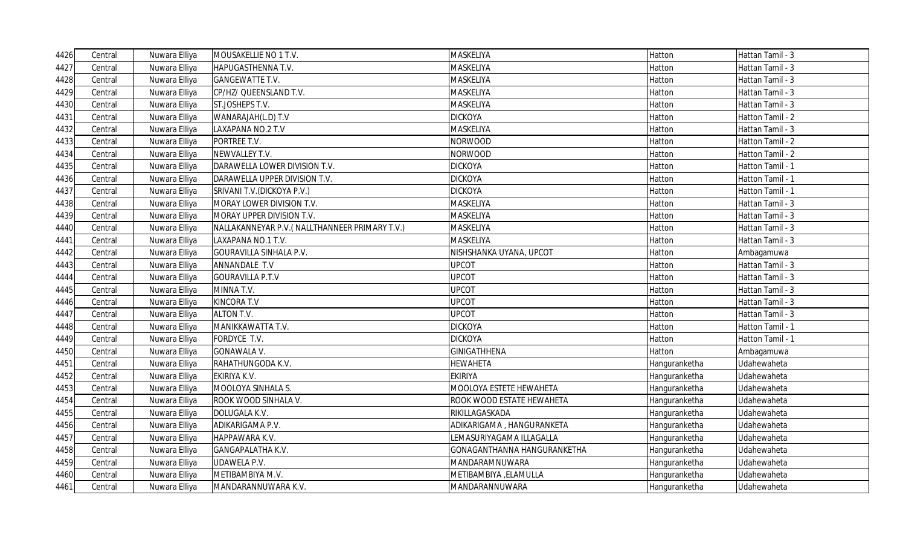| 4426 | Central | Nuwara Elliya | MOUSAKELLIE NO 1 T.V. | MASKELIYA | Hatton | Hattan Tamil - 3 |
|---|---|---|---|---|---|---|
| 4427 | Central | Nuwara Elliya | HAPUGASTHENNA T.V. | MASKELIYA | Hatton | Hattan Tamil - 3 |
| 4428 | Central | Nuwara Elliya | GANGEWATTE T.V. | MASKELIYA | Hatton | Hattan Tamil - 3 |
| 4429 | Central | Nuwara Elliya | CP/HZ/ QUEENSLAND T.V. | MASKELIYA | Hatton | Hattan Tamil - 3 |
| 4430 | Central | Nuwara Elliya | ST.JOSHEPS T.V. | MASKELIYA | Hatton | Hattan Tamil - 3 |
| 4431 | Central | Nuwara Elliya | WANARAJAH(L.D) T.V | DICKOYA | Hatton | Hatton Tamil - 2 |
| 4432 | Central | Nuwara Elliya | LAXAPANA NO.2 T.V | MASKELIYA | Hatton | Hattan Tamil - 3 |
| 4433 | Central | Nuwara Elliya | PORTREE T.V. | NORWOOD | Hatton | Hatton Tamil - 2 |
| 4434 | Central | Nuwara Elliya | NEWVALLEY T.V. | NORWOOD | Hatton | Hatton Tamil - 2 |
| 4435 | Central | Nuwara Elliya | DARAWELLA LOWER DIVISION T.V. | DICKOYA | Hatton | Hatton Tamil - 1 |
| 4436 | Central | Nuwara Elliya | DARAWELLA UPPER DIVISION T.V. | DICKOYA | Hatton | Hatton Tamil - 1 |
| 4437 | Central | Nuwara Elliya | SRIVANI T.V.(DICKOYA P.V.) | DICKOYA | Hatton | Hatton Tamil - 1 |
| 4438 | Central | Nuwara Elliya | MORAY LOWER DIVISION T.V. | MASKELIYA | Hatton | Hattan Tamil - 3 |
| 4439 | Central | Nuwara Elliya | MORAY UPPER DIVISION T.V. | MASKELIYA | Hatton | Hattan Tamil - 3 |
| 4440 | Central | Nuwara Elliya | NALLAKANNEYAR P.V.( NALLTHANNEER PRIMARY T.V.) | MASKELIYA | Hatton | Hattan Tamil - 3 |
| 4441 | Central | Nuwara Elliya | LAXAPANA NO.1 T.V. | MASKELIYA | Hatton | Hattan Tamil - 3 |
| 4442 | Central | Nuwara Elliya | GOURAVILLA SINHALA P.V. | NISHSHANKA UYANA, UPCOT | Hatton | Ambagamuwa |
| 4443 | Central | Nuwara Elliya | ANNANDALE T.V | UPCOT | Hatton | Hattan Tamil - 3 |
| 4444 | Central | Nuwara Elliya | GOURAVILLA P.T.V | UPCOT | Hatton | Hattan Tamil - 3 |
| 4445 | Central | Nuwara Elliya | MINNA T.V. | UPCOT | Hatton | Hattan Tamil - 3 |
| 4446 | Central | Nuwara Elliya | KINCORA T.V | UPCOT | Hatton | Hattan Tamil - 3 |
| 4447 | Central | Nuwara Elliya | ALTON T.V. | UPCOT | Hatton | Hattan Tamil - 3 |
| 4448 | Central | Nuwara Elliya | MANIKKAWATTA T.V. | DICKOYA | Hatton | Hatton Tamil - 1 |
| 4449 | Central | Nuwara Elliya | FORDYCE T.V. | DICKOYA | Hatton | Hatton Tamil - 1 |
| 4450 | Central | Nuwara Elliya | GONAWALA V. | GINIGATHHENA | Hatton | Ambagamuwa |
| 4451 | Central | Nuwara Elliya | RAHATHUNGODA K.V. | HEWAHETA | Hanguranketha | Udahewaheta |
| 4452 | Central | Nuwara Elliya | EKIRIYA K.V. | EKIRIYA | Hanguranketha | Udahewaheta |
| 4453 | Central | Nuwara Elliya | MOOLOYA SINHALA S. | MOOLOYA ESTETE HEWAHETA | Hanguranketha | Udahewaheta |
| 4454 | Central | Nuwara Elliya | ROOK WOOD SINHALA V. | ROOK WOOD ESTATE HEWAHETA | Hanguranketha | Udahewaheta |
| 4455 | Central | Nuwara Elliya | DOLUGALA K.V. | RIKILLAGASKADA | Hanguranketha | Udahewaheta |
| 4456 | Central | Nuwara Elliya | ADIKARIGAMA P.V. | ADIKARIGAMA , HANGURANKETA | Hanguranketha | Udahewaheta |
| 4457 | Central | Nuwara Elliya | HAPPAWARA K.V. | LEMASURIYAGAMA ILLAGALLA | Hanguranketha | Udahewaheta |
| 4458 | Central | Nuwara Elliya | GANGAPALATHA K.V. | GONAGANTHANNA HANGURANKETHA | Hanguranketha | Udahewaheta |
| 4459 | Central | Nuwara Elliya | UDAWELA P.V. | MANDARAMNUWARA | Hanguranketha | Udahewaheta |
| 4460 | Central | Nuwara Elliya | METIBAMBIYA M.V. | METIBAMBIYA ,ELAMULLA | Hanguranketha | Udahewaheta |
| 4461 | Central | Nuwara Elliya | MANDARANNUWARA K.V. | MANDARANNUWARA | Hanguranketha | Udahewaheta |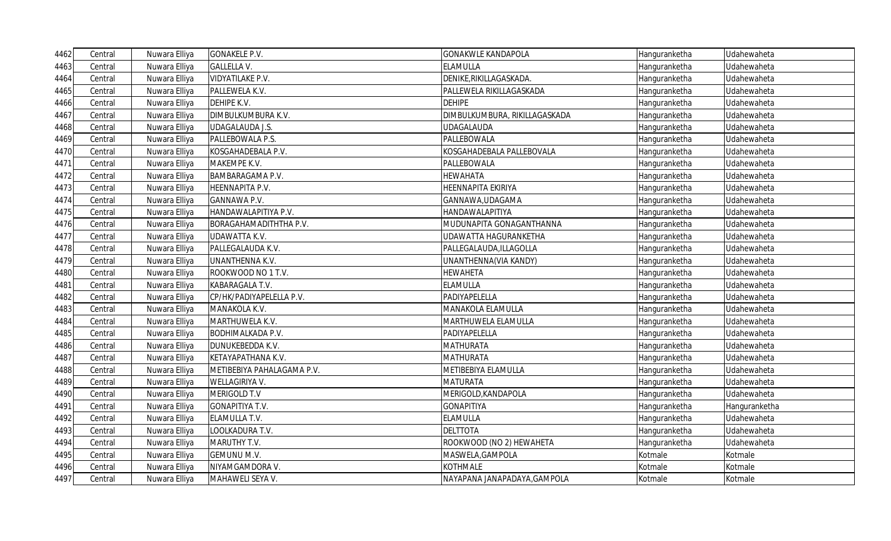| | | | | | | |
|---|---|---|---|---|---|---|
| 4462 | Central | Nuwara Elliya | GONAKELE P.V. | GONAKWLE KANDAPOLA | Hanguranketha | Udahewaheta |
| 4463 | Central | Nuwara Elliya | GALLELLA V. | ELAMULLA | Hanguranketha | Udahewaheta |
| 4464 | Central | Nuwara Elliya | VIDYATILAKE P.V. | DENIKE,RIKILLAGASKADA. | Hanguranketha | Udahewaheta |
| 4465 | Central | Nuwara Elliya | PALLEWELA K.V. | PALLEWELA RIKILLAGASKADA | Hanguranketha | Udahewaheta |
| 4466 | Central | Nuwara Elliya | DEHIPE K.V. | DEHIPE | Hanguranketha | Udahewaheta |
| 4467 | Central | Nuwara Elliya | DIMBULKUMBURA K.V. | DIMBULKUMBURA, RIKILLAGASKADA | Hanguranketha | Udahewaheta |
| 4468 | Central | Nuwara Elliya | UDAGALAUDA J.S. | UDAGALAUDA | Hanguranketha | Udahewaheta |
| 4469 | Central | Nuwara Elliya | PALLEBOWALA P.S. | PALLEBOWALA | Hanguranketha | Udahewaheta |
| 4470 | Central | Nuwara Elliya | KOSGAHADEBALA P.V. | KOSGAHADEBALA PALLEBOVALA | Hanguranketha | Udahewaheta |
| 4471 | Central | Nuwara Elliya | MAKEMPE K.V. | PALLEBOWALA | Hanguranketha | Udahewaheta |
| 4472 | Central | Nuwara Elliya | BAMBARAGAMA P.V. | HEWAHATA | Hanguranketha | Udahewaheta |
| 4473 | Central | Nuwara Elliya | HEENNAPITA P.V. | HEENNAPITA EKIRIYA | Hanguranketha | Udahewaheta |
| 4474 | Central | Nuwara Elliya | GANNAWA P.V. | GANNAWA,UDAGAMA | Hanguranketha | Udahewaheta |
| 4475 | Central | Nuwara Elliya | HANDAWALAPITIYA P.V. | HANDAWALAPITIYA | Hanguranketha | Udahewaheta |
| 4476 | Central | Nuwara Elliya | BORAGAHAMADITHTHA P.V. | MUDUNAPITA GONAGANTHANNA | Hanguranketha | Udahewaheta |
| 4477 | Central | Nuwara Elliya | UDAWATTA K.V. | UDAWATTA HAGURANKETHA | Hanguranketha | Udahewaheta |
| 4478 | Central | Nuwara Elliya | PALLEGALAUDA K.V. | PALLEGALAUDA,ILLAGOLLA | Hanguranketha | Udahewaheta |
| 4479 | Central | Nuwara Elliya | UNANTHENNA K.V. | UNANTHENNA(VIA KANDY) | Hanguranketha | Udahewaheta |
| 4480 | Central | Nuwara Elliya | ROOKWOOD NO 1 T.V. | HEWAHETA | Hanguranketha | Udahewaheta |
| 4481 | Central | Nuwara Elliya | KABARAGALA T.V. | ELAMULLA | Hanguranketha | Udahewaheta |
| 4482 | Central | Nuwara Elliya | CP/HK/PADIYAPELELLA P.V. | PADIYAPELELLA | Hanguranketha | Udahewaheta |
| 4483 | Central | Nuwara Elliya | MANAKOLA K.V. | MANAKOLA ELAMULLA | Hanguranketha | Udahewaheta |
| 4484 | Central | Nuwara Elliya | MARTHUWELA K.V. | MARTHUWELA ELAMULLA | Hanguranketha | Udahewaheta |
| 4485 | Central | Nuwara Elliya | BODHIMALKADA P.V. | PADIYAPELELLA | Hanguranketha | Udahewaheta |
| 4486 | Central | Nuwara Elliya | DUNUKEBEDDA K.V. | MATHURATA | Hanguranketha | Udahewaheta |
| 4487 | Central | Nuwara Elliya | KETAYAPATHANA K.V. | MATHURATA | Hanguranketha | Udahewaheta |
| 4488 | Central | Nuwara Elliya | METIBEBIYA PAHALAGAMA P.V. | METIBEBIYA ELAMULLA | Hanguranketha | Udahewaheta |
| 4489 | Central | Nuwara Elliya | WELLAGIRIYA V. | MATURATA | Hanguranketha | Udahewaheta |
| 4490 | Central | Nuwara Elliya | MERIGOLD T.V | MERIGOLD,KANDAPOLA | Hanguranketha | Udahewaheta |
| 4491 | Central | Nuwara Elliya | GONAPITIYA T.V. | GONAPITIYA | Hanguranketha | Hanguranketha |
| 4492 | Central | Nuwara Elliya | ELAMULLA T.V. | ELAMULLA | Hanguranketha | Udahewaheta |
| 4493 | Central | Nuwara Elliya | LOOLKADURA T.V. | DELTTOTA | Hanguranketha | Udahewaheta |
| 4494 | Central | Nuwara Elliya | MARUTHY T.V. | ROOKWOOD (NO 2) HEWAHETA | Hanguranketha | Udahewaheta |
| 4495 | Central | Nuwara Elliya | GEMUNU M.V. | MASWELA,GAMPOLA | Kotmale | Kotmale |
| 4496 | Central | Nuwara Elliya | NIYAMGAMDORA V. | KOTHMALE | Kotmale | Kotmale |
| 4497 | Central | Nuwara Elliya | MAHAWELI SEYA V. | NAYAPANA JANAPADAYA,GAMPOLA | Kotmale | Kotmale |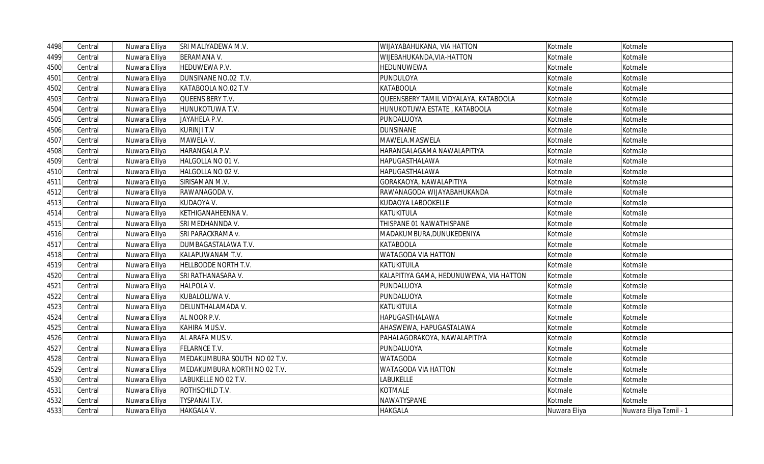| 4498 | Central | Nuwara Elliya | SRI MALIYADEWA M.V. | WIJAYABAHUKANA, VIA HATTON | Kotmale | Kotmale |
|---|---|---|---|---|---|---|
| 4499 | Central | Nuwara Elliya | BERAMANA V. | WIJEBAHUKANDA,VIA-HATTON | Kotmale | Kotmale |
| 4500 | Central | Nuwara Elliya | HEDUWEWA P.V. | HEDUNUWEWA | Kotmale | Kotmale |
| 4501 | Central | Nuwara Elliya | DUNSINANE NO.02 T.V. | PUNDULOYA | Kotmale | Kotmale |
| 4502 | Central | Nuwara Elliya | KATABOOLA NO.02 T.V | KATABOOLA | Kotmale | Kotmale |
| 4503 | Central | Nuwara Elliya | QUEENS BERY T.V. | QUEENSBERY TAMIL VIDYALAYA, KATABOOLA | Kotmale | Kotmale |
| 4504 | Central | Nuwara Elliya | HUNUKOTUWA T.V. | HUNUKOTUWA ESTATE , KATABOOLA | Kotmale | Kotmale |
| 4505 | Central | Nuwara Elliya | JAYAHELA P.V. | PUNDALUOYA | Kotmale | Kotmale |
| 4506 | Central | Nuwara Elliya | KURINJI T.V | DUNSINANE | Kotmale | Kotmale |
| 4507 | Central | Nuwara Elliya | MAWELA V. | MAWELA.MASWELA | Kotmale | Kotmale |
| 4508 | Central | Nuwara Elliya | HARANGALA P.V. | HARANGALAGAMA NAWALAPITIYA | Kotmale | Kotmale |
| 4509 | Central | Nuwara Elliya | HALGOLLA NO 01 V. | HAPUGASTHALAWA | Kotmale | Kotmale |
| 4510 | Central | Nuwara Elliya | HALGOLLA NO 02 V. | HAPUGASTHALAWA | Kotmale | Kotmale |
| 4511 | Central | Nuwara Elliya | SIRISAMAN M.V. | GORAKAOYA, NAWALAPITIYA | Kotmale | Kotmale |
| 4512 | Central | Nuwara Elliya | RAWANAGODA V. | RAWANAGODA WIJAYABAHUKANDA | Kotmale | Kotmale |
| 4513 | Central | Nuwara Elliya | KUDAOYA V. | KUDAOYA LABOOKELLE | Kotmale | Kotmale |
| 4514 | Central | Nuwara Elliya | KETHIGANAHEENNA V. | KATUKITULA | Kotmale | Kotmale |
| 4515 | Central | Nuwara Elliya | SRI MEDHANNDA V. | THISPANE 01 NAWATHISPANE | Kotmale | Kotmale |
| 4516 | Central | Nuwara Elliya | SRI PARACKRAMA v. | MADAKUMBURA,DUNUKEDENIYA | Kotmale | Kotmale |
| 4517 | Central | Nuwara Elliya | DUMBAGASTALAWA T.V. | KATABOOLA | Kotmale | Kotmale |
| 4518 | Central | Nuwara Elliya | KALAPUWANAM T.V. | WATAGODA VIA HATTON | Kotmale | Kotmale |
| 4519 | Central | Nuwara Elliya | HELLBODDE NORTH T.V. | KATUKITUILA | Kotmale | Kotmale |
| 4520 | Central | Nuwara Elliya | SRI RATHANASARA V. | KALAPITIYA GAMA, HEDUNUWEWA, VIA HATTON | Kotmale | Kotmale |
| 4521 | Central | Nuwara Elliya | HALPOLA V. | PUNDALUOYA | Kotmale | Kotmale |
| 4522 | Central | Nuwara Elliya | KUBALOLUWA V. | PUNDALUOYA | Kotmale | Kotmale |
| 4523 | Central | Nuwara Elliya | DELUNTHALAMADA V. | KATUKITULA | Kotmale | Kotmale |
| 4524 | Central | Nuwara Elliya | AL NOOR P.V. | HAPUGASTHALAWA | Kotmale | Kotmale |
| 4525 | Central | Nuwara Elliya | KAHIRA MUS.V. | AHASWEWA, HAPUGASTALAWA | Kotmale | Kotmale |
| 4526 | Central | Nuwara Elliya | AL ARAFA MUS.V. | PAHALAGORAKOYA, NAWALAPITIYA | Kotmale | Kotmale |
| 4527 | Central | Nuwara Elliya | FELARNCE T.V. | PUNDALUOYA | Kotmale | Kotmale |
| 4528 | Central | Nuwara Elliya | MEDAKUMBURA SOUTH NO 02 T.V. | WATAGODA | Kotmale | Kotmale |
| 4529 | Central | Nuwara Elliya | MEDAKUMBURA NORTH NO 02 T.V. | WATAGODA VIA HATTON | Kotmale | Kotmale |
| 4530 | Central | Nuwara Elliya | LABUKELLE NO 02 T.V. | LABUKELLE | Kotmale | Kotmale |
| 4531 | Central | Nuwara Elliya | ROTHSCHILD T.V. | KOTMALE | Kotmale | Kotmale |
| 4532 | Central | Nuwara Elliya | TYSPANAI T.V. | NAWATYSPANE | Kotmale | Kotmale |
| 4533 | Central | Nuwara Elliya | HAKGALA V. | HAKGALA | Nuwara Eliya | Nuwara Eliya Tamil - 1 |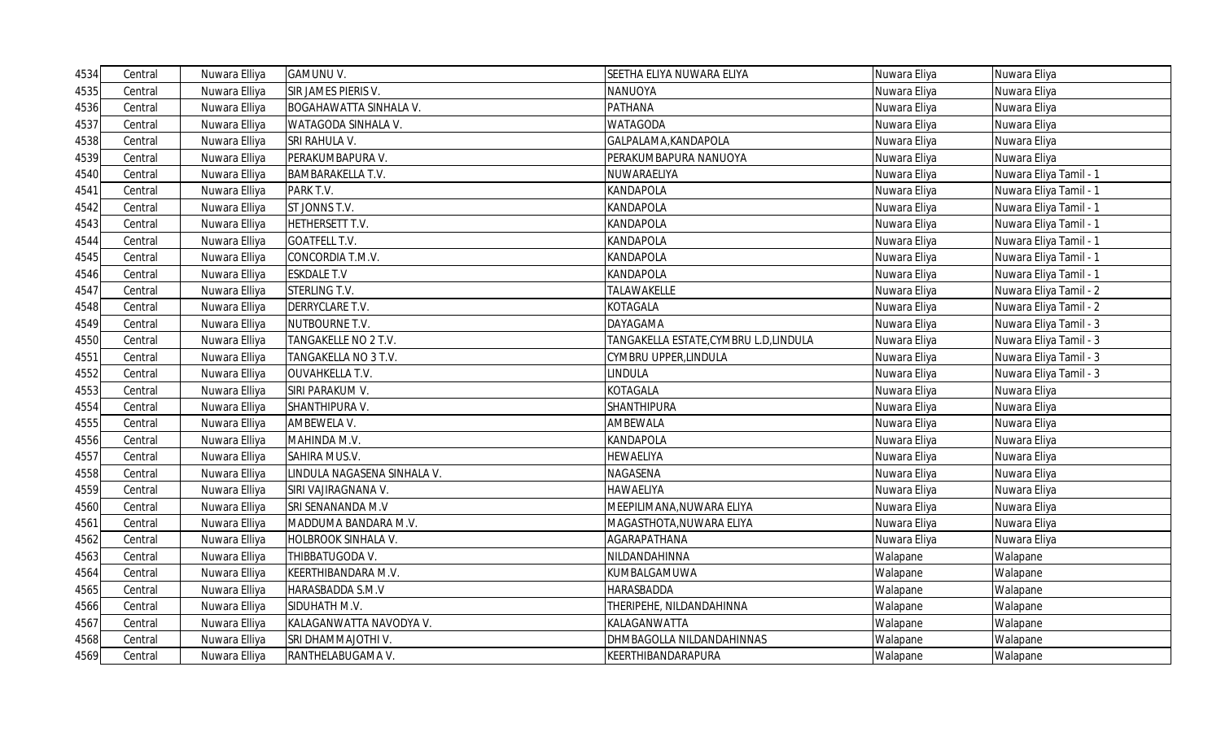| 4534 | Central | Nuwara Elliya | GAMUNU V. | SEETHA ELIYA NUWARA ELIYA | Nuwara Eliya | Nuwara Eliya |
|---|---|---|---|---|---|---|
| 4535 | Central | Nuwara Elliya | SIR JAMES PIERIS V. | NANUOYA | Nuwara Eliya | Nuwara Eliya |
| 4536 | Central | Nuwara Elliya | BOGAHAWATTA SINHALA V. | PATHANA | Nuwara Eliya | Nuwara Eliya |
| 4537 | Central | Nuwara Elliya | WATAGODA SINHALA V. | WATAGODA | Nuwara Eliya | Nuwara Eliya |
| 4538 | Central | Nuwara Elliya | SRI RAHULA V. | GALPALAMA,KANDAPOLA | Nuwara Eliya | Nuwara Eliya |
| 4539 | Central | Nuwara Elliya | PERAKUMBAPURA V. | PERAKUMBAPURA NANUOYA | Nuwara Eliya | Nuwara Eliya |
| 4540 | Central | Nuwara Elliya | BAMBARAKELLA T.V. | NUWARAELIYA | Nuwara Eliya | Nuwara Eliya Tamil - 1 |
| 4541 | Central | Nuwara Elliya | PARK T.V. | KANDAPOLA | Nuwara Eliya | Nuwara Eliya Tamil - 1 |
| 4542 | Central | Nuwara Elliya | ST JONNS T.V. | KANDAPOLA | Nuwara Eliya | Nuwara Eliya Tamil - 1 |
| 4543 | Central | Nuwara Elliya | HETHERSETT T.V. | KANDAPOLA | Nuwara Eliya | Nuwara Eliya Tamil - 1 |
| 4544 | Central | Nuwara Elliya | GOATFELL T.V. | KANDAPOLA | Nuwara Eliya | Nuwara Eliya Tamil - 1 |
| 4545 | Central | Nuwara Elliya | CONCORDIA T.M.V. | KANDAPOLA | Nuwara Eliya | Nuwara Eliya Tamil - 1 |
| 4546 | Central | Nuwara Elliya | ESKDALE T.V | KANDAPOLA | Nuwara Eliya | Nuwara Eliya Tamil - 1 |
| 4547 | Central | Nuwara Elliya | STERLING T.V. | TALAWAKELLE | Nuwara Eliya | Nuwara Eliya Tamil - 2 |
| 4548 | Central | Nuwara Elliya | DERRYCLARE T.V. | KOTAGALA | Nuwara Eliya | Nuwara Eliya Tamil - 2 |
| 4549 | Central | Nuwara Elliya | NUTBOURNE T.V. | DAYAGAMA | Nuwara Eliya | Nuwara Eliya Tamil - 3 |
| 4550 | Central | Nuwara Elliya | TANGAKELLE NO 2 T.V. | TANGAKELLA ESTATE,CYMBRU L.D,LINDULA | Nuwara Eliya | Nuwara Eliya Tamil - 3 |
| 4551 | Central | Nuwara Elliya | TANGAKELLA NO 3 T.V. | CYMBRU UPPER,LINDULA | Nuwara Eliya | Nuwara Eliya Tamil - 3 |
| 4552 | Central | Nuwara Elliya | OUVAHKELLA T.V. | LINDULA | Nuwara Eliya | Nuwara Eliya Tamil - 3 |
| 4553 | Central | Nuwara Elliya | SIRI PARAKUM V. | KOTAGALA | Nuwara Eliya | Nuwara Eliya |
| 4554 | Central | Nuwara Elliya | SHANTHIPURA V. | SHANTHIPURA | Nuwara Eliya | Nuwara Eliya |
| 4555 | Central | Nuwara Elliya | AMBEWELA V. | AMBEWALA | Nuwara Eliya | Nuwara Eliya |
| 4556 | Central | Nuwara Elliya | MAHINDA M.V. | KANDAPOLA | Nuwara Eliya | Nuwara Eliya |
| 4557 | Central | Nuwara Elliya | SAHIRA MUS.V. | HEWAELIYA | Nuwara Eliya | Nuwara Eliya |
| 4558 | Central | Nuwara Elliya | LINDULA NAGASENA SINHALA V. | NAGASENA | Nuwara Eliya | Nuwara Eliya |
| 4559 | Central | Nuwara Elliya | SIRI VAJIRAGNANA V. | HAWAELIYA | Nuwara Eliya | Nuwara Eliya |
| 4560 | Central | Nuwara Elliya | SRI SENANANDA M.V | MEEPILIMANA,NUWARA ELIYA | Nuwara Eliya | Nuwara Eliya |
| 4561 | Central | Nuwara Elliya | MADDUMA BANDARA M.V. | MAGASTHOTA,NUWARA ELIYA | Nuwara Eliya | Nuwara Eliya |
| 4562 | Central | Nuwara Elliya | HOLBROOK SINHALA V. | AGARAPATHANA | Nuwara Eliya | Nuwara Eliya |
| 4563 | Central | Nuwara Elliya | THIBBATUGODA V. | NILDANDAHINNA | Walapane | Walapane |
| 4564 | Central | Nuwara Elliya | KEERTHIBANDARA M.V. | KUMBALGAMUWA | Walapane | Walapane |
| 4565 | Central | Nuwara Elliya | HARASBADDA S.M.V | HARASBADDA | Walapane | Walapane |
| 4566 | Central | Nuwara Elliya | SIDUHATH M.V. | THERIPEHE, NILDANDAHINNA | Walapane | Walapane |
| 4567 | Central | Nuwara Elliya | KALAGANWATTA NAVODYA V. | KALAGANWATTA | Walapane | Walapane |
| 4568 | Central | Nuwara Elliya | SRI DHAMMAJOTHI V. | DHMBAGOLLA NILDANDAHINNAS | Walapane | Walapane |
| 4569 | Central | Nuwara Elliya | RANTHELABUGAMA V. | KEERTHIBANDARAPURA | Walapane | Walapane |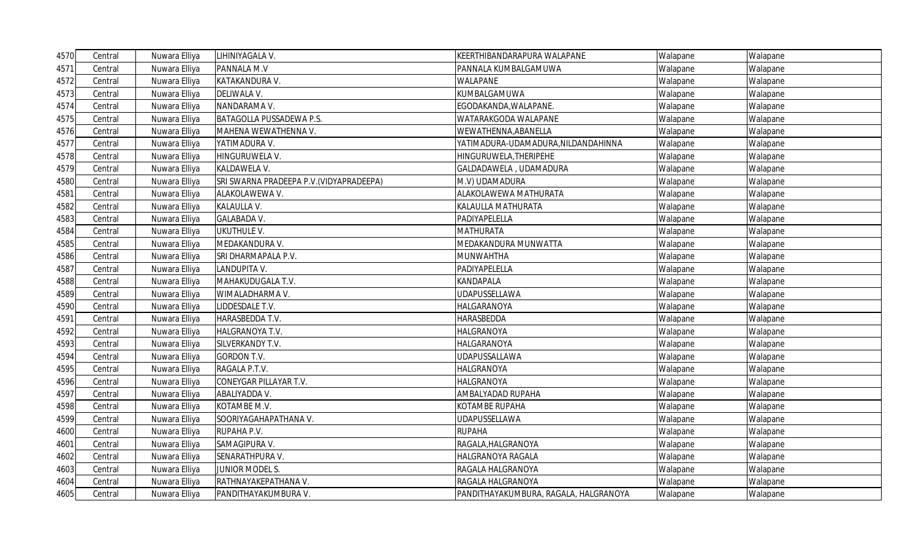| 4570 | Central | Nuwara Elliya | LIHINIYAGALA V. | KEERTHIBANDARAPURA WALAPANE | Walapane | Walapane |
|---|---|---|---|---|---|---|
| 4571 | Central | Nuwara Elliya | PANNALA M.V | PANNALA KUMBALGAMUWA | Walapane | Walapane |
| 4572 | Central | Nuwara Elliya | KATAKANDURA V. | WALAPANE | Walapane | Walapane |
| 4573 | Central | Nuwara Elliya | DELIWALA V. | KUMBALGAMUWA | Walapane | Walapane |
| 4574 | Central | Nuwara Elliya | NANDARAMA V. | EGODAKANDA,WALAPANE. | Walapane | Walapane |
| 4575 | Central | Nuwara Elliya | BATAGOLLA PUSSADEWA P.S. | WATARAKGODA WALAPANE | Walapane | Walapane |
| 4576 | Central | Nuwara Elliya | MAHENA WEWATHENNA V. | WEWATHENNA,ABANELLA | Walapane | Walapane |
| 4577 | Central | Nuwara Elliya | YATIMADURA V. | YATIMADURA-UDAMADURA,NILDANDAHINNA | Walapane | Walapane |
| 4578 | Central | Nuwara Elliya | HINGURUWELA V. | HINGURUWELA,THERIPEHE | Walapane | Walapane |
| 4579 | Central | Nuwara Elliya | KALDAWELA V. | GALDADAWELA , UDAMADURA | Walapane | Walapane |
| 4580 | Central | Nuwara Elliya | SRI SWARNA PRADEEPA P.V.(VIDYAPRADEEPA) | M.V) UDAMADURA | Walapane | Walapane |
| 4581 | Central | Nuwara Elliya | ALAKOLAWEWA V. | ALAKOLAWEWA MATHURATA | Walapane | Walapane |
| 4582 | Central | Nuwara Elliya | KALAULLA V. | KALAULLA MATHURATA | Walapane | Walapane |
| 4583 | Central | Nuwara Elliya | GALABADA V. | PADIYAPELELLA | Walapane | Walapane |
| 4584 | Central | Nuwara Elliya | UKUTHULE V. | MATHURATA | Walapane | Walapane |
| 4585 | Central | Nuwara Elliya | MEDAKANDURA V. | MEDAKANDURA MUNWATTA | Walapane | Walapane |
| 4586 | Central | Nuwara Elliya | SRI DHARMAPALA P.V. | MUNWAHTHA | Walapane | Walapane |
| 4587 | Central | Nuwara Elliya | LANDUPITA V. | PADIYAPELELLA | Walapane | Walapane |
| 4588 | Central | Nuwara Elliya | MAHAKUDUGALA T.V. | KANDAPALA | Walapane | Walapane |
| 4589 | Central | Nuwara Elliya | WIMALADHARMA V. | UDAPUSSELLAWA | Walapane | Walapane |
| 4590 | Central | Nuwara Elliya | LIDDESDALE T.V. | HALGARANOYA | Walapane | Walapane |
| 4591 | Central | Nuwara Elliya | HARASBEDDA T.V. | HARASBEDDA | Walapane | Walapane |
| 4592 | Central | Nuwara Elliya | HALGRANOYA T.V. | HALGRANOYA | Walapane | Walapane |
| 4593 | Central | Nuwara Elliya | SILVERKANDY T.V. | HALGARANOYA | Walapane | Walapane |
| 4594 | Central | Nuwara Elliya | GORDON T.V. | UDAPUSSALLAWA | Walapane | Walapane |
| 4595 | Central | Nuwara Elliya | RAGALA P.T.V. | HALGRANOYA | Walapane | Walapane |
| 4596 | Central | Nuwara Elliya | CONEYGAR PILLAYAR T.V. | HALGRANOYA | Walapane | Walapane |
| 4597 | Central | Nuwara Elliya | ABALIYADDA V. | AMBALYADAD RUPAHA | Walapane | Walapane |
| 4598 | Central | Nuwara Elliya | KOTAMBE M.V. | KOTAMBE RUPAHA | Walapane | Walapane |
| 4599 | Central | Nuwara Elliya | SOORIYAGAHAPATHANA V. | UDAPUSSELLAWA | Walapane | Walapane |
| 4600 | Central | Nuwara Elliya | RUPAHA P.V. | RUPAHA | Walapane | Walapane |
| 4601 | Central | Nuwara Elliya | SAMAGIPURA V. | RAGALA,HALGRANOYA | Walapane | Walapane |
| 4602 | Central | Nuwara Elliya | SENARATHPURA V. | HALGRANOYA RAGALA | Walapane | Walapane |
| 4603 | Central | Nuwara Elliya | JUNIOR MODEL S. | RAGALA HALGRANOYA | Walapane | Walapane |
| 4604 | Central | Nuwara Elliya | RATHNAYAKEPATHANA V. | RAGALA HALGRANOYA | Walapane | Walapane |
| 4605 | Central | Nuwara Elliya | PANDITHAYAKUMBURA V. | PANDITHAYAKUMBURA, RAGALA, HALGRANOYA | Walapane | Walapane |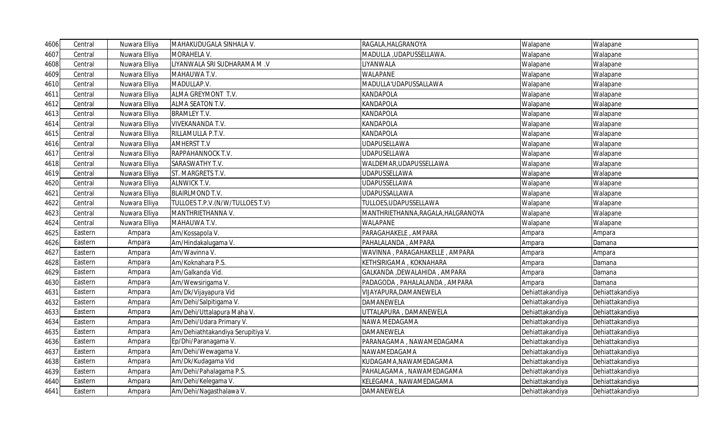| 4606 | Central | Nuwara Elliya | MAHAKUDUGALA SINHALA V. | RAGALA,HALGRANOYA | Walapane | Walapane |
|---|---|---|---|---|---|---|
| 4607 | Central | Nuwara Elliya | MORAHELA V. | MADULLA ,UDAPUSSELLAWA. | Walapane | Walapane |
| 4608 | Central | Nuwara Elliya | LIYANWALA SRI SUDHARAMA M .V | LIYANWALA | Walapane | Walapane |
| 4609 | Central | Nuwara Elliya | MAHAUWA T.V. | WALAPANE | Walapane | Walapane |
| 4610 | Central | Nuwara Elliya | MADULLAP.V. | MADULLA'UDAPUSSALLAWA | Walapane | Walapane |
| 4611 | Central | Nuwara Elliya | ALMA GREYMONT T.V. | KANDAPOLA | Walapane | Walapane |
| 4612 | Central | Nuwara Elliya | ALMA SEATON T.V. | KANDAPOLA | Walapane | Walapane |
| 4613 | Central | Nuwara Elliya | BRAMLEY T.V. | KANDAPOLA | Walapane | Walapane |
| 4614 | Central | Nuwara Elliya | VIVEKANANDA T.V. | KANDAPOLA | Walapane | Walapane |
| 4615 | Central | Nuwara Elliya | RILLAMULLA P.T.V. | KANDAPOLA | Walapane | Walapane |
| 4616 | Central | Nuwara Elliya | AMHERST T.V | UDAPUSELLAWA | Walapane | Walapane |
| 4617 | Central | Nuwara Elliya | RAPPAHANNOCK T.V. | UDAPUSELLAWA | Walapane | Walapane |
| 4618 | Central | Nuwara Elliya | SARASWATHY T.V. | WALDEMAR,UDAPUSSELLAWA | Walapane | Walapane |
| 4619 | Central | Nuwara Elliya | ST. MARGRETS T.V. | UDAPUSSELLAWA | Walapane | Walapane |
| 4620 | Central | Nuwara Elliya | ALNWICK T.V. | UDAPUSSELLAWA | Walapane | Walapane |
| 4621 | Central | Nuwara Elliya | BLAIRLMOND T.V. | UDAPUSSALLAWA | Walapane | Walapane |
| 4622 | Central | Nuwara Elliya | TULLOES T.P.V.(N/W/TULLOES T.V) | TULLOES,UDAPUSSELLAWA | Walapane | Walapane |
| 4623 | Central | Nuwara Elliya | MANTHRIETHANNA V. | MANTHRIETHANNA,RAGALA,HALGRANOYA | Walapane | Walapane |
| 4624 | Central | Nuwara Elliya | MAHAUWA T.V. | WALAPANE | Walapane | Walapane |
| 4625 | Eastern | Ampara | Am/Kossapola V. | PARAGAHAKELE , AMPARA | Ampara | Ampara |
| 4626 | Eastern | Ampara | Am/Hindakalugama V. | PAHALALANDA , AMPARA | Ampara | Damana |
| 4627 | Eastern | Ampara | Am/Wavinna V. | WAVINNA , PARAGAHAKELLE , AMPARA | Ampara | Ampara |
| 4628 | Eastern | Ampara | Am/Koknahara P.S. | KETHSIRIGAMA , KOKNAHARA | Ampara | Damana |
| 4629 | Eastern | Ampara | Am/Galkanda Vid. | GALKANDA ,DEWALAHIDA , AMPARA | Ampara | Damana |
| 4630 | Eastern | Ampara | Am/Wewsirigama V. | PADAGODA , PAHALALANDA , AMPARA | Ampara | Damana |
| 4631 | Eastern | Ampara | Am/Dk/Vijayapura Vid | VIJAYAPURA,DAMANEWELA | Dehiattakandiya | Dehiattakandiya |
| 4632 | Eastern | Ampara | Am/Dehi/Salpitigama V. | DAMANEWELA | Dehiattakandiya | Dehiattakandiya |
| 4633 | Eastern | Ampara | Am/Dehi/Uttalapura Maha V. | UTTALAPURA , DAMANEWELA | Dehiattakandiya | Dehiattakandiya |
| 4634 | Eastern | Ampara | Am/Dehi/Udara Primary V. | NAWA MEDAGAMA | Dehiattakandiya | Dehiattakandiya |
| 4635 | Eastern | Ampara | Am/Dehiathtakandiya Serupitiya V. | DAMANEWELA | Dehiattakandiya | Dehiattakandiya |
| 4636 | Eastern | Ampara | Ep/Dhi/Paranagama V. | PARANAGAMA , NAWAMEDAGAMA | Dehiattakandiya | Dehiattakandiya |
| 4637 | Eastern | Ampara | Am/Dehi/Wewagama V. | NAWAMEDAGAMA | Dehiattakandiya | Dehiattakandiya |
| 4638 | Eastern | Ampara | Am/Dk/Kudagama Vid | KUDAGAMA,NAWAMEDAGAMA | Dehiattakandiya | Dehiattakandiya |
| 4639 | Eastern | Ampara | Am/Dehi/Pahalagama P.S. | PAHALAGAMA , NAWAMEDAGAMA | Dehiattakandiya | Dehiattakandiya |
| 4640 | Eastern | Ampara | Am/Dehi/Kelegama V. | KELEGAMA , NAWAMEDAGAMA | Dehiattakandiya | Dehiattakandiya |
| 4641 | Eastern | Ampara | Am/Dehi/Nagasthalawa V. | DAMANEWELA | Dehiattakandiya | Dehiattakandiya |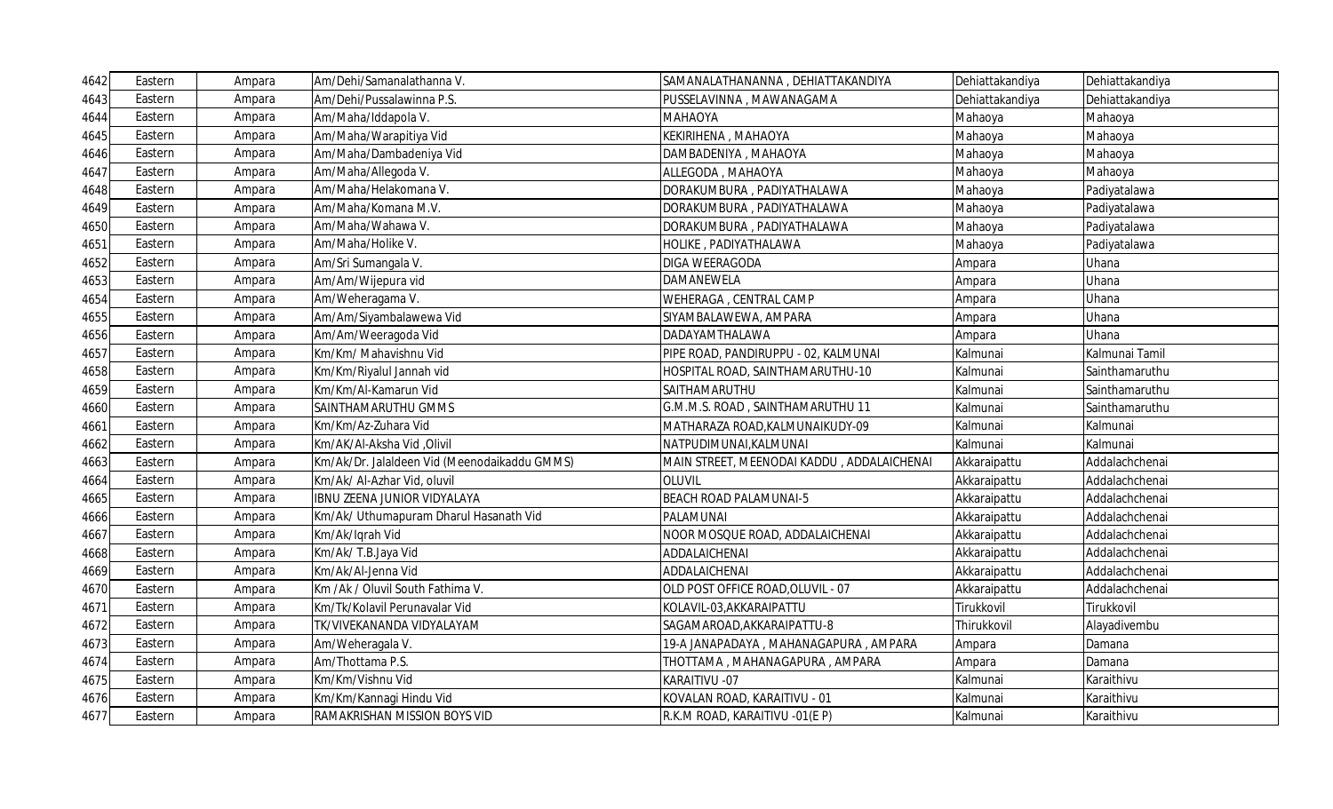| 4642 | Eastern | Ampara | Am/Dehi/Samanalathanna V. | SAMANALATHANANNA , DEHIATTAKANDIYA | Dehiattakandiya | Dehiattakandiya |
|---|---|---|---|---|---|---|
| 4643 | Eastern | Ampara | Am/Dehi/Pussalawinna P.S. | PUSSELAVINNA , MAWANAGAMA | Dehiattakandiya | Dehiattakandiya |
| 4644 | Eastern | Ampara | Am/Maha/Iddapola V. | MAHAOYA | Mahaoya | Mahaoya |
| 4645 | Eastern | Ampara | Am/Maha/Warapitiya Vid | KEKIRIHENA , MAHAOYA | Mahaoya | Mahaoya |
| 4646 | Eastern | Ampara | Am/Maha/Dambadeniya Vid | DAMBADENIYA , MAHAOYA | Mahaoya | Mahaoya |
| 4647 | Eastern | Ampara | Am/Maha/Allegoda V. | ALLEGODA , MAHAOYA | Mahaoya | Mahaoya |
| 4648 | Eastern | Ampara | Am/Maha/Helakomana V. | DORAKUMBURA , PADIYATHALAWA | Mahaoya | Padiyatalawa |
| 4649 | Eastern | Ampara | Am/Maha/Komana M.V. | DORAKUMBURA , PADIYATHALAWA | Mahaoya | Padiyatalawa |
| 4650 | Eastern | Ampara | Am/Maha/Wahawa V. | DORAKUMBURA , PADIYATHALAWA | Mahaoya | Padiyatalawa |
| 4651 | Eastern | Ampara | Am/Maha/Holike V. | HOLIKE , PADIYATHALAWA | Mahaoya | Padiyatalawa |
| 4652 | Eastern | Ampara | Am/Sri Sumangala V. | DIGA WEERAGODA | Ampara | Uhana |
| 4653 | Eastern | Ampara | Am/Am/Wijepura vid | DAMANEWELA | Ampara | Uhana |
| 4654 | Eastern | Ampara | Am/Weheragama V. | WEHERAGA , CENTRAL CAMP | Ampara | Uhana |
| 4655 | Eastern | Ampara | Am/Am/Siyambalawewa Vid | SIYAMBALAWEWA, AMPARA | Ampara | Uhana |
| 4656 | Eastern | Ampara | Am/Am/Weeragoda Vid | DADAYAMTHALAWA | Ampara | Uhana |
| 4657 | Eastern | Ampara | Km/Km/ Mahavishnu Vid | PIPE ROAD, PANDIRUPPU - 02, KALMUNAI | Kalmunai | Kalmunai Tamil |
| 4658 | Eastern | Ampara | Km/Km/Riyalul Jannah vid | HOSPITAL ROAD, SAINTHAMARUTHU-10 | Kalmunai | Sainthamaruthu |
| 4659 | Eastern | Ampara | Km/Km/Al-Kamarun Vid | SAITHAMARUTHU | Kalmunai | Sainthamaruthu |
| 4660 | Eastern | Ampara | SAINTHAMARUTHU GMMS | G.M.M.S. ROAD , SAINTHAMARUTHU 11 | Kalmunai | Sainthamaruthu |
| 4661 | Eastern | Ampara | Km/Km/Az-Zuhara Vid | MATHARAZA ROAD,KALMUNAIKUDY-09 | Kalmunai | Kalmunai |
| 4662 | Eastern | Ampara | Km/AK/Al-Aksha Vid ,Olivil | NATPUDIMUNAI,KALMUNAI | Kalmunai | Kalmunai |
| 4663 | Eastern | Ampara | Km/Ak/Dr. Jalaldeen Vid (Meenodaikaddu GMMS) | MAIN STREET, MEENODAI KADDU , ADDALAICHENAI | Akkaraipattu | Addalachchenai |
| 4664 | Eastern | Ampara | Km/Ak/ Al-Azhar Vid, oluvil | OLUVIL | Akkaraipattu | Addalachchenai |
| 4665 | Eastern | Ampara | IBNU ZEENA JUNIOR VIDYALAYA | BEACH ROAD PALAMUNAI-5 | Akkaraipattu | Addalachchenai |
| 4666 | Eastern | Ampara | Km/Ak/ Uthumapuram Dharul Hasanath Vid | PALAMUNAI | Akkaraipattu | Addalachchenai |
| 4667 | Eastern | Ampara | Km/Ak/Iqrah Vid | NOOR MOSQUE ROAD, ADDALAICHENAI | Akkaraipattu | Addalachchenai |
| 4668 | Eastern | Ampara | Km/Ak/ T.B.Jaya Vid | ADDALAICHENAI | Akkaraipattu | Addalachchenai |
| 4669 | Eastern | Ampara | Km/Ak/Al-Jenna Vid | ADDALAICHENAI | Akkaraipattu | Addalachchenai |
| 4670 | Eastern | Ampara | Km /Ak / Oluvil South Fathima V. | OLD POST OFFICE ROAD,OLUVIL - 07 | Akkaraipattu | Addalachchenai |
| 4671 | Eastern | Ampara | Km/Tk/Kolavil Perunavalar Vid | KOLAVIL-03,AKKARAIPATTU | Tirukkovil | Tirukkovil |
| 4672 | Eastern | Ampara | TK/VIVEKANANDA VIDYALAYAM | SAGAMAROAD,AKKARAIPATTU-8 | Thirukkovil | Alayadivembu |
| 4673 | Eastern | Ampara | Am/Weheragala V. | 19-A JANAPADAYA , MAHANAGAPURA , AMPARA | Ampara | Damana |
| 4674 | Eastern | Ampara | Am/Thottama P.S. | THOTTAMA , MAHANAGAPURA , AMPARA | Ampara | Damana |
| 4675 | Eastern | Ampara | Km/Km/Vishnu Vid | KARAITIVU -07 | Kalmunai | Karaithivu |
| 4676 | Eastern | Ampara | Km/Km/Kannagi Hindu Vid | KOVALAN ROAD, KARAITIVU - 01 | Kalmunai | Karaithivu |
| 4677 | Eastern | Ampara | RAMAKRISHAN MISSION BOYS VID | R.K.M ROAD, KARAITIVU -01(E P) | Kalmunai | Karaithivu |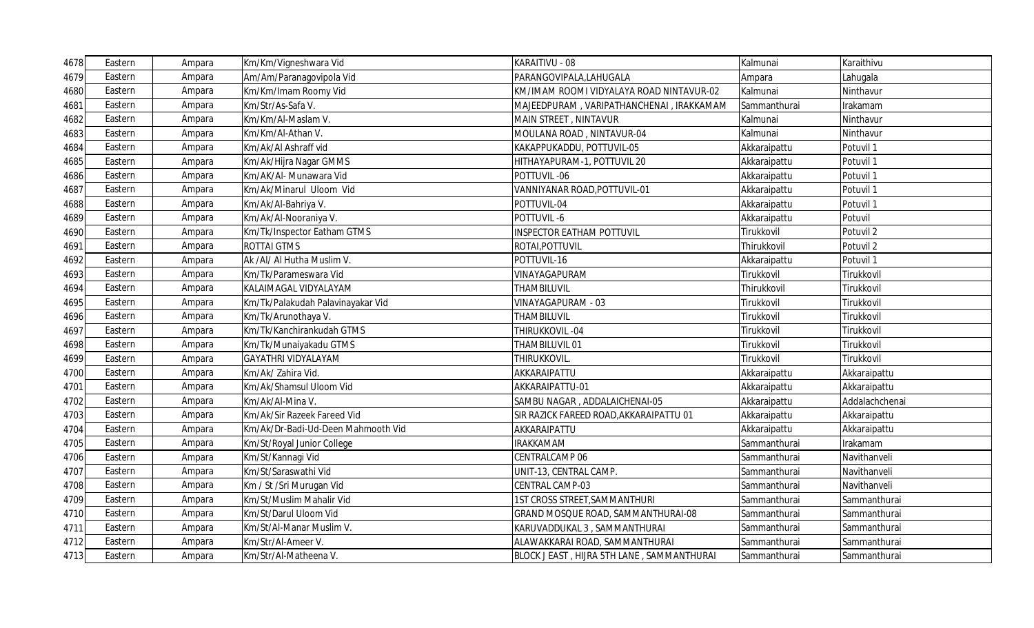| 4678 | Eastern | Ampara | Km/Km/Vigneshwara Vid | KARAITIVU - 08 | Kalmunai | Karaithivu |
|---|---|---|---|---|---|---|
| 4679 | Eastern | Ampara | Am/Am/Paranagovipola Vid | PARANGOVIPALA,LAHUGALA | Ampara | Lahugala |
| 4680 | Eastern | Ampara | Km/Km/Imam Roomy Vid | KM/IMAM ROOMI VIDYALAYA ROAD NINTAVUR-02 | Kalmunai | Ninthavur |
| 4681 | Eastern | Ampara | Km/Str/As-Safa V. | MAJEEDPURAM , VARIPATHANCHENAI , IRAKKAMAM | Sammanthurai | Irakamam |
| 4682 | Eastern | Ampara | Km/Km/Al-Maslam V. | MAIN STREET , NINTAVUR | Kalmunai | Ninthavur |
| 4683 | Eastern | Ampara | Km/Km/Al-Athan V. | MOULANA ROAD , NINTAVUR-04 | Kalmunai | Ninthavur |
| 4684 | Eastern | Ampara | Km/Ak/Al Ashraff vid | KAKAPPUKADDU, POTTUVIL-05 | Akkaraipattu | Potuvil 1 |
| 4685 | Eastern | Ampara | Km/Ak/Hijra Nagar GMMS | HITHAYAPURAM-1, POTTUVIL 20 | Akkaraipattu | Potuvil 1 |
| 4686 | Eastern | Ampara | Km/AK/Al- Munawara Vid | POTTUVIL -06 | Akkaraipattu | Potuvil 1 |
| 4687 | Eastern | Ampara | Km/Ak/Minarul Uloom Vid | VANNIYANAR ROAD,POTTUVIL-01 | Akkaraipattu | Potuvil 1 |
| 4688 | Eastern | Ampara | Km/Ak/Al-Bahriya V. | POTTUVIL-04 | Akkaraipattu | Potuvil 1 |
| 4689 | Eastern | Ampara | Km/Ak/Al-Nooraniya V. | POTTUVIL -6 | Akkaraipattu | Potuvil |
| 4690 | Eastern | Ampara | Km/Tk/Inspector Eatham GTMS | INSPECTOR EATHAM POTTUVIL | Tirukkovil | Potuvil 2 |
| 4691 | Eastern | Ampara | ROTTAI GTMS | ROTAI,POTTUVIL | Thirukkovil | Potuvil 2 |
| 4692 | Eastern | Ampara | Ak /Al/ Al Hutha Muslim V. | POTTUVIL-16 | Akkaraipattu | Potuvil 1 |
| 4693 | Eastern | Ampara | Km/Tk/Parameswara Vid | VINAYAGAPURAM | Tirukkovil | Tirukkovil |
| 4694 | Eastern | Ampara | KALAIMAGAL VIDYALAYAM | THAMBILUVIL | Thirukkovil | Tirukkovil |
| 4695 | Eastern | Ampara | Km/Tk/Palakudah Palavinayakar Vid | VINAYAGAPURAM - 03 | Tirukkovil | Tirukkovil |
| 4696 | Eastern | Ampara | Km/Tk/Arunothaya V. | THAMBILUVIL | Tirukkovil | Tirukkovil |
| 4697 | Eastern | Ampara | Km/Tk/Kanchirankudah GTMS | THIRUKKOVIL -04 | Tirukkovil | Tirukkovil |
| 4698 | Eastern | Ampara | Km/Tk/Munaiyakadu GTMS | THAMBILUVIL 01 | Tirukkovil | Tirukkovil |
| 4699 | Eastern | Ampara | GAYATHRI VIDYALAYAM | THIRUKKOVIL. | Tirukkovil | Tirukkovil |
| 4700 | Eastern | Ampara | Km/Ak/ Zahira Vid. | AKKARAIPATTU | Akkaraipattu | Akkaraipattu |
| 4701 | Eastern | Ampara | Km/Ak/Shamsul Uloom Vid | AKKARAIPATTU-01 | Akkaraipattu | Akkaraipattu |
| 4702 | Eastern | Ampara | Km/Ak/Al-Mina V. | SAMBU NAGAR , ADDALAICHENAI-05 | Akkaraipattu | Addalachchenai |
| 4703 | Eastern | Ampara | Km/Ak/Sir Razeek Fareed Vid | SIR RAZICK FAREED ROAD,AKKARAIPATTU 01 | Akkaraipattu | Akkaraipattu |
| 4704 | Eastern | Ampara | Km/Ak/Dr-Badi-Ud-Deen Mahmooth Vid | AKKARAIPATTU | Akkaraipattu | Akkaraipattu |
| 4705 | Eastern | Ampara | Km/St/Royal Junior College | IRAKKAMAM | Sammanthurai | Irakamam |
| 4706 | Eastern | Ampara | Km/St/Kannagi Vid | CENTRALCAMP 06 | Sammanthurai | Navithanveli |
| 4707 | Eastern | Ampara | Km/St/Saraswathi Vid | UNIT-13, CENTRAL CAMP. | Sammanthurai | Navithanveli |
| 4708 | Eastern | Ampara | Km / St /Sri Murugan Vid | CENTRAL CAMP-03 | Sammanthurai | Navithanveli |
| 4709 | Eastern | Ampara | Km/St/Muslim Mahalir Vid | 1ST CROSS STREET,SAMMANTHURI | Sammanthurai | Sammanthurai |
| 4710 | Eastern | Ampara | Km/St/Darul Uloom Vid | GRAND MOSQUE ROAD, SAMMANTHURAI-08 | Sammanthurai | Sammanthurai |
| 4711 | Eastern | Ampara | Km/St/Al-Manar Muslim V. | KARUVADDUKAL 3 , SAMMANTHURAI | Sammanthurai | Sammanthurai |
| 4712 | Eastern | Ampara | Km/Str/Al-Ameer V. | ALAWAKKARAI ROAD, SAMMANTHURAI | Sammanthurai | Sammanthurai |
| 4713 | Eastern | Ampara | Km/Str/Al-Matheena V. | BLOCK J EAST , HIJRA 5TH LANE , SAMMANTHURAI | Sammanthurai | Sammanthurai |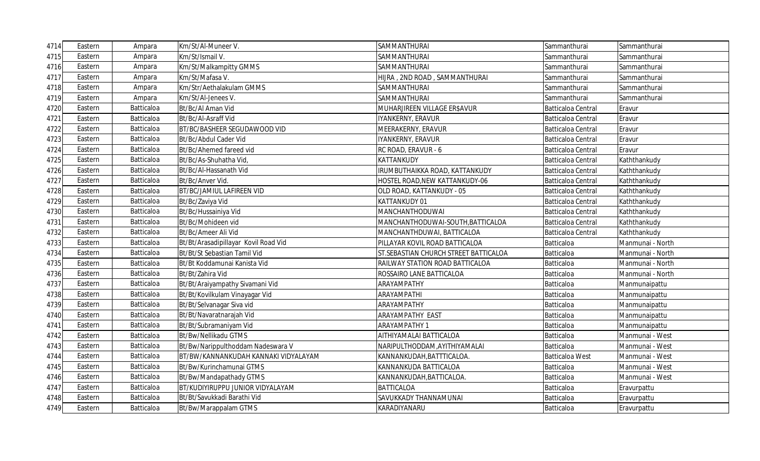| | | | | | | |
|---|---|---|---|---|---|---|
| 4714 | Eastern | Ampara | Km/St/Al-Muneer V. | SAMMANTHURAI | Sammanthurai | Sammanthurai |
| 4715 | Eastern | Ampara | Km/St/Ismail V. | SAMMANTHURAI | Sammanthurai | Sammanthurai |
| 4716 | Eastern | Ampara | Km/St/Malkampitty GMMS | SAMMANTHURAI | Sammanthurai | Sammanthurai |
| 4717 | Eastern | Ampara | Km/St/Mafasa V. | HIJRA , 2ND ROAD , SAMMANTHURAI | Sammanthurai | Sammanthurai |
| 4718 | Eastern | Ampara | Km/Str/Aethalakulam GMMS | SAMMANTHURAI | Sammanthurai | Sammanthurai |
| 4719 | Eastern | Ampara | Km/St/Al-Jenees V. | SAMMANTHURAI | Sammanthurai | Sammanthurai |
| 4720 | Eastern | Batticaloa | Bt/Bc/Al Aman Vid | MUHARJIREEN VILLAGE ER$AVUR | Batticaloa Central | Eravur |
| 4721 | Eastern | Batticaloa | Bt/Bc/Al-Asraff Vid | IYANKERNY, ERAVUR | Batticaloa Central | Eravur |
| 4722 | Eastern | Batticaloa | BT/BC/BASHEER SEGUDAWOOD VID | MEERAKERNY, ERAVUR | Batticaloa Central | Eravur |
| 4723 | Eastern | Batticaloa | Bt/Bc/Abdul Cader Vid | IYANKERNY, ERAVUR | Batticaloa Central | Eravur |
| 4724 | Eastern | Batticaloa | Bt/Bc/Ahemed fareed vid | RC ROAD, ERAVUR - 6 | Batticaloa Central | Eravur |
| 4725 | Eastern | Batticaloa | Bt/Bc/As-Shuhatha Vid, | KATTANKUDY | Batticaloa Central | Kaththankudy |
| 4726 | Eastern | Batticaloa | Bt/Bc/Al-Hassanath Vid | IRUMBUTHAIKKA ROAD, KATTANKUDY | Batticaloa Central | Kaththankudy |
| 4727 | Eastern | Batticaloa | Bt/Bc/Anver Vid. | HOSTEL ROAD,NEW KATTANKUDY-06 | Batticaloa Central | Kaththankudy |
| 4728 | Eastern | Batticaloa | BT/BC/JAMIUL LAFIREEN VID | OLD ROAD, KATTANKUDY - 05 | Batticaloa Central | Kaththankudy |
| 4729 | Eastern | Batticaloa | Bt/Bc/Zaviya Vid | KATTANKUDY 01 | Batticaloa Central | Kaththankudy |
| 4730 | Eastern | Batticaloa | Bt/Bc/Hussainiya Vid | MANCHANTHODUWAI | Batticaloa Central | Kaththankudy |
| 4731 | Eastern | Batticaloa | Bt/Bc/Mohideen vid | MANCHANTHODUWAI-SOUTH,BATTICALOA | Batticaloa Central | Kaththankudy |
| 4732 | Eastern | Batticaloa | Bt/Bc/Ameer Ali Vid | MANCHANTHDUWAI, BATTICALOA | Batticaloa Central | Kaththankudy |
| 4733 | Eastern | Batticaloa | Bt/Bt/Arasadipillayar Kovil Road Vid | PILLAYAR KOVIL ROAD BATTICALOA | Batticaloa | Manmunai - North |
| 4734 | Eastern | Batticaloa | Bt/Bt/St Sebastian Tamil Vid | ST.SEBASTIAN CHURCH STREET BATTICALOA | Batticaloa | Manmunai - North |
| 4735 | Eastern | Batticaloa | Bt/Bt Koddamunai Kanista Vid | RAILWAY STATION ROAD BATTICALOA | Batticaloa | Manmunai - North |
| 4736 | Eastern | Batticaloa | Bt/Bt/Zahira Vid | ROSSAIRO LANE BATTICALOA | Batticaloa | Manmunai - North |
| 4737 | Eastern | Batticaloa | Bt/Bt/Araiyampathy Sivamani Vid | ARAYAMPATHY | Batticaloa | Manmunaipattu |
| 4738 | Eastern | Batticaloa | Bt/Bt/Kovilkulam Vinayagar Vid | ARAYAMPATHI | Batticaloa | Manmunaipattu |
| 4739 | Eastern | Batticaloa | Bt/Bt/Selvanagar Siva vid | ARAYAMPATHY | Batticaloa | Manmunaipattu |
| 4740 | Eastern | Batticaloa | Bt/Bt/Navaratnarajah Vid | ARAYAMPATHY EAST | Batticaloa | Manmunaipattu |
| 4741 | Eastern | Batticaloa | Bt/Bt/Subramaniyam Vid | ARAYAMPATHY 1 | Batticaloa | Manmunaipattu |
| 4742 | Eastern | Batticaloa | Bt/Bw/Nellikadu GTMS | AITHIYAMALAI BATTICALOA | Batticaloa | Manmunai - West |
| 4743 | Eastern | Batticaloa | Bt/Bw/Narippulthoddam Nadeswara V | NARIPULTHODDAM ,AYITHIYAMALAI | Batticaloa | Manmunai - West |
| 4744 | Eastern | Batticaloa | BT/BW/KANNANKUDAH KANNAKI VIDYALAYAM | KANNANKUDAH,BATTTICALOA. | Batticaloa West | Manmunai - West |
| 4745 | Eastern | Batticaloa | Bt/Bw/Kurinchamunai GTMS | KANNANKUDA BATTICALOA | Batticaloa | Manmunai - West |
| 4746 | Eastern | Batticaloa | Bt/Bw/Mandapathady GTMS | KANNANKUDAH,BATTICALOA. | Batticaloa | Manmunai - West |
| 4747 | Eastern | Batticaloa | BT/KUDIYIRUPPU JUNIOR VIDYALAYAM | BATTICALOA | Batticaloa | Eravurpattu |
| 4748 | Eastern | Batticaloa | Bt/Bt/Savukkadi Barathi Vid | SAVUKKADY THANNAMUNAI | Batticaloa | Eravurpattu |
| 4749 | Eastern | Batticaloa | Bt/Bw/Marappalam GTMS | KARADIYANARU | Batticaloa | Eravurpattu |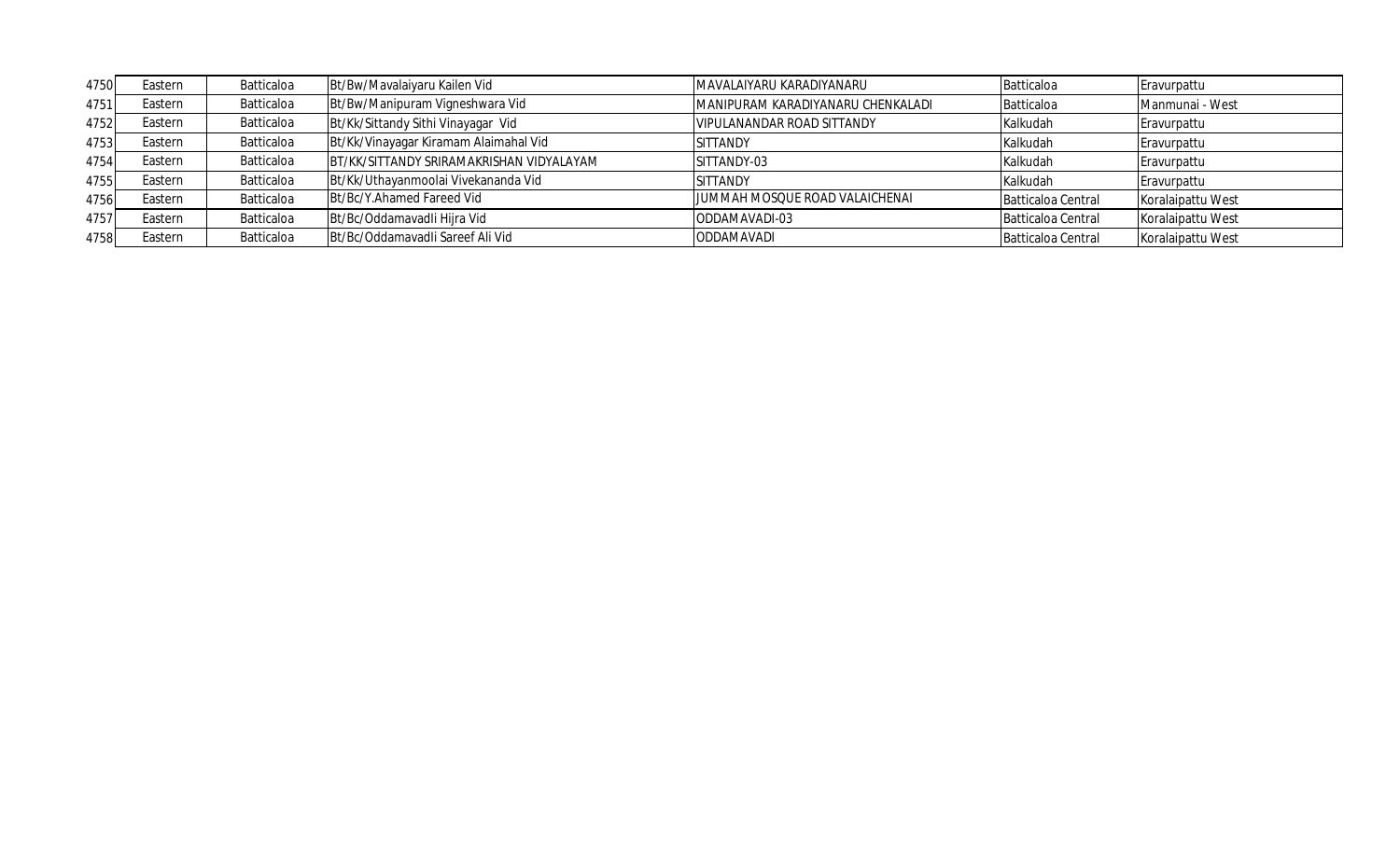| | | | | | | |
|---|---|---|---|---|---|---|
| 4750 | Eastern | Batticaloa | Bt/Bw/Mavalaiyaru Kailen Vid | MAVALAIYARU KARADIYANARU | Batticaloa | Eravurpattu |
| 4751 | Eastern | Batticaloa | Bt/Bw/Manipuram Vigneshwara Vid | MANIPURAM KARADIYANARU CHENKALADI | Batticaloa | Manmunai - West |
| 4752 | Eastern | Batticaloa | Bt/Kk/Sittandy Sithi Vinayagar Vid | VIPULANANDAR ROAD SITTANDY | Kalkudah | Eravurpattu |
| 4753 | Eastern | Batticaloa | Bt/Kk/Vinayagar Kiramam Alaimahal Vid | SITTANDY | Kalkudah | Eravurpattu |
| 4754 | Eastern | Batticaloa | BT/KK/SITTANDY SRIRAMAKRISHAN VIDYALAYAM | SITTANDY-03 | Kalkudah | Eravurpattu |
| 4755 | Eastern | Batticaloa | Bt/Kk/Uthayanmoolai Vivekananda Vid | SITTANDY | Kalkudah | Eravurpattu |
| 4756 | Eastern | Batticaloa | Bt/Bc/Y.Ahamed Fareed Vid | JUMMAH MOSQUE ROAD VALAICHENAI | Batticaloa Central | Koralaipattu West |
| 4757 | Eastern | Batticaloa | Bt/Bc/Oddamavadli Hijra Vid | ODDAMAVADI-03 | Batticaloa Central | Koralaipattu West |
| 4758 | Eastern | Batticaloa | Bt/Bc/Oddamavadli Sareef Ali Vid | ODDAMAVADI | Batticaloa Central | Koralaipattu West |